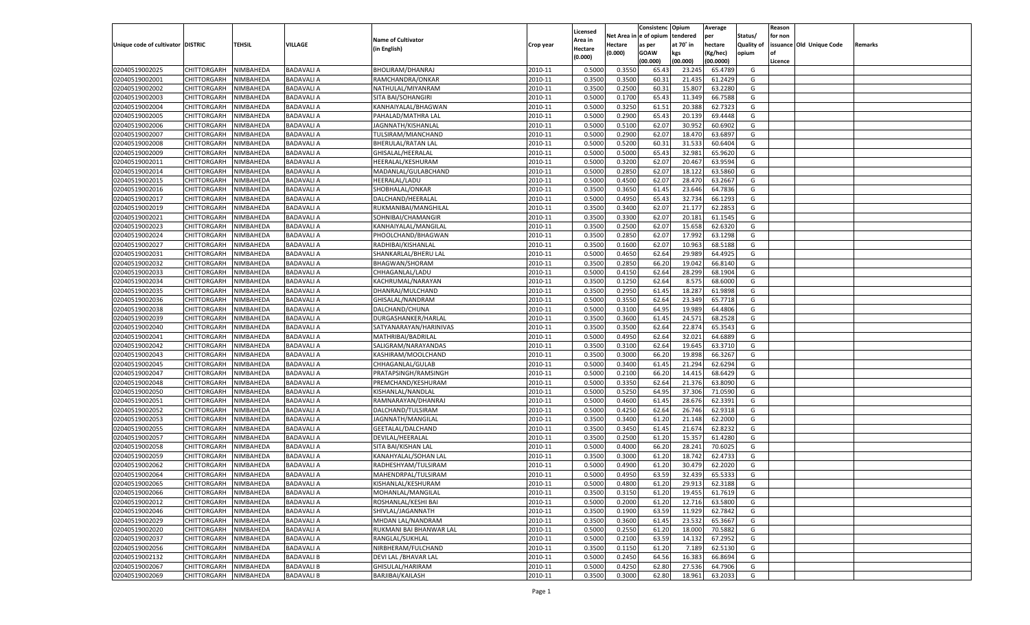| Unique code of cultivator | DISTRIC | TEHSIL | VILLAGE | Name of Cultivator (in English) | Crop year | Licensed Area in Hectare (0.000) | Net Area in Hectare (0.000) | Consistenc e of opium as per GOAW (00.000) | Opium tendered at 70° in kgs (00.000) | Average per hectare (Kg/hec) (00.0000) | Status/ Quality of opium | Reason for non issuance of Licence | Old Unique Code | Remarks |
|---|---|---|---|---|---|---|---|---|---|---|---|---|---|---|
| 02040519002025 | CHITTORGARH | NIMBAHEDA | BADAVALI A | BHOLIRAM/DHANRAJ | 2010-11 | 0.5000 | 0.3550 | 65.43 | 23.245 | 65.4789 | G | | | |
| 02040519002001 | CHITTORGARH | NIMBAHEDA | BADAVALI A | RAMCHANDRA/ONKAR | 2010-11 | 0.3500 | 0.3500 | 60.31 | 21.435 | 61.2429 | G | | | |
| 02040519002002 | CHITTORGARH | NIMBAHEDA | BADAVALI A | NATHULAL/MIYANRAM | 2010-11 | 0.3500 | 0.2500 | 60.31 | 15.807 | 63.2280 | G | | | |
| 02040519002003 | CHITTORGARH | NIMBAHEDA | BADAVALI A | SITA BAI/SOHANGIRI | 2010-11 | 0.5000 | 0.1700 | 65.43 | 11.349 | 66.7588 | G | | | |
| 02040519002004 | CHITTORGARH | NIMBAHEDA | BADAVALI A | KANHAIYALAL/BHAGWAN | 2010-11 | 0.5000 | 0.3250 | 61.51 | 20.388 | 62.7323 | G | | | |
| 02040519002005 | CHITTORGARH | NIMBAHEDA | BADAVALI A | PAHALAD/MATHRA LAL | 2010-11 | 0.5000 | 0.2900 | 65.43 | 20.139 | 69.4448 | G | | | |
| 02040519002006 | CHITTORGARH | NIMBAHEDA | BADAVALI A | JAGNNATH/KISHANLAL | 2010-11 | 0.5000 | 0.5100 | 62.07 | 30.952 | 60.6902 | G | | | |
| 02040519002007 | CHITTORGARH | NIMBAHEDA | BADAVALI A | TULSIRAM/MIANCHAND | 2010-11 | 0.5000 | 0.2900 | 62.07 | 18.470 | 63.6897 | G | | | |
| 02040519002008 | CHITTORGARH | NIMBAHEDA | BADAVALI A | BHERULAL/RATAN LAL | 2010-11 | 0.5000 | 0.5200 | 60.31 | 31.533 | 60.6404 | G | | | |
| 02040519002009 | CHITTORGARH | NIMBAHEDA | BADAVALI A | GHISALAL/HEERALAL | 2010-11 | 0.5000 | 0.5000 | 65.43 | 32.981 | 65.9620 | G | | | |
| 02040519002011 | CHITTORGARH | NIMBAHEDA | BADAVALI A | HEERALAL/KESHURAM | 2010-11 | 0.5000 | 0.3200 | 62.07 | 20.467 | 63.9594 | G | | | |
| 02040519002014 | CHITTORGARH | NIMBAHEDA | BADAVALI A | MADANLAL/GULABCHAND | 2010-11 | 0.5000 | 0.2850 | 62.07 | 18.122 | 63.5860 | G | | | |
| 02040519002015 | CHITTORGARH | NIMBAHEDA | BADAVALI A | HEERALAL/LADU | 2010-11 | 0.5000 | 0.4500 | 62.07 | 28.470 | 63.2667 | G | | | |
| 02040519002016 | CHITTORGARH | NIMBAHEDA | BADAVALI A | SHOBHALAL/ONKAR | 2010-11 | 0.3500 | 0.3650 | 61.45 | 23.646 | 64.7836 | G | | | |
| 02040519002017 | CHITTORGARH | NIMBAHEDA | BADAVALI A | DALCHAND/HEERALAL | 2010-11 | 0.5000 | 0.4950 | 65.43 | 32.734 | 66.1293 | G | | | |
| 02040519002019 | CHITTORGARH | NIMBAHEDA | BADAVALI A | RUKMANIBAI/MANGHILAL | 2010-11 | 0.3500 | 0.3400 | 62.07 | 21.177 | 62.2853 | G | | | |
| 02040519002021 | CHITTORGARH | NIMBAHEDA | BADAVALI A | SOHNIBAI/CHAMANGIR | 2010-11 | 0.3500 | 0.3300 | 62.07 | 20.181 | 61.1545 | G | | | |
| 02040519002023 | CHITTORGARH | NIMBAHEDA | BADAVALI A | KANHAIYALAL/MANGILAL | 2010-11 | 0.3500 | 0.2500 | 62.07 | 15.658 | 62.6320 | G | | | |
| 02040519002024 | CHITTORGARH | NIMBAHEDA | BADAVALI A | PHOOLCHAND/BHAGWAN | 2010-11 | 0.3500 | 0.2850 | 62.07 | 17.992 | 63.1298 | G | | | |
| 02040519002027 | CHITTORGARH | NIMBAHEDA | BADAVALI A | RADHIBAI/KISHANLAL | 2010-11 | 0.3500 | 0.1600 | 62.07 | 10.963 | 68.5188 | G | | | |
| 02040519002031 | CHITTORGARH | NIMBAHEDA | BADAVALI A | SHANKARLAL/BHERU LAL | 2010-11 | 0.5000 | 0.4650 | 62.64 | 29.989 | 64.4925 | G | | | |
| 02040519002032 | CHITTORGARH | NIMBAHEDA | BADAVALI A | BHAGWAN/SHORAM | 2010-11 | 0.3500 | 0.2850 | 66.20 | 19.042 | 66.8140 | G | | | |
| 02040519002033 | CHITTORGARH | NIMBAHEDA | BADAVALI A | CHHAGANLAL/LADU | 2010-11 | 0.5000 | 0.4150 | 62.64 | 28.299 | 68.1904 | G | | | |
| 02040519002034 | CHITTORGARH | NIMBAHEDA | BADAVALI A | KACHRUMAL/NARAYAN | 2010-11 | 0.3500 | 0.1250 | 62.64 | 8.575 | 68.6000 | G | | | |
| 02040519002035 | CHITTORGARH | NIMBAHEDA | BADAVALI A | DHANRAJ/MULCHAND | 2010-11 | 0.3500 | 0.2950 | 61.45 | 18.287 | 61.9898 | G | | | |
| 02040519002036 | CHITTORGARH | NIMBAHEDA | BADAVALI A | GHISALAL/NANDRAM | 2010-11 | 0.5000 | 0.3550 | 62.64 | 23.349 | 65.7718 | G | | | |
| 02040519002038 | CHITTORGARH | NIMBAHEDA | BADAVALI A | DALCHAND/CHUNA | 2010-11 | 0.5000 | 0.3100 | 64.95 | 19.989 | 64.4806 | G | | | |
| 02040519002039 | CHITTORGARH | NIMBAHEDA | BADAVALI A | DURGASHANKER/HARLAL | 2010-11 | 0.3500 | 0.3600 | 61.45 | 24.571 | 68.2528 | G | | | |
| 02040519002040 | CHITTORGARH | NIMBAHEDA | BADAVALI A | SATYANARAYAN/HARINIVAS | 2010-11 | 0.3500 | 0.3500 | 62.64 | 22.874 | 65.3543 | G | | | |
| 02040519002041 | CHITTORGARH | NIMBAHEDA | BADAVALI A | MATHRIBAI/BADRILAL | 2010-11 | 0.5000 | 0.4950 | 62.64 | 32.021 | 64.6889 | G | | | |
| 02040519002042 | CHITTORGARH | NIMBAHEDA | BADAVALI A | SALIGRAM/NARAYANDAS | 2010-11 | 0.3500 | 0.3100 | 62.64 | 19.645 | 63.3710 | G | | | |
| 02040519002043 | CHITTORGARH | NIMBAHEDA | BADAVALI A | KASHIRAM/MOOLCHAND | 2010-11 | 0.3500 | 0.3000 | 66.20 | 19.898 | 66.3267 | G | | | |
| 02040519002045 | CHITTORGARH | NIMBAHEDA | BADAVALI A | CHHAGANLAL/GULAB | 2010-11 | 0.5000 | 0.3400 | 61.45 | 21.294 | 62.6294 | G | | | |
| 02040519002047 | CHITTORGARH | NIMBAHEDA | BADAVALI A | PRATAPSINGH/RAMSINGH | 2010-11 | 0.5000 | 0.2100 | 66.20 | 14.415 | 68.6429 | G | | | |
| 02040519002048 | CHITTORGARH | NIMBAHEDA | BADAVALI A | PREMCHAND/KESHURAM | 2010-11 | 0.5000 | 0.3350 | 62.64 | 21.376 | 63.8090 | G | | | |
| 02040519002050 | CHITTORGARH | NIMBAHEDA | BADAVALI A | KISHANLAL/NANDLAL | 2010-11 | 0.5000 | 0.5250 | 64.95 | 37.306 | 71.0590 | G | | | |
| 02040519002051 | CHITTORGARH | NIMBAHEDA | BADAVALI A | RAMNARAYAN/DHANRAJ | 2010-11 | 0.5000 | 0.4600 | 61.45 | 28.676 | 62.3391 | G | | | |
| 02040519002052 | CHITTORGARH | NIMBAHEDA | BADAVALI A | DALCHAND/TULSIRAM | 2010-11 | 0.5000 | 0.4250 | 62.64 | 26.746 | 62.9318 | G | | | |
| 02040519002053 | CHITTORGARH | NIMBAHEDA | BADAVALI A | JAGNNATH/MANGILAL | 2010-11 | 0.3500 | 0.3400 | 61.20 | 21.148 | 62.2000 | G | | | |
| 02040519002055 | CHITTORGARH | NIMBAHEDA | BADAVALI A | GEETALAL/DALCHAND | 2010-11 | 0.3500 | 0.3450 | 61.45 | 21.674 | 62.8232 | G | | | |
| 02040519002057 | CHITTORGARH | NIMBAHEDA | BADAVALI A | DEVILAL/HEERALAL | 2010-11 | 0.3500 | 0.2500 | 61.20 | 15.357 | 61.4280 | G | | | |
| 02040519002058 | CHITTORGARH | NIMBAHEDA | BADAVALI A | SITA BAI/KISHAN LAL | 2010-11 | 0.5000 | 0.4000 | 66.20 | 28.241 | 70.6025 | G | | | |
| 02040519002059 | CHITTORGARH | NIMBAHEDA | BADAVALI A | KANAHYALAL/SOHAN LAL | 2010-11 | 0.3500 | 0.3000 | 61.20 | 18.742 | 62.4733 | G | | | |
| 02040519002062 | CHITTORGARH | NIMBAHEDA | BADAVALI A | RADHESHYAM/TULSIRAM | 2010-11 | 0.5000 | 0.4900 | 61.20 | 30.479 | 62.2020 | G | | | |
| 02040519002064 | CHITTORGARH | NIMBAHEDA | BADAVALI A | MAHENDRPAL/TULSIRAM | 2010-11 | 0.5000 | 0.4950 | 63.59 | 32.439 | 65.5333 | G | | | |
| 02040519002065 | CHITTORGARH | NIMBAHEDA | BADAVALI A | KISHANLAL/KESHURAM | 2010-11 | 0.5000 | 0.4800 | 61.20 | 29.913 | 62.3188 | G | | | |
| 02040519002066 | CHITTORGARH | NIMBAHEDA | BADAVALI A | MOHANLAL/MANGILAL | 2010-11 | 0.3500 | 0.3150 | 61.20 | 19.455 | 61.7619 | G | | | |
| 02040519002012 | CHITTORGARH | NIMBAHEDA | BADAVALI A | ROSHANLAL/KESHI BAI | 2010-11 | 0.5000 | 0.2000 | 61.20 | 12.716 | 63.5800 | G | | | |
| 02040519002046 | CHITTORGARH | NIMBAHEDA | BADAVALI A | SHIVLAL/JAGANNATH | 2010-11 | 0.3500 | 0.1900 | 63.59 | 11.929 | 62.7842 | G | | | |
| 02040519002029 | CHITTORGARH | NIMBAHEDA | BADAVALI A | MHDAN LAL/NANDRAM | 2010-11 | 0.3500 | 0.3600 | 61.45 | 23.532 | 65.3667 | G | | | |
| 02040519002020 | CHITTORGARH | NIMBAHEDA | BADAVALI A | RUKMANI BAI BHANWAR LAL | 2010-11 | 0.5000 | 0.2550 | 61.20 | 18.000 | 70.5882 | G | | | |
| 02040519002037 | CHITTORGARH | NIMBAHEDA | BADAVALI A | RANGLAL/SUKHLAL | 2010-11 | 0.5000 | 0.2100 | 63.59 | 14.132 | 67.2952 | G | | | |
| 02040519002056 | CHITTORGARH | NIMBAHEDA | BADAVALI A | NIRBHERAM/FULCHAND | 2010-11 | 0.3500 | 0.1150 | 61.20 | 7.189 | 62.5130 | G | | | |
| 02040519002132 | CHITTORGARH | NIMBAHEDA | BADAVALI B | DEVI LAL /BHAVAR LAL | 2010-11 | 0.5000 | 0.2450 | 64.56 | 16.383 | 66.8694 | G | | | |
| 02040519002067 | CHITTORGARH | NIMBAHEDA | BADAVALI B | GHISULAL/HARIRAM | 2010-11 | 0.5000 | 0.4250 | 62.80 | 27.536 | 64.7906 | G | | | |
| 02040519002069 | CHITTORGARH | NIMBAHEDA | BADAVALI B | BARJIBAI/KAILASH | 2010-11 | 0.3500 | 0.3000 | 62.80 | 18.961 | 63.2033 | G | | | |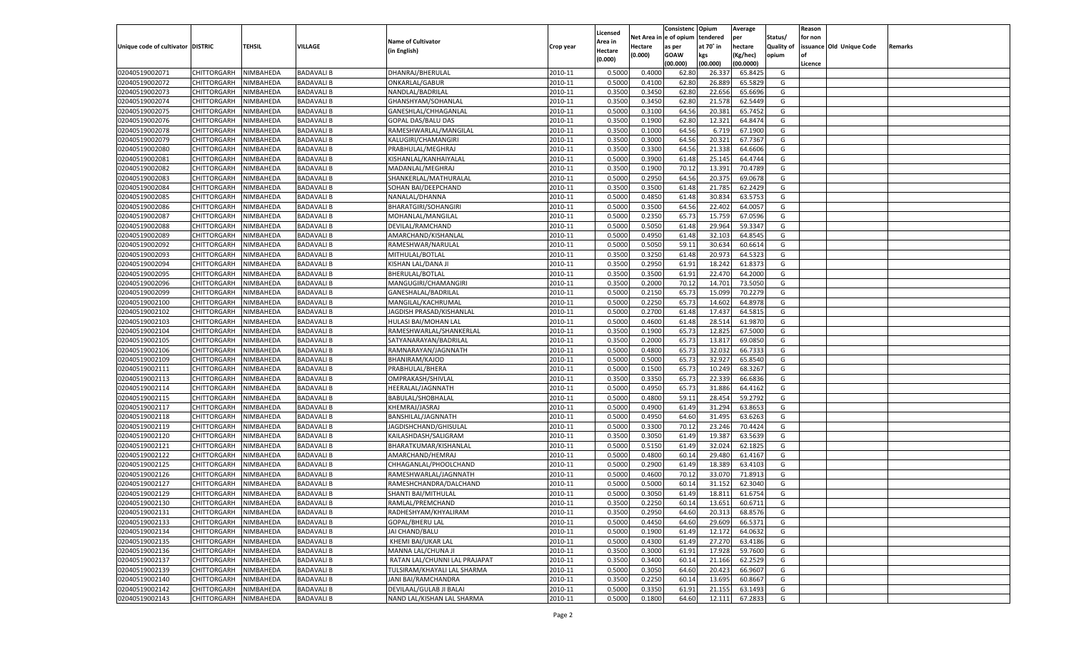| Unique code of cultivator | DISTRIC | TEHSIL | VILLAGE | Name of Cultivator (in English) | Crop year | Licensed Area in Hectare (0.000) | Net Area in Hectare (0.000) | Consistenc e of opium as per GOAW (00.000) | Opium tendered at 70° in kgs (00.000) | Average per hectare (Kg/hec) (00.0000) | Status/ Quality of opium | Reason for non issuance of Licence | Old Unique Code | Remarks |
|---|---|---|---|---|---|---|---|---|---|---|---|---|---|---|
| 02040519002071 | CHITTORGARH | NIMBAHEDA | BADAVALI B | DHANRAJ/BHERULAL | 2010-11 | 0.5000 | 0.4000 | 62.80 | 26.337 | 65.8425 | G | | | |
| 02040519002072 | CHITTORGARH | NIMBAHEDA | BADAVALI B | ONKARLAL/GABUR | 2010-11 | 0.5000 | 0.4100 | 62.80 | 26.889 | 65.5829 | G | | | |
| 02040519002073 | CHITTORGARH | NIMBAHEDA | BADAVALI B | NANDLAL/BADRILAL | 2010-11 | 0.3500 | 0.3450 | 62.80 | 22.656 | 65.6696 | G | | | |
| 02040519002074 | CHITTORGARH | NIMBAHEDA | BADAVALI B | GHANSHYAM/SOHANLAL | 2010-11 | 0.3500 | 0.3450 | 62.80 | 21.578 | 62.5449 | G | | | |
| 02040519002075 | CHITTORGARH | NIMBAHEDA | BADAVALI B | GANESHLAL/CHHAGANLAL | 2010-11 | 0.5000 | 0.3100 | 64.56 | 20.381 | 65.7452 | G | | | |
| 02040519002076 | CHITTORGARH | NIMBAHEDA | BADAVALI B | GOPAL DAS/BALU DAS | 2010-11 | 0.3500 | 0.1900 | 62.80 | 12.321 | 64.8474 | G | | | |
| 02040519002078 | CHITTORGARH | NIMBAHEDA | BADAVALI B | RAMESHWARLAL/MANGILAL | 2010-11 | 0.3500 | 0.1000 | 64.56 | 6.719 | 67.1900 | G | | | |
| 02040519002079 | CHITTORGARH | NIMBAHEDA | BADAVALI B | KALUGIRI/CHAMANGIRI | 2010-11 | 0.3500 | 0.3000 | 64.56 | 20.321 | 67.7367 | G | | | |
| 02040519002080 | CHITTORGARH | NIMBAHEDA | BADAVALI B | PRABHULAL/MEGHRAJ | 2010-11 | 0.3500 | 0.3300 | 64.56 | 21.338 | 64.6606 | G | | | |
| 02040519002081 | CHITTORGARH | NIMBAHEDA | BADAVALI B | KISHANLAL/KANHAIYALAL | 2010-11 | 0.5000 | 0.3900 | 61.48 | 25.145 | 64.4744 | G | | | |
| 02040519002082 | CHITTORGARH | NIMBAHEDA | BADAVALI B | MADANLAL/MEGHRAJ | 2010-11 | 0.3500 | 0.1900 | 70.12 | 13.391 | 70.4789 | G | | | |
| 02040519002083 | CHITTORGARH | NIMBAHEDA | BADAVALI B | SHANKERLAL/MATHURALAL | 2010-11 | 0.5000 | 0.2950 | 64.56 | 20.375 | 69.0678 | G | | | |
| 02040519002084 | CHITTORGARH | NIMBAHEDA | BADAVALI B | SOHAN BAI/DEEPCHAND | 2010-11 | 0.3500 | 0.3500 | 61.48 | 21.785 | 62.2429 | G | | | |
| 02040519002085 | CHITTORGARH | NIMBAHEDA | BADAVALI B | NANALAL/DHANNA | 2010-11 | 0.5000 | 0.4850 | 61.48 | 30.834 | 63.5753 | G | | | |
| 02040519002086 | CHITTORGARH | NIMBAHEDA | BADAVALI B | BHARATGIRI/SOHANGIRI | 2010-11 | 0.5000 | 0.3500 | 64.56 | 22.402 | 64.0057 | G | | | |
| 02040519002087 | CHITTORGARH | NIMBAHEDA | BADAVALI B | MOHANLAL/MANGILAL | 2010-11 | 0.5000 | 0.2350 | 65.73 | 15.759 | 67.0596 | G | | | |
| 02040519002088 | CHITTORGARH | NIMBAHEDA | BADAVALI B | DEVILAL/RAMCHAND | 2010-11 | 0.5000 | 0.5050 | 61.48 | 29.964 | 59.3347 | G | | | |
| 02040519002089 | CHITTORGARH | NIMBAHEDA | BADAVALI B | AMARCHAND/KISHANLAL | 2010-11 | 0.5000 | 0.4950 | 61.48 | 32.103 | 64.8545 | G | | | |
| 02040519002092 | CHITTORGARH | NIMBAHEDA | BADAVALI B | RAMESHWAR/NARULAL | 2010-11 | 0.5000 | 0.5050 | 59.11 | 30.634 | 60.6614 | G | | | |
| 02040519002093 | CHITTORGARH | NIMBAHEDA | BADAVALI B | MITHULAL/BOTLAL | 2010-11 | 0.3500 | 0.3250 | 61.48 | 20.973 | 64.5323 | G | | | |
| 02040519002094 | CHITTORGARH | NIMBAHEDA | BADAVALI B | KISHAN LAL/DANA JI | 2010-11 | 0.3500 | 0.2950 | 61.91 | 18.242 | 61.8373 | G | | | |
| 02040519002095 | CHITTORGARH | NIMBAHEDA | BADAVALI B | BHERULAL/BOTLAL | 2010-11 | 0.3500 | 0.3500 | 61.91 | 22.470 | 64.2000 | G | | | |
| 02040519002096 | CHITTORGARH | NIMBAHEDA | BADAVALI B | MANGUGIRI/CHAMANGIRI | 2010-11 | 0.3500 | 0.2000 | 70.12 | 14.701 | 73.5050 | G | | | |
| 02040519002099 | CHITTORGARH | NIMBAHEDA | BADAVALI B | GANESHALAL/BADRILAL | 2010-11 | 0.5000 | 0.2150 | 65.73 | 15.099 | 70.2279 | G | | | |
| 02040519002100 | CHITTORGARH | NIMBAHEDA | BADAVALI B | MANGILAL/KACHRUMAL | 2010-11 | 0.5000 | 0.2250 | 65.73 | 14.602 | 64.8978 | G | | | |
| 02040519002102 | CHITTORGARH | NIMBAHEDA | BADAVALI B | JAGDISH PRASAD/KISHANLAL | 2010-11 | 0.5000 | 0.2700 | 61.48 | 17.437 | 64.5815 | G | | | |
| 02040519002103 | CHITTORGARH | NIMBAHEDA | BADAVALI B | HULASI BAI/MOHAN LAL | 2010-11 | 0.5000 | 0.4600 | 61.48 | 28.514 | 61.9870 | G | | | |
| 02040519002104 | CHITTORGARH | NIMBAHEDA | BADAVALI B | RAMESHWARLAL/SHANKERLAL | 2010-11 | 0.3500 | 0.1900 | 65.73 | 12.825 | 67.5000 | G | | | |
| 02040519002105 | CHITTORGARH | NIMBAHEDA | BADAVALI B | SATYANARAYAN/BADRILAL | 2010-11 | 0.3500 | 0.2000 | 65.73 | 13.817 | 69.0850 | G | | | |
| 02040519002106 | CHITTORGARH | NIMBAHEDA | BADAVALI B | RAMNARAYAN/JAGNNATH | 2010-11 | 0.5000 | 0.4800 | 65.73 | 32.032 | 66.7333 | G | | | |
| 02040519002109 | CHITTORGARH | NIMBAHEDA | BADAVALI B | BHANIRAM/KAJOD | 2010-11 | 0.5000 | 0.5000 | 65.73 | 32.927 | 65.8540 | G | | | |
| 02040519002111 | CHITTORGARH | NIMBAHEDA | BADAVALI B | PRABHULAL/BHERA | 2010-11 | 0.5000 | 0.1500 | 65.73 | 10.249 | 68.3267 | G | | | |
| 02040519002113 | CHITTORGARH | NIMBAHEDA | BADAVALI B | OMPRAKASH/SHIVLAL | 2010-11 | 0.3500 | 0.3350 | 65.73 | 22.339 | 66.6836 | G | | | |
| 02040519002114 | CHITTORGARH | NIMBAHEDA | BADAVALI B | HEERALAL/JAGNNATH | 2010-11 | 0.5000 | 0.4950 | 65.73 | 31.886 | 64.4162 | G | | | |
| 02040519002115 | CHITTORGARH | NIMBAHEDA | BADAVALI B | BABULAL/SHOBHALAL | 2010-11 | 0.5000 | 0.4800 | 59.11 | 28.454 | 59.2792 | G | | | |
| 02040519002117 | CHITTORGARH | NIMBAHEDA | BADAVALI B | KHEMRAJ/JASRAJ | 2010-11 | 0.5000 | 0.4900 | 61.49 | 31.294 | 63.8653 | G | | | |
| 02040519002118 | CHITTORGARH | NIMBAHEDA | BADAVALI B | BANSHILAL/JAGNNATH | 2010-11 | 0.5000 | 0.4950 | 64.60 | 31.495 | 63.6263 | G | | | |
| 02040519002119 | CHITTORGARH | NIMBAHEDA | BADAVALI B | JAGDISHCHAND/GHISULAL | 2010-11 | 0.5000 | 0.3300 | 70.12 | 23.246 | 70.4424 | G | | | |
| 02040519002120 | CHITTORGARH | NIMBAHEDA | BADAVALI B | KAILASHDASH/SALIGRAM | 2010-11 | 0.3500 | 0.3050 | 61.49 | 19.387 | 63.5639 | G | | | |
| 02040519002121 | CHITTORGARH | NIMBAHEDA | BADAVALI B | BHARATKUMAR/KISHANLAL | 2010-11 | 0.5000 | 0.5150 | 61.49 | 32.024 | 62.1825 | G | | | |
| 02040519002122 | CHITTORGARH | NIMBAHEDA | BADAVALI B | AMARCHAND/HEMRAJ | 2010-11 | 0.5000 | 0.4800 | 60.14 | 29.480 | 61.4167 | G | | | |
| 02040519002125 | CHITTORGARH | NIMBAHEDA | BADAVALI B | CHHAGANLAL/PHOOLCHAND | 2010-11 | 0.5000 | 0.2900 | 61.49 | 18.389 | 63.4103 | G | | | |
| 02040519002126 | CHITTORGARH | NIMBAHEDA | BADAVALI B | RAMESHWARLAL/JAGNNATH | 2010-11 | 0.5000 | 0.4600 | 70.12 | 33.070 | 71.8913 | G | | | |
| 02040519002127 | CHITTORGARH | NIMBAHEDA | BADAVALI B | RAMESHCHANDRA/DALCHAND | 2010-11 | 0.5000 | 0.5000 | 60.14 | 31.152 | 62.3040 | G | | | |
| 02040519002129 | CHITTORGARH | NIMBAHEDA | BADAVALI B | SHANTI BAI/MITHULAL | 2010-11 | 0.5000 | 0.3050 | 61.49 | 18.811 | 61.6754 | G | | | |
| 02040519002130 | CHITTORGARH | NIMBAHEDA | BADAVALI B | RAMLAL/PREMCHAND | 2010-11 | 0.3500 | 0.2250 | 60.14 | 13.651 | 60.6711 | G | | | |
| 02040519002131 | CHITTORGARH | NIMBAHEDA | BADAVALI B | RADHESHYAM/KHYALIRAM | 2010-11 | 0.3500 | 0.2950 | 64.60 | 20.313 | 68.8576 | G | | | |
| 02040519002133 | CHITTORGARH | NIMBAHEDA | BADAVALI B | GOPAL/BHERU LAL | 2010-11 | 0.5000 | 0.4450 | 64.60 | 29.609 | 66.5371 | G | | | |
| 02040519002134 | CHITTORGARH | NIMBAHEDA | BADAVALI B | JAI CHAND/BALU | 2010-11 | 0.5000 | 0.1900 | 61.49 | 12.172 | 64.0632 | G | | | |
| 02040519002135 | CHITTORGARH | NIMBAHEDA | BADAVALI B | KHEMI BAI/UKAR LAL | 2010-11 | 0.5000 | 0.4300 | 61.49 | 27.270 | 63.4186 | G | | | |
| 02040519002136 | CHITTORGARH | NIMBAHEDA | BADAVALI B | MANNA LAL/CHUNA JI | 2010-11 | 0.3500 | 0.3000 | 61.91 | 17.928 | 59.7600 | G | | | |
| 02040519002137 | CHITTORGARH | NIMBAHEDA | BADAVALI B | RATAN LAL/CHUNNI LAL PRAJAPAT | 2010-11 | 0.3500 | 0.3400 | 60.14 | 21.166 | 62.2529 | G | | | |
| 02040519002139 | CHITTORGARH | NIMBAHEDA | BADAVALI B | TULSIRAM/KHAYALI LAL SHARMA | 2010-11 | 0.5000 | 0.3050 | 64.60 | 20.423 | 66.9607 | G | | | |
| 02040519002140 | CHITTORGARH | NIMBAHEDA | BADAVALI B | JANI BAI/RAMCHANDRA | 2010-11 | 0.3500 | 0.2250 | 60.14 | 13.695 | 60.8667 | G | | | |
| 02040519002142 | CHITTORGARH | NIMBAHEDA | BADAVALI B | DEVILAAL/GULAB JI BALAI | 2010-11 | 0.5000 | 0.3350 | 61.91 | 21.155 | 63.1493 | G | | | |
| 02040519002143 | CHITTORGARH | NIMBAHEDA | BADAVALI B | NAND LAL/KISHAN LAL SHARMA | 2010-11 | 0.5000 | 0.1800 | 64.60 | 12.111 | 67.2833 | G | | | |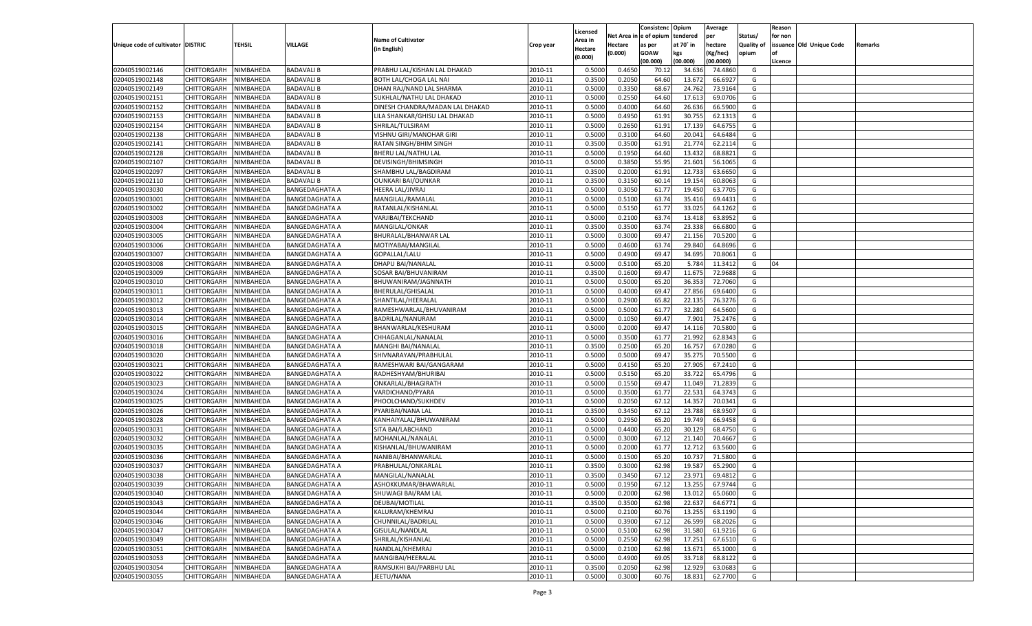| Unique code of cultivator | DISTRIC | TEHSIL | VILLAGE | Name of Cultivator (in English) | Crop year | Licensed Area in Hectare (0.000) | Net Area in Hectare (0.000) | Consistence of opium as per GOAW (00.000) | Opium tendered at 70° in kgs (00.000) | Average per hectare (Kg/hec) (00.0000) | Status/ Quality of opium | Reason for non issuance of Licence | Old Unique Code | Remarks |
|---|---|---|---|---|---|---|---|---|---|---|---|---|---|---|
| 02040519002146 | CHITTORGARH | NIMBAHEDA | BADAVALI B | PRABHU LAL/KISHAN LAL DHAKAD | 2010-11 | 0.5000 | 0.4650 | 70.12 | 34.636 | 74.4860 | G | | | |
| 02040519002148 | CHITTORGARH | NIMBAHEDA | BADAVALI B | BOTH LAL/CHOGA LAL NAI | 2010-11 | 0.3500 | 0.2050 | 64.60 | 13.672 | 66.6927 | G | | | |
| 02040519002149 | CHITTORGARH | NIMBAHEDA | BADAVALI B | DHAN RAJ/NAND LAL SHARMA | 2010-11 | 0.5000 | 0.3350 | 68.67 | 24.762 | 73.9164 | G | | | |
| 02040519002151 | CHITTORGARH | NIMBAHEDA | BADAVALI B | SUKHLAL/NATHU LAL DHAKAD | 2010-11 | 0.5000 | 0.2550 | 64.60 | 17.613 | 69.0706 | G | | | |
| 02040519002152 | CHITTORGARH | NIMBAHEDA | BADAVALI B | DINESH CHANDRA/MADAN LAL DHAKAD | 2010-11 | 0.5000 | 0.4000 | 64.60 | 26.636 | 66.5900 | G | | | |
| 02040519002153 | CHITTORGARH | NIMBAHEDA | BADAVALI B | LILA SHANKAR/GHISU LAL DHAKAD | 2010-11 | 0.5000 | 0.4950 | 61.91 | 30.755 | 62.1313 | G | | | |
| 02040519002154 | CHITTORGARH | NIMBAHEDA | BADAVALI B | SHRILAL/TULSIRAM | 2010-11 | 0.5000 | 0.2650 | 61.91 | 17.139 | 64.6755 | G | | | |
| 02040519002138 | CHITTORGARH | NIMBAHEDA | BADAVALI B | VISHNU GIRI/MANOHAR GIRI | 2010-11 | 0.5000 | 0.3100 | 64.60 | 20.041 | 64.6484 | G | | | |
| 02040519002141 | CHITTORGARH | NIMBAHEDA | BADAVALI B | RATAN SINGH/BHIM SINGH | 2010-11 | 0.3500 | 0.3500 | 61.91 | 21.774 | 62.2114 | G | | | |
| 02040519002128 | CHITTORGARH | NIMBAHEDA | BADAVALI B | BHERU LAL/NATHU LAL | 2010-11 | 0.5000 | 0.1950 | 64.60 | 13.432 | 68.8821 | G | | | |
| 02040519002107 | CHITTORGARH | NIMBAHEDA | BADAVALI B | DEVISINGH/BHIMSINGH | 2010-11 | 0.5000 | 0.3850 | 55.95 | 21.601 | 56.1065 | G | | | |
| 02040519002097 | CHITTORGARH | NIMBAHEDA | BADAVALI B | SHAMBHU LAL/BAGDIRAM | 2010-11 | 0.3500 | 0.2000 | 61.91 | 12.733 | 63.6650 | G | | | |
| 02040519002110 | CHITTORGARH | NIMBAHEDA | BADAVALI B | OUNKARI BAI/OUNKAR | 2010-11 | 0.3500 | 0.3150 | 60.14 | 19.154 | 60.8063 | G | | | |
| 02040519003030 | CHITTORGARH | NIMBAHEDA | BANGEDAGHATA A | HEERA LAL/JIVRAJ | 2010-11 | 0.5000 | 0.3050 | 61.77 | 19.450 | 63.7705 | G | | | |
| 02040519003001 | CHITTORGARH | NIMBAHEDA | BANGEDAGHATA A | MANGILAL/RAMALAL | 2010-11 | 0.5000 | 0.5100 | 63.74 | 35.416 | 69.4431 | G | | | |
| 02040519003002 | CHITTORGARH | NIMBAHEDA | BANGEDAGHATA A | RATANLAL/KISHANLAL | 2010-11 | 0.5000 | 0.5150 | 61.77 | 33.025 | 64.1262 | G | | | |
| 02040519003003 | CHITTORGARH | NIMBAHEDA | BANGEDAGHATA A | VARJIBAI/TEKCHAND | 2010-11 | 0.5000 | 0.2100 | 63.74 | 13.418 | 63.8952 | G | | | |
| 02040519003004 | CHITTORGARH | NIMBAHEDA | BANGEDAGHATA A | MANGILAL/ONKAR | 2010-11 | 0.3500 | 0.3500 | 63.74 | 23.338 | 66.6800 | G | | | |
| 02040519003005 | CHITTORGARH | NIMBAHEDA | BANGEDAGHATA A | BHURALAL/BHANWAR LAL | 2010-11 | 0.5000 | 0.3000 | 69.47 | 21.156 | 70.5200 | G | | | |
| 02040519003006 | CHITTORGARH | NIMBAHEDA | BANGEDAGHATA A | MOTIYABAI/MANGILAL | 2010-11 | 0.5000 | 0.4600 | 63.74 | 29.840 | 64.8696 | G | | | |
| 02040519003007 | CHITTORGARH | NIMBAHEDA | BANGEDAGHATA A | GOPALLAL/LALU | 2010-11 | 0.5000 | 0.4900 | 69.47 | 34.695 | 70.8061 | G | | | |
| 02040519003008 | CHITTORGARH | NIMBAHEDA | BANGEDAGHATA A | DHAPU BAI/NANALAL | 2010-11 | 0.5000 | 0.5100 | 65.20 | 5.784 | 11.3412 | G | 04 | | |
| 02040519003009 | CHITTORGARH | NIMBAHEDA | BANGEDAGHATA A | SOSAR BAI/BHUVANIRAM | 2010-11 | 0.3500 | 0.1600 | 69.47 | 11.675 | 72.9688 | G | | | |
| 02040519003010 | CHITTORGARH | NIMBAHEDA | BANGEDAGHATA A | BHUWANIRAM/JAGNNATH | 2010-11 | 0.5000 | 0.5000 | 65.20 | 36.353 | 72.7060 | G | | | |
| 02040519003011 | CHITTORGARH | NIMBAHEDA | BANGEDAGHATA A | BHERULAL/GHISALAL | 2010-11 | 0.5000 | 0.4000 | 69.47 | 27.856 | 69.6400 | G | | | |
| 02040519003012 | CHITTORGARH | NIMBAHEDA | BANGEDAGHATA A | SHANTILAL/HEERALAL | 2010-11 | 0.5000 | 0.2900 | 65.82 | 22.135 | 76.3276 | G | | | |
| 02040519003013 | CHITTORGARH | NIMBAHEDA | BANGEDAGHATA A | RAMESHWARLAL/BHUVANIRAM | 2010-11 | 0.5000 | 0.5000 | 61.77 | 32.280 | 64.5600 | G | | | |
| 02040519003014 | CHITTORGARH | NIMBAHEDA | BANGEDAGHATA A | BADRILAL/NANURAM | 2010-11 | 0.5000 | 0.1050 | 69.47 | 7.901 | 75.2476 | G | | | |
| 02040519003015 | CHITTORGARH | NIMBAHEDA | BANGEDAGHATA A | BHANWARLAL/KESHURAM | 2010-11 | 0.5000 | 0.2000 | 69.47 | 14.116 | 70.5800 | G | | | |
| 02040519003016 | CHITTORGARH | NIMBAHEDA | BANGEDAGHATA A | CHHAGANLAL/NANALAL | 2010-11 | 0.5000 | 0.3500 | 61.77 | 21.992 | 62.8343 | G | | | |
| 02040519003018 | CHITTORGARH | NIMBAHEDA | BANGEDAGHATA A | MANGHI BAI/NANALAL | 2010-11 | 0.3500 | 0.2500 | 65.20 | 16.757 | 67.0280 | G | | | |
| 02040519003020 | CHITTORGARH | NIMBAHEDA | BANGEDAGHATA A | SHIVNARAYAN/PRABHULAL | 2010-11 | 0.5000 | 0.5000 | 69.47 | 35.275 | 70.5500 | G | | | |
| 02040519003021 | CHITTORGARH | NIMBAHEDA | BANGEDAGHATA A | RAMESHWARI BAI/GANGARAM | 2010-11 | 0.5000 | 0.4150 | 65.20 | 27.905 | 67.2410 | G | | | |
| 02040519003022 | CHITTORGARH | NIMBAHEDA | BANGEDAGHATA A | RADHESHYAM/BHURIBAI | 2010-11 | 0.5000 | 0.5150 | 65.20 | 33.722 | 65.4796 | G | | | |
| 02040519003023 | CHITTORGARH | NIMBAHEDA | BANGEDAGHATA A | ONKARLAL/BHAGIRATH | 2010-11 | 0.5000 | 0.1550 | 69.47 | 11.049 | 71.2839 | G | | | |
| 02040519003024 | CHITTORGARH | NIMBAHEDA | BANGEDAGHATA A | VARDICHAND/PYARA | 2010-11 | 0.5000 | 0.3500 | 61.77 | 22.531 | 64.3743 | G | | | |
| 02040519003025 | CHITTORGARH | NIMBAHEDA | BANGEDAGHATA A | PHOOLCHAND/SUKHDEV | 2010-11 | 0.5000 | 0.2050 | 67.12 | 14.357 | 70.0341 | G | | | |
| 02040519003026 | CHITTORGARH | NIMBAHEDA | BANGEDAGHATA A | PYARIBAI/NANA LAL | 2010-11 | 0.3500 | 0.3450 | 67.12 | 23.788 | 68.9507 | G | | | |
| 02040519003028 | CHITTORGARH | NIMBAHEDA | BANGEDAGHATA A | KANHAIYALAL/BHUWANIRAM | 2010-11 | 0.5000 | 0.2950 | 65.20 | 19.749 | 66.9458 | G | | | |
| 02040519003031 | CHITTORGARH | NIMBAHEDA | BANGEDAGHATA A | SITA BAI/LABCHAND | 2010-11 | 0.5000 | 0.4400 | 65.20 | 30.129 | 68.4750 | G | | | |
| 02040519003032 | CHITTORGARH | NIMBAHEDA | BANGEDAGHATA A | MOHANLAL/NANALAL | 2010-11 | 0.5000 | 0.3000 | 67.12 | 21.140 | 70.4667 | G | | | |
| 02040519003035 | CHITTORGARH | NIMBAHEDA | BANGEDAGHATA A | KISHANLAL/BHUWANIRAM | 2010-11 | 0.5000 | 0.2000 | 61.77 | 12.712 | 63.5600 | G | | | |
| 02040519003036 | CHITTORGARH | NIMBAHEDA | BANGEDAGHATA A | NANIBAI/BHANWARLAL | 2010-11 | 0.5000 | 0.1500 | 65.20 | 10.737 | 71.5800 | G | | | |
| 02040519003037 | CHITTORGARH | NIMBAHEDA | BANGEDAGHATA A | PRABHULAL/ONKARLAL | 2010-11 | 0.3500 | 0.3000 | 62.98 | 19.587 | 65.2900 | G | | | |
| 02040519003038 | CHITTORGARH | NIMBAHEDA | BANGEDAGHATA A | MANGILAL/NANALAL | 2010-11 | 0.3500 | 0.3450 | 67.12 | 23.971 | 69.4812 | G | | | |
| 02040519003039 | CHITTORGARH | NIMBAHEDA | BANGEDAGHATA A | ASHOKKUMAR/BHAWARLAL | 2010-11 | 0.5000 | 0.1950 | 67.12 | 13.255 | 67.9744 | G | | | |
| 02040519003040 | CHITTORGARH | NIMBAHEDA | BANGEDAGHATA A | SHUWAGI BAI/RAM LAL | 2010-11 | 0.5000 | 0.2000 | 62.98 | 13.012 | 65.0600 | G | | | |
| 02040519003043 | CHITTORGARH | NIMBAHEDA | BANGEDAGHATA A | DEUBAI/MOTILAL | 2010-11 | 0.3500 | 0.3500 | 62.98 | 22.637 | 64.6771 | G | | | |
| 02040519003044 | CHITTORGARH | NIMBAHEDA | BANGEDAGHATA A | KALURAM/KHEMRAJ | 2010-11 | 0.5000 | 0.2100 | 60.76 | 13.255 | 63.1190 | G | | | |
| 02040519003046 | CHITTORGARH | NIMBAHEDA | BANGEDAGHATA A | CHUNNILAL/BADRILAL | 2010-11 | 0.5000 | 0.3900 | 67.12 | 26.599 | 68.2026 | G | | | |
| 02040519003047 | CHITTORGARH | NIMBAHEDA | BANGEDAGHATA A | GISULAL/NANDLAL | 2010-11 | 0.5000 | 0.5100 | 62.98 | 31.580 | 61.9216 | G | | | |
| 02040519003049 | CHITTORGARH | NIMBAHEDA | BANGEDAGHATA A | SHRILAL/KISHANLAL | 2010-11 | 0.5000 | 0.2550 | 62.98 | 17.251 | 67.6510 | G | | | |
| 02040519003051 | CHITTORGARH | NIMBAHEDA | BANGEDAGHATA A | NANDLAL/KHEMRAJ | 2010-11 | 0.5000 | 0.2100 | 62.98 | 13.671 | 65.1000 | G | | | |
| 02040519003053 | CHITTORGARH | NIMBAHEDA | BANGEDAGHATA A | MANGIBAI/HEERALAL | 2010-11 | 0.5000 | 0.4900 | 69.05 | 33.718 | 68.8122 | G | | | |
| 02040519003054 | CHITTORGARH | NIMBAHEDA | BANGEDAGHATA A | RAMSUKHI BAI/PARBHU LAL | 2010-11 | 0.3500 | 0.2050 | 62.98 | 12.929 | 63.0683 | G | | | |
| 02040519003055 | CHITTORGARH | NIMBAHEDA | BANGEDAGHATA A | JEETU/NANA | 2010-11 | 0.5000 | 0.3000 | 60.76 | 18.831 | 62.7700 | G | | | |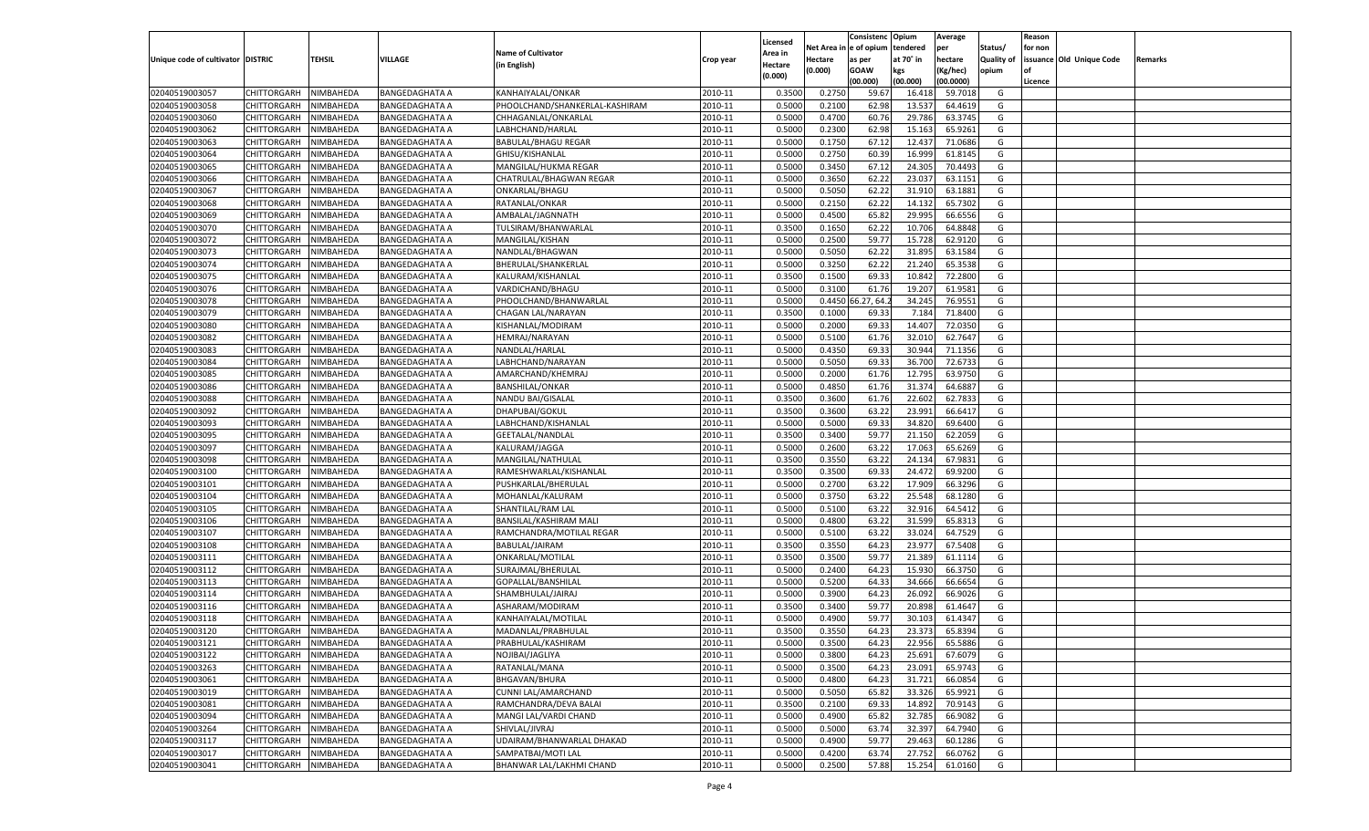| Unique code of cultivator | DISTRIC | TEHSIL | VILLAGE | Name of Cultivator (in English) | Crop year | Licensed Area in Hectare (0.000) | Net Area in Hectare (0.000) | Consistenc e of opium as per GOAW (00.000) | Opium tendered at 70˚ in kgs (00.000) | Average per hectare (Kg/hec) (00.0000) | Status/ Quality of opium | Reason for non issuance of Licence | Old Unique Code | Remarks |
|---|---|---|---|---|---|---|---|---|---|---|---|---|---|---|
| 02040519003057 | CHITTORGARH | NIMBAHEDA | BANGEDAGHATA A | KANHAIYALAL/ONKAR | 2010-11 | 0.3500 | 0.2750 | 59.67 | 16.418 | 59.7018 | G | | | |
| 02040519003058 | CHITTORGARH | NIMBAHEDA | BANGEDAGHATA A | PHOOLCHAND/SHANKERLAL-KASHIRAM | 2010-11 | 0.5000 | 0.2100 | 62.98 | 13.537 | 64.4619 | G | | | |
| 02040519003060 | CHITTORGARH | NIMBAHEDA | BANGEDAGHATA A | CHHAGANLAL/ONKARLAL | 2010-11 | 0.5000 | 0.4700 | 60.76 | 29.786 | 63.3745 | G | | | |
| 02040519003062 | CHITTORGARH | NIMBAHEDA | BANGEDAGHATA A | LABHCHAND/HARLAL | 2010-11 | 0.5000 | 0.2300 | 62.98 | 15.163 | 65.9261 | G | | | |
| 02040519003063 | CHITTORGARH | NIMBAHEDA | BANGEDAGHATA A | BABULAL/BHAGU REGAR | 2010-11 | 0.5000 | 0.1750 | 67.12 | 12.437 | 71.0686 | G | | | |
| 02040519003064 | CHITTORGARH | NIMBAHEDA | BANGEDAGHATA A | GHISU/KISHANLAL | 2010-11 | 0.5000 | 0.2750 | 60.39 | 16.999 | 61.8145 | G | | | |
| 02040519003065 | CHITTORGARH | NIMBAHEDA | BANGEDAGHATA A | MANGILAL/HUKMA REGAR | 2010-11 | 0.5000 | 0.3450 | 67.12 | 24.305 | 70.4493 | G | | | |
| 02040519003066 | CHITTORGARH | NIMBAHEDA | BANGEDAGHATA A | CHATRULAL/BHAGWAN REGAR | 2010-11 | 0.5000 | 0.3650 | 62.22 | 23.037 | 63.1151 | G | | | |
| 02040519003067 | CHITTORGARH | NIMBAHEDA | BANGEDAGHATA A | ONKARLAL/BHAGU | 2010-11 | 0.5000 | 0.5050 | 62.22 | 31.910 | 63.1881 | G | | | |
| 02040519003068 | CHITTORGARH | NIMBAHEDA | BANGEDAGHATA A | RATANLAL/ONKAR | 2010-11 | 0.5000 | 0.2150 | 62.22 | 14.132 | 65.7302 | G | | | |
| 02040519003069 | CHITTORGARH | NIMBAHEDA | BANGEDAGHATA A | AMBALAL/JAGNNATH | 2010-11 | 0.5000 | 0.4500 | 65.82 | 29.995 | 66.6556 | G | | | |
| 02040519003070 | CHITTORGARH | NIMBAHEDA | BANGEDAGHATA A | TULSIRAM/BHANWARLAL | 2010-11 | 0.3500 | 0.1650 | 62.22 | 10.706 | 64.8848 | G | | | |
| 02040519003072 | CHITTORGARH | NIMBAHEDA | BANGEDAGHATA A | MANGILAL/KISHAN | 2010-11 | 0.5000 | 0.2500 | 59.77 | 15.728 | 62.9120 | G | | | |
| 02040519003073 | CHITTORGARH | NIMBAHEDA | BANGEDAGHATA A | NANDLAL/BHAGWAN | 2010-11 | 0.5000 | 0.5050 | 62.22 | 31.895 | 63.1584 | G | | | |
| 02040519003074 | CHITTORGARH | NIMBAHEDA | BANGEDAGHATA A | BHERULAL/SHANKERLAL | 2010-11 | 0.5000 | 0.3250 | 62.22 | 21.240 | 65.3538 | G | | | |
| 02040519003075 | CHITTORGARH | NIMBAHEDA | BANGEDAGHATA A | KALURAM/KISHANLAL | 2010-11 | 0.3500 | 0.1500 | 69.33 | 10.842 | 72.2800 | G | | | |
| 02040519003076 | CHITTORGARH | NIMBAHEDA | BANGEDAGHATA A | VARDICHAND/BHAGU | 2010-11 | 0.5000 | 0.3100 | 61.76 | 19.207 | 61.9581 | G | | | |
| 02040519003078 | CHITTORGARH | NIMBAHEDA | BANGEDAGHATA A | PHOOLCHAND/BHANWARLAL | 2010-11 | 0.5000 | 0.4450 | 66.27, 64.2 | 34.245 | 76.9551 | G | | | |
| 02040519003079 | CHITTORGARH | NIMBAHEDA | BANGEDAGHATA A | CHAGAN LAL/NARAYAN | 2010-11 | 0.3500 | 0.1000 | 69.33 | 7.184 | 71.8400 | G | | | |
| 02040519003080 | CHITTORGARH | NIMBAHEDA | BANGEDAGHATA A | KISHANLAL/MODIRAM | 2010-11 | 0.5000 | 0.2000 | 69.33 | 14.407 | 72.0350 | G | | | |
| 02040519003082 | CHITTORGARH | NIMBAHEDA | BANGEDAGHATA A | HEMRAJ/NARAYAN | 2010-11 | 0.5000 | 0.5100 | 61.76 | 32.010 | 62.7647 | G | | | |
| 02040519003083 | CHITTORGARH | NIMBAHEDA | BANGEDAGHATA A | NANDLAL/HARLAL | 2010-11 | 0.5000 | 0.4350 | 69.33 | 30.944 | 71.1356 | G | | | |
| 02040519003084 | CHITTORGARH | NIMBAHEDA | BANGEDAGHATA A | LABHCHAND/NARAYAN | 2010-11 | 0.5000 | 0.5050 | 69.33 | 36.700 | 72.6733 | G | | | |
| 02040519003085 | CHITTORGARH | NIMBAHEDA | BANGEDAGHATA A | AMARCHAND/KHEMRAJ | 2010-11 | 0.5000 | 0.2000 | 61.76 | 12.795 | 63.9750 | G | | | |
| 02040519003086 | CHITTORGARH | NIMBAHEDA | BANGEDAGHATA A | BANSHILAL/ONKAR | 2010-11 | 0.5000 | 0.4850 | 61.76 | 31.374 | 64.6887 | G | | | |
| 02040519003088 | CHITTORGARH | NIMBAHEDA | BANGEDAGHATA A | NANDU BAI/GISALAL | 2010-11 | 0.3500 | 0.3600 | 61.76 | 22.602 | 62.7833 | G | | | |
| 02040519003092 | CHITTORGARH | NIMBAHEDA | BANGEDAGHATA A | DHAPUBAI/GOKUL | 2010-11 | 0.3500 | 0.3600 | 63.22 | 23.991 | 66.6417 | G | | | |
| 02040519003093 | CHITTORGARH | NIMBAHEDA | BANGEDAGHATA A | LABHCHAND/KISHANLAL | 2010-11 | 0.5000 | 0.5000 | 69.33 | 34.820 | 69.6400 | G | | | |
| 02040519003095 | CHITTORGARH | NIMBAHEDA | BANGEDAGHATA A | GEETALAL/NANDLAL | 2010-11 | 0.3500 | 0.3400 | 59.77 | 21.150 | 62.2059 | G | | | |
| 02040519003097 | CHITTORGARH | NIMBAHEDA | BANGEDAGHATA A | KALURAM/JAGGA | 2010-11 | 0.5000 | 0.2600 | 63.22 | 17.063 | 65.6269 | G | | | |
| 02040519003098 | CHITTORGARH | NIMBAHEDA | BANGEDAGHATA A | MANGILAL/NATHULAL | 2010-11 | 0.3500 | 0.3550 | 63.22 | 24.134 | 67.9831 | G | | | |
| 02040519003100 | CHITTORGARH | NIMBAHEDA | BANGEDAGHATA A | RAMESHWARLAL/KISHANLAL | 2010-11 | 0.3500 | 0.3500 | 69.33 | 24.472 | 69.9200 | G | | | |
| 02040519003101 | CHITTORGARH | NIMBAHEDA | BANGEDAGHATA A | PUSHKARLAL/BHERULAL | 2010-11 | 0.5000 | 0.2700 | 63.22 | 17.909 | 66.3296 | G | | | |
| 02040519003104 | CHITTORGARH | NIMBAHEDA | BANGEDAGHATA A | MOHANLAL/KALURAM | 2010-11 | 0.5000 | 0.3750 | 63.22 | 25.548 | 68.1280 | G | | | |
| 02040519003105 | CHITTORGARH | NIMBAHEDA | BANGEDAGHATA A | SHANTILAL/RAM LAL | 2010-11 | 0.5000 | 0.5100 | 63.22 | 32.916 | 64.5412 | G | | | |
| 02040519003106 | CHITTORGARH | NIMBAHEDA | BANGEDAGHATA A | BANSILAL/KASHIRAM MALI | 2010-11 | 0.5000 | 0.4800 | 63.22 | 31.599 | 65.8313 | G | | | |
| 02040519003107 | CHITTORGARH | NIMBAHEDA | BANGEDAGHATA A | RAMCHANDRA/MOTILAL REGAR | 2010-11 | 0.5000 | 0.5100 | 63.22 | 33.024 | 64.7529 | G | | | |
| 02040519003108 | CHITTORGARH | NIMBAHEDA | BANGEDAGHATA A | BABULAL/JAIRAM | 2010-11 | 0.3500 | 0.3550 | 64.23 | 23.977 | 67.5408 | G | | | |
| 02040519003111 | CHITTORGARH | NIMBAHEDA | BANGEDAGHATA A | ONKARLAL/MOTILAL | 2010-11 | 0.3500 | 0.3500 | 59.77 | 21.389 | 61.1114 | G | | | |
| 02040519003112 | CHITTORGARH | NIMBAHEDA | BANGEDAGHATA A | SURAJMAL/BHERULAL | 2010-11 | 0.5000 | 0.2400 | 64.23 | 15.930 | 66.3750 | G | | | |
| 02040519003113 | CHITTORGARH | NIMBAHEDA | BANGEDAGHATA A | GOPALLAL/BANSHILAL | 2010-11 | 0.5000 | 0.5200 | 64.33 | 34.666 | 66.6654 | G | | | |
| 02040519003114 | CHITTORGARH | NIMBAHEDA | BANGEDAGHATA A | SHAMBHULAL/JAIRAJ | 2010-11 | 0.5000 | 0.3900 | 64.23 | 26.092 | 66.9026 | G | | | |
| 02040519003116 | CHITTORGARH | NIMBAHEDA | BANGEDAGHATA A | ASHARAM/MODIRAM | 2010-11 | 0.3500 | 0.3400 | 59.77 | 20.898 | 61.4647 | G | | | |
| 02040519003118 | CHITTORGARH | NIMBAHEDA | BANGEDAGHATA A | KANHAIYALAL/MOTILAL | 2010-11 | 0.5000 | 0.4900 | 59.77 | 30.103 | 61.4347 | G | | | |
| 02040519003120 | CHITTORGARH | NIMBAHEDA | BANGEDAGHATA A | MADANLAL/PRABHULAL | 2010-11 | 0.3500 | 0.3550 | 64.23 | 23.373 | 65.8394 | G | | | |
| 02040519003121 | CHITTORGARH | NIMBAHEDA | BANGEDAGHATA A | PRABHULAL/KASHIRAM | 2010-11 | 0.5000 | 0.3500 | 64.23 | 22.956 | 65.5886 | G | | | |
| 02040519003122 | CHITTORGARH | NIMBAHEDA | BANGEDAGHATA A | NOJIBAI/JAGLIYA | 2010-11 | 0.5000 | 0.3800 | 64.23 | 25.691 | 67.6079 | G | | | |
| 02040519003263 | CHITTORGARH | NIMBAHEDA | BANGEDAGHATA A | RATANLAL/MANA | 2010-11 | 0.5000 | 0.3500 | 64.23 | 23.091 | 65.9743 | G | | | |
| 02040519003061 | CHITTORGARH | NIMBAHEDA | BANGEDAGHATA A | BHGAVAN/BHURA | 2010-11 | 0.5000 | 0.4800 | 64.23 | 31.721 | 66.0854 | G | | | |
| 02040519003019 | CHITTORGARH | NIMBAHEDA | BANGEDAGHATA A | CUNNI LAL/AMARCHAND | 2010-11 | 0.5000 | 0.5050 | 65.82 | 33.326 | 65.9921 | G | | | |
| 02040519003081 | CHITTORGARH | NIMBAHEDA | BANGEDAGHATA A | RAMCHANDRA/DEVA BALAI | 2010-11 | 0.3500 | 0.2100 | 69.33 | 14.892 | 70.9143 | G | | | |
| 02040519003094 | CHITTORGARH | NIMBAHEDA | BANGEDAGHATA A | MANGI LAL/VARDI CHAND | 2010-11 | 0.5000 | 0.4900 | 65.82 | 32.785 | 66.9082 | G | | | |
| 02040519003264 | CHITTORGARH | NIMBAHEDA | BANGEDAGHATA A | SHIVLAL/JIVRAJ | 2010-11 | 0.5000 | 0.5000 | 63.74 | 32.397 | 64.7940 | G | | | |
| 02040519003117 | CHITTORGARH | NIMBAHEDA | BANGEDAGHATA A | UDAIRAM/BHANWARLAL DHAKAD | 2010-11 | 0.5000 | 0.4900 | 59.77 | 29.463 | 60.1286 | G | | | |
| 02040519003017 | CHITTORGARH | NIMBAHEDA | BANGEDAGHATA A | SAMPATBAI/MOTI LAL | 2010-11 | 0.5000 | 0.4200 | 63.74 | 27.752 | 66.0762 | G | | | |
| 02040519003041 | CHITTORGARH | NIMBAHEDA | BANGEDAGHATA A | BHANWAR LAL/LAKHMI CHAND | 2010-11 | 0.5000 | 0.2500 | 57.88 | 15.254 | 61.0160 | G | | | |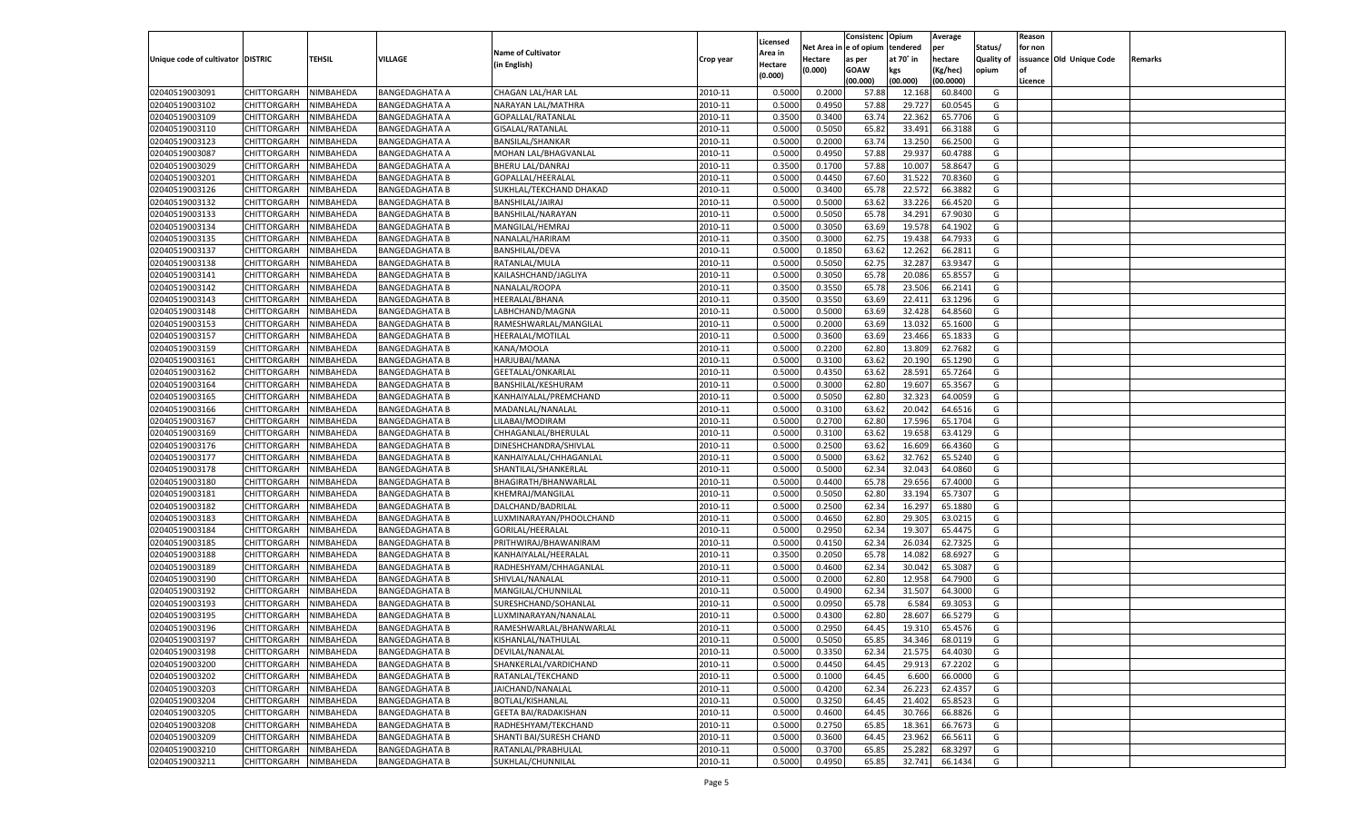| Unique code of cultivator | DISTRIC | TEHSIL | VILLAGE | Name of Cultivator (in English) | Crop year | Licensed Area in Hectare (0.000) | Net Area in Hectare (0.000) | Consistenc e of opium as per GOAW (00.000) | Opium tendered at 70˚ in kgs (00.000) | Average per hectare (Kg/hec) (00.0000) | Status/ Quality of opium | Reason for non issuance of Licence | Old Unique Code | Remarks |
|---|---|---|---|---|---|---|---|---|---|---|---|---|---|---|
| 02040519003091 | CHITTORGARH | NIMBAHEDA | BANGEDAGHATA A | CHAGAN LAL/HAR LAL | 2010-11 | 0.5000 | 0.2000 | 57.88 | 12.168 | 60.8400 | G | | | |
| 02040519003102 | CHITTORGARH | NIMBAHEDA | BANGEDAGHATA A | NARAYAN LAL/MATHRA | 2010-11 | 0.5000 | 0.4950 | 57.88 | 29.727 | 60.0545 | G | | | |
| 02040519003109 | CHITTORGARH | NIMBAHEDA | BANGEDAGHATA A | GOPALLAL/RATANLAL | 2010-11 | 0.3500 | 0.3400 | 63.74 | 22.362 | 65.7706 | G | | | |
| 02040519003110 | CHITTORGARH | NIMBAHEDA | BANGEDAGHATA A | GISALAL/RATANLAL | 2010-11 | 0.5000 | 0.5050 | 65.82 | 33.491 | 66.3188 | G | | | |
| 02040519003123 | CHITTORGARH | NIMBAHEDA | BANGEDAGHATA A | BANSILAL/SHANKAR | 2010-11 | 0.5000 | 0.2000 | 63.74 | 13.250 | 66.2500 | G | | | |
| 02040519003087 | CHITTORGARH | NIMBAHEDA | BANGEDAGHATA A | MOHAN LAL/BHAGVANLAL | 2010-11 | 0.5000 | 0.4950 | 57.88 | 29.937 | 60.4788 | G | | | |
| 02040519003029 | CHITTORGARH | NIMBAHEDA | BANGEDAGHATA A | BHERU LAL/DANRAJ | 2010-11 | 0.3500 | 0.1700 | 57.88 | 10.007 | 58.8647 | G | | | |
| 02040519003201 | CHITTORGARH | NIMBAHEDA | BANGEDAGHATA B | GOPALLAL/HEERALAL | 2010-11 | 0.5000 | 0.4450 | 67.60 | 31.522 | 70.8360 | G | | | |
| 02040519003126 | CHITTORGARH | NIMBAHEDA | BANGEDAGHATA B | SUKHLAL/TEKCHAND DHAKAD | 2010-11 | 0.5000 | 0.3400 | 65.78 | 22.572 | 66.3882 | G | | | |
| 02040519003132 | CHITTORGARH | NIMBAHEDA | BANGEDAGHATA B | BANSHILAL/JAIRAJ | 2010-11 | 0.5000 | 0.5000 | 63.62 | 33.226 | 66.4520 | G | | | |
| 02040519003133 | CHITTORGARH | NIMBAHEDA | BANGEDAGHATA B | BANSHILAL/NARAYAN | 2010-11 | 0.5000 | 0.5050 | 65.78 | 34.291 | 67.9030 | G | | | |
| 02040519003134 | CHITTORGARH | NIMBAHEDA | BANGEDAGHATA B | MANGILAL/HEMRAJ | 2010-11 | 0.5000 | 0.3050 | 63.69 | 19.578 | 64.1902 | G | | | |
| 02040519003135 | CHITTORGARH | NIMBAHEDA | BANGEDAGHATA B | NANALAL/HARIRAM | 2010-11 | 0.3500 | 0.3000 | 62.75 | 19.438 | 64.7933 | G | | | |
| 02040519003137 | CHITTORGARH | NIMBAHEDA | BANGEDAGHATA B | BANSHILAL/DEVA | 2010-11 | 0.5000 | 0.1850 | 63.62 | 12.262 | 66.2811 | G | | | |
| 02040519003138 | CHITTORGARH | NIMBAHEDA | BANGEDAGHATA B | RATANLAL/MULA | 2010-11 | 0.5000 | 0.5050 | 62.75 | 32.287 | 63.9347 | G | | | |
| 02040519003141 | CHITTORGARH | NIMBAHEDA | BANGEDAGHATA B | KAILASHCHAND/JAGLIYA | 2010-11 | 0.5000 | 0.3050 | 65.78 | 20.086 | 65.8557 | G | | | |
| 02040519003142 | CHITTORGARH | NIMBAHEDA | BANGEDAGHATA B | NANALAL/ROOPA | 2010-11 | 0.3500 | 0.3550 | 65.78 | 23.506 | 66.2141 | G | | | |
| 02040519003143 | CHITTORGARH | NIMBAHEDA | BANGEDAGHATA B | HEERALAL/BHANA | 2010-11 | 0.3500 | 0.3550 | 63.69 | 22.411 | 63.1296 | G | | | |
| 02040519003148 | CHITTORGARH | NIMBAHEDA | BANGEDAGHATA B | LABHCHAND/MAGNA | 2010-11 | 0.5000 | 0.5000 | 63.69 | 32.428 | 64.8560 | G | | | |
| 02040519003153 | CHITTORGARH | NIMBAHEDA | BANGEDAGHATA B | RAMESHWARLAL/MANGILAL | 2010-11 | 0.5000 | 0.2000 | 63.69 | 13.032 | 65.1600 | G | | | |
| 02040519003157 | CHITTORGARH | NIMBAHEDA | BANGEDAGHATA B | HEERALAL/MOTILAL | 2010-11 | 0.5000 | 0.3600 | 63.69 | 23.466 | 65.1833 | G | | | |
| 02040519003159 | CHITTORGARH | NIMBAHEDA | BANGEDAGHATA B | KANA/MOOLA | 2010-11 | 0.5000 | 0.2200 | 62.80 | 13.809 | 62.7682 | G | | | |
| 02040519003161 | CHITTORGARH | NIMBAHEDA | BANGEDAGHATA B | HARJUBAI/MANA | 2010-11 | 0.5000 | 0.3100 | 63.62 | 20.190 | 65.1290 | G | | | |
| 02040519003162 | CHITTORGARH | NIMBAHEDA | BANGEDAGHATA B | GEETALAL/ONKARLAL | 2010-11 | 0.5000 | 0.4350 | 63.62 | 28.591 | 65.7264 | G | | | |
| 02040519003164 | CHITTORGARH | NIMBAHEDA | BANGEDAGHATA B | BANSHILAL/KESHURAM | 2010-11 | 0.5000 | 0.3000 | 62.80 | 19.607 | 65.3567 | G | | | |
| 02040519003165 | CHITTORGARH | NIMBAHEDA | BANGEDAGHATA B | KANHAIYALAL/PREMCHAND | 2010-11 | 0.5000 | 0.5050 | 62.80 | 32.323 | 64.0059 | G | | | |
| 02040519003166 | CHITTORGARH | NIMBAHEDA | BANGEDAGHATA B | MADANLAL/NANALAL | 2010-11 | 0.5000 | 0.3100 | 63.62 | 20.042 | 64.6516 | G | | | |
| 02040519003167 | CHITTORGARH | NIMBAHEDA | BANGEDAGHATA B | LILABAI/MODIRAM | 2010-11 | 0.5000 | 0.2700 | 62.80 | 17.596 | 65.1704 | G | | | |
| 02040519003169 | CHITTORGARH | NIMBAHEDA | BANGEDAGHATA B | CHHAGANLAL/BHERULAL | 2010-11 | 0.5000 | 0.3100 | 63.62 | 19.658 | 63.4129 | G | | | |
| 02040519003176 | CHITTORGARH | NIMBAHEDA | BANGEDAGHATA B | DINESHCHANDRA/SHIVLAL | 2010-11 | 0.5000 | 0.2500 | 63.62 | 16.609 | 66.4360 | G | | | |
| 02040519003177 | CHITTORGARH | NIMBAHEDA | BANGEDAGHATA B | KANHAIYALAL/CHHAGANLAL | 2010-11 | 0.5000 | 0.5000 | 63.62 | 32.762 | 65.5240 | G | | | |
| 02040519003178 | CHITTORGARH | NIMBAHEDA | BANGEDAGHATA B | SHANTILAL/SHANKERLAL | 2010-11 | 0.5000 | 0.5000 | 62.34 | 32.043 | 64.0860 | G | | | |
| 02040519003180 | CHITTORGARH | NIMBAHEDA | BANGEDAGHATA B | BHAGIRATH/BHANWARLAL | 2010-11 | 0.5000 | 0.4400 | 65.78 | 29.656 | 67.4000 | G | | | |
| 02040519003181 | CHITTORGARH | NIMBAHEDA | BANGEDAGHATA B | KHEMRAJ/MANGILAL | 2010-11 | 0.5000 | 0.5050 | 62.80 | 33.194 | 65.7307 | G | | | |
| 02040519003182 | CHITTORGARH | NIMBAHEDA | BANGEDAGHATA B | DALCHAND/BADRILAL | 2010-11 | 0.5000 | 0.2500 | 62.34 | 16.297 | 65.1880 | G | | | |
| 02040519003183 | CHITTORGARH | NIMBAHEDA | BANGEDAGHATA B | LUXMINARAYAN/PHOOLCHAND | 2010-11 | 0.5000 | 0.4650 | 62.80 | 29.305 | 63.0215 | G | | | |
| 02040519003184 | CHITTORGARH | NIMBAHEDA | BANGEDAGHATA B | GORILAL/HEERALAL | 2010-11 | 0.5000 | 0.2950 | 62.34 | 19.307 | 65.4475 | G | | | |
| 02040519003185 | CHITTORGARH | NIMBAHEDA | BANGEDAGHATA B | PRITHWIRAJ/BHAWANIRAM | 2010-11 | 0.5000 | 0.4150 | 62.34 | 26.034 | 62.7325 | G | | | |
| 02040519003188 | CHITTORGARH | NIMBAHEDA | BANGEDAGHATA B | KANHAIYALAL/HEERALAL | 2010-11 | 0.3500 | 0.2050 | 65.78 | 14.082 | 68.6927 | G | | | |
| 02040519003189 | CHITTORGARH | NIMBAHEDA | BANGEDAGHATA B | RADHESHYAM/CHHAGANLAL | 2010-11 | 0.5000 | 0.4600 | 62.34 | 30.042 | 65.3087 | G | | | |
| 02040519003190 | CHITTORGARH | NIMBAHEDA | BANGEDAGHATA B | SHIVLAL/NANALAL | 2010-11 | 0.5000 | 0.2000 | 62.80 | 12.958 | 64.7900 | G | | | |
| 02040519003192 | CHITTORGARH | NIMBAHEDA | BANGEDAGHATA B | MANGILAL/CHUNNILAL | 2010-11 | 0.5000 | 0.4900 | 62.34 | 31.507 | 64.3000 | G | | | |
| 02040519003193 | CHITTORGARH | NIMBAHEDA | BANGEDAGHATA B | SURESHCHAND/SOHANLAL | 2010-11 | 0.5000 | 0.0950 | 65.78 | 6.584 | 69.3053 | G | | | |
| 02040519003195 | CHITTORGARH | NIMBAHEDA | BANGEDAGHATA B | LUXMINARAYAN/NANALAL | 2010-11 | 0.5000 | 0.4300 | 62.80 | 28.607 | 66.5279 | G | | | |
| 02040519003196 | CHITTORGARH | NIMBAHEDA | BANGEDAGHATA B | RAMESHWARLAL/BHANWARLAL | 2010-11 | 0.5000 | 0.2950 | 64.45 | 19.310 | 65.4576 | G | | | |
| 02040519003197 | CHITTORGARH | NIMBAHEDA | BANGEDAGHATA B | KISHANLAL/NATHULAL | 2010-11 | 0.5000 | 0.5050 | 65.85 | 34.346 | 68.0119 | G | | | |
| 02040519003198 | CHITTORGARH | NIMBAHEDA | BANGEDAGHATA B | DEVILAL/NANALAL | 2010-11 | 0.5000 | 0.3350 | 62.34 | 21.575 | 64.4030 | G | | | |
| 02040519003200 | CHITTORGARH | NIMBAHEDA | BANGEDAGHATA B | SHANKERLAL/VARDICHAND | 2010-11 | 0.5000 | 0.4450 | 64.45 | 29.913 | 67.2202 | G | | | |
| 02040519003202 | CHITTORGARH | NIMBAHEDA | BANGEDAGHATA B | RATANLAL/TEKCHAND | 2010-11 | 0.5000 | 0.1000 | 64.45 | 6.600 | 66.0000 | G | | | |
| 02040519003203 | CHITTORGARH | NIMBAHEDA | BANGEDAGHATA B | JAICHAND/NANALAL | 2010-11 | 0.5000 | 0.4200 | 62.34 | 26.223 | 62.4357 | G | | | |
| 02040519003204 | CHITTORGARH | NIMBAHEDA | BANGEDAGHATA B | BOTLAL/KISHANLAL | 2010-11 | 0.5000 | 0.3250 | 64.45 | 21.402 | 65.8523 | G | | | |
| 02040519003205 | CHITTORGARH | NIMBAHEDA | BANGEDAGHATA B | GEETA BAI/RADAKISHAN | 2010-11 | 0.5000 | 0.4600 | 64.45 | 30.766 | 66.8826 | G | | | |
| 02040519003208 | CHITTORGARH | NIMBAHEDA | BANGEDAGHATA B | RADHESHYAM/TEKCHAND | 2010-11 | 0.5000 | 0.2750 | 65.85 | 18.361 | 66.7673 | G | | | |
| 02040519003209 | CHITTORGARH | NIMBAHEDA | BANGEDAGHATA B | SHANTI BAI/SURESH CHAND | 2010-11 | 0.5000 | 0.3600 | 64.45 | 23.962 | 66.5611 | G | | | |
| 02040519003210 | CHITTORGARH | NIMBAHEDA | BANGEDAGHATA B | RATANLAL/PRABHULAL | 2010-11 | 0.5000 | 0.3700 | 65.85 | 25.282 | 68.3297 | G | | | |
| 02040519003211 | CHITTORGARH | NIMBAHEDA | BANGEDAGHATA B | SUKHLAL/CHUNNILAL | 2010-11 | 0.5000 | 0.4950 | 65.85 | 32.741 | 66.1434 | G | | | |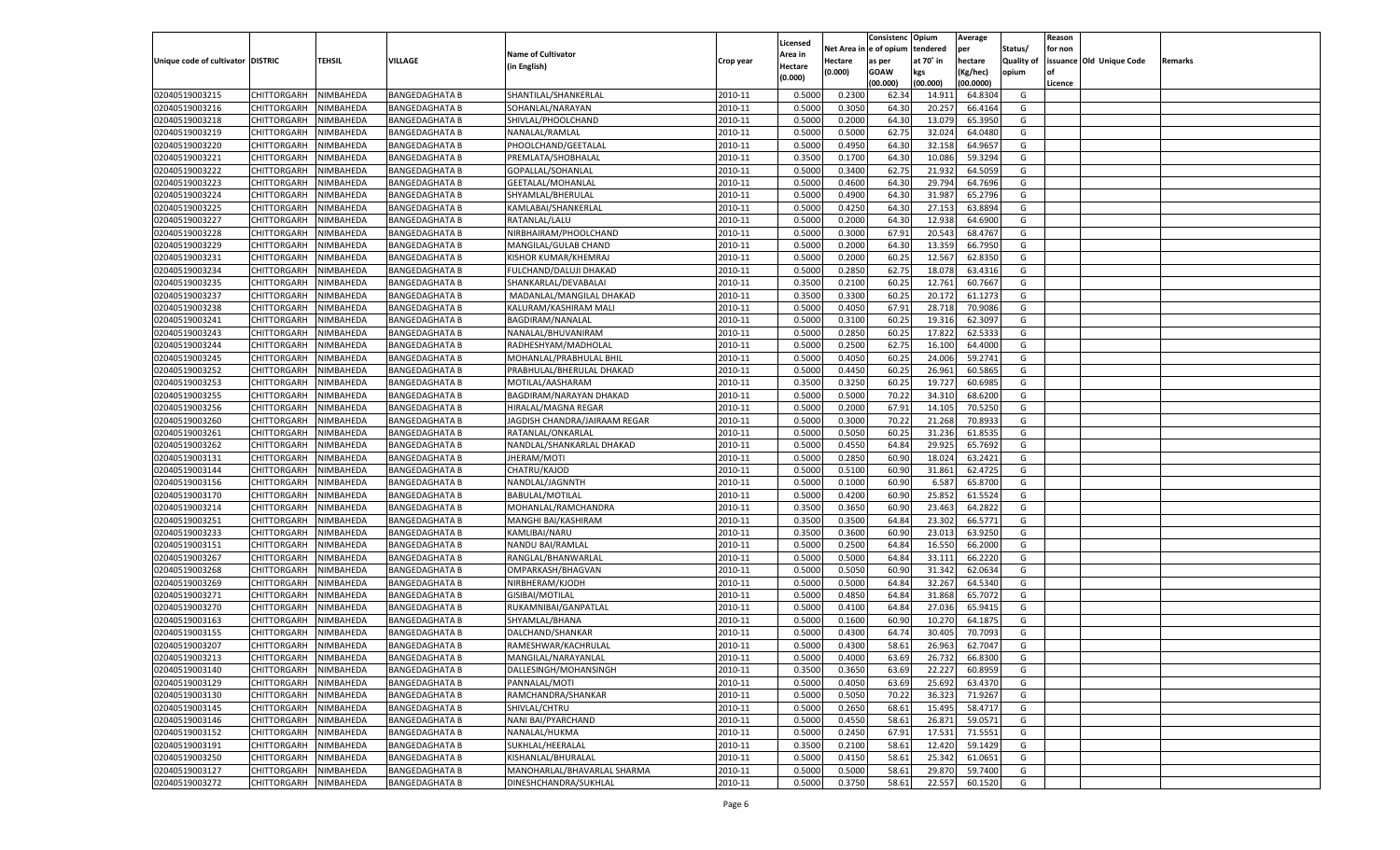| Unique code of cultivator | DISTRIC | TEHSIL | VILLAGE | Name of Cultivator (in English) | Crop year | Licensed Area in Hectare (0.000) | Net Area in Hectare (0.000) | Consistenc e of opium as per GOAW (00.000) | Opium tendered at 70˚ in kgs (00.000) | Average per hectare (Kg/hec) (00.0000) | Status/ Quality of opium | Reason for non issuance of Licence | Old Unique Code | Remarks |
|---|---|---|---|---|---|---|---|---|---|---|---|---|---|---|
| 02040519003215 | CHITTORGARH | NIMBAHEDA | BANGEDAGHATA B | SHANTILAL/SHANKERLAL | 2010-11 | 0.5000 | 0.2300 | 62.34 | 14.911 | 64.8304 | G | | | |
| 02040519003216 | CHITTORGARH | NIMBAHEDA | BANGEDAGHATA B | SOHANLAL/NARAYAN | 2010-11 | 0.5000 | 0.3050 | 64.30 | 20.257 | 66.4164 | G | | | |
| 02040519003218 | CHITTORGARH | NIMBAHEDA | BANGEDAGHATA B | SHIVLAL/PHOOLCHAND | 2010-11 | 0.5000 | 0.2000 | 64.30 | 13.079 | 65.3950 | G | | | |
| 02040519003219 | CHITTORGARH | NIMBAHEDA | BANGEDAGHATA B | NANALAL/RAMLAL | 2010-11 | 0.5000 | 0.5000 | 62.75 | 32.024 | 64.0480 | G | | | |
| 02040519003220 | CHITTORGARH | NIMBAHEDA | BANGEDAGHATA B | PHOOLCHAND/GEETALAL | 2010-11 | 0.5000 | 0.4950 | 64.30 | 32.158 | 64.9657 | G | | | |
| 02040519003221 | CHITTORGARH | NIMBAHEDA | BANGEDAGHATA B | PREMLATA/SHOBHALAL | 2010-11 | 0.3500 | 0.1700 | 64.30 | 10.086 | 59.3294 | G | | | |
| 02040519003222 | CHITTORGARH | NIMBAHEDA | BANGEDAGHATA B | GOPALLAL/SOHANLAL | 2010-11 | 0.5000 | 0.3400 | 62.75 | 21.932 | 64.5059 | G | | | |
| 02040519003223 | CHITTORGARH | NIMBAHEDA | BANGEDAGHATA B | GEETALAL/MOHANLAL | 2010-11 | 0.5000 | 0.4600 | 64.30 | 29.794 | 64.7696 | G | | | |
| 02040519003224 | CHITTORGARH | NIMBAHEDA | BANGEDAGHATA B | SHYAMLAL/BHERULAL | 2010-11 | 0.5000 | 0.4900 | 64.30 | 31.987 | 65.2796 | G | | | |
| 02040519003225 | CHITTORGARH | NIMBAHEDA | BANGEDAGHATA B | KAMLABAI/SHANKERLAL | 2010-11 | 0.5000 | 0.4250 | 64.30 | 27.153 | 63.8894 | G | | | |
| 02040519003227 | CHITTORGARH | NIMBAHEDA | BANGEDAGHATA B | RATANLAL/LALU | 2010-11 | 0.5000 | 0.2000 | 64.30 | 12.938 | 64.6900 | G | | | |
| 02040519003228 | CHITTORGARH | NIMBAHEDA | BANGEDAGHATA B | NIRBHAIRAM/PHOOLCHAND | 2010-11 | 0.5000 | 0.3000 | 67.91 | 20.543 | 68.4767 | G | | | |
| 02040519003229 | CHITTORGARH | NIMBAHEDA | BANGEDAGHATA B | MANGILAL/GULAB CHAND | 2010-11 | 0.5000 | 0.2000 | 64.30 | 13.359 | 66.7950 | G | | | |
| 02040519003231 | CHITTORGARH | NIMBAHEDA | BANGEDAGHATA B | KISHOR KUMAR/KHEMRAJ | 2010-11 | 0.5000 | 0.2000 | 60.25 | 12.567 | 62.8350 | G | | | |
| 02040519003234 | CHITTORGARH | NIMBAHEDA | BANGEDAGHATA B | FULCHAND/DALUJI DHAKAD | 2010-11 | 0.5000 | 0.2850 | 62.75 | 18.078 | 63.4316 | G | | | |
| 02040519003235 | CHITTORGARH | NIMBAHEDA | BANGEDAGHATA B | SHANKARLAL/DEVABALAI | 2010-11 | 0.3500 | 0.2100 | 60.25 | 12.761 | 60.7667 | G | | | |
| 02040519003237 | CHITTORGARH | NIMBAHEDA | BANGEDAGHATA B | MADANLAL/MANGILAL DHAKAD | 2010-11 | 0.3500 | 0.3300 | 60.25 | 20.172 | 61.1273 | G | | | |
| 02040519003238 | CHITTORGARH | NIMBAHEDA | BANGEDAGHATA B | KALURAM/KASHIRAM MALI | 2010-11 | 0.5000 | 0.4050 | 67.91 | 28.718 | 70.9086 | G | | | |
| 02040519003241 | CHITTORGARH | NIMBAHEDA | BANGEDAGHATA B | BAGDIRAM/NANALAL | 2010-11 | 0.5000 | 0.3100 | 60.25 | 19.316 | 62.3097 | G | | | |
| 02040519003243 | CHITTORGARH | NIMBAHEDA | BANGEDAGHATA B | NANALAL/BHUVANIRAM | 2010-11 | 0.5000 | 0.2850 | 60.25 | 17.822 | 62.5333 | G | | | |
| 02040519003244 | CHITTORGARH | NIMBAHEDA | BANGEDAGHATA B | RADHESHYAM/MADHOLAL | 2010-11 | 0.5000 | 0.2500 | 62.75 | 16.100 | 64.4000 | G | | | |
| 02040519003245 | CHITTORGARH | NIMBAHEDA | BANGEDAGHATA B | MOHANLAL/PRABHULAL BHIL | 2010-11 | 0.5000 | 0.4050 | 60.25 | 24.006 | 59.2741 | G | | | |
| 02040519003252 | CHITTORGARH | NIMBAHEDA | BANGEDAGHATA B | PRABHULAL/BHERULAL DHAKAD | 2010-11 | 0.5000 | 0.4450 | 60.25 | 26.961 | 60.5865 | G | | | |
| 02040519003253 | CHITTORGARH | NIMBAHEDA | BANGEDAGHATA B | MOTILAL/AASHARAM | 2010-11 | 0.3500 | 0.3250 | 60.25 | 19.727 | 60.6985 | G | | | |
| 02040519003255 | CHITTORGARH | NIMBAHEDA | BANGEDAGHATA B | BAGDIRAM/NARAYAN DHAKAD | 2010-11 | 0.5000 | 0.5000 | 70.22 | 34.310 | 68.6200 | G | | | |
| 02040519003256 | CHITTORGARH | NIMBAHEDA | BANGEDAGHATA B | HIRALAL/MAGNA REGAR | 2010-11 | 0.5000 | 0.2000 | 67.91 | 14.105 | 70.5250 | G | | | |
| 02040519003260 | CHITTORGARH | NIMBAHEDA | BANGEDAGHATA B | JAGDISH CHANDRA/JAIRAAM REGAR | 2010-11 | 0.5000 | 0.3000 | 70.22 | 21.268 | 70.8933 | G | | | |
| 02040519003261 | CHITTORGARH | NIMBAHEDA | BANGEDAGHATA B | RATANLAL/ONKARLAL | 2010-11 | 0.5000 | 0.5050 | 60.25 | 31.236 | 61.8535 | G | | | |
| 02040519003262 | CHITTORGARH | NIMBAHEDA | BANGEDAGHATA B | NANDLAL/SHANKARLAL DHAKAD | 2010-11 | 0.5000 | 0.4550 | 64.84 | 29.925 | 65.7692 | G | | | |
| 02040519003131 | CHITTORGARH | NIMBAHEDA | BANGEDAGHATA B | JHERAM/MOTI | 2010-11 | 0.5000 | 0.2850 | 60.90 | 18.024 | 63.2421 | G | | | |
| 02040519003144 | CHITTORGARH | NIMBAHEDA | BANGEDAGHATA B | CHATRU/KAJOD | 2010-11 | 0.5000 | 0.5100 | 60.90 | 31.861 | 62.4725 | G | | | |
| 02040519003156 | CHITTORGARH | NIMBAHEDA | BANGEDAGHATA B | NANDLAL/JAGNNTH | 2010-11 | 0.5000 | 0.1000 | 60.90 | 6.587 | 65.8700 | G | | | |
| 02040519003170 | CHITTORGARH | NIMBAHEDA | BANGEDAGHATA B | BABULAL/MOTILAL | 2010-11 | 0.5000 | 0.4200 | 60.90 | 25.852 | 61.5524 | G | | | |
| 02040519003214 | CHITTORGARH | NIMBAHEDA | BANGEDAGHATA B | MOHANLAL/RAMCHANDRA | 2010-11 | 0.3500 | 0.3650 | 60.90 | 23.463 | 64.2822 | G | | | |
| 02040519003251 | CHITTORGARH | NIMBAHEDA | BANGEDAGHATA B | MANGHI BAI/KASHIRAM | 2010-11 | 0.3500 | 0.3500 | 64.84 | 23.302 | 66.5771 | G | | | |
| 02040519003233 | CHITTORGARH | NIMBAHEDA | BANGEDAGHATA B | KAMLIBAI/NARU | 2010-11 | 0.3500 | 0.3600 | 60.90 | 23.013 | 63.9250 | G | | | |
| 02040519003151 | CHITTORGARH | NIMBAHEDA | BANGEDAGHATA B | NANDU BAI/RAMLAL | 2010-11 | 0.5000 | 0.2500 | 64.84 | 16.550 | 66.2000 | G | | | |
| 02040519003267 | CHITTORGARH | NIMBAHEDA | BANGEDAGHATA B | RANGLAL/BHANWARLAL | 2010-11 | 0.5000 | 0.5000 | 64.84 | 33.111 | 66.2220 | G | | | |
| 02040519003268 | CHITTORGARH | NIMBAHEDA | BANGEDAGHATA B | OMPARKASH/BHAGVAN | 2010-11 | 0.5000 | 0.5050 | 60.90 | 31.342 | 62.0634 | G | | | |
| 02040519003269 | CHITTORGARH | NIMBAHEDA | BANGEDAGHATA B | NIRBHERAM/KJODH | 2010-11 | 0.5000 | 0.5000 | 64.84 | 32.267 | 64.5340 | G | | | |
| 02040519003271 | CHITTORGARH | NIMBAHEDA | BANGEDAGHATA B | GISIBAI/MOTILAL | 2010-11 | 0.5000 | 0.4850 | 64.84 | 31.868 | 65.7072 | G | | | |
| 02040519003270 | CHITTORGARH | NIMBAHEDA | BANGEDAGHATA B | RUKAMNIBAI/GANPATLAL | 2010-11 | 0.5000 | 0.4100 | 64.84 | 27.036 | 65.9415 | G | | | |
| 02040519003163 | CHITTORGARH | NIMBAHEDA | BANGEDAGHATA B | SHYAMLAL/BHANA | 2010-11 | 0.5000 | 0.1600 | 60.90 | 10.270 | 64.1875 | G | | | |
| 02040519003155 | CHITTORGARH | NIMBAHEDA | BANGEDAGHATA B | DALCHAND/SHANKAR | 2010-11 | 0.5000 | 0.4300 | 64.74 | 30.405 | 70.7093 | G | | | |
| 02040519003207 | CHITTORGARH | NIMBAHEDA | BANGEDAGHATA B | RAMESHWAR/KACHRULAL | 2010-11 | 0.5000 | 0.4300 | 58.61 | 26.963 | 62.7047 | G | | | |
| 02040519003213 | CHITTORGARH | NIMBAHEDA | BANGEDAGHATA B | MANGILAL/NARAYANLAL | 2010-11 | 0.5000 | 0.4000 | 63.69 | 26.732 | 66.8300 | G | | | |
| 02040519003140 | CHITTORGARH | NIMBAHEDA | BANGEDAGHATA B | DALLESINGH/MOHANSINGH | 2010-11 | 0.3500 | 0.3650 | 63.69 | 22.227 | 60.8959 | G | | | |
| 02040519003129 | CHITTORGARH | NIMBAHEDA | BANGEDAGHATA B | PANNALAL/MOTI | 2010-11 | 0.5000 | 0.4050 | 63.69 | 25.692 | 63.4370 | G | | | |
| 02040519003130 | CHITTORGARH | NIMBAHEDA | BANGEDAGHATA B | RAMCHANDRA/SHANKAR | 2010-11 | 0.5000 | 0.5050 | 70.22 | 36.323 | 71.9267 | G | | | |
| 02040519003145 | CHITTORGARH | NIMBAHEDA | BANGEDAGHATA B | SHIVLAL/CHTRU | 2010-11 | 0.5000 | 0.2650 | 68.61 | 15.495 | 58.4717 | G | | | |
| 02040519003146 | CHITTORGARH | NIMBAHEDA | BANGEDAGHATA B | NANI BAI/PYARCHAND | 2010-11 | 0.5000 | 0.4550 | 58.61 | 26.871 | 59.0571 | G | | | |
| 02040519003152 | CHITTORGARH | NIMBAHEDA | BANGEDAGHATA B | NANALAL/HUKMA | 2010-11 | 0.5000 | 0.2450 | 67.91 | 17.531 | 71.5551 | G | | | |
| 02040519003191 | CHITTORGARH | NIMBAHEDA | BANGEDAGHATA B | SUKHLAL/HEERALAL | 2010-11 | 0.3500 | 0.2100 | 58.61 | 12.420 | 59.1429 | G | | | |
| 02040519003250 | CHITTORGARH | NIMBAHEDA | BANGEDAGHATA B | KISHANLAL/BHURALAL | 2010-11 | 0.5000 | 0.4150 | 58.61 | 25.342 | 61.0651 | G | | | |
| 02040519003127 | CHITTORGARH | NIMBAHEDA | BANGEDAGHATA B | MANOHARLAL/BHAVARLAL SHARMA | 2010-11 | 0.5000 | 0.5000 | 58.61 | 29.870 | 59.7400 | G | | | |
| 02040519003272 | CHITTORGARH | NIMBAHEDA | BANGEDAGHATA B | DINESHCHANDRA/SUKHLAL | 2010-11 | 0.5000 | 0.3750 | 58.61 | 22.557 | 60.1520 | G | | | |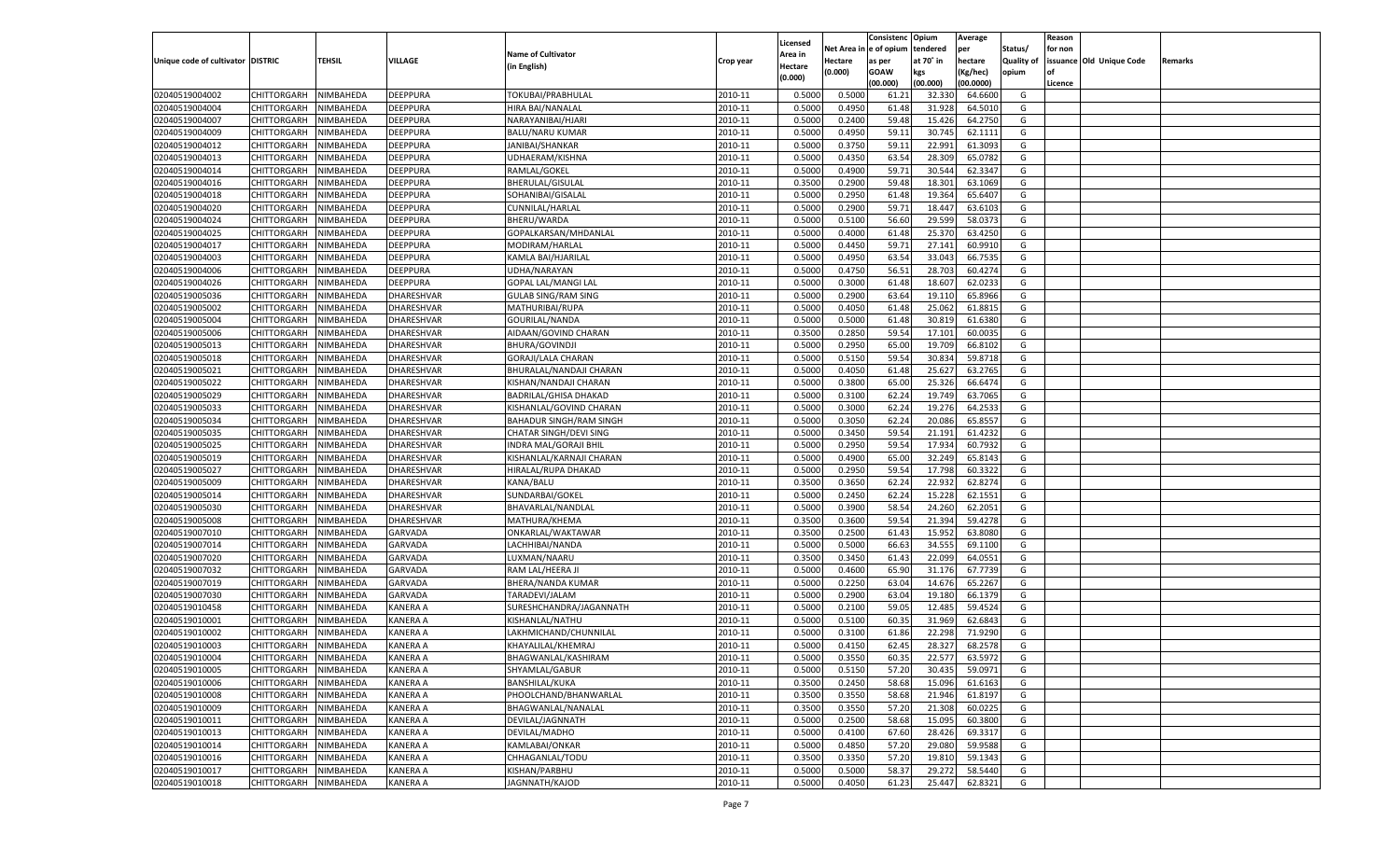| Unique code of cultivator | DISTRIC | TEHSIL | VILLAGE | Name of Cultivator (in English) | Crop year | Licensed Area in Hectare (0.000) | Net Area in Hectare (0.000) | Consistence of opium as per GOAW (00.000) | Opium tendered at 70˚ in kgs (00.000) | Average per hectare (Kg/hec) (00.0000) | Status/ Quality of opium | Reason for non issuance of Licence | Old Unique Code | Remarks |
|---|---|---|---|---|---|---|---|---|---|---|---|---|---|---|
| 02040519004002 | CHITTORGARH | NIMBAHEDA | DEEPPURA | TOKUBAI/PRABHULAL | 2010-11 | 0.5000 | 0.5000 | 61.21 | 32.330 | 64.6600 | G | | | |
| 02040519004004 | CHITTORGARH | NIMBAHEDA | DEEPPURA | HIRA BAI/NANALAL | 2010-11 | 0.5000 | 0.4950 | 61.48 | 31.928 | 64.5010 | G | | | |
| 02040519004007 | CHITTORGARH | NIMBAHEDA | DEEPPURA | NARAYANIBAI/HJARI | 2010-11 | 0.5000 | 0.2400 | 59.48 | 15.426 | 64.2750 | G | | | |
| 02040519004009 | CHITTORGARH | NIMBAHEDA | DEEPPURA | BALU/NARU KUMAR | 2010-11 | 0.5000 | 0.4950 | 59.11 | 30.745 | 62.1111 | G | | | |
| 02040519004012 | CHITTORGARH | NIMBAHEDA | DEEPPURA | JANIBAI/SHANKAR | 2010-11 | 0.5000 | 0.3750 | 59.11 | 22.991 | 61.3093 | G | | | |
| 02040519004013 | CHITTORGARH | NIMBAHEDA | DEEPPURA | UDHAERAM/KISHNA | 2010-11 | 0.5000 | 0.4350 | 63.54 | 28.309 | 65.0782 | G | | | |
| 02040519004014 | CHITTORGARH | NIMBAHEDA | DEEPPURA | RAMLAL/GOKEL | 2010-11 | 0.5000 | 0.4900 | 59.71 | 30.544 | 62.3347 | G | | | |
| 02040519004016 | CHITTORGARH | NIMBAHEDA | DEEPPURA | BHERULAL/GISULAL | 2010-11 | 0.3500 | 0.2900 | 59.48 | 18.301 | 63.1069 | G | | | |
| 02040519004018 | CHITTORGARH | NIMBAHEDA | DEEPPURA | SOHANIBAI/GISALAL | 2010-11 | 0.5000 | 0.2950 | 61.48 | 19.364 | 65.6407 | G | | | |
| 02040519004020 | CHITTORGARH | NIMBAHEDA | DEEPPURA | CUNNILAL/HARLAL | 2010-11 | 0.5000 | 0.2900 | 59.71 | 18.447 | 63.6103 | G | | | |
| 02040519004024 | CHITTORGARH | NIMBAHEDA | DEEPPURA | BHERU/WARDA | 2010-11 | 0.5000 | 0.5100 | 56.60 | 29.599 | 58.0373 | G | | | |
| 02040519004025 | CHITTORGARH | NIMBAHEDA | DEEPPURA | GOPALKARSAN/MHDANLAL | 2010-11 | 0.5000 | 0.4000 | 61.48 | 25.370 | 63.4250 | G | | | |
| 02040519004017 | CHITTORGARH | NIMBAHEDA | DEEPPURA | MODIRAM/HARLAL | 2010-11 | 0.5000 | 0.4450 | 59.71 | 27.141 | 60.9910 | G | | | |
| 02040519004003 | CHITTORGARH | NIMBAHEDA | DEEPPURA | KAMLA BAI/HJARILAL | 2010-11 | 0.5000 | 0.4950 | 63.54 | 33.043 | 66.7535 | G | | | |
| 02040519004006 | CHITTORGARH | NIMBAHEDA | DEEPPURA | UDHA/NARAYAN | 2010-11 | 0.5000 | 0.4750 | 56.51 | 28.703 | 60.4274 | G | | | |
| 02040519004026 | CHITTORGARH | NIMBAHEDA | DEEPPURA | GOPAL LAL/MANGI LAL | 2010-11 | 0.5000 | 0.3000 | 61.48 | 18.607 | 62.0233 | G | | | |
| 02040519005036 | CHITTORGARH | NIMBAHEDA | DHARESHVAR | GULAB SING/RAM SING | 2010-11 | 0.5000 | 0.2900 | 63.64 | 19.110 | 65.8966 | G | | | |
| 02040519005002 | CHITTORGARH | NIMBAHEDA | DHARESHVAR | MATHURIBAI/RUPA | 2010-11 | 0.5000 | 0.4050 | 61.48 | 25.062 | 61.8815 | G | | | |
| 02040519005004 | CHITTORGARH | NIMBAHEDA | DHARESHVAR | GOURILAL/NANDA | 2010-11 | 0.5000 | 0.5000 | 61.48 | 30.819 | 61.6380 | G | | | |
| 02040519005006 | CHITTORGARH | NIMBAHEDA | DHARESHVAR | AIDAAN/GOVIND CHARAN | 2010-11 | 0.3500 | 0.2850 | 59.54 | 17.101 | 60.0035 | G | | | |
| 02040519005013 | CHITTORGARH | NIMBAHEDA | DHARESHVAR | BHURA/GOVINDJI | 2010-11 | 0.5000 | 0.2950 | 65.00 | 19.709 | 66.8102 | G | | | |
| 02040519005018 | CHITTORGARH | NIMBAHEDA | DHARESHVAR | GORAJI/LALA CHARAN | 2010-11 | 0.5000 | 0.5150 | 59.54 | 30.834 | 59.8718 | G | | | |
| 02040519005021 | CHITTORGARH | NIMBAHEDA | DHARESHVAR | BHURALAL/NANDAJI CHARAN | 2010-11 | 0.5000 | 0.4050 | 61.48 | 25.627 | 63.2765 | G | | | |
| 02040519005022 | CHITTORGARH | NIMBAHEDA | DHARESHVAR | KISHAN/NANDAJI CHARAN | 2010-11 | 0.5000 | 0.3800 | 65.00 | 25.326 | 66.6474 | G | | | |
| 02040519005029 | CHITTORGARH | NIMBAHEDA | DHARESHVAR | BADRILAL/GHISA DHAKAD | 2010-11 | 0.5000 | 0.3100 | 62.24 | 19.749 | 63.7065 | G | | | |
| 02040519005033 | CHITTORGARH | NIMBAHEDA | DHARESHVAR | KISHANLAL/GOVIND CHARAN | 2010-11 | 0.5000 | 0.3000 | 62.24 | 19.276 | 64.2533 | G | | | |
| 02040519005034 | CHITTORGARH | NIMBAHEDA | DHARESHVAR | BAHADUR SINGH/RAM SINGH | 2010-11 | 0.5000 | 0.3050 | 62.24 | 20.086 | 65.8557 | G | | | |
| 02040519005035 | CHITTORGARH | NIMBAHEDA | DHARESHVAR | CHATAR SINGH/DEVI SING | 2010-11 | 0.5000 | 0.3450 | 59.54 | 21.191 | 61.4232 | G | | | |
| 02040519005025 | CHITTORGARH | NIMBAHEDA | DHARESHVAR | INDRA MAL/GORAJI BHIL | 2010-11 | 0.5000 | 0.2950 | 59.54 | 17.934 | 60.7932 | G | | | |
| 02040519005019 | CHITTORGARH | NIMBAHEDA | DHARESHVAR | KISHANLAL/KARNAJI CHARAN | 2010-11 | 0.5000 | 0.4900 | 65.00 | 32.249 | 65.8143 | G | | | |
| 02040519005027 | CHITTORGARH | NIMBAHEDA | DHARESHVAR | HIRALAL/RUPA DHAKAD | 2010-11 | 0.5000 | 0.2950 | 59.54 | 17.798 | 60.3322 | G | | | |
| 02040519005009 | CHITTORGARH | NIMBAHEDA | DHARESHVAR | KANA/BALU | 2010-11 | 0.3500 | 0.3650 | 62.24 | 22.932 | 62.8274 | G | | | |
| 02040519005014 | CHITTORGARH | NIMBAHEDA | DHARESHVAR | SUNDARBAI/GOKEL | 2010-11 | 0.5000 | 0.2450 | 62.24 | 15.228 | 62.1551 | G | | | |
| 02040519005030 | CHITTORGARH | NIMBAHEDA | DHARESHVAR | BHAVARLAL/NANDLAL | 2010-11 | 0.5000 | 0.3900 | 58.54 | 24.260 | 62.2051 | G | | | |
| 02040519005008 | CHITTORGARH | NIMBAHEDA | DHARESHVAR | MATHURA/KHEMA | 2010-11 | 0.3500 | 0.3600 | 59.54 | 21.394 | 59.4278 | G | | | |
| 02040519007010 | CHITTORGARH | NIMBAHEDA | GARVADA | ONKARLAL/WAKTAWAR | 2010-11 | 0.3500 | 0.2500 | 61.43 | 15.952 | 63.8080 | G | | | |
| 02040519007014 | CHITTORGARH | NIMBAHEDA | GARVADA | LACHHIBAI/NANDA | 2010-11 | 0.5000 | 0.5000 | 66.63 | 34.555 | 69.1100 | G | | | |
| 02040519007020 | CHITTORGARH | NIMBAHEDA | GARVADA | LUXMAN/NAARU | 2010-11 | 0.3500 | 0.3450 | 61.43 | 22.099 | 64.0551 | G | | | |
| 02040519007032 | CHITTORGARH | NIMBAHEDA | GARVADA | RAM LAL/HEERA JI | 2010-11 | 0.5000 | 0.4600 | 65.90 | 31.176 | 67.7739 | G | | | |
| 02040519007019 | CHITTORGARH | NIMBAHEDA | GARVADA | BHERA/NANDA KUMAR | 2010-11 | 0.5000 | 0.2250 | 63.04 | 14.676 | 65.2267 | G | | | |
| 02040519007030 | CHITTORGARH | NIMBAHEDA | GARVADA | TARADEVI/JALAM | 2010-11 | 0.5000 | 0.2900 | 63.04 | 19.180 | 66.1379 | G | | | |
| 02040519010458 | CHITTORGARH | NIMBAHEDA | KANERA A | SURESHCHANDRA/JAGANNATH | 2010-11 | 0.5000 | 0.2100 | 59.05 | 12.485 | 59.4524 | G | | | |
| 02040519010001 | CHITTORGARH | NIMBAHEDA | KANERA A | KISHANLAL/NATHU | 2010-11 | 0.5000 | 0.5100 | 60.35 | 31.969 | 62.6843 | G | | | |
| 02040519010002 | CHITTORGARH | NIMBAHEDA | KANERA A | LAKHMICHAND/CHUNNILAL | 2010-11 | 0.5000 | 0.3100 | 61.86 | 22.298 | 71.9290 | G | | | |
| 02040519010003 | CHITTORGARH | NIMBAHEDA | KANERA A | KHAYALILAL/KHEMRAJ | 2010-11 | 0.5000 | 0.4150 | 62.45 | 28.327 | 68.2578 | G | | | |
| 02040519010004 | CHITTORGARH | NIMBAHEDA | KANERA A | BHAGWANLAL/KASHIRAM | 2010-11 | 0.5000 | 0.3550 | 60.35 | 22.577 | 63.5972 | G | | | |
| 02040519010005 | CHITTORGARH | NIMBAHEDA | KANERA A | SHYAMLAL/GABUR | 2010-11 | 0.5000 | 0.5150 | 57.20 | 30.435 | 59.0971 | G | | | |
| 02040519010006 | CHITTORGARH | NIMBAHEDA | KANERA A | BANSHILAL/KUKA | 2010-11 | 0.3500 | 0.2450 | 58.68 | 15.096 | 61.6163 | G | | | |
| 02040519010008 | CHITTORGARH | NIMBAHEDA | KANERA A | PHOOLCHAND/BHANWARLAL | 2010-11 | 0.3500 | 0.3550 | 58.68 | 21.946 | 61.8197 | G | | | |
| 02040519010009 | CHITTORGARH | NIMBAHEDA | KANERA A | BHAGWANLAL/NANALAL | 2010-11 | 0.3500 | 0.3550 | 57.20 | 21.308 | 60.0225 | G | | | |
| 02040519010011 | CHITTORGARH | NIMBAHEDA | KANERA A | DEVILAL/JAGNNATH | 2010-11 | 0.5000 | 0.2500 | 58.68 | 15.095 | 60.3800 | G | | | |
| 02040519010013 | CHITTORGARH | NIMBAHEDA | KANERA A | DEVILAL/MADHO | 2010-11 | 0.5000 | 0.4100 | 67.60 | 28.426 | 69.3317 | G | | | |
| 02040519010014 | CHITTORGARH | NIMBAHEDA | KANERA A | KAMLABAI/ONKAR | 2010-11 | 0.5000 | 0.4850 | 57.20 | 29.080 | 59.9588 | G | | | |
| 02040519010016 | CHITTORGARH | NIMBAHEDA | KANERA A | CHHAGANLAL/TODU | 2010-11 | 0.3500 | 0.3350 | 57.20 | 19.810 | 59.1343 | G | | | |
| 02040519010017 | CHITTORGARH | NIMBAHEDA | KANERA A | KISHAN/PARBHU | 2010-11 | 0.5000 | 0.5000 | 58.37 | 29.272 | 58.5440 | G | | | |
| 02040519010018 | CHITTORGARH | NIMBAHEDA | KANERA A | JAGNNATH/KAJOD | 2010-11 | 0.5000 | 0.4050 | 61.23 | 25.447 | 62.8321 | G | | | |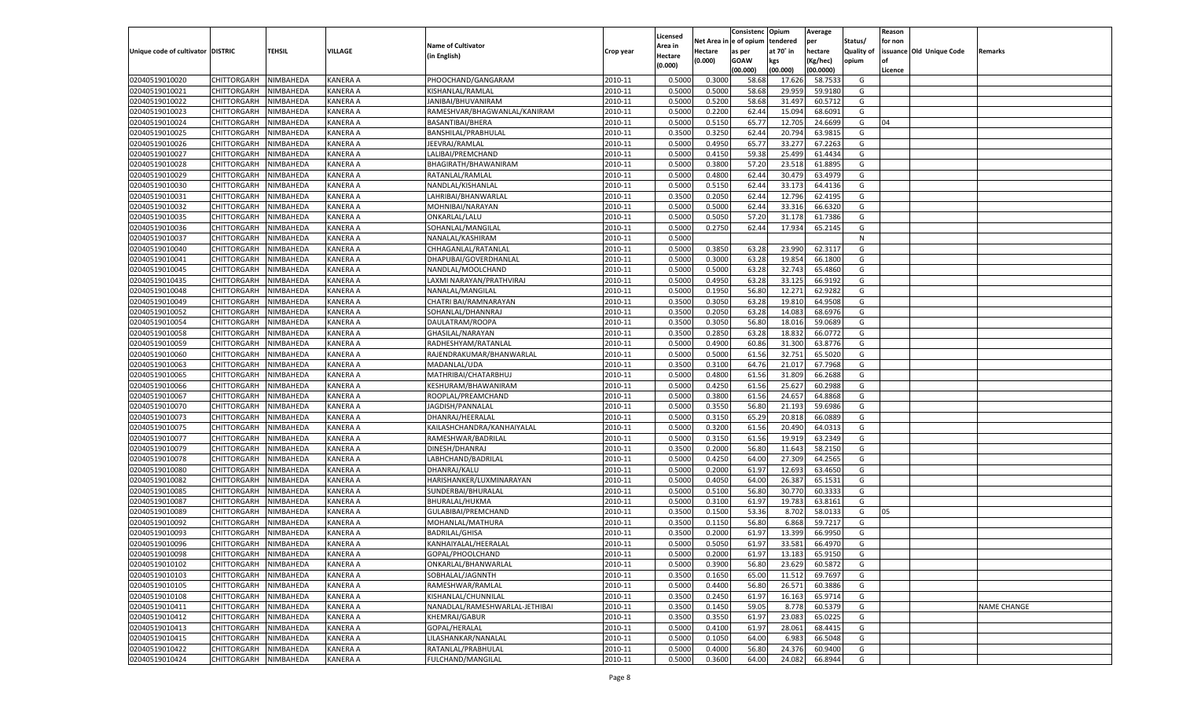| Unique code of cultivator | DISTRIC | TEHSIL | VILLAGE | Name of Cultivator (in English) | Crop year | Licensed Area in Hectare (0.000) | Net Area in Hectare (0.000) | Consistenc e of opium as per GOAW (00.000) | Opium tendered at 70° in kgs (00.000) | Average per hectare (Kg/hec) (00.0000) | Status/ Quality of opium | Reason for non issuance of Licence | Old Unique Code | Remarks |
|---|---|---|---|---|---|---|---|---|---|---|---|---|---|---|
| 02040519010020 | CHITTORGARH | NIMBAHEDA | KANERA A | PHOOCHAND/GANGARAM | 2010-11 | 0.5000 | 0.3000 | 58.68 | 17.626 | 58.7533 | G | | | |
| 02040519010021 | CHITTORGARH | NIMBAHEDA | KANERA A | KISHANLAL/RAMLAL | 2010-11 | 0.5000 | 0.5000 | 58.68 | 29.959 | 59.9180 | G | | | |
| 02040519010022 | CHITTORGARH | NIMBAHEDA | KANERA A | JANIBAI/BHUVANIRAM | 2010-11 | 0.5000 | 0.5200 | 58.68 | 31.497 | 60.5712 | G | | | |
| 02040519010023 | CHITTORGARH | NIMBAHEDA | KANERA A | RAMESHVAR/BHAGWANLAL/KANIRAM | 2010-11 | 0.5000 | 0.2200 | 62.44 | 15.094 | 68.6091 | G | | | |
| 02040519010024 | CHITTORGARH | NIMBAHEDA | KANERA A | BASANTIBAI/BHERA | 2010-11 | 0.5000 | 0.5150 | 65.77 | 12.705 | 24.6699 | G | 04 | | |
| 02040519010025 | CHITTORGARH | NIMBAHEDA | KANERA A | BANSHILAL/PRABHULAL | 2010-11 | 0.3500 | 0.3250 | 62.44 | 20.794 | 63.9815 | G | | | |
| 02040519010026 | CHITTORGARH | NIMBAHEDA | KANERA A | JEEVRAJ/RAMLAL | 2010-11 | 0.5000 | 0.4950 | 65.77 | 33.277 | 67.2263 | G | | | |
| 02040519010027 | CHITTORGARH | NIMBAHEDA | KANERA A | LALIBAI/PREMCHAND | 2010-11 | 0.5000 | 0.4150 | 59.38 | 25.499 | 61.4434 | G | | | |
| 02040519010028 | CHITTORGARH | NIMBAHEDA | KANERA A | BHAGIRATH/BHAWANIRAM | 2010-11 | 0.5000 | 0.3800 | 57.20 | 23.518 | 61.8895 | G | | | |
| 02040519010029 | CHITTORGARH | NIMBAHEDA | KANERA A | RATANLAL/RAMLAL | 2010-11 | 0.5000 | 0.4800 | 62.44 | 30.479 | 63.4979 | G | | | |
| 02040519010030 | CHITTORGARH | NIMBAHEDA | KANERA A | NANDLAL/KISHANLAL | 2010-11 | 0.5000 | 0.5150 | 62.44 | 33.173 | 64.4136 | G | | | |
| 02040519010031 | CHITTORGARH | NIMBAHEDA | KANERA A | LAHRIBAI/BHANWARLAL | 2010-11 | 0.3500 | 0.2050 | 62.44 | 12.796 | 62.4195 | G | | | |
| 02040519010032 | CHITTORGARH | NIMBAHEDA | KANERA A | MOHNIBAI/NARAYAN | 2010-11 | 0.5000 | 0.5000 | 62.44 | 33.316 | 66.6320 | G | | | |
| 02040519010035 | CHITTORGARH | NIMBAHEDA | KANERA A | ONKARLAL/LALU | 2010-11 | 0.5000 | 0.5050 | 57.20 | 31.178 | 61.7386 | G | | | |
| 02040519010036 | CHITTORGARH | NIMBAHEDA | KANERA A | SOHANLAL/MANGILAL | 2010-11 | 0.5000 | 0.2750 | 62.44 | 17.934 | 65.2145 | G | | | |
| 02040519010037 | CHITTORGARH | NIMBAHEDA | KANERA A | NANALAL/KASHIRAM | 2010-11 | 0.5000 | | | | | N | | | |
| 02040519010040 | CHITTORGARH | NIMBAHEDA | KANERA A | CHHAGANLAL/RATANLAL | 2010-11 | 0.5000 | 0.3850 | 63.28 | 23.990 | 62.3117 | G | | | |
| 02040519010041 | CHITTORGARH | NIMBAHEDA | KANERA A | DHAPUBAI/GOVERDHANLAL | 2010-11 | 0.5000 | 0.3000 | 63.28 | 19.854 | 66.1800 | G | | | |
| 02040519010045 | CHITTORGARH | NIMBAHEDA | KANERA A | NANDLAL/MOOLCHAND | 2010-11 | 0.5000 | 0.5000 | 63.28 | 32.743 | 65.4860 | G | | | |
| 02040519010435 | CHITTORGARH | NIMBAHEDA | KANERA A | LAXMI NARAYAN/PRATHVIRAJ | 2010-11 | 0.5000 | 0.4950 | 63.28 | 33.125 | 66.9192 | G | | | |
| 02040519010048 | CHITTORGARH | NIMBAHEDA | KANERA A | NANALAL/MANGILAL | 2010-11 | 0.5000 | 0.1950 | 56.80 | 12.271 | 62.9282 | G | | | |
| 02040519010049 | CHITTORGARH | NIMBAHEDA | KANERA A | CHATRI BAI/RAMNARAYAN | 2010-11 | 0.3500 | 0.3050 | 63.28 | 19.810 | 64.9508 | G | | | |
| 02040519010052 | CHITTORGARH | NIMBAHEDA | KANERA A | SOHANLAL/DHANNRAJ | 2010-11 | 0.3500 | 0.2050 | 63.28 | 14.083 | 68.6976 | G | | | |
| 02040519010054 | CHITTORGARH | NIMBAHEDA | KANERA A | DAULATRAM/ROOPA | 2010-11 | 0.3500 | 0.3050 | 56.80 | 18.016 | 59.0689 | G | | | |
| 02040519010058 | CHITTORGARH | NIMBAHEDA | KANERA A | GHASILAL/NARAYAN | 2010-11 | 0.3500 | 0.2850 | 63.28 | 18.832 | 66.0772 | G | | | |
| 02040519010059 | CHITTORGARH | NIMBAHEDA | KANERA A | RADHESHYAM/RATANLAL | 2010-11 | 0.5000 | 0.4900 | 60.86 | 31.300 | 63.8776 | G | | | |
| 02040519010060 | CHITTORGARH | NIMBAHEDA | KANERA A | RAJENDRAKUMAR/BHANWARLAL | 2010-11 | 0.5000 | 0.5000 | 61.56 | 32.751 | 65.5020 | G | | | |
| 02040519010063 | CHITTORGARH | NIMBAHEDA | KANERA A | MADANLAL/UDA | 2010-11 | 0.3500 | 0.3100 | 64.76 | 21.017 | 67.7968 | G | | | |
| 02040519010065 | CHITTORGARH | NIMBAHEDA | KANERA A | MATHRIBAI/CHATARBHUJ | 2010-11 | 0.5000 | 0.4800 | 61.56 | 31.809 | 66.2688 | G | | | |
| 02040519010066 | CHITTORGARH | NIMBAHEDA | KANERA A | KESHURAM/BHAWANIRAM | 2010-11 | 0.5000 | 0.4250 | 61.56 | 25.627 | 60.2988 | G | | | |
| 02040519010067 | CHITTORGARH | NIMBAHEDA | KANERA A | ROOPLAL/PREAMCHAND | 2010-11 | 0.5000 | 0.3800 | 61.56 | 24.657 | 64.8868 | G | | | |
| 02040519010070 | CHITTORGARH | NIMBAHEDA | KANERA A | JAGDISH/PANNALAL | 2010-11 | 0.5000 | 0.3550 | 56.80 | 21.193 | 59.6986 | G | | | |
| 02040519010073 | CHITTORGARH | NIMBAHEDA | KANERA A | DHANRAJ/HEERALAL | 2010-11 | 0.5000 | 0.3150 | 65.29 | 20.818 | 66.0889 | G | | | |
| 02040519010075 | CHITTORGARH | NIMBAHEDA | KANERA A | KAILASHCHANDRA/KANHAIYALAL | 2010-11 | 0.5000 | 0.3200 | 61.56 | 20.490 | 64.0313 | G | | | |
| 02040519010077 | CHITTORGARH | NIMBAHEDA | KANERA A | RAMESHWAR/BADRILAL | 2010-11 | 0.5000 | 0.3150 | 61.56 | 19.919 | 63.2349 | G | | | |
| 02040519010079 | CHITTORGARH | NIMBAHEDA | KANERA A | DINESH/DHANRAJ | 2010-11 | 0.3500 | 0.2000 | 56.80 | 11.643 | 58.2150 | G | | | |
| 02040519010078 | CHITTORGARH | NIMBAHEDA | KANERA A | LABHCHAND/BADRILAL | 2010-11 | 0.5000 | 0.4250 | 64.00 | 27.309 | 64.2565 | G | | | |
| 02040519010080 | CHITTORGARH | NIMBAHEDA | KANERA A | DHANRAJ/KALU | 2010-11 | 0.5000 | 0.2000 | 61.97 | 12.693 | 63.4650 | G | | | |
| 02040519010082 | CHITTORGARH | NIMBAHEDA | KANERA A | HARISHANKER/LUXMINARAYAN | 2010-11 | 0.5000 | 0.4050 | 64.00 | 26.387 | 65.1531 | G | | | |
| 02040519010085 | CHITTORGARH | NIMBAHEDA | KANERA A | SUNDERBAI/BHURALAL | 2010-11 | 0.5000 | 0.5100 | 56.80 | 30.770 | 60.3333 | G | | | |
| 02040519010087 | CHITTORGARH | NIMBAHEDA | KANERA A | BHURALAL/HUKMA | 2010-11 | 0.5000 | 0.3100 | 61.97 | 19.783 | 63.8161 | G | | | |
| 02040519010089 | CHITTORGARH | NIMBAHEDA | KANERA A | GULABIBAI/PREMCHAND | 2010-11 | 0.3500 | 0.1500 | 53.36 | 8.702 | 58.0133 | G | 05 | | |
| 02040519010092 | CHITTORGARH | NIMBAHEDA | KANERA A | MOHANLAL/MATHURA | 2010-11 | 0.3500 | 0.1150 | 56.80 | 6.868 | 59.7217 | G | | | |
| 02040519010093 | CHITTORGARH | NIMBAHEDA | KANERA A | BADRILAL/GHISA | 2010-11 | 0.3500 | 0.2000 | 61.97 | 13.399 | 66.9950 | G | | | |
| 02040519010096 | CHITTORGARH | NIMBAHEDA | KANERA A | KANHAIYALAL/HEERALAL | 2010-11 | 0.5000 | 0.5050 | 61.97 | 33.581 | 66.4970 | G | | | |
| 02040519010098 | CHITTORGARH | NIMBAHEDA | KANERA A | GOPAL/PHOOLCHAND | 2010-11 | 0.5000 | 0.2000 | 61.97 | 13.183 | 65.9150 | G | | | |
| 02040519010102 | CHITTORGARH | NIMBAHEDA | KANERA A | ONKARLAL/BHANWARLAL | 2010-11 | 0.5000 | 0.3900 | 56.80 | 23.629 | 60.5872 | G | | | |
| 02040519010103 | CHITTORGARH | NIMBAHEDA | KANERA A | SOBHALAL/JAGNNTH | 2010-11 | 0.3500 | 0.1650 | 65.00 | 11.512 | 69.7697 | G | | | |
| 02040519010105 | CHITTORGARH | NIMBAHEDA | KANERA A | RAMESHWAR/RAMLAL | 2010-11 | 0.5000 | 0.4400 | 56.80 | 26.571 | 60.3886 | G | | | |
| 02040519010108 | CHITTORGARH | NIMBAHEDA | KANERA A | KISHANLAL/CHUNNILAL | 2010-11 | 0.3500 | 0.2450 | 61.97 | 16.163 | 65.9714 | G | | | |
| 02040519010411 | CHITTORGARH | NIMBAHEDA | KANERA A | NANADLAL/RAMESHWARLAL-JETHIBAI | 2010-11 | 0.3500 | 0.1450 | 59.05 | 8.778 | 60.5379 | G | | | NAME CHANGE |
| 02040519010412 | CHITTORGARH | NIMBAHEDA | KANERA A | KHEMRAJ/GABUR | 2010-11 | 0.3500 | 0.3550 | 61.97 | 23.083 | 65.0225 | G | | | |
| 02040519010413 | CHITTORGARH | NIMBAHEDA | KANERA A | GOPAL/HERALAL | 2010-11 | 0.5000 | 0.4100 | 61.97 | 28.061 | 68.4415 | G | | | |
| 02040519010415 | CHITTORGARH | NIMBAHEDA | KANERA A | LILASHANKAR/NANALAL | 2010-11 | 0.5000 | 0.1050 | 64.00 | 6.983 | 66.5048 | G | | | |
| 02040519010422 | CHITTORGARH | NIMBAHEDA | KANERA A | RATANLAL/PRABHULAL | 2010-11 | 0.5000 | 0.4000 | 56.80 | 24.376 | 60.9400 | G | | | |
| 02040519010424 | CHITTORGARH | NIMBAHEDA | KANERA A | FULCHAND/MANGILAL | 2010-11 | 0.5000 | 0.3600 | 64.00 | 24.082 | 66.8944 | G | | | |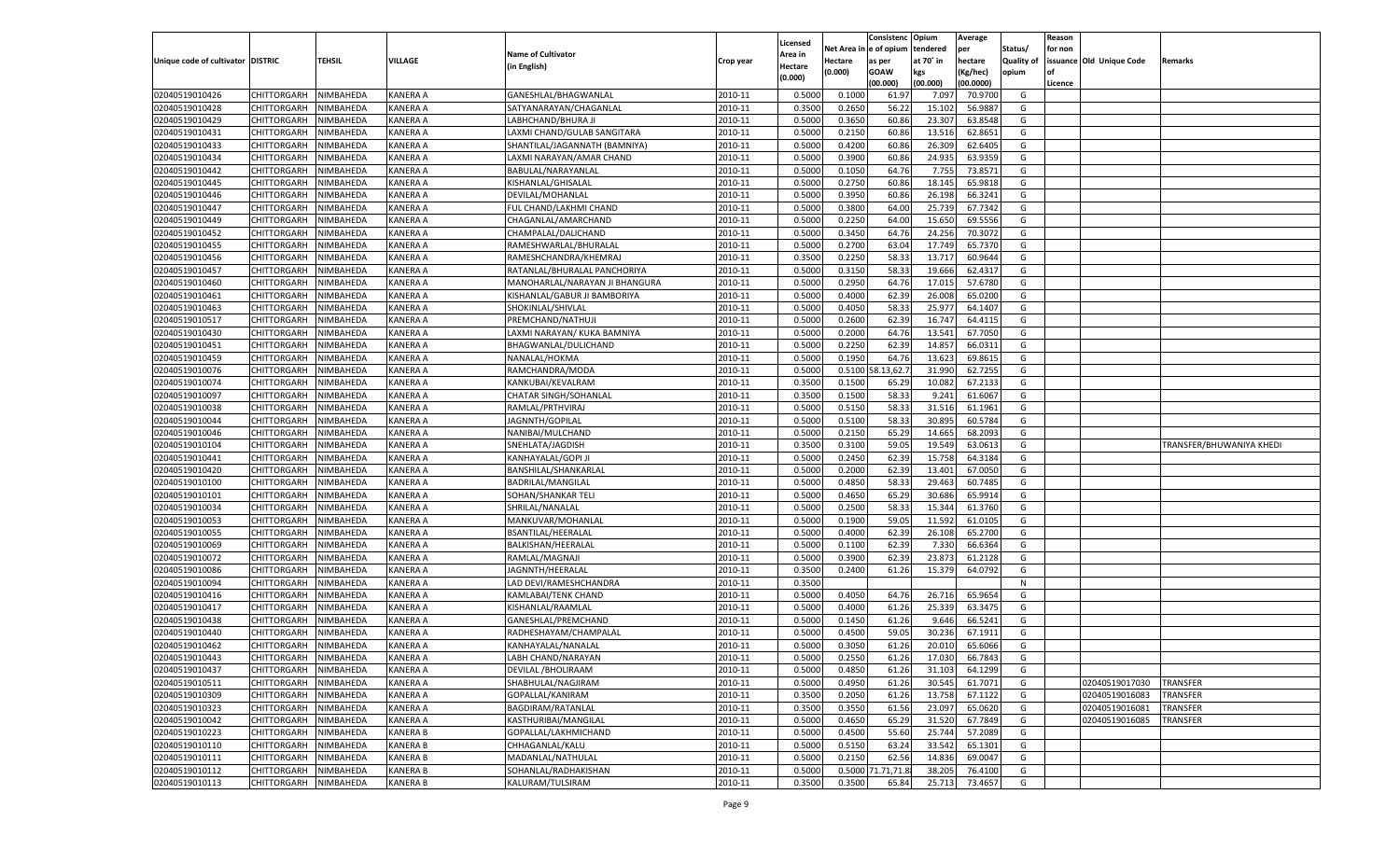| Unique code of cultivator | DISTRIC | TEHSIL | VILLAGE | Name of Cultivator (in English) | Crop year | Licensed Area in Hectare (0.000) | Net Area in Hectare (0.000) | Consistence of opium as per GOAW (00.000) | Opium tendered at 70° in kgs (00.000) | Average per hectare (Kg/hec) (00.0000) | Status/ Quality of opium | Reason for non issuance of Licence | Old Unique Code | Remarks |
|---|---|---|---|---|---|---|---|---|---|---|---|---|---|---|
| 02040519010426 | CHITTORGARH | NIMBAHEDA | KANERA A | GANESHLAL/BHAGWANLAL | 2010-11 | 0.5000 | 0.1000 | 61.97 | 7.097 | 70.9700 | G | | | |
| 02040519010428 | CHITTORGARH | NIMBAHEDA | KANERA A | SATYANARAYAN/CHAGANLAL | 2010-11 | 0.3500 | 0.2650 | 56.22 | 15.102 | 56.9887 | G | | | |
| 02040519010429 | CHITTORGARH | NIMBAHEDA | KANERA A | LABHCHAND/BHURA JI | 2010-11 | 0.5000 | 0.3650 | 60.86 | 23.307 | 63.8548 | G | | | |
| 02040519010431 | CHITTORGARH | NIMBAHEDA | KANERA A | LAXMI CHAND/GULAB SANGITARA | 2010-11 | 0.5000 | 0.2150 | 60.86 | 13.516 | 62.8651 | G | | | |
| 02040519010433 | CHITTORGARH | NIMBAHEDA | KANERA A | SHANTILAL/JAGANNATH (BAMNIYA) | 2010-11 | 0.5000 | 0.4200 | 60.86 | 26.309 | 62.6405 | G | | | |
| 02040519010434 | CHITTORGARH | NIMBAHEDA | KANERA A | LAXMI NARAYAN/AMAR CHAND | 2010-11 | 0.5000 | 0.3900 | 60.86 | 24.935 | 63.9359 | G | | | |
| 02040519010442 | CHITTORGARH | NIMBAHEDA | KANERA A | BABULAL/NARAYANLAL | 2010-11 | 0.5000 | 0.1050 | 64.76 | 7.755 | 73.8571 | G | | | |
| 02040519010445 | CHITTORGARH | NIMBAHEDA | KANERA A | KISHANLAL/GHISALAL | 2010-11 | 0.5000 | 0.2750 | 60.86 | 18.145 | 65.9818 | G | | | |
| 02040519010446 | CHITTORGARH | NIMBAHEDA | KANERA A | DEVILAL/MOHANLAL | 2010-11 | 0.5000 | 0.3950 | 60.86 | 26.198 | 66.3241 | G | | | |
| 02040519010447 | CHITTORGARH | NIMBAHEDA | KANERA A | FUL CHAND/LAKHMI CHAND | 2010-11 | 0.5000 | 0.3800 | 64.00 | 25.739 | 67.7342 | G | | | |
| 02040519010449 | CHITTORGARH | NIMBAHEDA | KANERA A | CHAGANLAL/AMARCHAND | 2010-11 | 0.5000 | 0.2250 | 64.00 | 15.650 | 69.5556 | G | | | |
| 02040519010452 | CHITTORGARH | NIMBAHEDA | KANERA A | CHAMPALAL/DALICHAND | 2010-11 | 0.5000 | 0.3450 | 64.76 | 24.256 | 70.3072 | G | | | |
| 02040519010455 | CHITTORGARH | NIMBAHEDA | KANERA A | RAMESHWARLAL/BHURALAL | 2010-11 | 0.5000 | 0.2700 | 63.04 | 17.749 | 65.7370 | G | | | |
| 02040519010456 | CHITTORGARH | NIMBAHEDA | KANERA A | RAMESHCHANDRA/KHEMRAJ | 2010-11 | 0.3500 | 0.2250 | 58.33 | 13.717 | 60.9644 | G | | | |
| 02040519010457 | CHITTORGARH | NIMBAHEDA | KANERA A | RATANLAL/BHURALAL PANCHORIYA | 2010-11 | 0.5000 | 0.3150 | 58.33 | 19.666 | 62.4317 | G | | | |
| 02040519010460 | CHITTORGARH | NIMBAHEDA | KANERA A | MANOHARLAL/NARAYAN JI BHANGURA | 2010-11 | 0.5000 | 0.2950 | 64.76 | 17.015 | 57.6780 | G | | | |
| 02040519010461 | CHITTORGARH | NIMBAHEDA | KANERA A | KISHANLAL/GABUR JI BAMBORIYA | 2010-11 | 0.5000 | 0.4000 | 62.39 | 26.008 | 65.0200 | G | | | |
| 02040519010463 | CHITTORGARH | NIMBAHEDA | KANERA A | SHOKINLAL/SHIVLAL | 2010-11 | 0.5000 | 0.4050 | 58.33 | 25.977 | 64.1407 | G | | | |
| 02040519010517 | CHITTORGARH | NIMBAHEDA | KANERA A | PREMCHAND/NATHUJI | 2010-11 | 0.5000 | 0.2600 | 62.39 | 16.747 | 64.4115 | G | | | |
| 02040519010430 | CHITTORGARH | NIMBAHEDA | KANERA A | LAXMI NARAYAN/ KUKA BAMNIYA | 2010-11 | 0.5000 | 0.2000 | 64.76 | 13.541 | 67.7050 | G | | | |
| 02040519010451 | CHITTORGARH | NIMBAHEDA | KANERA A | BHAGWANLAL/DULICHAND | 2010-11 | 0.5000 | 0.2250 | 62.39 | 14.857 | 66.0311 | G | | | |
| 02040519010459 | CHITTORGARH | NIMBAHEDA | KANERA A | NANALAL/HOKMA | 2010-11 | 0.5000 | 0.1950 | 64.76 | 13.623 | 69.8615 | G | | | |
| 02040519010076 | CHITTORGARH | NIMBAHEDA | KANERA A | RAMCHANDRA/MODA | 2010-11 | 0.5000 | 0.5100 | 58.13,62.7 | 31.990 | 62.7255 | G | | | |
| 02040519010074 | CHITTORGARH | NIMBAHEDA | KANERA A | KANKUBAI/KEVALRAM | 2010-11 | 0.3500 | 0.1500 | 65.29 | 10.082 | 67.2133 | G | | | |
| 02040519010097 | CHITTORGARH | NIMBAHEDA | KANERA A | CHATAR SINGH/SOHANLAL | 2010-11 | 0.3500 | 0.1500 | 58.33 | 9.241 | 61.6067 | G | | | |
| 02040519010038 | CHITTORGARH | NIMBAHEDA | KANERA A | RAMLAL/PRTHVIRAJ | 2010-11 | 0.5000 | 0.5150 | 58.33 | 31.516 | 61.1961 | G | | | |
| 02040519010044 | CHITTORGARH | NIMBAHEDA | KANERA A | JAGNNTH/GOPILAL | 2010-11 | 0.5000 | 0.5100 | 58.33 | 30.895 | 60.5784 | G | | | |
| 02040519010046 | CHITTORGARH | NIMBAHEDA | KANERA A | NANIBAI/MULCHAND | 2010-11 | 0.5000 | 0.2150 | 65.29 | 14.665 | 68.2093 | G | | | |
| 02040519010104 | CHITTORGARH | NIMBAHEDA | KANERA A | SNEHLATA/JAGDISH | 2010-11 | 0.3500 | 0.3100 | 59.05 | 19.549 | 63.0613 | G | | | TRANSFER/BHUWANIYA KHEDI |
| 02040519010441 | CHITTORGARH | NIMBAHEDA | KANERA A | KANHAYALAL/GOPI JI | 2010-11 | 0.5000 | 0.2450 | 62.39 | 15.758 | 64.3184 | G | | | |
| 02040519010420 | CHITTORGARH | NIMBAHEDA | KANERA A | BANSHILAL/SHANKARLAL | 2010-11 | 0.5000 | 0.2000 | 62.39 | 13.401 | 67.0050 | G | | | |
| 02040519010100 | CHITTORGARH | NIMBAHEDA | KANERA A | BADRILAL/MANGILAL | 2010-11 | 0.5000 | 0.4850 | 58.33 | 29.463 | 60.7485 | G | | | |
| 02040519010101 | CHITTORGARH | NIMBAHEDA | KANERA A | SOHAN/SHANKAR TELI | 2010-11 | 0.5000 | 0.4650 | 65.29 | 30.686 | 65.9914 | G | | | |
| 02040519010034 | CHITTORGARH | NIMBAHEDA | KANERA A | SHRILAL/NANALAL | 2010-11 | 0.5000 | 0.2500 | 58.33 | 15.344 | 61.3760 | G | | | |
| 02040519010053 | CHITTORGARH | NIMBAHEDA | KANERA A | MANKUVAR/MOHANLAL | 2010-11 | 0.5000 | 0.1900 | 59.05 | 11.592 | 61.0105 | G | | | |
| 02040519010055 | CHITTORGARH | NIMBAHEDA | KANERA A | BSANTILAL/HEERALAL | 2010-11 | 0.5000 | 0.4000 | 62.39 | 26.108 | 65.2700 | G | | | |
| 02040519010069 | CHITTORGARH | NIMBAHEDA | KANERA A | BALKISHAN/HEERALAL | 2010-11 | 0.5000 | 0.1100 | 62.39 | 7.330 | 66.6364 | G | | | |
| 02040519010072 | CHITTORGARH | NIMBAHEDA | KANERA A | RAMLAL/MAGNAJI | 2010-11 | 0.5000 | 0.3900 | 62.39 | 23.873 | 61.2128 | G | | | |
| 02040519010086 | CHITTORGARH | NIMBAHEDA | KANERA A | JAGNNTH/HEERALAL | 2010-11 | 0.3500 | 0.2400 | 61.26 | 15.379 | 64.0792 | G | | | |
| 02040519010094 | CHITTORGARH | NIMBAHEDA | KANERA A | LAD DEVI/RAMESHCHANDRA | 2010-11 | 0.3500 | | | | | N | | | |
| 02040519010416 | CHITTORGARH | NIMBAHEDA | KANERA A | KAMLABAI/TENK CHAND | 2010-11 | 0.5000 | 0.4050 | 64.76 | 26.716 | 65.9654 | G | | | |
| 02040519010417 | CHITTORGARH | NIMBAHEDA | KANERA A | KISHANLAL/RAAMLAL | 2010-11 | 0.5000 | 0.4000 | 61.26 | 25.339 | 63.3475 | G | | | |
| 02040519010438 | CHITTORGARH | NIMBAHEDA | KANERA A | GANESHLAL/PREMCHAND | 2010-11 | 0.5000 | 0.1450 | 61.26 | 9.646 | 66.5241 | G | | | |
| 02040519010440 | CHITTORGARH | NIMBAHEDA | KANERA A | RADHESHAYAM/CHAMPALAL | 2010-11 | 0.5000 | 0.4500 | 59.05 | 30.236 | 67.1911 | G | | | |
| 02040519010462 | CHITTORGARH | NIMBAHEDA | KANERA A | KANHAYALAL/NANALAL | 2010-11 | 0.5000 | 0.3050 | 61.26 | 20.010 | 65.6066 | G | | | |
| 02040519010443 | CHITTORGARH | NIMBAHEDA | KANERA A | LABH CHAND/NARAYAN | 2010-11 | 0.5000 | 0.2550 | 61.26 | 17.030 | 66.7843 | G | | | |
| 02040519010437 | CHITTORGARH | NIMBAHEDA | KANERA A | DEVILAL /BHOLIRAAM | 2010-11 | 0.5000 | 0.4850 | 61.26 | 31.103 | 64.1299 | G | | | |
| 02040519010511 | CHITTORGARH | NIMBAHEDA | KANERA A | SHABHULAL/NAGJIRAM | 2010-11 | 0.5000 | 0.4950 | 61.26 | 30.545 | 61.7071 | G | | 02040519017030 | TRANSFER |
| 02040519010309 | CHITTORGARH | NIMBAHEDA | KANERA A | GOPALLAL/KANIRAM | 2010-11 | 0.3500 | 0.2050 | 61.26 | 13.758 | 67.1122 | G | | 02040519016083 | TRANSFER |
| 02040519010323 | CHITTORGARH | NIMBAHEDA | KANERA A | BAGDIRAM/RATANLAL | 2010-11 | 0.3500 | 0.3550 | 61.56 | 23.097 | 65.0620 | G | | 02040519016081 | TRANSFER |
| 02040519010042 | CHITTORGARH | NIMBAHEDA | KANERA A | KASTHURIBAI/MANGILAL | 2010-11 | 0.5000 | 0.4650 | 65.29 | 31.520 | 67.7849 | G | | 02040519016085 | TRANSFER |
| 02040519010223 | CHITTORGARH | NIMBAHEDA | KANERA B | GOPALLAL/LAKHMICHAND | 2010-11 | 0.5000 | 0.4500 | 55.60 | 25.744 | 57.2089 | G | | | |
| 02040519010110 | CHITTORGARH | NIMBAHEDA | KANERA B | CHHAGANLAL/KALU | 2010-11 | 0.5000 | 0.5150 | 63.24 | 33.542 | 65.1301 | G | | | |
| 02040519010111 | CHITTORGARH | NIMBAHEDA | KANERA B | MADANLAL/NATHULAL | 2010-11 | 0.5000 | 0.2150 | 62.56 | 14.836 | 69.0047 | G | | | |
| 02040519010112 | CHITTORGARH | NIMBAHEDA | KANERA B | SOHANLAL/RADHAKISHAN | 2010-11 | 0.5000 | 0.5000 | 71.71,71.8 | 38.205 | 76.4100 | G | | | |
| 02040519010113 | CHITTORGARH | NIMBAHEDA | KANERA B | KALURAM/TULSIRAM | 2010-11 | 0.3500 | 0.3500 | 65.84 | 25.713 | 73.4657 | G | | | |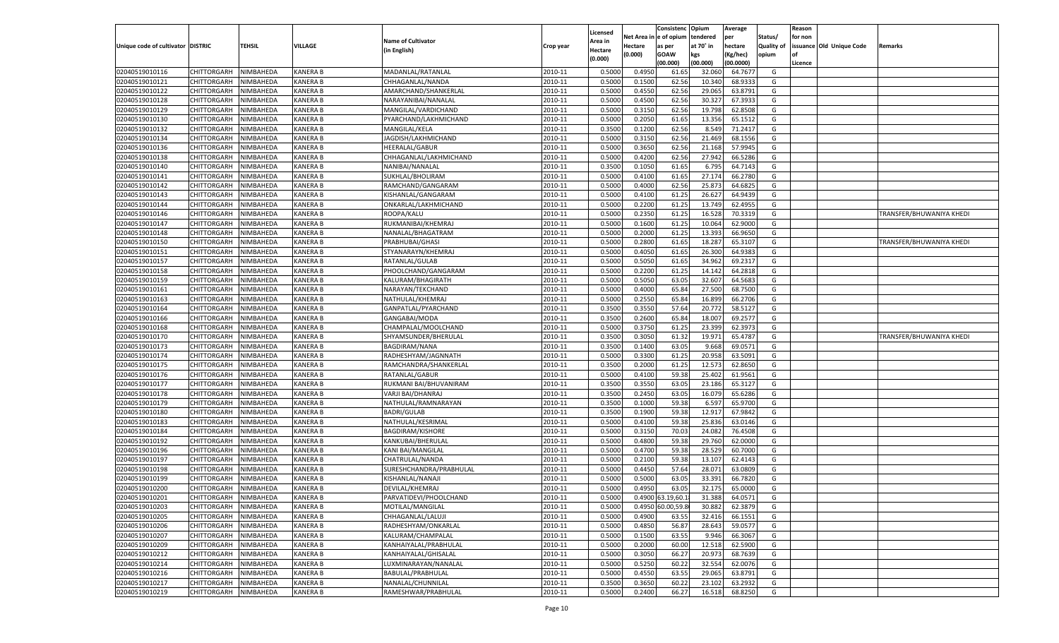| Unique code of cultivator | DISTRIC | TEHSIL | VILLAGE | Name of Cultivator (in English) | Crop year | Licensed Area in Hectare (0.000) | Net Area in Hectare (0.000) | Consistenc e of opium as per GOAW (00.000) | Opium tendered at 70˚ in kgs (00.000) | Average per hectare (Kg/hec) (00.0000) | Status/ Quality of opium | Reason for non issuance of Licence | Old Unique Code | Remarks |
|---|---|---|---|---|---|---|---|---|---|---|---|---|---|---|
| 02040519010116 | CHITTORGARH | NIMBAHEDA | KANERA B | MADANLAL/RATANLAL | 2010-11 | 0.5000 | 0.4950 | 61.65 | 32.060 | 64.7677 | G | | | |
| 02040519010121 | CHITTORGARH | NIMBAHEDA | KANERA B | CHHAGANLAL/NANDA | 2010-11 | 0.5000 | 0.1500 | 62.56 | 10.340 | 68.9333 | G | | | |
| 02040519010122 | CHITTORGARH | NIMBAHEDA | KANERA B | AMARCHAND/SHANKERLAL | 2010-11 | 0.5000 | 0.4550 | 62.56 | 29.065 | 63.8791 | G | | | |
| 02040519010128 | CHITTORGARH | NIMBAHEDA | KANERA B | NARAYANIBAI/NANALAL | 2010-11 | 0.5000 | 0.4500 | 62.56 | 30.327 | 67.3933 | G | | | |
| 02040519010129 | CHITTORGARH | NIMBAHEDA | KANERA B | MANGILAL/VARDICHAND | 2010-11 | 0.5000 | 0.3150 | 62.56 | 19.798 | 62.8508 | G | | | |
| 02040519010130 | CHITTORGARH | NIMBAHEDA | KANERA B | PYARCHAND/LAKHMICHAND | 2010-11 | 0.5000 | 0.2050 | 61.65 | 13.356 | 65.1512 | G | | | |
| 02040519010132 | CHITTORGARH | NIMBAHEDA | KANERA B | MANGILAL/KELA | 2010-11 | 0.3500 | 0.1200 | 62.56 | 8.549 | 71.2417 | G | | | |
| 02040519010134 | CHITTORGARH | NIMBAHEDA | KANERA B | JAGDISH/LAKHMICHAND | 2010-11 | 0.5000 | 0.3150 | 62.56 | 21.469 | 68.1556 | G | | | |
| 02040519010136 | CHITTORGARH | NIMBAHEDA | KANERA B | HEERALAL/GABUR | 2010-11 | 0.5000 | 0.3650 | 62.56 | 21.168 | 57.9945 | G | | | |
| 02040519010138 | CHITTORGARH | NIMBAHEDA | KANERA B | CHHAGANLAL/LAKHMICHAND | 2010-11 | 0.5000 | 0.4200 | 62.56 | 27.942 | 66.5286 | G | | | |
| 02040519010140 | CHITTORGARH | NIMBAHEDA | KANERA B | NANIBAI/NANALAL | 2010-11 | 0.3500 | 0.1050 | 61.65 | 6.795 | 64.7143 | G | | | |
| 02040519010141 | CHITTORGARH | NIMBAHEDA | KANERA B | SUKHLAL/BHOLIRAM | 2010-11 | 0.5000 | 0.4100 | 61.65 | 27.174 | 66.2780 | G | | | |
| 02040519010142 | CHITTORGARH | NIMBAHEDA | KANERA B | RAMCHAND/GANGARAM | 2010-11 | 0.5000 | 0.4000 | 62.56 | 25.873 | 64.6825 | G | | | |
| 02040519010143 | CHITTORGARH | NIMBAHEDA | KANERA B | KISHANLAL/GANGARAM | 2010-11 | 0.5000 | 0.4100 | 61.25 | 26.627 | 64.9439 | G | | | |
| 02040519010144 | CHITTORGARH | NIMBAHEDA | KANERA B | ONKARLAL/LAKHMICHAND | 2010-11 | 0.5000 | 0.2200 | 61.25 | 13.749 | 62.4955 | G | | | |
| 02040519010146 | CHITTORGARH | NIMBAHEDA | KANERA B | ROOPA/KALU | 2010-11 | 0.5000 | 0.2350 | 61.25 | 16.528 | 70.3319 | G | | | TRANSFER/BHUWANIYA KHEDI |
| 02040519010147 | CHITTORGARH | NIMBAHEDA | KANERA B | RUKMANIBAI/KHEMRAJ | 2010-11 | 0.5000 | 0.1600 | 61.25 | 10.064 | 62.9000 | G | | | |
| 02040519010148 | CHITTORGARH | NIMBAHEDA | KANERA B | NANALAL/BHAGATRAM | 2010-11 | 0.5000 | 0.2000 | 61.25 | 13.393 | 66.9650 | G | | | |
| 02040519010150 | CHITTORGARH | NIMBAHEDA | KANERA B | PRABHUBAI/GHASI | 2010-11 | 0.5000 | 0.2800 | 61.65 | 18.287 | 65.3107 | G | | | TRANSFER/BHUWANIYA KHEDI |
| 02040519010151 | CHITTORGARH | NIMBAHEDA | KANERA B | STYANARAYN/KHEMRAJ | 2010-11 | 0.5000 | 0.4050 | 61.65 | 26.300 | 64.9383 | G | | | |
| 02040519010157 | CHITTORGARH | NIMBAHEDA | KANERA B | RATANLAL/GULAB | 2010-11 | 0.5000 | 0.5050 | 61.65 | 34.962 | 69.2317 | G | | | |
| 02040519010158 | CHITTORGARH | NIMBAHEDA | KANERA B | PHOOLCHAND/GANGARAM | 2010-11 | 0.5000 | 0.2200 | 61.25 | 14.142 | 64.2818 | G | | | |
| 02040519010159 | CHITTORGARH | NIMBAHEDA | KANERA B | KALURAM/BHAGIRATH | 2010-11 | 0.5000 | 0.5050 | 63.05 | 32.607 | 64.5683 | G | | | |
| 02040519010161 | CHITTORGARH | NIMBAHEDA | KANERA B | NARAYAN/TEKCHAND | 2010-11 | 0.5000 | 0.4000 | 65.84 | 27.500 | 68.7500 | G | | | |
| 02040519010163 | CHITTORGARH | NIMBAHEDA | KANERA B | NATHULAL/KHEMRAJ | 2010-11 | 0.5000 | 0.2550 | 65.84 | 16.899 | 66.2706 | G | | | |
| 02040519010164 | CHITTORGARH | NIMBAHEDA | KANERA B | GANPATLAL/PYARCHAND | 2010-11 | 0.3500 | 0.3550 | 57.64 | 20.772 | 58.5127 | G | | | |
| 02040519010166 | CHITTORGARH | NIMBAHEDA | KANERA B | GANGABAI/MODA | 2010-11 | 0.3500 | 0.2600 | 65.84 | 18.007 | 69.2577 | G | | | |
| 02040519010168 | CHITTORGARH | NIMBAHEDA | KANERA B | CHAMPALAL/MOOLCHAND | 2010-11 | 0.5000 | 0.3750 | 61.25 | 23.399 | 62.3973 | G | | | |
| 02040519010170 | CHITTORGARH | NIMBAHEDA | KANERA B | SHYAMSUNDER/BHERULAL | 2010-11 | 0.3500 | 0.3050 | 61.32 | 19.971 | 65.4787 | G | | | TRANSFER/BHUWANIYA KHEDI |
| 02040519010173 | CHITTORGARH | NIMBAHEDA | KANERA B | BAGDIRAM/NANA | 2010-11 | 0.3500 | 0.1400 | 63.05 | 9.668 | 69.0571 | G | | | |
| 02040519010174 | CHITTORGARH | NIMBAHEDA | KANERA B | RADHESHYAM/JAGNNATH | 2010-11 | 0.5000 | 0.3300 | 61.25 | 20.958 | 63.5091 | G | | | |
| 02040519010175 | CHITTORGARH | NIMBAHEDA | KANERA B | RAMCHANDRA/SHANKERLAL | 2010-11 | 0.3500 | 0.2000 | 61.25 | 12.573 | 62.8650 | G | | | |
| 02040519010176 | CHITTORGARH | NIMBAHEDA | KANERA B | RATANLAL/GABUR | 2010-11 | 0.5000 | 0.4100 | 59.38 | 25.402 | 61.9561 | G | | | |
| 02040519010177 | CHITTORGARH | NIMBAHEDA | KANERA B | RUKMANI BAI/BHUVANIRAM | 2010-11 | 0.3500 | 0.3550 | 63.05 | 23.186 | 65.3127 | G | | | |
| 02040519010178 | CHITTORGARH | NIMBAHEDA | KANERA B | VARJI BAI/DHANRAJ | 2010-11 | 0.3500 | 0.2450 | 63.05 | 16.079 | 65.6286 | G | | | |
| 02040519010179 | CHITTORGARH | NIMBAHEDA | KANERA B | NATHULAL/RAMNARAYAN | 2010-11 | 0.3500 | 0.1000 | 59.38 | 6.597 | 65.9700 | G | | | |
| 02040519010180 | CHITTORGARH | NIMBAHEDA | KANERA B | BADRI/GULAB | 2010-11 | 0.3500 | 0.1900 | 59.38 | 12.917 | 67.9842 | G | | | |
| 02040519010183 | CHITTORGARH | NIMBAHEDA | KANERA B | NATHULAL/KESRIMAL | 2010-11 | 0.5000 | 0.4100 | 59.38 | 25.836 | 63.0146 | G | | | |
| 02040519010184 | CHITTORGARH | NIMBAHEDA | KANERA B | BAGDIRAM/KISHORE | 2010-11 | 0.5000 | 0.3150 | 70.03 | 24.082 | 76.4508 | G | | | |
| 02040519010192 | CHITTORGARH | NIMBAHEDA | KANERA B | KANKUBAI/BHERULAL | 2010-11 | 0.5000 | 0.4800 | 59.38 | 29.760 | 62.0000 | G | | | |
| 02040519010196 | CHITTORGARH | NIMBAHEDA | KANERA B | KANI BAI/MANGILAL | 2010-11 | 0.5000 | 0.4700 | 59.38 | 28.529 | 60.7000 | G | | | |
| 02040519010197 | CHITTORGARH | NIMBAHEDA | KANERA B | CHATRULAL/NANDA | 2010-11 | 0.5000 | 0.2100 | 59.38 | 13.107 | 62.4143 | G | | | |
| 02040519010198 | CHITTORGARH | NIMBAHEDA | KANERA B | SURESHCHANDRA/PRABHULAL | 2010-11 | 0.5000 | 0.4450 | 57.64 | 28.071 | 63.0809 | G | | | |
| 02040519010199 | CHITTORGARH | NIMBAHEDA | KANERA B | KISHANLAL/NANAJI | 2010-11 | 0.5000 | 0.5000 | 63.05 | 33.391 | 66.7820 | G | | | |
| 02040519010200 | CHITTORGARH | NIMBAHEDA | KANERA B | DEVILAL/KHEMRAJ | 2010-11 | 0.5000 | 0.4950 | 63.05 | 32.175 | 65.0000 | G | | | |
| 02040519010201 | CHITTORGARH | NIMBAHEDA | KANERA B | PARVATIDEVI/PHOOLCHAND | 2010-11 | 0.5000 | 0.4900 | 63.19,60.1 | 31.388 | 64.0571 | G | | | |
| 02040519010203 | CHITTORGARH | NIMBAHEDA | KANERA B | MOTILAL/MANGILAL | 2010-11 | 0.5000 | 0.4950 | 60.00,59.8 | 30.882 | 62.3879 | G | | | |
| 02040519010205 | CHITTORGARH | NIMBAHEDA | KANERA B | CHHAGANLAL/LALUJI | 2010-11 | 0.5000 | 0.4900 | 63.55 | 32.416 | 66.1551 | G | | | |
| 02040519010206 | CHITTORGARH | NIMBAHEDA | KANERA B | RADHESHYAM/ONKARLAL | 2010-11 | 0.5000 | 0.4850 | 56.87 | 28.643 | 59.0577 | G | | | |
| 02040519010207 | CHITTORGARH | NIMBAHEDA | KANERA B | KALURAM/CHAMPALAL | 2010-11 | 0.5000 | 0.1500 | 63.55 | 9.946 | 66.3067 | G | | | |
| 02040519010209 | CHITTORGARH | NIMBAHEDA | KANERA B | KANHAIYALAL/PRABHULAL | 2010-11 | 0.5000 | 0.2000 | 60.00 | 12.518 | 62.5900 | G | | | |
| 02040519010212 | CHITTORGARH | NIMBAHEDA | KANERA B | KANHAIYALAL/GHISALAL | 2010-11 | 0.5000 | 0.3050 | 66.27 | 20.973 | 68.7639 | G | | | |
| 02040519010214 | CHITTORGARH | NIMBAHEDA | KANERA B | LUXMINARAYAN/NANALAL | 2010-11 | 0.5000 | 0.5250 | 60.22 | 32.554 | 62.0076 | G | | | |
| 02040519010216 | CHITTORGARH | NIMBAHEDA | KANERA B | BABULAL/PRABHULAL | 2010-11 | 0.5000 | 0.4550 | 63.55 | 29.065 | 63.8791 | G | | | |
| 02040519010217 | CHITTORGARH | NIMBAHEDA | KANERA B | NANALAL/CHUNNILAL | 2010-11 | 0.3500 | 0.3650 | 60.22 | 23.102 | 63.2932 | G | | | |
| 02040519010219 | CHITTORGARH | NIMBAHEDA | KANERA B | RAMESHWAR/PRABHULAL | 2010-11 | 0.5000 | 0.2400 | 66.27 | 16.518 | 68.8250 | G | | | |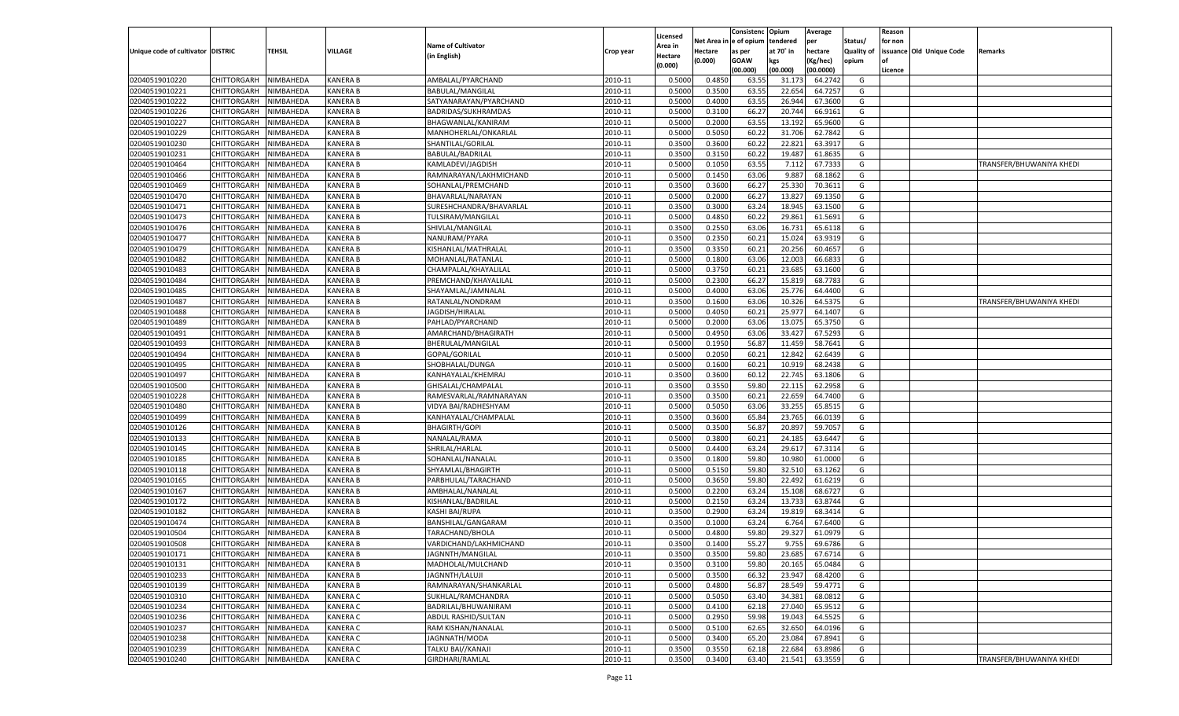| Unique code of cultivator | DISTRIC | TEHSIL | VILLAGE | Name of Cultivator (in English) | Crop year | Licensed Area in Hectare (0.000) | Net Area in Hectare (0.000) | Consistenc e of opium as per GOAW (00.000) | Opium tendered at 70˚ in kgs (00.000) | Average per hectare (Kg/hec) (00.0000) | Status/ Quality of opium | Reason for non issuance of Licence | Old Unique Code | Remarks |
|---|---|---|---|---|---|---|---|---|---|---|---|---|---|---|
| 02040519010220 | CHITTORGARH | NIMBAHEDA | KANERA B | AMBALAL/PYARCHAND | 2010-11 | 0.5000 | 0.4850 | 63.55 | 31.173 | 64.2742 | G | | | |
| 02040519010221 | CHITTORGARH | NIMBAHEDA | KANERA B | BABULAL/MANGILAL | 2010-11 | 0.5000 | 0.3500 | 63.55 | 22.654 | 64.7257 | G | | | |
| 02040519010222 | CHITTORGARH | NIMBAHEDA | KANERA B | SATYANARAYAN/PYARCHAND | 2010-11 | 0.5000 | 0.4000 | 63.55 | 26.944 | 67.3600 | G | | | |
| 02040519010226 | CHITTORGARH | NIMBAHEDA | KANERA B | BADRIDAS/SUKHRAMDAS | 2010-11 | 0.5000 | 0.3100 | 66.27 | 20.744 | 66.9161 | G | | | |
| 02040519010227 | CHITTORGARH | NIMBAHEDA | KANERA B | BHAGWANLAL/KANIRAM | 2010-11 | 0.5000 | 0.2000 | 63.55 | 13.192 | 65.9600 | G | | | |
| 02040519010229 | CHITTORGARH | NIMBAHEDA | KANERA B | MANHOHERLAL/ONKARLAL | 2010-11 | 0.5000 | 0.5050 | 60.22 | 31.706 | 62.7842 | G | | | |
| 02040519010230 | CHITTORGARH | NIMBAHEDA | KANERA B | SHANTILAL/GORILAL | 2010-11 | 0.3500 | 0.3600 | 60.22 | 22.821 | 63.3917 | G | | | |
| 02040519010231 | CHITTORGARH | NIMBAHEDA | KANERA B | BABULAL/BADRILAL | 2010-11 | 0.3500 | 0.3150 | 60.22 | 19.487 | 61.8635 | G | | | |
| 02040519010464 | CHITTORGARH | NIMBAHEDA | KANERA B | KAMLADEVI/JAGDISH | 2010-11 | 0.5000 | 0.1050 | 63.55 | 7.112 | 67.7333 | G | | | TRANSFER/BHUWANIYA KHEDI |
| 02040519010466 | CHITTORGARH | NIMBAHEDA | KANERA B | RAMNARAYAN/LAKHMICHAND | 2010-11 | 0.5000 | 0.1450 | 63.06 | 9.887 | 68.1862 | G | | | |
| 02040519010469 | CHITTORGARH | NIMBAHEDA | KANERA B | SOHANLAL/PREMCHAND | 2010-11 | 0.3500 | 0.3600 | 66.27 | 25.330 | 70.3611 | G | | | |
| 02040519010470 | CHITTORGARH | NIMBAHEDA | KANERA B | BHAVARLAL/NARAYAN | 2010-11 | 0.5000 | 0.2000 | 66.27 | 13.827 | 69.1350 | G | | | |
| 02040519010471 | CHITTORGARH | NIMBAHEDA | KANERA B | SURESHCHANDRA/BHAVARLAL | 2010-11 | 0.3500 | 0.3000 | 63.24 | 18.945 | 63.1500 | G | | | |
| 02040519010473 | CHITTORGARH | NIMBAHEDA | KANERA B | TULSIRAM/MANGILAL | 2010-11 | 0.5000 | 0.4850 | 60.22 | 29.861 | 61.5691 | G | | | |
| 02040519010476 | CHITTORGARH | NIMBAHEDA | KANERA B | SHIVLAL/MANGILAL | 2010-11 | 0.3500 | 0.2550 | 63.06 | 16.731 | 65.6118 | G | | | |
| 02040519010477 | CHITTORGARH | NIMBAHEDA | KANERA B | NANURAM/PYARA | 2010-11 | 0.3500 | 0.2350 | 60.21 | 15.024 | 63.9319 | G | | | |
| 02040519010479 | CHITTORGARH | NIMBAHEDA | KANERA B | KISHANLAL/MATHRALAL | 2010-11 | 0.3500 | 0.3350 | 60.21 | 20.256 | 60.4657 | G | | | |
| 02040519010482 | CHITTORGARH | NIMBAHEDA | KANERA B | MOHANLAL/RATANLAL | 2010-11 | 0.5000 | 0.1800 | 63.06 | 12.003 | 66.6833 | G | | | |
| 02040519010483 | CHITTORGARH | NIMBAHEDA | KANERA B | CHAMPALAL/KHAYALILAL | 2010-11 | 0.5000 | 0.3750 | 60.21 | 23.685 | 63.1600 | G | | | |
| 02040519010484 | CHITTORGARH | NIMBAHEDA | KANERA B | PREMCHAND/KHAYALILAL | 2010-11 | 0.5000 | 0.2300 | 66.27 | 15.819 | 68.7783 | G | | | |
| 02040519010485 | CHITTORGARH | NIMBAHEDA | KANERA B | SHAYAMLAL/JAMNALAL | 2010-11 | 0.5000 | 0.4000 | 63.06 | 25.776 | 64.4400 | G | | | |
| 02040519010487 | CHITTORGARH | NIMBAHEDA | KANERA B | RATANLAL/NONDRAM | 2010-11 | 0.3500 | 0.1600 | 63.06 | 10.326 | 64.5375 | G | | | TRANSFER/BHUWANIYA KHEDI |
| 02040519010488 | CHITTORGARH | NIMBAHEDA | KANERA B | JAGDISH/HIRALAL | 2010-11 | 0.5000 | 0.4050 | 60.21 | 25.977 | 64.1407 | G | | | |
| 02040519010489 | CHITTORGARH | NIMBAHEDA | KANERA B | PAHLAD/PYARCHAND | 2010-11 | 0.5000 | 0.2000 | 63.06 | 13.075 | 65.3750 | G | | | |
| 02040519010491 | CHITTORGARH | NIMBAHEDA | KANERA B | AMARCHAND/BHAGIRATH | 2010-11 | 0.5000 | 0.4950 | 63.06 | 33.427 | 67.5293 | G | | | |
| 02040519010493 | CHITTORGARH | NIMBAHEDA | KANERA B | BHERULAL/MANGILAL | 2010-11 | 0.5000 | 0.1950 | 56.87 | 11.459 | 58.7641 | G | | | |
| 02040519010494 | CHITTORGARH | NIMBAHEDA | KANERA B | GOPAL/GORILAL | 2010-11 | 0.5000 | 0.2050 | 60.21 | 12.842 | 62.6439 | G | | | |
| 02040519010495 | CHITTORGARH | NIMBAHEDA | KANERA B | SHOBHALAL/DUNGA | 2010-11 | 0.5000 | 0.1600 | 60.21 | 10.919 | 68.2438 | G | | | |
| 02040519010497 | CHITTORGARH | NIMBAHEDA | KANERA B | KANHAYALAL/KHEMRAJ | 2010-11 | 0.3500 | 0.3600 | 60.12 | 22.745 | 63.1806 | G | | | |
| 02040519010500 | CHITTORGARH | NIMBAHEDA | KANERA B | GHISALAL/CHAMPALAL | 2010-11 | 0.3500 | 0.3550 | 59.80 | 22.115 | 62.2958 | G | | | |
| 02040519010228 | CHITTORGARH | NIMBAHEDA | KANERA B | RAMESVARLAL/RAMNARAYAN | 2010-11 | 0.3500 | 0.3500 | 60.21 | 22.659 | 64.7400 | G | | | |
| 02040519010480 | CHITTORGARH | NIMBAHEDA | KANERA B | VIDYA BAI/RADHESHYAM | 2010-11 | 0.5000 | 0.5050 | 63.06 | 33.255 | 65.8515 | G | | | |
| 02040519010499 | CHITTORGARH | NIMBAHEDA | KANERA B | KANHAYALAL/CHAMPALAL | 2010-11 | 0.3500 | 0.3600 | 65.84 | 23.765 | 66.0139 | G | | | |
| 02040519010126 | CHITTORGARH | NIMBAHEDA | KANERA B | BHAGIRTH/GOPI | 2010-11 | 0.5000 | 0.3500 | 56.87 | 20.897 | 59.7057 | G | | | |
| 02040519010133 | CHITTORGARH | NIMBAHEDA | KANERA B | NANALAL/RAMA | 2010-11 | 0.5000 | 0.3800 | 60.21 | 24.185 | 63.6447 | G | | | |
| 02040519010145 | CHITTORGARH | NIMBAHEDA | KANERA B | SHRILAL/HARLAL | 2010-11 | 0.5000 | 0.4400 | 63.24 | 29.617 | 67.3114 | G | | | |
| 02040519010185 | CHITTORGARH | NIMBAHEDA | KANERA B | SOHANLAL/NANALAL | 2010-11 | 0.3500 | 0.1800 | 59.80 | 10.980 | 61.0000 | G | | | |
| 02040519010118 | CHITTORGARH | NIMBAHEDA | KANERA B | SHYAMLAL/BHAGIRTH | 2010-11 | 0.5000 | 0.5150 | 59.80 | 32.510 | 63.1262 | G | | | |
| 02040519010165 | CHITTORGARH | NIMBAHEDA | KANERA B | PARBHULAL/TARACHAND | 2010-11 | 0.5000 | 0.3650 | 59.80 | 22.492 | 61.6219 | G | | | |
| 02040519010167 | CHITTORGARH | NIMBAHEDA | KANERA B | AMBHALAL/NANALAL | 2010-11 | 0.5000 | 0.2200 | 63.24 | 15.108 | 68.6727 | G | | | |
| 02040519010172 | CHITTORGARH | NIMBAHEDA | KANERA B | KISHANLAL/BADRILAL | 2010-11 | 0.5000 | 0.2150 | 63.24 | 13.733 | 63.8744 | G | | | |
| 02040519010182 | CHITTORGARH | NIMBAHEDA | KANERA B | KASHI BAI/RUPA | 2010-11 | 0.3500 | 0.2900 | 63.24 | 19.819 | 68.3414 | G | | | |
| 02040519010474 | CHITTORGARH | NIMBAHEDA | KANERA B | BANSHILAL/GANGARAM | 2010-11 | 0.3500 | 0.1000 | 63.24 | 6.764 | 67.6400 | G | | | |
| 02040519010504 | CHITTORGARH | NIMBAHEDA | KANERA B | TARACHAND/BHOLA | 2010-11 | 0.5000 | 0.4800 | 59.80 | 29.327 | 61.0979 | G | | | |
| 02040519010508 | CHITTORGARH | NIMBAHEDA | KANERA B | VARDICHAND/LAKHMICHAND | 2010-11 | 0.3500 | 0.1400 | 55.27 | 9.755 | 69.6786 | G | | | |
| 02040519010171 | CHITTORGARH | NIMBAHEDA | KANERA B | JAGNNTH/MANGILAL | 2010-11 | 0.3500 | 0.3500 | 59.80 | 23.685 | 67.6714 | G | | | |
| 02040519010131 | CHITTORGARH | NIMBAHEDA | KANERA B | MADHOLAL/MULCHAND | 2010-11 | 0.3500 | 0.3100 | 59.80 | 20.165 | 65.0484 | G | | | |
| 02040519010233 | CHITTORGARH | NIMBAHEDA | KANERA B | JAGNNTH/LALUJI | 2010-11 | 0.5000 | 0.3500 | 66.32 | 23.947 | 68.4200 | G | | | |
| 02040519010139 | CHITTORGARH | NIMBAHEDA | KANERA B | RAMNARAYAN/SHANKARLAL | 2010-11 | 0.5000 | 0.4800 | 56.87 | 28.549 | 59.4771 | G | | | |
| 02040519010310 | CHITTORGARH | NIMBAHEDA | KANERA C | SUKHLAL/RAMCHANDRA | 2010-11 | 0.5000 | 0.5050 | 63.40 | 34.381 | 68.0812 | G | | | |
| 02040519010234 | CHITTORGARH | NIMBAHEDA | KANERA C | BADRILAL/BHUWANIRAM | 2010-11 | 0.5000 | 0.4100 | 62.18 | 27.040 | 65.9512 | G | | | |
| 02040519010236 | CHITTORGARH | NIMBAHEDA | KANERA C | ABDUL RASHID/SULTAN | 2010-11 | 0.5000 | 0.2950 | 59.98 | 19.043 | 64.5525 | G | | | |
| 02040519010237 | CHITTORGARH | NIMBAHEDA | KANERA C | RAM KISHAN/NANALAL | 2010-11 | 0.5000 | 0.5100 | 62.65 | 32.650 | 64.0196 | G | | | |
| 02040519010238 | CHITTORGARH | NIMBAHEDA | KANERA C | JAGNNATH/MODA | 2010-11 | 0.5000 | 0.3400 | 65.20 | 23.084 | 67.8941 | G | | | |
| 02040519010239 | CHITTORGARH | NIMBAHEDA | KANERA C | TALKU BAI//KANAJI | 2010-11 | 0.3500 | 0.3550 | 62.18 | 22.684 | 63.8986 | G | | | |
| 02040519010240 | CHITTORGARH | NIMBAHEDA | KANERA C | GIRDHARI/RAMLAL | 2010-11 | 0.3500 | 0.3400 | 63.40 | 21.541 | 63.3559 | G | | | TRANSFER/BHUWANIYA KHEDI |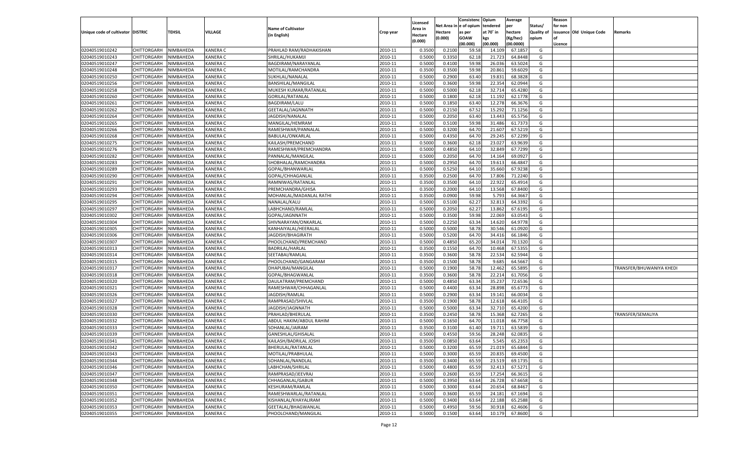| Unique code of cultivator | DISTRIC | TEHSIL | VILLAGE | Name of Cultivator (in English) | Crop year | Licensed Area in Hectare (0.000) | Net Area in Hectare (0.000) | Consistence of opium as per GOAW (00.000) | Opium tendered at 70° in kgs (00.000) | Average per hectare (Kg/hec) (00.0000) | Status/ Quality of opium | Reason for non issuance of Licence | Old Unique Code | Remarks |
|---|---|---|---|---|---|---|---|---|---|---|---|---|---|---|
| 02040519010242 | CHITTORGARH | NIMBAHEDA | KANERA C | PRAHLAD RAM/RADHAKISHAN | 2010-11 | 0.3500 | 0.2100 | 59.58 | 14.109 | 67.1857 | G | | | |
| 02040519010243 | CHITTORGARH | NIMBAHEDA | KANERA C | SHRILAL/HUKAMJI | 2010-11 | 0.5000 | 0.3350 | 62.18 | 21.723 | 64.8448 | G | | | |
| 02040519010247 | CHITTORGARH | NIMBAHEDA | KANERA C | BAGDIRAM/NARAYANLAL | 2010-11 | 0.5000 | 0.4100 | 59.98 | 26.036 | 63.5024 | G | | | |
| 02040519010248 | CHITTORGARH | NIMBAHEDA | KANERA C | MOTILAL/RAMCHANDRA | 2010-11 | 0.3500 | 0.3500 | 59.98 | 20.861 | 59.6029 | G | | | |
| 02040519010250 | CHITTORGARH | NIMBAHEDA | KANERA C | SUKHLAL/NANALAL | 2010-11 | 0.5000 | 0.2900 | 63.40 | 19.831 | 68.3828 | G | | | |
| 02040519010256 | CHITTORGARH | NIMBAHEDA | KANERA C | BANSHILAL/MANGILAL | 2010-11 | 0.5000 | 0.3600 | 59.98 | 22.354 | 62.0944 | G | | | |
| 02040519010258 | CHITTORGARH | NIMBAHEDA | KANERA C | MUKESH KUMAR/RATANLAL | 2010-11 | 0.5000 | 0.5000 | 62.18 | 32.714 | 65.4280 | G | | | |
| 02040519010260 | CHITTORGARH | NIMBAHEDA | KANERA C | GORILAL/RATANLAL | 2010-11 | 0.5000 | 0.1800 | 62.18 | 11.192 | 62.1778 | G | | | |
| 02040519010261 | CHITTORGARH | NIMBAHEDA | KANERA C | BAGDIRAM/LALU | 2010-11 | 0.5000 | 0.1850 | 63.40 | 12.278 | 66.3676 | G | | | |
| 02040519010262 | CHITTORGARH | NIMBAHEDA | KANERA C | GEETALAL/JAGNNATH | 2010-11 | 0.5000 | 0.2150 | 67.52 | 15.292 | 71.1256 | G | | | |
| 02040519010264 | CHITTORGARH | NIMBAHEDA | KANERA C | JAGDISH/NANALAL | 2010-11 | 0.5000 | 0.2050 | 63.40 | 13.443 | 65.5756 | G | | | |
| 02040519010265 | CHITTORGARH | NIMBAHEDA | KANERA C | MANGILAL/HEMRAM | 2010-11 | 0.5000 | 0.5100 | 59.98 | 31.486 | 61.7373 | G | | | |
| 02040519010266 | CHITTORGARH | NIMBAHEDA | KANERA C | RAMESHWAR/PANNALAL | 2010-11 | 0.5000 | 0.3200 | 64.70 | 21.607 | 67.5219 | G | | | |
| 02040519010268 | CHITTORGARH | NIMBAHEDA | KANERA C | BABULAL/ONKARLAL | 2010-11 | 0.5000 | 0.4350 | 64.70 | 29.245 | 67.2299 | G | | | |
| 02040519010275 | CHITTORGARH | NIMBAHEDA | KANERA C | KAILASH/PREMCHAND | 2010-11 | 0.5000 | 0.3600 | 62.18 | 23.027 | 63.9639 | G | | | |
| 02040519010276 | CHITTORGARH | NIMBAHEDA | KANERA C | RAMESHWAR/PREMCHANDRA | 2010-11 | 0.5000 | 0.4850 | 64.10 | 32.849 | 67.7299 | G | | | |
| 02040519010282 | CHITTORGARH | NIMBAHEDA | KANERA C | PANNALAL/MANGILAL | 2010-11 | 0.5000 | 0.2050 | 64.70 | 14.164 | 69.0927 | G | | | |
| 02040519010283 | CHITTORGARH | NIMBAHEDA | KANERA C | SHOBHALAL/RAMCHANDRA | 2010-11 | 0.5000 | 0.2950 | 64.70 | 19.613 | 66.4847 | G | | | |
| 02040519010289 | CHITTORGARH | NIMBAHEDA | KANERA C | GOPAL/BHANWARLAL | 2010-11 | 0.5000 | 0.5250 | 64.10 | 35.660 | 67.9238 | G | | | |
| 02040519010290 | CHITTORGARH | NIMBAHEDA | KANERA C | GOPAL/CHHAGANLAL | 2010-11 | 0.3500 | 0.2500 | 64.70 | 17.806 | 71.2240 | G | | | |
| 02040519010291 | CHITTORGARH | NIMBAHEDA | KANERA C | RAMNIWAS/RATANLAL | 2010-11 | 0.3500 | 0.3500 | 64.10 | 22.922 | 65.4914 | G | | | |
| 02040519010293 | CHITTORGARH | NIMBAHEDA | KANERA C | PREMCHANDRA/GHISA | 2010-11 | 0.3500 | 0.2000 | 64.10 | 13.568 | 67.8400 | G | | | |
| 02040519010294 | CHITTORGARH | NIMBAHEDA | KANERA C | MOHANLAL/MADANLAL RATHI | 2010-11 | 0.3500 | 0.0900 | 59.98 | 5.793 | 64.3667 | G | | | |
| 02040519010295 | CHITTORGARH | NIMBAHEDA | KANERA C | NANALAL/KALU | 2010-11 | 0.5000 | 0.5100 | 62.27 | 32.813 | 64.3392 | G | | | |
| 02040519010297 | CHITTORGARH | NIMBAHEDA | KANERA C | LABHCHAND/RAMLAL | 2010-11 | 0.5000 | 0.2050 | 62.27 | 13.862 | 67.6195 | G | | | |
| 02040519010302 | CHITTORGARH | NIMBAHEDA | KANERA C | GOPAL/JAGNNATH | 2010-11 | 0.5000 | 0.3500 | 59.98 | 22.069 | 63.0543 | G | | | |
| 02040519010304 | CHITTORGARH | NIMBAHEDA | KANERA C | SHIVNARAYAN/ONKARLAL | 2010-11 | 0.5000 | 0.2250 | 63.34 | 14.620 | 64.9778 | G | | | |
| 02040519010305 | CHITTORGARH | NIMBAHEDA | KANERA C | KANHAIYALAL/HEERALAL | 2010-11 | 0.5000 | 0.5000 | 58.78 | 30.546 | 61.0920 | G | | | |
| 02040519010306 | CHITTORGARH | NIMBAHEDA | KANERA C | JAGDISH/BHAGIRATH | 2010-11 | 0.5000 | 0.5200 | 64.70 | 34.416 | 66.1846 | G | | | |
| 02040519010307 | CHITTORGARH | NIMBAHEDA | KANERA C | PHOOLCHAND/PREMCHAND | 2010-11 | 0.5000 | 0.4850 | 65.20 | 34.014 | 70.1320 | G | | | |
| 02040519010313 | CHITTORGARH | NIMBAHEDA | KANERA C | BADRILAL/HARLAL | 2010-11 | 0.3500 | 0.1550 | 64.70 | 10.468 | 67.5355 | G | | | |
| 02040519010314 | CHITTORGARH | NIMBAHEDA | KANERA C | SEETABAI/RAMLAL | 2010-11 | 0.3500 | 0.3600 | 58.78 | 22.534 | 62.5944 | G | | | |
| 02040519010315 | CHITTORGARH | NIMBAHEDA | KANERA C | PHOOLCHAND/GANGARAM | 2010-11 | 0.3500 | 0.1500 | 58.78 | 9.685 | 64.5667 | G | | | |
| 02040519010317 | CHITTORGARH | NIMBAHEDA | KANERA C | DHAPUBAI/MANGILAL | 2010-11 | 0.5000 | 0.1900 | 58.78 | 12.462 | 65.5895 | G | | | TRANSFER/BHUWANIYA KHEDI |
| 02040519010318 | CHITTORGARH | NIMBAHEDA | KANERA C | GOPAL/BHAGWANLAL | 2010-11 | 0.3500 | 0.3600 | 58.78 | 22.214 | 61.7056 | G | | | |
| 02040519010320 | CHITTORGARH | NIMBAHEDA | KANERA C | DAULATRAM/PREMCHAND | 2010-11 | 0.5000 | 0.4850 | 63.34 | 35.237 | 72.6536 | G | | | |
| 02040519010321 | CHITTORGARH | NIMBAHEDA | KANERA C | RAMESHWAR/CHHAGANLAL | 2010-11 | 0.5000 | 0.4400 | 63.34 | 28.898 | 65.6773 | G | | | |
| 02040519010326 | CHITTORGARH | NIMBAHEDA | KANERA C | JAGDISH/RAMLAL | 2010-11 | 0.5000 | 0.2900 | 63.34 | 19.141 | 66.0034 | G | | | |
| 02040519010327 | CHITTORGARH | NIMBAHEDA | KANERA C | RAMPRASAD/SHIVLAL | 2010-11 | 0.3500 | 0.1900 | 58.78 | 12.618 | 66.4105 | G | | | |
| 02040519010328 | CHITTORGARH | NIMBAHEDA | KANERA C | JAGDISH/JAGNNATH | 2010-11 | 0.5000 | 0.5000 | 63.34 | 32.710 | 65.4200 | G | | | |
| 02040519010330 | CHITTORGARH | NIMBAHEDA | KANERA C | PRAHLAD/BHERULAL | 2010-11 | 0.3500 | 0.2450 | 58.78 | 15.368 | 62.7265 | G | | | TRANSFER/SEMALIYA |
| 02040519010332 | CHITTORGARH | NIMBAHEDA | KANERA C | ABDUL HAKIM/ABDUL RAHIM | 2010-11 | 0.5000 | 0.1650 | 64.70 | 11.018 | 66.7758 | G | | | |
| 02040519010333 | CHITTORGARH | NIMBAHEDA | KANERA C | SOHANLAL/JAIRAM | 2010-11 | 0.3500 | 0.3100 | 61.40 | 19.711 | 63.5839 | G | | | |
| 02040519010339 | CHITTORGARH | NIMBAHEDA | KANERA C | GANESHLAL/GHISALAL | 2010-11 | 0.5000 | 0.4550 | 59.56 | 28.248 | 62.0835 | G | | | |
| 02040519010341 | CHITTORGARH | NIMBAHEDA | KANERA C | KAILASH/BADRILAL JOSHI | 2010-11 | 0.3500 | 0.0850 | 63.64 | 5.545 | 65.2353 | G | | | |
| 02040519010342 | CHITTORGARH | NIMBAHEDA | KANERA C | BHERULAL/RATANLAL | 2010-11 | 0.5000 | 0.3200 | 65.59 | 21.019 | 65.6844 | G | | | |
| 02040519010343 | CHITTORGARH | NIMBAHEDA | KANERA C | MOTILAL/PRABHULAL | 2010-11 | 0.5000 | 0.3000 | 65.59 | 20.835 | 69.4500 | G | | | |
| 02040519010344 | CHITTORGARH | NIMBAHEDA | KANERA C | SOHANLAL/NANDLAL | 2010-11 | 0.3500 | 0.3400 | 65.59 | 23.519 | 69.1735 | G | | | |
| 02040519010346 | CHITTORGARH | NIMBAHEDA | KANERA C | LABHCHAN/SHRILAL | 2010-11 | 0.5000 | 0.4800 | 65.59 | 32.413 | 67.5271 | G | | | |
| 02040519010347 | CHITTORGARH | NIMBAHEDA | KANERA C | RAMPRASAD/JEEVRAJ | 2010-11 | 0.5000 | 0.2600 | 65.59 | 17.254 | 66.3615 | G | | | |
| 02040519010348 | CHITTORGARH | NIMBAHEDA | KANERA C | CHHAGANLAL/GABUR | 2010-11 | 0.5000 | 0.3950 | 63.64 | 26.728 | 67.6658 | G | | | |
| 02040519010350 | CHITTORGARH | NIMBAHEDA | KANERA C | KESHURAM/RAMLAL | 2010-11 | 0.5000 | 0.3000 | 63.64 | 20.654 | 68.8467 | G | | | |
| 02040519010351 | CHITTORGARH | NIMBAHEDA | KANERA C | RAMESHWARLAL/RATANLAL | 2010-11 | 0.5000 | 0.3600 | 65.59 | 24.181 | 67.1694 | G | | | |
| 02040519010352 | CHITTORGARH | NIMBAHEDA | KANERA C | KISHANLAL/KHAYALIRAM | 2010-11 | 0.5000 | 0.3400 | 63.64 | 22.188 | 65.2588 | G | | | |
| 02040519010353 | CHITTORGARH | NIMBAHEDA | KANERA C | GEETALAL/BHAGWANLAL | 2010-11 | 0.5000 | 0.4950 | 59.56 | 30.918 | 62.4606 | G | | | |
| 02040519010355 | CHITTORGARH | NIMBAHEDA | KANERA C | PHOOLCHAND/MANGILAL | 2010-11 | 0.5000 | 0.1500 | 63.64 | 10.179 | 67.8600 | G | | | |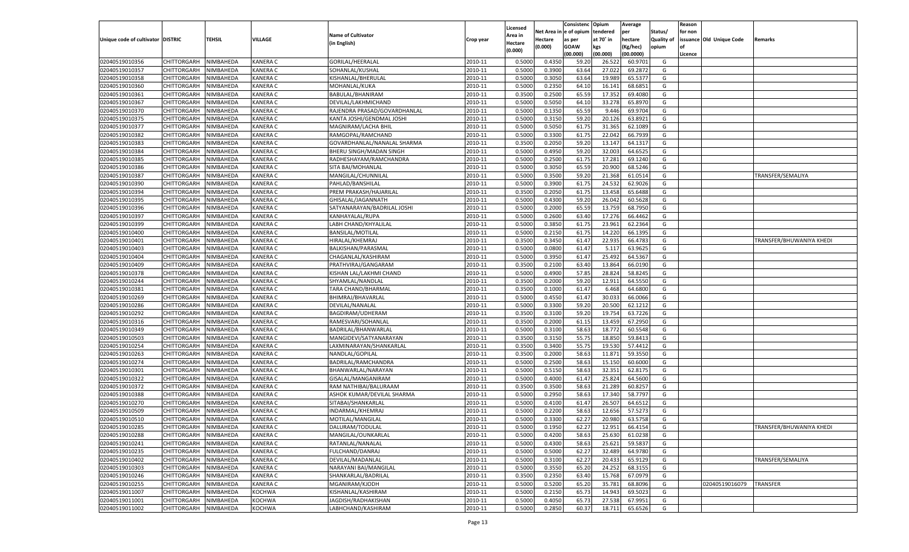| Unique code of cultivator | DISTRIC | TEHSIL | VILLAGE | Name of Cultivator (in English) | Crop year | Licensed Area in Hectare (0.000) | Net Area in Hectare (0.000) | Consistence of opium as per GOAW (00.000) | Opium tendered at 70° in kgs (00.000) | Average per hectare (Kg/hec) (00.0000) | Status/ Quality of opium | Reason for non issuance of Licence | Old Unique Code | Remarks |
|---|---|---|---|---|---|---|---|---|---|---|---|---|---|---|
| 02040519010356 | CHITTORGARH | NIMBAHEDA | KANERA C | GORILAL/HEERALAL | 2010-11 | 0.5000 | 0.4350 | 59.20 | 26.522 | 60.9701 | G | | | |
| 02040519010357 | CHITTORGARH | NIMBAHEDA | KANERA C | SOHANLAL/KUSHAL | 2010-11 | 0.5000 | 0.3900 | 63.64 | 27.022 | 69.2872 | G | | | |
| 02040519010358 | CHITTORGARH | NIMBAHEDA | KANERA C | KISHANLAL/BHERULAL | 2010-11 | 0.5000 | 0.3050 | 63.64 | 19.989 | 65.5377 | G | | | |
| 02040519010360 | CHITTORGARH | NIMBAHEDA | KANERA C | MOHANLAL/KUKA | 2010-11 | 0.5000 | 0.2350 | 64.10 | 16.141 | 68.6851 | G | | | |
| 02040519010361 | CHITTORGARH | NIMBAHEDA | KANERA C | BABULAL/BHANIRAM | 2010-11 | 0.3500 | 0.2500 | 65.59 | 17.352 | 69.4080 | G | | | |
| 02040519010367 | CHITTORGARH | NIMBAHEDA | KANERA C | DEVILAL/LAKHMICHAND | 2010-11 | 0.5000 | 0.5050 | 64.10 | 33.278 | 65.8970 | G | | | |
| 02040519010370 | CHITTORGARH | NIMBAHEDA | KANERA C | RAJENDRA PRASAD/GOVARDHANLAL | 2010-11 | 0.5000 | 0.1350 | 65.59 | 9.446 | 69.9704 | G | | | |
| 02040519010375 | CHITTORGARH | NIMBAHEDA | KANERA C | KANTA JOSHI/GENDMAL JOSHI | 2010-11 | 0.5000 | 0.3150 | 59.20 | 20.126 | 63.8921 | G | | | |
| 02040519010377 | CHITTORGARH | NIMBAHEDA | KANERA C | MAGNIRAM/LACHA BHIL | 2010-11 | 0.5000 | 0.5050 | 61.75 | 31.365 | 62.1089 | G | | | |
| 02040519010382 | CHITTORGARH | NIMBAHEDA | KANERA C | RAMGOPAL/RAMCHAND | 2010-11 | 0.5000 | 0.3300 | 61.75 | 22.042 | 66.7939 | G | | | |
| 02040519010383 | CHITTORGARH | NIMBAHEDA | KANERA C | GOVARDHANLAL/NANALAL SHARMA | 2010-11 | 0.3500 | 0.2050 | 59.20 | 13.147 | 64.1317 | G | | | |
| 02040519010384 | CHITTORGARH | NIMBAHEDA | KANERA C | BHERU SINGH/MADAN SINGH | 2010-11 | 0.5000 | 0.4950 | 59.20 | 32.003 | 64.6525 | G | | | |
| 02040519010385 | CHITTORGARH | NIMBAHEDA | KANERA C | RADHESHAYAM/RAMCHANDRA | 2010-11 | 0.5000 | 0.2500 | 61.75 | 17.281 | 69.1240 | G | | | |
| 02040519010386 | CHITTORGARH | NIMBAHEDA | KANERA C | SITA BAI/MOHANLAL | 2010-11 | 0.5000 | 0.3050 | 65.59 | 20.900 | 68.5246 | G | | | |
| 02040519010387 | CHITTORGARH | NIMBAHEDA | KANERA C | MANGILAL/CHUNNILAL | 2010-11 | 0.5000 | 0.3500 | 59.20 | 21.368 | 61.0514 | G | | | TRANSFER/SEMALIYA |
| 02040519010390 | CHITTORGARH | NIMBAHEDA | KANERA C | PAHLAD/BANSHILAL | 2010-11 | 0.5000 | 0.3900 | 61.75 | 24.532 | 62.9026 | G | | | |
| 02040519010394 | CHITTORGARH | NIMBAHEDA | KANERA C | PREM PRAKASH/HAJARILAL | 2010-11 | 0.3500 | 0.2050 | 61.75 | 13.458 | 65.6488 | G | | | |
| 02040519010395 | CHITTORGARH | NIMBAHEDA | KANERA C | GHISALAL/JAGANNATH | 2010-11 | 0.5000 | 0.4300 | 59.20 | 26.042 | 60.5628 | G | | | |
| 02040519010396 | CHITTORGARH | NIMBAHEDA | KANERA C | SATYANARAYAN/BADRILAL JOSHI | 2010-11 | 0.5000 | 0.2000 | 65.59 | 13.759 | 68.7950 | G | | | |
| 02040519010397 | CHITTORGARH | NIMBAHEDA | KANERA C | KANHAYALAL/RUPA | 2010-11 | 0.5000 | 0.2600 | 63.40 | 17.276 | 66.4462 | G | | | |
| 02040519010399 | CHITTORGARH | NIMBAHEDA | KANERA C | LABH CHAND/KHYALILAL | 2010-11 | 0.5000 | 0.3850 | 61.75 | 23.961 | 62.2364 | G | | | |
| 02040519010400 | CHITTORGARH | NIMBAHEDA | KANERA C | BANSILAL/MOTILAL | 2010-11 | 0.5000 | 0.2150 | 61.75 | 14.220 | 66.1395 | G | | | |
| 02040519010401 | CHITTORGARH | NIMBAHEDA | KANERA C | HIRALAL/KHEMRAJ | 2010-11 | 0.3500 | 0.3450 | 61.47 | 22.935 | 66.4783 | G | | | TRANSFER/BHUWANIYA KHEDI |
| 02040519010403 | CHITTORGARH | NIMBAHEDA | KANERA C | BALKISHAN/PARASMAL | 2010-11 | 0.5000 | 0.0800 | 61.47 | 5.117 | 63.9625 | G | | | |
| 02040519010404 | CHITTORGARH | NIMBAHEDA | KANERA C | CHAGANLAL/KASHIRAM | 2010-11 | 0.5000 | 0.3950 | 61.47 | 25.492 | 64.5367 | G | | | |
| 02040519010409 | CHITTORGARH | NIMBAHEDA | KANERA C | PRATHVIRAJ/GANGARAM | 2010-11 | 0.3500 | 0.2100 | 63.40 | 13.864 | 66.0190 | G | | | |
| 02040519010378 | CHITTORGARH | NIMBAHEDA | KANERA C | KISHAN LAL/LAKHMI CHAND | 2010-11 | 0.5000 | 0.4900 | 57.85 | 28.824 | 58.8245 | G | | | |
| 02040519010244 | CHITTORGARH | NIMBAHEDA | KANERA C | SHYAMLAL/NANDLAL | 2010-11 | 0.3500 | 0.2000 | 59.20 | 12.911 | 64.5550 | G | | | |
| 02040519010381 | CHITTORGARH | NIMBAHEDA | KANERA C | TARA CHAND/BHARMAL | 2010-11 | 0.3500 | 0.1000 | 61.47 | 6.468 | 64.6800 | G | | | |
| 02040519010269 | CHITTORGARH | NIMBAHEDA | KANERA C | BHIMRAJ/BHAVARLAL | 2010-11 | 0.5000 | 0.4550 | 61.47 | 30.033 | 66.0066 | G | | | |
| 02040519010286 | CHITTORGARH | NIMBAHEDA | KANERA C | DEVILAL/NANALAL | 2010-11 | 0.5000 | 0.3300 | 59.20 | 20.500 | 62.1212 | G | | | |
| 02040519010292 | CHITTORGARH | NIMBAHEDA | KANERA C | BAGDIRAM/UDHERAM | 2010-11 | 0.3500 | 0.3100 | 59.20 | 19.754 | 63.7226 | G | | | |
| 02040519010316 | CHITTORGARH | NIMBAHEDA | KANERA C | RAMESVARI/SOHANLAL | 2010-11 | 0.3500 | 0.2000 | 61.15 | 13.459 | 67.2950 | G | | | |
| 02040519010349 | CHITTORGARH | NIMBAHEDA | KANERA C | BADRILAL/BHANWARLAL | 2010-11 | 0.5000 | 0.3100 | 58.63 | 18.772 | 60.5548 | G | | | |
| 02040519010503 | CHITTORGARH | NIMBAHEDA | KANERA C | MANGIDEVI/SATYANARAYAN | 2010-11 | 0.3500 | 0.3150 | 55.75 | 18.850 | 59.8413 | G | | | |
| 02040519010254 | CHITTORGARH | NIMBAHEDA | KANERA C | LAXMINARAYAN/SHANKARLAL | 2010-11 | 0.3500 | 0.3400 | 55.75 | 19.530 | 57.4412 | G | | | |
| 02040519010263 | CHITTORGARH | NIMBAHEDA | KANERA C | NANDLAL/GOPILAL | 2010-11 | 0.3500 | 0.2000 | 58.63 | 11.871 | 59.3550 | G | | | |
| 02040519010274 | CHITTORGARH | NIMBAHEDA | KANERA C | BADRILAL/RAMCHANDRA | 2010-11 | 0.5000 | 0.2500 | 58.63 | 15.150 | 60.6000 | G | | | |
| 02040519010301 | CHITTORGARH | NIMBAHEDA | KANERA C | BHANWARLAL/NARAYAN | 2010-11 | 0.5000 | 0.5150 | 58.63 | 32.351 | 62.8175 | G | | | |
| 02040519010322 | CHITTORGARH | NIMBAHEDA | KANERA C | GISALAL/MANGANIRAM | 2010-11 | 0.5000 | 0.4000 | 61.47 | 25.824 | 64.5600 | G | | | |
| 02040519010372 | CHITTORGARH | NIMBAHEDA | KANERA C | RAM NATHIBAI/BALURAAM | 2010-11 | 0.3500 | 0.3500 | 58.63 | 21.289 | 60.8257 | G | | | |
| 02040519010388 | CHITTORGARH | NIMBAHEDA | KANERA C | ASHOK KUMAR/DEVILAL SHARMA | 2010-11 | 0.5000 | 0.2950 | 58.63 | 17.340 | 58.7797 | G | | | |
| 02040519010270 | CHITTORGARH | NIMBAHEDA | KANERA C | SITABAI/SHANKARLAL | 2010-11 | 0.5000 | 0.4100 | 61.47 | 26.507 | 64.6512 | G | | | |
| 02040519010509 | CHITTORGARH | NIMBAHEDA | KANERA C | INDARMAL/KHEMRAJ | 2010-11 | 0.5000 | 0.2200 | 58.63 | 12.656 | 57.5273 | G | | | |
| 02040519010510 | CHITTORGARH | NIMBAHEDA | KANERA C | MOTILAL/MANGILAL | 2010-11 | 0.5000 | 0.3300 | 62.27 | 20.980 | 63.5758 | G | | | |
| 02040519010285 | CHITTORGARH | NIMBAHEDA | KANERA C | DALURAM/TODULAL | 2010-11 | 0.5000 | 0.1950 | 62.27 | 12.951 | 66.4154 | G | | | TRANSFER/BHUWANIYA KHEDI |
| 02040519010288 | CHITTORGARH | NIMBAHEDA | KANERA C | MANGILAL/OUNKARLAL | 2010-11 | 0.5000 | 0.4200 | 58.63 | 25.630 | 61.0238 | G | | | |
| 02040519010241 | CHITTORGARH | NIMBAHEDA | KANERA C | RATANLAL/NANALAL | 2010-11 | 0.5000 | 0.4300 | 58.63 | 25.621 | 59.5837 | G | | | |
| 02040519010235 | CHITTORGARH | NIMBAHEDA | KANERA C | FULCHAND/DANRAJ | 2010-11 | 0.5000 | 0.5000 | 62.27 | 32.489 | 64.9780 | G | | | |
| 02040519010402 | CHITTORGARH | NIMBAHEDA | KANERA C | DEVILAL/MADANLAL | 2010-11 | 0.5000 | 0.3100 | 62.27 | 20.433 | 65.9129 | G | | | TRANSFER/SEMALIYA |
| 02040519010303 | CHITTORGARH | NIMBAHEDA | KANERA C | NARAYANI BAI/MANGILAL | 2010-11 | 0.5000 | 0.3550 | 65.20 | 24.252 | 68.3155 | G | | | |
| 02040519010246 | CHITTORGARH | NIMBAHEDA | KANERA C | SHANKARLAL/BADRILAL | 2010-11 | 0.3500 | 0.2350 | 63.40 | 15.768 | 67.0979 | G | | | |
| 02040519010255 | CHITTORGARH | NIMBAHEDA | KANERA C | MGANIRAM/KJODH | 2010-11 | 0.5000 | 0.5200 | 65.20 | 35.781 | 68.8096 | G | | 02040519016079 | TRANSFER |
| 02040519011007 | CHITTORGARH | NIMBAHEDA | KOCHWA | KISHANLAL/KASHIRAM | 2010-11 | 0.5000 | 0.2150 | 65.73 | 14.943 | 69.5023 | G | | | |
| 02040519011001 | CHITTORGARH | NIMBAHEDA | KOCHWA | JAGDISH/RADHAKISHAN | 2010-11 | 0.5000 | 0.4050 | 65.73 | 27.538 | 67.9951 | G | | | |
| 02040519011002 | CHITTORGARH | NIMBAHEDA | KOCHWA | LABHCHAND/KASHIRAM | 2010-11 | 0.5000 | 0.2850 | 60.37 | 18.711 | 65.6526 | G | | | |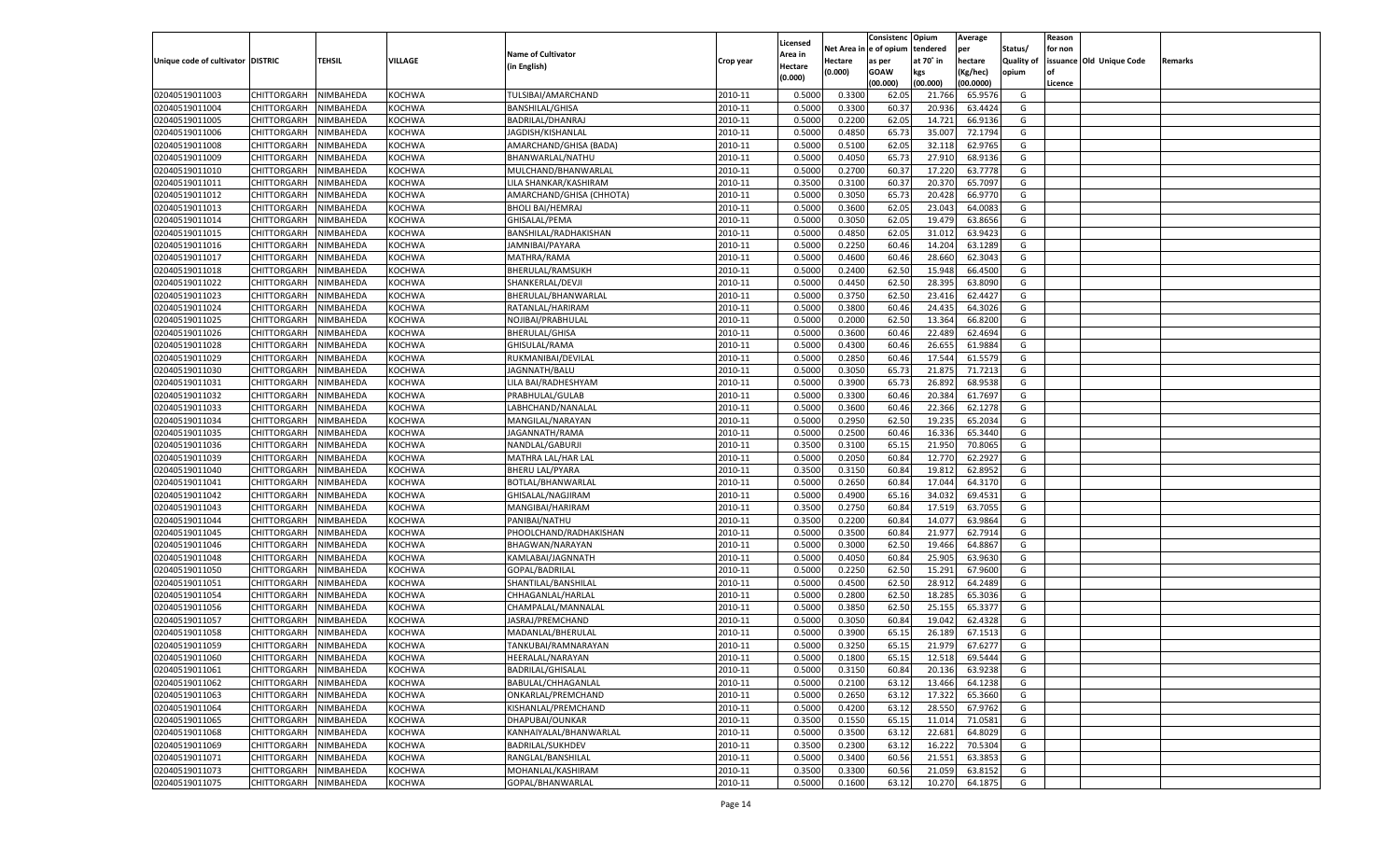| Unique code of cultivator | DISTRIC | TEHSIL | VILLAGE | Name of Cultivator (in English) | Crop year | Licensed Area in Hectare (0.000) | Net Area in Hectare (0.000) | Consistence of opium as per GOAW (00.000) | Opium tendered at 70° in kgs (00.000) | Average per hectare (Kg/hec) (00.0000) | Status/ Quality of opium | Reason for non issuance of Licence | Old Unique Code | Remarks |
|---|---|---|---|---|---|---|---|---|---|---|---|---|---|---|
| 02040519011003 | CHITTORGARH | NIMBAHEDA | KOCHWA | TULSIBAI/AMARCHAND | 2010-11 | 0.5000 | 0.3300 | 62.05 | 21.766 | 65.9576 | G | | | |
| 02040519011004 | CHITTORGARH | NIMBAHEDA | KOCHWA | BANSHILAL/GHISA | 2010-11 | 0.5000 | 0.3300 | 60.37 | 20.936 | 63.4424 | G | | | |
| 02040519011005 | CHITTORGARH | NIMBAHEDA | KOCHWA | BADRILAL/DHANRAJ | 2010-11 | 0.5000 | 0.2200 | 62.05 | 14.721 | 66.9136 | G | | | |
| 02040519011006 | CHITTORGARH | NIMBAHEDA | KOCHWA | JAGDISH/KISHANLAL | 2010-11 | 0.5000 | 0.4850 | 65.73 | 35.007 | 72.1794 | G | | | |
| 02040519011008 | CHITTORGARH | NIMBAHEDA | KOCHWA | AMARCHAND/GHISA (BADA) | 2010-11 | 0.5000 | 0.5100 | 62.05 | 32.118 | 62.9765 | G | | | |
| 02040519011009 | CHITTORGARH | NIMBAHEDA | KOCHWA | BHANWARLAL/NATHU | 2010-11 | 0.5000 | 0.4050 | 65.73 | 27.910 | 68.9136 | G | | | |
| 02040519011010 | CHITTORGARH | NIMBAHEDA | KOCHWA | MULCHAND/BHANWARLAL | 2010-11 | 0.5000 | 0.2700 | 60.37 | 17.220 | 63.7778 | G | | | |
| 02040519011011 | CHITTORGARH | NIMBAHEDA | KOCHWA | LILA SHANKAR/KASHIRAM | 2010-11 | 0.3500 | 0.3100 | 60.37 | 20.370 | 65.7097 | G | | | |
| 02040519011012 | CHITTORGARH | NIMBAHEDA | KOCHWA | AMARCHAND/GHISA (CHHOTA) | 2010-11 | 0.5000 | 0.3050 | 65.73 | 20.428 | 66.9770 | G | | | |
| 02040519011013 | CHITTORGARH | NIMBAHEDA | KOCHWA | BHOLI BAI/HEMRAJ | 2010-11 | 0.5000 | 0.3600 | 62.05 | 23.043 | 64.0083 | G | | | |
| 02040519011014 | CHITTORGARH | NIMBAHEDA | KOCHWA | GHISALAL/PEMA | 2010-11 | 0.5000 | 0.3050 | 62.05 | 19.479 | 63.8656 | G | | | |
| 02040519011015 | CHITTORGARH | NIMBAHEDA | KOCHWA | BANSHILAL/RADHAKISHAN | 2010-11 | 0.5000 | 0.4850 | 62.05 | 31.012 | 63.9423 | G | | | |
| 02040519011016 | CHITTORGARH | NIMBAHEDA | KOCHWA | JAMNIBAI/PAYARA | 2010-11 | 0.5000 | 0.2250 | 60.46 | 14.204 | 63.1289 | G | | | |
| 02040519011017 | CHITTORGARH | NIMBAHEDA | KOCHWA | MATHRA/RAMA | 2010-11 | 0.5000 | 0.4600 | 60.46 | 28.660 | 62.3043 | G | | | |
| 02040519011018 | CHITTORGARH | NIMBAHEDA | KOCHWA | BHERULAL/RAMSUKH | 2010-11 | 0.5000 | 0.2400 | 62.50 | 15.948 | 66.4500 | G | | | |
| 02040519011022 | CHITTORGARH | NIMBAHEDA | KOCHWA | SHANKERLAL/DEVJI | 2010-11 | 0.5000 | 0.4450 | 62.50 | 28.395 | 63.8090 | G | | | |
| 02040519011023 | CHITTORGARH | NIMBAHEDA | KOCHWA | BHERULAL/BHANWARLAL | 2010-11 | 0.5000 | 0.3750 | 62.50 | 23.416 | 62.4427 | G | | | |
| 02040519011024 | CHITTORGARH | NIMBAHEDA | KOCHWA | RATANLAL/HARIRAM | 2010-11 | 0.5000 | 0.3800 | 60.46 | 24.435 | 64.3026 | G | | | |
| 02040519011025 | CHITTORGARH | NIMBAHEDA | KOCHWA | NOJIBAI/PRABHULAL | 2010-11 | 0.5000 | 0.2000 | 62.50 | 13.364 | 66.8200 | G | | | |
| 02040519011026 | CHITTORGARH | NIMBAHEDA | KOCHWA | BHERULAL/GHISA | 2010-11 | 0.5000 | 0.3600 | 60.46 | 22.489 | 62.4694 | G | | | |
| 02040519011028 | CHITTORGARH | NIMBAHEDA | KOCHWA | GHISULAL/RAMA | 2010-11 | 0.5000 | 0.4300 | 60.46 | 26.655 | 61.9884 | G | | | |
| 02040519011029 | CHITTORGARH | NIMBAHEDA | KOCHWA | RUKMANIBAI/DEVILAL | 2010-11 | 0.5000 | 0.2850 | 60.46 | 17.544 | 61.5579 | G | | | |
| 02040519011030 | CHITTORGARH | NIMBAHEDA | KOCHWA | JAGNNATH/BALU | 2010-11 | 0.5000 | 0.3050 | 65.73 | 21.875 | 71.7213 | G | | | |
| 02040519011031 | CHITTORGARH | NIMBAHEDA | KOCHWA | LILA BAI/RADHESHYAM | 2010-11 | 0.5000 | 0.3900 | 65.73 | 26.892 | 68.9538 | G | | | |
| 02040519011032 | CHITTORGARH | NIMBAHEDA | KOCHWA | PRABHULAL/GULAB | 2010-11 | 0.5000 | 0.3300 | 60.46 | 20.384 | 61.7697 | G | | | |
| 02040519011033 | CHITTORGARH | NIMBAHEDA | KOCHWA | LABHCHAND/NANALAL | 2010-11 | 0.5000 | 0.3600 | 60.46 | 22.366 | 62.1278 | G | | | |
| 02040519011034 | CHITTORGARH | NIMBAHEDA | KOCHWA | MANGILAL/NARAYAN | 2010-11 | 0.5000 | 0.2950 | 62.50 | 19.235 | 65.2034 | G | | | |
| 02040519011035 | CHITTORGARH | NIMBAHEDA | KOCHWA | JAGANNATH/RAMA | 2010-11 | 0.5000 | 0.2500 | 60.46 | 16.336 | 65.3440 | G | | | |
| 02040519011036 | CHITTORGARH | NIMBAHEDA | KOCHWA | NANDLAL/GABURJI | 2010-11 | 0.3500 | 0.3100 | 65.15 | 21.950 | 70.8065 | G | | | |
| 02040519011039 | CHITTORGARH | NIMBAHEDA | KOCHWA | MATHRA LAL/HAR LAL | 2010-11 | 0.5000 | 0.2050 | 60.84 | 12.770 | 62.2927 | G | | | |
| 02040519011040 | CHITTORGARH | NIMBAHEDA | KOCHWA | BHERU LAL/PYARA | 2010-11 | 0.3500 | 0.3150 | 60.84 | 19.812 | 62.8952 | G | | | |
| 02040519011041 | CHITTORGARH | NIMBAHEDA | KOCHWA | BOTLAL/BHANWARLAL | 2010-11 | 0.5000 | 0.2650 | 60.84 | 17.044 | 64.3170 | G | | | |
| 02040519011042 | CHITTORGARH | NIMBAHEDA | KOCHWA | GHISALAL/NAGJIRAM | 2010-11 | 0.5000 | 0.4900 | 65.16 | 34.032 | 69.4531 | G | | | |
| 02040519011043 | CHITTORGARH | NIMBAHEDA | KOCHWA | MANGIBAI/HARIRAM | 2010-11 | 0.3500 | 0.2750 | 60.84 | 17.519 | 63.7055 | G | | | |
| 02040519011044 | CHITTORGARH | NIMBAHEDA | KOCHWA | PANIBAI/NATHU | 2010-11 | 0.3500 | 0.2200 | 60.84 | 14.077 | 63.9864 | G | | | |
| 02040519011045 | CHITTORGARH | NIMBAHEDA | KOCHWA | PHOOLCHAND/RADHAKISHAN | 2010-11 | 0.5000 | 0.3500 | 60.84 | 21.977 | 62.7914 | G | | | |
| 02040519011046 | CHITTORGARH | NIMBAHEDA | KOCHWA | BHAGWAN/NARAYAN | 2010-11 | 0.5000 | 0.3000 | 62.50 | 19.466 | 64.8867 | G | | | |
| 02040519011048 | CHITTORGARH | NIMBAHEDA | KOCHWA | KAMLABAI/JAGNNATH | 2010-11 | 0.5000 | 0.4050 | 60.84 | 25.905 | 63.9630 | G | | | |
| 02040519011050 | CHITTORGARH | NIMBAHEDA | KOCHWA | GOPAL/BADRILAL | 2010-11 | 0.5000 | 0.2250 | 62.50 | 15.291 | 67.9600 | G | | | |
| 02040519011051 | CHITTORGARH | NIMBAHEDA | KOCHWA | SHANTILAL/BANSHILAL | 2010-11 | 0.5000 | 0.4500 | 62.50 | 28.912 | 64.2489 | G | | | |
| 02040519011054 | CHITTORGARH | NIMBAHEDA | KOCHWA | CHHAGANLAL/HARLAL | 2010-11 | 0.5000 | 0.2800 | 62.50 | 18.285 | 65.3036 | G | | | |
| 02040519011056 | CHITTORGARH | NIMBAHEDA | KOCHWA | CHAMPALAL/MANNALAL | 2010-11 | 0.5000 | 0.3850 | 62.50 | 25.155 | 65.3377 | G | | | |
| 02040519011057 | CHITTORGARH | NIMBAHEDA | KOCHWA | JASRAJ/PREMCHAND | 2010-11 | 0.5000 | 0.3050 | 60.84 | 19.042 | 62.4328 | G | | | |
| 02040519011058 | CHITTORGARH | NIMBAHEDA | KOCHWA | MADANLAL/BHERULAL | 2010-11 | 0.5000 | 0.3900 | 65.15 | 26.189 | 67.1513 | G | | | |
| 02040519011059 | CHITTORGARH | NIMBAHEDA | KOCHWA | TANKUBAI/RAMNARAYAN | 2010-11 | 0.5000 | 0.3250 | 65.15 | 21.979 | 67.6277 | G | | | |
| 02040519011060 | CHITTORGARH | NIMBAHEDA | KOCHWA | HEERALAL/NARAYAN | 2010-11 | 0.5000 | 0.1800 | 65.15 | 12.518 | 69.5444 | G | | | |
| 02040519011061 | CHITTORGARH | NIMBAHEDA | KOCHWA | BADRILAL/GHISALAL | 2010-11 | 0.5000 | 0.3150 | 60.84 | 20.136 | 63.9238 | G | | | |
| 02040519011062 | CHITTORGARH | NIMBAHEDA | KOCHWA | BABULAL/CHHAGANLAL | 2010-11 | 0.5000 | 0.2100 | 63.12 | 13.466 | 64.1238 | G | | | |
| 02040519011063 | CHITTORGARH | NIMBAHEDA | KOCHWA | ONKARLAL/PREMCHAND | 2010-11 | 0.5000 | 0.2650 | 63.12 | 17.322 | 65.3660 | G | | | |
| 02040519011064 | CHITTORGARH | NIMBAHEDA | KOCHWA | KISHANLAL/PREMCHAND | 2010-11 | 0.5000 | 0.4200 | 63.12 | 28.550 | 67.9762 | G | | | |
| 02040519011065 | CHITTORGARH | NIMBAHEDA | KOCHWA | DHAPUBAI/OUNKAR | 2010-11 | 0.3500 | 0.1550 | 65.15 | 11.014 | 71.0581 | G | | | |
| 02040519011068 | CHITTORGARH | NIMBAHEDA | KOCHWA | KANHAIYALAL/BHANWARLAL | 2010-11 | 0.5000 | 0.3500 | 63.12 | 22.681 | 64.8029 | G | | | |
| 02040519011069 | CHITTORGARH | NIMBAHEDA | KOCHWA | BADRILAL/SUKHDEV | 2010-11 | 0.3500 | 0.2300 | 63.12 | 16.222 | 70.5304 | G | | | |
| 02040519011071 | CHITTORGARH | NIMBAHEDA | KOCHWA | RANGLAL/BANSHILAL | 2010-11 | 0.5000 | 0.3400 | 60.56 | 21.551 | 63.3853 | G | | | |
| 02040519011073 | CHITTORGARH | NIMBAHEDA | KOCHWA | MOHANLAL/KASHIRAM | 2010-11 | 0.3500 | 0.3300 | 60.56 | 21.059 | 63.8152 | G | | | |
| 02040519011075 | CHITTORGARH | NIMBAHEDA | KOCHWA | GOPAL/BHANWARLAL | 2010-11 | 0.5000 | 0.1600 | 63.12 | 10.270 | 64.1875 | G | | | |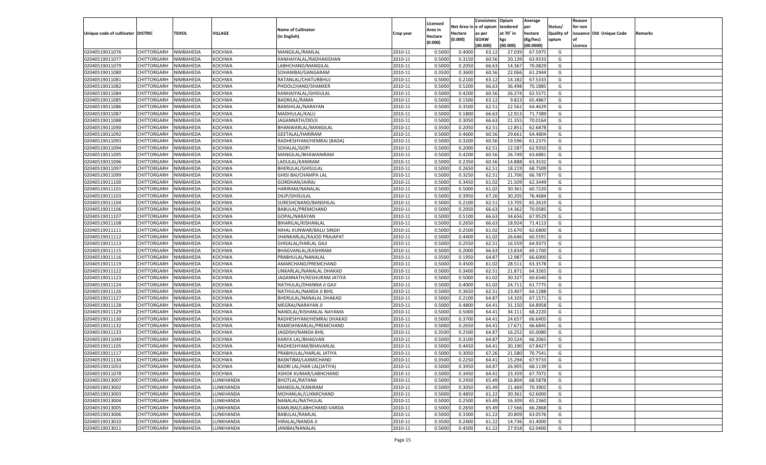| Unique code of cultivator | DISTRIC | TEHSIL | VILLAGE | Name of Cultivator (in English) | Crop year | Licensed Area in Hectare (0.000) | Net Area in Hectare (0.000) | Consistenc e of opium as per GOAW (00.000) | Opium tendered at 70° in kgs (00.000) | Average per hectare (Kg/hec) (00.0000) | Status/ Quality of opium | Reason for non issuance of Licence | Old Unique Code | Remarks |
|---|---|---|---|---|---|---|---|---|---|---|---|---|---|---|
| 02040519011076 | CHITTORGARH | NIMBAHEDA | KOCHWA | MANGILAL/RAMLAL | 2010-11 | 0.5000 | 0.4000 | 63.12 | 27.039 | 67.5975 | G | | | |
| 02040519011077 | CHITTORGARH | NIMBAHEDA | KOCHWA | KANHAIYALAL/RADHAKISHAN | 2010-11 | 0.5000 | 0.3150 | 60.56 | 20.139 | 63.9333 | G | | | |
| 02040519011079 | CHITTORGARH | NIMBAHEDA | KOCHWA | LABHCHAND/MANGILAL | 2010-11 | 0.5000 | 0.2050 | 66.63 | 14.367 | 70.0829 | G | | | |
| 02040519011080 | CHITTORGARH | NIMBAHEDA | KOCHWA | SOHANIBAI/GANGARAM | 2010-11 | 0.3500 | 0.3600 | 60.56 | 22.066 | 61.2944 | G | | | |
| 02040519011081 | CHITTORGARH | NIMBAHEDA | KOCHWA | RATANLAL/CHATURBHUJ | 2010-11 | 0.5000 | 0.2100 | 63.12 | 14.182 | 67.5333 | G | | | |
| 02040519011082 | CHITTORGARH | NIMBAHEDA | KOCHWA | PHOOLCHAND/SHANKER | 2010-11 | 0.5000 | 0.5200 | 66.63 | 36.498 | 70.1885 | G | | | |
| 02040519011084 | CHITTORGARH | NIMBAHEDA | KOCHWA | KANHAIYALAL/GHISULAL | 2010-11 | 0.5000 | 0.4200 | 60.56 | 26.274 | 62.5571 | G | | | |
| 02040519011085 | CHITTORGARH | NIMBAHEDA | KOCHWA | BADRILAL/RAMA | 2010-11 | 0.5000 | 0.1500 | 63.12 | 9.823 | 65.4867 | G | | | |
| 02040519011086 | CHITTORGARH | NIMBAHEDA | KOCHWA | BANSHILAL/NARAYAN | 2010-11 | 0.5000 | 0.3500 | 62.51 | 22.562 | 64.4629 | G | | | |
| 02040519011087 | CHITTORGARH | NIMBAHEDA | KOCHWA | MADHULAL/KALU | 2010-11 | 0.5000 | 0.1800 | 66.63 | 12.913 | 71.7389 | G | | | |
| 02040519011088 | CHITTORGARH | NIMBAHEDA | KOCHWA | JAGANNATH/DEVJI | 2010-11 | 0.5000 | 0.3050 | 66.63 | 21.355 | 70.0164 | G | | | |
| 02040519011090 | CHITTORGARH | NIMBAHEDA | KOCHWA | BHANWARLAL/MANGILAL | 2010-11 | 0.3500 | 0.2050 | 62.51 | 12.851 | 62.6878 | G | | | |
| 02040519011092 | CHITTORGARH | NIMBAHEDA | KOCHWA | GEETALAL/HARIRAM | 2010-11 | 0.5000 | 0.4600 | 60.56 | 29.661 | 64.4804 | G | | | |
| 02040519011093 | CHITTORGARH | NIMBAHEDA | KOCHWA | RADHESHYAM/HEMRAJ (BADA) | 2010-11 | 0.5000 | 0.3200 | 60.56 | 19.596 | 61.2375 | G | | | |
| 02040519011094 | CHITTORGARH | NIMBAHEDA | KOCHWA | SOHALAL/GOPI | 2010-11 | 0.5000 | 0.2000 | 62.51 | 12.587 | 62.9350 | G | | | |
| 02040519011095 | CHITTORGARH | NIMBAHEDA | KOCHWA | MANGILAL/BHAWANIRAM | 2010-11 | 0.5000 | 0.4200 | 60.56 | 26.749 | 63.6881 | G | | | |
| 02040519011096 | CHITTORGARH | NIMBAHEDA | KOCHWA | LADULAL/KANIRAM | 2010-11 | 0.5000 | 0.2350 | 60.56 | 14.888 | 63.3532 | G | | | |
| 02040519011097 | CHITTORGARH | NIMBAHEDA | KOCHWA | BHERULAL/GHISULAL | 2010-11 | 0.5000 | 0.2650 | 62.51 | 18.219 | 68.7509 | G | | | |
| 02040519011099 | CHITTORGARH | NIMBAHEDA | KOCHWA | GHISI BAI/CHAMPA LAL | 2010-11 | 0.5000 | 0.3250 | 62.51 | 21.706 | 66.7877 | G | | | |
| 02040519011100 | CHITTORGARH | NIMBAHEDA | KOCHWA | GORDHAN/JAIRAJ | 2010-11 | 0.5000 | 0.3450 | 61.02 | 21.509 | 62.3449 | G | | | |
| 02040519011101 | CHITTORGARH | NIMBAHEDA | KOCHWA | HARIRAM/NANALAL | 2010-11 | 0.5000 | 0.5000 | 61.02 | 30.361 | 60.7220 | G | | | |
| 02040519011103 | CHITTORGARH | NIMBAHEDA | KOCHWA | DILIP/GHISULAL | 2010-11 | 0.5000 | 0.3950 | 67.26 | 30.205 | 76.4684 | G | | | |
| 02040519011104 | CHITTORGARH | NIMBAHEDA | KOCHWA | SURESHCNAND/BANSHILAL | 2010-11 | 0.5000 | 0.2100 | 62.51 | 13.705 | 65.2619 | G | | | |
| 02040519011106 | CHITTORGARH | NIMBAHEDA | KOCHWA | BABULAL/PREMCHAND | 2010-11 | 0.5000 | 0.2050 | 66.63 | 14.362 | 70.0585 | G | | | |
| 02040519011107 | CHITTORGARH | NIMBAHEDA | KOCHWA | GOPAL/NARAYAN | 2010-11 | 0.5000 | 0.5100 | 66.63 | 34.656 | 67.9529 | G | | | |
| 02040519011108 | CHITTORGARH | NIMBAHEDA | KOCHWA | BIHARILAL/KISHANLAL | 2010-11 | 0.5000 | 0.2650 | 66.63 | 18.924 | 71.4113 | G | | | |
| 02040519011111 | CHITTORGARH | NIMBAHEDA | KOCHWA | NIHAL KUNWAR/BALU SINGH | 2010-11 | 0.5000 | 0.2500 | 61.02 | 15.670 | 62.6800 | G | | | |
| 02040519011112 | CHITTORGARH | NIMBAHEDA | KOCHWA | SHANKARLAL/KAJOD PRAJAPAT | 2010-11 | 0.5000 | 0.4400 | 61.02 | 26.646 | 60.5591 | G | | | |
| 02040519011113 | CHITTORGARH | NIMBAHEDA | KOCHWA | GHISALAL/HARLAL GAJI | 2010-11 | 0.5000 | 0.2550 | 62.51 | 16.559 | 64.9373 | G | | | |
| 02040519011115 | CHITTORGARH | NIMBAHEDA | KOCHWA | BHAGVANLAL/KASHIRAM | 2010-11 | 0.5000 | 0.2000 | 66.63 | 13.834 | 69.1700 | G | | | |
| 02040519011116 | CHITTORGARH | NIMBAHEDA | KOCHWA | PRABHULAL/NANALAL | 2010-11 | 0.3500 | 0.1950 | 64.87 | 12.987 | 66.6000 | G | | | |
| 02040519011119 | CHITTORGARH | NIMBAHEDA | KOCHWA | AMARCHAND/PREMCHAND | 2010-11 | 0.5000 | 0.4500 | 61.02 | 28.511 | 63.3578 | G | | | |
| 02040519011122 | CHITTORGARH | NIMBAHEDA | KOCHWA | UNKARLAL/NANALAL DHAKAD | 2010-11 | 0.5000 | 0.3400 | 62.51 | 21.871 | 64.3265 | G | | | |
| 02040519011123 | CHITTORGARH | NIMBAHEDA | KOCHWA | JAGANNATH/KESHURAM JATIYA | 2010-11 | 0.5000 | 0.5000 | 61.02 | 30.327 | 60.6540 | G | | | |
| 02040519011124 | CHITTORGARH | NIMBAHEDA | KOCHWA | NATHULAL/DHANNA JI GAJI | 2010-11 | 0.5000 | 0.4000 | 61.02 | 24.711 | 61.7775 | G | | | |
| 02040519011126 | CHITTORGARH | NIMBAHEDA | KOCHWA | NATHULAL/NANDA JI BHIL | 2010-11 | 0.5000 | 0.3650 | 62.51 | 23.407 | 64.1288 | G | | | |
| 02040519011127 | CHITTORGARH | NIMBAHEDA | KOCHWA | BHERULAL/NANALAL DHAKAD | 2010-11 | 0.5000 | 0.2100 | 64.87 | 14.103 | 67.1571 | G | | | |
| 02040519011128 | CHITTORGARH | NIMBAHEDA | KOCHWA | MEGRAJ/NARAYAN JI | 2010-11 | 0.5000 | 0.4800 | 64.41 | 31.150 | 64.8958 | G | | | |
| 02040519011129 | CHITTORGARH | NIMBAHEDA | KOCHWA | NANDLAL/KISHANLAL NAYAMA | 2010-11 | 0.5000 | 0.5000 | 64.41 | 34.111 | 68.2220 | G | | | |
| 02040519011130 | CHITTORGARH | NIMBAHEDA | KOCHWA | RADHESHYAM/HEMRAJ DHAKAD | 2010-11 | 0.5000 | 0.3700 | 64.41 | 24.657 | 66.6405 | G | | | |
| 02040519011132 | CHITTORGARH | NIMBAHEDA | KOCHWA | RAMESHWARLAL/PREMCHAND | 2010-11 | 0.5000 | 0.2650 | 64.41 | 17.671 | 66.6845 | G | | | |
| 02040519011133 | CHITTORGARH | NIMBAHEDA | KOCHWA | JAGDISH/NANDA BHIL | 2010-11 | 0.3500 | 0.2500 | 64.87 | 16.252 | 65.0080 | G | | | |
| 02040519011049 | CHITTORGARH | NIMBAHEDA | KOCHWA | KANYA LAL/BHAGVAN | 2010-11 | 0.5000 | 0.3100 | 64.87 | 20.524 | 66.2065 | G | | | |
| 02040519011105 | CHITTORGARH | NIMBAHEDA | KOCHWA | RADHESHYAM/BHAVARLAL | 2010-11 | 0.5000 | 0.4450 | 64.41 | 30.190 | 67.8427 | G | | | |
| 02040519011117 | CHITTORGARH | NIMBAHEDA | KOCHWA | PRABHULAL/HARLAL JATIYA | 2010-11 | 0.5000 | 0.3050 | 67.26 | 21.580 | 70.7541 | G | | | |
| 02040519011134 | CHITTORGARH | NIMBAHEDA | KOCHWA | BASNTIBAI/LAXMICHAND | 2010-11 | 0.3500 | 0.2250 | 64.41 | 15.294 | 67.9733 | G | | | |
| 02040519011053 | CHITTORGARH | NIMBAHEDA | KOCHWA | BADRI LAL/HAR LAL(JATIYA) | 2010-11 | 0.5000 | 0.3950 | 64.87 | 26.905 | 68.1139 | G | | | |
| 02040519011078 | CHITTORGARH | NIMBAHEDA | KOCHWA | ASHOK KUMAR/LABHCHAND | 2010-11 | 0.5000 | 0.3450 | 64.41 | 23.359 | 67.7072 | G | | | |
| 02040519013007 | CHITTORGARH | NIMBAHEDA | LUNKHANDA | BHOTLAL/RATANA | 2010-11 | 0.5000 | 0.2450 | 65.49 | 16.804 | 68.5878 | G | | | |
| 02040519013002 | CHITTORGARH | NIMBAHEDA | LUNKHANDA | MANGILAL/KANIRAM | 2010-11 | 0.5000 | 0.3050 | 65.49 | 21.469 | 70.3902 | G | | | |
| 02040519013003 | CHITTORGARH | NIMBAHEDA | LUNKHANDA | MOHANLAL/LUXMICHAND | 2010-11 | 0.5000 | 0.4850 | 61.22 | 30.361 | 62.6000 | G | | | |
| 02040519013004 | CHITTORGARH | NIMBAHEDA | LUNKHANDA | NANALAL/NATHULAL | 2010-11 | 0.5000 | 0.2500 | 65.49 | 16.309 | 65.2360 | G | | | |
| 02040519013005 | CHITTORGARH | NIMBAHEDA | LUNKHANDA | KAMLIBAI/LABHCHAND-VARDA | 2010-11 | 0.5000 | 0.2650 | 65.49 | 17.566 | 66.2868 | G | | | |
| 02040519013006 | CHITTORGARH | NIMBAHEDA | LUNKHANDA | BABULAL/RAMLAL | 2010-11 | 0.5000 | 0.3300 | 61.22 | 20.809 | 63.0576 | G | | | |
| 02040519013010 | CHITTORGARH | NIMBAHEDA | LUNKHANDA | HIRALAL/NANDA JI | 2010-11 | 0.3500 | 0.2400 | 61.22 | 14.736 | 61.4000 | G | | | |
| 02040519013011 | CHITTORGARH | NIMBAHEDA | LUNKHANDA | JANIBAI/NANALAL | 2010-11 | 0.5000 | 0.4500 | 61.22 | 27.918 | 62.0400 | G | | | |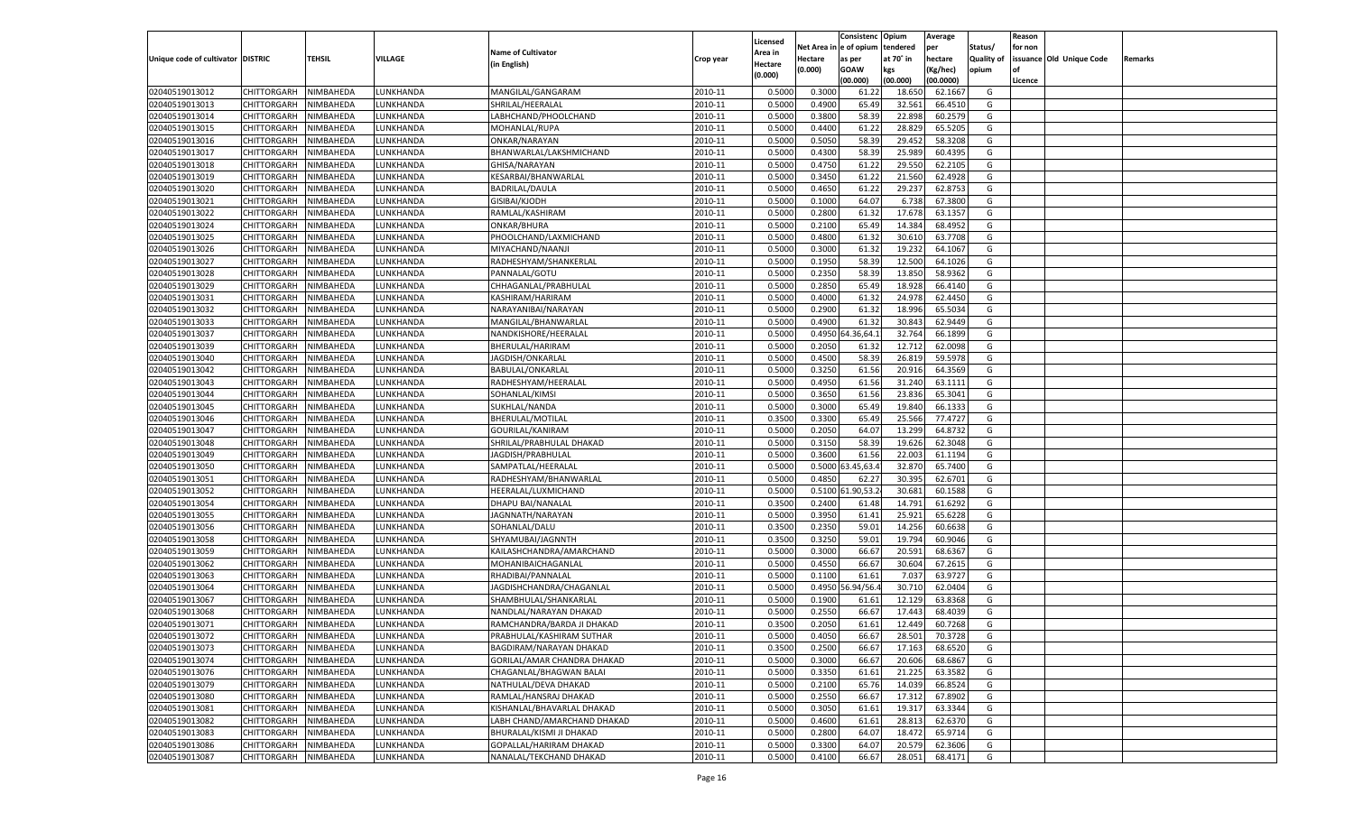| Unique code of cultivator | DISTRIC | TEHSIL | VILLAGE | Name of Cultivator (in English) | Crop year | Licensed Area in Hectare (0.000) | Net Area in Hectare (0.000) | Consistence of opium as per GOAW (00.000) | Opium tendered at 70˚ in kgs (00.000) | Average per hectare (Kg/hec) (00.0000) | Status/ Quality of opium | Reason for non issuance of Licence | Old Unique Code | Remarks |
|---|---|---|---|---|---|---|---|---|---|---|---|---|---|---|
| 02040519013012 | CHITTORGARH | NIMBAHEDA | LUNKHANDA | MANGILAL/GANGARAM | 2010-11 | 0.5000 | 0.3000 | 61.22 | 18.650 | 62.1667 | G | | | |
| 02040519013013 | CHITTORGARH | NIMBAHEDA | LUNKHANDA | SHRILAL/HEERALAL | 2010-11 | 0.5000 | 0.4900 | 65.49 | 32.561 | 66.4510 | G | | | |
| 02040519013014 | CHITTORGARH | NIMBAHEDA | LUNKHANDA | LABHCHAND/PHOOLCHAND | 2010-11 | 0.5000 | 0.3800 | 58.39 | 22.898 | 60.2579 | G | | | |
| 02040519013015 | CHITTORGARH | NIMBAHEDA | LUNKHANDA | MOHANLAL/RUPA | 2010-11 | 0.5000 | 0.4400 | 61.22 | 28.829 | 65.5205 | G | | | |
| 02040519013016 | CHITTORGARH | NIMBAHEDA | LUNKHANDA | ONKAR/NARAYAN | 2010-11 | 0.5000 | 0.5050 | 58.39 | 29.452 | 58.3208 | G | | | |
| 02040519013017 | CHITTORGARH | NIMBAHEDA | LUNKHANDA | BHANWARLAL/LAKSHMICHAND | 2010-11 | 0.5000 | 0.4300 | 58.39 | 25.989 | 60.4395 | G | | | |
| 02040519013018 | CHITTORGARH | NIMBAHEDA | LUNKHANDA | GHISA/NARAYAN | 2010-11 | 0.5000 | 0.4750 | 61.22 | 29.550 | 62.2105 | G | | | |
| 02040519013019 | CHITTORGARH | NIMBAHEDA | LUNKHANDA | KESARBAI/BHANWARLAL | 2010-11 | 0.5000 | 0.3450 | 61.22 | 21.560 | 62.4928 | G | | | |
| 02040519013020 | CHITTORGARH | NIMBAHEDA | LUNKHANDA | BADRILAL/DAULA | 2010-11 | 0.5000 | 0.4650 | 61.22 | 29.237 | 62.8753 | G | | | |
| 02040519013021 | CHITTORGARH | NIMBAHEDA | LUNKHANDA | GISIBAI/KJODH | 2010-11 | 0.5000 | 0.1000 | 64.07 | 6.738 | 67.3800 | G | | | |
| 02040519013022 | CHITTORGARH | NIMBAHEDA | LUNKHANDA | RAMLAL/KASHIRAM | 2010-11 | 0.5000 | 0.2800 | 61.32 | 17.678 | 63.1357 | G | | | |
| 02040519013024 | CHITTORGARH | NIMBAHEDA | LUNKHANDA | ONKAR/BHURA | 2010-11 | 0.5000 | 0.2100 | 65.49 | 14.384 | 68.4952 | G | | | |
| 02040519013025 | CHITTORGARH | NIMBAHEDA | LUNKHANDA | PHOOLCHAND/LAXMICHAND | 2010-11 | 0.5000 | 0.4800 | 61.32 | 30.610 | 63.7708 | G | | | |
| 02040519013026 | CHITTORGARH | NIMBAHEDA | LUNKHANDA | MIYACHAND/NAANJI | 2010-11 | 0.5000 | 0.3000 | 61.32 | 19.232 | 64.1067 | G | | | |
| 02040519013027 | CHITTORGARH | NIMBAHEDA | LUNKHANDA | RADHESHYAM/SHANKERLAL | 2010-11 | 0.5000 | 0.1950 | 58.39 | 12.500 | 64.1026 | G | | | |
| 02040519013028 | CHITTORGARH | NIMBAHEDA | LUNKHANDA | PANNALAL/GOTU | 2010-11 | 0.5000 | 0.2350 | 58.39 | 13.850 | 58.9362 | G | | | |
| 02040519013029 | CHITTORGARH | NIMBAHEDA | LUNKHANDA | CHHAGANLAL/PRABHULAL | 2010-11 | 0.5000 | 0.2850 | 65.49 | 18.928 | 66.4140 | G | | | |
| 02040519013031 | CHITTORGARH | NIMBAHEDA | LUNKHANDA | KASHIRAM/HARIRAM | 2010-11 | 0.5000 | 0.4000 | 61.32 | 24.978 | 62.4450 | G | | | |
| 02040519013032 | CHITTORGARH | NIMBAHEDA | LUNKHANDA | NARAYANIBAI/NARAYAN | 2010-11 | 0.5000 | 0.2900 | 61.32 | 18.996 | 65.5034 | G | | | |
| 02040519013033 | CHITTORGARH | NIMBAHEDA | LUNKHANDA | MANGILAL/BHANWARLAL | 2010-11 | 0.5000 | 0.4900 | 61.32 | 30.843 | 62.9449 | G | | | |
| 02040519013037 | CHITTORGARH | NIMBAHEDA | LUNKHANDA | NANDKISHORE/HEERALAL | 2010-11 | 0.5000 | 0.4950 | 64.36,64.1 | 32.764 | 66.1899 | G | | | |
| 02040519013039 | CHITTORGARH | NIMBAHEDA | LUNKHANDA | BHERULAL/HARIRAM | 2010-11 | 0.5000 | 0.2050 | 61.32 | 12.712 | 62.0098 | G | | | |
| 02040519013040 | CHITTORGARH | NIMBAHEDA | LUNKHANDA | JAGDISH/ONKARLAL | 2010-11 | 0.5000 | 0.4500 | 58.39 | 26.819 | 59.5978 | G | | | |
| 02040519013042 | CHITTORGARH | NIMBAHEDA | LUNKHANDA | BABULAL/ONKARLAL | 2010-11 | 0.5000 | 0.3250 | 61.56 | 20.916 | 64.3569 | G | | | |
| 02040519013043 | CHITTORGARH | NIMBAHEDA | LUNKHANDA | RADHESHYAM/HEERALAL | 2010-11 | 0.5000 | 0.4950 | 61.56 | 31.240 | 63.1111 | G | | | |
| 02040519013044 | CHITTORGARH | NIMBAHEDA | LUNKHANDA | SOHANLAL/KIMSI | 2010-11 | 0.5000 | 0.3650 | 61.56 | 23.836 | 65.3041 | G | | | |
| 02040519013045 | CHITTORGARH | NIMBAHEDA | LUNKHANDA | SUKHLAL/NANDA | 2010-11 | 0.5000 | 0.3000 | 65.49 | 19.840 | 66.1333 | G | | | |
| 02040519013046 | CHITTORGARH | NIMBAHEDA | LUNKHANDA | BHERULAL/MOTILAL | 2010-11 | 0.3500 | 0.3300 | 65.49 | 25.566 | 77.4727 | G | | | |
| 02040519013047 | CHITTORGARH | NIMBAHEDA | LUNKHANDA | GOURILAL/KANIRAM | 2010-11 | 0.5000 | 0.2050 | 64.07 | 13.299 | 64.8732 | G | | | |
| 02040519013048 | CHITTORGARH | NIMBAHEDA | LUNKHANDA | SHRILAL/PRABHULAL DHAKAD | 2010-11 | 0.5000 | 0.3150 | 58.39 | 19.626 | 62.3048 | G | | | |
| 02040519013049 | CHITTORGARH | NIMBAHEDA | LUNKHANDA | JAGDISH/PRABHULAL | 2010-11 | 0.5000 | 0.3600 | 61.56 | 22.003 | 61.1194 | G | | | |
| 02040519013050 | CHITTORGARH | NIMBAHEDA | LUNKHANDA | SAMPATLAL/HEERALAL | 2010-11 | 0.5000 | 0.5000 | 63.45,63.4 | 32.870 | 65.7400 | G | | | |
| 02040519013051 | CHITTORGARH | NIMBAHEDA | LUNKHANDA | RADHESHYAM/BHANWARLAL | 2010-11 | 0.5000 | 0.4850 | 62.27 | 30.395 | 62.6701 | G | | | |
| 02040519013052 | CHITTORGARH | NIMBAHEDA | LUNKHANDA | HEERALAL/LUXMICHAND | 2010-11 | 0.5000 | 0.5100 | 61.90,53.2 | 30.681 | 60.1588 | G | | | |
| 02040519013054 | CHITTORGARH | NIMBAHEDA | LUNKHANDA | DHAPU BAI/NANALAL | 2010-11 | 0.3500 | 0.2400 | 61.48 | 14.791 | 61.6292 | G | | | |
| 02040519013055 | CHITTORGARH | NIMBAHEDA | LUNKHANDA | JAGNNATH/NARAYAN | 2010-11 | 0.5000 | 0.3950 | 61.41 | 25.921 | 65.6228 | G | | | |
| 02040519013056 | CHITTORGARH | NIMBAHEDA | LUNKHANDA | SOHANLAL/DALU | 2010-11 | 0.3500 | 0.2350 | 59.01 | 14.256 | 60.6638 | G | | | |
| 02040519013058 | CHITTORGARH | NIMBAHEDA | LUNKHANDA | SHYAMUBAI/JAGNNTH | 2010-11 | 0.3500 | 0.3250 | 59.01 | 19.794 | 60.9046 | G | | | |
| 02040519013059 | CHITTORGARH | NIMBAHEDA | LUNKHANDA | KAILASHCHANDRA/AMARCHAND | 2010-11 | 0.5000 | 0.3000 | 66.67 | 20.591 | 68.6367 | G | | | |
| 02040519013062 | CHITTORGARH | NIMBAHEDA | LUNKHANDA | MOHANIBAICHAGANLAL | 2010-11 | 0.5000 | 0.4550 | 66.67 | 30.604 | 67.2615 | G | | | |
| 02040519013063 | CHITTORGARH | NIMBAHEDA | LUNKHANDA | RHADIBAI/PANNALAL | 2010-11 | 0.5000 | 0.1100 | 61.61 | 7.037 | 63.9727 | G | | | |
| 02040519013064 | CHITTORGARH | NIMBAHEDA | LUNKHANDA | JAGDISHCHANDRA/CHAGANLAL | 2010-11 | 0.5000 | 0.4950 | 56.94/56.4 | 30.710 | 62.0404 | G | | | |
| 02040519013067 | CHITTORGARH | NIMBAHEDA | LUNKHANDA | SHAMBHULAL/SHANKARLAL | 2010-11 | 0.5000 | 0.1900 | 61.61 | 12.129 | 63.8368 | G | | | |
| 02040519013068 | CHITTORGARH | NIMBAHEDA | LUNKHANDA | NANDLAL/NARAYAN DHAKAD | 2010-11 | 0.5000 | 0.2550 | 66.67 | 17.443 | 68.4039 | G | | | |
| 02040519013071 | CHITTORGARH | NIMBAHEDA | LUNKHANDA | RAMCHANDRA/BARDA JI DHAKAD | 2010-11 | 0.3500 | 0.2050 | 61.61 | 12.449 | 60.7268 | G | | | |
| 02040519013072 | CHITTORGARH | NIMBAHEDA | LUNKHANDA | PRABHULAL/KASHIRAM SUTHAR | 2010-11 | 0.5000 | 0.4050 | 66.67 | 28.501 | 70.3728 | G | | | |
| 02040519013073 | CHITTORGARH | NIMBAHEDA | LUNKHANDA | BAGDIRAM/NARAYAN DHAKAD | 2010-11 | 0.3500 | 0.2500 | 66.67 | 17.163 | 68.6520 | G | | | |
| 02040519013074 | CHITTORGARH | NIMBAHEDA | LUNKHANDA | GORILAL/AMAR CHANDRA DHAKAD | 2010-11 | 0.5000 | 0.3000 | 66.67 | 20.606 | 68.6867 | G | | | |
| 02040519013076 | CHITTORGARH | NIMBAHEDA | LUNKHANDA | CHAGANLAL/BHAGWAN BALAI | 2010-11 | 0.5000 | 0.3350 | 61.61 | 21.225 | 63.3582 | G | | | |
| 02040519013079 | CHITTORGARH | NIMBAHEDA | LUNKHANDA | NATHULAL/DEVA DHAKAD | 2010-11 | 0.5000 | 0.2100 | 65.76 | 14.039 | 66.8524 | G | | | |
| 02040519013080 | CHITTORGARH | NIMBAHEDA | LUNKHANDA | RAMLAL/HANSRAJ DHAKAD | 2010-11 | 0.5000 | 0.2550 | 66.67 | 17.312 | 67.8902 | G | | | |
| 02040519013081 | CHITTORGARH | NIMBAHEDA | LUNKHANDA | KISHANLAL/BHAVARLAL DHAKAD | 2010-11 | 0.5000 | 0.3050 | 61.61 | 19.317 | 63.3344 | G | | | |
| 02040519013082 | CHITTORGARH | NIMBAHEDA | LUNKHANDA | LABH CHAND/AMARCHAND DHAKAD | 2010-11 | 0.5000 | 0.4600 | 61.61 | 28.813 | 62.6370 | G | | | |
| 02040519013083 | CHITTORGARH | NIMBAHEDA | LUNKHANDA | BHURALAL/KISMI JI DHAKAD | 2010-11 | 0.5000 | 0.2800 | 64.07 | 18.472 | 65.9714 | G | | | |
| 02040519013086 | CHITTORGARH | NIMBAHEDA | LUNKHANDA | GOPALLAL/HARIRAM DHAKAD | 2010-11 | 0.5000 | 0.3300 | 64.07 | 20.579 | 62.3606 | G | | | |
| 02040519013087 | CHITTORGARH | NIMBAHEDA | LUNKHANDA | NANALAL/TEKCHAND DHAKAD | 2010-11 | 0.5000 | 0.4100 | 66.67 | 28.051 | 68.4171 | G | | | |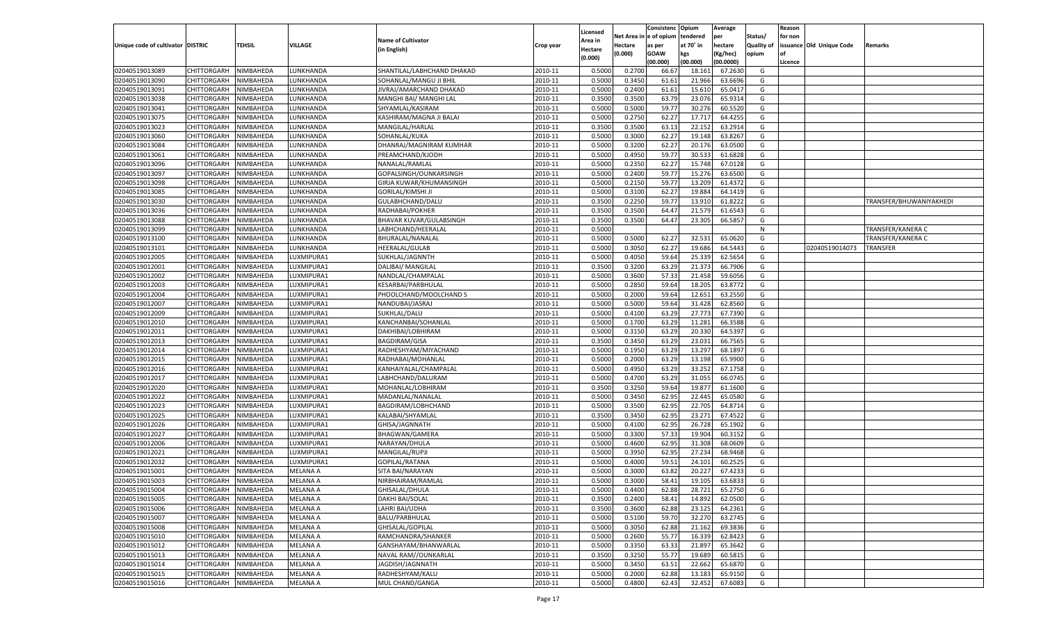| Unique code of cultivator | DISTRIC | TEHSIL | VILLAGE | Name of Cultivator (in English) | Crop year | Licensed Area in Hectare (0.000) | Net Area in Hectare (0.000) | Consistenc e of opium as per GOAW (00.000) | Opium tendered at 70° in kgs (00.000) | Average per hectare (Kg/hec) (00.0000) | Status/ Quality of opium | Reason for non issuance of Licence | Old Unique Code | Remarks |
|---|---|---|---|---|---|---|---|---|---|---|---|---|---|---|
| 02040519013089 | CHITTORGARH | NIMBAHEDA | LUNKHANDA | SHANTILAL/LABHCHAND DHAKAD | 2010-11 | 0.5000 | 0.2700 | 66.67 | 18.161 | 67.2630 | G | | | |
| 02040519013090 | CHITTORGARH | NIMBAHEDA | LUNKHANDA | SOHANLAL/MANGU JI BHIL | 2010-11 | 0.5000 | 0.3450 | 61.61 | 21.966 | 63.6696 | G | | | |
| 02040519013091 | CHITTORGARH | NIMBAHEDA | LUNKHANDA | JIVRAJ/AMARCHAND DHAKAD | 2010-11 | 0.5000 | 0.2400 | 61.61 | 15.610 | 65.0417 | G | | | |
| 02040519013038 | CHITTORGARH | NIMBAHEDA | LUNKHANDA | MANGHI BAI/ MANGHI LAL | 2010-11 | 0.3500 | 0.3500 | 63.79 | 23.076 | 65.9314 | G | | | |
| 02040519013041 | CHITTORGARH | NIMBAHEDA | LUNKHANDA | SHYAMLAL/KASIRAM | 2010-11 | 0.5000 | 0.5000 | 59.77 | 30.276 | 60.5520 | G | | | |
| 02040519013075 | CHITTORGARH | NIMBAHEDA | LUNKHANDA | KASHIRAM/MAGNA JI BALAI | 2010-11 | 0.5000 | 0.2750 | 62.27 | 17.717 | 64.4255 | G | | | |
| 02040519013023 | CHITTORGARH | NIMBAHEDA | LUNKHANDA | MANGILAL/HARLAL | 2010-11 | 0.3500 | 0.3500 | 63.13 | 22.152 | 63.2914 | G | | | |
| 02040519013060 | CHITTORGARH | NIMBAHEDA | LUNKHANDA | SOHANLAL/KUKA | 2010-11 | 0.5000 | 0.3000 | 62.27 | 19.148 | 63.8267 | G | | | |
| 02040519013084 | CHITTORGARH | NIMBAHEDA | LUNKHANDA | DHANRAJ/MAGNIRAM KUMHAR | 2010-11 | 0.5000 | 0.3200 | 62.27 | 20.176 | 63.0500 | G | | | |
| 02040519013061 | CHITTORGARH | NIMBAHEDA | LUNKHANDA | PREAMCHAND/KJODH | 2010-11 | 0.5000 | 0.4950 | 59.77 | 30.533 | 61.6828 | G | | | |
| 02040519013096 | CHITTORGARH | NIMBAHEDA | LUNKHANDA | NANALAL/RAMLAL | 2010-11 | 0.5000 | 0.2350 | 62.27 | 15.748 | 67.0128 | G | | | |
| 02040519013097 | CHITTORGARH | NIMBAHEDA | LUNKHANDA | GOPALSINGH/OUNKARSINGH | 2010-11 | 0.5000 | 0.2400 | 59.77 | 15.276 | 63.6500 | G | | | |
| 02040519013098 | CHITTORGARH | NIMBAHEDA | LUNKHANDA | GIRJA KUWAR/KHUMANSINGH | 2010-11 | 0.5000 | 0.2150 | 59.77 | 13.209 | 61.4372 | G | | | |
| 02040519013085 | CHITTORGARH | NIMBAHEDA | LUNKHANDA | GORILAL/KIMSHI JI | 2010-11 | 0.5000 | 0.3100 | 62.27 | 19.884 | 64.1419 | G | | | |
| 02040519013030 | CHITTORGARH | NIMBAHEDA | LUNKHANDA | GULABHCHAND/DALU | 2010-11 | 0.3500 | 0.2250 | 59.77 | 13.910 | 61.8222 | G | | | TRANSFER/BHUWANIYAKHEDI |
| 02040519013036 | CHITTORGARH | NIMBAHEDA | LUNKHANDA | RADHABAI/POKHER | 2010-11 | 0.3500 | 0.3500 | 64.47 | 21.579 | 61.6543 | G | | | |
| 02040519013088 | CHITTORGARH | NIMBAHEDA | LUNKHANDA | BHAVAR KUVAR/GULABSINGH | 2010-11 | 0.3500 | 0.3500 | 64.47 | 23.305 | 66.5857 | G | | | |
| 02040519013099 | CHITTORGARH | NIMBAHEDA | LUNKHANDA | LABHCHAND/HEERALAL | 2010-11 | 0.5000 | | | | | N | | | TRANSFER/KANERA C |
| 02040519013100 | CHITTORGARH | NIMBAHEDA | LUNKHANDA | BHURALAL/NANALAL | 2010-11 | 0.5000 | 0.5000 | 62.27 | 32.531 | 65.0620 | G | | | TRANSFER/KANERA C |
| 02040519013101 | CHITTORGARH | NIMBAHEDA | LUNKHANDA | HEERALAL/GULAB | 2010-11 | 0.5000 | 0.3050 | 62.27 | 19.686 | 64.5443 | G | | 02040519014073 | TRANSFER |
| 02040519012005 | CHITTORGARH | NIMBAHEDA | LUXMIPURA1 | SUKHLAL/JAGNNTH | 2010-11 | 0.5000 | 0.4050 | 59.64 | 25.339 | 62.5654 | G | | | |
| 02040519012001 | CHITTORGARH | NIMBAHEDA | LUXMIPURA1 | DALIBAI/ MANGILAL | 2010-11 | 0.3500 | 0.3200 | 63.29 | 21.373 | 66.7906 | G | | | |
| 02040519012002 | CHITTORGARH | NIMBAHEDA | LUXMIPURA1 | NANDLAL/CHAMPALAL | 2010-11 | 0.5000 | 0.3600 | 57.33 | 21.458 | 59.6056 | G | | | |
| 02040519012003 | CHITTORGARH | NIMBAHEDA | LUXMIPURA1 | KESARBAI/PARBHULAL | 2010-11 | 0.5000 | 0.2850 | 59.64 | 18.205 | 63.8772 | G | | | |
| 02040519012004 | CHITTORGARH | NIMBAHEDA | LUXMIPURA1 | PHOOLCHAND/MOOLCHAND 5 | 2010-11 | 0.5000 | 0.2000 | 59.64 | 12.651 | 63.2550 | G | | | |
| 02040519012007 | CHITTORGARH | NIMBAHEDA | LUXMIPURA1 | NANDUBAI/JASRAJ | 2010-11 | 0.5000 | 0.5000 | 59.64 | 31.428 | 62.8560 | G | | | |
| 02040519012009 | CHITTORGARH | NIMBAHEDA | LUXMIPURA1 | SUKHLAL/DALU | 2010-11 | 0.5000 | 0.4100 | 63.29 | 27.773 | 67.7390 | G | | | |
| 02040519012010 | CHITTORGARH | NIMBAHEDA | LUXMIPURA1 | KANCHANBAI/SOHANLAL | 2010-11 | 0.5000 | 0.1700 | 63.29 | 11.281 | 66.3588 | G | | | |
| 02040519012011 | CHITTORGARH | NIMBAHEDA | LUXMIPURA1 | DAKHIBAI/LOBHIRAM | 2010-11 | 0.5000 | 0.3150 | 63.29 | 20.330 | 64.5397 | G | | | |
| 02040519012013 | CHITTORGARH | NIMBAHEDA | LUXMIPURA1 | BAGDIRAM/GISA | 2010-11 | 0.3500 | 0.3450 | 63.29 | 23.031 | 66.7565 | G | | | |
| 02040519012014 | CHITTORGARH | NIMBAHEDA | LUXMIPURA1 | RADHESHYAM/MIYACHAND | 2010-11 | 0.5000 | 0.1950 | 63.29 | 13.297 | 68.1897 | G | | | |
| 02040519012015 | CHITTORGARH | NIMBAHEDA | LUXMIPURA1 | RADHABAI/MOHANLAL | 2010-11 | 0.5000 | 0.2000 | 63.29 | 13.198 | 65.9900 | G | | | |
| 02040519012016 | CHITTORGARH | NIMBAHEDA | LUXMIPURA1 | KANHAIYALAL/CHAMPALAL | 2010-11 | 0.5000 | 0.4950 | 63.29 | 33.252 | 67.1758 | G | | | |
| 02040519012017 | CHITTORGARH | NIMBAHEDA | LUXMIPURA1 | LABHCHAND/DALURAM | 2010-11 | 0.5000 | 0.4700 | 63.29 | 31.055 | 66.0745 | G | | | |
| 02040519012020 | CHITTORGARH | NIMBAHEDA | LUXMIPURA1 | MOHANLAL/LOBHIRAM | 2010-11 | 0.3500 | 0.3250 | 59.64 | 19.877 | 61.1600 | G | | | |
| 02040519012022 | CHITTORGARH | NIMBAHEDA | LUXMIPURA1 | MADANLAL/NANALAL | 2010-11 | 0.5000 | 0.3450 | 62.95 | 22.445 | 65.0580 | G | | | |
| 02040519012023 | CHITTORGARH | NIMBAHEDA | LUXMIPURA1 | BAGDIRAM/LOBHCHAND | 2010-11 | 0.5000 | 0.3500 | 62.95 | 22.705 | 64.8714 | G | | | |
| 02040519012025 | CHITTORGARH | NIMBAHEDA | LUXMIPURA1 | KALABAI/SHYAMLAL | 2010-11 | 0.3500 | 0.3450 | 62.95 | 23.271 | 67.4522 | G | | | |
| 02040519012026 | CHITTORGARH | NIMBAHEDA | LUXMIPURA1 | GHISA/JAGNNATH | 2010-11 | 0.5000 | 0.4100 | 62.95 | 26.728 | 65.1902 | G | | | |
| 02040519012027 | CHITTORGARH | NIMBAHEDA | LUXMIPURA1 | BHAGWAN/GAMERA | 2010-11 | 0.5000 | 0.3300 | 57.33 | 19.904 | 60.3152 | G | | | |
| 02040519012006 | CHITTORGARH | NIMBAHEDA | LUXMIPURA1 | NARAYAN/DHULA | 2010-11 | 0.5000 | 0.4600 | 62.95 | 31.308 | 68.0609 | G | | | |
| 02040519012021 | CHITTORGARH | NIMBAHEDA | LUXMIPURA1 | MANGILAL/RUPJI | 2010-11 | 0.5000 | 0.3950 | 62.95 | 27.234 | 68.9468 | G | | | |
| 02040519012032 | CHITTORGARH | NIMBAHEDA | LUXMIPURA1 | GOPILAL/RATANA | 2010-11 | 0.5000 | 0.4000 | 59.51 | 24.101 | 60.2525 | G | | | |
| 02040519015001 | CHITTORGARH | NIMBAHEDA | MELANA A | SITA BAI/NARAYAN | 2010-11 | 0.5000 | 0.3000 | 63.82 | 20.227 | 67.4233 | G | | | |
| 02040519015003 | CHITTORGARH | NIMBAHEDA | MELANA A | NIRBHAIRAM/RAMLAL | 2010-11 | 0.5000 | 0.3000 | 58.41 | 19.105 | 63.6833 | G | | | |
| 02040519015004 | CHITTORGARH | NIMBAHEDA | MELANA A | GHISALAL/DHULA | 2010-11 | 0.5000 | 0.4400 | 62.88 | 28.721 | 65.2750 | G | | | |
| 02040519015005 | CHITTORGARH | NIMBAHEDA | MELANA A | DAKHI BAI/SOLAL | 2010-11 | 0.3500 | 0.2400 | 58.41 | 14.892 | 62.0500 | G | | | |
| 02040519015006 | CHITTORGARH | NIMBAHEDA | MELANA A | LAHRI BAI/UDHA | 2010-11 | 0.3500 | 0.3600 | 62.88 | 23.125 | 64.2361 | G | | | |
| 02040519015007 | CHITTORGARH | NIMBAHEDA | MELANA A | BALU/PARBHULAL | 2010-11 | 0.5000 | 0.5100 | 59.70 | 32.270 | 63.2745 | G | | | |
| 02040519015008 | CHITTORGARH | NIMBAHEDA | MELANA A | GHISALAL/GOPILAL | 2010-11 | 0.5000 | 0.3050 | 62.88 | 21.162 | 69.3836 | G | | | |
| 02040519015010 | CHITTORGARH | NIMBAHEDA | MELANA A | RAMCHANDRA/SHANKER | 2010-11 | 0.5000 | 0.2600 | 55.77 | 16.339 | 62.8423 | G | | | |
| 02040519015012 | CHITTORGARH | NIMBAHEDA | MELANA A | GANSHAYAM/BHANWARLAL | 2010-11 | 0.5000 | 0.3350 | 63.33 | 21.897 | 65.3642 | G | | | |
| 02040519015013 | CHITTORGARH | NIMBAHEDA | MELANA A | NAVAL RAM//OUNKARLAL | 2010-11 | 0.3500 | 0.3250 | 55.77 | 19.689 | 60.5815 | G | | | |
| 02040519015014 | CHITTORGARH | NIMBAHEDA | MELANA A | JAGDISH/JAGNNATH | 2010-11 | 0.5000 | 0.3450 | 63.51 | 22.662 | 65.6870 | G | | | |
| 02040519015015 | CHITTORGARH | NIMBAHEDA | MELANA A | RADHESHYAM/KALU | 2010-11 | 0.5000 | 0.2000 | 62.88 | 13.183 | 65.9150 | G | | | |
| 02040519015016 | CHITTORGARH | NIMBAHEDA | MELANA A | MUL CHAND/GANGA | 2010-11 | 0.5000 | 0.4800 | 62.43 | 32.452 | 67.6083 | G | | | |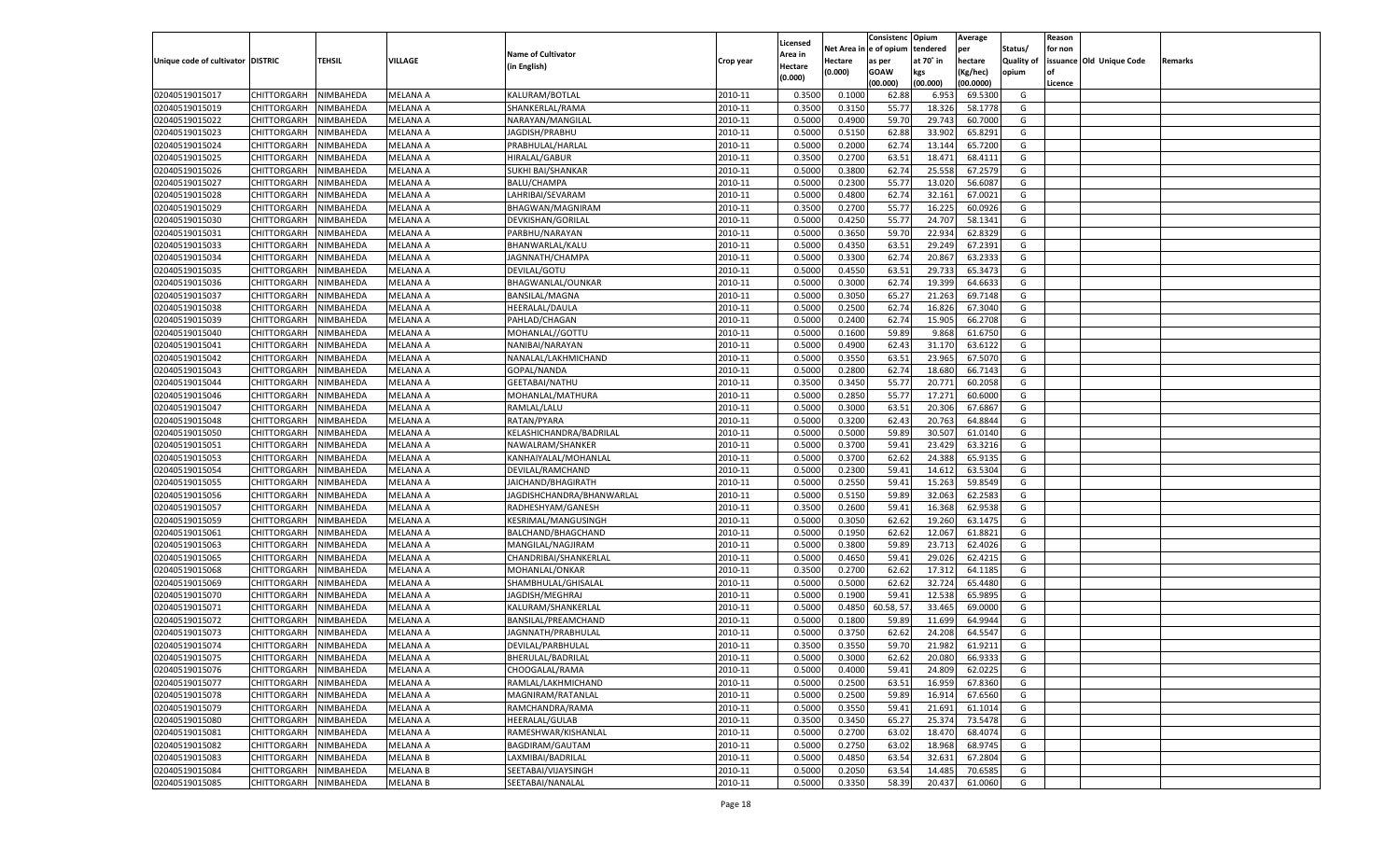| Unique code of cultivator | DISTRIC | TEHSIL | VILLAGE | Name of Cultivator (in English) | Crop year | Licensed Area in Hectare (0.000) | Net Area in Hectare (0.000) | Consistence of opium as per GOAW (00.000) | Opium tendered at 70° in kgs (00.000) | Average per hectare (Kg/hec) (00.0000) | Status/ Quality of opium | Reason for non issuance of Licence | Old Unique Code | Remarks |
|---|---|---|---|---|---|---|---|---|---|---|---|---|---|---|
| 02040519015017 | CHITTORGARH | NIMBAHEDA | MELANA A | KALURAM/BOTLAL | 2010-11 | 0.3500 | 0.1000 | 62.88 | 6.953 | 69.5300 | G | | | |
| 02040519015019 | CHITTORGARH | NIMBAHEDA | MELANA A | SHANKERLAL/RAMA | 2010-11 | 0.3500 | 0.3150 | 55.77 | 18.326 | 58.1778 | G | | | |
| 02040519015022 | CHITTORGARH | NIMBAHEDA | MELANA A | NARAYAN/MANGILAL | 2010-11 | 0.5000 | 0.4900 | 59.70 | 29.743 | 60.7000 | G | | | |
| 02040519015023 | CHITTORGARH | NIMBAHEDA | MELANA A | JAGDISH/PRABHU | 2010-11 | 0.5000 | 0.5150 | 62.88 | 33.902 | 65.8291 | G | | | |
| 02040519015024 | CHITTORGARH | NIMBAHEDA | MELANA A | PRABHULAL/HARLAL | 2010-11 | 0.5000 | 0.2000 | 62.74 | 13.144 | 65.7200 | G | | | |
| 02040519015025 | CHITTORGARH | NIMBAHEDA | MELANA A | HIRALAL/GABUR | 2010-11 | 0.3500 | 0.2700 | 63.51 | 18.471 | 68.4111 | G | | | |
| 02040519015026 | CHITTORGARH | NIMBAHEDA | MELANA A | SUKHI BAI/SHANKAR | 2010-11 | 0.5000 | 0.3800 | 62.74 | 25.558 | 67.2579 | G | | | |
| 02040519015027 | CHITTORGARH | NIMBAHEDA | MELANA A | BALU/CHAMPA | 2010-11 | 0.5000 | 0.2300 | 55.77 | 13.020 | 56.6087 | G | | | |
| 02040519015028 | CHITTORGARH | NIMBAHEDA | MELANA A | LAHRIBAI/SEVARAM | 2010-11 | 0.5000 | 0.4800 | 62.74 | 32.161 | 67.0021 | G | | | |
| 02040519015029 | CHITTORGARH | NIMBAHEDA | MELANA A | BHAGWAN/MAGNIRAM | 2010-11 | 0.3500 | 0.2700 | 55.77 | 16.225 | 60.0926 | G | | | |
| 02040519015030 | CHITTORGARH | NIMBAHEDA | MELANA A | DEVKISHAN/GORILAL | 2010-11 | 0.5000 | 0.4250 | 55.77 | 24.707 | 58.1341 | G | | | |
| 02040519015031 | CHITTORGARH | NIMBAHEDA | MELANA A | PARBHU/NARAYAN | 2010-11 | 0.5000 | 0.3650 | 59.70 | 22.934 | 62.8329 | G | | | |
| 02040519015033 | CHITTORGARH | NIMBAHEDA | MELANA A | BHANWARLAL/KALU | 2010-11 | 0.5000 | 0.4350 | 63.51 | 29.249 | 67.2391 | G | | | |
| 02040519015034 | CHITTORGARH | NIMBAHEDA | MELANA A | JAGNNATH/CHAMPA | 2010-11 | 0.5000 | 0.3300 | 62.74 | 20.867 | 63.2333 | G | | | |
| 02040519015035 | CHITTORGARH | NIMBAHEDA | MELANA A | DEVILAL/GOTU | 2010-11 | 0.5000 | 0.4550 | 63.51 | 29.733 | 65.3473 | G | | | |
| 02040519015036 | CHITTORGARH | NIMBAHEDA | MELANA A | BHAGWANLAL/OUNKAR | 2010-11 | 0.5000 | 0.3000 | 62.74 | 19.399 | 64.6633 | G | | | |
| 02040519015037 | CHITTORGARH | NIMBAHEDA | MELANA A | BANSILAL/MAGNA | 2010-11 | 0.5000 | 0.3050 | 65.27 | 21.263 | 69.7148 | G | | | |
| 02040519015038 | CHITTORGARH | NIMBAHEDA | MELANA A | HEERALAL/DAULA | 2010-11 | 0.5000 | 0.2500 | 62.74 | 16.826 | 67.3040 | G | | | |
| 02040519015039 | CHITTORGARH | NIMBAHEDA | MELANA A | PAHLAD/CHAGAN | 2010-11 | 0.5000 | 0.2400 | 62.74 | 15.905 | 66.2708 | G | | | |
| 02040519015040 | CHITTORGARH | NIMBAHEDA | MELANA A | MOHANLAL//GOTTU | 2010-11 | 0.5000 | 0.1600 | 59.89 | 9.868 | 61.6750 | G | | | |
| 02040519015041 | CHITTORGARH | NIMBAHEDA | MELANA A | NANIBAI/NARAYAN | 2010-11 | 0.5000 | 0.4900 | 62.43 | 31.170 | 63.6122 | G | | | |
| 02040519015042 | CHITTORGARH | NIMBAHEDA | MELANA A | NANALAL/LAKHMICHAND | 2010-11 | 0.5000 | 0.3550 | 63.51 | 23.965 | 67.5070 | G | | | |
| 02040519015043 | CHITTORGARH | NIMBAHEDA | MELANA A | GOPAL/NANDA | 2010-11 | 0.5000 | 0.2800 | 62.74 | 18.680 | 66.7143 | G | | | |
| 02040519015044 | CHITTORGARH | NIMBAHEDA | MELANA A | GEETABAI/NATHU | 2010-11 | 0.3500 | 0.3450 | 55.77 | 20.771 | 60.2058 | G | | | |
| 02040519015046 | CHITTORGARH | NIMBAHEDA | MELANA A | MOHANLAL/MATHURA | 2010-11 | 0.5000 | 0.2850 | 55.77 | 17.271 | 60.6000 | G | | | |
| 02040519015047 | CHITTORGARH | NIMBAHEDA | MELANA A | RAMLAL/LALU | 2010-11 | 0.5000 | 0.3000 | 63.51 | 20.306 | 67.6867 | G | | | |
| 02040519015048 | CHITTORGARH | NIMBAHEDA | MELANA A | RATAN/PYARA | 2010-11 | 0.5000 | 0.3200 | 62.43 | 20.763 | 64.8844 | G | | | |
| 02040519015050 | CHITTORGARH | NIMBAHEDA | MELANA A | KELASHICHANDRA/BADRILAL | 2010-11 | 0.5000 | 0.5000 | 59.89 | 30.507 | 61.0140 | G | | | |
| 02040519015051 | CHITTORGARH | NIMBAHEDA | MELANA A | NAWALRAM/SHANKER | 2010-11 | 0.5000 | 0.3700 | 59.41 | 23.429 | 63.3216 | G | | | |
| 02040519015053 | CHITTORGARH | NIMBAHEDA | MELANA A | KANHAIYALAL/MOHANLAL | 2010-11 | 0.5000 | 0.3700 | 62.62 | 24.388 | 65.9135 | G | | | |
| 02040519015054 | CHITTORGARH | NIMBAHEDA | MELANA A | DEVILAL/RAMCHAND | 2010-11 | 0.5000 | 0.2300 | 59.41 | 14.612 | 63.5304 | G | | | |
| 02040519015055 | CHITTORGARH | NIMBAHEDA | MELANA A | JAICHAND/BHAGIRATH | 2010-11 | 0.5000 | 0.2550 | 59.41 | 15.263 | 59.8549 | G | | | |
| 02040519015056 | CHITTORGARH | NIMBAHEDA | MELANA A | JAGDISHCHANDRA/BHANWARLAL | 2010-11 | 0.5000 | 0.5150 | 59.89 | 32.063 | 62.2583 | G | | | |
| 02040519015057 | CHITTORGARH | NIMBAHEDA | MELANA A | RADHESHYAM/GANESH | 2010-11 | 0.3500 | 0.2600 | 59.41 | 16.368 | 62.9538 | G | | | |
| 02040519015059 | CHITTORGARH | NIMBAHEDA | MELANA A | KESRIMAL/MANGUSINGH | 2010-11 | 0.5000 | 0.3050 | 62.62 | 19.260 | 63.1475 | G | | | |
| 02040519015061 | CHITTORGARH | NIMBAHEDA | MELANA A | BALCHAND/BHAGCHAND | 2010-11 | 0.5000 | 0.1950 | 62.62 | 12.067 | 61.8821 | G | | | |
| 02040519015063 | CHITTORGARH | NIMBAHEDA | MELANA A | MANGILAL/NAGJIRAM | 2010-11 | 0.5000 | 0.3800 | 59.89 | 23.713 | 62.4026 | G | | | |
| 02040519015065 | CHITTORGARH | NIMBAHEDA | MELANA A | CHANDRIBAI/SHANKERLAL | 2010-11 | 0.5000 | 0.4650 | 59.41 | 29.026 | 62.4215 | G | | | |
| 02040519015068 | CHITTORGARH | NIMBAHEDA | MELANA A | MOHANLAL/ONKAR | 2010-11 | 0.3500 | 0.2700 | 62.62 | 17.312 | 64.1185 | G | | | |
| 02040519015069 | CHITTORGARH | NIMBAHEDA | MELANA A | SHAMBHULAL/GHISALAL | 2010-11 | 0.5000 | 0.5000 | 62.62 | 32.724 | 65.4480 | G | | | |
| 02040519015070 | CHITTORGARH | NIMBAHEDA | MELANA A | JAGDISH/MEGHRAJ | 2010-11 | 0.5000 | 0.1900 | 59.41 | 12.538 | 65.9895 | G | | | |
| 02040519015071 | CHITTORGARH | NIMBAHEDA | MELANA A | KALURAM/SHANKERLAL | 2010-11 | 0.5000 | 0.4850 | 60.58, 57. | 33.465 | 69.0000 | G | | | |
| 02040519015072 | CHITTORGARH | NIMBAHEDA | MELANA A | BANSILAL/PREAMCHAND | 2010-11 | 0.5000 | 0.1800 | 59.89 | 11.699 | 64.9944 | G | | | |
| 02040519015073 | CHITTORGARH | NIMBAHEDA | MELANA A | JAGNNATH/PRABHULAL | 2010-11 | 0.5000 | 0.3750 | 62.62 | 24.208 | 64.5547 | G | | | |
| 02040519015074 | CHITTORGARH | NIMBAHEDA | MELANA A | DEVILAL/PARBHULAL | 2010-11 | 0.3500 | 0.3550 | 59.70 | 21.982 | 61.9211 | G | | | |
| 02040519015075 | CHITTORGARH | NIMBAHEDA | MELANA A | BHERULAL/BADRILAL | 2010-11 | 0.5000 | 0.3000 | 62.62 | 20.080 | 66.9333 | G | | | |
| 02040519015076 | CHITTORGARH | NIMBAHEDA | MELANA A | CHOOGALAL/RAMA | 2010-11 | 0.5000 | 0.4000 | 59.41 | 24.809 | 62.0225 | G | | | |
| 02040519015077 | CHITTORGARH | NIMBAHEDA | MELANA A | RAMLAL/LAKHMICHAND | 2010-11 | 0.5000 | 0.2500 | 63.51 | 16.959 | 67.8360 | G | | | |
| 02040519015078 | CHITTORGARH | NIMBAHEDA | MELANA A | MAGNIRAM/RATANLAL | 2010-11 | 0.5000 | 0.2500 | 59.89 | 16.914 | 67.6560 | G | | | |
| 02040519015079 | CHITTORGARH | NIMBAHEDA | MELANA A | RAMCHANDRA/RAMA | 2010-11 | 0.5000 | 0.3550 | 59.41 | 21.691 | 61.1014 | G | | | |
| 02040519015080 | CHITTORGARH | NIMBAHEDA | MELANA A | HEERALAL/GULAB | 2010-11 | 0.3500 | 0.3450 | 65.27 | 25.374 | 73.5478 | G | | | |
| 02040519015081 | CHITTORGARH | NIMBAHEDA | MELANA A | RAMESHWAR/KISHANLAL | 2010-11 | 0.5000 | 0.2700 | 63.02 | 18.470 | 68.4074 | G | | | |
| 02040519015082 | CHITTORGARH | NIMBAHEDA | MELANA A | BAGDIRAM/GAUTAM | 2010-11 | 0.5000 | 0.2750 | 63.02 | 18.968 | 68.9745 | G | | | |
| 02040519015083 | CHITTORGARH | NIMBAHEDA | MELANA B | LAXMIBAI/BADRILAL | 2010-11 | 0.5000 | 0.4850 | 63.54 | 32.631 | 67.2804 | G | | | |
| 02040519015084 | CHITTORGARH | NIMBAHEDA | MELANA B | SEETABAI/VIJAYSINGH | 2010-11 | 0.5000 | 0.2050 | 63.54 | 14.485 | 70.6585 | G | | | |
| 02040519015085 | CHITTORGARH | NIMBAHEDA | MELANA B | SEETABAI/NANALAL | 2010-11 | 0.5000 | 0.3350 | 58.39 | 20.437 | 61.0060 | G | | | |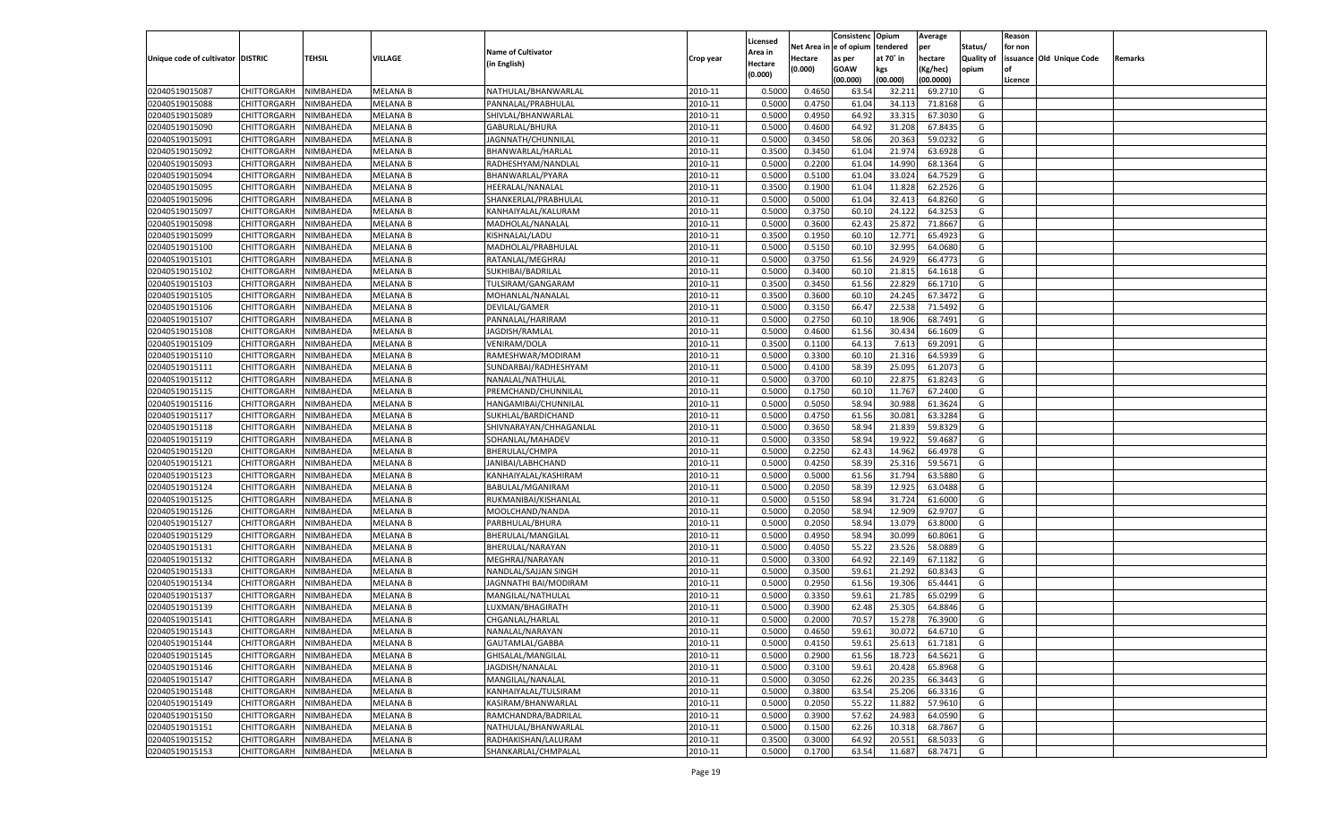| Unique code of cultivator | DISTRIC | TEHSIL | VILLAGE | Name of Cultivator (in English) | Crop year | Licensed Area in Hectare (0.000) | Net Area in Hectare (0.000) | Consistenc e of opium as per GOAW (00.000) | Opium tendered at 70° in kgs (00.000) | Average per hectare (Kg/hec) (00.0000) | Status/ Quality of opium | Reason for non issuance of Licence | Old Unique Code | Remarks |
|---|---|---|---|---|---|---|---|---|---|---|---|---|---|---|
| 02040519015087 | CHITTORGARH | NIMBAHEDA | MELANA B | NATHULAL/BHANWARLAL | 2010-11 | 0.5000 | 0.4650 | 63.54 | 32.211 | 69.2710 | G | | | |
| 02040519015088 | CHITTORGARH | NIMBAHEDA | MELANA B | PANNALAL/PRABHULAL | 2010-11 | 0.5000 | 0.4750 | 61.04 | 34.113 | 71.8168 | G | | | |
| 02040519015089 | CHITTORGARH | NIMBAHEDA | MELANA B | SHIVLAL/BHANWARLAL | 2010-11 | 0.5000 | 0.4950 | 64.92 | 33.315 | 67.3030 | G | | | |
| 02040519015090 | CHITTORGARH | NIMBAHEDA | MELANA B | GABURLAL/BHURA | 2010-11 | 0.5000 | 0.4600 | 64.92 | 31.208 | 67.8435 | G | | | |
| 02040519015091 | CHITTORGARH | NIMBAHEDA | MELANA B | JAGNNATH/CHUNNILAL | 2010-11 | 0.5000 | 0.3450 | 58.06 | 20.363 | 59.0232 | G | | | |
| 02040519015092 | CHITTORGARH | NIMBAHEDA | MELANA B | BHANWARLAL/HARLAL | 2010-11 | 0.3500 | 0.3450 | 61.04 | 21.974 | 63.6928 | G | | | |
| 02040519015093 | CHITTORGARH | NIMBAHEDA | MELANA B | RADHESHYAM/NANDLAL | 2010-11 | 0.5000 | 0.2200 | 61.04 | 14.990 | 68.1364 | G | | | |
| 02040519015094 | CHITTORGARH | NIMBAHEDA | MELANA B | BHANWARLAL/PYARA | 2010-11 | 0.5000 | 0.5100 | 61.04 | 33.024 | 64.7529 | G | | | |
| 02040519015095 | CHITTORGARH | NIMBAHEDA | MELANA B | HEERALAL/NANALAL | 2010-11 | 0.3500 | 0.1900 | 61.04 | 11.828 | 62.2526 | G | | | |
| 02040519015096 | CHITTORGARH | NIMBAHEDA | MELANA B | SHANKERLAL/PRABHULAL | 2010-11 | 0.5000 | 0.5000 | 61.04 | 32.413 | 64.8260 | G | | | |
| 02040519015097 | CHITTORGARH | NIMBAHEDA | MELANA B | KANHAIYALAL/KALURAM | 2010-11 | 0.5000 | 0.3750 | 60.10 | 24.122 | 64.3253 | G | | | |
| 02040519015098 | CHITTORGARH | NIMBAHEDA | MELANA B | MADHOLAL/NANALAL | 2010-11 | 0.5000 | 0.3600 | 62.43 | 25.872 | 71.8667 | G | | | |
| 02040519015099 | CHITTORGARH | NIMBAHEDA | MELANA B | KISHNALAL/LADU | 2010-11 | 0.3500 | 0.1950 | 60.10 | 12.771 | 65.4923 | G | | | |
| 02040519015100 | CHITTORGARH | NIMBAHEDA | MELANA B | MADHOLAL/PRABHULAL | 2010-11 | 0.5000 | 0.5150 | 60.10 | 32.995 | 64.0680 | G | | | |
| 02040519015101 | CHITTORGARH | NIMBAHEDA | MELANA B | RATANLAL/MEGHRAJ | 2010-11 | 0.5000 | 0.3750 | 61.56 | 24.929 | 66.4773 | G | | | |
| 02040519015102 | CHITTORGARH | NIMBAHEDA | MELANA B | SUKHIBAI/BADRILAL | 2010-11 | 0.5000 | 0.3400 | 60.10 | 21.815 | 64.1618 | G | | | |
| 02040519015103 | CHITTORGARH | NIMBAHEDA | MELANA B | TULSIRAM/GANGARAM | 2010-11 | 0.3500 | 0.3450 | 61.56 | 22.829 | 66.1710 | G | | | |
| 02040519015105 | CHITTORGARH | NIMBAHEDA | MELANA B | MOHANLAL/NANALAL | 2010-11 | 0.3500 | 0.3600 | 60.10 | 24.245 | 67.3472 | G | | | |
| 02040519015106 | CHITTORGARH | NIMBAHEDA | MELANA B | DEVILAL/GAMER | 2010-11 | 0.5000 | 0.3150 | 66.47 | 22.538 | 71.5492 | G | | | |
| 02040519015107 | CHITTORGARH | NIMBAHEDA | MELANA B | PANNALAL/HARIRAM | 2010-11 | 0.5000 | 0.2750 | 60.10 | 18.906 | 68.7491 | G | | | |
| 02040519015108 | CHITTORGARH | NIMBAHEDA | MELANA B | JAGDISH/RAMLAL | 2010-11 | 0.5000 | 0.4600 | 61.56 | 30.434 | 66.1609 | G | | | |
| 02040519015109 | CHITTORGARH | NIMBAHEDA | MELANA B | VENIRAM/DOLA | 2010-11 | 0.3500 | 0.1100 | 64.13 | 7.613 | 69.2091 | G | | | |
| 02040519015110 | CHITTORGARH | NIMBAHEDA | MELANA B | RAMESHWAR/MODIRAM | 2010-11 | 0.5000 | 0.3300 | 60.10 | 21.316 | 64.5939 | G | | | |
| 02040519015111 | CHITTORGARH | NIMBAHEDA | MELANA B | SUNDARBAI/RADHESHYAM | 2010-11 | 0.5000 | 0.4100 | 58.39 | 25.095 | 61.2073 | G | | | |
| 02040519015112 | CHITTORGARH | NIMBAHEDA | MELANA B | NANALAL/NATHULAL | 2010-11 | 0.5000 | 0.3700 | 60.10 | 22.875 | 61.8243 | G | | | |
| 02040519015115 | CHITTORGARH | NIMBAHEDA | MELANA B | PREMCHAND/CHUNNILAL | 2010-11 | 0.5000 | 0.1750 | 60.10 | 11.767 | 67.2400 | G | | | |
| 02040519015116 | CHITTORGARH | NIMBAHEDA | MELANA B | HANGAMIBAI/CHUNNILAL | 2010-11 | 0.5000 | 0.5050 | 58.94 | 30.988 | 61.3624 | G | | | |
| 02040519015117 | CHITTORGARH | NIMBAHEDA | MELANA B | SUKHLAL/BARDICHAND | 2010-11 | 0.5000 | 0.4750 | 61.56 | 30.081 | 63.3284 | G | | | |
| 02040519015118 | CHITTORGARH | NIMBAHEDA | MELANA B | SHIVNARAYAN/CHHAGANLAL | 2010-11 | 0.5000 | 0.3650 | 58.94 | 21.839 | 59.8329 | G | | | |
| 02040519015119 | CHITTORGARH | NIMBAHEDA | MELANA B | SOHANLAL/MAHADEV | 2010-11 | 0.5000 | 0.3350 | 58.94 | 19.922 | 59.4687 | G | | | |
| 02040519015120 | CHITTORGARH | NIMBAHEDA | MELANA B | BHERULAL/CHMPA | 2010-11 | 0.5000 | 0.2250 | 62.43 | 14.962 | 66.4978 | G | | | |
| 02040519015121 | CHITTORGARH | NIMBAHEDA | MELANA B | JANIBAI/LABHCHAND | 2010-11 | 0.5000 | 0.4250 | 58.39 | 25.316 | 59.5671 | G | | | |
| 02040519015123 | CHITTORGARH | NIMBAHEDA | MELANA B | KANHAIYALAL/KASHIRAM | 2010-11 | 0.5000 | 0.5000 | 61.56 | 31.794 | 63.5880 | G | | | |
| 02040519015124 | CHITTORGARH | NIMBAHEDA | MELANA B | BABULAL/MGANIRAM | 2010-11 | 0.5000 | 0.2050 | 58.39 | 12.925 | 63.0488 | G | | | |
| 02040519015125 | CHITTORGARH | NIMBAHEDA | MELANA B | RUKMANIBAI/KISHANLAL | 2010-11 | 0.5000 | 0.5150 | 58.94 | 31.724 | 61.6000 | G | | | |
| 02040519015126 | CHITTORGARH | NIMBAHEDA | MELANA B | MOOLCHAND/NANDA | 2010-11 | 0.5000 | 0.2050 | 58.94 | 12.909 | 62.9707 | G | | | |
| 02040519015127 | CHITTORGARH | NIMBAHEDA | MELANA B | PARBHULAL/BHURA | 2010-11 | 0.5000 | 0.2050 | 58.94 | 13.079 | 63.8000 | G | | | |
| 02040519015129 | CHITTORGARH | NIMBAHEDA | MELANA B | BHERULAL/MANGILAL | 2010-11 | 0.5000 | 0.4950 | 58.94 | 30.099 | 60.8061 | G | | | |
| 02040519015131 | CHITTORGARH | NIMBAHEDA | MELANA B | BHERULAL/NARAYAN | 2010-11 | 0.5000 | 0.4050 | 55.22 | 23.526 | 58.0889 | G | | | |
| 02040519015132 | CHITTORGARH | NIMBAHEDA | MELANA B | MEGHRAJ/NARAYAN | 2010-11 | 0.5000 | 0.3300 | 64.92 | 22.149 | 67.1182 | G | | | |
| 02040519015133 | CHITTORGARH | NIMBAHEDA | MELANA B | NANDLAL/SAJJAN SINGH | 2010-11 | 0.5000 | 0.3500 | 59.61 | 21.292 | 60.8343 | G | | | |
| 02040519015134 | CHITTORGARH | NIMBAHEDA | MELANA B | JAGNNATHI BAI/MODIRAM | 2010-11 | 0.5000 | 0.2950 | 61.56 | 19.306 | 65.4441 | G | | | |
| 02040519015137 | CHITTORGARH | NIMBAHEDA | MELANA B | MANGILAL/NATHULAL | 2010-11 | 0.5000 | 0.3350 | 59.61 | 21.785 | 65.0299 | G | | | |
| 02040519015139 | CHITTORGARH | NIMBAHEDA | MELANA B | LUXMAN/BHAGIRATH | 2010-11 | 0.5000 | 0.3900 | 62.48 | 25.305 | 64.8846 | G | | | |
| 02040519015141 | CHITTORGARH | NIMBAHEDA | MELANA B | CHGANLAL/HARLAL | 2010-11 | 0.5000 | 0.2000 | 70.57 | 15.278 | 76.3900 | G | | | |
| 02040519015143 | CHITTORGARH | NIMBAHEDA | MELANA B | NANALAL/NARAYAN | 2010-11 | 0.5000 | 0.4650 | 59.61 | 30.072 | 64.6710 | G | | | |
| 02040519015144 | CHITTORGARH | NIMBAHEDA | MELANA B | GAUTAMLAL/GABBA | 2010-11 | 0.5000 | 0.4150 | 59.61 | 25.613 | 61.7181 | G | | | |
| 02040519015145 | CHITTORGARH | NIMBAHEDA | MELANA B | GHISALAL/MANGILAL | 2010-11 | 0.5000 | 0.2900 | 61.56 | 18.723 | 64.5621 | G | | | |
| 02040519015146 | CHITTORGARH | NIMBAHEDA | MELANA B | JAGDISH/NANALAL | 2010-11 | 0.5000 | 0.3100 | 59.61 | 20.428 | 65.8968 | G | | | |
| 02040519015147 | CHITTORGARH | NIMBAHEDA | MELANA B | MANGILAL/NANALAL | 2010-11 | 0.5000 | 0.3050 | 62.26 | 20.235 | 66.3443 | G | | | |
| 02040519015148 | CHITTORGARH | NIMBAHEDA | MELANA B | KANHAIYALAL/TULSIRAM | 2010-11 | 0.5000 | 0.3800 | 63.54 | 25.206 | 66.3316 | G | | | |
| 02040519015149 | CHITTORGARH | NIMBAHEDA | MELANA B | KASIRAM/BHANWARLAL | 2010-11 | 0.5000 | 0.2050 | 55.22 | 11.882 | 57.9610 | G | | | |
| 02040519015150 | CHITTORGARH | NIMBAHEDA | MELANA B | RAMCHANDRA/BADRILAL | 2010-11 | 0.5000 | 0.3900 | 57.62 | 24.983 | 64.0590 | G | | | |
| 02040519015151 | CHITTORGARH | NIMBAHEDA | MELANA B | NATHULAL/BHANWARLAL | 2010-11 | 0.5000 | 0.1500 | 62.26 | 10.318 | 68.7867 | G | | | |
| 02040519015152 | CHITTORGARH | NIMBAHEDA | MELANA B | RADHAKISHAN/LALURAM | 2010-11 | 0.3500 | 0.3000 | 64.92 | 20.551 | 68.5033 | G | | | |
| 02040519015153 | CHITTORGARH | NIMBAHEDA | MELANA B | SHANKARLAL/CHMPALAL | 2010-11 | 0.5000 | 0.1700 | 63.54 | 11.687 | 68.7471 | G | | | |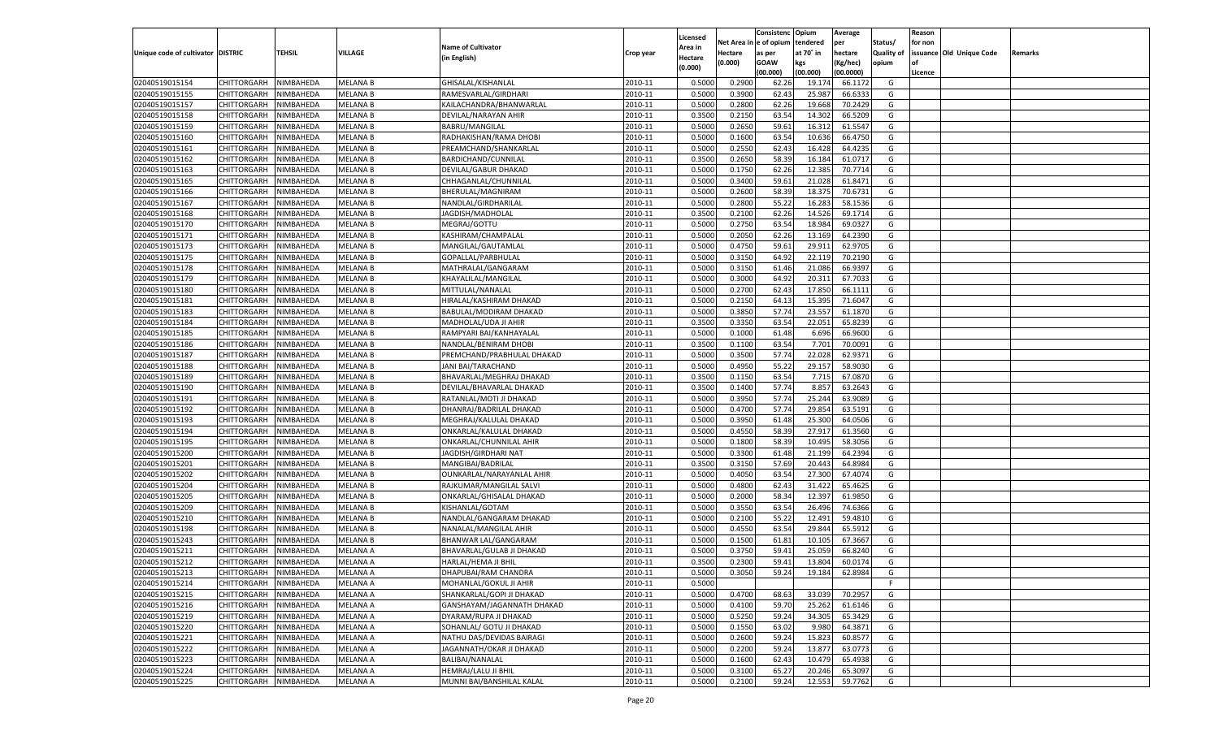| Unique code of cultivator | DISTRIC | TEHSIL | VILLAGE | Name of Cultivator (in English) | Crop year | Licensed Area in Hectare (0.000) | Net Area in Hectare (0.000) | Consistenc e of opium as per GOAW (00.000) | Opium tendered at 70° in kgs (00.000) | Average per hectare (Kg/hec) (00.0000) | Status/ Quality of opium | Reason for non issuance of Licence | Old Unique Code | Remarks |
|---|---|---|---|---|---|---|---|---|---|---|---|---|---|---|
| 02040519015154 | CHITTORGARH | NIMBAHEDA | MELANA B | GHISALAL/KISHANLAL | 2010-11 | 0.5000 | 0.2900 | 62.26 | 19.174 | 66.1172 | G | | | |
| 02040519015155 | CHITTORGARH | NIMBAHEDA | MELANA B | RAMESVARLAL/GIRDHARI | 2010-11 | 0.5000 | 0.3900 | 62.43 | 25.987 | 66.6333 | G | | | |
| 02040519015157 | CHITTORGARH | NIMBAHEDA | MELANA B | KAILACHANDRA/BHANWARLAL | 2010-11 | 0.5000 | 0.2800 | 62.26 | 19.668 | 70.2429 | G | | | |
| 02040519015158 | CHITTORGARH | NIMBAHEDA | MELANA B | DEVILAL/NARAYAN AHIR | 2010-11 | 0.3500 | 0.2150 | 63.54 | 14.302 | 66.5209 | G | | | |
| 02040519015159 | CHITTORGARH | NIMBAHEDA | MELANA B | BABRU/MANGILAL | 2010-11 | 0.5000 | 0.2650 | 59.61 | 16.312 | 61.5547 | G | | | |
| 02040519015160 | CHITTORGARH | NIMBAHEDA | MELANA B | RADHAKISHAN/RAMA DHOBI | 2010-11 | 0.5000 | 0.1600 | 63.54 | 10.636 | 66.4750 | G | | | |
| 02040519015161 | CHITTORGARH | NIMBAHEDA | MELANA B | PREAMCHAND/SHANKARLAL | 2010-11 | 0.5000 | 0.2550 | 62.43 | 16.428 | 64.4235 | G | | | |
| 02040519015162 | CHITTORGARH | NIMBAHEDA | MELANA B | BARDICHAND/CUNNILAL | 2010-11 | 0.3500 | 0.2650 | 58.39 | 16.184 | 61.0717 | G | | | |
| 02040519015163 | CHITTORGARH | NIMBAHEDA | MELANA B | DEVILAL/GABUR DHAKAD | 2010-11 | 0.5000 | 0.1750 | 62.26 | 12.385 | 70.7714 | G | | | |
| 02040519015165 | CHITTORGARH | NIMBAHEDA | MELANA B | CHHAGANLAL/CHUNNILAL | 2010-11 | 0.5000 | 0.3400 | 59.61 | 21.028 | 61.8471 | G | | | |
| 02040519015166 | CHITTORGARH | NIMBAHEDA | MELANA B | BHERULAL/MAGNIRAM | 2010-11 | 0.5000 | 0.2600 | 58.39 | 18.375 | 70.6731 | G | | | |
| 02040519015167 | CHITTORGARH | NIMBAHEDA | MELANA B | NANDLAL/GIRDHARILAL | 2010-11 | 0.5000 | 0.2800 | 55.22 | 16.283 | 58.1536 | G | | | |
| 02040519015168 | CHITTORGARH | NIMBAHEDA | MELANA B | JAGDISH/MADHOLAL | 2010-11 | 0.3500 | 0.2100 | 62.26 | 14.526 | 69.1714 | G | | | |
| 02040519015170 | CHITTORGARH | NIMBAHEDA | MELANA B | MEGRAJ/GOTTU | 2010-11 | 0.5000 | 0.2750 | 63.54 | 18.984 | 69.0327 | G | | | |
| 02040519015171 | CHITTORGARH | NIMBAHEDA | MELANA B | KASHIRAM/CHAMPALAL | 2010-11 | 0.5000 | 0.2050 | 62.26 | 13.169 | 64.2390 | G | | | |
| 02040519015173 | CHITTORGARH | NIMBAHEDA | MELANA B | MANGILAL/GAUTAMLAL | 2010-11 | 0.5000 | 0.4750 | 59.61 | 29.911 | 62.9705 | G | | | |
| 02040519015175 | CHITTORGARH | NIMBAHEDA | MELANA B | GOPALLAL/PARBHULAL | 2010-11 | 0.5000 | 0.3150 | 64.92 | 22.119 | 70.2190 | G | | | |
| 02040519015178 | CHITTORGARH | NIMBAHEDA | MELANA B | MATHRALAL/GANGARAM | 2010-11 | 0.5000 | 0.3150 | 61.46 | 21.086 | 66.9397 | G | | | |
| 02040519015179 | CHITTORGARH | NIMBAHEDA | MELANA B | KHAYALILAL/MANGILAL | 2010-11 | 0.5000 | 0.3000 | 64.92 | 20.311 | 67.7033 | G | | | |
| 02040519015180 | CHITTORGARH | NIMBAHEDA | MELANA B | MITTULAL/NANALAL | 2010-11 | 0.5000 | 0.2700 | 62.43 | 17.850 | 66.1111 | G | | | |
| 02040519015181 | CHITTORGARH | NIMBAHEDA | MELANA B | HIRALAL/KASHIRAM DHAKAD | 2010-11 | 0.5000 | 0.2150 | 64.13 | 15.395 | 71.6047 | G | | | |
| 02040519015183 | CHITTORGARH | NIMBAHEDA | MELANA B | BABULAL/MODIRAM DHAKAD | 2010-11 | 0.5000 | 0.3850 | 57.74 | 23.557 | 61.1870 | G | | | |
| 02040519015184 | CHITTORGARH | NIMBAHEDA | MELANA B | MADHOLAL/UDA JI AHIR | 2010-11 | 0.3500 | 0.3350 | 63.54 | 22.051 | 65.8239 | G | | | |
| 02040519015185 | CHITTORGARH | NIMBAHEDA | MELANA B | RAMPYARI BAI/KANHAYALAL | 2010-11 | 0.5000 | 0.1000 | 61.48 | 6.696 | 66.9600 | G | | | |
| 02040519015186 | CHITTORGARH | NIMBAHEDA | MELANA B | NANDLAL/BENIRAM DHOBI | 2010-11 | 0.3500 | 0.1100 | 63.54 | 7.701 | 70.0091 | G | | | |
| 02040519015187 | CHITTORGARH | NIMBAHEDA | MELANA B | PREMCHAND/PRABHULAL DHAKAD | 2010-11 | 0.5000 | 0.3500 | 57.74 | 22.028 | 62.9371 | G | | | |
| 02040519015188 | CHITTORGARH | NIMBAHEDA | MELANA B | JANI BAI/TARACHAND | 2010-11 | 0.5000 | 0.4950 | 55.22 | 29.157 | 58.9030 | G | | | |
| 02040519015189 | CHITTORGARH | NIMBAHEDA | MELANA B | BHAVARLAL/MEGHRAJ DHAKAD | 2010-11 | 0.3500 | 0.1150 | 63.54 | 7.715 | 67.0870 | G | | | |
| 02040519015190 | CHITTORGARH | NIMBAHEDA | MELANA B | DEVILAL/BHAVARLAL DHAKAD | 2010-11 | 0.3500 | 0.1400 | 57.74 | 8.857 | 63.2643 | G | | | |
| 02040519015191 | CHITTORGARH | NIMBAHEDA | MELANA B | RATANLAL/MOTI JI DHAKAD | 2010-11 | 0.5000 | 0.3950 | 57.74 | 25.244 | 63.9089 | G | | | |
| 02040519015192 | CHITTORGARH | NIMBAHEDA | MELANA B | DHANRAJ/BADRILAL DHAKAD | 2010-11 | 0.5000 | 0.4700 | 57.74 | 29.854 | 63.5191 | G | | | |
| 02040519015193 | CHITTORGARH | NIMBAHEDA | MELANA B | MEGHRAJ/KALULAL DHAKAD | 2010-11 | 0.5000 | 0.3950 | 61.48 | 25.300 | 64.0506 | G | | | |
| 02040519015194 | CHITTORGARH | NIMBAHEDA | MELANA B | ONKARLAL/KALULAL DHAKAD | 2010-11 | 0.5000 | 0.4550 | 58.39 | 27.917 | 61.3560 | G | | | |
| 02040519015195 | CHITTORGARH | NIMBAHEDA | MELANA B | ONKARLAL/CHUNNILAL AHIR | 2010-11 | 0.5000 | 0.1800 | 58.39 | 10.495 | 58.3056 | G | | | |
| 02040519015200 | CHITTORGARH | NIMBAHEDA | MELANA B | JAGDISH/GIRDHARI NAT | 2010-11 | 0.5000 | 0.3300 | 61.48 | 21.199 | 64.2394 | G | | | |
| 02040519015201 | CHITTORGARH | NIMBAHEDA | MELANA B | MANGIBAI/BADRILAL | 2010-11 | 0.3500 | 0.3150 | 57.69 | 20.443 | 64.8984 | G | | | |
| 02040519015202 | CHITTORGARH | NIMBAHEDA | MELANA B | OUNKARLAL/NARAYANLAL AHIR | 2010-11 | 0.5000 | 0.4050 | 63.54 | 27.300 | 67.4074 | G | | | |
| 02040519015204 | CHITTORGARH | NIMBAHEDA | MELANA B | RAJKUMAR/MANGILAL SALVI | 2010-11 | 0.5000 | 0.4800 | 62.43 | 31.422 | 65.4625 | G | | | |
| 02040519015205 | CHITTORGARH | NIMBAHEDA | MELANA B | ONKARLAL/GHISALAL DHAKAD | 2010-11 | 0.5000 | 0.2000 | 58.34 | 12.397 | 61.9850 | G | | | |
| 02040519015209 | CHITTORGARH | NIMBAHEDA | MELANA B | KISHANLAL/GOTAM | 2010-11 | 0.5000 | 0.3550 | 63.54 | 26.496 | 74.6366 | G | | | |
| 02040519015210 | CHITTORGARH | NIMBAHEDA | MELANA B | NANDLAL/GANGARAM DHAKAD | 2010-11 | 0.5000 | 0.2100 | 55.22 | 12.491 | 59.4810 | G | | | |
| 02040519015198 | CHITTORGARH | NIMBAHEDA | MELANA B | NANALAL/MANGILAL AHIR | 2010-11 | 0.5000 | 0.4550 | 63.54 | 29.844 | 65.5912 | G | | | |
| 02040519015243 | CHITTORGARH | NIMBAHEDA | MELANA B | BHANWAR LAL/GANGARAM | 2010-11 | 0.5000 | 0.1500 | 61.81 | 10.105 | 67.3667 | G | | | |
| 02040519015211 | CHITTORGARH | NIMBAHEDA | MELANA A | BHAVARLAL/GULAB JI DHAKAD | 2010-11 | 0.5000 | 0.3750 | 59.41 | 25.059 | 66.8240 | G | | | |
| 02040519015212 | CHITTORGARH | NIMBAHEDA | MELANA A | HARLAL/HEMA JI BHIL | 2010-11 | 0.3500 | 0.2300 | 59.41 | 13.804 | 60.0174 | G | | | |
| 02040519015213 | CHITTORGARH | NIMBAHEDA | MELANA A | DHAPUBAI/RAM CHANDRA | 2010-11 | 0.5000 | 0.3050 | 59.24 | 19.184 | 62.8984 | G | | | |
| 02040519015214 | CHITTORGARH | NIMBAHEDA | MELANA A | MOHANLAL/GOKUL JI AHIR | 2010-11 | 0.5000 | | | | | F | | | |
| 02040519015215 | CHITTORGARH | NIMBAHEDA | MELANA A | SHANKARLAL/GOPI JI DHAKAD | 2010-11 | 0.5000 | 0.4700 | 68.63 | 33.039 | 70.2957 | G | | | |
| 02040519015216 | CHITTORGARH | NIMBAHEDA | MELANA A | GANSHAYAM/JAGANNATH DHAKAD | 2010-11 | 0.5000 | 0.4100 | 59.70 | 25.262 | 61.6146 | G | | | |
| 02040519015219 | CHITTORGARH | NIMBAHEDA | MELANA A | DYARAM/RUPA JI DHAKAD | 2010-11 | 0.5000 | 0.5250 | 59.24 | 34.305 | 65.3429 | G | | | |
| 02040519015220 | CHITTORGARH | NIMBAHEDA | MELANA A | SOHANLAL/ GOTU JI DHAKAD | 2010-11 | 0.5000 | 0.1550 | 63.02 | 9.980 | 64.3871 | G | | | |
| 02040519015221 | CHITTORGARH | NIMBAHEDA | MELANA A | NATHU DAS/DEVIDAS BAIRAGI | 2010-11 | 0.5000 | 0.2600 | 59.24 | 15.823 | 60.8577 | G | | | |
| 02040519015222 | CHITTORGARH | NIMBAHEDA | MELANA A | JAGANNATH/OKAR JI DHAKAD | 2010-11 | 0.5000 | 0.2200 | 59.24 | 13.877 | 63.0773 | G | | | |
| 02040519015223 | CHITTORGARH | NIMBAHEDA | MELANA A | BALIBAI/NANALAL | 2010-11 | 0.5000 | 0.1600 | 62.43 | 10.479 | 65.4938 | G | | | |
| 02040519015224 | CHITTORGARH | NIMBAHEDA | MELANA A | HEMRAJ/LALU JI BHIL | 2010-11 | 0.5000 | 0.3100 | 65.27 | 20.246 | 65.3097 | G | | | |
| 02040519015225 | CHITTORGARH | NIMBAHEDA | MELANA A | MUNNI BAI/BANSHILAL KALAL | 2010-11 | 0.5000 | 0.2100 | 59.24 | 12.553 | 59.7762 | G | | | |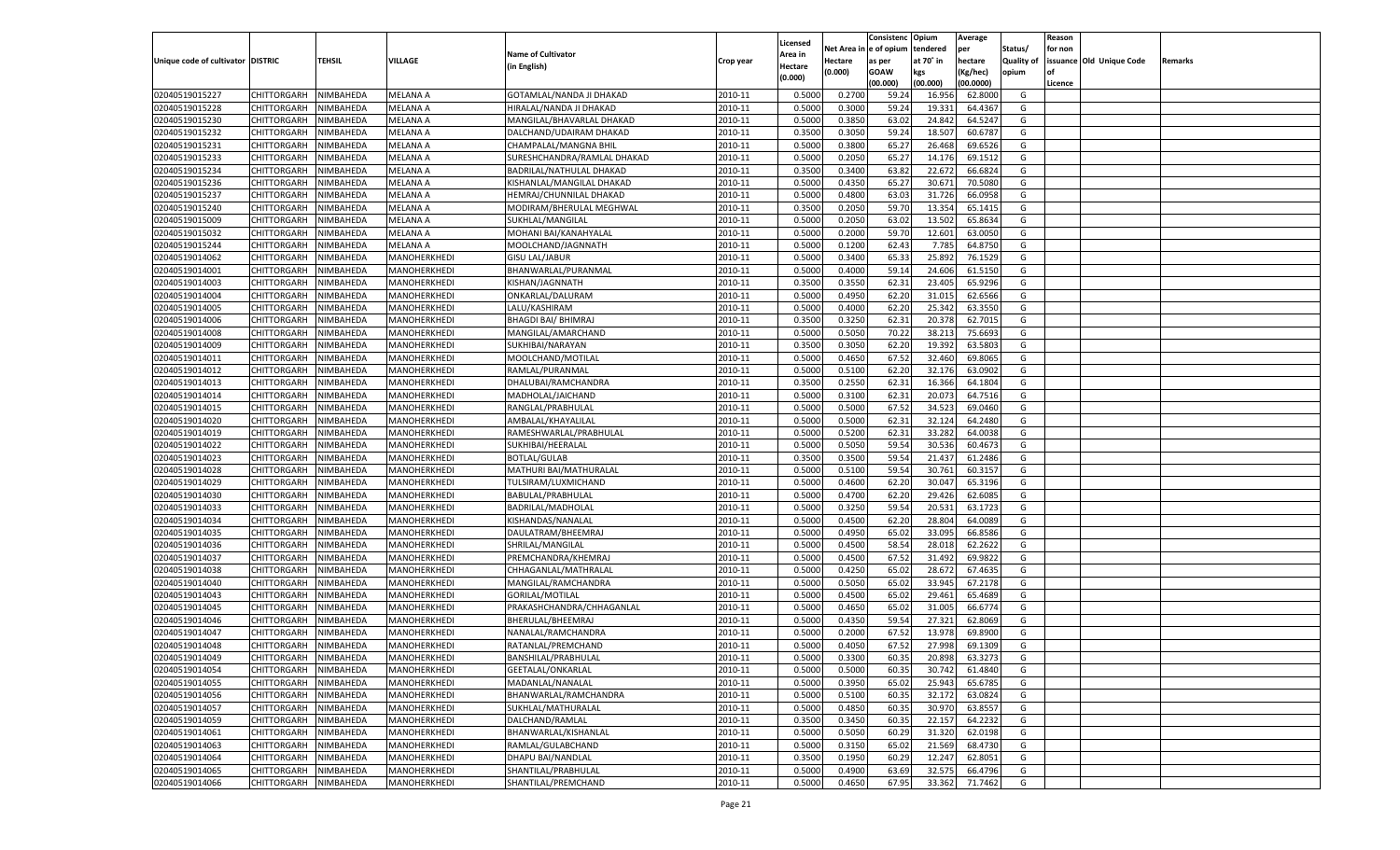| Unique code of cultivator | DISTRIC | TEHSIL | VILLAGE | Name of Cultivator (in English) | Crop year | Licensed Area in Hectare (0.000) | Net Area in Hectare (0.000) | Consistence of opium as per GOAW (00.000) | Opium tendered at 70° in kgs (00.000) | Average per hectare (Kg/hec) (00.0000) | Status/ Quality of opium | Reason for non issuance of Licence | Old Unique Code | Remarks |
|---|---|---|---|---|---|---|---|---|---|---|---|---|---|---|
| 02040519015227 | CHITTORGARH | NIMBAHEDA | MELANA A | GOTAMLAL/NANDA JI DHAKAD | 2010-11 | 0.5000 | 0.2700 | 59.24 | 16.956 | 62.8000 | G | | | |
| 02040519015228 | CHITTORGARH | NIMBAHEDA | MELANA A | HIRALAL/NANDA JI DHAKAD | 2010-11 | 0.5000 | 0.3000 | 59.24 | 19.331 | 64.4367 | G | | | |
| 02040519015230 | CHITTORGARH | NIMBAHEDA | MELANA A | MANGILAL/BHAVARLAL DHAKAD | 2010-11 | 0.5000 | 0.3850 | 63.02 | 24.842 | 64.5247 | G | | | |
| 02040519015232 | CHITTORGARH | NIMBAHEDA | MELANA A | DALCHAND/UDAIRAM DHAKAD | 2010-11 | 0.3500 | 0.3050 | 59.24 | 18.507 | 60.6787 | G | | | |
| 02040519015231 | CHITTORGARH | NIMBAHEDA | MELANA A | CHAMPALAL/MANGNA BHIL | 2010-11 | 0.5000 | 0.3800 | 65.27 | 26.468 | 69.6526 | G | | | |
| 02040519015233 | CHITTORGARH | NIMBAHEDA | MELANA A | SURESHCHANDRA/RAMLAL DHAKAD | 2010-11 | 0.5000 | 0.2050 | 65.27 | 14.176 | 69.1512 | G | | | |
| 02040519015234 | CHITTORGARH | NIMBAHEDA | MELANA A | BADRILAL/NATHULAL DHAKAD | 2010-11 | 0.3500 | 0.3400 | 63.82 | 22.672 | 66.6824 | G | | | |
| 02040519015236 | CHITTORGARH | NIMBAHEDA | MELANA A | KISHANLAL/MANGILAL DHAKAD | 2010-11 | 0.5000 | 0.4350 | 65.27 | 30.671 | 70.5080 | G | | | |
| 02040519015237 | CHITTORGARH | NIMBAHEDA | MELANA A | HEMRAJ/CHUNNILAL DHAKAD | 2010-11 | 0.5000 | 0.4800 | 63.03 | 31.726 | 66.0958 | G | | | |
| 02040519015240 | CHITTORGARH | NIMBAHEDA | MELANA A | MODIRAM/BHERULAL MEGHWAL | 2010-11 | 0.3500 | 0.2050 | 59.70 | 13.354 | 65.1415 | G | | | |
| 02040519015009 | CHITTORGARH | NIMBAHEDA | MELANA A | SUKHLAL/MANGILAL | 2010-11 | 0.5000 | 0.2050 | 63.02 | 13.502 | 65.8634 | G | | | |
| 02040519015032 | CHITTORGARH | NIMBAHEDA | MELANA A | MOHANI BAI/KANAHYALAL | 2010-11 | 0.5000 | 0.2000 | 59.70 | 12.601 | 63.0050 | G | | | |
| 02040519015244 | CHITTORGARH | NIMBAHEDA | MELANA A | MOOLCHAND/JAGNNATH | 2010-11 | 0.5000 | 0.1200 | 62.43 | 7.785 | 64.8750 | G | | | |
| 02040519014062 | CHITTORGARH | NIMBAHEDA | MANOHERKHEDI | GISU LAL/JABUR | 2010-11 | 0.5000 | 0.3400 | 65.33 | 25.892 | 76.1529 | G | | | |
| 02040519014001 | CHITTORGARH | NIMBAHEDA | MANOHERKHEDI | BHANWARLAL/PURANMAL | 2010-11 | 0.5000 | 0.4000 | 59.14 | 24.606 | 61.5150 | G | | | |
| 02040519014003 | CHITTORGARH | NIMBAHEDA | MANOHERKHEDI | KISHAN/JAGNNATH | 2010-11 | 0.3500 | 0.3550 | 62.31 | 23.405 | 65.9296 | G | | | |
| 02040519014004 | CHITTORGARH | NIMBAHEDA | MANOHERKHEDI | ONKARLAL/DALURAM | 2010-11 | 0.5000 | 0.4950 | 62.20 | 31.015 | 62.6566 | G | | | |
| 02040519014005 | CHITTORGARH | NIMBAHEDA | MANOHERKHEDI | LALU/KASHIRAM | 2010-11 | 0.5000 | 0.4000 | 62.20 | 25.342 | 63.3550 | G | | | |
| 02040519014006 | CHITTORGARH | NIMBAHEDA | MANOHERKHEDI | BHAGDI BAI/ BHIMRAJ | 2010-11 | 0.3500 | 0.3250 | 62.31 | 20.378 | 62.7015 | G | | | |
| 02040519014008 | CHITTORGARH | NIMBAHEDA | MANOHERKHEDI | MANGILAL/AMARCHAND | 2010-11 | 0.5000 | 0.5050 | 70.22 | 38.213 | 75.6693 | G | | | |
| 02040519014009 | CHITTORGARH | NIMBAHEDA | MANOHERKHEDI | SUKHIBAI/NARAYAN | 2010-11 | 0.3500 | 0.3050 | 62.20 | 19.392 | 63.5803 | G | | | |
| 02040519014011 | CHITTORGARH | NIMBAHEDA | MANOHERKHEDI | MOOLCHAND/MOTILAL | 2010-11 | 0.5000 | 0.4650 | 67.52 | 32.460 | 69.8065 | G | | | |
| 02040519014012 | CHITTORGARH | NIMBAHEDA | MANOHERKHEDI | RAMLAL/PURANMAL | 2010-11 | 0.5000 | 0.5100 | 62.20 | 32.176 | 63.0902 | G | | | |
| 02040519014013 | CHITTORGARH | NIMBAHEDA | MANOHERKHEDI | DHALUBAI/RAMCHANDRA | 2010-11 | 0.3500 | 0.2550 | 62.31 | 16.366 | 64.1804 | G | | | |
| 02040519014014 | CHITTORGARH | NIMBAHEDA | MANOHERKHEDI | MADHOLAL/JAICHAND | 2010-11 | 0.5000 | 0.3100 | 62.31 | 20.073 | 64.7516 | G | | | |
| 02040519014015 | CHITTORGARH | NIMBAHEDA | MANOHERKHEDI | RANGLAL/PRABHULAL | 2010-11 | 0.5000 | 0.5000 | 67.52 | 34.523 | 69.0460 | G | | | |
| 02040519014020 | CHITTORGARH | NIMBAHEDA | MANOHERKHEDI | AMBALAL/KHAYALILAL | 2010-11 | 0.5000 | 0.5000 | 62.31 | 32.124 | 64.2480 | G | | | |
| 02040519014019 | CHITTORGARH | NIMBAHEDA | MANOHERKHEDI | RAMESHWARLAL/PRABHULAL | 2010-11 | 0.5000 | 0.5200 | 62.31 | 33.282 | 64.0038 | G | | | |
| 02040519014022 | CHITTORGARH | NIMBAHEDA | MANOHERKHEDI | SUKHIBAI/HEERALAL | 2010-11 | 0.5000 | 0.5050 | 59.54 | 30.536 | 60.4673 | G | | | |
| 02040519014023 | CHITTORGARH | NIMBAHEDA | MANOHERKHEDI | BOTLAL/GULAB | 2010-11 | 0.3500 | 0.3500 | 59.54 | 21.437 | 61.2486 | G | | | |
| 02040519014028 | CHITTORGARH | NIMBAHEDA | MANOHERKHEDI | MATHURI BAI/MATHURALAL | 2010-11 | 0.5000 | 0.5100 | 59.54 | 30.761 | 60.3157 | G | | | |
| 02040519014029 | CHITTORGARH | NIMBAHEDA | MANOHERKHEDI | TULSIRAM/LUXMICHAND | 2010-11 | 0.5000 | 0.4600 | 62.20 | 30.047 | 65.3196 | G | | | |
| 02040519014030 | CHITTORGARH | NIMBAHEDA | MANOHERKHEDI | BABULAL/PRABHULAL | 2010-11 | 0.5000 | 0.4700 | 62.20 | 29.426 | 62.6085 | G | | | |
| 02040519014033 | CHITTORGARH | NIMBAHEDA | MANOHERKHEDI | BADRILAL/MADHOLAL | 2010-11 | 0.5000 | 0.3250 | 59.54 | 20.531 | 63.1723 | G | | | |
| 02040519014034 | CHITTORGARH | NIMBAHEDA | MANOHERKHEDI | KISHANDAS/NANALAL | 2010-11 | 0.5000 | 0.4500 | 62.20 | 28.804 | 64.0089 | G | | | |
| 02040519014035 | CHITTORGARH | NIMBAHEDA | MANOHERKHEDI | DAULATRAM/BHEEMRAJ | 2010-11 | 0.5000 | 0.4950 | 65.02 | 33.095 | 66.8586 | G | | | |
| 02040519014036 | CHITTORGARH | NIMBAHEDA | MANOHERKHEDI | SHRILAL/MANGILAL | 2010-11 | 0.5000 | 0.4500 | 58.54 | 28.018 | 62.2622 | G | | | |
| 02040519014037 | CHITTORGARH | NIMBAHEDA | MANOHERKHEDI | PREMCHANDRA/KHEMRAJ | 2010-11 | 0.5000 | 0.4500 | 67.52 | 31.492 | 69.9822 | G | | | |
| 02040519014038 | CHITTORGARH | NIMBAHEDA | MANOHERKHEDI | CHHAGANLAL/MATHRALAL | 2010-11 | 0.5000 | 0.4250 | 65.02 | 28.672 | 67.4635 | G | | | |
| 02040519014040 | CHITTORGARH | NIMBAHEDA | MANOHERKHEDI | MANGILAL/RAMCHANDRA | 2010-11 | 0.5000 | 0.5050 | 65.02 | 33.945 | 67.2178 | G | | | |
| 02040519014043 | CHITTORGARH | NIMBAHEDA | MANOHERKHEDI | GORILAL/MOTILAL | 2010-11 | 0.5000 | 0.4500 | 65.02 | 29.461 | 65.4689 | G | | | |
| 02040519014045 | CHITTORGARH | NIMBAHEDA | MANOHERKHEDI | PRAKASHCHANDRA/CHHAGANLAL | 2010-11 | 0.5000 | 0.4650 | 65.02 | 31.005 | 66.6774 | G | | | |
| 02040519014046 | CHITTORGARH | NIMBAHEDA | MANOHERKHEDI | BHERULAL/BHEEMRAJ | 2010-11 | 0.5000 | 0.4350 | 59.54 | 27.321 | 62.8069 | G | | | |
| 02040519014047 | CHITTORGARH | NIMBAHEDA | MANOHERKHEDI | NANALAL/RAMCHANDRA | 2010-11 | 0.5000 | 0.2000 | 67.52 | 13.978 | 69.8900 | G | | | |
| 02040519014048 | CHITTORGARH | NIMBAHEDA | MANOHERKHEDI | RATANLAL/PREMCHAND | 2010-11 | 0.5000 | 0.4050 | 67.52 | 27.998 | 69.1309 | G | | | |
| 02040519014049 | CHITTORGARH | NIMBAHEDA | MANOHERKHEDI | BANSHILAL/PRABHULAL | 2010-11 | 0.5000 | 0.3300 | 60.35 | 20.898 | 63.3273 | G | | | |
| 02040519014054 | CHITTORGARH | NIMBAHEDA | MANOHERKHEDI | GEETALAL/ONKARLAL | 2010-11 | 0.5000 | 0.5000 | 60.35 | 30.742 | 61.4840 | G | | | |
| 02040519014055 | CHITTORGARH | NIMBAHEDA | MANOHERKHEDI | MADANLAL/NANALAL | 2010-11 | 0.5000 | 0.3950 | 65.02 | 25.943 | 65.6785 | G | | | |
| 02040519014056 | CHITTORGARH | NIMBAHEDA | MANOHERKHEDI | BHANWARLAL/RAMCHANDRA | 2010-11 | 0.5000 | 0.5100 | 60.35 | 32.172 | 63.0824 | G | | | |
| 02040519014057 | CHITTORGARH | NIMBAHEDA | MANOHERKHEDI | SUKHLAL/MATHURALAL | 2010-11 | 0.5000 | 0.4850 | 60.35 | 30.970 | 63.8557 | G | | | |
| 02040519014059 | CHITTORGARH | NIMBAHEDA | MANOHERKHEDI | DALCHAND/RAMLAL | 2010-11 | 0.3500 | 0.3450 | 60.35 | 22.157 | 64.2232 | G | | | |
| 02040519014061 | CHITTORGARH | NIMBAHEDA | MANOHERKHEDI | BHANWARLAL/KISHANLAL | 2010-11 | 0.5000 | 0.5050 | 60.29 | 31.320 | 62.0198 | G | | | |
| 02040519014063 | CHITTORGARH | NIMBAHEDA | MANOHERKHEDI | RAMLAL/GULABCHAND | 2010-11 | 0.5000 | 0.3150 | 65.02 | 21.569 | 68.4730 | G | | | |
| 02040519014064 | CHITTORGARH | NIMBAHEDA | MANOHERKHEDI | DHAPU BAI/NANDLAL | 2010-11 | 0.3500 | 0.1950 | 60.29 | 12.247 | 62.8051 | G | | | |
| 02040519014065 | CHITTORGARH | NIMBAHEDA | MANOHERKHEDI | SHANTILAL/PRABHULAL | 2010-11 | 0.5000 | 0.4900 | 63.69 | 32.575 | 66.4796 | G | | | |
| 02040519014066 | CHITTORGARH | NIMBAHEDA | MANOHERKHEDI | SHANTILAL/PREMCHAND | 2010-11 | 0.5000 | 0.4650 | 67.95 | 33.362 | 71.7462 | G | | | |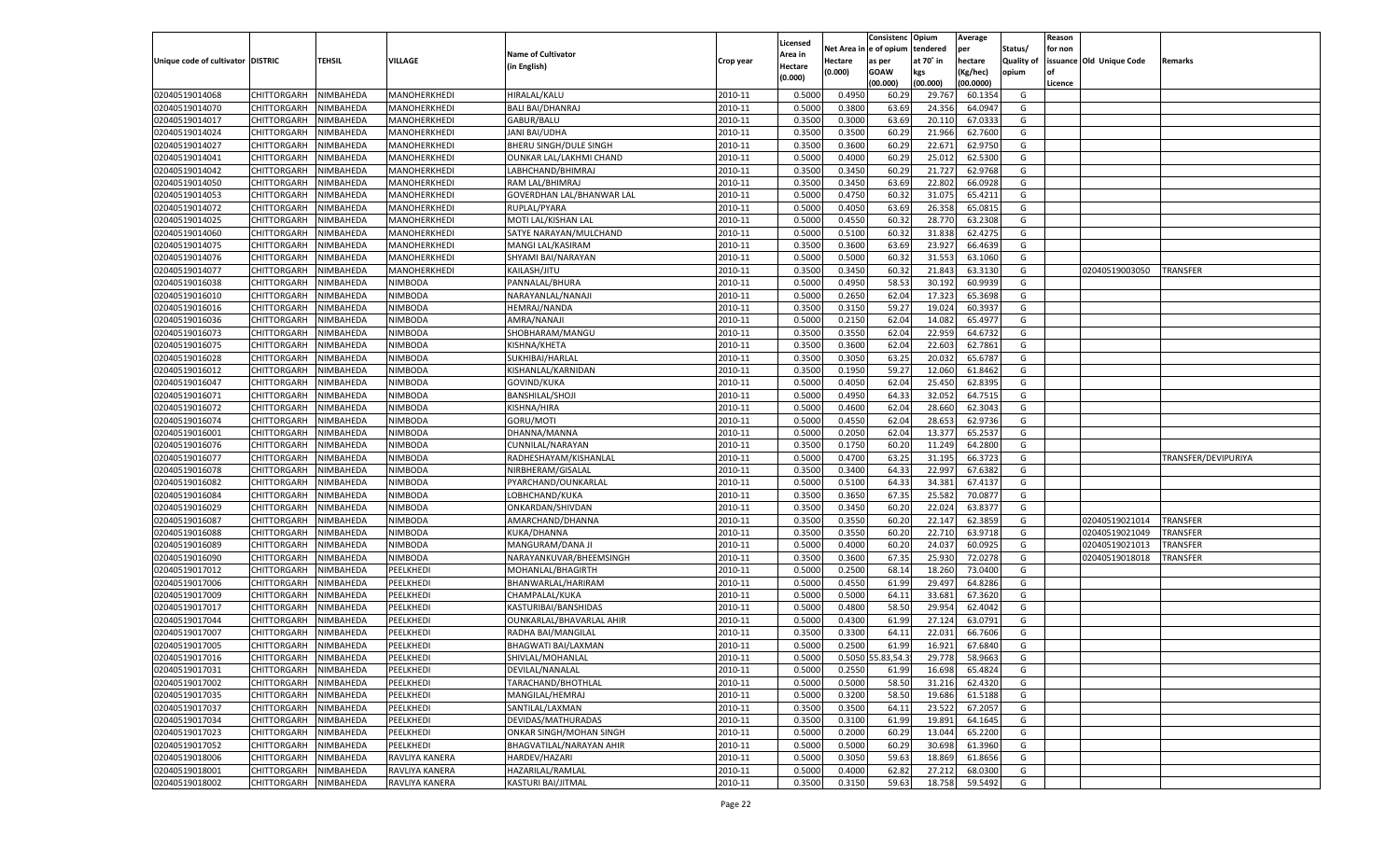| Unique code of cultivator | DISTRIC | TEHSIL | VILLAGE | Name of Cultivator (in English) | Crop year | Licensed Area in Hectare (0.000) | Net Area in Hectare (0.000) | Consistence of opium as per GOAW (00.000) | Opium tendered at 70˚ in kgs (00.000) | Average per hectare (Kg/hec) (00.0000) | Status/ Quality of opium | Reason for non issuance of Licence | Old Unique Code | Remarks |
|---|---|---|---|---|---|---|---|---|---|---|---|---|---|---|
| 02040519014068 | CHITTORGARH | NIMBAHEDA | MANOHERKHEDI | HIRALAL/KALU | 2010-11 | 0.5000 | 0.4950 | 60.29 | 29.767 | 60.1354 | G | | | |
| 02040519014070 | CHITTORGARH | NIMBAHEDA | MANOHERKHEDI | BALI BAI/DHANRAJ | 2010-11 | 0.5000 | 0.3800 | 63.69 | 24.356 | 64.0947 | G | | | |
| 02040519014017 | CHITTORGARH | NIMBAHEDA | MANOHERKHEDI | GABUR/BALU | 2010-11 | 0.3500 | 0.3000 | 63.69 | 20.110 | 67.0333 | G | | | |
| 02040519014024 | CHITTORGARH | NIMBAHEDA | MANOHERKHEDI | JANI BAI/UDHA | 2010-11 | 0.3500 | 0.3500 | 60.29 | 21.966 | 62.7600 | G | | | |
| 02040519014027 | CHITTORGARH | NIMBAHEDA | MANOHERKHEDI | BHERU SINGH/DULE SINGH | 2010-11 | 0.3500 | 0.3600 | 60.29 | 22.671 | 62.9750 | G | | | |
| 02040519014041 | CHITTORGARH | NIMBAHEDA | MANOHERKHEDI | OUNKAR LAL/LAKHMI CHAND | 2010-11 | 0.5000 | 0.4000 | 60.29 | 25.012 | 62.5300 | G | | | |
| 02040519014042 | CHITTORGARH | NIMBAHEDA | MANOHERKHEDI | LABHCHAND/BHIMRAJ | 2010-11 | 0.3500 | 0.3450 | 60.29 | 21.727 | 62.9768 | G | | | |
| 02040519014050 | CHITTORGARH | NIMBAHEDA | MANOHERKHEDI | RAM LAL/BHIMRAJ | 2010-11 | 0.3500 | 0.3450 | 63.69 | 22.802 | 66.0928 | G | | | |
| 02040519014053 | CHITTORGARH | NIMBAHEDA | MANOHERKHEDI | GOVERDHAN LAL/BHANWAR LAL | 2010-11 | 0.5000 | 0.4750 | 60.32 | 31.075 | 65.4211 | G | | | |
| 02040519014072 | CHITTORGARH | NIMBAHEDA | MANOHERKHEDI | RUPLAL/PYARA | 2010-11 | 0.5000 | 0.4050 | 63.69 | 26.358 | 65.0815 | G | | | |
| 02040519014025 | CHITTORGARH | NIMBAHEDA | MANOHERKHEDI | MOTI LAL/KISHAN LAL | 2010-11 | 0.5000 | 0.4550 | 60.32 | 28.770 | 63.2308 | G | | | |
| 02040519014060 | CHITTORGARH | NIMBAHEDA | MANOHERKHEDI | SATYE NARAYAN/MULCHAND | 2010-11 | 0.5000 | 0.5100 | 60.32 | 31.838 | 62.4275 | G | | | |
| 02040519014075 | CHITTORGARH | NIMBAHEDA | MANOHERKHEDI | MANGI LAL/KASIRAM | 2010-11 | 0.3500 | 0.3600 | 63.69 | 23.927 | 66.4639 | G | | | |
| 02040519014076 | CHITTORGARH | NIMBAHEDA | MANOHERKHEDI | SHYAMI BAI/NARAYAN | 2010-11 | 0.5000 | 0.5000 | 60.32 | 31.553 | 63.1060 | G | | | |
| 02040519014077 | CHITTORGARH | NIMBAHEDA | MANOHERKHEDI | KAILASH/JITU | 2010-11 | 0.3500 | 0.3450 | 60.32 | 21.843 | 63.3130 | G | | 02040519003050 | TRANSFER |
| 02040519016038 | CHITTORGARH | NIMBAHEDA | NIMBODA | PANNALAL/BHURA | 2010-11 | 0.5000 | 0.4950 | 58.53 | 30.192 | 60.9939 | G | | | |
| 02040519016010 | CHITTORGARH | NIMBAHEDA | NIMBODA | NARAYANLAL/NANAJI | 2010-11 | 0.5000 | 0.2650 | 62.04 | 17.323 | 65.3698 | G | | | |
| 02040519016016 | CHITTORGARH | NIMBAHEDA | NIMBODA | HEMRAJ/NANDA | 2010-11 | 0.3500 | 0.3150 | 59.27 | 19.024 | 60.3937 | G | | | |
| 02040519016036 | CHITTORGARH | NIMBAHEDA | NIMBODA | AMRA/NANAJI | 2010-11 | 0.5000 | 0.2150 | 62.04 | 14.082 | 65.4977 | G | | | |
| 02040519016073 | CHITTORGARH | NIMBAHEDA | NIMBODA | SHOBHARAM/MANGU | 2010-11 | 0.3500 | 0.3550 | 62.04 | 22.959 | 64.6732 | G | | | |
| 02040519016075 | CHITTORGARH | NIMBAHEDA | NIMBODA | KISHNA/KHETA | 2010-11 | 0.3500 | 0.3600 | 62.04 | 22.603 | 62.7861 | G | | | |
| 02040519016028 | CHITTORGARH | NIMBAHEDA | NIMBODA | SUKHIBAI/HARLAL | 2010-11 | 0.3500 | 0.3050 | 63.25 | 20.032 | 65.6787 | G | | | |
| 02040519016012 | CHITTORGARH | NIMBAHEDA | NIMBODA | KISHANLAL/KARNIDAN | 2010-11 | 0.3500 | 0.1950 | 59.27 | 12.060 | 61.8462 | G | | | |
| 02040519016047 | CHITTORGARH | NIMBAHEDA | NIMBODA | GOVIND/KUKA | 2010-11 | 0.5000 | 0.4050 | 62.04 | 25.450 | 62.8395 | G | | | |
| 02040519016071 | CHITTORGARH | NIMBAHEDA | NIMBODA | BANSHILAL/SHOJI | 2010-11 | 0.5000 | 0.4950 | 64.33 | 32.052 | 64.7515 | G | | | |
| 02040519016072 | CHITTORGARH | NIMBAHEDA | NIMBODA | KISHNA/HIRA | 2010-11 | 0.5000 | 0.4600 | 62.04 | 28.660 | 62.3043 | G | | | |
| 02040519016074 | CHITTORGARH | NIMBAHEDA | NIMBODA | GORU/MOTI | 2010-11 | 0.5000 | 0.4550 | 62.04 | 28.653 | 62.9736 | G | | | |
| 02040519016001 | CHITTORGARH | NIMBAHEDA | NIMBODA | DHANNA/MANNA | 2010-11 | 0.5000 | 0.2050 | 62.04 | 13.377 | 65.2537 | G | | | |
| 02040519016076 | CHITTORGARH | NIMBAHEDA | NIMBODA | CUNNILAL/NARAYAN | 2010-11 | 0.3500 | 0.1750 | 60.20 | 11.249 | 64.2800 | G | | | |
| 02040519016077 | CHITTORGARH | NIMBAHEDA | NIMBODA | RADHESHAYAM/KISHANLAL | 2010-11 | 0.5000 | 0.4700 | 63.25 | 31.195 | 66.3723 | G | | | TRANSFER/DEVIPURIYA |
| 02040519016078 | CHITTORGARH | NIMBAHEDA | NIMBODA | NIRBHERAM/GISALAL | 2010-11 | 0.3500 | 0.3400 | 64.33 | 22.997 | 67.6382 | G | | | |
| 02040519016082 | CHITTORGARH | NIMBAHEDA | NIMBODA | PYARCHAND/OUNKARLAL | 2010-11 | 0.5000 | 0.5100 | 64.33 | 34.381 | 67.4137 | G | | | |
| 02040519016084 | CHITTORGARH | NIMBAHEDA | NIMBODA | LOBHCHAND/KUKA | 2010-11 | 0.3500 | 0.3650 | 67.35 | 25.582 | 70.0877 | G | | | |
| 02040519016029 | CHITTORGARH | NIMBAHEDA | NIMBODA | ONKARDAN/SHIVDAN | 2010-11 | 0.3500 | 0.3450 | 60.20 | 22.024 | 63.8377 | G | | | |
| 02040519016087 | CHITTORGARH | NIMBAHEDA | NIMBODA | AMARCHAND/DHANNA | 2010-11 | 0.3500 | 0.3550 | 60.20 | 22.147 | 62.3859 | G | | 02040519021014 | TRANSFER |
| 02040519016088 | CHITTORGARH | NIMBAHEDA | NIMBODA | KUKA/DHANNA | 2010-11 | 0.3500 | 0.3550 | 60.20 | 22.710 | 63.9718 | G | | 02040519021049 | TRANSFER |
| 02040519016089 | CHITTORGARH | NIMBAHEDA | NIMBODA | MANGURAM/DANA JI | 2010-11 | 0.5000 | 0.4000 | 60.20 | 24.037 | 60.0925 | G | | 02040519021013 | TRANSFER |
| 02040519016090 | CHITTORGARH | NIMBAHEDA | NIMBODA | NARAYANKUVAR/BHEEMSINGH | 2010-11 | 0.3500 | 0.3600 | 67.35 | 25.930 | 72.0278 | G | | 02040519018018 | TRANSFER |
| 02040519017012 | CHITTORGARH | NIMBAHEDA | PEELKHEDI | MOHANLAL/BHAGIRTH | 2010-11 | 0.5000 | 0.2500 | 68.14 | 18.260 | 73.0400 | G | | | |
| 02040519017006 | CHITTORGARH | NIMBAHEDA | PEELKHEDI | BHANWARLAL/HARIRAM | 2010-11 | 0.5000 | 0.4550 | 61.99 | 29.497 | 64.8286 | G | | | |
| 02040519017009 | CHITTORGARH | NIMBAHEDA | PEELKHEDI | CHAMPALAL/KUKA | 2010-11 | 0.5000 | 0.5000 | 64.11 | 33.681 | 67.3620 | G | | | |
| 02040519017017 | CHITTORGARH | NIMBAHEDA | PEELKHEDI | KASTURIBAI/BANSHIDAS | 2010-11 | 0.5000 | 0.4800 | 58.50 | 29.954 | 62.4042 | G | | | |
| 02040519017044 | CHITTORGARH | NIMBAHEDA | PEELKHEDI | OUNKARLAL/BHAVARLAL AHIR | 2010-11 | 0.5000 | 0.4300 | 61.99 | 27.124 | 63.0791 | G | | | |
| 02040519017007 | CHITTORGARH | NIMBAHEDA | PEELKHEDI | RADHA BAI/MANGILAL | 2010-11 | 0.3500 | 0.3300 | 64.11 | 22.031 | 66.7606 | G | | | |
| 02040519017005 | CHITTORGARH | NIMBAHEDA | PEELKHEDI | BHAGWATI BAI/LAXMAN | 2010-11 | 0.5000 | 0.2500 | 61.99 | 16.921 | 67.6840 | G | | | |
| 02040519017016 | CHITTORGARH | NIMBAHEDA | PEELKHEDI | SHIVLAL/MOHANLAL | 2010-11 | 0.5000 | 0.5050 | 55.83,54.3 | 29.778 | 58.9663 | G | | | |
| 02040519017031 | CHITTORGARH | NIMBAHEDA | PEELKHEDI | DEVILAL/NANALAL | 2010-11 | 0.5000 | 0.2550 | 61.99 | 16.698 | 65.4824 | G | | | |
| 02040519017002 | CHITTORGARH | NIMBAHEDA | PEELKHEDI | TARACHAND/BHOTHLAL | 2010-11 | 0.5000 | 0.5000 | 58.50 | 31.216 | 62.4320 | G | | | |
| 02040519017035 | CHITTORGARH | NIMBAHEDA | PEELKHEDI | MANGILAL/HEMRAJ | 2010-11 | 0.5000 | 0.3200 | 58.50 | 19.686 | 61.5188 | G | | | |
| 02040519017037 | CHITTORGARH | NIMBAHEDA | PEELKHEDI | SANTILAL/LAXMAN | 2010-11 | 0.3500 | 0.3500 | 64.11 | 23.522 | 67.2057 | G | | | |
| 02040519017034 | CHITTORGARH | NIMBAHEDA | PEELKHEDI | DEVIDAS/MATHURADAS | 2010-11 | 0.3500 | 0.3100 | 61.99 | 19.891 | 64.1645 | G | | | |
| 02040519017023 | CHITTORGARH | NIMBAHEDA | PEELKHEDI | ONKAR SINGH/MOHAN SINGH | 2010-11 | 0.5000 | 0.2000 | 60.29 | 13.044 | 65.2200 | G | | | |
| 02040519017052 | CHITTORGARH | NIMBAHEDA | PEELKHEDI | BHAGVATILAL/NARAYAN AHIR | 2010-11 | 0.5000 | 0.5000 | 60.29 | 30.698 | 61.3960 | G | | | |
| 02040519018006 | CHITTORGARH | NIMBAHEDA | RAVLIYA KANERA | HARDEV/HAZARI | 2010-11 | 0.5000 | 0.3050 | 59.63 | 18.869 | 61.8656 | G | | | |
| 02040519018001 | CHITTORGARH | NIMBAHEDA | RAVLIYA KANERA | HAZARILAL/RAMLAL | 2010-11 | 0.5000 | 0.4000 | 62.82 | 27.212 | 68.0300 | G | | | |
| 02040519018002 | CHITTORGARH | NIMBAHEDA | RAVLIYA KANERA | KASTURI BAI/JITMAL | 2010-11 | 0.3500 | 0.3150 | 59.63 | 18.758 | 59.5492 | G | | | |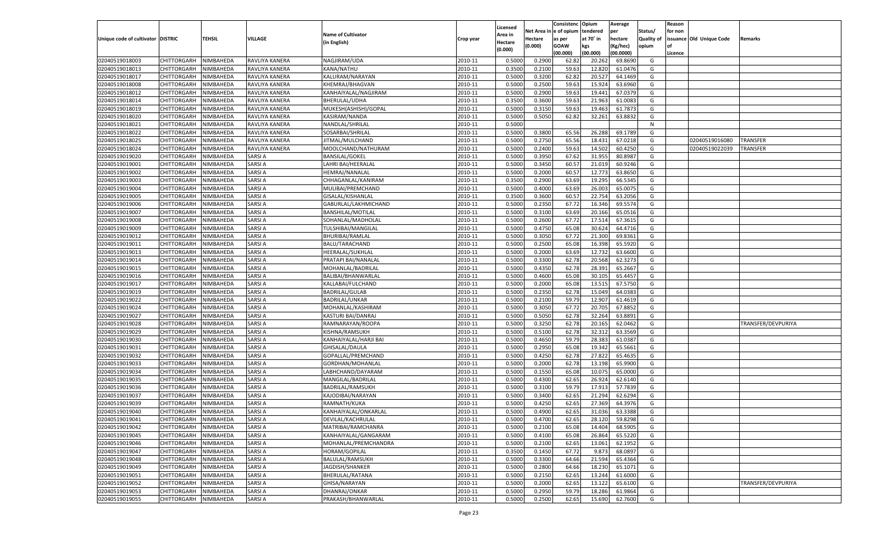| Unique code of cultivator | DISTRIC | TEHSIL | VILLAGE | Name of Cultivator (in English) | Crop year | Licensed Area in Hectare (0.000) | Net Area in Hectare (0.000) | Consistence of opium as per GOAW (00.000) | Opium tendered at 70° in kgs (00.000) | Average per hectare (Kg/hec) (00.0000) | Status/ Quality of opium | Reason for non issuance of Licence | Old Unique Code | Remarks |
|---|---|---|---|---|---|---|---|---|---|---|---|---|---|---|
| 02040519018003 | CHITTORGARH | NIMBAHEDA | RAVLIYA KANERA | NAGJIRAM/UDA | 2010-11 | 0.5000 | 0.2900 | 62.82 | 20.262 | 69.8690 | G | | | |
| 02040519018013 | CHITTORGARH | NIMBAHEDA | RAVLIYA KANERA | KANA/NATHU | 2010-11 | 0.3500 | 0.2100 | 59.63 | 12.820 | 61.0476 | G | | | |
| 02040519018017 | CHITTORGARH | NIMBAHEDA | RAVLIYA KANERA | KALURAM/NARAYAN | 2010-11 | 0.5000 | 0.3200 | 62.82 | 20.527 | 64.1469 | G | | | |
| 02040519018008 | CHITTORGARH | NIMBAHEDA | RAVLIYA KANERA | KHEMRAJ/BHAGVAN | 2010-11 | 0.5000 | 0.2500 | 59.63 | 15.924 | 63.6960 | G | | | |
| 02040519018012 | CHITTORGARH | NIMBAHEDA | RAVLIYA KANERA | KANHAIYALAL/NAGJIRAM | 2010-11 | 0.5000 | 0.2900 | 59.63 | 19.441 | 67.0379 | G | | | |
| 02040519018014 | CHITTORGARH | NIMBAHEDA | RAVLIYA KANERA | BHERULAL/UDHA | 2010-11 | 0.3500 | 0.3600 | 59.63 | 21.963 | 61.0083 | G | | | |
| 02040519018019 | CHITTORGARH | NIMBAHEDA | RAVLIYA KANERA | MUKESH(ASHISH)/GOPAL | 2010-11 | 0.5000 | 0.3150 | 59.63 | 19.463 | 61.7873 | G | | | |
| 02040519018020 | CHITTORGARH | NIMBAHEDA | RAVLIYA KANERA | KASIRAM/NANDA | 2010-11 | 0.5000 | 0.5050 | 62.82 | 32.261 | 63.8832 | G | | | |
| 02040519018021 | CHITTORGARH | NIMBAHEDA | RAVLIYA KANERA | NANDLAL/SHRILAL | 2010-11 | 0.5000 | | | | | N | | | |
| 02040519018022 | CHITTORGARH | NIMBAHEDA | RAVLIYA KANERA | SOSARBAI/SHRILAL | 2010-11 | 0.5000 | 0.3800 | 65.56 | 26.288 | 69.1789 | G | | | |
| 02040519018025 | CHITTORGARH | NIMBAHEDA | RAVLIYA KANERA | JITMAL/MULCHAND | 2010-11 | 0.5000 | 0.2750 | 65.56 | 18.431 | 67.0218 | G | | 02040519016080 | TRANSFER |
| 02040519018024 | CHITTORGARH | NIMBAHEDA | RAVLIYA KANERA | MOOLCHAND/NATHURAM | 2010-11 | 0.5000 | 0.2400 | 59.63 | 14.502 | 60.4250 | G | | 02040519022039 | TRANSFER |
| 02040519019020 | CHITTORGARH | NIMBAHEDA | SARSI A | BANSILAL/GOKEL | 2010-11 | 0.5000 | 0.3950 | 67.62 | 31.955 | 80.8987 | G | | | |
| 02040519019001 | CHITTORGARH | NIMBAHEDA | SARSI A | LAHRI BAI/HEERALAL | 2010-11 | 0.5000 | 0.3450 | 60.57 | 21.019 | 60.9246 | G | | | |
| 02040519019002 | CHITTORGARH | NIMBAHEDA | SARSI A | HEMRAJ/NANALAL | 2010-11 | 0.5000 | 0.2000 | 60.57 | 12.773 | 63.8650 | G | | | |
| 02040519019003 | CHITTORGARH | NIMBAHEDA | SARSI A | CHHAGANLAL/KANIRAM | 2010-11 | 0.3500 | 0.2900 | 63.69 | 19.295 | 66.5345 | G | | | |
| 02040519019004 | CHITTORGARH | NIMBAHEDA | SARSI A | MULIBAI/PREMCHAND | 2010-11 | 0.5000 | 0.4000 | 63.69 | 26.003 | 65.0075 | G | | | |
| 02040519019005 | CHITTORGARH | NIMBAHEDA | SARSI A | GISALAL/KISHANLAL | 2010-11 | 0.3500 | 0.3600 | 60.57 | 22.754 | 63.2056 | G | | | |
| 02040519019006 | CHITTORGARH | NIMBAHEDA | SARSI A | GABURLAL/LAKHMICHAND | 2010-11 | 0.5000 | 0.2350 | 67.72 | 16.346 | 69.5574 | G | | | |
| 02040519019007 | CHITTORGARH | NIMBAHEDA | SARSI A | BANSHILAL/MOTILAL | 2010-11 | 0.5000 | 0.3100 | 63.69 | 20.166 | 65.0516 | G | | | |
| 02040519019008 | CHITTORGARH | NIMBAHEDA | SARSI A | SOHANLAL/MADHOLAL | 2010-11 | 0.5000 | 0.2600 | 67.72 | 17.514 | 67.3615 | G | | | |
| 02040519019009 | CHITTORGARH | NIMBAHEDA | SARSI A | TULSHIBAI/MANGILAL | 2010-11 | 0.5000 | 0.4750 | 65.08 | 30.624 | 64.4716 | G | | | |
| 02040519019012 | CHITTORGARH | NIMBAHEDA | SARSI A | BHURIBAI/RAMLAL | 2010-11 | 0.5000 | 0.3050 | 67.72 | 21.300 | 69.8361 | G | | | |
| 02040519019011 | CHITTORGARH | NIMBAHEDA | SARSI A | BALU/TARACHAND | 2010-11 | 0.5000 | 0.2500 | 65.08 | 16.398 | 65.5920 | G | | | |
| 02040519019013 | CHITTORGARH | NIMBAHEDA | SARSI A | HEERALAL/SUKHLAL | 2010-11 | 0.5000 | 0.2000 | 63.69 | 12.732 | 63.6600 | G | | | |
| 02040519019014 | CHITTORGARH | NIMBAHEDA | SARSI A | PRATAPI BAI/NANALAL | 2010-11 | 0.5000 | 0.3300 | 62.78 | 20.568 | 62.3273 | G | | | |
| 02040519019015 | CHITTORGARH | NIMBAHEDA | SARSI A | MOHANLAL/BADRILAL | 2010-11 | 0.5000 | 0.4350 | 62.78 | 28.391 | 65.2667 | G | | | |
| 02040519019016 | CHITTORGARH | NIMBAHEDA | SARSI A | BALIBAI/BHANWARLAL | 2010-11 | 0.5000 | 0.4600 | 65.08 | 30.105 | 65.4457 | G | | | |
| 02040519019017 | CHITTORGARH | NIMBAHEDA | SARSI A | KALLABAI/FULCHAND | 2010-11 | 0.5000 | 0.2000 | 65.08 | 13.515 | 67.5750 | G | | | |
| 02040519019019 | CHITTORGARH | NIMBAHEDA | SARSI A | BADRILAL/GULAB | 2010-11 | 0.5000 | 0.2350 | 62.78 | 15.049 | 64.0383 | G | | | |
| 02040519019022 | CHITTORGARH | NIMBAHEDA | SARSI A | BADRILAL/UNKAR | 2010-11 | 0.5000 | 0.2100 | 59.79 | 12.907 | 61.4619 | G | | | |
| 02040519019024 | CHITTORGARH | NIMBAHEDA | SARSI A | MOHANLAL/KASHIRAM | 2010-11 | 0.5000 | 0.3050 | 67.72 | 20.705 | 67.8852 | G | | | |
| 02040519019027 | CHITTORGARH | NIMBAHEDA | SARSI A | KASTURI BAI/DANRAJ | 2010-11 | 0.5000 | 0.5050 | 62.78 | 32.264 | 63.8891 | G | | | |
| 02040519019028 | CHITTORGARH | NIMBAHEDA | SARSI A | RAMNARAYAN/ROOPA | 2010-11 | 0.5000 | 0.3250 | 62.78 | 20.165 | 62.0462 | G | | | TRANSFER/DEVPURIYA |
| 02040519019029 | CHITTORGARH | NIMBAHEDA | SARSI A | KISHNA/RAMSUKH | 2010-11 | 0.5000 | 0.5100 | 62.78 | 32.312 | 63.3569 | G | | | |
| 02040519019030 | CHITTORGARH | NIMBAHEDA | SARSI A | KANHAIYALAL/HARJI BAI | 2010-11 | 0.5000 | 0.4650 | 59.79 | 28.383 | 61.0387 | G | | | |
| 02040519019031 | CHITTORGARH | NIMBAHEDA | SARSI A | GHISALAL/DAULA | 2010-11 | 0.5000 | 0.2950 | 65.08 | 19.342 | 65.5661 | G | | | |
| 02040519019032 | CHITTORGARH | NIMBAHEDA | SARSI A | GOPALLAL/PREMCHAND | 2010-11 | 0.5000 | 0.4250 | 62.78 | 27.822 | 65.4635 | G | | | |
| 02040519019033 | CHITTORGARH | NIMBAHEDA | SARSI A | GORDHAN/MOHANLAL | 2010-11 | 0.5000 | 0.2000 | 62.78 | 13.198 | 65.9900 | G | | | |
| 02040519019034 | CHITTORGARH | NIMBAHEDA | SARSI A | LABHCHAND/DAYARAM | 2010-11 | 0.5000 | 0.1550 | 65.08 | 10.075 | 65.0000 | G | | | |
| 02040519019035 | CHITTORGARH | NIMBAHEDA | SARSI A | MANGILAL/BADRILAL | 2010-11 | 0.5000 | 0.4300 | 62.65 | 26.924 | 62.6140 | G | | | |
| 02040519019036 | CHITTORGARH | NIMBAHEDA | SARSI A | BADRILAL/RAMSUKH | 2010-11 | 0.5000 | 0.3100 | 59.79 | 17.913 | 57.7839 | G | | | |
| 02040519019037 | CHITTORGARH | NIMBAHEDA | SARSI A | KAJODIBAI/NARAYAN | 2010-11 | 0.5000 | 0.3400 | 62.65 | 21.294 | 62.6294 | G | | | |
| 02040519019039 | CHITTORGARH | NIMBAHEDA | SARSI A | RAMNATH/KUKA | 2010-11 | 0.5000 | 0.4250 | 62.65 | 27.369 | 64.3976 | G | | | |
| 02040519019040 | CHITTORGARH | NIMBAHEDA | SARSI A | KANHAIYALAL/ONKARLAL | 2010-11 | 0.5000 | 0.4900 | 62.65 | 31.036 | 63.3388 | G | | | |
| 02040519019041 | CHITTORGARH | NIMBAHEDA | SARSI A | DEVILAL/KACHRULAL | 2010-11 | 0.5000 | 0.4700 | 62.65 | 28.120 | 59.8298 | G | | | |
| 02040519019042 | CHITTORGARH | NIMBAHEDA | SARSI A | MATRIBAI/RAMCHANRA | 2010-11 | 0.5000 | 0.2100 | 65.08 | 14.404 | 68.5905 | G | | | |
| 02040519019045 | CHITTORGARH | NIMBAHEDA | SARSI A | KANHAIYALAL/GANGARAM | 2010-11 | 0.5000 | 0.4100 | 65.08 | 26.864 | 65.5220 | G | | | |
| 02040519019046 | CHITTORGARH | NIMBAHEDA | SARSI A | MOHANLAL/PREMCHANDRA | 2010-11 | 0.5000 | 0.2100 | 62.65 | 13.061 | 62.1952 | G | | | |
| 02040519019047 | CHITTORGARH | NIMBAHEDA | SARSI A | HORAM/GOPILAL | 2010-11 | 0.3500 | 0.1450 | 67.72 | 9.873 | 68.0897 | G | | | |
| 02040519019048 | CHITTORGARH | NIMBAHEDA | SARSI A | BALULAL/RAMSUKH | 2010-11 | 0.5000 | 0.3300 | 64.66 | 21.594 | 65.4364 | G | | | |
| 02040519019049 | CHITTORGARH | NIMBAHEDA | SARSI A | JAGDISH/SHANKER | 2010-11 | 0.5000 | 0.2800 | 64.66 | 18.230 | 65.1071 | G | | | |
| 02040519019051 | CHITTORGARH | NIMBAHEDA | SARSI A | BHERULAL/RATANA | 2010-11 | 0.5000 | 0.2150 | 62.65 | 13.244 | 61.6000 | G | | | |
| 02040519019052 | CHITTORGARH | NIMBAHEDA | SARSI A | GHISA/NARAYAN | 2010-11 | 0.5000 | 0.2000 | 62.65 | 13.122 | 65.6100 | G | | | TRANSFER/DEVPURIYA |
| 02040519019053 | CHITTORGARH | NIMBAHEDA | SARSI A | DHANRAJ/ONKAR | 2010-11 | 0.5000 | 0.2950 | 59.79 | 18.286 | 61.9864 | G | | | |
| 02040519019055 | CHITTORGARH | NIMBAHEDA | SARSI A | PRAKASH/BHANWARLAL | 2010-11 | 0.5000 | 0.2500 | 62.65 | 15.690 | 62.7600 | G | | | |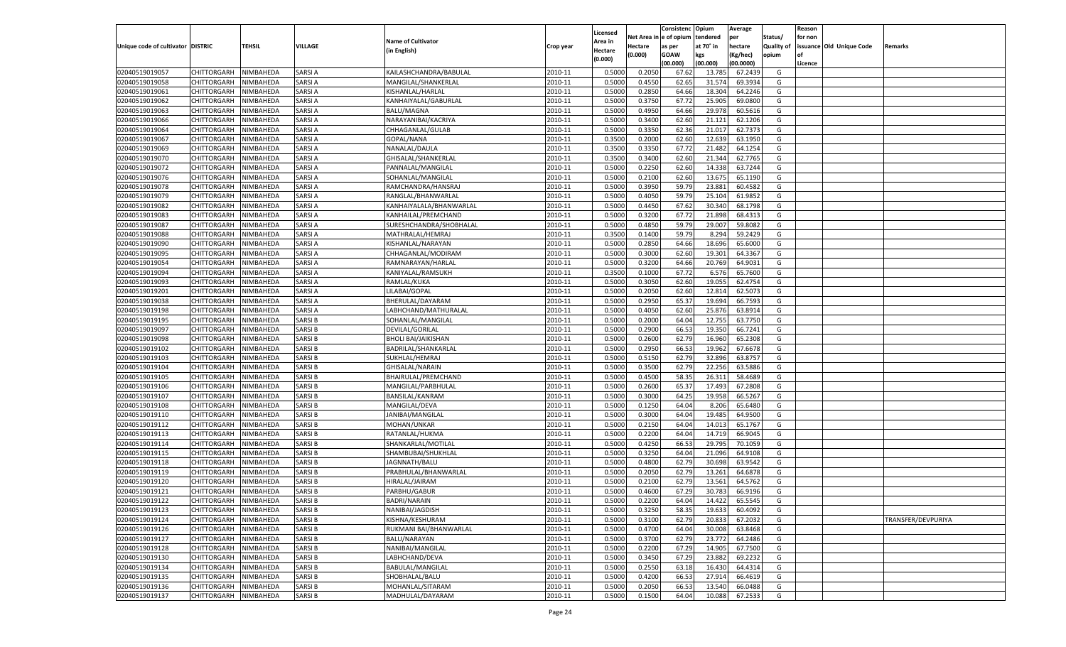| Unique code of cultivator | DISTRIC | TEHSIL | VILLAGE | Name of Cultivator (in English) | Crop year | Licensed Area in Hectare (0.000) | Net Area in Hectare (0.000) | Consistence of opium as per GOAW (00.000) | Opium tendered at 70° in kgs (00.000) | Average per hectare (Kg/hec) (00.0000) | Status/ Quality of opium | Reason for non issuance of Licence | Old Unique Code | Remarks |
|---|---|---|---|---|---|---|---|---|---|---|---|---|---|---|
| 02040519019057 | CHITTORGARH | NIMBAHEDA | SARSI A | KAILASHCHANDRA/BABULAL | 2010-11 | 0.5000 | 0.2050 | 67.62 | 13.785 | 67.2439 | G | | | |
| 02040519019058 | CHITTORGARH | NIMBAHEDA | SARSI A | MANGILAL/SHANKERLAL | 2010-11 | 0.5000 | 0.4550 | 62.65 | 31.574 | 69.3934 | G | | | |
| 02040519019061 | CHITTORGARH | NIMBAHEDA | SARSI A | KISHANLAL/HARLAL | 2010-11 | 0.5000 | 0.2850 | 64.66 | 18.304 | 64.2246 | G | | | |
| 02040519019062 | CHITTORGARH | NIMBAHEDA | SARSI A | KANHAIYALAL/GABURLAL | 2010-11 | 0.5000 | 0.3750 | 67.72 | 25.905 | 69.0800 | G | | | |
| 02040519019063 | CHITTORGARH | NIMBAHEDA | SARSI A | BALU/MAGNA | 2010-11 | 0.5000 | 0.4950 | 64.66 | 29.978 | 60.5616 | G | | | |
| 02040519019066 | CHITTORGARH | NIMBAHEDA | SARSI A | NARAYANIBAI/KACRIYA | 2010-11 | 0.5000 | 0.3400 | 62.60 | 21.121 | 62.1206 | G | | | |
| 02040519019064 | CHITTORGARH | NIMBAHEDA | SARSI A | CHHAGANLAL/GULAB | 2010-11 | 0.5000 | 0.3350 | 62.36 | 21.017 | 62.7373 | G | | | |
| 02040519019067 | CHITTORGARH | NIMBAHEDA | SARSI A | GOPAL/NANA | 2010-11 | 0.3500 | 0.2000 | 62.60 | 12.639 | 63.1950 | G | | | |
| 02040519019069 | CHITTORGARH | NIMBAHEDA | SARSI A | NANALAL/DAULA | 2010-11 | 0.3500 | 0.3350 | 67.72 | 21.482 | 64.1254 | G | | | |
| 02040519019070 | CHITTORGARH | NIMBAHEDA | SARSI A | GHISALAL/SHANKERLAL | 2010-11 | 0.3500 | 0.3400 | 62.60 | 21.344 | 62.7765 | G | | | |
| 02040519019072 | CHITTORGARH | NIMBAHEDA | SARSI A | PANNALAL/MANGILAL | 2010-11 | 0.5000 | 0.2250 | 62.60 | 14.338 | 63.7244 | G | | | |
| 02040519019076 | CHITTORGARH | NIMBAHEDA | SARSI A | SOHANLAL/MANGILAL | 2010-11 | 0.5000 | 0.2100 | 62.60 | 13.675 | 65.1190 | G | | | |
| 02040519019078 | CHITTORGARH | NIMBAHEDA | SARSI A | RAMCHANDRA/HANSRAJ | 2010-11 | 0.5000 | 0.3950 | 59.79 | 23.881 | 60.4582 | G | | | |
| 02040519019079 | CHITTORGARH | NIMBAHEDA | SARSI A | RANGLAL/BHANWARLAL | 2010-11 | 0.5000 | 0.4050 | 59.79 | 25.104 | 61.9852 | G | | | |
| 02040519019082 | CHITTORGARH | NIMBAHEDA | SARSI A | KANHAIYALALA/BHANWARLAL | 2010-11 | 0.5000 | 0.4450 | 67.62 | 30.340 | 68.1798 | G | | | |
| 02040519019083 | CHITTORGARH | NIMBAHEDA | SARSI A | KANHAILAL/PREMCHAND | 2010-11 | 0.5000 | 0.3200 | 67.72 | 21.898 | 68.4313 | G | | | |
| 02040519019087 | CHITTORGARH | NIMBAHEDA | SARSI A | SURESHCHANDRA/SHOBHALAL | 2010-11 | 0.5000 | 0.4850 | 59.79 | 29.007 | 59.8082 | G | | | |
| 02040519019088 | CHITTORGARH | NIMBAHEDA | SARSI A | MATHRALAL/HEMRAJ | 2010-11 | 0.3500 | 0.1400 | 59.79 | 8.294 | 59.2429 | G | | | |
| 02040519019090 | CHITTORGARH | NIMBAHEDA | SARSI A | KISHANLAL/NARAYAN | 2010-11 | 0.5000 | 0.2850 | 64.66 | 18.696 | 65.6000 | G | | | |
| 02040519019095 | CHITTORGARH | NIMBAHEDA | SARSI A | CHHAGANLAL/MODIRAM | 2010-11 | 0.5000 | 0.3000 | 62.60 | 19.301 | 64.3367 | G | | | |
| 02040519019054 | CHITTORGARH | NIMBAHEDA | SARSI A | RAMNARAYAN/HARLAL | 2010-11 | 0.5000 | 0.3200 | 64.66 | 20.769 | 64.9031 | G | | | |
| 02040519019094 | CHITTORGARH | NIMBAHEDA | SARSI A | KANIYALAL/RAMSUKH | 2010-11 | 0.3500 | 0.1000 | 67.72 | 6.576 | 65.7600 | G | | | |
| 02040519019093 | CHITTORGARH | NIMBAHEDA | SARSI A | RAMLAL/KUKA | 2010-11 | 0.5000 | 0.3050 | 62.60 | 19.055 | 62.4754 | G | | | |
| 02040519019201 | CHITTORGARH | NIMBAHEDA | SARSI A | LILABAI/GOPAL | 2010-11 | 0.5000 | 0.2050 | 62.60 | 12.814 | 62.5073 | G | | | |
| 02040519019038 | CHITTORGARH | NIMBAHEDA | SARSI A | BHERULAL/DAYARAM | 2010-11 | 0.5000 | 0.2950 | 65.37 | 19.694 | 66.7593 | G | | | |
| 02040519019198 | CHITTORGARH | NIMBAHEDA | SARSI A | LABHCHAND/MATHURALAL | 2010-11 | 0.5000 | 0.4050 | 62.60 | 25.876 | 63.8914 | G | | | |
| 02040519019195 | CHITTORGARH | NIMBAHEDA | SARSI B | SOHANLAL/MANGILAL | 2010-11 | 0.5000 | 0.2000 | 64.04 | 12.755 | 63.7750 | G | | | |
| 02040519019097 | CHITTORGARH | NIMBAHEDA | SARSI B | DEVILAL/GORILAL | 2010-11 | 0.5000 | 0.2900 | 66.53 | 19.350 | 66.7241 | G | | | |
| 02040519019098 | CHITTORGARH | NIMBAHEDA | SARSI B | BHOLI BAI/JAIKISHAN | 2010-11 | 0.5000 | 0.2600 | 62.79 | 16.960 | 65.2308 | G | | | |
| 02040519019102 | CHITTORGARH | NIMBAHEDA | SARSI B | BADRILAL/SHANKARLAL | 2010-11 | 0.5000 | 0.2950 | 66.53 | 19.962 | 67.6678 | G | | | |
| 02040519019103 | CHITTORGARH | NIMBAHEDA | SARSI B | SUKHLAL/HEMRAJ | 2010-11 | 0.5000 | 0.5150 | 62.79 | 32.896 | 63.8757 | G | | | |
| 02040519019104 | CHITTORGARH | NIMBAHEDA | SARSI B | GHISALAL/NARAIN | 2010-11 | 0.5000 | 0.3500 | 62.79 | 22.256 | 63.5886 | G | | | |
| 02040519019105 | CHITTORGARH | NIMBAHEDA | SARSI B | BHAIRULAL/PREMCHAND | 2010-11 | 0.5000 | 0.4500 | 58.35 | 26.311 | 58.4689 | G | | | |
| 02040519019106 | CHITTORGARH | NIMBAHEDA | SARSI B | MANGILAL/PARBHULAL | 2010-11 | 0.5000 | 0.2600 | 65.37 | 17.493 | 67.2808 | G | | | |
| 02040519019107 | CHITTORGARH | NIMBAHEDA | SARSI B | BANSILAL/KANRAM | 2010-11 | 0.5000 | 0.3000 | 64.25 | 19.958 | 66.5267 | G | | | |
| 02040519019108 | CHITTORGARH | NIMBAHEDA | SARSI B | MANGILAL/DEVA | 2010-11 | 0.5000 | 0.1250 | 64.04 | 8.206 | 65.6480 | G | | | |
| 02040519019110 | CHITTORGARH | NIMBAHEDA | SARSI B | JANIBAI/MANGILAL | 2010-11 | 0.5000 | 0.3000 | 64.04 | 19.485 | 64.9500 | G | | | |
| 02040519019112 | CHITTORGARH | NIMBAHEDA | SARSI B | MOHAN/UNKAR | 2010-11 | 0.5000 | 0.2150 | 64.04 | 14.013 | 65.1767 | G | | | |
| 02040519019113 | CHITTORGARH | NIMBAHEDA | SARSI B | RATANLAL/HUKMA | 2010-11 | 0.5000 | 0.2200 | 64.04 | 14.719 | 66.9045 | G | | | |
| 02040519019114 | CHITTORGARH | NIMBAHEDA | SARSI B | SHANKARLAL/MOTILAL | 2010-11 | 0.5000 | 0.4250 | 66.53 | 29.795 | 70.1059 | G | | | |
| 02040519019115 | CHITTORGARH | NIMBAHEDA | SARSI B | SHAMBUBAI/SHUKHLAL | 2010-11 | 0.5000 | 0.3250 | 64.04 | 21.096 | 64.9108 | G | | | |
| 02040519019118 | CHITTORGARH | NIMBAHEDA | SARSI B | JAGNNATH/BALU | 2010-11 | 0.5000 | 0.4800 | 62.79 | 30.698 | 63.9542 | G | | | |
| 02040519019119 | CHITTORGARH | NIMBAHEDA | SARSI B | PRABHULAL/BHANWARLAL | 2010-11 | 0.5000 | 0.2050 | 62.79 | 13.261 | 64.6878 | G | | | |
| 02040519019120 | CHITTORGARH | NIMBAHEDA | SARSI B | HIRALAL/JAIRAM | 2010-11 | 0.5000 | 0.2100 | 62.79 | 13.561 | 64.5762 | G | | | |
| 02040519019121 | CHITTORGARH | NIMBAHEDA | SARSI B | PARBHU/GABUR | 2010-11 | 0.5000 | 0.4600 | 67.29 | 30.783 | 66.9196 | G | | | |
| 02040519019122 | CHITTORGARH | NIMBAHEDA | SARSI B | BADRI/NARAIN | 2010-11 | 0.5000 | 0.2200 | 64.04 | 14.422 | 65.5545 | G | | | |
| 02040519019123 | CHITTORGARH | NIMBAHEDA | SARSI B | NANIBAI/JAGDISH | 2010-11 | 0.5000 | 0.3250 | 58.35 | 19.633 | 60.4092 | G | | | |
| 02040519019124 | CHITTORGARH | NIMBAHEDA | SARSI B | KISHNA/KESHURAM | 2010-11 | 0.5000 | 0.3100 | 62.79 | 20.833 | 67.2032 | G | | | TRANSFER/DEVPURIYA |
| 02040519019126 | CHITTORGARH | NIMBAHEDA | SARSI B | RUKMANI BAI/BHANWARLAL | 2010-11 | 0.5000 | 0.4700 | 64.04 | 30.008 | 63.8468 | G | | | |
| 02040519019127 | CHITTORGARH | NIMBAHEDA | SARSI B | BALU/NARAYAN | 2010-11 | 0.5000 | 0.3700 | 62.79 | 23.772 | 64.2486 | G | | | |
| 02040519019128 | CHITTORGARH | NIMBAHEDA | SARSI B | NANIBAI/MANGILAL | 2010-11 | 0.5000 | 0.2200 | 67.29 | 14.905 | 67.7500 | G | | | |
| 02040519019130 | CHITTORGARH | NIMBAHEDA | SARSI B | LABHCHAND/DEVA | 2010-11 | 0.5000 | 0.3450 | 67.29 | 23.882 | 69.2232 | G | | | |
| 02040519019134 | CHITTORGARH | NIMBAHEDA | SARSI B | BABULAL/MANGILAL | 2010-11 | 0.5000 | 0.2550 | 63.18 | 16.430 | 64.4314 | G | | | |
| 02040519019135 | CHITTORGARH | NIMBAHEDA | SARSI B | SHOBHALAL/BALU | 2010-11 | 0.5000 | 0.4200 | 66.53 | 27.914 | 66.4619 | G | | | |
| 02040519019136 | CHITTORGARH | NIMBAHEDA | SARSI B | MOHANLAL/SITARAM | 2010-11 | 0.5000 | 0.2050 | 66.53 | 13.540 | 66.0488 | G | | | |
| 02040519019137 | CHITTORGARH | NIMBAHEDA | SARSI B | MADHULAL/DAYARAM | 2010-11 | 0.5000 | 0.1500 | 64.04 | 10.088 | 67.2533 | G | | | |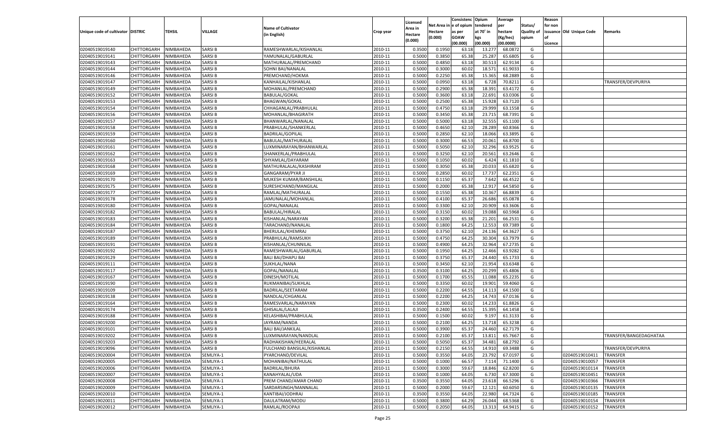| Unique code of cultivator | DISTRIC | TEHSIL | VILLAGE | Name of Cultivator (in English) | Crop year | Licensed Area in Hectare (0.000) | Net Area in Hectare (0.000) | Consistence of opium as per GOAW (00.000) | Opium tendered at 70° in kgs (00.000) | Average per hectare (Kg/hec) (00.0000) | Status/ Quality of opium | Reason for non issuance of Licence | Old Unique Code | Remarks |
|---|---|---|---|---|---|---|---|---|---|---|---|---|---|---|
| 02040519019140 | CHITTORGARH | NIMBAHEDA | SARSI B | RAMESHWARLAL/KISHANLAL | 2010-11 | 0.3500 | 0.1950 | 63.18 | 13.277 | 68.0872 | G | | | |
| 02040519019141 | CHITTORGARH | NIMBAHEDA | SARSI B | YAMUNALAL/GABURLAL | 2010-11 | 0.5000 | 0.3850 | 65.38 | 25.287 | 65.6805 | G | | | |
| 02040519019143 | CHITTORGARH | NIMBAHEDA | SARSI B | MATHURALAL/PREMCHAND | 2010-11 | 0.5000 | 0.4850 | 63.18 | 30.513 | 62.9134 | G | | | |
| 02040519019144 | CHITTORGARH | NIMBAHEDA | SARSI B | SOHNI BAI/NANALAL | 2010-11 | 0.5000 | 0.3000 | 60.02 | 18.571 | 61.9033 | G | | | |
| 02040519019146 | CHITTORGARH | NIMBAHEDA | SARSI B | PREMCHAND/HOKMA | 2010-11 | 0.5000 | 0.2250 | 65.38 | 15.365 | 68.2889 | G | | | |
| 02040519019147 | CHITTORGARH | NIMBAHEDA | SARSI B | KANHAILAL/KISHANLAL | 2010-11 | 0.5000 | 0.0950 | 63.18 | 6.728 | 70.8211 | G | | | TRANSFER/DEVPURIYA |
| 02040519019149 | CHITTORGARH | NIMBAHEDA | SARSI B | MOHANLAL/PREMCHAND | 2010-11 | 0.5000 | 0.2900 | 65.38 | 18.391 | 63.4172 | G | | | |
| 02040519019152 | CHITTORGARH | NIMBAHEDA | SARSI B | BABULAL/GOKAL | 2010-11 | 0.5000 | 0.3600 | 63.18 | 22.691 | 63.0306 | G | | | |
| 02040519019153 | CHITTORGARH | NIMBAHEDA | SARSI B | BHAGWAN/GOKAL | 2010-11 | 0.5000 | 0.2500 | 65.38 | 15.928 | 63.7120 | G | | | |
| 02040519019154 | CHITTORGARH | NIMBAHEDA | SARSI B | CHHAGANLAL/PRABHULAL | 2010-11 | 0.5000 | 0.4750 | 63.18 | 29.999 | 63.1558 | G | | | |
| 02040519019156 | CHITTORGARH | NIMBAHEDA | SARSI B | MOHANLAL/BHAGIRATH | 2010-11 | 0.5000 | 0.3450 | 65.38 | 23.715 | 68.7391 | G | | | |
| 02040519019157 | CHITTORGARH | NIMBAHEDA | SARSI B | BHANWARLAL/NANALAL | 2010-11 | 0.5000 | 0.5000 | 63.18 | 32.555 | 65.1100 | G | | | |
| 02040519019158 | CHITTORGARH | NIMBAHEDA | SARSI B | PRABHULAL/SHANKERLAL | 2010-11 | 0.5000 | 0.4650 | 62.10 | 28.289 | 60.8366 | G | | | |
| 02040519019159 | CHITTORGARH | NIMBAHEDA | SARSI B | BADRILAL/GOPILAL | 2010-11 | 0.5000 | 0.2850 | 62.10 | 18.066 | 63.3895 | G | | | |
| 02040519019160 | CHITTORGARH | NIMBAHEDA | SARSI B | BABULAL/MATHURALAL | 2010-11 | 0.5000 | 0.3000 | 66.53 | 20.061 | 66.8700 | G | | | |
| 02040519019161 | CHITTORGARH | NIMBAHEDA | SARSI B | LUXMINARAYAN/BHANWARLAL | 2010-11 | 0.5000 | 0.5050 | 62.10 | 32.296 | 63.9525 | G | | | |
| 02040519019162 | CHITTORGARH | NIMBAHEDA | SARSI B | SHANKERLAL/PRABHULAL | 2010-11 | 0.5000 | 0.3250 | 62.10 | 20.561 | 63.2646 | G | | | |
| 02040519019163 | CHITTORGARH | NIMBAHEDA | SARSI B | SHYAMLAL/DAYARAM | 2010-11 | 0.5000 | 0.1050 | 60.02 | 6.424 | 61.1810 | G | | | |
| 02040519019168 | CHITTORGARH | NIMBAHEDA | SARSI B | MATHURALALAL/KASHIRAM | 2010-11 | 0.5000 | 0.3050 | 65.38 | 20.033 | 65.6820 | G | | | |
| 02040519019169 | CHITTORGARH | NIMBAHEDA | SARSI B | GANGARAM/PYAR JI | 2010-11 | 0.5000 | 0.2850 | 60.02 | 17.737 | 62.2351 | G | | | |
| 02040519019170 | CHITTORGARH | NIMBAHEDA | SARSI B | MUKESH KUMAR/BANSHILAL | 2010-11 | 0.5000 | 0.1150 | 65.37 | 7.642 | 66.4522 | G | | | |
| 02040519019175 | CHITTORGARH | NIMBAHEDA | SARSI B | SURESHCHAND/MANGILAL | 2010-11 | 0.5000 | 0.2000 | 65.38 | 12.917 | 64.5850 | G | | | |
| 02040519019177 | CHITTORGARH | NIMBAHEDA | SARSI B | RAMLAL/MATHURALAL | 2010-11 | 0.5000 | 0.1550 | 65.38 | 10.367 | 66.8839 | G | | | |
| 02040519019178 | CHITTORGARH | NIMBAHEDA | SARSI B | JAMUNALAL/MOHANLAL | 2010-11 | 0.5000 | 0.4100 | 65.37 | 26.686 | 65.0878 | G | | | |
| 02040519019180 | CHITTORGARH | NIMBAHEDA | SARSI B | GOPAL/NANALAL | 2010-11 | 0.5000 | 0.3300 | 62.10 | 20.909 | 63.3606 | G | | | |
| 02040519019182 | CHITTORGARH | NIMBAHEDA | SARSI B | BABULAL/HIRALAL | 2010-11 | 0.5000 | 0.3150 | 60.02 | 19.088 | 60.5968 | G | | | |
| 02040519019183 | CHITTORGARH | NIMBAHEDA | SARSI B | KISHANLAL/NARAYAN | 2010-11 | 0.5000 | 0.3200 | 65.38 | 21.201 | 66.2531 | G | | | |
| 02040519019184 | CHITTORGARH | NIMBAHEDA | SARSI B | TARACHAND/NANALAL | 2010-11 | 0.5000 | 0.1800 | 64.25 | 12.553 | 69.7389 | G | | | |
| 02040519019187 | CHITTORGARH | NIMBAHEDA | SARSI B | BHERULAL/KHEMRAJ | 2010-11 | 0.5000 | 0.3750 | 62.10 | 24.136 | 64.3627 | G | | | |
| 02040519019189 | CHITTORGARH | NIMBAHEDA | SARSI B | PRABHULAL/RAMSUKH | 2010-11 | 0.5000 | 0.4750 | 64.25 | 30.304 | 63.7979 | G | | | |
| 02040519019191 | CHITTORGARH | NIMBAHEDA | SARSI B | KISHANLAL/CHUNNILAL | 2010-11 | 0.5000 | 0.4900 | 64.25 | 32.964 | 67.2735 | G | | | |
| 02040519019192 | CHITTORGARH | NIMBAHEDA | SARSI B | RAMESHWARLAL/GABURLAL | 2010-11 | 0.5000 | 0.1950 | 64.25 | 12.466 | 63.9282 | G | | | |
| 02040519019129 | CHITTORGARH | NIMBAHEDA | SARSI B | BALI BAI/DHAPU BAI | 2010-11 | 0.5000 | 0.3750 | 65.37 | 24.440 | 65.1733 | G | | | |
| 02040519019111 | CHITTORGARH | NIMBAHEDA | SARSI B | SUKHLAL/NANA | 2010-11 | 0.5000 | 0.3450 | 62.10 | 21.954 | 63.6348 | G | | | |
| 02040519019117 | CHITTORGARH | NIMBAHEDA | SARSI B | GOPAL/NANALAL | 2010-11 | 0.3500 | 0.3100 | 64.25 | 20.299 | 65.4806 | G | | | |
| 02040519019167 | CHITTORGARH | NIMBAHEDA | SARSI B | DINESH/MOTILAL | 2010-11 | 0.5000 | 0.1700 | 65.55 | 11.088 | 65.2235 | G | | | |
| 02040519019190 | CHITTORGARH | NIMBAHEDA | SARSI B | RUKMANIBAI/SUKHLAL | 2010-11 | 0.5000 | 0.3350 | 60.02 | 19.901 | 59.4060 | G | | | |
| 02040519019109 | CHITTORGARH | NIMBAHEDA | SARSI B | BADRILAL/SEETARAM | 2010-11 | 0.5000 | 0.2200 | 64.55 | 14.113 | 64.1500 | G | | | |
| 02040519019138 | CHITTORGARH | NIMBAHEDA | SARSI B | NANDLAL/CHGANLAL | 2010-11 | 0.5000 | 0.2200 | 64.25 | 14.743 | 67.0136 | G | | | |
| 02040519019164 | CHITTORGARH | NIMBAHEDA | SARSI B | RAMESVARLAL/NARAYAN | 2010-11 | 0.5000 | 0.2300 | 60.02 | 14.233 | 61.8826 | G | | | |
| 02040519019174 | CHITTORGARH | NIMBAHEDA | SARSI B | GHISALAL/LALAJI | 2010-11 | 0.3500 | 0.2400 | 64.55 | 15.395 | 64.1458 | G | | | |
| 02040519019188 | CHITTORGARH | NIMBAHEDA | SARSI B | KELASHIBAI/PRABHULAL | 2010-11 | 0.5000 | 0.1500 | 60.02 | 9.197 | 61.3133 | G | | | |
| 02040519019200 | CHITTORGARH | NIMBAHEDA | SARSI B | JAYRAM/NANDA | 2010-11 | 0.5000 | 0.2100 | 64.25 | 13.718 | 65.3238 | G | | | |
| 02040519019101 | CHITTORGARH | NIMBAHEDA | SARSI B | BALI BAI/JANKILAL | 2010-11 | 0.5000 | 0.3900 | 65.37 | 24.460 | 62.7179 | G | | | |
| 02040519019202 | CHITTORGARH | NIMBAHEDA | SARSI B | LUXMINARAYAN/NANDLAL | 2010-11 | 0.5000 | 0.2100 | 65.37 | 13.811 | 65.7667 | G | | | TRANSFER/BANGEDAGHATAA |
| 02040519019203 | CHITTORGARH | NIMBAHEDA | SARSI B | RADHAKISHAN/HEERALAL | 2010-11 | 0.5000 | 0.5050 | 65.37 | 34.481 | 68.2792 | G | | | |
| 02040519019096 | CHITTORGARH | NIMBAHEDA | SARSI B | FULCHAND BANSILAL/KISHANLAL | 2010-11 | 0.5000 | 0.2150 | 64.55 | 14.910 | 69.3488 | G | | | TRANSFER/DEVPURIYA |
| 02040519020004 | CHITTORGARH | NIMBAHEDA | SEMLIYA-1 | PYARCHAND/DEVILAL | 2010-11 | 0.5000 | 0.3550 | 64.05 | 23.792 | 67.0197 | G | | 02040519010411 | TRANSFER |
| 02040519020005 | CHITTORGARH | NIMBAHEDA | SEMLIYA-1 | MOHANIBAI/NATHULAL | 2010-11 | 0.5000 | 0.1000 | 66.57 | 7.114 | 71.1400 | G | | 02040519010057 | TRANSFER |
| 02040519020006 | CHITTORGARH | NIMBAHEDA | SEMLIYA-1 | BADRILAL/BHURA | 2010-11 | 0.5000 | 0.3000 | 59.67 | 18.846 | 62.8200 | G | | 02040519010114 | TRANSFER |
| 02040519020007 | CHITTORGARH | NIMBAHEDA | SEMLIYA-1 | KANAHYALAL/UDA | 2010-11 | 0.5000 | 0.1000 | 64.05 | 6.730 | 67.3000 | G | | 02040519010451 | TRANSFER |
| 02040519020008 | CHITTORGARH | NIMBAHEDA | SEMLIYA-1 | PREM CHAND/AMAR CHAND | 2010-11 | 0.3500 | 0.3550 | 64.05 | 23.618 | 66.5296 | G | | 02040519010366 | TRANSFER |
| 02040519020009 | CHITTORGARH | NIMBAHEDA | SEMLIYA-1 | SARDARSINGH/MANNALAL | 2010-11 | 0.5000 | 0.2000 | 59.67 | 12.121 | 60.6050 | G | | 02040519010135 | TRANSFER |
| 02040519020010 | CHITTORGARH | NIMBAHEDA | SEMLIYA-1 | KANTIBAI/JODHRAJ | 2010-11 | 0.3500 | 0.3550 | 64.05 | 22.980 | 64.7324 | G | | 02040519010185 | TRANSFER |
| 02040519020011 | CHITTORGARH | NIMBAHEDA | SEMLIYA-1 | DAULATRAM/MODU | 2010-11 | 0.5000 | 0.3800 | 64.29 | 26.044 | 68.5368 | G | | 02040519010154 | TRANSFER |
| 02040519020012 | CHITTORGARH | NIMBAHEDA | SEMLIYA-1 | RAMLAL/ROOPAJI | 2010-11 | 0.5000 | 0.2050 | 64.05 | 13.313 | 64.9415 | G | | 02040519010152 | TRANSFER |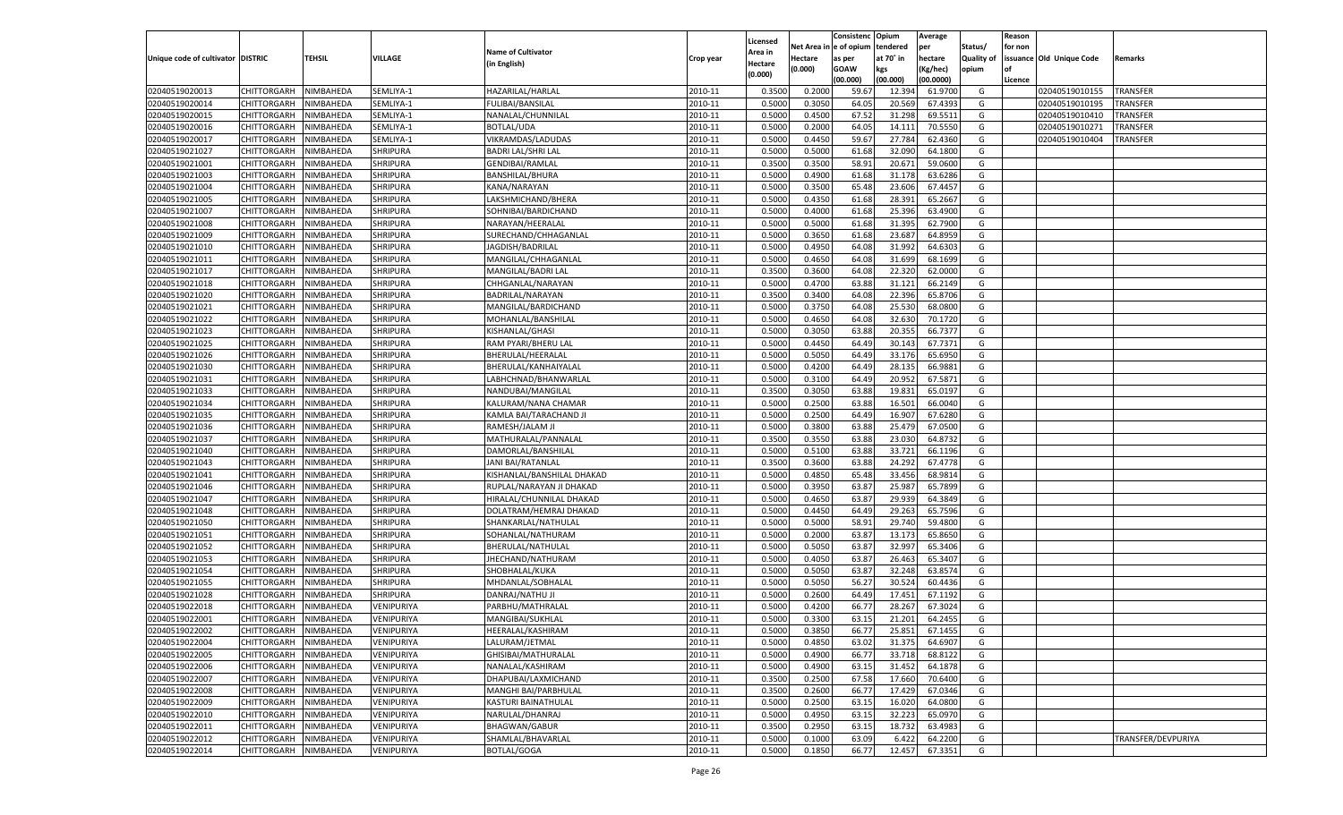| Unique code of cultivator | DISTRIC | TEHSIL | VILLAGE | Name of Cultivator (in English) | Crop year | Licensed Area in Hectare (0.000) | Net Area in Hectare (0.000) | Consistenc e of opium as per GOAW (00.000) | Opium tendered at 70° in kgs (00.000) | Average per hectare (Kg/hec) (00.0000) | Status/ Quality of opium | Reason for non issuance of Licence | Old Unique Code | Remarks |
|---|---|---|---|---|---|---|---|---|---|---|---|---|---|---|
| 02040519020013 | CHITTORGARH | NIMBAHEDA | SEMLIYA-1 | HAZARILAL/HARLAL | 2010-11 | 0.3500 | 0.2000 | 59.67 | 12.394 | 61.9700 | G | | 02040519010155 | TRANSFER |
| 02040519020014 | CHITTORGARH | NIMBAHEDA | SEMLIYA-1 | FULIBAI/BANSILAL | 2010-11 | 0.5000 | 0.3050 | 64.05 | 20.569 | 67.4393 | G | | 02040519010195 | TRANSFER |
| 02040519020015 | CHITTORGARH | NIMBAHEDA | SEMLIYA-1 | NANALAL/CHUNNILAL | 2010-11 | 0.5000 | 0.4500 | 67.52 | 31.298 | 69.5511 | G | | 02040519010410 | TRANSFER |
| 02040519020016 | CHITTORGARH | NIMBAHEDA | SEMLIYA-1 | BOTLAL/UDA | 2010-11 | 0.5000 | 0.2000 | 64.05 | 14.111 | 70.5550 | G | | 02040519010271 | TRANSFER |
| 02040519020017 | CHITTORGARH | NIMBAHEDA | SEMLIYA-1 | VIKRAMDAS/LADUDAS | 2010-11 | 0.5000 | 0.4450 | 59.67 | 27.784 | 62.4360 | G | | 02040519010404 | TRANSFER |
| 02040519021027 | CHITTORGARH | NIMBAHEDA | SHRIPURA | BADRI LAL/SHRI LAL | 2010-11 | 0.5000 | 0.5000 | 61.68 | 32.090 | 64.1800 | G | | | |
| 02040519021001 | CHITTORGARH | NIMBAHEDA | SHRIPURA | GENDIBAI/RAMLAL | 2010-11 | 0.3500 | 0.3500 | 58.91 | 20.671 | 59.0600 | G | | | |
| 02040519021003 | CHITTORGARH | NIMBAHEDA | SHRIPURA | BANSHILAL/BHURA | 2010-11 | 0.5000 | 0.4900 | 61.68 | 31.178 | 63.6286 | G | | | |
| 02040519021004 | CHITTORGARH | NIMBAHEDA | SHRIPURA | KANA/NARAYAN | 2010-11 | 0.5000 | 0.3500 | 65.48 | 23.606 | 67.4457 | G | | | |
| 02040519021005 | CHITTORGARH | NIMBAHEDA | SHRIPURA | LAKSHMICHAND/BHERA | 2010-11 | 0.5000 | 0.4350 | 61.68 | 28.391 | 65.2667 | G | | | |
| 02040519021007 | CHITTORGARH | NIMBAHEDA | SHRIPURA | SOHNIBAI/BARDICHAND | 2010-11 | 0.5000 | 0.4000 | 61.68 | 25.396 | 63.4900 | G | | | |
| 02040519021008 | CHITTORGARH | NIMBAHEDA | SHRIPURA | NARAYAN/HEERALAL | 2010-11 | 0.5000 | 0.5000 | 61.68 | 31.395 | 62.7900 | G | | | |
| 02040519021009 | CHITTORGARH | NIMBAHEDA | SHRIPURA | SURECHAND/CHHAGANLAL | 2010-11 | 0.5000 | 0.3650 | 61.68 | 23.687 | 64.8959 | G | | | |
| 02040519021010 | CHITTORGARH | NIMBAHEDA | SHRIPURA | JAGDISH/BADRILAL | 2010-11 | 0.5000 | 0.4950 | 64.08 | 31.992 | 64.6303 | G | | | |
| 02040519021011 | CHITTORGARH | NIMBAHEDA | SHRIPURA | MANGILAL/CHHAGANLAL | 2010-11 | 0.5000 | 0.4650 | 64.08 | 31.699 | 68.1699 | G | | | |
| 02040519021017 | CHITTORGARH | NIMBAHEDA | SHRIPURA | MANGILAL/BADRI LAL | 2010-11 | 0.3500 | 0.3600 | 64.08 | 22.320 | 62.0000 | G | | | |
| 02040519021018 | CHITTORGARH | NIMBAHEDA | SHRIPURA | CHHGANLAL/NARAYAN | 2010-11 | 0.5000 | 0.4700 | 63.88 | 31.121 | 66.2149 | G | | | |
| 02040519021020 | CHITTORGARH | NIMBAHEDA | SHRIPURA | BADRILAL/NARAYAN | 2010-11 | 0.3500 | 0.3400 | 64.08 | 22.396 | 65.8706 | G | | | |
| 02040519021021 | CHITTORGARH | NIMBAHEDA | SHRIPURA | MANGILAL/BARDICHAND | 2010-11 | 0.5000 | 0.3750 | 64.08 | 25.530 | 68.0800 | G | | | |
| 02040519021022 | CHITTORGARH | NIMBAHEDA | SHRIPURA | MOHANLAL/BANSHILAL | 2010-11 | 0.5000 | 0.4650 | 64.08 | 32.630 | 70.1720 | G | | | |
| 02040519021023 | CHITTORGARH | NIMBAHEDA | SHRIPURA | KISHANLAL/GHASI | 2010-11 | 0.5000 | 0.3050 | 63.88 | 20.355 | 66.7377 | G | | | |
| 02040519021025 | CHITTORGARH | NIMBAHEDA | SHRIPURA | RAM PYARI/BHERU LAL | 2010-11 | 0.5000 | 0.4450 | 64.49 | 30.143 | 67.7371 | G | | | |
| 02040519021026 | CHITTORGARH | NIMBAHEDA | SHRIPURA | BHERULAL/HEERALAL | 2010-11 | 0.5000 | 0.5050 | 64.49 | 33.176 | 65.6950 | G | | | |
| 02040519021030 | CHITTORGARH | NIMBAHEDA | SHRIPURA | BHERULAL/KANHAIYALAL | 2010-11 | 0.5000 | 0.4200 | 64.49 | 28.135 | 66.9881 | G | | | |
| 02040519021031 | CHITTORGARH | NIMBAHEDA | SHRIPURA | LABHCHNAD/BHANWARLAL | 2010-11 | 0.5000 | 0.3100 | 64.49 | 20.952 | 67.5871 | G | | | |
| 02040519021033 | CHITTORGARH | NIMBAHEDA | SHRIPURA | NANDUBAI/MANGILAL | 2010-11 | 0.3500 | 0.3050 | 63.88 | 19.831 | 65.0197 | G | | | |
| 02040519021034 | CHITTORGARH | NIMBAHEDA | SHRIPURA | KALURAM/NANA CHAMAR | 2010-11 | 0.5000 | 0.2500 | 63.88 | 16.501 | 66.0040 | G | | | |
| 02040519021035 | CHITTORGARH | NIMBAHEDA | SHRIPURA | KAMLA BAI/TARACHAND JI | 2010-11 | 0.5000 | 0.2500 | 64.49 | 16.907 | 67.6280 | G | | | |
| 02040519021036 | CHITTORGARH | NIMBAHEDA | SHRIPURA | RAMESH/JALAM JI | 2010-11 | 0.5000 | 0.3800 | 63.88 | 25.479 | 67.0500 | G | | | |
| 02040519021037 | CHITTORGARH | NIMBAHEDA | SHRIPURA | MATHURALAL/PANNALAL | 2010-11 | 0.3500 | 0.3550 | 63.88 | 23.030 | 64.8732 | G | | | |
| 02040519021040 | CHITTORGARH | NIMBAHEDA | SHRIPURA | DAMORLAL/BANSHILAL | 2010-11 | 0.5000 | 0.5100 | 63.88 | 33.721 | 66.1196 | G | | | |
| 02040519021043 | CHITTORGARH | NIMBAHEDA | SHRIPURA | JANI BAI/RATANLAL | 2010-11 | 0.3500 | 0.3600 | 63.88 | 24.292 | 67.4778 | G | | | |
| 02040519021041 | CHITTORGARH | NIMBAHEDA | SHRIPURA | KISHANLAL/BANSHILAL DHAKAD | 2010-11 | 0.5000 | 0.4850 | 65.48 | 33.456 | 68.9814 | G | | | |
| 02040519021046 | CHITTORGARH | NIMBAHEDA | SHRIPURA | RUPLAL/NARAYAN JI DHAKAD | 2010-11 | 0.5000 | 0.3950 | 63.87 | 25.987 | 65.7899 | G | | | |
| 02040519021047 | CHITTORGARH | NIMBAHEDA | SHRIPURA | HIRALAL/CHUNNILAL DHAKAD | 2010-11 | 0.5000 | 0.4650 | 63.87 | 29.939 | 64.3849 | G | | | |
| 02040519021048 | CHITTORGARH | NIMBAHEDA | SHRIPURA | DOLATRAM/HEMRAJ DHAKAD | 2010-11 | 0.5000 | 0.4450 | 64.49 | 29.263 | 65.7596 | G | | | |
| 02040519021050 | CHITTORGARH | NIMBAHEDA | SHRIPURA | SHANKARLAL/NATHULAL | 2010-11 | 0.5000 | 0.5000 | 58.91 | 29.740 | 59.4800 | G | | | |
| 02040519021051 | CHITTORGARH | NIMBAHEDA | SHRIPURA | SOHANLAL/NATHURAM | 2010-11 | 0.5000 | 0.2000 | 63.87 | 13.173 | 65.8650 | G | | | |
| 02040519021052 | CHITTORGARH | NIMBAHEDA | SHRIPURA | BHERULAL/NATHULAL | 2010-11 | 0.5000 | 0.5050 | 63.87 | 32.997 | 65.3406 | G | | | |
| 02040519021053 | CHITTORGARH | NIMBAHEDA | SHRIPURA | JHECHAND/NATHURAM | 2010-11 | 0.5000 | 0.4050 | 63.87 | 26.463 | 65.3407 | G | | | |
| 02040519021054 | CHITTORGARH | NIMBAHEDA | SHRIPURA | SHOBHALAL/KUKA | 2010-11 | 0.5000 | 0.5050 | 63.87 | 32.248 | 63.8574 | G | | | |
| 02040519021055 | CHITTORGARH | NIMBAHEDA | SHRIPURA | MHDANLAL/SOBHALAL | 2010-11 | 0.5000 | 0.5050 | 56.27 | 30.524 | 60.4436 | G | | | |
| 02040519021028 | CHITTORGARH | NIMBAHEDA | SHRIPURA | DANRAJ/NATHU JI | 2010-11 | 0.5000 | 0.2600 | 64.49 | 17.451 | 67.1192 | G | | | |
| 02040519022018 | CHITTORGARH | NIMBAHEDA | VENIPURIYA | PARBHU/MATHRALAL | 2010-11 | 0.5000 | 0.4200 | 66.77 | 28.267 | 67.3024 | G | | | |
| 02040519022001 | CHITTORGARH | NIMBAHEDA | VENIPURIYA | MANGIBAI/SUKHLAL | 2010-11 | 0.5000 | 0.3300 | 63.15 | 21.201 | 64.2455 | G | | | |
| 02040519022002 | CHITTORGARH | NIMBAHEDA | VENIPURIYA | HEERALAL/KASHIRAM | 2010-11 | 0.5000 | 0.3850 | 66.77 | 25.851 | 67.1455 | G | | | |
| 02040519022004 | CHITTORGARH | NIMBAHEDA | VENIPURIYA | LALURAM/JETMAL | 2010-11 | 0.5000 | 0.4850 | 63.02 | 31.375 | 64.6907 | G | | | |
| 02040519022005 | CHITTORGARH | NIMBAHEDA | VENIPURIYA | GHISIBAI/MATHURALAL | 2010-11 | 0.5000 | 0.4900 | 66.77 | 33.718 | 68.8122 | G | | | |
| 02040519022006 | CHITTORGARH | NIMBAHEDA | VENIPURIYA | NANALAL/KASHIRAM | 2010-11 | 0.5000 | 0.4900 | 63.15 | 31.452 | 64.1878 | G | | | |
| 02040519022007 | CHITTORGARH | NIMBAHEDA | VENIPURIYA | DHAPUBAI/LAXMICHAND | 2010-11 | 0.3500 | 0.2500 | 67.58 | 17.660 | 70.6400 | G | | | |
| 02040519022008 | CHITTORGARH | NIMBAHEDA | VENIPURIYA | MANGHI BAI/PARBHULAL | 2010-11 | 0.3500 | 0.2600 | 66.77 | 17.429 | 67.0346 | G | | | |
| 02040519022009 | CHITTORGARH | NIMBAHEDA | VENIPURIYA | KASTURI BAINATHULAL | 2010-11 | 0.5000 | 0.2500 | 63.15 | 16.020 | 64.0800 | G | | | |
| 02040519022010 | CHITTORGARH | NIMBAHEDA | VENIPURIYA | NARULAL/DHANRAJ | 2010-11 | 0.5000 | 0.4950 | 63.15 | 32.223 | 65.0970 | G | | | |
| 02040519022011 | CHITTORGARH | NIMBAHEDA | VENIPURIYA | BHAGWAN/GABUR | 2010-11 | 0.3500 | 0.2950 | 63.15 | 18.732 | 63.4983 | G | | | |
| 02040519022012 | CHITTORGARH | NIMBAHEDA | VENIPURIYA | SHAMLAL/BHAVARLAL | 2010-11 | 0.5000 | 0.1000 | 63.09 | 6.422 | 64.2200 | G | | | TRANSFER/DEVPURIYA |
| 02040519022014 | CHITTORGARH | NIMBAHEDA | VENIPURIYA | BOTLAL/GOGA | 2010-11 | 0.5000 | 0.1850 | 66.77 | 12.457 | 67.3351 | G | | | |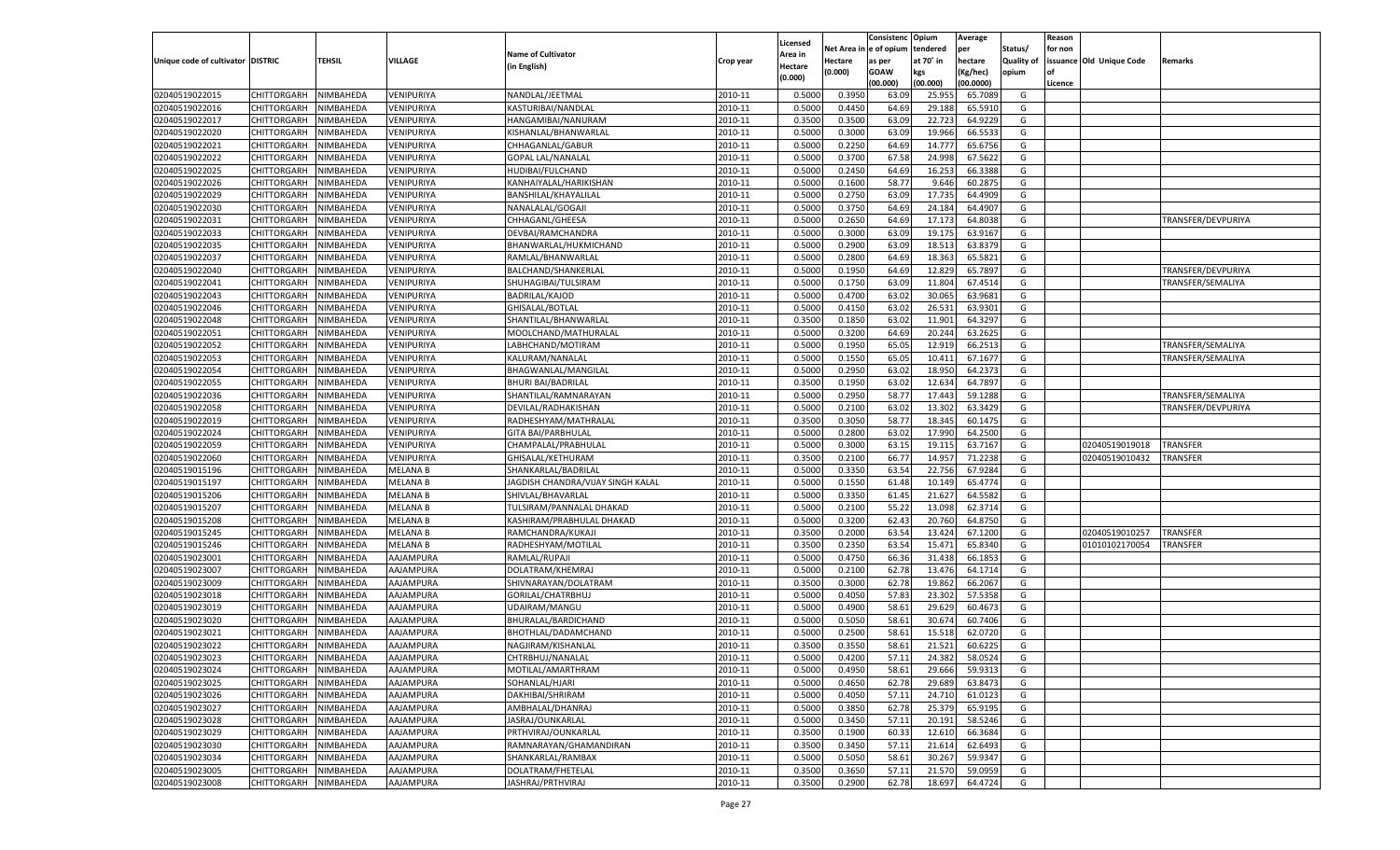| Unique code of cultivator | DISTRIC | TEHSIL | VILLAGE | Name of Cultivator (in English) | Crop year | Licensed Area in Hectare (0.000) | Net Area in Hectare (0.000) | Consistence of opium as per GOAW (00.000) | Opium tendered at 70° in kgs (00.000) | Average per hectare (Kg/hec) (00.0000) | Status/ Quality of opium | Reason for non issuance of Licence | Old Unique Code | Remarks |
|---|---|---|---|---|---|---|---|---|---|---|---|---|---|---|
| 02040519022015 | CHITTORGARH | NIMBAHEDA | VENIPURIYA | NANDLAL/JEETMAL | 2010-11 | 0.5000 | 0.3950 | 63.09 | 25.955 | 65.7089 | G | | | |
| 02040519022016 | CHITTORGARH | NIMBAHEDA | VENIPURIYA | KASTURIBAI/NANDLAL | 2010-11 | 0.5000 | 0.4450 | 64.69 | 29.188 | 65.5910 | G | | | |
| 02040519022017 | CHITTORGARH | NIMBAHEDA | VENIPURIYA | HANGAMIBAI/NANURAM | 2010-11 | 0.3500 | 0.3500 | 63.09 | 22.723 | 64.9229 | G | | | |
| 02040519022020 | CHITTORGARH | NIMBAHEDA | VENIPURIYA | KISHANLAL/BHANWARLAL | 2010-11 | 0.5000 | 0.3000 | 63.09 | 19.966 | 66.5533 | G | | | |
| 02040519022021 | CHITTORGARH | NIMBAHEDA | VENIPURIYA | CHHAGANLAL/GABUR | 2010-11 | 0.5000 | 0.2250 | 64.69 | 14.777 | 65.6756 | G | | | |
| 02040519022022 | CHITTORGARH | NIMBAHEDA | VENIPURIYA | GOPAL LAL/NANALAL | 2010-11 | 0.5000 | 0.3700 | 67.58 | 24.998 | 67.5622 | G | | | |
| 02040519022025 | CHITTORGARH | NIMBAHEDA | VENIPURIYA | HUDIBAI/FULCHAND | 2010-11 | 0.5000 | 0.2450 | 64.69 | 16.253 | 66.3388 | G | | | |
| 02040519022026 | CHITTORGARH | NIMBAHEDA | VENIPURIYA | KANHAIYALAL/HARIKISHAN | 2010-11 | 0.5000 | 0.1600 | 58.77 | 9.646 | 60.2875 | G | | | |
| 02040519022029 | CHITTORGARH | NIMBAHEDA | VENIPURIYA | BANSHILAL/KHAYALILAL | 2010-11 | 0.5000 | 0.2750 | 63.09 | 17.735 | 64.4909 | G | | | |
| 02040519022030 | CHITTORGARH | NIMBAHEDA | VENIPURIYA | NANALALAL/GOGAJI | 2010-11 | 0.5000 | 0.3750 | 64.69 | 24.184 | 64.4907 | G | | | |
| 02040519022031 | CHITTORGARH | NIMBAHEDA | VENIPURIYA | CHHAGANL/GHEESA | 2010-11 | 0.5000 | 0.2650 | 64.69 | 17.173 | 64.8038 | G | | | TRANSFER/DEVPURIYA |
| 02040519022033 | CHITTORGARH | NIMBAHEDA | VENIPURIYA | DEVBAI/RAMCHANDRA | 2010-11 | 0.5000 | 0.3000 | 63.09 | 19.175 | 63.9167 | G | | | |
| 02040519022035 | CHITTORGARH | NIMBAHEDA | VENIPURIYA | BHANWARLAL/HUKMICHAND | 2010-11 | 0.5000 | 0.2900 | 63.09 | 18.513 | 63.8379 | G | | | |
| 02040519022037 | CHITTORGARH | NIMBAHEDA | VENIPURIYA | RAMLAL/BHANWARLAL | 2010-11 | 0.5000 | 0.2800 | 64.69 | 18.363 | 65.5821 | G | | | |
| 02040519022040 | CHITTORGARH | NIMBAHEDA | VENIPURIYA | BALCHAND/SHANKERLAL | 2010-11 | 0.5000 | 0.1950 | 64.69 | 12.829 | 65.7897 | G | | | TRANSFER/DEVPURIYA |
| 02040519022041 | CHITTORGARH | NIMBAHEDA | VENIPURIYA | SHUHAGIBAI/TULSIRAM | 2010-11 | 0.5000 | 0.1750 | 63.09 | 11.804 | 67.4514 | G | | | TRANSFER/SEMALIYA |
| 02040519022043 | CHITTORGARH | NIMBAHEDA | VENIPURIYA | BADRILAL/KAJOD | 2010-11 | 0.5000 | 0.4700 | 63.02 | 30.065 | 63.9681 | G | | | |
| 02040519022046 | CHITTORGARH | NIMBAHEDA | VENIPURIYA | GHISALAL/BOTLAL | 2010-11 | 0.5000 | 0.4150 | 63.02 | 26.531 | 63.9301 | G | | | |
| 02040519022048 | CHITTORGARH | NIMBAHEDA | VENIPURIYA | SHANTILAL/BHANWARLAL | 2010-11 | 0.3500 | 0.1850 | 63.02 | 11.901 | 64.3297 | G | | | |
| 02040519022051 | CHITTORGARH | NIMBAHEDA | VENIPURIYA | MOOLCHAND/MATHURALAL | 2010-11 | 0.5000 | 0.3200 | 64.69 | 20.244 | 63.2625 | G | | | |
| 02040519022052 | CHITTORGARH | NIMBAHEDA | VENIPURIYA | LABHCHAND/MOTIRAM | 2010-11 | 0.5000 | 0.1950 | 65.05 | 12.919 | 66.2513 | G | | | TRANSFER/SEMALIYA |
| 02040519022053 | CHITTORGARH | NIMBAHEDA | VENIPURIYA | KALURAM/NANALAL | 2010-11 | 0.5000 | 0.1550 | 65.05 | 10.411 | 67.1677 | G | | | TRANSFER/SEMALIYA |
| 02040519022054 | CHITTORGARH | NIMBAHEDA | VENIPURIYA | BHAGWANLAL/MANGILAL | 2010-11 | 0.5000 | 0.2950 | 63.02 | 18.950 | 64.2373 | G | | | |
| 02040519022055 | CHITTORGARH | NIMBAHEDA | VENIPURIYA | BHURI BAI/BADRILAL | 2010-11 | 0.3500 | 0.1950 | 63.02 | 12.634 | 64.7897 | G | | | |
| 02040519022036 | CHITTORGARH | NIMBAHEDA | VENIPURIYA | SHANTILAL/RAMNARAYAN | 2010-11 | 0.5000 | 0.2950 | 58.77 | 17.443 | 59.1288 | G | | | TRANSFER/SEMALIYA |
| 02040519022058 | CHITTORGARH | NIMBAHEDA | VENIPURIYA | DEVILAL/RADHAKISHAN | 2010-11 | 0.5000 | 0.2100 | 63.02 | 13.302 | 63.3429 | G | | | TRANSFER/DEVPURIYA |
| 02040519022019 | CHITTORGARH | NIMBAHEDA | VENIPURIYA | RADHESHYAM/MATHRALAL | 2010-11 | 0.3500 | 0.3050 | 58.77 | 18.345 | 60.1475 | G | | | |
| 02040519022024 | CHITTORGARH | NIMBAHEDA | VENIPURIYA | GITA BAI/PARBHULAL | 2010-11 | 0.5000 | 0.2800 | 63.02 | 17.990 | 64.2500 | G | | | |
| 02040519022059 | CHITTORGARH | NIMBAHEDA | VENIPURIYA | CHAMPALAL/PRABHULAL | 2010-11 | 0.5000 | 0.3000 | 63.15 | 19.115 | 63.7167 | G | | 02040519019018 | TRANSFER |
| 02040519022060 | CHITTORGARH | NIMBAHEDA | VENIPURIYA | GHISALAL/KETHURAM | 2010-11 | 0.3500 | 0.2100 | 66.77 | 14.957 | 71.2238 | G | | 02040519010432 | TRANSFER |
| 02040519015196 | CHITTORGARH | NIMBAHEDA | MELANA B | SHANKARLAL/BADRILAL | 2010-11 | 0.5000 | 0.3350 | 63.54 | 22.756 | 67.9284 | G | | | |
| 02040519015197 | CHITTORGARH | NIMBAHEDA | MELANA B | JAGDISH CHANDRA/VIJAY SINGH KALAL | 2010-11 | 0.5000 | 0.1550 | 61.48 | 10.149 | 65.4774 | G | | | |
| 02040519015206 | CHITTORGARH | NIMBAHEDA | MELANA B | SHIVLAL/BHAVARLAL | 2010-11 | 0.5000 | 0.3350 | 61.45 | 21.627 | 64.5582 | G | | | |
| 02040519015207 | CHITTORGARH | NIMBAHEDA | MELANA B | TULSIRAM/PANNALAL DHAKAD | 2010-11 | 0.5000 | 0.2100 | 55.22 | 13.098 | 62.3714 | G | | | |
| 02040519015208 | CHITTORGARH | NIMBAHEDA | MELANA B | KASHIRAM/PRABHULAL DHAKAD | 2010-11 | 0.5000 | 0.3200 | 62.43 | 20.760 | 64.8750 | G | | | |
| 02040519015245 | CHITTORGARH | NIMBAHEDA | MELANA B | RAMCHANDRA/KUKAJI | 2010-11 | 0.3500 | 0.2000 | 63.54 | 13.424 | 67.1200 | G | | 02040519010257 | TRANSFER |
| 02040519015246 | CHITTORGARH | NIMBAHEDA | MELANA B | RADHESHYAM/MOTILAL | 2010-11 | 0.3500 | 0.2350 | 63.54 | 15.471 | 65.8340 | G | | 01010102170054 | TRANSFER |
| 02040519023001 | CHITTORGARH | NIMBAHEDA | AAJAMPURA | RAMLAL/RUPAJI | 2010-11 | 0.5000 | 0.4750 | 66.36 | 31.438 | 66.1853 | G | | | |
| 02040519023007 | CHITTORGARH | NIMBAHEDA | AAJAMPURA | DOLATRAM/KHEMRAJ | 2010-11 | 0.5000 | 0.2100 | 62.78 | 13.476 | 64.1714 | G | | | |
| 02040519023009 | CHITTORGARH | NIMBAHEDA | AAJAMPURA | SHIVNARAYAN/DOLATRAM | 2010-11 | 0.3500 | 0.3000 | 62.78 | 19.862 | 66.2067 | G | | | |
| 02040519023018 | CHITTORGARH | NIMBAHEDA | AAJAMPURA | GORILAL/CHATRBHUJ | 2010-11 | 0.5000 | 0.4050 | 57.83 | 23.302 | 57.5358 | G | | | |
| 02040519023019 | CHITTORGARH | NIMBAHEDA | AAJAMPURA | UDAIRAM/MANGU | 2010-11 | 0.5000 | 0.4900 | 58.61 | 29.629 | 60.4673 | G | | | |
| 02040519023020 | CHITTORGARH | NIMBAHEDA | AAJAMPURA | BHURALAL/BARDICHAND | 2010-11 | 0.5000 | 0.5050 | 58.61 | 30.674 | 60.7406 | G | | | |
| 02040519023021 | CHITTORGARH | NIMBAHEDA | AAJAMPURA | BHOTHLAL/DADAMCHAND | 2010-11 | 0.5000 | 0.2500 | 58.61 | 15.518 | 62.0720 | G | | | |
| 02040519023022 | CHITTORGARH | NIMBAHEDA | AAJAMPURA | NAGJIRAM/KISHANLAL | 2010-11 | 0.3500 | 0.3550 | 58.61 | 21.521 | 60.6225 | G | | | |
| 02040519023023 | CHITTORGARH | NIMBAHEDA | AAJAMPURA | CHTRBHUJ/NANALAL | 2010-11 | 0.5000 | 0.4200 | 57.11 | 24.382 | 58.0524 | G | | | |
| 02040519023024 | CHITTORGARH | NIMBAHEDA | AAJAMPURA | MOTILAL/AMARTHRAM | 2010-11 | 0.5000 | 0.4950 | 58.61 | 29.666 | 59.9313 | G | | | |
| 02040519023025 | CHITTORGARH | NIMBAHEDA | AAJAMPURA | SOHANLAL/HJARI | 2010-11 | 0.5000 | 0.4650 | 62.78 | 29.689 | 63.8473 | G | | | |
| 02040519023026 | CHITTORGARH | NIMBAHEDA | AAJAMPURA | DAKHIBAI/SHRIRAM | 2010-11 | 0.5000 | 0.4050 | 57.11 | 24.710 | 61.0123 | G | | | |
| 02040519023027 | CHITTORGARH | NIMBAHEDA | AAJAMPURA | AMBHALAL/DHANRAJ | 2010-11 | 0.5000 | 0.3850 | 62.78 | 25.379 | 65.9195 | G | | | |
| 02040519023028 | CHITTORGARH | NIMBAHEDA | AAJAMPURA | JASRAJ/OUNKARLAL | 2010-11 | 0.5000 | 0.3450 | 57.11 | 20.191 | 58.5246 | G | | | |
| 02040519023029 | CHITTORGARH | NIMBAHEDA | AAJAMPURA | PRTHVIRAJ/OUNKARLAL | 2010-11 | 0.3500 | 0.1900 | 60.33 | 12.610 | 66.3684 | G | | | |
| 02040519023030 | CHITTORGARH | NIMBAHEDA | AAJAMPURA | RAMNARAYAN/GHAMANDIRAN | 2010-11 | 0.3500 | 0.3450 | 57.11 | 21.614 | 62.6493 | G | | | |
| 02040519023034 | CHITTORGARH | NIMBAHEDA | AAJAMPURA | SHANKARLAL/RAMBAX | 2010-11 | 0.5000 | 0.5050 | 58.61 | 30.267 | 59.9347 | G | | | |
| 02040519023005 | CHITTORGARH | NIMBAHEDA | AAJAMPURA | DOLATRAM/FHETELAL | 2010-11 | 0.3500 | 0.3650 | 57.11 | 21.570 | 59.0959 | G | | | |
| 02040519023008 | CHITTORGARH | NIMBAHEDA | AAJAMPURA | JASHRAJ/PRTHVIRAJ | 2010-11 | 0.3500 | 0.2900 | 62.78 | 18.697 | 64.4724 | G | | | |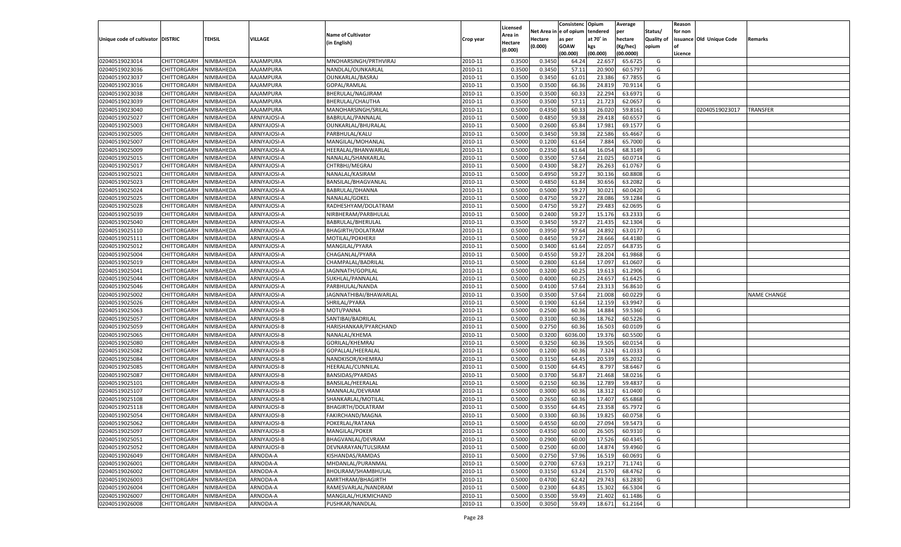| Unique code of cultivator | DISTRIC | TEHSIL | VILLAGE | Name of Cultivator (in English) | Crop year | Licensed Area in Hectare (0.000) | Net Area in Hectare (0.000) | Consistenc e of opium as per GOAW (00.000) | Opium tendered at 70° in kgs (00.000) | Average per hectare (Kg/hec) (00.0000) | Status/ Quality of opium | Reason for non issuance of Licence | Old Unique Code | Remarks |
|---|---|---|---|---|---|---|---|---|---|---|---|---|---|---|
| 02040519023014 | CHITTORGARH | NIMBAHEDA | AAJAMPURA | MNOHARSINGH/PRTHVIRAJ | 2010-11 | 0.3500 | 0.3450 | 64.24 | 22.657 | 65.6725 | G | | | |
| 02040519023036 | CHITTORGARH | NIMBAHEDA | AAJAMPURA | NANDLAL/OUNKARLAL | 2010-11 | 0.3500 | 0.3450 | 57.11 | 20.900 | 60.5797 | G | | | |
| 02040519023037 | CHITTORGARH | NIMBAHEDA | AAJAMPURA | OUNKARLAL/BASRAJ | 2010-11 | 0.3500 | 0.3450 | 61.01 | 23.386 | 67.7855 | G | | | |
| 02040519023016 | CHITTORGARH | NIMBAHEDA | AAJAMPURA | GOPAL/RAMLAL | 2010-11 | 0.3500 | 0.3500 | 66.36 | 24.819 | 70.9114 | G | | | |
| 02040519023038 | CHITTORGARH | NIMBAHEDA | AAJAMPURA | BHERULAL/NAGJIRAM | 2010-11 | 0.3500 | 0.3500 | 60.33 | 22.294 | 63.6971 | G | | | |
| 02040519023039 | CHITTORGARH | NIMBAHEDA | AAJAMPURA | BHERULAL/CHAUTHA | 2010-11 | 0.3500 | 0.3500 | 57.11 | 21.723 | 62.0657 | G | | | |
| 02040519023040 | CHITTORGARH | NIMBAHEDA | AAJAMPURA | MANOHARSINGH/SRILAL | 2010-11 | 0.5000 | 0.4350 | 60.33 | 26.020 | 59.8161 | G | | 02040519023017 | TRANSFER |
| 02040519025027 | CHITTORGARH | NIMBAHEDA | ARNIYAJOSI-A | BABRULAL/PANNALAL | 2010-11 | 0.5000 | 0.4850 | 59.38 | 29.418 | 60.6557 | G | | | |
| 02040519025003 | CHITTORGARH | NIMBAHEDA | ARNIYAJOSI-A | OUNKARLAL/BHURALAL | 2010-11 | 0.5000 | 0.2600 | 65.84 | 17.981 | 69.1577 | G | | | |
| 02040519025005 | CHITTORGARH | NIMBAHEDA | ARNIYAJOSI-A | PARBHULAL/KALU | 2010-11 | 0.5000 | 0.3450 | 59.38 | 22.586 | 65.4667 | G | | | |
| 02040519025007 | CHITTORGARH | NIMBAHEDA | ARNIYAJOSI-A | MANGILAL/MOHANLAL | 2010-11 | 0.5000 | 0.1200 | 61.64 | 7.884 | 65.7000 | G | | | |
| 02040519025009 | CHITTORGARH | NIMBAHEDA | ARNIYAJOSI-A | HEERALAL/BHANWARLAL | 2010-11 | 0.5000 | 0.2350 | 61.64 | 16.054 | 68.3149 | G | | | |
| 02040519025015 | CHITTORGARH | NIMBAHEDA | ARNIYAJOSI-A | NANALAL/SHANKARLAL | 2010-11 | 0.5000 | 0.3500 | 57.64 | 21.025 | 60.0714 | G | | | |
| 02040519025017 | CHITTORGARH | NIMBAHEDA | ARNIYAJOSI-A | CHTRBHJ/MEGRAJ | 2010-11 | 0.5000 | 0.4300 | 58.27 | 26.263 | 61.0767 | G | | | |
| 02040519025021 | CHITTORGARH | NIMBAHEDA | ARNIYAJOSI-A | NANALAL/KASIRAM | 2010-11 | 0.5000 | 0.4950 | 59.27 | 30.136 | 60.8808 | G | | | |
| 02040519025023 | CHITTORGARH | NIMBAHEDA | ARNIYAJOSI-A | BANSILAL/BHAGVANLAL | 2010-11 | 0.5000 | 0.4850 | 61.84 | 30.656 | 63.2082 | G | | | |
| 02040519025024 | CHITTORGARH | NIMBAHEDA | ARNIYAJOSI-A | BABRULAL/DHANNA | 2010-11 | 0.5000 | 0.5000 | 59.27 | 30.021 | 60.0420 | G | | | |
| 02040519025025 | CHITTORGARH | NIMBAHEDA | ARNIYAJOSI-A | NANALAL/GOKEL | 2010-11 | 0.5000 | 0.4750 | 59.27 | 28.086 | 59.1284 | G | | | |
| 02040519025028 | CHITTORGARH | NIMBAHEDA | ARNIYAJOSI-A | RADHESHYAM/DOLATRAM | 2010-11 | 0.5000 | 0.4750 | 59.27 | 29.483 | 62.0695 | G | | | |
| 02040519025039 | CHITTORGARH | NIMBAHEDA | ARNIYAJOSI-A | NIRBHERAM/PARBHULAL | 2010-11 | 0.5000 | 0.2400 | 59.27 | 15.176 | 63.2333 | G | | | |
| 02040519025040 | CHITTORGARH | NIMBAHEDA | ARNIYAJOSI-A | BABRULAL/BHERULAL | 2010-11 | 0.3500 | 0.3450 | 59.27 | 21.435 | 62.1304 | G | | | |
| 02040519025110 | CHITTORGARH | NIMBAHEDA | ARNIYAJOSI-A | BHAGIRTH/DOLATRAM | 2010-11 | 0.5000 | 0.3950 | 97.64 | 24.892 | 63.0177 | G | | | |
| 02040519025111 | CHITTORGARH | NIMBAHEDA | ARNIYAJOSI-A | MOTILAL/POKHERJI | 2010-11 | 0.5000 | 0.4450 | 59.27 | 28.666 | 64.4180 | G | | | |
| 02040519025012 | CHITTORGARH | NIMBAHEDA | ARNIYAJOSI-A | MANGILAL/PYARA | 2010-11 | 0.5000 | 0.3400 | 61.64 | 22.057 | 64.8735 | G | | | |
| 02040519025004 | CHITTORGARH | NIMBAHEDA | ARNIYAJOSI-A | CHAGANLAL/PYARA | 2010-11 | 0.5000 | 0.4550 | 59.27 | 28.204 | 61.9868 | G | | | |
| 02040519025019 | CHITTORGARH | NIMBAHEDA | ARNIYAJOSI-A | CHAMPALAL/BADRILAL | 2010-11 | 0.5000 | 0.2800 | 61.64 | 17.097 | 61.0607 | G | | | |
| 02040519025041 | CHITTORGARH | NIMBAHEDA | ARNIYAJOSI-A | JAGNNATH/GOPILAL | 2010-11 | 0.5000 | 0.3200 | 60.25 | 19.613 | 61.2906 | G | | | |
| 02040519025044 | CHITTORGARH | NIMBAHEDA | ARNIYAJOSI-A | SUKHLAL/PANNALAL | 2010-11 | 0.5000 | 0.4000 | 60.25 | 24.657 | 61.6425 | G | | | |
| 02040519025046 | CHITTORGARH | NIMBAHEDA | ARNIYAJOSI-A | PARBHULAL/NANDA | 2010-11 | 0.5000 | 0.4100 | 57.64 | 23.313 | 56.8610 | G | | | |
| 02040519025002 | CHITTORGARH | NIMBAHEDA | ARNIYAJOSI-A | JAGNNATHIBAI/BHAWARLAL | 2010-11 | 0.3500 | 0.3500 | 57.64 | 21.008 | 60.0229 | G | | | NAME CHANGE |
| 02040519025026 | CHITTORGARH | NIMBAHEDA | ARNIYAJOSI-A | SHRILAL/PYARA | 2010-11 | 0.5000 | 0.1900 | 61.64 | 12.159 | 63.9947 | G | | | |
| 02040519025063 | CHITTORGARH | NIMBAHEDA | ARNIYAJOSI-B | MOTI/PANNA | 2010-11 | 0.5000 | 0.2500 | 60.36 | 14.884 | 59.5360 | G | | | |
| 02040519025057 | CHITTORGARH | NIMBAHEDA | ARNIYAJOSI-B | SANTIBAI/BADRILAL | 2010-11 | 0.5000 | 0.3100 | 60.36 | 18.762 | 60.5226 | G | | | |
| 02040519025059 | CHITTORGARH | NIMBAHEDA | ARNIYAJOSI-B | HARISHANKAR/PYARCHAND | 2010-11 | 0.5000 | 0.2750 | 60.36 | 16.503 | 60.0109 | G | | | |
| 02040519025065 | CHITTORGARH | NIMBAHEDA | ARNIYAJOSI-B | NANALAL/KHEMA | 2010-11 | 0.5000 | 0.3200 | 6036.00 | 19.376 | 60.5500 | G | | | |
| 02040519025080 | CHITTORGARH | NIMBAHEDA | ARNIYAJOSI-B | GORILAL/KHEMRAJ | 2010-11 | 0.5000 | 0.3250 | 60.36 | 19.505 | 60.0154 | G | | | |
| 02040519025082 | CHITTORGARH | NIMBAHEDA | ARNIYAJOSI-B | GOPALLAL/HEERALAL | 2010-11 | 0.5000 | 0.1200 | 60.36 | 7.324 | 61.0333 | G | | | |
| 02040519025084 | CHITTORGARH | NIMBAHEDA | ARNIYAJOSI-B | NANDKISOR/KHEMRAJ | 2010-11 | 0.5000 | 0.3150 | 64.45 | 20.539 | 65.2032 | G | | | |
| 02040519025085 | CHITTORGARH | NIMBAHEDA | ARNIYAJOSI-B | HEERALAL/CUNNILAL | 2010-11 | 0.5000 | 0.1500 | 64.45 | 8.797 | 58.6467 | G | | | |
| 02040519025087 | CHITTORGARH | NIMBAHEDA | ARNIYAJOSI-B | BANSIDAS/PYARDAS | 2010-11 | 0.5000 | 0.3700 | 56.87 | 21.468 | 58.0216 | G | | | |
| 02040519025101 | CHITTORGARH | NIMBAHEDA | ARNIYAJOSI-B | BANSILAL/HEERALAL | 2010-11 | 0.5000 | 0.2150 | 60.36 | 12.789 | 59.4837 | G | | | |
| 02040519025107 | CHITTORGARH | NIMBAHEDA | ARNIYAJOSI-B | MANNALAL/DEVRAM | 2010-11 | 0.5000 | 0.3000 | 60.36 | 18.312 | 61.0400 | G | | | |
| 02040519025108 | CHITTORGARH | NIMBAHEDA | ARNIYAJOSI-B | SHANKARLAL/MOTILAL | 2010-11 | 0.5000 | 0.2650 | 60.36 | 17.407 | 65.6868 | G | | | |
| 02040519025118 | CHITTORGARH | NIMBAHEDA | ARNIYAJOSI-B | BHAGIRTH/DOLATRAM | 2010-11 | 0.5000 | 0.3550 | 64.45 | 23.358 | 65.7972 | G | | | |
| 02040519025054 | CHITTORGARH | NIMBAHEDA | ARNIYAJOSI-B | FAKIRCHAND/MAGNA | 2010-11 | 0.5000 | 0.3300 | 60.36 | 19.825 | 60.0758 | G | | | |
| 02040519025062 | CHITTORGARH | NIMBAHEDA | ARNIYAJOSI-B | POKERLAL/RATANA | 2010-11 | 0.5000 | 0.4550 | 60.00 | 27.094 | 59.5473 | G | | | |
| 02040519025097 | CHITTORGARH | NIMBAHEDA | ARNIYAJOSI-B | MANGILAL/POKER | 2010-11 | 0.5000 | 0.4350 | 60.00 | 26.505 | 60.9310 | G | | | |
| 02040519025051 | CHITTORGARH | NIMBAHEDA | ARNIYAJOSI-B | BHAGVANLAL/DEVRAM | 2010-11 | 0.5000 | 0.2900 | 60.00 | 17.526 | 60.4345 | G | | | |
| 02040519025052 | CHITTORGARH | NIMBAHEDA | ARNIYAJOSI-B | DEVNARAYAN/TULSIRAM | 2010-11 | 0.5000 | 0.2500 | 60.00 | 14.874 | 59.4960 | G | | | |
| 02040519026049 | CHITTORGARH | NIMBAHEDA | ARNODA-A | KISHANDAS/RAMDAS | 2010-11 | 0.5000 | 0.2750 | 57.96 | 16.519 | 60.0691 | G | | | |
| 02040519026001 | CHITTORGARH | NIMBAHEDA | ARNODA-A | MHDANLAL/PURANMAL | 2010-11 | 0.5000 | 0.2700 | 67.63 | 19.217 | 71.1741 | G | | | |
| 02040519026002 | CHITTORGARH | NIMBAHEDA | ARNODA-A | BHOLIRAM/SHAMBHULAL | 2010-11 | 0.5000 | 0.3150 | 63.24 | 21.570 | 68.4762 | G | | | |
| 02040519026003 | CHITTORGARH | NIMBAHEDA | ARNODA-A | AMRTHRAM/BHAGIRTH | 2010-11 | 0.5000 | 0.4700 | 62.42 | 29.743 | 63.2830 | G | | | |
| 02040519026004 | CHITTORGARH | NIMBAHEDA | ARNODA-A | RAMESVARLAL/NANDRAM | 2010-11 | 0.5000 | 0.2300 | 64.85 | 15.302 | 66.5304 | G | | | |
| 02040519026007 | CHITTORGARH | NIMBAHEDA | ARNODA-A | MANGILAL/HUKMICHAND | 2010-11 | 0.5000 | 0.3500 | 59.49 | 21.402 | 61.1486 | G | | | |
| 02040519026008 | CHITTORGARH | NIMBAHEDA | ARNODA-A | PUSHKAR/NANDLAL | 2010-11 | 0.3500 | 0.3050 | 59.49 | 18.671 | 61.2164 | G | | | |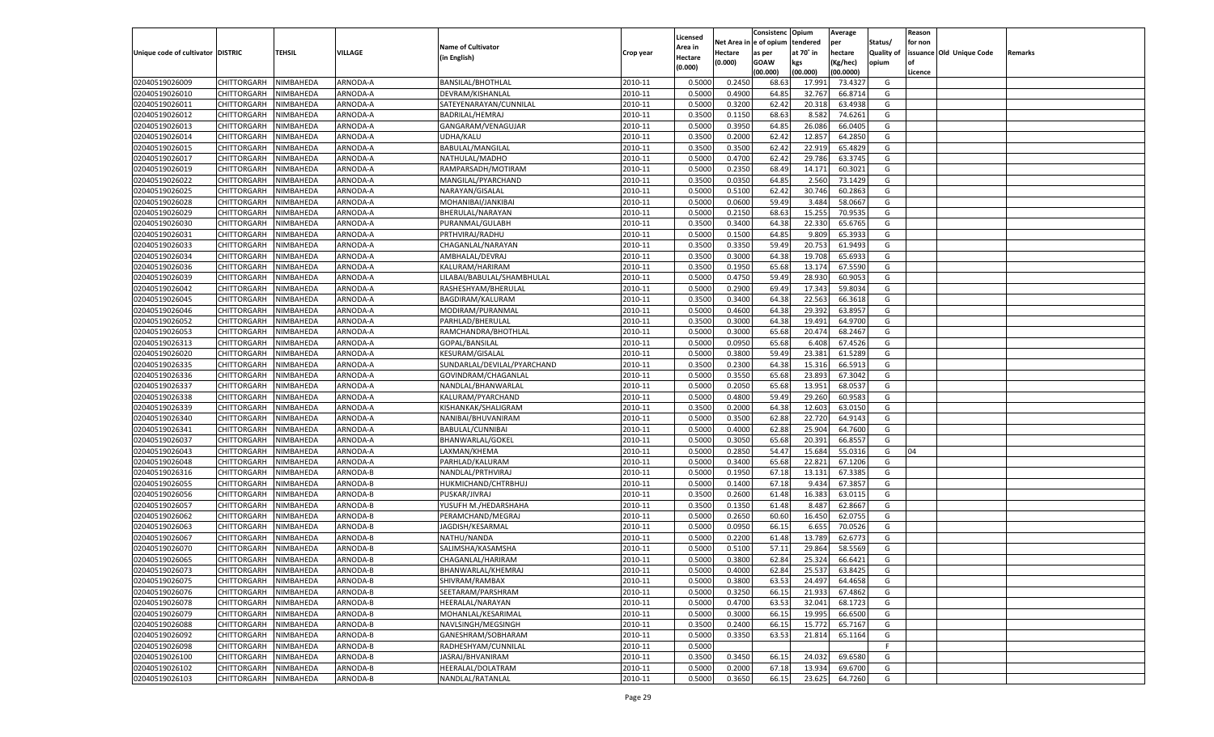| Unique code of cultivator | DISTRIC | TEHSIL | VILLAGE | Name of Cultivator (in English) | Crop year | Licensed Area in Hectare (0.000) | Net Area in Hectare (0.000) | Consistenc e of opium as per GOAW (00.000) | Opium tendered at 70° in kgs (00.000) | Average per hectare (Kg/hec) (00.0000) | Status/ Quality of opium | Reason for non issuance of Licence | Old Unique Code | Remarks |
|---|---|---|---|---|---|---|---|---|---|---|---|---|---|---|
| 02040519026009 | CHITTORGARH | NIMBAHEDA | ARNODA-A | BANSILAL/BHOTHLAL | 2010-11 | 0.5000 | 0.2450 | 68.63 | 17.991 | 73.4327 | G | | | |
| 02040519026010 | CHITTORGARH | NIMBAHEDA | ARNODA-A | DEVRAM/KISHANLAL | 2010-11 | 0.5000 | 0.4900 | 64.85 | 32.767 | 66.8714 | G | | | |
| 02040519026011 | CHITTORGARH | NIMBAHEDA | ARNODA-A | SATEYENARAYAN/CUNNILAL | 2010-11 | 0.5000 | 0.3200 | 62.42 | 20.318 | 63.4938 | G | | | |
| 02040519026012 | CHITTORGARH | NIMBAHEDA | ARNODA-A | BADRILAL/HEMRAJ | 2010-11 | 0.3500 | 0.1150 | 68.63 | 8.582 | 74.6261 | G | | | |
| 02040519026013 | CHITTORGARH | NIMBAHEDA | ARNODA-A | GANGARAM/VENAGUJAR | 2010-11 | 0.5000 | 0.3950 | 64.85 | 26.086 | 66.0405 | G | | | |
| 02040519026014 | CHITTORGARH | NIMBAHEDA | ARNODA-A | UDHA/KALU | 2010-11 | 0.3500 | 0.2000 | 62.42 | 12.857 | 64.2850 | G | | | |
| 02040519026015 | CHITTORGARH | NIMBAHEDA | ARNODA-A | BABULAL/MANGILAL | 2010-11 | 0.3500 | 0.3500 | 62.42 | 22.919 | 65.4829 | G | | | |
| 02040519026017 | CHITTORGARH | NIMBAHEDA | ARNODA-A | NATHULAL/MADHO | 2010-11 | 0.5000 | 0.4700 | 62.42 | 29.786 | 63.3745 | G | | | |
| 02040519026019 | CHITTORGARH | NIMBAHEDA | ARNODA-A | RAMPARSADH/MOTIRAM | 2010-11 | 0.5000 | 0.2350 | 68.49 | 14.171 | 60.3021 | G | | | |
| 02040519026022 | CHITTORGARH | NIMBAHEDA | ARNODA-A | MANGILAL/PYARCHAND | 2010-11 | 0.3500 | 0.0350 | 64.85 | 2.560 | 73.1429 | G | | | |
| 02040519026025 | CHITTORGARH | NIMBAHEDA | ARNODA-A | NARAYAN/GISALAL | 2010-11 | 0.5000 | 0.5100 | 62.42 | 30.746 | 60.2863 | G | | | |
| 02040519026028 | CHITTORGARH | NIMBAHEDA | ARNODA-A | MOHANIBAI/JANKIBAI | 2010-11 | 0.5000 | 0.0600 | 59.49 | 3.484 | 58.0667 | G | | | |
| 02040519026029 | CHITTORGARH | NIMBAHEDA | ARNODA-A | BHERULAL/NARAYAN | 2010-11 | 0.5000 | 0.2150 | 68.63 | 15.255 | 70.9535 | G | | | |
| 02040519026030 | CHITTORGARH | NIMBAHEDA | ARNODA-A | PURANMAL/GULABH | 2010-11 | 0.3500 | 0.3400 | 64.38 | 22.330 | 65.6765 | G | | | |
| 02040519026031 | CHITTORGARH | NIMBAHEDA | ARNODA-A | PRTHVIRAJ/RADHU | 2010-11 | 0.5000 | 0.1500 | 64.85 | 9.809 | 65.3933 | G | | | |
| 02040519026033 | CHITTORGARH | NIMBAHEDA | ARNODA-A | CHAGANLAL/NARAYAN | 2010-11 | 0.3500 | 0.3350 | 59.49 | 20.753 | 61.9493 | G | | | |
| 02040519026034 | CHITTORGARH | NIMBAHEDA | ARNODA-A | AMBHALAL/DEVRAJ | 2010-11 | 0.3500 | 0.3000 | 64.38 | 19.708 | 65.6933 | G | | | |
| 02040519026036 | CHITTORGARH | NIMBAHEDA | ARNODA-A | KALURAM/HARIRAM | 2010-11 | 0.3500 | 0.1950 | 65.68 | 13.174 | 67.5590 | G | | | |
| 02040519026039 | CHITTORGARH | NIMBAHEDA | ARNODA-A | LILABAI/BABULAL/SHAMBHULAL | 2010-11 | 0.5000 | 0.4750 | 59.49 | 28.930 | 60.9053 | G | | | |
| 02040519026042 | CHITTORGARH | NIMBAHEDA | ARNODA-A | RASHESHYAM/BHERULAL | 2010-11 | 0.5000 | 0.2900 | 69.49 | 17.343 | 59.8034 | G | | | |
| 02040519026045 | CHITTORGARH | NIMBAHEDA | ARNODA-A | BAGDIRAM/KALURAM | 2010-11 | 0.3500 | 0.3400 | 64.38 | 22.563 | 66.3618 | G | | | |
| 02040519026046 | CHITTORGARH | NIMBAHEDA | ARNODA-A | MODIRAM/PURANMAL | 2010-11 | 0.5000 | 0.4600 | 64.38 | 29.392 | 63.8957 | G | | | |
| 02040519026052 | CHITTORGARH | NIMBAHEDA | ARNODA-A | PARHLAD/BHERULAL | 2010-11 | 0.3500 | 0.3000 | 64.38 | 19.491 | 64.9700 | G | | | |
| 02040519026053 | CHITTORGARH | NIMBAHEDA | ARNODA-A | RAMCHANDRA/BHOTHLAL | 2010-11 | 0.5000 | 0.3000 | 65.68 | 20.474 | 68.2467 | G | | | |
| 02040519026313 | CHITTORGARH | NIMBAHEDA | ARNODA-A | GOPAL/BANSILAL | 2010-11 | 0.5000 | 0.0950 | 65.68 | 6.408 | 67.4526 | G | | | |
| 02040519026020 | CHITTORGARH | NIMBAHEDA | ARNODA-A | KESURAM/GISALAL | 2010-11 | 0.5000 | 0.3800 | 59.49 | 23.381 | 61.5289 | G | | | |
| 02040519026335 | CHITTORGARH | NIMBAHEDA | ARNODA-A | SUNDARLAL/DEVILAL/PYARCHAND | 2010-11 | 0.3500 | 0.2300 | 64.38 | 15.316 | 66.5913 | G | | | |
| 02040519026336 | CHITTORGARH | NIMBAHEDA | ARNODA-A | GOVINDRAM/CHAGANLAL | 2010-11 | 0.5000 | 0.3550 | 65.68 | 23.893 | 67.3042 | G | | | |
| 02040519026337 | CHITTORGARH | NIMBAHEDA | ARNODA-A | NANDLAL/BHANWARLAL | 2010-11 | 0.5000 | 0.2050 | 65.68 | 13.951 | 68.0537 | G | | | |
| 02040519026338 | CHITTORGARH | NIMBAHEDA | ARNODA-A | KALURAM/PYARCHAND | 2010-11 | 0.5000 | 0.4800 | 59.49 | 29.260 | 60.9583 | G | | | |
| 02040519026339 | CHITTORGARH | NIMBAHEDA | ARNODA-A | KISHANKAK/SHALIGRAM | 2010-11 | 0.3500 | 0.2000 | 64.38 | 12.603 | 63.0150 | G | | | |
| 02040519026340 | CHITTORGARH | NIMBAHEDA | ARNODA-A | NANIBAI/BHUVANIRAM | 2010-11 | 0.5000 | 0.3500 | 62.88 | 22.720 | 64.9143 | G | | | |
| 02040519026341 | CHITTORGARH | NIMBAHEDA | ARNODA-A | BABULAL/CUNNIBAI | 2010-11 | 0.5000 | 0.4000 | 62.88 | 25.904 | 64.7600 | G | | | |
| 02040519026037 | CHITTORGARH | NIMBAHEDA | ARNODA-A | BHANWARLAL/GOKEL | 2010-11 | 0.5000 | 0.3050 | 65.68 | 20.391 | 66.8557 | G | | | |
| 02040519026043 | CHITTORGARH | NIMBAHEDA | ARNODA-A | LAXMAN/KHEMA | 2010-11 | 0.5000 | 0.2850 | 54.47 | 15.684 | 55.0316 | G | 04 | | |
| 02040519026048 | CHITTORGARH | NIMBAHEDA | ARNODA-A | PARHLAD/KALURAM | 2010-11 | 0.5000 | 0.3400 | 65.68 | 22.821 | 67.1206 | G | | | |
| 02040519026316 | CHITTORGARH | NIMBAHEDA | ARNODA-B | NANDLAL/PRTHVIRAJ | 2010-11 | 0.5000 | 0.1950 | 67.18 | 13.131 | 67.3385 | G | | | |
| 02040519026055 | CHITTORGARH | NIMBAHEDA | ARNODA-B | HUKMICHAND/CHTRBHUJ | 2010-11 | 0.5000 | 0.1400 | 67.18 | 9.434 | 67.3857 | G | | | |
| 02040519026056 | CHITTORGARH | NIMBAHEDA | ARNODA-B | PUSKAR/JIVRAJ | 2010-11 | 0.3500 | 0.2600 | 61.48 | 16.383 | 63.0115 | G | | | |
| 02040519026057 | CHITTORGARH | NIMBAHEDA | ARNODA-B | YUSUFH M./HEDARSHAHA | 2010-11 | 0.3500 | 0.1350 | 61.48 | 8.487 | 62.8667 | G | | | |
| 02040519026062 | CHITTORGARH | NIMBAHEDA | ARNODA-B | PERAMCHAND/MEGRAJ | 2010-11 | 0.5000 | 0.2650 | 60.60 | 16.450 | 62.0755 | G | | | |
| 02040519026063 | CHITTORGARH | NIMBAHEDA | ARNODA-B | JAGDISH/KESARMAL | 2010-11 | 0.5000 | 0.0950 | 66.15 | 6.655 | 70.0526 | G | | | |
| 02040519026067 | CHITTORGARH | NIMBAHEDA | ARNODA-B | NATHU/NANDA | 2010-11 | 0.5000 | 0.2200 | 61.48 | 13.789 | 62.6773 | G | | | |
| 02040519026070 | CHITTORGARH | NIMBAHEDA | ARNODA-B | SALIMSHA/KASAMSHA | 2010-11 | 0.5000 | 0.5100 | 57.11 | 29.864 | 58.5569 | G | | | |
| 02040519026065 | CHITTORGARH | NIMBAHEDA | ARNODA-B | CHAGANLAL/HARIRAM | 2010-11 | 0.5000 | 0.3800 | 62.84 | 25.324 | 66.6421 | G | | | |
| 02040519026073 | CHITTORGARH | NIMBAHEDA | ARNODA-B | BHANWARLAL/KHEMRAJ | 2010-11 | 0.5000 | 0.4000 | 62.84 | 25.537 | 63.8425 | G | | | |
| 02040519026075 | CHITTORGARH | NIMBAHEDA | ARNODA-B | SHIVRAM/RAMBAX | 2010-11 | 0.5000 | 0.3800 | 63.53 | 24.497 | 64.4658 | G | | | |
| 02040519026076 | CHITTORGARH | NIMBAHEDA | ARNODA-B | SEETARAM/PARSHRAM | 2010-11 | 0.5000 | 0.3250 | 66.15 | 21.933 | 67.4862 | G | | | |
| 02040519026078 | CHITTORGARH | NIMBAHEDA | ARNODA-B | HEERALAL/NARAYAN | 2010-11 | 0.5000 | 0.4700 | 63.53 | 32.041 | 68.1723 | G | | | |
| 02040519026079 | CHITTORGARH | NIMBAHEDA | ARNODA-B | MOHANLAL/KESARIMAL | 2010-11 | 0.5000 | 0.3000 | 66.15 | 19.995 | 66.6500 | G | | | |
| 02040519026088 | CHITTORGARH | NIMBAHEDA | ARNODA-B | NAVLSINGH/MEGSINGH | 2010-11 | 0.3500 | 0.2400 | 66.15 | 15.772 | 65.7167 | G | | | |
| 02040519026092 | CHITTORGARH | NIMBAHEDA | ARNODA-B | GANESHRAM/SOBHARAM | 2010-11 | 0.5000 | 0.3350 | 63.53 | 21.814 | 65.1164 | G | | | |
| 02040519026098 | CHITTORGARH | NIMBAHEDA | ARNODA-B | RADHESHYAM/CUNNILAL | 2010-11 | 0.5000 | | | | | F | | | |
| 02040519026100 | CHITTORGARH | NIMBAHEDA | ARNODA-B | JASRAJ/BHVANIRAM | 2010-11 | 0.3500 | 0.3450 | 66.15 | 24.032 | 69.6580 | G | | | |
| 02040519026102 | CHITTORGARH | NIMBAHEDA | ARNODA-B | HEERALAL/DOLATRAM | 2010-11 | 0.5000 | 0.2000 | 67.18 | 13.934 | 69.6700 | G | | | |
| 02040519026103 | CHITTORGARH | NIMBAHEDA | ARNODA-B | NANDLAL/RATANLAL | 2010-11 | 0.5000 | 0.3650 | 66.15 | 23.625 | 64.7260 | G | | | |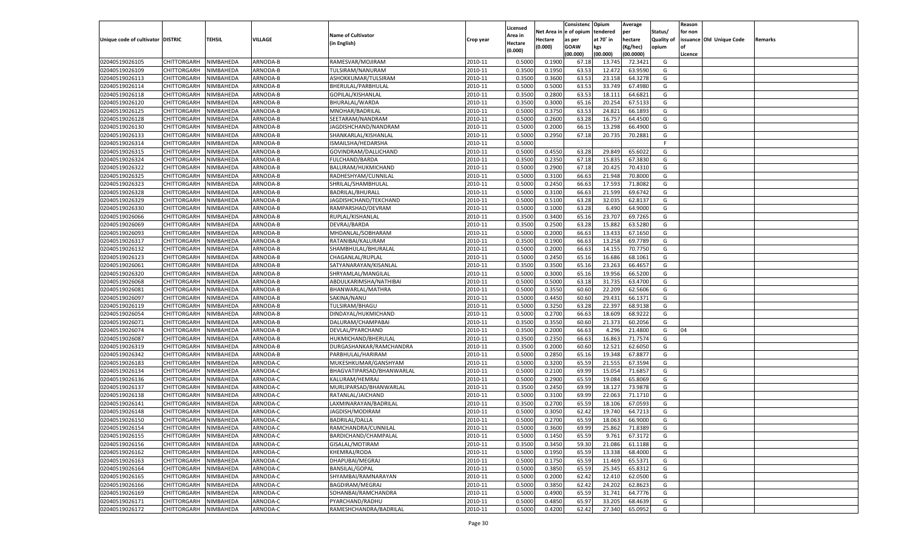| Unique code of cultivator | DISTRIC | TEHSIL | VILLAGE | Name of Cultivator (in English) | Crop year | Licensed Area in Hectare (0.000) | Net Area in Hectare (0.000) | Consistence of opium as per GOAW (00.000) | Opium tendered at 70° in kgs (00.000) | Average per hectare (Kg/hec) (00.0000) | Status/ Quality of opium | Reason for non issuance of Licence | Old Unique Code | Remarks |
|---|---|---|---|---|---|---|---|---|---|---|---|---|---|---|
| 02040519026105 | CHITTORGARH | NIMBAHEDA | ARNODA-B | RAMESVAR/MOJIRAM | 2010-11 | 0.5000 | 0.1900 | 67.18 | 13.745 | 72.3421 | G | | | |
| 02040519026109 | CHITTORGARH | NIMBAHEDA | ARNODA-B | TULSIRAM/NANURAM | 2010-11 | 0.3500 | 0.1950 | 63.53 | 12.472 | 63.9590 | G | | | |
| 02040519026113 | CHITTORGARH | NIMBAHEDA | ARNODA-B | ASHOKKUMAR/TULSIRAM | 2010-11 | 0.3500 | 0.3600 | 63.53 | 23.158 | 64.3278 | G | | | |
| 02040519026114 | CHITTORGARH | NIMBAHEDA | ARNODA-B | BHERULAL/PARBHULAL | 2010-11 | 0.5000 | 0.5000 | 63.53 | 33.749 | 67.4980 | G | | | |
| 02040519026118 | CHITTORGARH | NIMBAHEDA | ARNODA-B | GOPILAL/KISHANLAL | 2010-11 | 0.3500 | 0.2800 | 63.53 | 18.111 | 64.6821 | G | | | |
| 02040519026120 | CHITTORGARH | NIMBAHEDA | ARNODA-B | BHURALAL/WARDA | 2010-11 | 0.3500 | 0.3000 | 65.16 | 20.254 | 67.5133 | G | | | |
| 02040519026125 | CHITTORGARH | NIMBAHEDA | ARNODA-B | MNOHAR/BADRILAL | 2010-11 | 0.5000 | 0.3750 | 63.53 | 24.821 | 66.1893 | G | | | |
| 02040519026128 | CHITTORGARH | NIMBAHEDA | ARNODA-B | SEETARAM/NANDRAM | 2010-11 | 0.5000 | 0.2600 | 63.28 | 16.757 | 64.4500 | G | | | |
| 02040519026130 | CHITTORGARH | NIMBAHEDA | ARNODA-B | JAGDISHCHAND/NANDRAM | 2010-11 | 0.5000 | 0.2000 | 66.15 | 13.298 | 66.4900 | G | | | |
| 02040519026133 | CHITTORGARH | NIMBAHEDA | ARNODA-B | SHANKARLAL/KISHANLAL | 2010-11 | 0.5000 | 0.2950 | 67.18 | 20.735 | 70.2881 | G | | | |
| 02040519026314 | CHITTORGARH | NIMBAHEDA | ARNODA-B | ISMAILSHA/HEDARSHA | 2010-11 | 0.5000 | | | | | F | | | |
| 02040519026315 | CHITTORGARH | NIMBAHEDA | ARNODA-B | GOVINDRAM/DALLICHAND | 2010-11 | 0.5000 | 0.4550 | 63.28 | 29.849 | 65.6022 | G | | | |
| 02040519026324 | CHITTORGARH | NIMBAHEDA | ARNODA-B | FULCHAND/BARDA | 2010-11 | 0.3500 | 0.2350 | 67.18 | 15.835 | 67.3830 | G | | | |
| 02040519026322 | CHITTORGARH | NIMBAHEDA | ARNODA-B | BALURAM/HUKMICHAND | 2010-11 | 0.5000 | 0.2900 | 67.18 | 20.425 | 70.4310 | G | | | |
| 02040519026325 | CHITTORGARH | NIMBAHEDA | ARNODA-B | RADHESHYAM/CUNNILAL | 2010-11 | 0.5000 | 0.3100 | 66.63 | 21.948 | 70.8000 | G | | | |
| 02040519026323 | CHITTORGARH | NIMBAHEDA | ARNODA-B | SHRILAL/SHAMBHULAL | 2010-11 | 0.5000 | 0.2450 | 66.63 | 17.593 | 71.8082 | G | | | |
| 02040519026328 | CHITTORGARH | NIMBAHEDA | ARNODA-B | BADRILAL/BHURALL | 2010-11 | 0.5000 | 0.3100 | 66.63 | 21.599 | 69.6742 | G | | | |
| 02040519026329 | CHITTORGARH | NIMBAHEDA | ARNODA-B | JAGDISHCHAND/TEKCHAND | 2010-11 | 0.5000 | 0.5100 | 63.28 | 32.035 | 62.8137 | G | | | |
| 02040519026330 | CHITTORGARH | NIMBAHEDA | ARNODA-B | RAMPARSHAD/DEVRAM | 2010-11 | 0.5000 | 0.1000 | 63.28 | 6.490 | 64.9000 | G | | | |
| 02040519026066 | CHITTORGARH | NIMBAHEDA | ARNODA-B | RUPLAL/KISHANLAL | 2010-11 | 0.3500 | 0.3400 | 65.16 | 23.707 | 69.7265 | G | | | |
| 02040519026069 | CHITTORGARH | NIMBAHEDA | ARNODA-B | DEVRAJ/BARDA | 2010-11 | 0.3500 | 0.2500 | 63.28 | 15.882 | 63.5280 | G | | | |
| 02040519026093 | CHITTORGARH | NIMBAHEDA | ARNODA-B | MHDANLAL/SOBHARAM | 2010-11 | 0.5000 | 0.2000 | 66.63 | 13.433 | 67.1650 | G | | | |
| 02040519026317 | CHITTORGARH | NIMBAHEDA | ARNODA-B | RATANIBAI/KALURAM | 2010-11 | 0.3500 | 0.1900 | 66.63 | 13.258 | 69.7789 | G | | | |
| 02040519026132 | CHITTORGARH | NIMBAHEDA | ARNODA-B | SHAMBHULAL/BHURALAL | 2010-11 | 0.5000 | 0.2000 | 66.63 | 14.155 | 70.7750 | G | | | |
| 02040519026123 | CHITTORGARH | NIMBAHEDA | ARNODA-B | CHAGANLAL/RUPLAL | 2010-11 | 0.5000 | 0.2450 | 65.16 | 16.686 | 68.1061 | G | | | |
| 02040519026061 | CHITTORGARH | NIMBAHEDA | ARNODA-B | SATYANARAYAN/KISANLAL | 2010-11 | 0.3500 | 0.3500 | 65.16 | 23.263 | 66.4657 | G | | | |
| 02040519026320 | CHITTORGARH | NIMBAHEDA | ARNODA-B | SHRYAMLAL/MANGILAL | 2010-11 | 0.5000 | 0.3000 | 65.16 | 19.956 | 66.5200 | G | | | |
| 02040519026068 | CHITTORGARH | NIMBAHEDA | ARNODA-B | ABDULKARIMSHA/NATHIBAI | 2010-11 | 0.5000 | 0.5000 | 63.18 | 31.735 | 63.4700 | G | | | |
| 02040519026081 | CHITTORGARH | NIMBAHEDA | ARNODA-B | BHANWARLAL/MATHRA | 2010-11 | 0.5000 | 0.3550 | 60.60 | 22.209 | 62.5606 | G | | | |
| 02040519026097 | CHITTORGARH | NIMBAHEDA | ARNODA-B | SAKINA/NANU | 2010-11 | 0.5000 | 0.4450 | 60.60 | 29.431 | 66.1371 | G | | | |
| 02040519026119 | CHITTORGARH | NIMBAHEDA | ARNODA-B | TULSIRAM/BHAGU | 2010-11 | 0.5000 | 0.3250 | 63.28 | 22.397 | 68.9138 | G | | | |
| 02040519026054 | CHITTORGARH | NIMBAHEDA | ARNODA-B | DINDAYAL/HUKMICHAND | 2010-11 | 0.5000 | 0.2700 | 66.63 | 18.609 | 68.9222 | G | | | |
| 02040519026071 | CHITTORGARH | NIMBAHEDA | ARNODA-B | DALURAM/CHAMPABAI | 2010-11 | 0.3500 | 0.3550 | 60.60 | 21.373 | 60.2056 | G | | | |
| 02040519026074 | CHITTORGARH | NIMBAHEDA | ARNODA-B | DEVLAL/PYARCHAND | 2010-11 | 0.3500 | 0.2000 | 66.63 | 4.296 | 21.4800 | G | 04 | | |
| 02040519026087 | CHITTORGARH | NIMBAHEDA | ARNODA-B | HUKMICHAND/BHERULAL | 2010-11 | 0.3500 | 0.2350 | 66.63 | 16.863 | 71.7574 | G | | | |
| 02040519026319 | CHITTORGARH | NIMBAHEDA | ARNODA-B | DURGASHANKAR/RAMCHANDRA | 2010-11 | 0.3500 | 0.2000 | 60.60 | 12.521 | 62.6050 | G | | | |
| 02040519026342 | CHITTORGARH | NIMBAHEDA | ARNODA-B | PARBHULAL/HARIRAM | 2010-11 | 0.5000 | 0.2850 | 65.16 | 19.348 | 67.8877 | G | | | |
| 02040519026183 | CHITTORGARH | NIMBAHEDA | ARNODA-C | MUKESHKUMAR/GANSHYAM | 2010-11 | 0.5000 | 0.3200 | 65.59 | 21.555 | 67.3594 | G | | | |
| 02040519026134 | CHITTORGARH | NIMBAHEDA | ARNODA-C | BHAGVATIPARSAD/BHANWARLAL | 2010-11 | 0.5000 | 0.2100 | 69.99 | 15.054 | 71.6857 | G | | | |
| 02040519026136 | CHITTORGARH | NIMBAHEDA | ARNODA-C | KALURAM/HEMRAJ | 2010-11 | 0.5000 | 0.2900 | 65.59 | 19.084 | 65.8069 | G | | | |
| 02040519026137 | CHITTORGARH | NIMBAHEDA | ARNODA-C | MURLIPARSAD/BHANWARLAL | 2010-11 | 0.3500 | 0.2450 | 69.99 | 18.127 | 73.9878 | G | | | |
| 02040519026138 | CHITTORGARH | NIMBAHEDA | ARNODA-C | RATANLAL/JAICHAND | 2010-11 | 0.5000 | 0.3100 | 69.99 | 22.063 | 71.1710 | G | | | |
| 02040519026141 | CHITTORGARH | NIMBAHEDA | ARNODA-C | LAXMINARAYAN/BADRILAL | 2010-11 | 0.3500 | 0.2700 | 65.59 | 18.106 | 67.0593 | G | | | |
| 02040519026148 | CHITTORGARH | NIMBAHEDA | ARNODA-C | JAGDISH/MODIRAM | 2010-11 | 0.5000 | 0.3050 | 62.42 | 19.740 | 64.7213 | G | | | |
| 02040519026150 | CHITTORGARH | NIMBAHEDA | ARNODA-C | BADRILAL/DALLA | 2010-11 | 0.5000 | 0.2700 | 65.59 | 18.063 | 66.9000 | G | | | |
| 02040519026154 | CHITTORGARH | NIMBAHEDA | ARNODA-C | RAMCHANDRA/CUNNILAL | 2010-11 | 0.5000 | 0.3600 | 69.99 | 25.862 | 71.8389 | G | | | |
| 02040519026155 | CHITTORGARH | NIMBAHEDA | ARNODA-C | BARDICHAND/CHAMPALAL | 2010-11 | 0.5000 | 0.1450 | 65.59 | 9.761 | 67.3172 | G | | | |
| 02040519026156 | CHITTORGARH | NIMBAHEDA | ARNODA-C | GISALAL/MOTIRAM | 2010-11 | 0.3500 | 0.3450 | 59.30 | 21.086 | 61.1188 | G | | | |
| 02040519026162 | CHITTORGARH | NIMBAHEDA | ARNODA-C | KHEMRAJ/RODA | 2010-11 | 0.5000 | 0.1950 | 65.59 | 13.338 | 68.4000 | G | | | |
| 02040519026163 | CHITTORGARH | NIMBAHEDA | ARNODA-C | DHAPUBAI/MEGRAJ | 2010-11 | 0.5000 | 0.1750 | 65.59 | 11.469 | 65.5371 | G | | | |
| 02040519026164 | CHITTORGARH | NIMBAHEDA | ARNODA-C | BANSILAL/GOPAL | 2010-11 | 0.5000 | 0.3850 | 65.59 | 25.345 | 65.8312 | G | | | |
| 02040519026165 | CHITTORGARH | NIMBAHEDA | ARNODA-C | SHYAMBAI/RAMNARAYAN | 2010-11 | 0.5000 | 0.2000 | 62.42 | 12.410 | 62.0500 | G | | | |
| 02040519026166 | CHITTORGARH | NIMBAHEDA | ARNODA-C | BAGDIRAM/MEGRAJ | 2010-11 | 0.5000 | 0.3850 | 62.42 | 24.202 | 62.8623 | G | | | |
| 02040519026169 | CHITTORGARH | NIMBAHEDA | ARNODA-C | SOHANBAI/RAMCHANDRA | 2010-11 | 0.5000 | 0.4900 | 65.59 | 31.741 | 64.7776 | G | | | |
| 02040519026171 | CHITTORGARH | NIMBAHEDA | ARNODA-C | PYARCHAND/RADHU | 2010-11 | 0.5000 | 0.4850 | 65.97 | 33.205 | 68.4639 | G | | | |
| 02040519026172 | CHITTORGARH | NIMBAHEDA | ARNODA-C | RAMESHCHANDRA/BADRILAL | 2010-11 | 0.5000 | 0.4200 | 62.42 | 27.340 | 65.0952 | G | | | |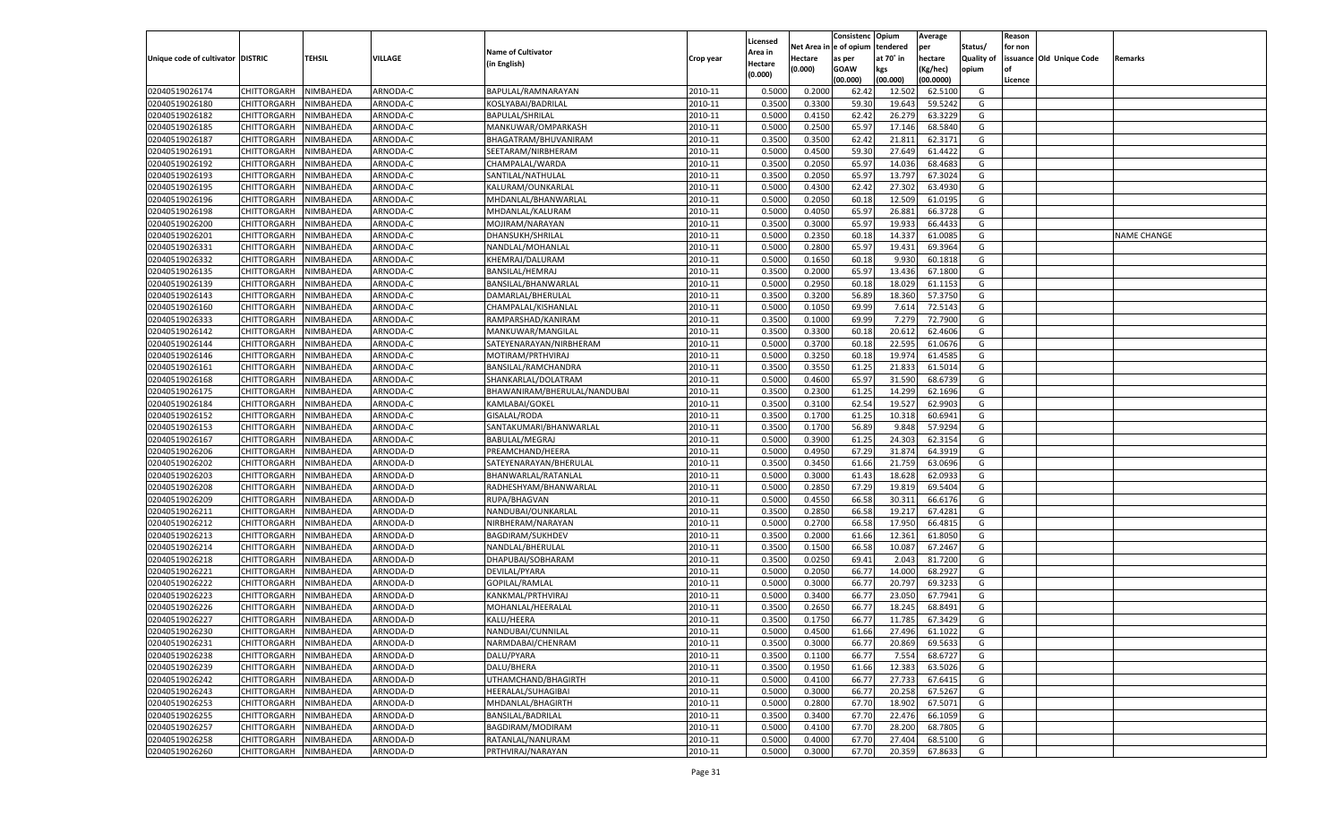| Unique code of cultivator | DISTRIC | TEHSIL | VILLAGE | Name of Cultivator (in English) | Crop year | Licensed Area in Hectare (0.000) | Net Area in Hectare (0.000) | Consistenc e of opium as per GOAW (00.000) | Opium tendered at 70° in kgs (00.000) | Average per hectare (Kg/hec) (00.0000) | Status/ Quality of opium | Reason for non issuance of Licence | Old Unique Code | Remarks |
|---|---|---|---|---|---|---|---|---|---|---|---|---|---|---|
| 02040519026174 | CHITTORGARH | NIMBAHEDA | ARNODA-C | BAPULAL/RAMNARAYAN | 2010-11 | 0.5000 | 0.2000 | 62.42 | 12.502 | 62.5100 | G | | | |
| 02040519026180 | CHITTORGARH | NIMBAHEDA | ARNODA-C | KOSLYABAI/BADRILAL | 2010-11 | 0.3500 | 0.3300 | 59.30 | 19.643 | 59.5242 | G | | | |
| 02040519026182 | CHITTORGARH | NIMBAHEDA | ARNODA-C | BAPULAL/SHRILAL | 2010-11 | 0.5000 | 0.4150 | 62.42 | 26.279 | 63.3229 | G | | | |
| 02040519026185 | CHITTORGARH | NIMBAHEDA | ARNODA-C | MANKUWAR/OMPARKASH | 2010-11 | 0.5000 | 0.2500 | 65.97 | 17.146 | 68.5840 | G | | | |
| 02040519026187 | CHITTORGARH | NIMBAHEDA | ARNODA-C | BHAGATRAM/BHUVANIRAM | 2010-11 | 0.3500 | 0.3500 | 62.42 | 21.811 | 62.3171 | G | | | |
| 02040519026191 | CHITTORGARH | NIMBAHEDA | ARNODA-C | SEETARAM/NIRBHERAM | 2010-11 | 0.5000 | 0.4500 | 59.30 | 27.649 | 61.4422 | G | | | |
| 02040519026192 | CHITTORGARH | NIMBAHEDA | ARNODA-C | CHAMPALAL/WARDA | 2010-11 | 0.3500 | 0.2050 | 65.97 | 14.036 | 68.4683 | G | | | |
| 02040519026193 | CHITTORGARH | NIMBAHEDA | ARNODA-C | SANTILAL/NATHULAL | 2010-11 | 0.3500 | 0.2050 | 65.97 | 13.797 | 67.3024 | G | | | |
| 02040519026195 | CHITTORGARH | NIMBAHEDA | ARNODA-C | KALURAM/OUNKARLAL | 2010-11 | 0.5000 | 0.4300 | 62.42 | 27.302 | 63.4930 | G | | | |
| 02040519026196 | CHITTORGARH | NIMBAHEDA | ARNODA-C | MHDANLAL/BHANWARLAL | 2010-11 | 0.5000 | 0.2050 | 60.18 | 12.509 | 61.0195 | G | | | |
| 02040519026198 | CHITTORGARH | NIMBAHEDA | ARNODA-C | MHDANLAL/KALURAM | 2010-11 | 0.5000 | 0.4050 | 65.97 | 26.881 | 66.3728 | G | | | |
| 02040519026200 | CHITTORGARH | NIMBAHEDA | ARNODA-C | MOJIRAM/NARAYAN | 2010-11 | 0.3500 | 0.3000 | 65.97 | 19.933 | 66.4433 | G | | | |
| 02040519026201 | CHITTORGARH | NIMBAHEDA | ARNODA-C | DHANSUKH/SHRILAL | 2010-11 | 0.5000 | 0.2350 | 60.18 | 14.337 | 61.0085 | G | | | NAME CHANGE |
| 02040519026331 | CHITTORGARH | NIMBAHEDA | ARNODA-C | NANDLAL/MOHANLAL | 2010-11 | 0.5000 | 0.2800 | 65.97 | 19.431 | 69.3964 | G | | | |
| 02040519026332 | CHITTORGARH | NIMBAHEDA | ARNODA-C | KHEMRAJ/DALURAM | 2010-11 | 0.5000 | 0.1650 | 60.18 | 9.930 | 60.1818 | G | | | |
| 02040519026135 | CHITTORGARH | NIMBAHEDA | ARNODA-C | BANSILAL/HEMRAJ | 2010-11 | 0.3500 | 0.2000 | 65.97 | 13.436 | 67.1800 | G | | | |
| 02040519026139 | CHITTORGARH | NIMBAHEDA | ARNODA-C | BANSILAL/BHANWARLAL | 2010-11 | 0.5000 | 0.2950 | 60.18 | 18.029 | 61.1153 | G | | | |
| 02040519026143 | CHITTORGARH | NIMBAHEDA | ARNODA-C | DAMARLAL/BHERULAL | 2010-11 | 0.3500 | 0.3200 | 56.89 | 18.360 | 57.3750 | G | | | |
| 02040519026160 | CHITTORGARH | NIMBAHEDA | ARNODA-C | CHAMPALAL/KISHANLAL | 2010-11 | 0.5000 | 0.1050 | 69.99 | 7.614 | 72.5143 | G | | | |
| 02040519026333 | CHITTORGARH | NIMBAHEDA | ARNODA-C | RAMPARSHAD/KANIRAM | 2010-11 | 0.3500 | 0.1000 | 69.99 | 7.279 | 72.7900 | G | | | |
| 02040519026142 | CHITTORGARH | NIMBAHEDA | ARNODA-C | MANKUWAR/MANGILAL | 2010-11 | 0.3500 | 0.3300 | 60.18 | 20.612 | 62.4606 | G | | | |
| 02040519026144 | CHITTORGARH | NIMBAHEDA | ARNODA-C | SATEYENARAYAN/NIRBHERAM | 2010-11 | 0.5000 | 0.3700 | 60.18 | 22.595 | 61.0676 | G | | | |
| 02040519026146 | CHITTORGARH | NIMBAHEDA | ARNODA-C | MOTIRAM/PRTHVIRAJ | 2010-11 | 0.5000 | 0.3250 | 60.18 | 19.974 | 61.4585 | G | | | |
| 02040519026161 | CHITTORGARH | NIMBAHEDA | ARNODA-C | BANSILAL/RAMCHANDRA | 2010-11 | 0.3500 | 0.3550 | 61.25 | 21.833 | 61.5014 | G | | | |
| 02040519026168 | CHITTORGARH | NIMBAHEDA | ARNODA-C | SHANKARLAL/DOLATRAM | 2010-11 | 0.5000 | 0.4600 | 65.97 | 31.590 | 68.6739 | G | | | |
| 02040519026175 | CHITTORGARH | NIMBAHEDA | ARNODA-C | BHAWANIRAM/BHERULAL/NANDUBAI | 2010-11 | 0.3500 | 0.2300 | 61.25 | 14.299 | 62.1696 | G | | | |
| 02040519026184 | CHITTORGARH | NIMBAHEDA | ARNODA-C | KAMLABAI/GOKEL | 2010-11 | 0.3500 | 0.3100 | 62.54 | 19.527 | 62.9903 | G | | | |
| 02040519026152 | CHITTORGARH | NIMBAHEDA | ARNODA-C | GISALAL/RODA | 2010-11 | 0.3500 | 0.1700 | 61.25 | 10.318 | 60.6941 | G | | | |
| 02040519026153 | CHITTORGARH | NIMBAHEDA | ARNODA-C | SANTAKUMARI/BHANWARLAL | 2010-11 | 0.3500 | 0.1700 | 56.89 | 9.848 | 57.9294 | G | | | |
| 02040519026167 | CHITTORGARH | NIMBAHEDA | ARNODA-C | BABULAL/MEGRAJ | 2010-11 | 0.5000 | 0.3900 | 61.25 | 24.303 | 62.3154 | G | | | |
| 02040519026206 | CHITTORGARH | NIMBAHEDA | ARNODA-D | PREAMCHAND/HEERA | 2010-11 | 0.5000 | 0.4950 | 67.29 | 31.874 | 64.3919 | G | | | |
| 02040519026202 | CHITTORGARH | NIMBAHEDA | ARNODA-D | SATEYENARAYAN/BHERULAL | 2010-11 | 0.3500 | 0.3450 | 61.66 | 21.759 | 63.0696 | G | | | |
| 02040519026203 | CHITTORGARH | NIMBAHEDA | ARNODA-D | BHANWARLAL/RATANLAL | 2010-11 | 0.5000 | 0.3000 | 61.43 | 18.628 | 62.0933 | G | | | |
| 02040519026208 | CHITTORGARH | NIMBAHEDA | ARNODA-D | RADHESHYAM/BHANWARLAL | 2010-11 | 0.5000 | 0.2850 | 67.29 | 19.819 | 69.5404 | G | | | |
| 02040519026209 | CHITTORGARH | NIMBAHEDA | ARNODA-D | RUPA/BHAGVAN | 2010-11 | 0.5000 | 0.4550 | 66.58 | 30.311 | 66.6176 | G | | | |
| 02040519026211 | CHITTORGARH | NIMBAHEDA | ARNODA-D | NANDUBAI/OUNKARLAL | 2010-11 | 0.3500 | 0.2850 | 66.58 | 19.217 | 67.4281 | G | | | |
| 02040519026212 | CHITTORGARH | NIMBAHEDA | ARNODA-D | NIRBHERAM/NARAYAN | 2010-11 | 0.5000 | 0.2700 | 66.58 | 17.950 | 66.4815 | G | | | |
| 02040519026213 | CHITTORGARH | NIMBAHEDA | ARNODA-D | BAGDIRAM/SUKHDEV | 2010-11 | 0.3500 | 0.2000 | 61.66 | 12.361 | 61.8050 | G | | | |
| 02040519026214 | CHITTORGARH | NIMBAHEDA | ARNODA-D | NANDLAL/BHERULAL | 2010-11 | 0.3500 | 0.1500 | 66.58 | 10.087 | 67.2467 | G | | | |
| 02040519026218 | CHITTORGARH | NIMBAHEDA | ARNODA-D | DHAPUBAI/SOBHARAM | 2010-11 | 0.3500 | 0.0250 | 69.41 | 2.043 | 81.7200 | G | | | |
| 02040519026221 | CHITTORGARH | NIMBAHEDA | ARNODA-D | DEVILAL/PYARA | 2010-11 | 0.5000 | 0.2050 | 66.77 | 14.000 | 68.2927 | G | | | |
| 02040519026222 | CHITTORGARH | NIMBAHEDA | ARNODA-D | GOPILAL/RAMLAL | 2010-11 | 0.5000 | 0.3000 | 66.77 | 20.797 | 69.3233 | G | | | |
| 02040519026223 | CHITTORGARH | NIMBAHEDA | ARNODA-D | KANKMAL/PRTHVIRAJ | 2010-11 | 0.5000 | 0.3400 | 66.77 | 23.050 | 67.7941 | G | | | |
| 02040519026226 | CHITTORGARH | NIMBAHEDA | ARNODA-D | MOHANLAL/HEERALAL | 2010-11 | 0.3500 | 0.2650 | 66.77 | 18.245 | 68.8491 | G | | | |
| 02040519026227 | CHITTORGARH | NIMBAHEDA | ARNODA-D | KALU/HEERA | 2010-11 | 0.3500 | 0.1750 | 66.77 | 11.785 | 67.3429 | G | | | |
| 02040519026230 | CHITTORGARH | NIMBAHEDA | ARNODA-D | NANDUBAI/CUNNILAL | 2010-11 | 0.5000 | 0.4500 | 61.66 | 27.496 | 61.1022 | G | | | |
| 02040519026231 | CHITTORGARH | NIMBAHEDA | ARNODA-D | NARMDABAI/CHENRAM | 2010-11 | 0.3500 | 0.3000 | 66.77 | 20.869 | 69.5633 | G | | | |
| 02040519026238 | CHITTORGARH | NIMBAHEDA | ARNODA-D | DALU/PYARA | 2010-11 | 0.3500 | 0.1100 | 66.77 | 7.554 | 68.6727 | G | | | |
| 02040519026239 | CHITTORGARH | NIMBAHEDA | ARNODA-D | DALU/BHERA | 2010-11 | 0.3500 | 0.1950 | 61.66 | 12.383 | 63.5026 | G | | | |
| 02040519026242 | CHITTORGARH | NIMBAHEDA | ARNODA-D | UTHAMCHAND/BHAGIRTH | 2010-11 | 0.5000 | 0.4100 | 66.77 | 27.733 | 67.6415 | G | | | |
| 02040519026243 | CHITTORGARH | NIMBAHEDA | ARNODA-D | HEERALAL/SUHAGIBAI | 2010-11 | 0.5000 | 0.3000 | 66.77 | 20.258 | 67.5267 | G | | | |
| 02040519026253 | CHITTORGARH | NIMBAHEDA | ARNODA-D | MHDANLAL/BHAGIRTH | 2010-11 | 0.5000 | 0.2800 | 67.70 | 18.902 | 67.5071 | G | | | |
| 02040519026255 | CHITTORGARH | NIMBAHEDA | ARNODA-D | BANSILAL/BADRILAL | 2010-11 | 0.3500 | 0.3400 | 67.70 | 22.476 | 66.1059 | G | | | |
| 02040519026257 | CHITTORGARH | NIMBAHEDA | ARNODA-D | BAGDIRAM/MODIRAM | 2010-11 | 0.5000 | 0.4100 | 67.70 | 28.200 | 68.7805 | G | | | |
| 02040519026258 | CHITTORGARH | NIMBAHEDA | ARNODA-D | RATANLAL/NANURAM | 2010-11 | 0.5000 | 0.4000 | 67.70 | 27.404 | 68.5100 | G | | | |
| 02040519026260 | CHITTORGARH | NIMBAHEDA | ARNODA-D | PRTHVIRAJ/NARAYAN | 2010-11 | 0.5000 | 0.3000 | 67.70 | 20.359 | 67.8633 | G | | | |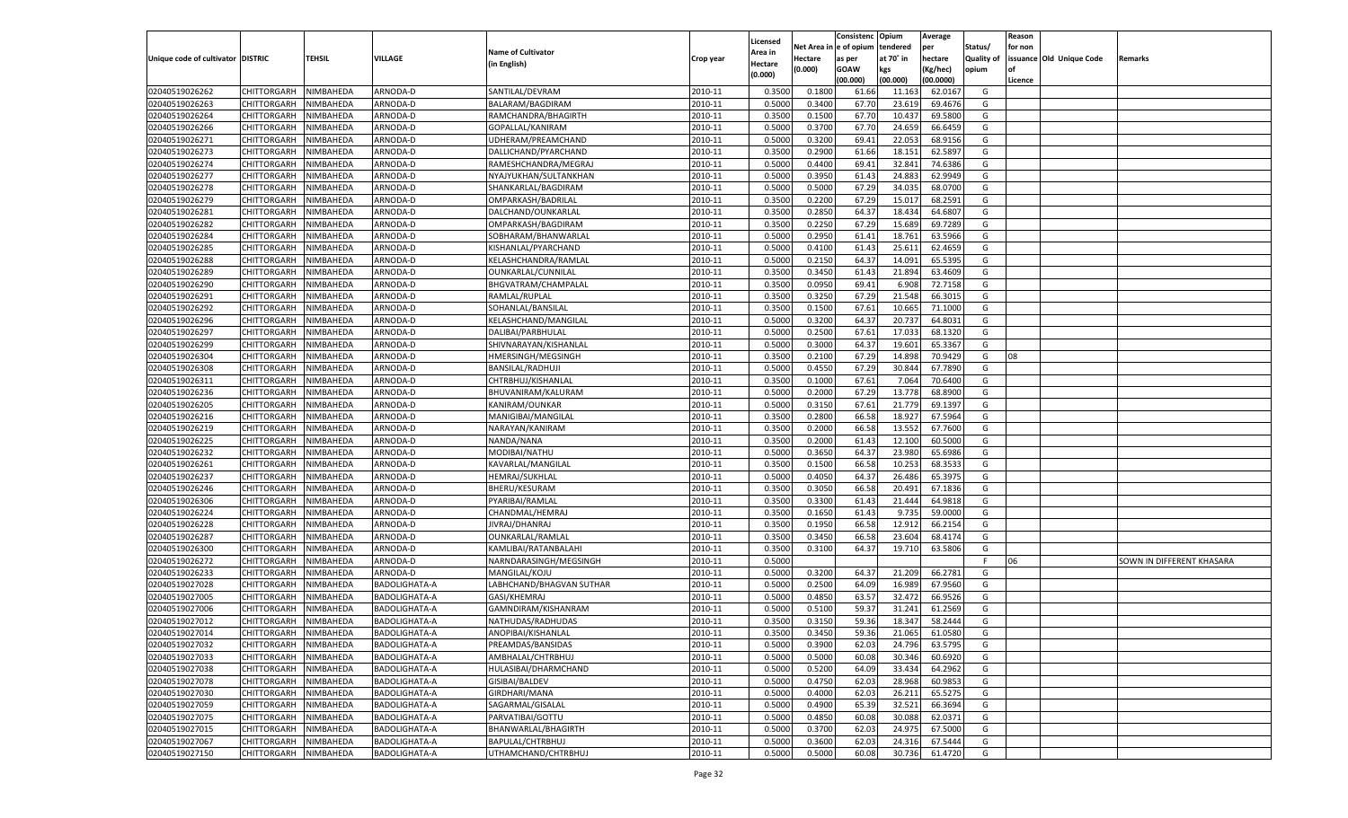| Unique code of cultivator | DISTRIC | TEHSIL | VILLAGE | Name of Cultivator (in English) | Crop year | Licensed Area in Hectare (0.000) | Net Area in Hectare (0.000) | Consistence of opium as per GOAW (00.000) | Opium tendered at 70° in kgs (00.000) | Average per hectare (Kg/hec) (00.0000) | Status/ Quality of opium | Reason for non issuance of Licence | Old Unique Code | Remarks |
|---|---|---|---|---|---|---|---|---|---|---|---|---|---|---|
| 02040519026262 | CHITTORGARH | NIMBAHEDA | ARNODA-D | SANTILAL/DEVRAM | 2010-11 | 0.3500 | 0.1800 | 61.66 | 11.163 | 62.0167 | G | | | |
| 02040519026263 | CHITTORGARH | NIMBAHEDA | ARNODA-D | BALARAM/BAGDIRAM | 2010-11 | 0.5000 | 0.3400 | 67.70 | 23.619 | 69.4676 | G | | | |
| 02040519026264 | CHITTORGARH | NIMBAHEDA | ARNODA-D | RAMCHANDRA/BHAGIRTH | 2010-11 | 0.3500 | 0.1500 | 67.70 | 10.437 | 69.5800 | G | | | |
| 02040519026266 | CHITTORGARH | NIMBAHEDA | ARNODA-D | GOPALLAL/KANIRAM | 2010-11 | 0.5000 | 0.3700 | 67.70 | 24.659 | 66.6459 | G | | | |
| 02040519026271 | CHITTORGARH | NIMBAHEDA | ARNODA-D | UDHERAM/PREAMCHAND | 2010-11 | 0.5000 | 0.3200 | 69.41 | 22.053 | 68.9156 | G | | | |
| 02040519026273 | CHITTORGARH | NIMBAHEDA | ARNODA-D | DALLICHAND/PYARCHAND | 2010-11 | 0.3500 | 0.2900 | 61.66 | 18.151 | 62.5897 | G | | | |
| 02040519026274 | CHITTORGARH | NIMBAHEDA | ARNODA-D | RAMESHCHANDRA/MEGRAJ | 2010-11 | 0.5000 | 0.4400 | 69.41 | 32.841 | 74.6386 | G | | | |
| 02040519026277 | CHITTORGARH | NIMBAHEDA | ARNODA-D | NYAJYUKHAN/SULTANKHAN | 2010-11 | 0.5000 | 0.3950 | 61.43 | 24.883 | 62.9949 | G | | | |
| 02040519026278 | CHITTORGARH | NIMBAHEDA | ARNODA-D | SHANKARLAL/BAGDIRAM | 2010-11 | 0.5000 | 0.5000 | 67.29 | 34.035 | 68.0700 | G | | | |
| 02040519026279 | CHITTORGARH | NIMBAHEDA | ARNODA-D | OMPARKASH/BADRILAL | 2010-11 | 0.3500 | 0.2200 | 67.29 | 15.017 | 68.2591 | G | | | |
| 02040519026281 | CHITTORGARH | NIMBAHEDA | ARNODA-D | DALCHAND/OUNKARLAL | 2010-11 | 0.3500 | 0.2850 | 64.37 | 18.434 | 64.6807 | G | | | |
| 02040519026282 | CHITTORGARH | NIMBAHEDA | ARNODA-D | OMPARKASH/BAGDIRAM | 2010-11 | 0.3500 | 0.2250 | 67.29 | 15.689 | 69.7289 | G | | | |
| 02040519026284 | CHITTORGARH | NIMBAHEDA | ARNODA-D | SOBHARAM/BHANWARLAL | 2010-11 | 0.5000 | 0.2950 | 61.41 | 18.761 | 63.5966 | G | | | |
| 02040519026285 | CHITTORGARH | NIMBAHEDA | ARNODA-D | KISHANLAL/PYARCHAND | 2010-11 | 0.5000 | 0.4100 | 61.43 | 25.611 | 62.4659 | G | | | |
| 02040519026288 | CHITTORGARH | NIMBAHEDA | ARNODA-D | KELASHCHANDRA/RAMLAL | 2010-11 | 0.5000 | 0.2150 | 64.37 | 14.091 | 65.5395 | G | | | |
| 02040519026289 | CHITTORGARH | NIMBAHEDA | ARNODA-D | OUNKARLAL/CUNNILAL | 2010-11 | 0.3500 | 0.3450 | 61.43 | 21.894 | 63.4609 | G | | | |
| 02040519026290 | CHITTORGARH | NIMBAHEDA | ARNODA-D | BHGVATRAM/CHAMPALAL | 2010-11 | 0.3500 | 0.0950 | 69.41 | 6.908 | 72.7158 | G | | | |
| 02040519026291 | CHITTORGARH | NIMBAHEDA | ARNODA-D | RAMLAL/RUPLAL | 2010-11 | 0.3500 | 0.3250 | 67.29 | 21.548 | 66.3015 | G | | | |
| 02040519026292 | CHITTORGARH | NIMBAHEDA | ARNODA-D | SOHANLAL/BANSILAL | 2010-11 | 0.3500 | 0.1500 | 67.61 | 10.665 | 71.1000 | G | | | |
| 02040519026296 | CHITTORGARH | NIMBAHEDA | ARNODA-D | KELASHCHAND/MANGILAL | 2010-11 | 0.5000 | 0.3200 | 64.37 | 20.737 | 64.8031 | G | | | |
| 02040519026297 | CHITTORGARH | NIMBAHEDA | ARNODA-D | DALIBAI/PARBHULAL | 2010-11 | 0.5000 | 0.2500 | 67.61 | 17.033 | 68.1320 | G | | | |
| 02040519026299 | CHITTORGARH | NIMBAHEDA | ARNODA-D | SHIVNARAYAN/KISHANLAL | 2010-11 | 0.5000 | 0.3000 | 64.37 | 19.601 | 65.3367 | G | | | |
| 02040519026304 | CHITTORGARH | NIMBAHEDA | ARNODA-D | HMERSINGH/MEGSINGH | 2010-11 | 0.3500 | 0.2100 | 67.29 | 14.898 | 70.9429 | G | 08 | | |
| 02040519026308 | CHITTORGARH | NIMBAHEDA | ARNODA-D | BANSILAL/RADHUJI | 2010-11 | 0.5000 | 0.4550 | 67.29 | 30.844 | 67.7890 | G | | | |
| 02040519026311 | CHITTORGARH | NIMBAHEDA | ARNODA-D | CHTRBHUJ/KISHANLAL | 2010-11 | 0.3500 | 0.1000 | 67.61 | 7.064 | 70.6400 | G | | | |
| 02040519026236 | CHITTORGARH | NIMBAHEDA | ARNODA-D | BHUVANIRAM/KALURAM | 2010-11 | 0.5000 | 0.2000 | 67.29 | 13.778 | 68.8900 | G | | | |
| 02040519026205 | CHITTORGARH | NIMBAHEDA | ARNODA-D | KANIRAM/OUNKAR | 2010-11 | 0.5000 | 0.3150 | 67.61 | 21.779 | 69.1397 | G | | | |
| 02040519026216 | CHITTORGARH | NIMBAHEDA | ARNODA-D | MANIGIBAI/MANGILAL | 2010-11 | 0.3500 | 0.2800 | 66.58 | 18.927 | 67.5964 | G | | | |
| 02040519026219 | CHITTORGARH | NIMBAHEDA | ARNODA-D | NARAYAN/KANIRAM | 2010-11 | 0.3500 | 0.2000 | 66.58 | 13.552 | 67.7600 | G | | | |
| 02040519026225 | CHITTORGARH | NIMBAHEDA | ARNODA-D | NANDA/NANA | 2010-11 | 0.3500 | 0.2000 | 61.43 | 12.100 | 60.5000 | G | | | |
| 02040519026232 | CHITTORGARH | NIMBAHEDA | ARNODA-D | MODIBAI/NATHU | 2010-11 | 0.5000 | 0.3650 | 64.37 | 23.980 | 65.6986 | G | | | |
| 02040519026261 | CHITTORGARH | NIMBAHEDA | ARNODA-D | KAVARLAL/MANGILAL | 2010-11 | 0.3500 | 0.1500 | 66.58 | 10.253 | 68.3533 | G | | | |
| 02040519026237 | CHITTORGARH | NIMBAHEDA | ARNODA-D | HEMRAJ/SUKHLAL | 2010-11 | 0.5000 | 0.4050 | 64.37 | 26.486 | 65.3975 | G | | | |
| 02040519026246 | CHITTORGARH | NIMBAHEDA | ARNODA-D | BHERU/KESURAM | 2010-11 | 0.3500 | 0.3050 | 66.58 | 20.491 | 67.1836 | G | | | |
| 02040519026306 | CHITTORGARH | NIMBAHEDA | ARNODA-D | PYARIBAI/RAMLAL | 2010-11 | 0.3500 | 0.3300 | 61.43 | 21.444 | 64.9818 | G | | | |
| 02040519026224 | CHITTORGARH | NIMBAHEDA | ARNODA-D | CHANDMAL/HEMRAJ | 2010-11 | 0.3500 | 0.1650 | 61.43 | 9.735 | 59.0000 | G | | | |
| 02040519026228 | CHITTORGARH | NIMBAHEDA | ARNODA-D | JIVRAJ/DHANRAJ | 2010-11 | 0.3500 | 0.1950 | 66.58 | 12.912 | 66.2154 | G | | | |
| 02040519026287 | CHITTORGARH | NIMBAHEDA | ARNODA-D | OUNKARLAL/RAMLAL | 2010-11 | 0.3500 | 0.3450 | 66.58 | 23.604 | 68.4174 | G | | | |
| 02040519026300 | CHITTORGARH | NIMBAHEDA | ARNODA-D | KAMLIBAI/RATANBALAHI | 2010-11 | 0.3500 | 0.3100 | 64.37 | 19.710 | 63.5806 | G | | | |
| 02040519026272 | CHITTORGARH | NIMBAHEDA | ARNODA-D | NARNDARASINGH/MEGSINGH | 2010-11 | 0.5000 | | | | | F | 06 | | SOWN IN DIFFERENT KHASARA |
| 02040519026233 | CHITTORGARH | NIMBAHEDA | ARNODA-D | MANGILAL/KOJU | 2010-11 | 0.5000 | 0.3200 | 64.37 | 21.209 | 66.2781 | G | | | |
| 02040519027028 | CHITTORGARH | NIMBAHEDA | BADOLIGHATA-A | LABHCHAND/BHAGVAN SUTHAR | 2010-11 | 0.5000 | 0.2500 | 64.09 | 16.989 | 67.9560 | G | | | |
| 02040519027005 | CHITTORGARH | NIMBAHEDA | BADOLIGHATA-A | GASI/KHEMRAJ | 2010-11 | 0.5000 | 0.4850 | 63.57 | 32.472 | 66.9526 | G | | | |
| 02040519027006 | CHITTORGARH | NIMBAHEDA | BADOLIGHATA-A | GAMNDIRAM/KISHANRAM | 2010-11 | 0.5000 | 0.5100 | 59.37 | 31.241 | 61.2569 | G | | | |
| 02040519027012 | CHITTORGARH | NIMBAHEDA | BADOLIGHATA-A | NATHUDAS/RADHUDAS | 2010-11 | 0.3500 | 0.3150 | 59.36 | 18.347 | 58.2444 | G | | | |
| 02040519027014 | CHITTORGARH | NIMBAHEDA | BADOLIGHATA-A | ANOPIBAI/KISHANLAL | 2010-11 | 0.3500 | 0.3450 | 59.36 | 21.065 | 61.0580 | G | | | |
| 02040519027032 | CHITTORGARH | NIMBAHEDA | BADOLIGHATA-A | PREAMDAS/BANSIDAS | 2010-11 | 0.5000 | 0.3900 | 62.03 | 24.796 | 63.5795 | G | | | |
| 02040519027033 | CHITTORGARH | NIMBAHEDA | BADOLIGHATA-A | AMBHALAL/CHTRBHUJ | 2010-11 | 0.5000 | 0.5000 | 60.08 | 30.346 | 60.6920 | G | | | |
| 02040519027038 | CHITTORGARH | NIMBAHEDA | BADOLIGHATA-A | HULASIBAI/DHARMCHAND | 2010-11 | 0.5000 | 0.5200 | 64.09 | 33.434 | 64.2962 | G | | | |
| 02040519027078 | CHITTORGARH | NIMBAHEDA | BADOLIGHATA-A | GISIBAI/BALDEV | 2010-11 | 0.5000 | 0.4750 | 62.03 | 28.968 | 60.9853 | G | | | |
| 02040519027030 | CHITTORGARH | NIMBAHEDA | BADOLIGHATA-A | GIRDHARI/MANA | 2010-11 | 0.5000 | 0.4000 | 62.03 | 26.211 | 65.5275 | G | | | |
| 02040519027059 | CHITTORGARH | NIMBAHEDA | BADOLIGHATA-A | SAGARMAL/GISALAL | 2010-11 | 0.5000 | 0.4900 | 65.39 | 32.521 | 66.3694 | G | | | |
| 02040519027075 | CHITTORGARH | NIMBAHEDA | BADOLIGHATA-A | PARVATIBAI/GOTTU | 2010-11 | 0.5000 | 0.4850 | 60.08 | 30.088 | 62.0371 | G | | | |
| 02040519027015 | CHITTORGARH | NIMBAHEDA | BADOLIGHATA-A | BHANWARLAL/BHAGIRTH | 2010-11 | 0.5000 | 0.3700 | 62.03 | 24.975 | 67.5000 | G | | | |
| 02040519027067 | CHITTORGARH | NIMBAHEDA | BADOLIGHATA-A | BAPULAL/CHTRBHUJ | 2010-11 | 0.5000 | 0.3600 | 62.03 | 24.316 | 67.5444 | G | | | |
| 02040519027150 | CHITTORGARH | NIMBAHEDA | BADOLIGHATA-A | UTHAMCHAND/CHTRBHUJ | 2010-11 | 0.5000 | 0.5000 | 60.08 | 30.736 | 61.4720 | G | | | |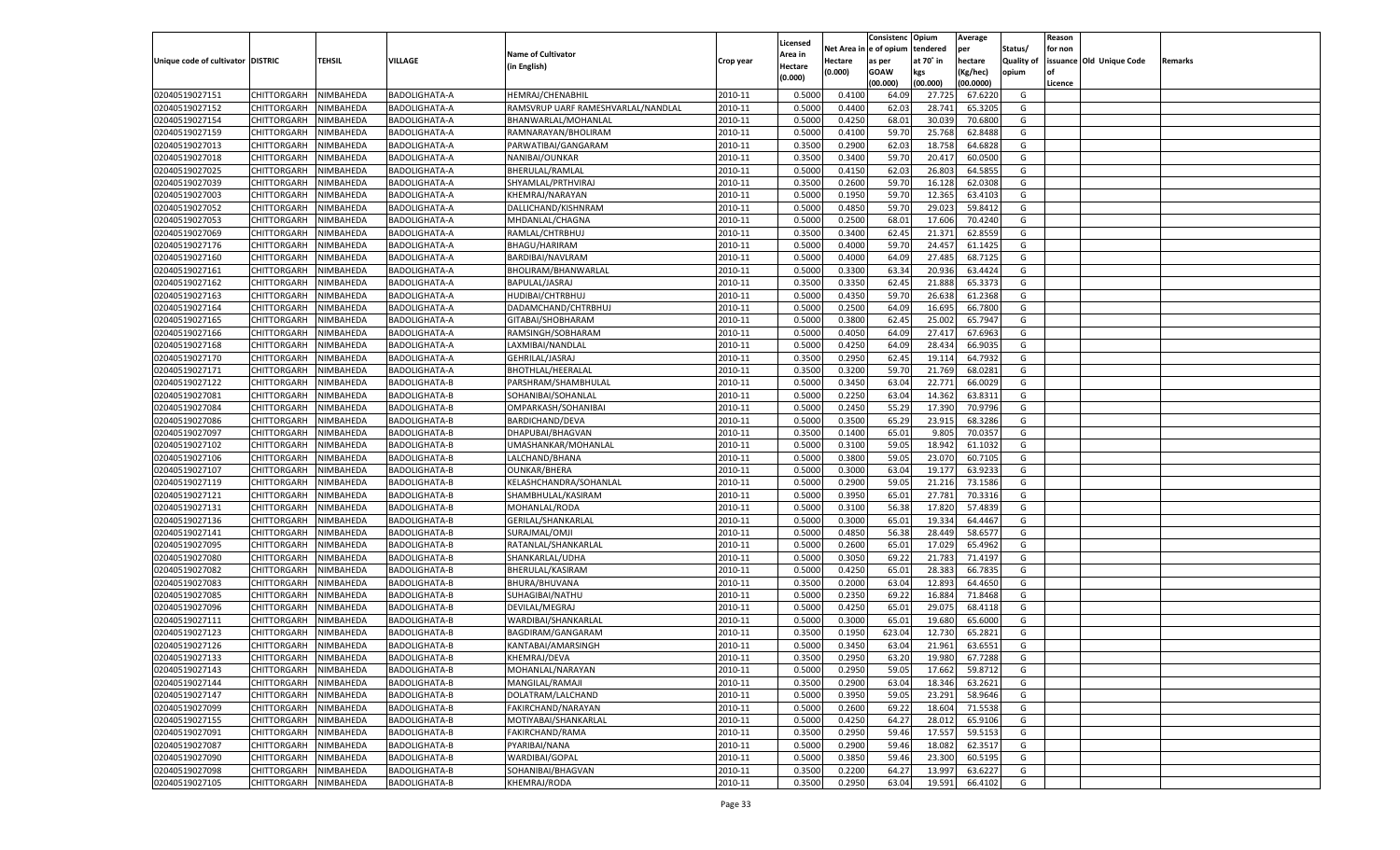| Unique code of cultivator | DISTRIC | TEHSIL | VILLAGE | Name of Cultivator (in English) | Crop year | Licensed Area in Hectare (0.000) | Net Area in Hectare (0.000) | Consistence of opium as per GOAW (00.000) | Opium tendered at 70° in kgs (00.000) | Average per hectare (Kg/hec) (00.0000) | Status/ Quality of opium | Reason for non issuance of Licence | Old Unique Code | Remarks |
|---|---|---|---|---|---|---|---|---|---|---|---|---|---|---|
| 02040519027151 | CHITTORGARH | NIMBAHEDA | BADOLIGHATA-A | HEMRAJ/CHENABHIL | 2010-11 | 0.5000 | 0.4100 | 64.09 | 27.725 | 67.6220 | G | | | |
| 02040519027152 | CHITTORGARH | NIMBAHEDA | BADOLIGHATA-A | RAMSVRUP UARF RAMESHVARLAL/NANDLAL | 2010-11 | 0.5000 | 0.4400 | 62.03 | 28.741 | 65.3205 | G | | | |
| 02040519027154 | CHITTORGARH | NIMBAHEDA | BADOLIGHATA-A | BHANWARLAL/MOHANLAL | 2010-11 | 0.5000 | 0.4250 | 68.01 | 30.039 | 70.6800 | G | | | |
| 02040519027159 | CHITTORGARH | NIMBAHEDA | BADOLIGHATA-A | RAMNARAYAN/BHOLIRAM | 2010-11 | 0.5000 | 0.4100 | 59.70 | 25.768 | 62.8488 | G | | | |
| 02040519027013 | CHITTORGARH | NIMBAHEDA | BADOLIGHATA-A | PARWATIBAI/GANGARAM | 2010-11 | 0.3500 | 0.2900 | 62.03 | 18.758 | 64.6828 | G | | | |
| 02040519027018 | CHITTORGARH | NIMBAHEDA | BADOLIGHATA-A | NANIBAI/OUNKAR | 2010-11 | 0.3500 | 0.3400 | 59.70 | 20.417 | 60.0500 | G | | | |
| 02040519027025 | CHITTORGARH | NIMBAHEDA | BADOLIGHATA-A | BHERULAL/RAMLAL | 2010-11 | 0.5000 | 0.4150 | 62.03 | 26.803 | 64.5855 | G | | | |
| 02040519027039 | CHITTORGARH | NIMBAHEDA | BADOLIGHATA-A | SHYAMLAL/PRTHVIRAJ | 2010-11 | 0.3500 | 0.2600 | 59.70 | 16.128 | 62.0308 | G | | | |
| 02040519027003 | CHITTORGARH | NIMBAHEDA | BADOLIGHATA-A | KHEMRAJ/NARAYAN | 2010-11 | 0.5000 | 0.1950 | 59.70 | 12.365 | 63.4103 | G | | | |
| 02040519027052 | CHITTORGARH | NIMBAHEDA | BADOLIGHATA-A | DALLICHAND/KISHNRAM | 2010-11 | 0.5000 | 0.4850 | 59.70 | 29.023 | 59.8412 | G | | | |
| 02040519027053 | CHITTORGARH | NIMBAHEDA | BADOLIGHATA-A | MHDANLAL/CHAGNA | 2010-11 | 0.5000 | 0.2500 | 68.01 | 17.606 | 70.4240 | G | | | |
| 02040519027069 | CHITTORGARH | NIMBAHEDA | BADOLIGHATA-A | RAMLAL/CHTRBHUJ | 2010-11 | 0.3500 | 0.3400 | 62.45 | 21.371 | 62.8559 | G | | | |
| 02040519027176 | CHITTORGARH | NIMBAHEDA | BADOLIGHATA-A | BHAGU/HARIRAM | 2010-11 | 0.5000 | 0.4000 | 59.70 | 24.457 | 61.1425 | G | | | |
| 02040519027160 | CHITTORGARH | NIMBAHEDA | BADOLIGHATA-A | BARDIBAI/NAVLRAM | 2010-11 | 0.5000 | 0.4000 | 64.09 | 27.485 | 68.7125 | G | | | |
| 02040519027161 | CHITTORGARH | NIMBAHEDA | BADOLIGHATA-A | BHOLIRAM/BHANWARLAL | 2010-11 | 0.5000 | 0.3300 | 63.34 | 20.936 | 63.4424 | G | | | |
| 02040519027162 | CHITTORGARH | NIMBAHEDA | BADOLIGHATA-A | BAPULAL/JASRAJ | 2010-11 | 0.3500 | 0.3350 | 62.45 | 21.888 | 65.3373 | G | | | |
| 02040519027163 | CHITTORGARH | NIMBAHEDA | BADOLIGHATA-A | HUDIBAI/CHTRBHUJ | 2010-11 | 0.5000 | 0.4350 | 59.70 | 26.638 | 61.2368 | G | | | |
| 02040519027164 | CHITTORGARH | NIMBAHEDA | BADOLIGHATA-A | DADAMCHAND/CHTRBHUJ | 2010-11 | 0.5000 | 0.2500 | 64.09 | 16.695 | 66.7800 | G | | | |
| 02040519027165 | CHITTORGARH | NIMBAHEDA | BADOLIGHATA-A | GITABAI/SHOBHARAM | 2010-11 | 0.5000 | 0.3800 | 62.45 | 25.002 | 65.7947 | G | | | |
| 02040519027166 | CHITTORGARH | NIMBAHEDA | BADOLIGHATA-A | RAMSINGH/SOBHARAM | 2010-11 | 0.5000 | 0.4050 | 64.09 | 27.417 | 67.6963 | G | | | |
| 02040519027168 | CHITTORGARH | NIMBAHEDA | BADOLIGHATA-A | LAXMIBAI/NANDLAL | 2010-11 | 0.5000 | 0.4250 | 64.09 | 28.434 | 66.9035 | G | | | |
| 02040519027170 | CHITTORGARH | NIMBAHEDA | BADOLIGHATA-A | GEHRILAL/JASRAJ | 2010-11 | 0.3500 | 0.2950 | 62.45 | 19.114 | 64.7932 | G | | | |
| 02040519027171 | CHITTORGARH | NIMBAHEDA | BADOLIGHATA-A | BHOTHLAL/HEERALAL | 2010-11 | 0.3500 | 0.3200 | 59.70 | 21.769 | 68.0281 | G | | | |
| 02040519027122 | CHITTORGARH | NIMBAHEDA | BADOLIGHATA-B | PARSHRAM/SHAMBHULAL | 2010-11 | 0.5000 | 0.3450 | 63.04 | 22.771 | 66.0029 | G | | | |
| 02040519027081 | CHITTORGARH | NIMBAHEDA | BADOLIGHATA-B | SOHANIBAI/SOHANLAL | 2010-11 | 0.5000 | 0.2250 | 63.04 | 14.362 | 63.8311 | G | | | |
| 02040519027084 | CHITTORGARH | NIMBAHEDA | BADOLIGHATA-B | OMPARKASH/SOHANIBAI | 2010-11 | 0.5000 | 0.2450 | 55.29 | 17.390 | 70.9796 | G | | | |
| 02040519027086 | CHITTORGARH | NIMBAHEDA | BADOLIGHATA-B | BARDICHAND/DEVA | 2010-11 | 0.5000 | 0.3500 | 65.29 | 23.915 | 68.3286 | G | | | |
| 02040519027097 | CHITTORGARH | NIMBAHEDA | BADOLIGHATA-B | DHAPUBAI/BHAGVAN | 2010-11 | 0.3500 | 0.1400 | 65.01 | 9.805 | 70.0357 | G | | | |
| 02040519027102 | CHITTORGARH | NIMBAHEDA | BADOLIGHATA-B | UMASHANKAR/MOHANLAL | 2010-11 | 0.5000 | 0.3100 | 59.05 | 18.942 | 61.1032 | G | | | |
| 02040519027106 | CHITTORGARH | NIMBAHEDA | BADOLIGHATA-B | LALCHAND/BHANA | 2010-11 | 0.5000 | 0.3800 | 59.05 | 23.070 | 60.7105 | G | | | |
| 02040519027107 | CHITTORGARH | NIMBAHEDA | BADOLIGHATA-B | OUNKAR/BHERA | 2010-11 | 0.5000 | 0.3000 | 63.04 | 19.177 | 63.9233 | G | | | |
| 02040519027119 | CHITTORGARH | NIMBAHEDA | BADOLIGHATA-B | KELASHCHANDRA/SOHANLAL | 2010-11 | 0.5000 | 0.2900 | 59.05 | 21.216 | 73.1586 | G | | | |
| 02040519027121 | CHITTORGARH | NIMBAHEDA | BADOLIGHATA-B | SHAMBHULAL/KASIRAM | 2010-11 | 0.5000 | 0.3950 | 65.01 | 27.781 | 70.3316 | G | | | |
| 02040519027131 | CHITTORGARH | NIMBAHEDA | BADOLIGHATA-B | MOHANLAL/RODA | 2010-11 | 0.5000 | 0.3100 | 56.38 | 17.820 | 57.4839 | G | | | |
| 02040519027136 | CHITTORGARH | NIMBAHEDA | BADOLIGHATA-B | GERILAL/SHANKARLAL | 2010-11 | 0.5000 | 0.3000 | 65.01 | 19.334 | 64.4467 | G | | | |
| 02040519027141 | CHITTORGARH | NIMBAHEDA | BADOLIGHATA-B | SURAJMAL/OMJI | 2010-11 | 0.5000 | 0.4850 | 56.38 | 28.449 | 58.6577 | G | | | |
| 02040519027095 | CHITTORGARH | NIMBAHEDA | BADOLIGHATA-B | RATANLAL/SHANKARLAL | 2010-11 | 0.5000 | 0.2600 | 65.01 | 17.029 | 65.4962 | G | | | |
| 02040519027080 | CHITTORGARH | NIMBAHEDA | BADOLIGHATA-B | SHANKARLAL/UDHA | 2010-11 | 0.5000 | 0.3050 | 69.22 | 21.783 | 71.4197 | G | | | |
| 02040519027082 | CHITTORGARH | NIMBAHEDA | BADOLIGHATA-B | BHERULAL/KASIRAM | 2010-11 | 0.5000 | 0.4250 | 65.01 | 28.383 | 66.7835 | G | | | |
| 02040519027083 | CHITTORGARH | NIMBAHEDA | BADOLIGHATA-B | BHURA/BHUVANA | 2010-11 | 0.3500 | 0.2000 | 63.04 | 12.893 | 64.4650 | G | | | |
| 02040519027085 | CHITTORGARH | NIMBAHEDA | BADOLIGHATA-B | SUHAGIBAI/NATHU | 2010-11 | 0.5000 | 0.2350 | 69.22 | 16.884 | 71.8468 | G | | | |
| 02040519027096 | CHITTORGARH | NIMBAHEDA | BADOLIGHATA-B | DEVILAL/MEGRAJ | 2010-11 | 0.5000 | 0.4250 | 65.01 | 29.075 | 68.4118 | G | | | |
| 02040519027111 | CHITTORGARH | NIMBAHEDA | BADOLIGHATA-B | WARDIBAI/SHANKARLAL | 2010-11 | 0.5000 | 0.3000 | 65.01 | 19.680 | 65.6000 | G | | | |
| 02040519027123 | CHITTORGARH | NIMBAHEDA | BADOLIGHATA-B | BAGDIRAM/GANGARAM | 2010-11 | 0.3500 | 0.1950 | 623.04 | 12.730 | 65.2821 | G | | | |
| 02040519027126 | CHITTORGARH | NIMBAHEDA | BADOLIGHATA-B | KANTABAI/AMARSINGH | 2010-11 | 0.5000 | 0.3450 | 63.04 | 21.961 | 63.6551 | G | | | |
| 02040519027133 | CHITTORGARH | NIMBAHEDA | BADOLIGHATA-B | KHEMRAJ/DEVA | 2010-11 | 0.3500 | 0.2950 | 63.20 | 19.980 | 67.7288 | G | | | |
| 02040519027143 | CHITTORGARH | NIMBAHEDA | BADOLIGHATA-B | MOHANLAL/NARAYAN | 2010-11 | 0.5000 | 0.2950 | 59.05 | 17.662 | 59.8712 | G | | | |
| 02040519027144 | CHITTORGARH | NIMBAHEDA | BADOLIGHATA-B | MANGILAL/RAMAJI | 2010-11 | 0.3500 | 0.2900 | 63.04 | 18.346 | 63.2621 | G | | | |
| 02040519027147 | CHITTORGARH | NIMBAHEDA | BADOLIGHATA-B | DOLATRAM/LALCHAND | 2010-11 | 0.5000 | 0.3950 | 59.05 | 23.291 | 58.9646 | G | | | |
| 02040519027099 | CHITTORGARH | NIMBAHEDA | BADOLIGHATA-B | FAKIRCHAND/NARAYAN | 2010-11 | 0.5000 | 0.2600 | 69.22 | 18.604 | 71.5538 | G | | | |
| 02040519027155 | CHITTORGARH | NIMBAHEDA | BADOLIGHATA-B | MOTIYABAI/SHANKARLAL | 2010-11 | 0.5000 | 0.4250 | 64.27 | 28.012 | 65.9106 | G | | | |
| 02040519027091 | CHITTORGARH | NIMBAHEDA | BADOLIGHATA-B | FAKIRCHAND/RAMA | 2010-11 | 0.3500 | 0.2950 | 59.46 | 17.557 | 59.5153 | G | | | |
| 02040519027087 | CHITTORGARH | NIMBAHEDA | BADOLIGHATA-B | PYARIBAI/NANA | 2010-11 | 0.5000 | 0.2900 | 59.46 | 18.082 | 62.3517 | G | | | |
| 02040519027090 | CHITTORGARH | NIMBAHEDA | BADOLIGHATA-B | WARDIBAI/GOPAL | 2010-11 | 0.5000 | 0.3850 | 59.46 | 23.300 | 60.5195 | G | | | |
| 02040519027098 | CHITTORGARH | NIMBAHEDA | BADOLIGHATA-B | SOHANIBAI/BHAGVAN | 2010-11 | 0.3500 | 0.2200 | 64.27 | 13.997 | 63.6227 | G | | | |
| 02040519027105 | CHITTORGARH | NIMBAHEDA | BADOLIGHATA-B | KHEMRAJ/RODA | 2010-11 | 0.3500 | 0.2950 | 63.04 | 19.591 | 66.4102 | G | | | |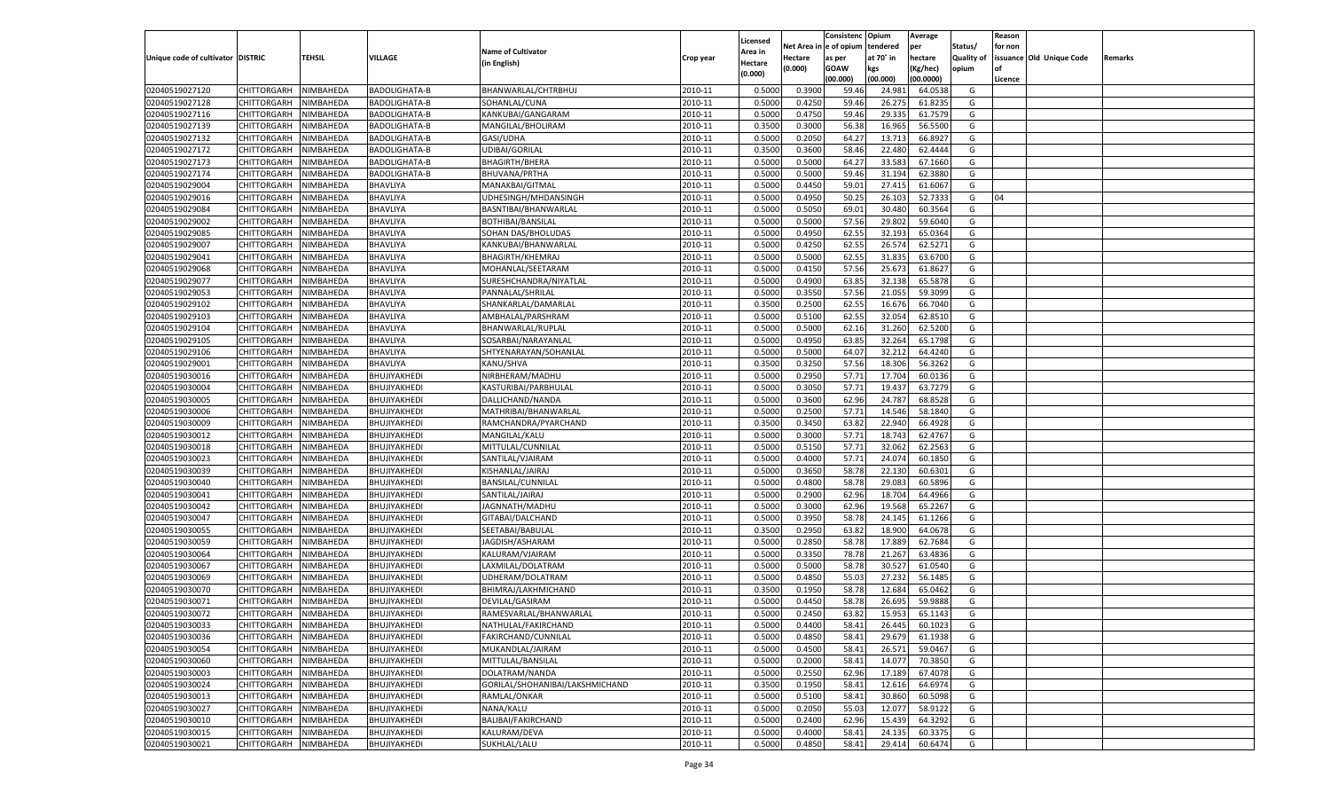| Unique code of cultivator | DISTRIC | TEHSIL | VILLAGE | Name of Cultivator (in English) | Crop year | Licensed Area in Hectare (0.000) | Net Area in Hectare (0.000) | Consistence of opium as per GOAW (00.000) | Opium tendered at 70° in kgs (00.000) | Average per hectare (Kg/hec) (00.0000) | Status/ Quality of opium | Reason for non issuance of Licence | Old Unique Code | Remarks |
|---|---|---|---|---|---|---|---|---|---|---|---|---|---|---|
| 02040519027120 | CHITTORGARH | NIMBAHEDA | BADOLIGHATA-B | BHANWARLAL/CHTRBHUJ | 2010-11 | 0.5000 | 0.3900 | 59.46 | 24.981 | 64.0538 | G | | | |
| 02040519027128 | CHITTORGARH | NIMBAHEDA | BADOLIGHATA-B | SOHANLAL/CUNA | 2010-11 | 0.5000 | 0.4250 | 59.46 | 26.275 | 61.8235 | G | | | |
| 02040519027116 | CHITTORGARH | NIMBAHEDA | BADOLIGHATA-B | KANKUBAI/GANGARAM | 2010-11 | 0.5000 | 0.4750 | 59.46 | 29.335 | 61.7579 | G | | | |
| 02040519027139 | CHITTORGARH | NIMBAHEDA | BADOLIGHATA-B | MANGILAL/BHOLIRAM | 2010-11 | 0.3500 | 0.3000 | 56.38 | 16.965 | 56.5500 | G | | | |
| 02040519027132 | CHITTORGARH | NIMBAHEDA | BADOLIGHATA-B | GASI/UDHA | 2010-11 | 0.5000 | 0.2050 | 64.27 | 13.713 | 66.8927 | G | | | |
| 02040519027172 | CHITTORGARH | NIMBAHEDA | BADOLIGHATA-B | UDIBAI/GORILAL | 2010-11 | 0.3500 | 0.3600 | 58.46 | 22.480 | 62.4444 | G | | | |
| 02040519027173 | CHITTORGARH | NIMBAHEDA | BADOLIGHATA-B | BHAGIRTH/BHERA | 2010-11 | 0.5000 | 0.5000 | 64.27 | 33.583 | 67.1660 | G | | | |
| 02040519027174 | CHITTORGARH | NIMBAHEDA | BADOLIGHATA-B | BHUVANA/PRTHA | 2010-11 | 0.5000 | 0.5000 | 59.46 | 31.194 | 62.3880 | G | | | |
| 02040519029004 | CHITTORGARH | NIMBAHEDA | BHAVLIYA | MANAKBAI/GITMAL | 2010-11 | 0.5000 | 0.4450 | 59.01 | 27.415 | 61.6067 | G | | | |
| 02040519029016 | CHITTORGARH | NIMBAHEDA | BHAVLIYA | UDHESINGH/MHDANSINGH | 2010-11 | 0.5000 | 0.4950 | 50.25 | 26.103 | 52.7333 | G | 04 | | |
| 02040519029084 | CHITTORGARH | NIMBAHEDA | BHAVLIYA | BASNTIBAI/BHANWARLAL | 2010-11 | 0.5000 | 0.5050 | 69.01 | 30.480 | 60.3564 | G | | | |
| 02040519029002 | CHITTORGARH | NIMBAHEDA | BHAVLIYA | BOTHIBAI/BANSILAL | 2010-11 | 0.5000 | 0.5000 | 57.56 | 29.802 | 59.6040 | G | | | |
| 02040519029085 | CHITTORGARH | NIMBAHEDA | BHAVLIYA | SOHAN DAS/BHOLUDAS | 2010-11 | 0.5000 | 0.4950 | 62.55 | 32.193 | 65.0364 | G | | | |
| 02040519029007 | CHITTORGARH | NIMBAHEDA | BHAVLIYA | KANKUBAI/BHANWARLAL | 2010-11 | 0.5000 | 0.4250 | 62.55 | 26.574 | 62.5271 | G | | | |
| 02040519029041 | CHITTORGARH | NIMBAHEDA | BHAVLIYA | BHAGIRTH/KHEMRAJ | 2010-11 | 0.5000 | 0.5000 | 62.55 | 31.835 | 63.6700 | G | | | |
| 02040519029068 | CHITTORGARH | NIMBAHEDA | BHAVLIYA | MOHANLAL/SEETARAM | 2010-11 | 0.5000 | 0.4150 | 57.56 | 25.673 | 61.8627 | G | | | |
| 02040519029077 | CHITTORGARH | NIMBAHEDA | BHAVLIYA | SURESHCHANDRA/NIYATLAL | 2010-11 | 0.5000 | 0.4900 | 63.85 | 32.138 | 65.5878 | G | | | |
| 02040519029053 | CHITTORGARH | NIMBAHEDA | BHAVLIYA | PANNALAL/SHRILAL | 2010-11 | 0.5000 | 0.3550 | 57.56 | 21.055 | 59.3099 | G | | | |
| 02040519029102 | CHITTORGARH | NIMBAHEDA | BHAVLIYA | SHANKARLAL/DAMARLAL | 2010-11 | 0.3500 | 0.2500 | 62.55 | 16.676 | 66.7040 | G | | | |
| 02040519029103 | CHITTORGARH | NIMBAHEDA | BHAVLIYA | AMBHALAL/PARSHRAM | 2010-11 | 0.5000 | 0.5100 | 62.55 | 32.054 | 62.8510 | G | | | |
| 02040519029104 | CHITTORGARH | NIMBAHEDA | BHAVLIYA | BHANWARLAL/RUPLAL | 2010-11 | 0.5000 | 0.5000 | 62.16 | 31.260 | 62.5200 | G | | | |
| 02040519029105 | CHITTORGARH | NIMBAHEDA | BHAVLIYA | SOSARBAI/NARAYANLAL | 2010-11 | 0.5000 | 0.4950 | 63.85 | 32.264 | 65.1798 | G | | | |
| 02040519029106 | CHITTORGARH | NIMBAHEDA | BHAVLIYA | SHTYENARAYAN/SOHANLAL | 2010-11 | 0.5000 | 0.5000 | 64.07 | 32.212 | 64.4240 | G | | | |
| 02040519029001 | CHITTORGARH | NIMBAHEDA | BHAVLIYA | KANU/SHVA | 2010-11 | 0.3500 | 0.3250 | 57.56 | 18.306 | 56.3262 | G | | | |
| 02040519030016 | CHITTORGARH | NIMBAHEDA | BHUJIYAKHEDI | NIRBHERAM/MADHU | 2010-11 | 0.5000 | 0.2950 | 57.71 | 17.704 | 60.0136 | G | | | |
| 02040519030004 | CHITTORGARH | NIMBAHEDA | BHUJIYAKHEDI | KASTURIBAI/PARBHULAL | 2010-11 | 0.5000 | 0.3050 | 57.71 | 19.437 | 63.7279 | G | | | |
| 02040519030005 | CHITTORGARH | NIMBAHEDA | BHUJIYAKHEDI | DALLICHAND/NANDA | 2010-11 | 0.5000 | 0.3600 | 62.96 | 24.787 | 68.8528 | G | | | |
| 02040519030006 | CHITTORGARH | NIMBAHEDA | BHUJIYAKHEDI | MATHRIBAI/BHANWARLAL | 2010-11 | 0.5000 | 0.2500 | 57.71 | 14.546 | 58.1840 | G | | | |
| 02040519030009 | CHITTORGARH | NIMBAHEDA | BHUJIYAKHEDI | RAMCHANDRA/PYARCHAND | 2010-11 | 0.3500 | 0.3450 | 63.82 | 22.940 | 66.4928 | G | | | |
| 02040519030012 | CHITTORGARH | NIMBAHEDA | BHUJIYAKHEDI | MANGILAL/KALU | 2010-11 | 0.5000 | 0.3000 | 57.71 | 18.743 | 62.4767 | G | | | |
| 02040519030018 | CHITTORGARH | NIMBAHEDA | BHUJIYAKHEDI | MITTULAL/CUNNILAL | 2010-11 | 0.5000 | 0.5150 | 57.71 | 32.062 | 62.2563 | G | | | |
| 02040519030023 | CHITTORGARH | NIMBAHEDA | BHUJIYAKHEDI | SANTILAL/VJAIRAM | 2010-11 | 0.5000 | 0.4000 | 57.71 | 24.074 | 60.1850 | G | | | |
| 02040519030039 | CHITTORGARH | NIMBAHEDA | BHUJIYAKHEDI | KISHANLAL/JAIRAJ | 2010-11 | 0.5000 | 0.3650 | 58.78 | 22.130 | 60.6301 | G | | | |
| 02040519030040 | CHITTORGARH | NIMBAHEDA | BHUJIYAKHEDI | BANSILAL/CUNNILAL | 2010-11 | 0.5000 | 0.4800 | 58.78 | 29.083 | 60.5896 | G | | | |
| 02040519030041 | CHITTORGARH | NIMBAHEDA | BHUJIYAKHEDI | SANTILAL/JAIRAJ | 2010-11 | 0.5000 | 0.2900 | 62.96 | 18.704 | 64.4966 | G | | | |
| 02040519030042 | CHITTORGARH | NIMBAHEDA | BHUJIYAKHEDI | JAGNNATH/MADHU | 2010-11 | 0.5000 | 0.3000 | 62.96 | 19.568 | 65.2267 | G | | | |
| 02040519030047 | CHITTORGARH | NIMBAHEDA | BHUJIYAKHEDI | GITABAI/DALCHAND | 2010-11 | 0.5000 | 0.3950 | 58.78 | 24.145 | 61.1266 | G | | | |
| 02040519030055 | CHITTORGARH | NIMBAHEDA | BHUJIYAKHEDI | SEETABAI/BABULAL | 2010-11 | 0.3500 | 0.2950 | 63.82 | 18.900 | 64.0678 | G | | | |
| 02040519030059 | CHITTORGARH | NIMBAHEDA | BHUJIYAKHEDI | JAGDISH/ASHARAM | 2010-11 | 0.5000 | 0.2850 | 58.78 | 17.889 | 62.7684 | G | | | |
| 02040519030064 | CHITTORGARH | NIMBAHEDA | BHUJIYAKHEDI | KALURAM/VJAIRAM | 2010-11 | 0.5000 | 0.3350 | 78.78 | 21.267 | 63.4836 | G | | | |
| 02040519030067 | CHITTORGARH | NIMBAHEDA | BHUJIYAKHEDI | LAXMILAL/DOLATRAM | 2010-11 | 0.5000 | 0.5000 | 58.78 | 30.527 | 61.0540 | G | | | |
| 02040519030069 | CHITTORGARH | NIMBAHEDA | BHUJIYAKHEDI | UDHERAM/DOLATRAM | 2010-11 | 0.5000 | 0.4850 | 55.03 | 27.232 | 56.1485 | G | | | |
| 02040519030070 | CHITTORGARH | NIMBAHEDA | BHUJIYAKHEDI | BHIMRAJ/LAKHMICHAND | 2010-11 | 0.3500 | 0.1950 | 58.78 | 12.684 | 65.0462 | G | | | |
| 02040519030071 | CHITTORGARH | NIMBAHEDA | BHUJIYAKHEDI | DEVILAL/GASIRAM | 2010-11 | 0.5000 | 0.4450 | 58.78 | 26.695 | 59.9888 | G | | | |
| 02040519030072 | CHITTORGARH | NIMBAHEDA | BHUJIYAKHEDI | RAMESVARLAL/BHANWARLAL | 2010-11 | 0.5000 | 0.2450 | 63.82 | 15.953 | 65.1143 | G | | | |
| 02040519030033 | CHITTORGARH | NIMBAHEDA | BHUJIYAKHEDI | NATHULAL/FAKIRCHAND | 2010-11 | 0.5000 | 0.4400 | 58.41 | 26.445 | 60.1023 | G | | | |
| 02040519030036 | CHITTORGARH | NIMBAHEDA | BHUJIYAKHEDI | FAKIRCHAND/CUNNILAL | 2010-11 | 0.5000 | 0.4850 | 58.41 | 29.679 | 61.1938 | G | | | |
| 02040519030054 | CHITTORGARH | NIMBAHEDA | BHUJIYAKHEDI | MUKANDLAL/JAIRAM | 2010-11 | 0.5000 | 0.4500 | 58.41 | 26.571 | 59.0467 | G | | | |
| 02040519030060 | CHITTORGARH | NIMBAHEDA | BHUJIYAKHEDI | MITTULAL/BANSILAL | 2010-11 | 0.5000 | 0.2000 | 58.41 | 14.077 | 70.3850 | G | | | |
| 02040519030003 | CHITTORGARH | NIMBAHEDA | BHUJIYAKHEDI | DOLATRAM/NANDA | 2010-11 | 0.5000 | 0.2550 | 62.96 | 17.189 | 67.4078 | G | | | |
| 02040519030024 | CHITTORGARH | NIMBAHEDA | BHUJIYAKHEDI | GORILAL/SHOHANIBAI/LAKSHMICHAND | 2010-11 | 0.3500 | 0.1950 | 58.41 | 12.616 | 64.6974 | G | | | |
| 02040519030013 | CHITTORGARH | NIMBAHEDA | BHUJIYAKHEDI | RAMLAL/ONKAR | 2010-11 | 0.5000 | 0.5100 | 58.41 | 30.860 | 60.5098 | G | | | |
| 02040519030027 | CHITTORGARH | NIMBAHEDA | BHUJIYAKHEDI | NANA/KALU | 2010-11 | 0.5000 | 0.2050 | 55.03 | 12.077 | 58.9122 | G | | | |
| 02040519030010 | CHITTORGARH | NIMBAHEDA | BHUJIYAKHEDI | BALIBAI/FAKIRCHAND | 2010-11 | 0.5000 | 0.2400 | 62.96 | 15.439 | 64.3292 | G | | | |
| 02040519030015 | CHITTORGARH | NIMBAHEDA | BHUJIYAKHEDI | KALURAM/DEVA | 2010-11 | 0.5000 | 0.4000 | 58.41 | 24.135 | 60.3375 | G | | | |
| 02040519030021 | CHITTORGARH | NIMBAHEDA | BHUJIYAKHEDI | SUKHLAL/LALU | 2010-11 | 0.5000 | 0.4850 | 58.41 | 29.414 | 60.6474 | G | | | |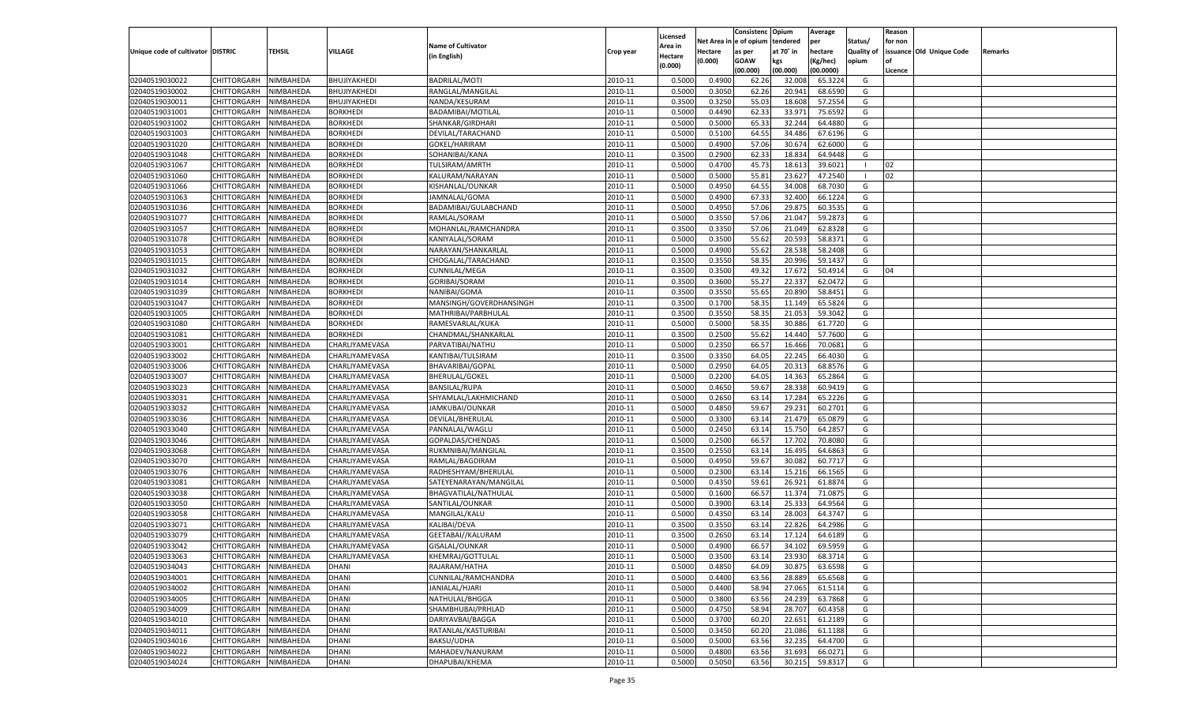| Unique code of cultivator | DISTRIC | TEHSIL | VILLAGE | Name of Cultivator (in English) | Crop year | Licensed Area in Hectare (0.000) | Net Area in Hectare (0.000) | Consistenc e of opium as per GOAW (00.000) | Opium tendered at 70° in kgs (00.000) | Average per hectare (Kg/hec) (00.0000) | Status/ Quality of opium | Reason for non issuance of Licence | Old Unique Code | Remarks |
|---|---|---|---|---|---|---|---|---|---|---|---|---|---|---|
| 02040519030022 | CHITTORGARH | NIMBAHEDA | BHUJIYAKHEDI | BADRILAL/MOTI | 2010-11 | 0.5000 | 0.4900 | 62.26 | 32.008 | 65.3224 | G | | | |
| 02040519030002 | CHITTORGARH | NIMBAHEDA | BHUJIYAKHEDI | RANGLAL/MANGILAL | 2010-11 | 0.5000 | 0.3050 | 62.26 | 20.941 | 68.6590 | G | | | |
| 02040519030011 | CHITTORGARH | NIMBAHEDA | BHUJIYAKHEDI | NANDA/KESURAM | 2010-11 | 0.3500 | 0.3250 | 55.03 | 18.608 | 57.2554 | G | | | |
| 02040519031001 | CHITTORGARH | NIMBAHEDA | BORKHEDI | BADAMIBAI/MOTILAL | 2010-11 | 0.5000 | 0.4490 | 62.33 | 33.971 | 75.6592 | G | | | |
| 02040519031002 | CHITTORGARH | NIMBAHEDA | BORKHEDI | SHANKAR/GIRDHARI | 2010-11 | 0.5000 | 0.5000 | 65.33 | 32.244 | 64.4880 | G | | | |
| 02040519031003 | CHITTORGARH | NIMBAHEDA | BORKHEDI | DEVILAL/TARACHAND | 2010-11 | 0.5000 | 0.5100 | 64.55 | 34.486 | 67.6196 | G | | | |
| 02040519031020 | CHITTORGARH | NIMBAHEDA | BORKHEDI | GOKEL/HARIRAM | 2010-11 | 0.5000 | 0.4900 | 57.06 | 30.674 | 62.6000 | G | | | |
| 02040519031048 | CHITTORGARH | NIMBAHEDA | BORKHEDI | SOHANIBAI/KANA | 2010-11 | 0.3500 | 0.2900 | 62.33 | 18.834 | 64.9448 | G | | | |
| 02040519031067 | CHITTORGARH | NIMBAHEDA | BORKHEDI | TULSIRAM/AMRTH | 2010-11 | 0.5000 | 0.4700 | 45.73 | 18.613 | 39.6021 | I | 02 | | |
| 02040519031060 | CHITTORGARH | NIMBAHEDA | BORKHEDI | KALURAM/NARAYAN | 2010-11 | 0.5000 | 0.5000 | 55.81 | 23.627 | 47.2540 | I | 02 | | |
| 02040519031066 | CHITTORGARH | NIMBAHEDA | BORKHEDI | KISHANLAL/OUNKAR | 2010-11 | 0.5000 | 0.4950 | 64.55 | 34.008 | 68.7030 | G | | | |
| 02040519031063 | CHITTORGARH | NIMBAHEDA | BORKHEDI | JAMNALAL/GOMA | 2010-11 | 0.5000 | 0.4900 | 67.33 | 32.400 | 66.1224 | G | | | |
| 02040519031036 | CHITTORGARH | NIMBAHEDA | BORKHEDI | BADAMIBAI/GULABCHAND | 2010-11 | 0.5000 | 0.4950 | 57.06 | 29.875 | 60.3535 | G | | | |
| 02040519031077 | CHITTORGARH | NIMBAHEDA | BORKHEDI | RAMLAL/SORAM | 2010-11 | 0.5000 | 0.3550 | 57.06 | 21.047 | 59.2873 | G | | | |
| 02040519031057 | CHITTORGARH | NIMBAHEDA | BORKHEDI | MOHANLAL/RAMCHANDRA | 2010-11 | 0.3500 | 0.3350 | 57.06 | 21.049 | 62.8328 | G | | | |
| 02040519031078 | CHITTORGARH | NIMBAHEDA | BORKHEDI | KANIYALAL/SORAM | 2010-11 | 0.3500 | 0.3500 | 55.62 | 20.593 | 58.8371 | G | | | |
| 02040519031053 | CHITTORGARH | NIMBAHEDA | BORKHEDI | NARAYAN/SHANKARLAL | 2010-11 | 0.5000 | 0.4900 | 55.62 | 28.538 | 58.2408 | G | | | |
| 02040519031015 | CHITTORGARH | NIMBAHEDA | BORKHEDI | CHOGALAL/TARACHAND | 2010-11 | 0.3500 | 0.3550 | 58.35 | 20.996 | 59.1437 | G | | | |
| 02040519031032 | CHITTORGARH | NIMBAHEDA | BORKHEDI | CUNNILAL/MEGA | 2010-11 | 0.3500 | 0.3500 | 49.32 | 17.672 | 50.4914 | G | 04 | | |
| 02040519031014 | CHITTORGARH | NIMBAHEDA | BORKHEDI | GORIBAI/SORAM | 2010-11 | 0.3500 | 0.3600 | 55.27 | 22.337 | 62.0472 | G | | | |
| 02040519031039 | CHITTORGARH | NIMBAHEDA | BORKHEDI | NANIBAI/GOMA | 2010-11 | 0.3500 | 0.3550 | 55.65 | 20.890 | 58.8451 | G | | | |
| 02040519031047 | CHITTORGARH | NIMBAHEDA | BORKHEDI | MANSINGH/GOVERDHANSINGH | 2010-11 | 0.3500 | 0.1700 | 58.35 | 11.149 | 65.5824 | G | | | |
| 02040519031005 | CHITTORGARH | NIMBAHEDA | BORKHEDI | MATHRIBAI/PARBHULAL | 2010-11 | 0.3500 | 0.3550 | 58.35 | 21.053 | 59.3042 | G | | | |
| 02040519031080 | CHITTORGARH | NIMBAHEDA | BORKHEDI | RAMESVARLAL/KUKA | 2010-11 | 0.5000 | 0.5000 | 58.35 | 30.886 | 61.7720 | G | | | |
| 02040519031081 | CHITTORGARH | NIMBAHEDA | BORKHEDI | CHANDMAL/SHANKARLAL | 2010-11 | 0.3500 | 0.2500 | 55.62 | 14.440 | 57.7600 | G | | | |
| 02040519033001 | CHITTORGARH | NIMBAHEDA | CHARLIYAMEVASA | PARVATIBAI/NATHU | 2010-11 | 0.5000 | 0.2350 | 66.57 | 16.466 | 70.0681 | G | | | |
| 02040519033002 | CHITTORGARH | NIMBAHEDA | CHARLIYAMEVASA | KANTIBAI/TULSIRAM | 2010-11 | 0.3500 | 0.3350 | 64.05 | 22.245 | 66.4030 | G | | | |
| 02040519033006 | CHITTORGARH | NIMBAHEDA | CHARLIYAMEVASA | BHAVARIBAI/GOPAL | 2010-11 | 0.5000 | 0.2950 | 64.05 | 20.313 | 68.8576 | G | | | |
| 02040519033007 | CHITTORGARH | NIMBAHEDA | CHARLIYAMEVASA | BHERULAL/GOKEL | 2010-11 | 0.5000 | 0.2200 | 64.05 | 14.363 | 65.2864 | G | | | |
| 02040519033023 | CHITTORGARH | NIMBAHEDA | CHARLIYAMEVASA | BANSILAL/RUPA | 2010-11 | 0.5000 | 0.4650 | 59.67 | 28.338 | 60.9419 | G | | | |
| 02040519033031 | CHITTORGARH | NIMBAHEDA | CHARLIYAMEVASA | SHYAMLAL/LAKHMICHAND | 2010-11 | 0.5000 | 0.2650 | 63.14 | 17.284 | 65.2226 | G | | | |
| 02040519033032 | CHITTORGARH | NIMBAHEDA | CHARLIYAMEVASA | JAMKUBAI/OUNKAR | 2010-11 | 0.5000 | 0.4850 | 59.67 | 29.231 | 60.2701 | G | | | |
| 02040519033036 | CHITTORGARH | NIMBAHEDA | CHARLIYAMEVASA | DEVILAL/BHERULAL | 2010-11 | 0.5000 | 0.3300 | 63.14 | 21.479 | 65.0879 | G | | | |
| 02040519033040 | CHITTORGARH | NIMBAHEDA | CHARLIYAMEVASA | PANNALAL/WAGLU | 2010-11 | 0.5000 | 0.2450 | 63.14 | 15.750 | 64.2857 | G | | | |
| 02040519033046 | CHITTORGARH | NIMBAHEDA | CHARLIYAMEVASA | GOPALDAS/CHENDAS | 2010-11 | 0.5000 | 0.2500 | 66.57 | 17.702 | 70.8080 | G | | | |
| 02040519033068 | CHITTORGARH | NIMBAHEDA | CHARLIYAMEVASA | RUKMNIBAI/MANGILAL | 2010-11 | 0.3500 | 0.2550 | 63.14 | 16.495 | 64.6863 | G | | | |
| 02040519033070 | CHITTORGARH | NIMBAHEDA | CHARLIYAMEVASA | RAMLAL/BAGDIRAM | 2010-11 | 0.5000 | 0.4950 | 59.67 | 30.082 | 60.7717 | G | | | |
| 02040519033076 | CHITTORGARH | NIMBAHEDA | CHARLIYAMEVASA | RADHESHYAM/BHERULAL | 2010-11 | 0.5000 | 0.2300 | 63.14 | 15.216 | 66.1565 | G | | | |
| 02040519033081 | CHITTORGARH | NIMBAHEDA | CHARLIYAMEVASA | SATEYENARAYAN/MANGILAL | 2010-11 | 0.5000 | 0.4350 | 59.61 | 26.921 | 61.8874 | G | | | |
| 02040519033038 | CHITTORGARH | NIMBAHEDA | CHARLIYAMEVASA | BHAGVATILAL/NATHULAL | 2010-11 | 0.5000 | 0.1600 | 66.57 | 11.374 | 71.0875 | G | | | |
| 02040519033050 | CHITTORGARH | NIMBAHEDA | CHARLIYAMEVASA | SANTILAL/OUNKAR | 2010-11 | 0.5000 | 0.3900 | 63.14 | 25.333 | 64.9564 | G | | | |
| 02040519033058 | CHITTORGARH | NIMBAHEDA | CHARLIYAMEVASA | MANGILAL/KALU | 2010-11 | 0.5000 | 0.4350 | 63.14 | 28.003 | 64.3747 | G | | | |
| 02040519033071 | CHITTORGARH | NIMBAHEDA | CHARLIYAMEVASA | KALIBAI/DEVA | 2010-11 | 0.3500 | 0.3550 | 63.14 | 22.826 | 64.2986 | G | | | |
| 02040519033079 | CHITTORGARH | NIMBAHEDA | CHARLIYAMEVASA | GEETABAI//KALURAM | 2010-11 | 0.3500 | 0.2650 | 63.14 | 17.124 | 64.6189 | G | | | |
| 02040519033042 | CHITTORGARH | NIMBAHEDA | CHARLIYAMEVASA | GISALAL/OUNKAR | 2010-11 | 0.5000 | 0.4900 | 66.57 | 34.102 | 69.5959 | G | | | |
| 02040519033063 | CHITTORGARH | NIMBAHEDA | CHARLIYAMEVASA | KHEMRAJ/GOTTULAL | 2010-11 | 0.5000 | 0.3500 | 63.14 | 23.930 | 68.3714 | G | | | |
| 02040519034043 | CHITTORGARH | NIMBAHEDA | DHANI | RAJARAM/HATHA | 2010-11 | 0.5000 | 0.4850 | 64.09 | 30.875 | 63.6598 | G | | | |
| 02040519034001 | CHITTORGARH | NIMBAHEDA | DHANI | CUNNILAL/RAMCHANDRA | 2010-11 | 0.5000 | 0.4400 | 63.56 | 28.889 | 65.6568 | G | | | |
| 02040519034002 | CHITTORGARH | NIMBAHEDA | DHANI | JANIALAL/HJARI | 2010-11 | 0.5000 | 0.4400 | 58.94 | 27.065 | 61.5114 | G | | | |
| 02040519034005 | CHITTORGARH | NIMBAHEDA | DHANI | NATHULAL/BHGGA | 2010-11 | 0.5000 | 0.3800 | 63.56 | 24.239 | 63.7868 | G | | | |
| 02040519034009 | CHITTORGARH | NIMBAHEDA | DHANI | SHAMBHUBAI/PRHLAD | 2010-11 | 0.5000 | 0.4750 | 58.94 | 28.707 | 60.4358 | G | | | |
| 02040519034010 | CHITTORGARH | NIMBAHEDA | DHANI | DARIYAVBAI/BAGGA | 2010-11 | 0.5000 | 0.3700 | 60.20 | 22.651 | 61.2189 | G | | | |
| 02040519034011 | CHITTORGARH | NIMBAHEDA | DHANI | RATANLAL/KASTURIBAI | 2010-11 | 0.5000 | 0.3450 | 60.20 | 21.086 | 61.1188 | G | | | |
| 02040519034016 | CHITTORGARH | NIMBAHEDA | DHANI | BAKSU/UDHA | 2010-11 | 0.5000 | 0.5000 | 63.56 | 32.235 | 64.4700 | G | | | |
| 02040519034022 | CHITTORGARH | NIMBAHEDA | DHANI | MAHADEV/NANURAM | 2010-11 | 0.5000 | 0.4800 | 63.56 | 31.693 | 66.0271 | G | | | |
| 02040519034024 | CHITTORGARH | NIMBAHEDA | DHANI | DHAPUBAI/KHEMA | 2010-11 | 0.5000 | 0.5050 | 63.56 | 30.215 | 59.8317 | G | | | |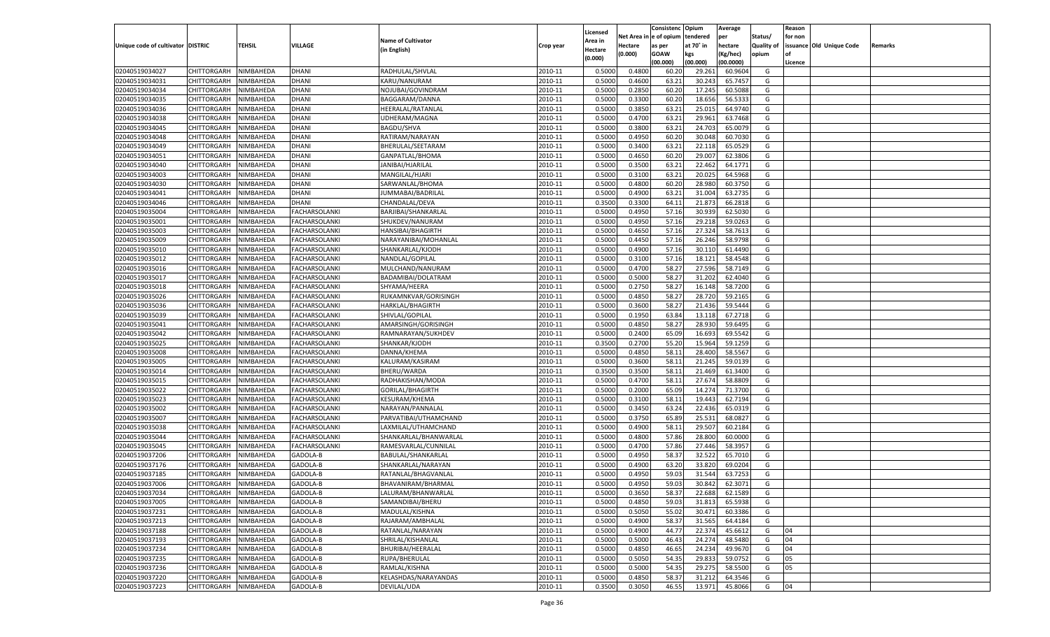| Unique code of cultivator | DISTRIC | TEHSIL | VILLAGE | Name of Cultivator (in English) | Crop year | Licensed Area in Hectare (0.000) | Net Area in Hectare (0.000) | Consistence of opium as per GOAW (00.000) | Opium tendered at 70° in kgs (00.000) | Average per hectare (Kg/hec) (00.0000) | Status/ Quality of opium | Reason for non issuance of Licence | Old Unique Code | Remarks |
|---|---|---|---|---|---|---|---|---|---|---|---|---|---|---|
| 02040519034027 | CHITTORGARH | NIMBAHEDA | DHANI | RADHULAL/SHVLAL | 2010-11 | 0.5000 | 0.4800 | 60.20 | 29.261 | 60.9604 | G | | | |
| 02040519034031 | CHITTORGARH | NIMBAHEDA | DHANI | KARU/NANURAM | 2010-11 | 0.5000 | 0.4600 | 63.21 | 30.243 | 65.7457 | G | | | |
| 02040519034034 | CHITTORGARH | NIMBAHEDA | DHANI | NOJUBAI/GOVINDRAM | 2010-11 | 0.5000 | 0.2850 | 60.20 | 17.245 | 60.5088 | G | | | |
| 02040519034035 | CHITTORGARH | NIMBAHEDA | DHANI | BAGGARAM/DANNA | 2010-11 | 0.5000 | 0.3300 | 60.20 | 18.656 | 56.5333 | G | | | |
| 02040519034036 | CHITTORGARH | NIMBAHEDA | DHANI | HEERALAL/RATANLAL | 2010-11 | 0.5000 | 0.3850 | 63.21 | 25.015 | 64.9740 | G | | | |
| 02040519034038 | CHITTORGARH | NIMBAHEDA | DHANI | UDHERAM/MAGNA | 2010-11 | 0.5000 | 0.4700 | 63.21 | 29.961 | 63.7468 | G | | | |
| 02040519034045 | CHITTORGARH | NIMBAHEDA | DHANI | BAGDU/SHVA | 2010-11 | 0.5000 | 0.3800 | 63.21 | 24.703 | 65.0079 | G | | | |
| 02040519034048 | CHITTORGARH | NIMBAHEDA | DHANI | RATIRAM/NARAYAN | 2010-11 | 0.5000 | 0.4950 | 60.20 | 30.048 | 60.7030 | G | | | |
| 02040519034049 | CHITTORGARH | NIMBAHEDA | DHANI | BHERULAL/SEETARAM | 2010-11 | 0.5000 | 0.3400 | 63.21 | 22.118 | 65.0529 | G | | | |
| 02040519034051 | CHITTORGARH | NIMBAHEDA | DHANI | GANPATLAL/BHOMA | 2010-11 | 0.5000 | 0.4650 | 60.20 | 29.007 | 62.3806 | G | | | |
| 02040519034040 | CHITTORGARH | NIMBAHEDA | DHANI | JANIBAI/HJARILAL | 2010-11 | 0.5000 | 0.3500 | 63.21 | 22.462 | 64.1771 | G | | | |
| 02040519034003 | CHITTORGARH | NIMBAHEDA | DHANI | MANGILAL/HJARI | 2010-11 | 0.5000 | 0.3100 | 63.21 | 20.025 | 64.5968 | G | | | |
| 02040519034030 | CHITTORGARH | NIMBAHEDA | DHANI | SARWANLAL/BHOMA | 2010-11 | 0.5000 | 0.4800 | 60.20 | 28.980 | 60.3750 | G | | | |
| 02040519034041 | CHITTORGARH | NIMBAHEDA | DHANI | JUMMABAI/BADRILAL | 2010-11 | 0.5000 | 0.4900 | 63.21 | 31.004 | 63.2735 | G | | | |
| 02040519034046 | CHITTORGARH | NIMBAHEDA | DHANI | CHANDALAL/DEVA | 2010-11 | 0.3500 | 0.3300 | 64.11 | 21.873 | 66.2818 | G | | | |
| 02040519035004 | CHITTORGARH | NIMBAHEDA | FACHARSOLANKI | BARJIBAI/SHANKARLAL | 2010-11 | 0.5000 | 0.4950 | 57.16 | 30.939 | 62.5030 | G | | | |
| 02040519035001 | CHITTORGARH | NIMBAHEDA | FACHARSOLANKI | SHUKDEV/NANURAM | 2010-11 | 0.5000 | 0.4950 | 57.16 | 29.218 | 59.0263 | G | | | |
| 02040519035003 | CHITTORGARH | NIMBAHEDA | FACHARSOLANKI | HANSIBAI/BHAGIRTH | 2010-11 | 0.5000 | 0.4650 | 57.16 | 27.324 | 58.7613 | G | | | |
| 02040519035009 | CHITTORGARH | NIMBAHEDA | FACHARSOLANKI | NARAYANIBAI/MOHANLAL | 2010-11 | 0.5000 | 0.4450 | 57.16 | 26.246 | 58.9798 | G | | | |
| 02040519035010 | CHITTORGARH | NIMBAHEDA | FACHARSOLANKI | SHANKARLAL/KJODH | 2010-11 | 0.5000 | 0.4900 | 57.16 | 30.110 | 61.4490 | G | | | |
| 02040519035012 | CHITTORGARH | NIMBAHEDA | FACHARSOLANKI | NANDLAL/GOPILAL | 2010-11 | 0.5000 | 0.3100 | 57.16 | 18.121 | 58.4548 | G | | | |
| 02040519035016 | CHITTORGARH | NIMBAHEDA | FACHARSOLANKI | MULCHAND/NANURAM | 2010-11 | 0.5000 | 0.4700 | 58.27 | 27.596 | 58.7149 | G | | | |
| 02040519035017 | CHITTORGARH | NIMBAHEDA | FACHARSOLANKI | BADAMIBAI/DOLATRAM | 2010-11 | 0.5000 | 0.5000 | 58.27 | 31.202 | 62.4040 | G | | | |
| 02040519035018 | CHITTORGARH | NIMBAHEDA | FACHARSOLANKI | SHYAMA/HEERA | 2010-11 | 0.5000 | 0.2750 | 58.27 | 16.148 | 58.7200 | G | | | |
| 02040519035026 | CHITTORGARH | NIMBAHEDA | FACHARSOLANKI | RUKAMNKVAR/GORISINGH | 2010-11 | 0.5000 | 0.4850 | 58.27 | 28.720 | 59.2165 | G | | | |
| 02040519035036 | CHITTORGARH | NIMBAHEDA | FACHARSOLANKI | HARKLAL/BHAGIRTH | 2010-11 | 0.5000 | 0.3600 | 58.27 | 21.436 | 59.5444 | G | | | |
| 02040519035039 | CHITTORGARH | NIMBAHEDA | FACHARSOLANKI | SHIVLAL/GOPILAL | 2010-11 | 0.5000 | 0.1950 | 63.84 | 13.118 | 67.2718 | G | | | |
| 02040519035041 | CHITTORGARH | NIMBAHEDA | FACHARSOLANKI | AMARSINGH/GORISINGH | 2010-11 | 0.5000 | 0.4850 | 58.27 | 28.930 | 59.6495 | G | | | |
| 02040519035042 | CHITTORGARH | NIMBAHEDA | FACHARSOLANKI | RAMNARAYAN/SUKHDEV | 2010-11 | 0.5000 | 0.2400 | 65.09 | 16.693 | 69.5542 | G | | | |
| 02040519035025 | CHITTORGARH | NIMBAHEDA | FACHARSOLANKI | SHANKAR/KJODH | 2010-11 | 0.3500 | 0.2700 | 55.20 | 15.964 | 59.1259 | G | | | |
| 02040519035008 | CHITTORGARH | NIMBAHEDA | FACHARSOLANKI | DANNA/KHEMA | 2010-11 | 0.5000 | 0.4850 | 58.11 | 28.400 | 58.5567 | G | | | |
| 02040519035005 | CHITTORGARH | NIMBAHEDA | FACHARSOLANKI | KALURAM/KASIRAM | 2010-11 | 0.5000 | 0.3600 | 58.11 | 21.245 | 59.0139 | G | | | |
| 02040519035014 | CHITTORGARH | NIMBAHEDA | FACHARSOLANKI | BHERU/WARDA | 2010-11 | 0.3500 | 0.3500 | 58.11 | 21.469 | 61.3400 | G | | | |
| 02040519035015 | CHITTORGARH | NIMBAHEDA | FACHARSOLANKI | RADHAKISHAN/MODA | 2010-11 | 0.5000 | 0.4700 | 58.11 | 27.674 | 58.8809 | G | | | |
| 02040519035022 | CHITTORGARH | NIMBAHEDA | FACHARSOLANKI | GORILAL/BHAGIRTH | 2010-11 | 0.5000 | 0.2000 | 65.09 | 14.274 | 71.3700 | G | | | |
| 02040519035023 | CHITTORGARH | NIMBAHEDA | FACHARSOLANKI | KESURAM/KHEMA | 2010-11 | 0.5000 | 0.3100 | 58.11 | 19.443 | 62.7194 | G | | | |
| 02040519035002 | CHITTORGARH | NIMBAHEDA | FACHARSOLANKI | NARAYAN/PANNALAL | 2010-11 | 0.5000 | 0.3450 | 63.24 | 22.436 | 65.0319 | G | | | |
| 02040519035007 | CHITTORGARH | NIMBAHEDA | FACHARSOLANKI | PARVATIBAI/UTHAMCHAND | 2010-11 | 0.5000 | 0.3750 | 65.89 | 25.531 | 68.0827 | G | | | |
| 02040519035038 | CHITTORGARH | NIMBAHEDA | FACHARSOLANKI | LAXMILAL/UTHAMCHAND | 2010-11 | 0.5000 | 0.4900 | 58.11 | 29.507 | 60.2184 | G | | | |
| 02040519035044 | CHITTORGARH | NIMBAHEDA | FACHARSOLANKI | SHANKARLAL/BHANWARLAL | 2010-11 | 0.5000 | 0.4800 | 57.86 | 28.800 | 60.0000 | G | | | |
| 02040519035045 | CHITTORGARH | NIMBAHEDA | FACHARSOLANKI | RAMESVARLAL/CUNNILAL | 2010-11 | 0.5000 | 0.4700 | 57.86 | 27.446 | 58.3957 | G | | | |
| 02040519037206 | CHITTORGARH | NIMBAHEDA | GADOLA-B | BABULAL/SHANKARLAL | 2010-11 | 0.5000 | 0.4950 | 58.37 | 32.522 | 65.7010 | G | | | |
| 02040519037176 | CHITTORGARH | NIMBAHEDA | GADOLA-B | SHANKARLAL/NARAYAN | 2010-11 | 0.5000 | 0.4900 | 63.20 | 33.820 | 69.0204 | G | | | |
| 02040519037185 | CHITTORGARH | NIMBAHEDA | GADOLA-B | RATANLAL/BHAGVANLAL | 2010-11 | 0.5000 | 0.4950 | 59.03 | 31.544 | 63.7253 | G | | | |
| 02040519037006 | CHITTORGARH | NIMBAHEDA | GADOLA-B | BHAVANIRAM/BHARMAL | 2010-11 | 0.5000 | 0.4950 | 59.03 | 30.842 | 62.3071 | G | | | |
| 02040519037034 | CHITTORGARH | NIMBAHEDA | GADOLA-B | LALURAM/BHANWARLAL | 2010-11 | 0.5000 | 0.3650 | 58.37 | 22.688 | 62.1589 | G | | | |
| 02040519037005 | CHITTORGARH | NIMBAHEDA | GADOLA-B | SAMANDIBAI/BHERU | 2010-11 | 0.5000 | 0.4850 | 59.03 | 31.813 | 65.5938 | G | | | |
| 02040519037231 | CHITTORGARH | NIMBAHEDA | GADOLA-B | MADULAL/KISHNA | 2010-11 | 0.5000 | 0.5050 | 55.02 | 30.471 | 60.3386 | G | | | |
| 02040519037213 | CHITTORGARH | NIMBAHEDA | GADOLA-B | RAJARAM/AMBHALAL | 2010-11 | 0.5000 | 0.4900 | 58.37 | 31.565 | 64.4184 | G | | | |
| 02040519037188 | CHITTORGARH | NIMBAHEDA | GADOLA-B | RATANLAL/NARAYAN | 2010-11 | 0.5000 | 0.4900 | 44.77 | 22.374 | 45.6612 | G | 04 | | |
| 02040519037193 | CHITTORGARH | NIMBAHEDA | GADOLA-B | SHRILAL/KISHANLAL | 2010-11 | 0.5000 | 0.5000 | 46.43 | 24.274 | 48.5480 | G | 04 | | |
| 02040519037234 | CHITTORGARH | NIMBAHEDA | GADOLA-B | BHURIBAI/HEERALAL | 2010-11 | 0.5000 | 0.4850 | 46.65 | 24.234 | 49.9670 | G | 04 | | |
| 02040519037235 | CHITTORGARH | NIMBAHEDA | GADOLA-B | RUPA/BHERULAL | 2010-11 | 0.5000 | 0.5050 | 54.35 | 29.833 | 59.0752 | G | 05 | | |
| 02040519037236 | CHITTORGARH | NIMBAHEDA | GADOLA-B | RAMLAL/KISHNA | 2010-11 | 0.5000 | 0.5000 | 54.35 | 29.275 | 58.5500 | G | 05 | | |
| 02040519037220 | CHITTORGARH | NIMBAHEDA | GADOLA-B | KELASHDAS/NARAYANDAS | 2010-11 | 0.5000 | 0.4850 | 58.37 | 31.212 | 64.3546 | G | | | |
| 02040519037223 | CHITTORGARH | NIMBAHEDA | GADOLA-B | DEVILAL/UDA | 2010-11 | 0.3500 | 0.3050 | 46.55 | 13.971 | 45.8066 | G | 04 | | |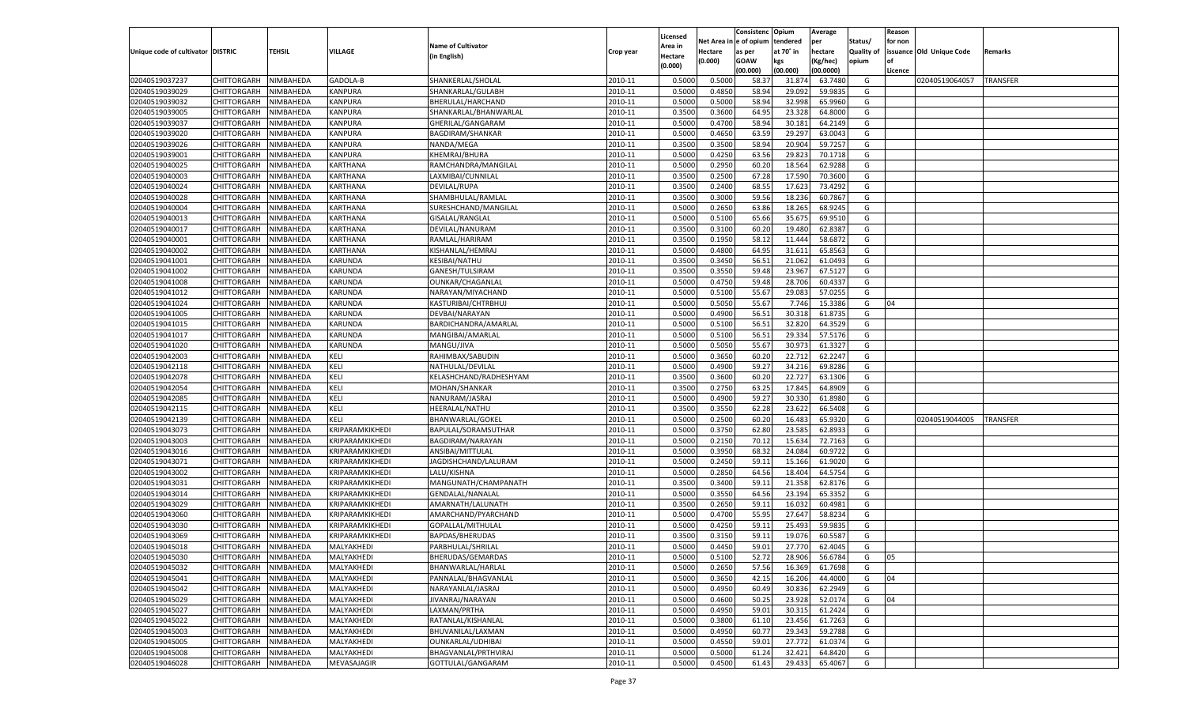| Unique code of cultivator | DISTRIC | TEHSIL | VILLAGE | Name of Cultivator (in English) | Crop year | Licensed Area in Hectare (0.000) | Net Area in Hectare (0.000) | Consistenc e of opium as per GOAW (00.000) | Opium tendered at 70° in kgs (00.000) | Average per hectare (Kg/hec) (00.0000) | Status/ Quality of opium | Reason for non issuance of Licence | Old Unique Code | Remarks |
|---|---|---|---|---|---|---|---|---|---|---|---|---|---|---|
| 02040519037237 | CHITTORGARH | NIMBAHEDA | GADOLA-B | SHANKERLAL/SHOLAL | 2010-11 | 0.5000 | 0.5000 | 58.37 | 31.874 | 63.7480 | G | | 02040519064057 | TRANSFER |
| 02040519039029 | CHITTORGARH | NIMBAHEDA | KANPURA | SHANKARLAL/GULABH | 2010-11 | 0.5000 | 0.4850 | 58.94 | 29.092 | 59.9835 | G | | | |
| 02040519039032 | CHITTORGARH | NIMBAHEDA | KANPURA | BHERULAL/HARCHAND | 2010-11 | 0.5000 | 0.5000 | 58.94 | 32.998 | 65.9960 | G | | | |
| 02040519039005 | CHITTORGARH | NIMBAHEDA | KANPURA | SHANKARLAL/BHANWARLAL | 2010-11 | 0.3500 | 0.3600 | 64.95 | 23.328 | 64.8000 | G | | | |
| 02040519039037 | CHITTORGARH | NIMBAHEDA | KANPURA | GHERILAL/GANGARAM | 2010-11 | 0.5000 | 0.4700 | 58.94 | 30.181 | 64.2149 | G | | | |
| 02040519039020 | CHITTORGARH | NIMBAHEDA | KANPURA | BAGDIRAM/SHANKAR | 2010-11 | 0.5000 | 0.4650 | 63.59 | 29.297 | 63.0043 | G | | | |
| 02040519039026 | CHITTORGARH | NIMBAHEDA | KANPURA | NANDA/MEGA | 2010-11 | 0.3500 | 0.3500 | 58.94 | 20.904 | 59.7257 | G | | | |
| 02040519039001 | CHITTORGARH | NIMBAHEDA | KANPURA | KHEMRAJ/BHURA | 2010-11 | 0.5000 | 0.4250 | 63.56 | 29.823 | 70.1718 | G | | | |
| 02040519040025 | CHITTORGARH | NIMBAHEDA | KARTHANA | RAMCHANDRA/MANGILAL | 2010-11 | 0.5000 | 0.2950 | 60.20 | 18.564 | 62.9288 | G | | | |
| 02040519040003 | CHITTORGARH | NIMBAHEDA | KARTHANA | LAXMIBAI/CUNNILAL | 2010-11 | 0.3500 | 0.2500 | 67.28 | 17.590 | 70.3600 | G | | | |
| 02040519040024 | CHITTORGARH | NIMBAHEDA | KARTHANA | DEVILAL/RUPA | 2010-11 | 0.3500 | 0.2400 | 68.55 | 17.623 | 73.4292 | G | | | |
| 02040519040028 | CHITTORGARH | NIMBAHEDA | KARTHANA | SHAMBHULAL/RAMLAL | 2010-11 | 0.3500 | 0.3000 | 59.56 | 18.236 | 60.7867 | G | | | |
| 02040519040004 | CHITTORGARH | NIMBAHEDA | KARTHANA | SURESHCHAND/MANGILAL | 2010-11 | 0.5000 | 0.2650 | 63.86 | 18.265 | 68.9245 | G | | | |
| 02040519040013 | CHITTORGARH | NIMBAHEDA | KARTHANA | GISALAL/RANGLAL | 2010-11 | 0.5000 | 0.5100 | 65.66 | 35.675 | 69.9510 | G | | | |
| 02040519040017 | CHITTORGARH | NIMBAHEDA | KARTHANA | DEVILAL/NANURAM | 2010-11 | 0.3500 | 0.3100 | 60.20 | 19.480 | 62.8387 | G | | | |
| 02040519040001 | CHITTORGARH | NIMBAHEDA | KARTHANA | RAMLAL/HARIRAM | 2010-11 | 0.3500 | 0.1950 | 58.12 | 11.444 | 58.6872 | G | | | |
| 02040519040002 | CHITTORGARH | NIMBAHEDA | KARTHANA | KISHANLAL/HEMRAJ | 2010-11 | 0.5000 | 0.4800 | 64.95 | 31.611 | 65.8563 | G | | | |
| 02040519041001 | CHITTORGARH | NIMBAHEDA | KARUNDA | KESIBAI/NATHU | 2010-11 | 0.3500 | 0.3450 | 56.51 | 21.062 | 61.0493 | G | | | |
| 02040519041002 | CHITTORGARH | NIMBAHEDA | KARUNDA | GANESH/TULSIRAM | 2010-11 | 0.3500 | 0.3550 | 59.48 | 23.967 | 67.5127 | G | | | |
| 02040519041008 | CHITTORGARH | NIMBAHEDA | KARUNDA | OUNKAR/CHAGANLAL | 2010-11 | 0.5000 | 0.4750 | 59.48 | 28.706 | 60.4337 | G | | | |
| 02040519041012 | CHITTORGARH | NIMBAHEDA | KARUNDA | NARAYAN/MIYACHAND | 2010-11 | 0.5000 | 0.5100 | 55.67 | 29.083 | 57.0255 | G | | | |
| 02040519041024 | CHITTORGARH | NIMBAHEDA | KARUNDA | KASTURIBAI/CHTRBHUJ | 2010-11 | 0.5000 | 0.5050 | 55.67 | 7.746 | 15.3386 | G | 04 | | |
| 02040519041005 | CHITTORGARH | NIMBAHEDA | KARUNDA | DEVBAI/NARAYAN | 2010-11 | 0.5000 | 0.4900 | 56.51 | 30.318 | 61.8735 | G | | | |
| 02040519041015 | CHITTORGARH | NIMBAHEDA | KARUNDA | BARDICHANDRA/AMARLAL | 2010-11 | 0.5000 | 0.5100 | 56.51 | 32.820 | 64.3529 | G | | | |
| 02040519041017 | CHITTORGARH | NIMBAHEDA | KARUNDA | MANGIBAI/AMARLAL | 2010-11 | 0.5000 | 0.5100 | 56.51 | 29.334 | 57.5176 | G | | | |
| 02040519041020 | CHITTORGARH | NIMBAHEDA | KARUNDA | MANGU/JIVA | 2010-11 | 0.5000 | 0.5050 | 55.67 | 30.973 | 61.3327 | G | | | |
| 02040519042003 | CHITTORGARH | NIMBAHEDA | KELI | RAHIMBAX/SABUDIN | 2010-11 | 0.5000 | 0.3650 | 60.20 | 22.712 | 62.2247 | G | | | |
| 02040519042118 | CHITTORGARH | NIMBAHEDA | KELI | NATHULAL/DEVILAL | 2010-11 | 0.5000 | 0.4900 | 59.27 | 34.216 | 69.8286 | G | | | |
| 02040519042078 | CHITTORGARH | NIMBAHEDA | KELI | KELASHCHAND/RADHESHYAM | 2010-11 | 0.3500 | 0.3600 | 60.20 | 22.727 | 63.1306 | G | | | |
| 02040519042054 | CHITTORGARH | NIMBAHEDA | KELI | MOHAN/SHANKAR | 2010-11 | 0.3500 | 0.2750 | 63.25 | 17.845 | 64.8909 | G | | | |
| 02040519042085 | CHITTORGARH | NIMBAHEDA | KELI | NANURAM/JASRAJ | 2010-11 | 0.5000 | 0.4900 | 59.27 | 30.330 | 61.8980 | G | | | |
| 02040519042115 | CHITTORGARH | NIMBAHEDA | KELI | HEERALAL/NATHU | 2010-11 | 0.3500 | 0.3550 | 62.28 | 23.622 | 66.5408 | G | | | |
| 02040519042139 | CHITTORGARH | NIMBAHEDA | KELI | BHANWARLAL/GOKEL | 2010-11 | 0.5000 | 0.2500 | 60.20 | 16.483 | 65.9320 | G | | 02040519044005 | TRANSFER |
| 02040519043073 | CHITTORGARH | NIMBAHEDA | KRIPARAMKIKHEDI | BAPULAL/SORAMSUTHAR | 2010-11 | 0.5000 | 0.3750 | 62.80 | 23.585 | 62.8933 | G | | | |
| 02040519043003 | CHITTORGARH | NIMBAHEDA | KRIPARAMKIKHEDI | BAGDIRAM/NARAYAN | 2010-11 | 0.5000 | 0.2150 | 70.12 | 15.634 | 72.7163 | G | | | |
| 02040519043016 | CHITTORGARH | NIMBAHEDA | KRIPARAMKIKHEDI | ANSIBAI/MITTULAL | 2010-11 | 0.5000 | 0.3950 | 68.32 | 24.084 | 60.9722 | G | | | |
| 02040519043071 | CHITTORGARH | NIMBAHEDA | KRIPARAMKIKHEDI | JAGDISHCHAND/LALURAM | 2010-11 | 0.5000 | 0.2450 | 59.11 | 15.166 | 61.9020 | G | | | |
| 02040519043002 | CHITTORGARH | NIMBAHEDA | KRIPARAMKIKHEDI | LALU/KISHNA | 2010-11 | 0.5000 | 0.2850 | 64.56 | 18.404 | 64.5754 | G | | | |
| 02040519043031 | CHITTORGARH | NIMBAHEDA | KRIPARAMKIKHEDI | MANGUNATH/CHAMPANATH | 2010-11 | 0.3500 | 0.3400 | 59.11 | 21.358 | 62.8176 | G | | | |
| 02040519043014 | CHITTORGARH | NIMBAHEDA | KRIPARAMKIKHEDI | GENDALAL/NANALAL | 2010-11 | 0.5000 | 0.3550 | 64.56 | 23.194 | 65.3352 | G | | | |
| 02040519043029 | CHITTORGARH | NIMBAHEDA | KRIPARAMKIKHEDI | AMARNATH/LALUNATH | 2010-11 | 0.3500 | 0.2650 | 59.11 | 16.032 | 60.4981 | G | | | |
| 02040519043060 | CHITTORGARH | NIMBAHEDA | KRIPARAMKIKHEDI | AMARCHAND/PYARCHAND | 2010-11 | 0.5000 | 0.4700 | 55.95 | 27.647 | 58.8234 | G | | | |
| 02040519043030 | CHITTORGARH | NIMBAHEDA | KRIPARAMKIKHEDI | GOPALLAL/MITHULAL | 2010-11 | 0.5000 | 0.4250 | 59.11 | 25.493 | 59.9835 | G | | | |
| 02040519043069 | CHITTORGARH | NIMBAHEDA | KRIPARAMKIKHEDI | BAPDAS/BHERUDAS | 2010-11 | 0.3500 | 0.3150 | 59.11 | 19.076 | 60.5587 | G | | | |
| 02040519045018 | CHITTORGARH | NIMBAHEDA | MALYAKHEDI | PARBHULAL/SHRILAL | 2010-11 | 0.5000 | 0.4450 | 59.01 | 27.770 | 62.4045 | G | | | |
| 02040519045030 | CHITTORGARH | NIMBAHEDA | MALYAKHEDI | BHERUDAS/GEMARDAS | 2010-11 | 0.5000 | 0.5100 | 52.72 | 28.906 | 56.6784 | G | 05 | | |
| 02040519045032 | CHITTORGARH | NIMBAHEDA | MALYAKHEDI | BHANWARLAL/HARLAL | 2010-11 | 0.5000 | 0.2650 | 57.56 | 16.369 | 61.7698 | G | | | |
| 02040519045041 | CHITTORGARH | NIMBAHEDA | MALYAKHEDI | PANNALAL/BHAGVANLAL | 2010-11 | 0.5000 | 0.3650 | 42.15 | 16.206 | 44.4000 | G | 04 | | |
| 02040519045042 | CHITTORGARH | NIMBAHEDA | MALYAKHEDI | NARAYANLAL/JASRAJ | 2010-11 | 0.5000 | 0.4950 | 60.49 | 30.836 | 62.2949 | G | | | |
| 02040519045029 | CHITTORGARH | NIMBAHEDA | MALYAKHEDI | JIVANRAJ/NARAYAN | 2010-11 | 0.5000 | 0.4600 | 50.25 | 23.928 | 52.0174 | G | 04 | | |
| 02040519045027 | CHITTORGARH | NIMBAHEDA | MALYAKHEDI | LAXMAN/PRTHA | 2010-11 | 0.5000 | 0.4950 | 59.01 | 30.315 | 61.2424 | G | | | |
| 02040519045022 | CHITTORGARH | NIMBAHEDA | MALYAKHEDI | RATANLAL/KISHANLAL | 2010-11 | 0.5000 | 0.3800 | 61.10 | 23.456 | 61.7263 | G | | | |
| 02040519045003 | CHITTORGARH | NIMBAHEDA | MALYAKHEDI | BHUVANILAL/LAXMAN | 2010-11 | 0.5000 | 0.4950 | 60.77 | 29.343 | 59.2788 | G | | | |
| 02040519045005 | CHITTORGARH | NIMBAHEDA | MALYAKHEDI | OUNKARLAL/UDHIBAI | 2010-11 | 0.5000 | 0.4550 | 59.01 | 27.772 | 61.0374 | G | | | |
| 02040519045008 | CHITTORGARH | NIMBAHEDA | MALYAKHEDI | BHAGVANLAL/PRTHVIRAJ | 2010-11 | 0.5000 | 0.5000 | 61.24 | 32.421 | 64.8420 | G | | | |
| 02040519046028 | CHITTORGARH | NIMBAHEDA | MEVASAJAGIR | GOTTULAL/GANGARAM | 2010-11 | 0.5000 | 0.4500 | 61.43 | 29.433 | 65.4067 | G | | | |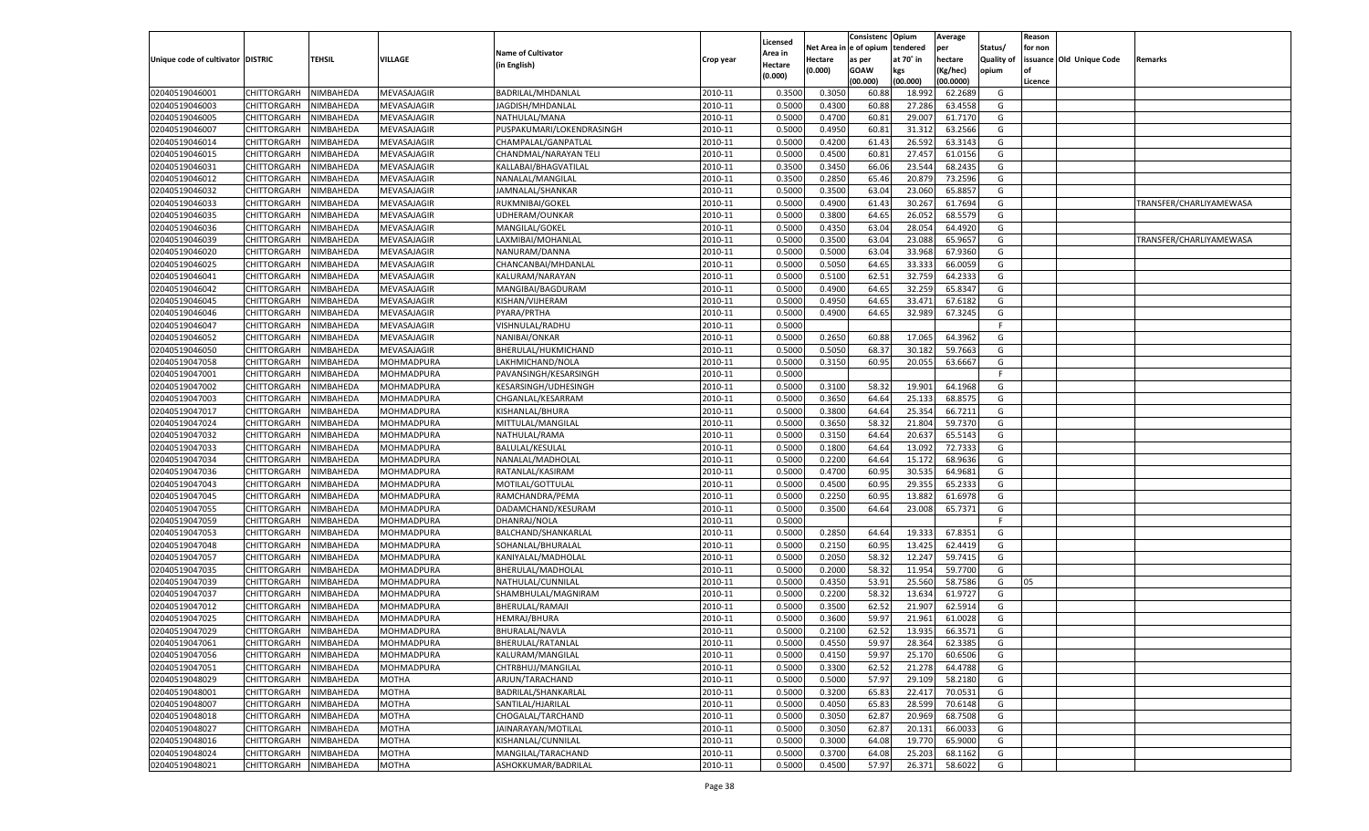| Unique code of cultivator | DISTRIC | TEHSIL | VILLAGE | Name of Cultivator (in English) | Crop year | Licensed Area in Hectare (0.000) | Net Area in Hectare (0.000) | Consistenc e of opium as per GOAW (00.000) | Opium tendered at 70° in kgs (00.000) | Average per hectare (Kg/hec) (00.0000) | Status/ Quality of opium | Reason for non issuance of Licence | Old Unique Code | Remarks |
|---|---|---|---|---|---|---|---|---|---|---|---|---|---|---|
| 02040519046001 | CHITTORGARH | NIMBAHEDA | MEVASAJAGIR | BADRILAL/MHDANLAL | 2010-11 | 0.3500 | 0.3050 | 60.88 | 18.992 | 62.2689 | G | | | |
| 02040519046003 | CHITTORGARH | NIMBAHEDA | MEVASAJAGIR | JAGDISH/MHDANLAL | 2010-11 | 0.5000 | 0.4300 | 60.88 | 27.286 | 63.4558 | G | | | |
| 02040519046005 | CHITTORGARH | NIMBAHEDA | MEVASAJAGIR | NATHULAL/MANA | 2010-11 | 0.5000 | 0.4700 | 60.81 | 29.007 | 61.7170 | G | | | |
| 02040519046007 | CHITTORGARH | NIMBAHEDA | MEVASAJAGIR | PUSPAKUMARI/LOKENDRASINGH | 2010-11 | 0.5000 | 0.4950 | 60.81 | 31.312 | 63.2566 | G | | | |
| 02040519046014 | CHITTORGARH | NIMBAHEDA | MEVASAJAGIR | CHAMPALAL/GANPATLAL | 2010-11 | 0.5000 | 0.4200 | 61.43 | 26.592 | 63.3143 | G | | | |
| 02040519046015 | CHITTORGARH | NIMBAHEDA | MEVASAJAGIR | CHANDMAL/NARAYAN TELI | 2010-11 | 0.5000 | 0.4500 | 60.81 | 27.457 | 61.0156 | G | | | |
| 02040519046031 | CHITTORGARH | NIMBAHEDA | MEVASAJAGIR | KALLABAI/BHAGVATILAL | 2010-11 | 0.3500 | 0.3450 | 66.06 | 23.544 | 68.2435 | G | | | |
| 02040519046012 | CHITTORGARH | NIMBAHEDA | MEVASAJAGIR | NANALAL/MANGILAL | 2010-11 | 0.3500 | 0.2850 | 65.46 | 20.879 | 73.2596 | G | | | |
| 02040519046032 | CHITTORGARH | NIMBAHEDA | MEVASAJAGIR | JAMNALAL/SHANKAR | 2010-11 | 0.5000 | 0.3500 | 63.04 | 23.060 | 65.8857 | G | | | |
| 02040519046033 | CHITTORGARH | NIMBAHEDA | MEVASAJAGIR | RUKMNIBAI/GOKEL | 2010-11 | 0.5000 | 0.4900 | 61.43 | 30.267 | 61.7694 | G | | | TRANSFER/CHARLIYAMEWASA |
| 02040519046035 | CHITTORGARH | NIMBAHEDA | MEVASAJAGIR | UDHERAM/OUNKAR | 2010-11 | 0.5000 | 0.3800 | 64.65 | 26.052 | 68.5579 | G | | | |
| 02040519046036 | CHITTORGARH | NIMBAHEDA | MEVASAJAGIR | MANGILAL/GOKEL | 2010-11 | 0.5000 | 0.4350 | 63.04 | 28.054 | 64.4920 | G | | | |
| 02040519046039 | CHITTORGARH | NIMBAHEDA | MEVASAJAGIR | LAXMIBAI/MOHANLAL | 2010-11 | 0.5000 | 0.3500 | 63.04 | 23.088 | 65.9657 | G | | | TRANSFER/CHARLIYAMEWASA |
| 02040519046020 | CHITTORGARH | NIMBAHEDA | MEVASAJAGIR | NANURAM/DANNA | 2010-11 | 0.5000 | 0.5000 | 63.04 | 33.968 | 67.9360 | G | | | |
| 02040519046025 | CHITTORGARH | NIMBAHEDA | MEVASAJAGIR | CHANCANBAI/MHDANLAL | 2010-11 | 0.5000 | 0.5050 | 64.65 | 33.333 | 66.0059 | G | | | |
| 02040519046041 | CHITTORGARH | NIMBAHEDA | MEVASAJAGIR | KALURAM/NARAYAN | 2010-11 | 0.5000 | 0.5100 | 62.51 | 32.759 | 64.2333 | G | | | |
| 02040519046042 | CHITTORGARH | NIMBAHEDA | MEVASAJAGIR | MANGIBAI/BAGDURAM | 2010-11 | 0.5000 | 0.4900 | 64.65 | 32.259 | 65.8347 | G | | | |
| 02040519046045 | CHITTORGARH | NIMBAHEDA | MEVASAJAGIR | KISHAN/VIJHERAM | 2010-11 | 0.5000 | 0.4950 | 64.65 | 33.471 | 67.6182 | G | | | |
| 02040519046046 | CHITTORGARH | NIMBAHEDA | MEVASAJAGIR | PYARA/PRTHA | 2010-11 | 0.5000 | 0.4900 | 64.65 | 32.989 | 67.3245 | G | | | |
| 02040519046047 | CHITTORGARH | NIMBAHEDA | MEVASAJAGIR | VISHNULAL/RADHU | 2010-11 | 0.5000 | | | | | F | | | |
| 02040519046052 | CHITTORGARH | NIMBAHEDA | MEVASAJAGIR | NANIBAI/ONKAR | 2010-11 | 0.5000 | 0.2650 | 60.88 | 17.065 | 64.3962 | G | | | |
| 02040519046050 | CHITTORGARH | NIMBAHEDA | MEVASAJAGIR | BHERULAL/HUKMICHAND | 2010-11 | 0.5000 | 0.5050 | 68.37 | 30.182 | 59.7663 | G | | | |
| 02040519047058 | CHITTORGARH | NIMBAHEDA | MOHMADPURA | LAKHMICHAND/NOLA | 2010-11 | 0.5000 | 0.3150 | 60.95 | 20.055 | 63.6667 | G | | | |
| 02040519047001 | CHITTORGARH | NIMBAHEDA | MOHMADPURA | PAVANSINGH/KESARSINGH | 2010-11 | 0.5000 | | | | | F | | | |
| 02040519047002 | CHITTORGARH | NIMBAHEDA | MOHMADPURA | KESARSINGH/UDHESINGH | 2010-11 | 0.5000 | 0.3100 | 58.32 | 19.901 | 64.1968 | G | | | |
| 02040519047003 | CHITTORGARH | NIMBAHEDA | MOHMADPURA | CHGANLAL/KESARRAM | 2010-11 | 0.5000 | 0.3650 | 64.64 | 25.133 | 68.8575 | G | | | |
| 02040519047017 | CHITTORGARH | NIMBAHEDA | MOHMADPURA | KISHANLAL/BHURA | 2010-11 | 0.5000 | 0.3800 | 64.64 | 25.354 | 66.7211 | G | | | |
| 02040519047024 | CHITTORGARH | NIMBAHEDA | MOHMADPURA | MITTULAL/MANGILAL | 2010-11 | 0.5000 | 0.3650 | 58.32 | 21.804 | 59.7370 | G | | | |
| 02040519047032 | CHITTORGARH | NIMBAHEDA | MOHMADPURA | NATHULAL/RAMA | 2010-11 | 0.5000 | 0.3150 | 64.64 | 20.637 | 65.5143 | G | | | |
| 02040519047033 | CHITTORGARH | NIMBAHEDA | MOHMADPURA | BALULAL/KESULAL | 2010-11 | 0.5000 | 0.1800 | 64.64 | 13.092 | 72.7333 | G | | | |
| 02040519047034 | CHITTORGARH | NIMBAHEDA | MOHMADPURA | NANALAL/MADHOLAL | 2010-11 | 0.5000 | 0.2200 | 64.64 | 15.172 | 68.9636 | G | | | |
| 02040519047036 | CHITTORGARH | NIMBAHEDA | MOHMADPURA | RATANLAL/KASIRAM | 2010-11 | 0.5000 | 0.4700 | 60.95 | 30.535 | 64.9681 | G | | | |
| 02040519047043 | CHITTORGARH | NIMBAHEDA | MOHMADPURA | MOTILAL/GOTTULAL | 2010-11 | 0.5000 | 0.4500 | 60.95 | 29.355 | 65.2333 | G | | | |
| 02040519047045 | CHITTORGARH | NIMBAHEDA | MOHMADPURA | RAMCHANDRA/PEMA | 2010-11 | 0.5000 | 0.2250 | 60.95 | 13.882 | 61.6978 | G | | | |
| 02040519047055 | CHITTORGARH | NIMBAHEDA | MOHMADPURA | DADAMCHAND/KESURAM | 2010-11 | 0.5000 | 0.3500 | 64.64 | 23.008 | 65.7371 | G | | | |
| 02040519047059 | CHITTORGARH | NIMBAHEDA | MOHMADPURA | DHANRAJ/NOLA | 2010-11 | 0.5000 | | | | | F | | | |
| 02040519047053 | CHITTORGARH | NIMBAHEDA | MOHMADPURA | BALCHAND/SHANKARLAL | 2010-11 | 0.5000 | 0.2850 | 64.64 | 19.333 | 67.8351 | G | | | |
| 02040519047048 | CHITTORGARH | NIMBAHEDA | MOHMADPURA | SOHANLAL/BHURALAL | 2010-11 | 0.5000 | 0.2150 | 60.95 | 13.425 | 62.4419 | G | | | |
| 02040519047057 | CHITTORGARH | NIMBAHEDA | MOHMADPURA | KANIYALAL/MADHOLAL | 2010-11 | 0.5000 | 0.2050 | 58.32 | 12.247 | 59.7415 | G | | | |
| 02040519047035 | CHITTORGARH | NIMBAHEDA | MOHMADPURA | BHERULAL/MADHOLAL | 2010-11 | 0.5000 | 0.2000 | 58.32 | 11.954 | 59.7700 | G | | | |
| 02040519047039 | CHITTORGARH | NIMBAHEDA | MOHMADPURA | NATHULAL/CUNNILAL | 2010-11 | 0.5000 | 0.4350 | 53.91 | 25.560 | 58.7586 | G | 05 | | |
| 02040519047037 | CHITTORGARH | NIMBAHEDA | MOHMADPURA | SHAMBHULAL/MAGNIRAM | 2010-11 | 0.5000 | 0.2200 | 58.32 | 13.634 | 61.9727 | G | | | |
| 02040519047012 | CHITTORGARH | NIMBAHEDA | MOHMADPURA | BHERULAL/RAMAJI | 2010-11 | 0.5000 | 0.3500 | 62.52 | 21.907 | 62.5914 | G | | | |
| 02040519047025 | CHITTORGARH | NIMBAHEDA | MOHMADPURA | HEMRAJ/BHURA | 2010-11 | 0.5000 | 0.3600 | 59.97 | 21.961 | 61.0028 | G | | | |
| 02040519047029 | CHITTORGARH | NIMBAHEDA | MOHMADPURA | BHURALAL/NAVLA | 2010-11 | 0.5000 | 0.2100 | 62.52 | 13.935 | 66.3571 | G | | | |
| 02040519047061 | CHITTORGARH | NIMBAHEDA | MOHMADPURA | BHERULAL/RATANLAL | 2010-11 | 0.5000 | 0.4550 | 59.97 | 28.364 | 62.3385 | G | | | |
| 02040519047056 | CHITTORGARH | NIMBAHEDA | MOHMADPURA | KALURAM/MANGILAL | 2010-11 | 0.5000 | 0.4150 | 59.97 | 25.170 | 60.6506 | G | | | |
| 02040519047051 | CHITTORGARH | NIMBAHEDA | MOHMADPURA | CHTRBHUJ/MANGILAL | 2010-11 | 0.5000 | 0.3300 | 62.52 | 21.278 | 64.4788 | G | | | |
| 02040519048029 | CHITTORGARH | NIMBAHEDA | MOTHA | ARJUN/TARACHAND | 2010-11 | 0.5000 | 0.5000 | 57.97 | 29.109 | 58.2180 | G | | | |
| 02040519048001 | CHITTORGARH | NIMBAHEDA | MOTHA | BADRILAL/SHANKARLAL | 2010-11 | 0.5000 | 0.3200 | 65.83 | 22.417 | 70.0531 | G | | | |
| 02040519048007 | CHITTORGARH | NIMBAHEDA | MOTHA | SANTILAL/HJARILAL | 2010-11 | 0.5000 | 0.4050 | 65.83 | 28.599 | 70.6148 | G | | | |
| 02040519048018 | CHITTORGARH | NIMBAHEDA | MOTHA | CHOGALAL/TARCHAND | 2010-11 | 0.5000 | 0.3050 | 62.87 | 20.969 | 68.7508 | G | | | |
| 02040519048027 | CHITTORGARH | NIMBAHEDA | MOTHA | JAINARAYAN/MOTILAL | 2010-11 | 0.5000 | 0.3050 | 62.87 | 20.131 | 66.0033 | G | | | |
| 02040519048016 | CHITTORGARH | NIMBAHEDA | MOTHA | KISHANLAL/CUNNILAL | 2010-11 | 0.5000 | 0.3000 | 64.08 | 19.770 | 65.9000 | G | | | |
| 02040519048024 | CHITTORGARH | NIMBAHEDA | MOTHA | MANGILAL/TARACHAND | 2010-11 | 0.5000 | 0.3700 | 64.08 | 25.203 | 68.1162 | G | | | |
| 02040519048021 | CHITTORGARH | NIMBAHEDA | MOTHA | ASHOKKUMAR/BADRILAL | 2010-11 | 0.5000 | 0.4500 | 57.97 | 26.371 | 58.6022 | G | | | |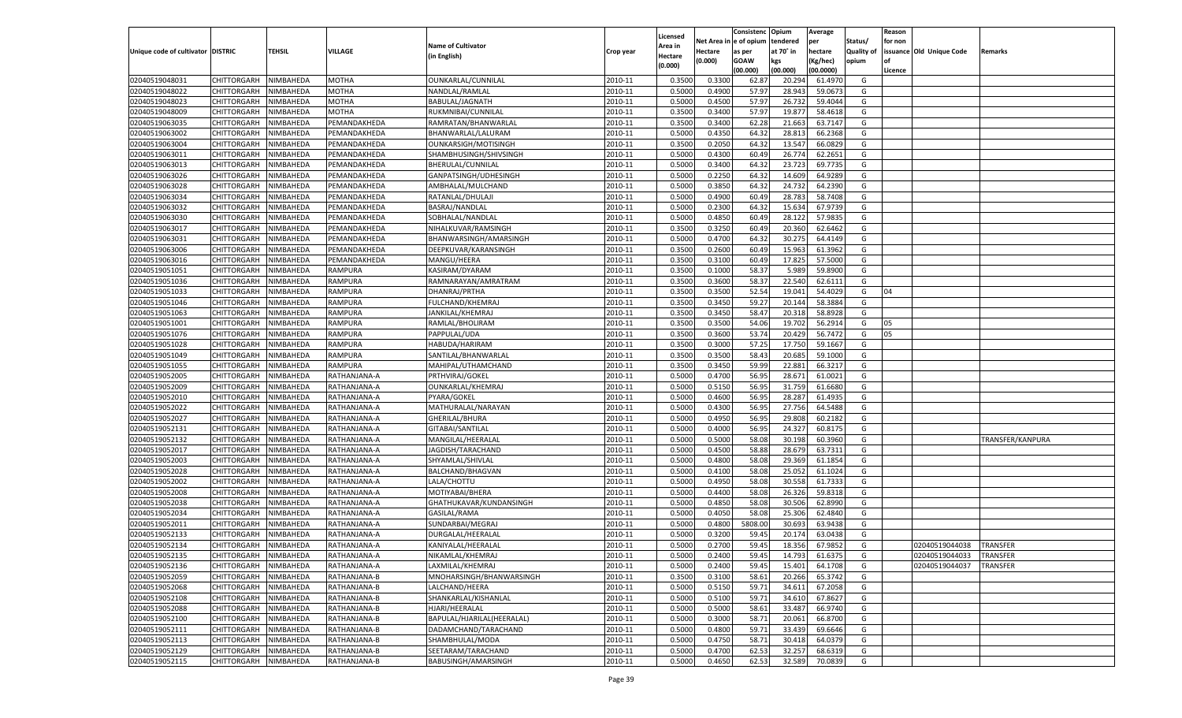| Unique code of cultivator | DISTRIC | TEHSIL | VILLAGE | Name of Cultivator (in English) | Crop year | Licensed Area in Hectare (0.000) | Net Area in Hectare (0.000) | Consistenc e of opium as per GOAW (00.000) | Opium tendered at 70° in kgs (00.000) | Average per hectare (Kg/hec) (00.0000) | Status/ Quality of opium | Reason for non issuance of Licence | Old Unique Code | Remarks |
|---|---|---|---|---|---|---|---|---|---|---|---|---|---|---|
| 02040519048031 | CHITTORGARH | NIMBAHEDA | MOTHA | OUNKARLAL/CUNNILAL | 2010-11 | 0.3500 | 0.3300 | 62.87 | 20.294 | 61.4970 | G | | | |
| 02040519048022 | CHITTORGARH | NIMBAHEDA | MOTHA | NANDLAL/RAMLAL | 2010-11 | 0.5000 | 0.4900 | 57.97 | 28.943 | 59.0673 | G | | | |
| 02040519048023 | CHITTORGARH | NIMBAHEDA | MOTHA | BABULAL/JAGNATH | 2010-11 | 0.5000 | 0.4500 | 57.97 | 26.732 | 59.4044 | G | | | |
| 02040519048009 | CHITTORGARH | NIMBAHEDA | MOTHA | RUKMNIBAI/CUNNILAL | 2010-11 | 0.3500 | 0.3400 | 57.97 | 19.877 | 58.4618 | G | | | |
| 02040519063035 | CHITTORGARH | NIMBAHEDA | PEMANDAKHEDA | RAMRATAN/BHANWARLAL | 2010-11 | 0.3500 | 0.3400 | 62.28 | 21.663 | 63.7147 | G | | | |
| 02040519063002 | CHITTORGARH | NIMBAHEDA | PEMANDAKHEDA | BHANWARLAL/LALURAM | 2010-11 | 0.5000 | 0.4350 | 64.32 | 28.813 | 66.2368 | G | | | |
| 02040519063004 | CHITTORGARH | NIMBAHEDA | PEMANDAKHEDA | OUNKARSIGH/MOTISINGH | 2010-11 | 0.3500 | 0.2050 | 64.32 | 13.547 | 66.0829 | G | | | |
| 02040519063011 | CHITTORGARH | NIMBAHEDA | PEMANDAKHEDA | SHAMBHUSINGH/SHIVSINGH | 2010-11 | 0.5000 | 0.4300 | 60.49 | 26.774 | 62.2651 | G | | | |
| 02040519063013 | CHITTORGARH | NIMBAHEDA | PEMANDAKHEDA | BHERULAL/CUNNILAL | 2010-11 | 0.5000 | 0.3400 | 64.32 | 23.723 | 69.7735 | G | | | |
| 02040519063026 | CHITTORGARH | NIMBAHEDA | PEMANDAKHEDA | GANPATSINGH/UDHESINGH | 2010-11 | 0.5000 | 0.2250 | 64.32 | 14.609 | 64.9289 | G | | | |
| 02040519063028 | CHITTORGARH | NIMBAHEDA | PEMANDAKHEDA | AMBHALAL/MULCHAND | 2010-11 | 0.5000 | 0.3850 | 64.32 | 24.732 | 64.2390 | G | | | |
| 02040519063034 | CHITTORGARH | NIMBAHEDA | PEMANDAKHEDA | RATANLAL/DHULAJI | 2010-11 | 0.5000 | 0.4900 | 60.49 | 28.783 | 58.7408 | G | | | |
| 02040519063032 | CHITTORGARH | NIMBAHEDA | PEMANDAKHEDA | BASRAJ/NANDLAL | 2010-11 | 0.5000 | 0.2300 | 64.32 | 15.634 | 67.9739 | G | | | |
| 02040519063030 | CHITTORGARH | NIMBAHEDA | PEMANDAKHEDA | SOBHALAL/NANDLAL | 2010-11 | 0.5000 | 0.4850 | 60.49 | 28.122 | 57.9835 | G | | | |
| 02040519063017 | CHITTORGARH | NIMBAHEDA | PEMANDAKHEDA | NIHALKUVAR/RAMSINGH | 2010-11 | 0.3500 | 0.3250 | 60.49 | 20.360 | 62.6462 | G | | | |
| 02040519063031 | CHITTORGARH | NIMBAHEDA | PEMANDAKHEDA | BHANWARSINGH/AMARSINGH | 2010-11 | 0.5000 | 0.4700 | 64.32 | 30.275 | 64.4149 | G | | | |
| 02040519063006 | CHITTORGARH | NIMBAHEDA | PEMANDAKHEDA | DEEPKUVAR/KARANSINGH | 2010-11 | 0.3500 | 0.2600 | 60.49 | 15.963 | 61.3962 | G | | | |
| 02040519063016 | CHITTORGARH | NIMBAHEDA | PEMANDAKHEDA | MANGU/HEERA | 2010-11 | 0.3500 | 0.3100 | 60.49 | 17.825 | 57.5000 | G | | | |
| 02040519051051 | CHITTORGARH | NIMBAHEDA | RAMPURA | KASIRAM/DYARAM | 2010-11 | 0.3500 | 0.1000 | 58.37 | 5.989 | 59.8900 | G | | | |
| 02040519051036 | CHITTORGARH | NIMBAHEDA | RAMPURA | RAMNARAYAN/AMRATRAM | 2010-11 | 0.3500 | 0.3600 | 58.37 | 22.540 | 62.6111 | G | | | |
| 02040519051033 | CHITTORGARH | NIMBAHEDA | RAMPURA | DHANRAJ/PRTHA | 2010-11 | 0.3500 | 0.3500 | 52.54 | 19.041 | 54.4029 | G | 04 | | |
| 02040519051046 | CHITTORGARH | NIMBAHEDA | RAMPURA | FULCHAND/KHEMRAJ | 2010-11 | 0.3500 | 0.3450 | 59.27 | 20.144 | 58.3884 | G | | | |
| 02040519051063 | CHITTORGARH | NIMBAHEDA | RAMPURA | JANKILAL/KHEMRAJ | 2010-11 | 0.3500 | 0.3450 | 58.47 | 20.318 | 58.8928 | G | | | |
| 02040519051001 | CHITTORGARH | NIMBAHEDA | RAMPURA | RAMLAL/BHOLIRAM | 2010-11 | 0.3500 | 0.3500 | 54.06 | 19.702 | 56.2914 | G | 05 | | |
| 02040519051076 | CHITTORGARH | NIMBAHEDA | RAMPURA | PAPPULAL/UDA | 2010-11 | 0.3500 | 0.3600 | 53.74 | 20.429 | 56.7472 | G | 05 | | |
| 02040519051028 | CHITTORGARH | NIMBAHEDA | RAMPURA | HABUDA/HARIRAM | 2010-11 | 0.3500 | 0.3000 | 57.25 | 17.750 | 59.1667 | G | | | |
| 02040519051049 | CHITTORGARH | NIMBAHEDA | RAMPURA | SANTILAL/BHANWARLAL | 2010-11 | 0.3500 | 0.3500 | 58.43 | 20.685 | 59.1000 | G | | | |
| 02040519051055 | CHITTORGARH | NIMBAHEDA | RAMPURA | MAHIPAL/UTHAMCHAND | 2010-11 | 0.3500 | 0.3450 | 59.99 | 22.881 | 66.3217 | G | | | |
| 02040519052005 | CHITTORGARH | NIMBAHEDA | RATHANJANA-A | PRTHVIRAJ/GOKEL | 2010-11 | 0.5000 | 0.4700 | 56.95 | 28.671 | 61.0021 | G | | | |
| 02040519052009 | CHITTORGARH | NIMBAHEDA | RATHANJANA-A | OUNKARLAL/KHEMRAJ | 2010-11 | 0.5000 | 0.5150 | 56.95 | 31.759 | 61.6680 | G | | | |
| 02040519052010 | CHITTORGARH | NIMBAHEDA | RATHANJANA-A | PYARA/GOKEL | 2010-11 | 0.5000 | 0.4600 | 56.95 | 28.287 | 61.4935 | G | | | |
| 02040519052022 | CHITTORGARH | NIMBAHEDA | RATHANJANA-A | MATHURALAL/NARAYAN | 2010-11 | 0.5000 | 0.4300 | 56.95 | 27.756 | 64.5488 | G | | | |
| 02040519052027 | CHITTORGARH | NIMBAHEDA | RATHANJANA-A | GHERILAL/BHURA | 2010-11 | 0.5000 | 0.4950 | 56.95 | 29.808 | 60.2182 | G | | | |
| 02040519052131 | CHITTORGARH | NIMBAHEDA | RATHANJANA-A | GITABAI/SANTILAL | 2010-11 | 0.5000 | 0.4000 | 56.95 | 24.327 | 60.8175 | G | | | |
| 02040519052132 | CHITTORGARH | NIMBAHEDA | RATHANJANA-A | MANGILAL/HEERALAL | 2010-11 | 0.5000 | 0.5000 | 58.08 | 30.198 | 60.3960 | G | | | TRANSFER/KANPURA |
| 02040519052017 | CHITTORGARH | NIMBAHEDA | RATHANJANA-A | JAGDISH/TARACHAND | 2010-11 | 0.5000 | 0.4500 | 58.88 | 28.679 | 63.7311 | G | | | |
| 02040519052003 | CHITTORGARH | NIMBAHEDA | RATHANJANA-A | SHYAMLAL/SHIVLAL | 2010-11 | 0.5000 | 0.4800 | 58.08 | 29.369 | 61.1854 | G | | | |
| 02040519052028 | CHITTORGARH | NIMBAHEDA | RATHANJANA-A | BALCHAND/BHAGVAN | 2010-11 | 0.5000 | 0.4100 | 58.08 | 25.052 | 61.1024 | G | | | |
| 02040519052002 | CHITTORGARH | NIMBAHEDA | RATHANJANA-A | LALA/CHOTTU | 2010-11 | 0.5000 | 0.4950 | 58.08 | 30.558 | 61.7333 | G | | | |
| 02040519052008 | CHITTORGARH | NIMBAHEDA | RATHANJANA-A | MOTIYABAI/BHERA | 2010-11 | 0.5000 | 0.4400 | 58.08 | 26.326 | 59.8318 | G | | | |
| 02040519052038 | CHITTORGARH | NIMBAHEDA | RATHANJANA-A | GHATHUKAVAR/KUNDANSINGH | 2010-11 | 0.5000 | 0.4850 | 58.08 | 30.506 | 62.8990 | G | | | |
| 02040519052034 | CHITTORGARH | NIMBAHEDA | RATHANJANA-A | GASILAL/RAMA | 2010-11 | 0.5000 | 0.4050 | 58.08 | 25.306 | 62.4840 | G | | | |
| 02040519052011 | CHITTORGARH | NIMBAHEDA | RATHANJANA-A | SUNDARBAI/MEGRAJ | 2010-11 | 0.5000 | 0.4800 | 5808.00 | 30.693 | 63.9438 | G | | | |
| 02040519052133 | CHITTORGARH | NIMBAHEDA | RATHANJANA-A | DURGALAL/HEERALAL | 2010-11 | 0.5000 | 0.3200 | 59.45 | 20.174 | 63.0438 | G | | | |
| 02040519052134 | CHITTORGARH | NIMBAHEDA | RATHANJANA-A | KANIYALAL/HEERALAL | 2010-11 | 0.5000 | 0.2700 | 59.45 | 18.356 | 67.9852 | G | | 02040519044038 | TRANSFER |
| 02040519052135 | CHITTORGARH | NIMBAHEDA | RATHANJANA-A | NIKAMLAL/KHEMRAJ | 2010-11 | 0.5000 | 0.2400 | 59.45 | 14.793 | 61.6375 | G | | 02040519044033 | TRANSFER |
| 02040519052136 | CHITTORGARH | NIMBAHEDA | RATHANJANA-A | LAXMILAL/KHEMRAJ | 2010-11 | 0.5000 | 0.2400 | 59.45 | 15.401 | 64.1708 | G | | 02040519044037 | TRANSFER |
| 02040519052059 | CHITTORGARH | NIMBAHEDA | RATHANJANA-B | MNOHARSINGH/BHANWARSINGH | 2010-11 | 0.3500 | 0.3100 | 58.61 | 20.266 | 65.3742 | G | | | |
| 02040519052068 | CHITTORGARH | NIMBAHEDA | RATHANJANA-B | LALCHAND/HEERA | 2010-11 | 0.5000 | 0.5150 | 59.71 | 34.611 | 67.2058 | G | | | |
| 02040519052108 | CHITTORGARH | NIMBAHEDA | RATHANJANA-B | SHANKARLAL/KISHANLAL | 2010-11 | 0.5000 | 0.5100 | 59.71 | 34.610 | 67.8627 | G | | | |
| 02040519052088 | CHITTORGARH | NIMBAHEDA | RATHANJANA-B | HJARI/HEERALAL | 2010-11 | 0.5000 | 0.5000 | 58.61 | 33.487 | 66.9740 | G | | | |
| 02040519052100 | CHITTORGARH | NIMBAHEDA | RATHANJANA-B | BAPULAL/HJARILAL(HEERALAL) | 2010-11 | 0.5000 | 0.3000 | 58.71 | 20.061 | 66.8700 | G | | | |
| 02040519052111 | CHITTORGARH | NIMBAHEDA | RATHANJANA-B | DADAMCHAND/TARACHAND | 2010-11 | 0.5000 | 0.4800 | 59.71 | 33.439 | 69.6646 | G | | | |
| 02040519052113 | CHITTORGARH | NIMBAHEDA | RATHANJANA-B | SHAMBHULAL/MODA | 2010-11 | 0.5000 | 0.4750 | 58.71 | 30.418 | 64.0379 | G | | | |
| 02040519052129 | CHITTORGARH | NIMBAHEDA | RATHANJANA-B | SEETARAM/TARACHAND | 2010-11 | 0.5000 | 0.4700 | 62.53 | 32.257 | 68.6319 | G | | | |
| 02040519052115 | CHITTORGARH | NIMBAHEDA | RATHANJANA-B | BABUSINGH/AMARSINGH | 2010-11 | 0.5000 | 0.4650 | 62.53 | 32.589 | 70.0839 | G | | | |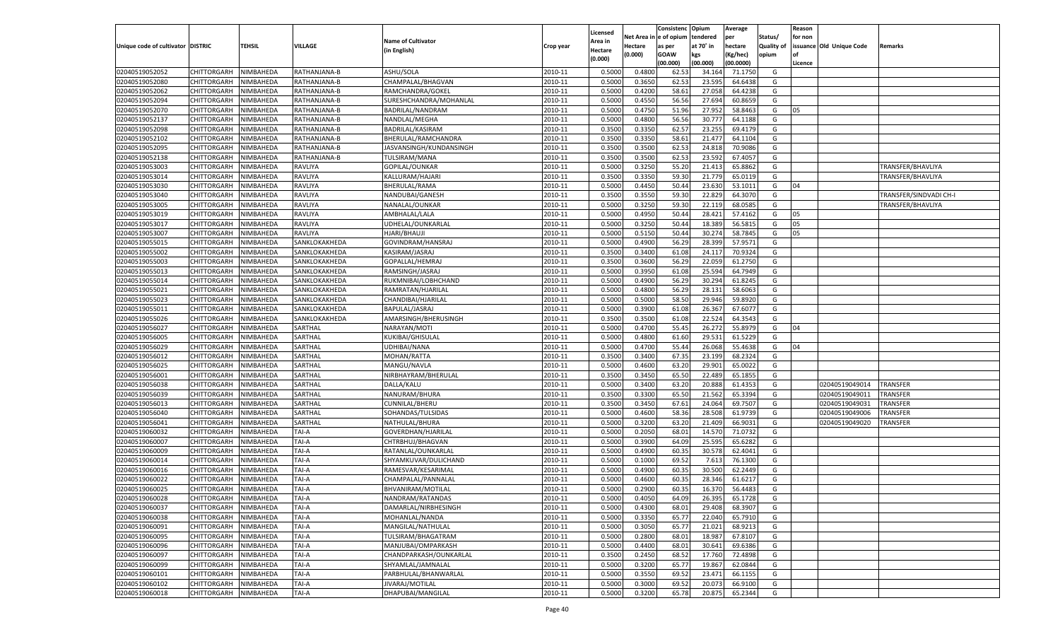| Unique code of cultivator | DISTRIC | TEHSIL | VILLAGE | Name of Cultivator (in English) | Crop year | Licensed Area in Hectare (0.000) | Net Area in Hectare (0.000) | Consistenc e of opium as per GOAW (00.000) | Opium tendered at 70° in kgs (00.000) | Average per hectare (Kg/hec) (00.0000) | Status/ Quality of opium | Reason for non issuance of Licence | Old Unique Code | Remarks |
|---|---|---|---|---|---|---|---|---|---|---|---|---|---|---|
| 02040519052052 | CHITTORGARH | NIMBAHEDA | RATHANJANA-B | ASHU/SOLA | 2010-11 | 0.5000 | 0.4800 | 62.53 | 34.164 | 71.1750 | G | | | |
| 02040519052080 | CHITTORGARH | NIMBAHEDA | RATHANJANA-B | CHAMPALAL/BHAGVAN | 2010-11 | 0.5000 | 0.3650 | 62.53 | 23.595 | 64.6438 | G | | | |
| 02040519052062 | CHITTORGARH | NIMBAHEDA | RATHANJANA-B | RAMCHANDRA/GOKEL | 2010-11 | 0.5000 | 0.4200 | 58.61 | 27.058 | 64.4238 | G | | | |
| 02040519052094 | CHITTORGARH | NIMBAHEDA | RATHANJANA-B | SURESHCHANDRA/MOHANLAL | 2010-11 | 0.5000 | 0.4550 | 56.56 | 27.694 | 60.8659 | G | | | |
| 02040519052070 | CHITTORGARH | NIMBAHEDA | RATHANJANA-B | BADRILAL/NANDRAM | 2010-11 | 0.5000 | 0.4750 | 51.96 | 27.952 | 58.8463 | G | 05 | | |
| 02040519052137 | CHITTORGARH | NIMBAHEDA | RATHANJANA-B | NANDLAL/MEGHA | 2010-11 | 0.5000 | 0.4800 | 56.56 | 30.777 | 64.1188 | G | | | |
| 02040519052098 | CHITTORGARH | NIMBAHEDA | RATHANJANA-B | BADRILAL/KASIRAM | 2010-11 | 0.3500 | 0.3350 | 62.57 | 23.255 | 69.4179 | G | | | |
| 02040519052102 | CHITTORGARH | NIMBAHEDA | RATHANJANA-B | BHERULAL/RAMCHANDRA | 2010-11 | 0.3500 | 0.3350 | 58.61 | 21.477 | 64.1104 | G | | | |
| 02040519052095 | CHITTORGARH | NIMBAHEDA | RATHANJANA-B | JASVANSINGH/KUNDANSINGH | 2010-11 | 0.3500 | 0.3500 | 62.53 | 24.818 | 70.9086 | G | | | |
| 02040519052138 | CHITTORGARH | NIMBAHEDA | RATHANJANA-B | TULSIRAM/MANA | 2010-11 | 0.3500 | 0.3500 | 62.53 | 23.592 | 67.4057 | G | | | |
| 02040519053003 | CHITTORGARH | NIMBAHEDA | RAVLIYA | GOPILAL/OUNKAR | 2010-11 | 0.5000 | 0.3250 | 55.20 | 21.413 | 65.8862 | G | | | TRANSFER/BHAVLIYA |
| 02040519053014 | CHITTORGARH | NIMBAHEDA | RAVLIYA | KALLURAM/HAJARI | 2010-11 | 0.3500 | 0.3350 | 59.30 | 21.779 | 65.0119 | G | | | TRANSFER/BHAVLIYA |
| 02040519053030 | CHITTORGARH | NIMBAHEDA | RAVLIYA | BHERULAL/RAMA | 2010-11 | 0.5000 | 0.4450 | 50.44 | 23.630 | 53.1011 | G | 04 | | |
| 02040519053040 | CHITTORGARH | NIMBAHEDA | RAVLIYA | NANDUBAI/GANESH | 2010-11 | 0.3500 | 0.3550 | 59.30 | 22.829 | 64.3070 | G | | | TRANSFER/SINDVADI CH-I |
| 02040519053005 | CHITTORGARH | NIMBAHEDA | RAVLIYA | NANALAL/OUNKAR | 2010-11 | 0.5000 | 0.3250 | 59.30 | 22.119 | 68.0585 | G | | | TRANSFER/BHAVLIYA |
| 02040519053019 | CHITTORGARH | NIMBAHEDA | RAVLIYA | AMBHALAL/LALA | 2010-11 | 0.5000 | 0.4950 | 50.44 | 28.421 | 57.4162 | G | 05 | | |
| 02040519053017 | CHITTORGARH | NIMBAHEDA | RAVLIYA | UDHELAL/OUNKARLAL | 2010-11 | 0.5000 | 0.3250 | 50.44 | 18.389 | 56.5815 | G | 05 | | |
| 02040519053007 | CHITTORGARH | NIMBAHEDA | RAVLIYA | HJARI/BHAUJI | 2010-11 | 0.5000 | 0.5150 | 50.44 | 30.274 | 58.7845 | G | 05 | | |
| 02040519055015 | CHITTORGARH | NIMBAHEDA | SANKLOKAKHEDA | GOVINDRAM/HANSRAJ | 2010-11 | 0.5000 | 0.4900 | 56.29 | 28.399 | 57.9571 | G | | | |
| 02040519055002 | CHITTORGARH | NIMBAHEDA | SANKLOKAKHEDA | KASIRAM/JASRAJ | 2010-11 | 0.3500 | 0.3400 | 61.08 | 24.117 | 70.9324 | G | | | |
| 02040519055003 | CHITTORGARH | NIMBAHEDA | SANKLOKAKHEDA | GOPALLAL/HEMRAJ | 2010-11 | 0.3500 | 0.3600 | 56.29 | 22.059 | 61.2750 | G | | | |
| 02040519055013 | CHITTORGARH | NIMBAHEDA | SANKLOKAKHEDA | RAMSINGH/JASRAJ | 2010-11 | 0.5000 | 0.3950 | 61.08 | 25.594 | 64.7949 | G | | | |
| 02040519055014 | CHITTORGARH | NIMBAHEDA | SANKLOKAKHEDA | RUKMNIBAI/LOBHCHAND | 2010-11 | 0.5000 | 0.4900 | 56.29 | 30.294 | 61.8245 | G | | | |
| 02040519055021 | CHITTORGARH | NIMBAHEDA | SANKLOKAKHEDA | RAMRATAN/HJARILAL | 2010-11 | 0.5000 | 0.4800 | 56.29 | 28.131 | 58.6063 | G | | | |
| 02040519055023 | CHITTORGARH | NIMBAHEDA | SANKLOKAKHEDA | CHANDIBAI/HJARILAL | 2010-11 | 0.5000 | 0.5000 | 58.50 | 29.946 | 59.8920 | G | | | |
| 02040519055011 | CHITTORGARH | NIMBAHEDA | SANKLOKAKHEDA | BAPULAL/JASRAJ | 2010-11 | 0.5000 | 0.3900 | 61.08 | 26.367 | 67.6077 | G | | | |
| 02040519055026 | CHITTORGARH | NIMBAHEDA | SANKLOKAKHEDA | AMARSINGH/BHERUSINGH | 2010-11 | 0.3500 | 0.3500 | 61.08 | 22.524 | 64.3543 | G | | | |
| 02040519056027 | CHITTORGARH | NIMBAHEDA | SARTHAL | NARAYAN/MOTI | 2010-11 | 0.5000 | 0.4700 | 55.45 | 26.272 | 55.8979 | G | 04 | | |
| 02040519056005 | CHITTORGARH | NIMBAHEDA | SARTHAL | KUKIBAI/GHISULAL | 2010-11 | 0.5000 | 0.4800 | 61.60 | 29.531 | 61.5229 | G | | | |
| 02040519056029 | CHITTORGARH | NIMBAHEDA | SARTHAL | UDHIBAI/NANA | 2010-11 | 0.5000 | 0.4700 | 55.44 | 26.068 | 55.4638 | G | 04 | | |
| 02040519056012 | CHITTORGARH | NIMBAHEDA | SARTHAL | MOHAN/RATTA | 2010-11 | 0.3500 | 0.3400 | 67.35 | 23.199 | 68.2324 | G | | | |
| 02040519056025 | CHITTORGARH | NIMBAHEDA | SARTHAL | MANGU/NAVLA | 2010-11 | 0.5000 | 0.4600 | 63.20 | 29.901 | 65.0022 | G | | | |
| 02040519056001 | CHITTORGARH | NIMBAHEDA | SARTHAL | NIRBHAYRAM/BHERULAL | 2010-11 | 0.3500 | 0.3450 | 65.50 | 22.489 | 65.1855 | G | | | |
| 02040519056038 | CHITTORGARH | NIMBAHEDA | SARTHAL | DALLA/KALU | 2010-11 | 0.5000 | 0.3400 | 63.20 | 20.888 | 61.4353 | G | | 02040519049014 | TRANSFER |
| 02040519056039 | CHITTORGARH | NIMBAHEDA | SARTHAL | NANURAM/BHURA | 2010-11 | 0.3500 | 0.3300 | 65.50 | 21.562 | 65.3394 | G | | 02040519049011 | TRANSFER |
| 02040519056013 | CHITTORGARH | NIMBAHEDA | SARTHAL | CUNNILAL/BHERU | 2010-11 | 0.3500 | 0.3450 | 67.61 | 24.064 | 69.7507 | G | | 02040519049031 | TRANSFER |
| 02040519056040 | CHITTORGARH | NIMBAHEDA | SARTHAL | SOHANDAS/TULSIDAS | 2010-11 | 0.5000 | 0.4600 | 58.36 | 28.508 | 61.9739 | G | | 02040519049006 | TRANSFER |
| 02040519056041 | CHITTORGARH | NIMBAHEDA | SARTHAL | NATHULAL/BHURA | 2010-11 | 0.5000 | 0.3200 | 63.20 | 21.409 | 66.9031 | G | | 02040519049020 | TRANSFER |
| 02040519060032 | CHITTORGARH | NIMBAHEDA | TAI-A | GOVERDHAN/HJARILAL | 2010-11 | 0.5000 | 0.2050 | 68.01 | 14.570 | 71.0732 | G | | | |
| 02040519060007 | CHITTORGARH | NIMBAHEDA | TAI-A | CHTRBHUJ/BHAGVAN | 2010-11 | 0.5000 | 0.3900 | 64.09 | 25.595 | 65.6282 | G | | | |
| 02040519060009 | CHITTORGARH | NIMBAHEDA | TAI-A | RATANLAL/OUNKARLAL | 2010-11 | 0.5000 | 0.4900 | 60.35 | 30.578 | 62.4041 | G | | | |
| 02040519060014 | CHITTORGARH | NIMBAHEDA | TAI-A | SHYAMKUVAR/DULICHAND | 2010-11 | 0.5000 | 0.1000 | 69.52 | 7.613 | 76.1300 | G | | | |
| 02040519060016 | CHITTORGARH | NIMBAHEDA | TAI-A | RAMESVAR/KESARIMAL | 2010-11 | 0.5000 | 0.4900 | 60.35 | 30.500 | 62.2449 | G | | | |
| 02040519060022 | CHITTORGARH | NIMBAHEDA | TAI-A | CHAMPALAL/PANNALAL | 2010-11 | 0.5000 | 0.4600 | 60.35 | 28.346 | 61.6217 | G | | | |
| 02040519060025 | CHITTORGARH | NIMBAHEDA | TAI-A | BHVANIRAM/MOTILAL | 2010-11 | 0.5000 | 0.2900 | 60.35 | 16.370 | 56.4483 | G | | | |
| 02040519060028 | CHITTORGARH | NIMBAHEDA | TAI-A | NANDRAM/RATANDAS | 2010-11 | 0.5000 | 0.4050 | 64.09 | 26.395 | 65.1728 | G | | | |
| 02040519060037 | CHITTORGARH | NIMBAHEDA | TAI-A | DAMARLAL/NIRBHESINGH | 2010-11 | 0.5000 | 0.4300 | 68.01 | 29.408 | 68.3907 | G | | | |
| 02040519060038 | CHITTORGARH | NIMBAHEDA | TAI-A | MOHANLAL/NANDA | 2010-11 | 0.5000 | 0.3350 | 65.77 | 22.040 | 65.7910 | G | | | |
| 02040519060091 | CHITTORGARH | NIMBAHEDA | TAI-A | MANGILAL/NATHULAL | 2010-11 | 0.5000 | 0.3050 | 65.77 | 21.021 | 68.9213 | G | | | |
| 02040519060095 | CHITTORGARH | NIMBAHEDA | TAI-A | TULSIRAM/BHAGATRAM | 2010-11 | 0.5000 | 0.2800 | 68.01 | 18.987 | 67.8107 | G | | | |
| 02040519060096 | CHITTORGARH | NIMBAHEDA | TAI-A | MANJUBAI/OMPARKASH | 2010-11 | 0.5000 | 0.4400 | 68.01 | 30.641 | 69.6386 | G | | | |
| 02040519060097 | CHITTORGARH | NIMBAHEDA | TAI-A | CHANDPARKASH/OUNKARLAL | 2010-11 | 0.3500 | 0.2450 | 68.52 | 17.760 | 72.4898 | G | | | |
| 02040519060099 | CHITTORGARH | NIMBAHEDA | TAI-A | SHYAMLAL/JAMNALAL | 2010-11 | 0.5000 | 0.3200 | 65.77 | 19.867 | 62.0844 | G | | | |
| 02040519060101 | CHITTORGARH | NIMBAHEDA | TAI-A | PARBHULAL/BHANWARLAL | 2010-11 | 0.5000 | 0.3550 | 69.52 | 23.471 | 66.1155 | G | | | |
| 02040519060102 | CHITTORGARH | NIMBAHEDA | TAI-A | JIVARAJ/MOTILAL | 2010-11 | 0.5000 | 0.3000 | 69.52 | 20.073 | 66.9100 | G | | | |
| 02040519060018 | CHITTORGARH | NIMBAHEDA | TAI-A | DHAPUBAI/MANGILAL | 2010-11 | 0.5000 | 0.3200 | 65.78 | 20.875 | 65.2344 | G | | | |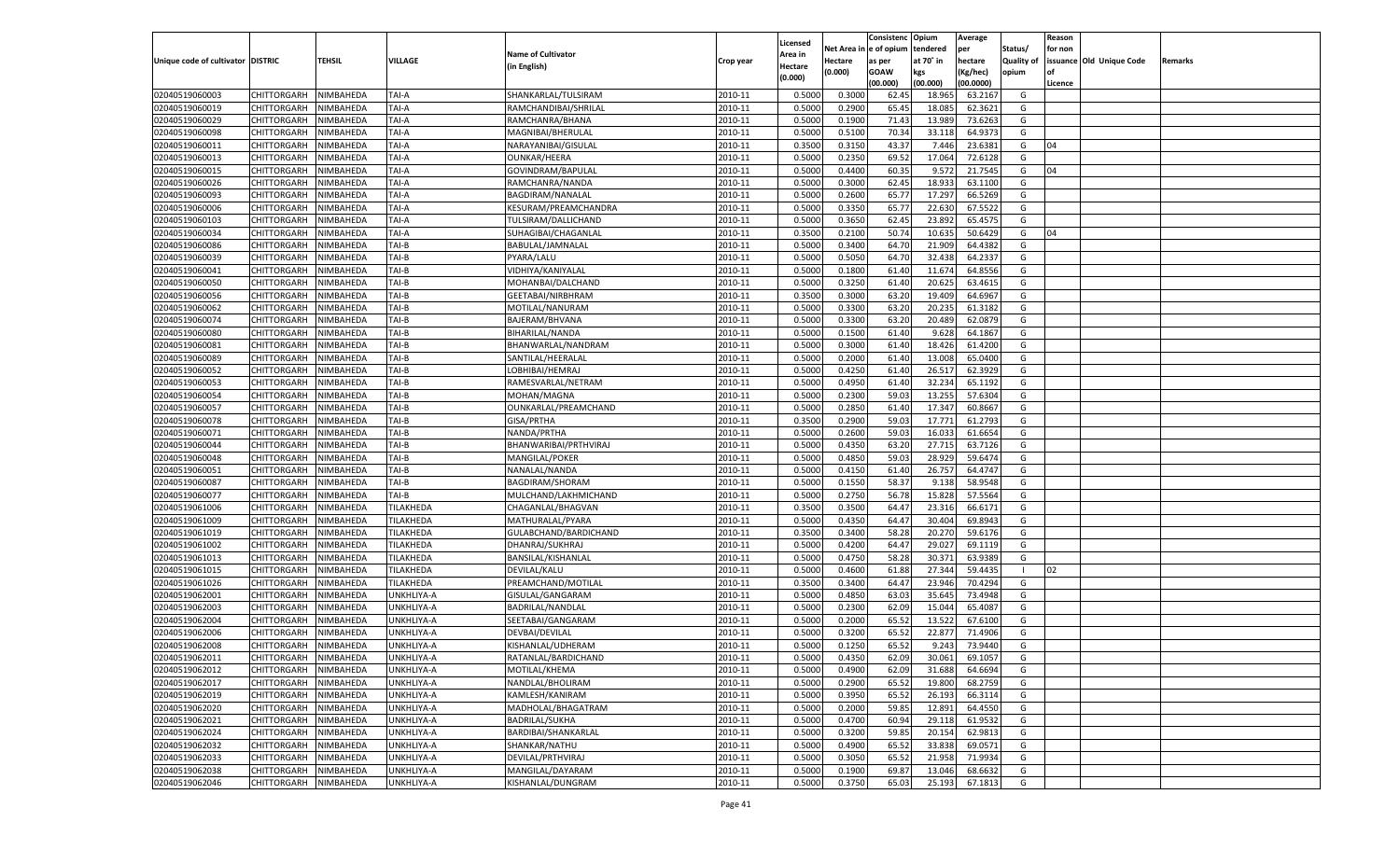| Unique code of cultivator | DISTRIC | TEHSIL | VILLAGE | Name of Cultivator (in English) | Crop year | Licensed Area in Hectare (0.000) | Net Area in Hectare (0.000) | Consistenc e of opium as per GOAW (00.000) | Opium tendered at 70˚ in kgs (00.000) | Average per hectare (Kg/hec) (00.0000) | Status/ Quality of opium | Reason for non issuance of Licence | Old Unique Code | Remarks |
|---|---|---|---|---|---|---|---|---|---|---|---|---|---|---|
| 02040519060003 | CHITTORGARH | NIMBAHEDA | TAI-A | SHANKARLAL/TULSIRAM | 2010-11 | 0.5000 | 0.3000 | 62.45 | 18.965 | 63.2167 | G | | | |
| 02040519060019 | CHITTORGARH | NIMBAHEDA | TAI-A | RAMCHANDIBAI/SHRILAL | 2010-11 | 0.5000 | 0.2900 | 65.45 | 18.085 | 62.3621 | G | | | |
| 02040519060029 | CHITTORGARH | NIMBAHEDA | TAI-A | RAMCHANRA/BHANA | 2010-11 | 0.5000 | 0.1900 | 71.43 | 13.989 | 73.6263 | G | | | |
| 02040519060098 | CHITTORGARH | NIMBAHEDA | TAI-A | MAGNIBAI/BHERULAL | 2010-11 | 0.5000 | 0.5100 | 70.34 | 33.118 | 64.9373 | G | | | |
| 02040519060011 | CHITTORGARH | NIMBAHEDA | TAI-A | NARAYANIBAI/GISULAL | 2010-11 | 0.3500 | 0.3150 | 43.37 | 7.446 | 23.6381 | G | 04 | | |
| 02040519060013 | CHITTORGARH | NIMBAHEDA | TAI-A | OUNKAR/HEERA | 2010-11 | 0.5000 | 0.2350 | 69.52 | 17.064 | 72.6128 | G | | | |
| 02040519060015 | CHITTORGARH | NIMBAHEDA | TAI-A | GOVINDRAM/BAPULAL | 2010-11 | 0.5000 | 0.4400 | 60.35 | 9.572 | 21.7545 | G | 04 | | |
| 02040519060026 | CHITTORGARH | NIMBAHEDA | TAI-A | RAMCHANRA/NANDA | 2010-11 | 0.5000 | 0.3000 | 62.45 | 18.933 | 63.1100 | G | | | |
| 02040519060093 | CHITTORGARH | NIMBAHEDA | TAI-A | BAGDIRAM/NANALAL | 2010-11 | 0.5000 | 0.2600 | 65.77 | 17.297 | 66.5269 | G | | | |
| 02040519060006 | CHITTORGARH | NIMBAHEDA | TAI-A | KESURAM/PREAMCHANDRA | 2010-11 | 0.5000 | 0.3350 | 65.77 | 22.630 | 67.5522 | G | | | |
| 02040519060103 | CHITTORGARH | NIMBAHEDA | TAI-A | TULSIRAM/DALLICHAND | 2010-11 | 0.5000 | 0.3650 | 62.45 | 23.892 | 65.4575 | G | | | |
| 02040519060034 | CHITTORGARH | NIMBAHEDA | TAI-A | SUHAGIBAI/CHAGANLAL | 2010-11 | 0.3500 | 0.2100 | 50.74 | 10.635 | 50.6429 | G | 04 | | |
| 02040519060086 | CHITTORGARH | NIMBAHEDA | TAI-B | BABULAL/JAMNALAL | 2010-11 | 0.5000 | 0.3400 | 64.70 | 21.909 | 64.4382 | G | | | |
| 02040519060039 | CHITTORGARH | NIMBAHEDA | TAI-B | PYARA/LALU | 2010-11 | 0.5000 | 0.5050 | 64.70 | 32.438 | 64.2337 | G | | | |
| 02040519060041 | CHITTORGARH | NIMBAHEDA | TAI-B | VIDHIYA/KANIYALAL | 2010-11 | 0.5000 | 0.1800 | 61.40 | 11.674 | 64.8556 | G | | | |
| 02040519060050 | CHITTORGARH | NIMBAHEDA | TAI-B | MOHANBAI/DALCHAND | 2010-11 | 0.5000 | 0.3250 | 61.40 | 20.625 | 63.4615 | G | | | |
| 02040519060056 | CHITTORGARH | NIMBAHEDA | TAI-B | GEETABAI/NIRBHRAM | 2010-11 | 0.3500 | 0.3000 | 63.20 | 19.409 | 64.6967 | G | | | |
| 02040519060062 | CHITTORGARH | NIMBAHEDA | TAI-B | MOTILAL/NANURAM | 2010-11 | 0.5000 | 0.3300 | 63.20 | 20.235 | 61.3182 | G | | | |
| 02040519060074 | CHITTORGARH | NIMBAHEDA | TAI-B | BAJERAM/BHVANA | 2010-11 | 0.5000 | 0.3300 | 63.20 | 20.489 | 62.0879 | G | | | |
| 02040519060080 | CHITTORGARH | NIMBAHEDA | TAI-B | BIHARILAL/NANDA | 2010-11 | 0.5000 | 0.1500 | 61.40 | 9.628 | 64.1867 | G | | | |
| 02040519060081 | CHITTORGARH | NIMBAHEDA | TAI-B | BHANWARLAL/NANDRAM | 2010-11 | 0.5000 | 0.3000 | 61.40 | 18.426 | 61.4200 | G | | | |
| 02040519060089 | CHITTORGARH | NIMBAHEDA | TAI-B | SANTILAL/HEERALAL | 2010-11 | 0.5000 | 0.2000 | 61.40 | 13.008 | 65.0400 | G | | | |
| 02040519060052 | CHITTORGARH | NIMBAHEDA | TAI-B | LOBHIBAI/HEMRAJ | 2010-11 | 0.5000 | 0.4250 | 61.40 | 26.517 | 62.3929 | G | | | |
| 02040519060053 | CHITTORGARH | NIMBAHEDA | TAI-B | RAMESVARLAL/NETRAM | 2010-11 | 0.5000 | 0.4950 | 61.40 | 32.234 | 65.1192 | G | | | |
| 02040519060054 | CHITTORGARH | NIMBAHEDA | TAI-B | MOHAN/MAGNA | 2010-11 | 0.5000 | 0.2300 | 59.03 | 13.255 | 57.6304 | G | | | |
| 02040519060057 | CHITTORGARH | NIMBAHEDA | TAI-B | OUNKARLAL/PREAMCHAND | 2010-11 | 0.5000 | 0.2850 | 61.40 | 17.347 | 60.8667 | G | | | |
| 02040519060078 | CHITTORGARH | NIMBAHEDA | TAI-B | GISA/PRTHA | 2010-11 | 0.3500 | 0.2900 | 59.03 | 17.771 | 61.2793 | G | | | |
| 02040519060071 | CHITTORGARH | NIMBAHEDA | TAI-B | NANDA/PRTHA | 2010-11 | 0.5000 | 0.2600 | 59.03 | 16.033 | 61.6654 | G | | | |
| 02040519060044 | CHITTORGARH | NIMBAHEDA | TAI-B | BHANWARIBAI/PRTHVIRAJ | 2010-11 | 0.5000 | 0.4350 | 63.20 | 27.715 | 63.7126 | G | | | |
| 02040519060048 | CHITTORGARH | NIMBAHEDA | TAI-B | MANGILAL/POKER | 2010-11 | 0.5000 | 0.4850 | 59.03 | 28.929 | 59.6474 | G | | | |
| 02040519060051 | CHITTORGARH | NIMBAHEDA | TAI-B | NANALAL/NANDA | 2010-11 | 0.5000 | 0.4150 | 61.40 | 26.757 | 64.4747 | G | | | |
| 02040519060087 | CHITTORGARH | NIMBAHEDA | TAI-B | BAGDIRAM/SHORAM | 2010-11 | 0.5000 | 0.1550 | 58.37 | 9.138 | 58.9548 | G | | | |
| 02040519060077 | CHITTORGARH | NIMBAHEDA | TAI-B | MULCHAND/LAKHMICHAND | 2010-11 | 0.5000 | 0.2750 | 56.78 | 15.828 | 57.5564 | G | | | |
| 02040519061006 | CHITTORGARH | NIMBAHEDA | TILAKHEDA | CHAGANLAL/BHAGVAN | 2010-11 | 0.3500 | 0.3500 | 64.47 | 23.316 | 66.6171 | G | | | |
| 02040519061009 | CHITTORGARH | NIMBAHEDA | TILAKHEDA | MATHURALAL/PYARA | 2010-11 | 0.5000 | 0.4350 | 64.47 | 30.404 | 69.8943 | G | | | |
| 02040519061019 | CHITTORGARH | NIMBAHEDA | TILAKHEDA | GULABCHAND/BARDICHAND | 2010-11 | 0.3500 | 0.3400 | 58.28 | 20.270 | 59.6176 | G | | | |
| 02040519061002 | CHITTORGARH | NIMBAHEDA | TILAKHEDA | DHANRAJ/SUKHRAJ | 2010-11 | 0.5000 | 0.4200 | 64.47 | 29.027 | 69.1119 | G | | | |
| 02040519061013 | CHITTORGARH | NIMBAHEDA | TILAKHEDA | BANSILAL/KISHANLAL | 2010-11 | 0.5000 | 0.4750 | 58.28 | 30.371 | 63.9389 | G | | | |
| 02040519061015 | CHITTORGARH | NIMBAHEDA | TILAKHEDA | DEVILAL/KALU | 2010-11 | 0.5000 | 0.4600 | 61.88 | 27.344 | 59.4435 | I | 02 | | |
| 02040519061026 | CHITTORGARH | NIMBAHEDA | TILAKHEDA | PREAMCHAND/MOTILAL | 2010-11 | 0.3500 | 0.3400 | 64.47 | 23.946 | 70.4294 | G | | | |
| 02040519062001 | CHITTORGARH | NIMBAHEDA | UNKHLIYA-A | GISULAL/GANGARAM | 2010-11 | 0.5000 | 0.4850 | 63.03 | 35.645 | 73.4948 | G | | | |
| 02040519062003 | CHITTORGARH | NIMBAHEDA | UNKHLIYA-A | BADRILAL/NANDLAL | 2010-11 | 0.5000 | 0.2300 | 62.09 | 15.044 | 65.4087 | G | | | |
| 02040519062004 | CHITTORGARH | NIMBAHEDA | UNKHLIYA-A | SEETABAI/GANGARAM | 2010-11 | 0.5000 | 0.2000 | 65.52 | 13.522 | 67.6100 | G | | | |
| 02040519062006 | CHITTORGARH | NIMBAHEDA | UNKHLIYA-A | DEVBAI/DEVILAL | 2010-11 | 0.5000 | 0.3200 | 65.52 | 22.877 | 71.4906 | G | | | |
| 02040519062008 | CHITTORGARH | NIMBAHEDA | UNKHLIYA-A | KISHANLAL/UDHERAM | 2010-11 | 0.5000 | 0.1250 | 65.52 | 9.243 | 73.9440 | G | | | |
| 02040519062011 | CHITTORGARH | NIMBAHEDA | UNKHLIYA-A | RATANLAL/BARDICHAND | 2010-11 | 0.5000 | 0.4350 | 62.09 | 30.061 | 69.1057 | G | | | |
| 02040519062012 | CHITTORGARH | NIMBAHEDA | UNKHLIYA-A | MOTILAL/KHEMA | 2010-11 | 0.5000 | 0.4900 | 62.09 | 31.688 | 64.6694 | G | | | |
| 02040519062017 | CHITTORGARH | NIMBAHEDA | UNKHLIYA-A | NANDLAL/BHOLIRAM | 2010-11 | 0.5000 | 0.2900 | 65.52 | 19.800 | 68.2759 | G | | | |
| 02040519062019 | CHITTORGARH | NIMBAHEDA | UNKHLIYA-A | KAMLESH/KANIRAM | 2010-11 | 0.5000 | 0.3950 | 65.52 | 26.193 | 66.3114 | G | | | |
| 02040519062020 | CHITTORGARH | NIMBAHEDA | UNKHLIYA-A | MADHOLAL/BHAGATRAM | 2010-11 | 0.5000 | 0.2000 | 59.85 | 12.891 | 64.4550 | G | | | |
| 02040519062021 | CHITTORGARH | NIMBAHEDA | UNKHLIYA-A | BADRILAL/SUKHA | 2010-11 | 0.5000 | 0.4700 | 60.94 | 29.118 | 61.9532 | G | | | |
| 02040519062024 | CHITTORGARH | NIMBAHEDA | UNKHLIYA-A | BARDIBAI/SHANKARLAL | 2010-11 | 0.5000 | 0.3200 | 59.85 | 20.154 | 62.9813 | G | | | |
| 02040519062032 | CHITTORGARH | NIMBAHEDA | UNKHLIYA-A | SHANKAR/NATHU | 2010-11 | 0.5000 | 0.4900 | 65.52 | 33.838 | 69.0571 | G | | | |
| 02040519062033 | CHITTORGARH | NIMBAHEDA | UNKHLIYA-A | DEVILAL/PRTHVIRAJ | 2010-11 | 0.5000 | 0.3050 | 65.52 | 21.958 | 71.9934 | G | | | |
| 02040519062038 | CHITTORGARH | NIMBAHEDA | UNKHLIYA-A | MANGILAL/DAYARAM | 2010-11 | 0.5000 | 0.1900 | 69.87 | 13.046 | 68.6632 | G | | | |
| 02040519062046 | CHITTORGARH | NIMBAHEDA | UNKHLIYA-A | KISHANLAL/DUNGRAM | 2010-11 | 0.5000 | 0.3750 | 65.03 | 25.193 | 67.1813 | G | | | |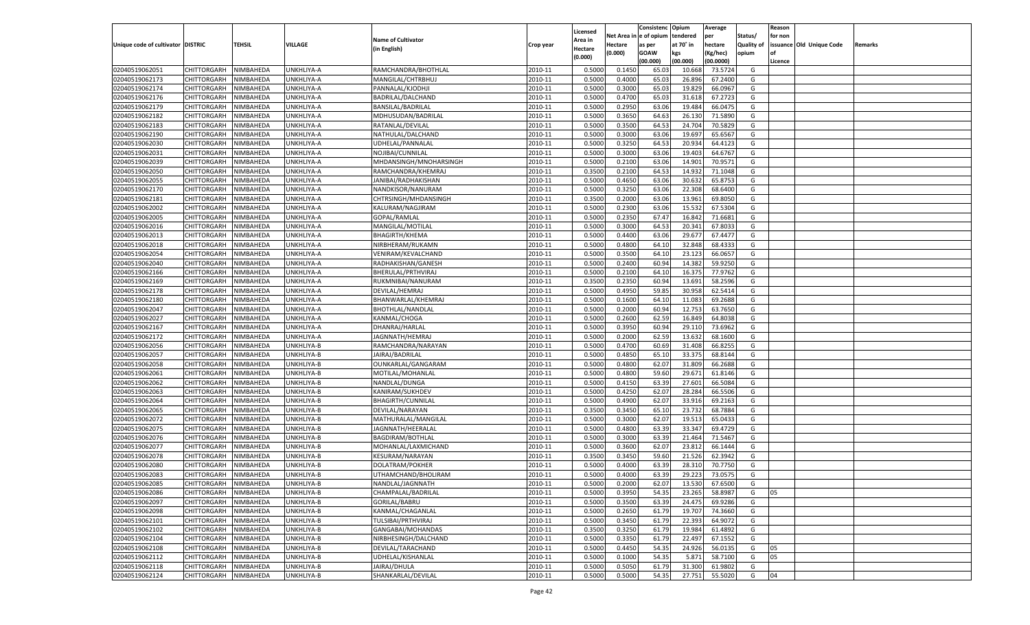| Unique code of cultivator | DISTRIC | TEHSIL | VILLAGE | Name of Cultivator (in English) | Crop year | Licensed Area in Hectare (0.000) | Net Area in Hectare (0.000) | Consistence of opium as per GOAW (00.000) | Opium tendered at 70° in kgs (00.000) | Average per hectare (Kg/hec) (00.0000) | Status/ Quality of opium | Reason for non issuance of Licence | Old Unique Code | Remarks |
|---|---|---|---|---|---|---|---|---|---|---|---|---|---|---|
| 02040519062051 | CHITTORGARH | NIMBAHEDA | UNKHLIYA-A | RAMCHANDRA/BHOTHLAL | 2010-11 | 0.5000 | 0.1450 | 65.03 | 10.668 | 73.5724 | G | | | |
| 02040519062173 | CHITTORGARH | NIMBAHEDA | UNKHLIYA-A | MANGILAL/CHTRBHUJ | 2010-11 | 0.5000 | 0.4000 | 65.03 | 26.896 | 67.2400 | G | | | |
| 02040519062174 | CHITTORGARH | NIMBAHEDA | UNKHLIYA-A | PANNALAL/KJODHJI | 2010-11 | 0.5000 | 0.3000 | 65.03 | 19.829 | 66.0967 | G | | | |
| 02040519062176 | CHITTORGARH | NIMBAHEDA | UNKHLIYA-A | BADRILAL/DALCHAND | 2010-11 | 0.5000 | 0.4700 | 65.03 | 31.618 | 67.2723 | G | | | |
| 02040519062179 | CHITTORGARH | NIMBAHEDA | UNKHLIYA-A | BANSILAL/BADRILAL | 2010-11 | 0.5000 | 0.2950 | 63.06 | 19.484 | 66.0475 | G | | | |
| 02040519062182 | CHITTORGARH | NIMBAHEDA | UNKHLIYA-A | MDHUSUDAN/BADRILAL | 2010-11 | 0.5000 | 0.3650 | 64.63 | 26.130 | 71.5890 | G | | | |
| 02040519062183 | CHITTORGARH | NIMBAHEDA | UNKHLIYA-A | RATANLAL/DEVILAL | 2010-11 | 0.5000 | 0.3500 | 64.53 | 24.704 | 70.5829 | G | | | |
| 02040519062190 | CHITTORGARH | NIMBAHEDA | UNKHLIYA-A | NATHULAL/DALCHAND | 2010-11 | 0.5000 | 0.3000 | 63.06 | 19.697 | 65.6567 | G | | | |
| 02040519062030 | CHITTORGARH | NIMBAHEDA | UNKHLIYA-A | UDHELAL/PANNALAL | 2010-11 | 0.5000 | 0.3250 | 64.53 | 20.934 | 64.4123 | G | | | |
| 02040519062031 | CHITTORGARH | NIMBAHEDA | UNKHLIYA-A | NOJIBAI/CUNNILAL | 2010-11 | 0.5000 | 0.3000 | 63.06 | 19.403 | 64.6767 | G | | | |
| 02040519062039 | CHITTORGARH | NIMBAHEDA | UNKHLIYA-A | MHDANSINGH/MNOHARSINGH | 2010-11 | 0.5000 | 0.2100 | 63.06 | 14.901 | 70.9571 | G | | | |
| 02040519062050 | CHITTORGARH | NIMBAHEDA | UNKHLIYA-A | RAMCHANDRA/KHEMRAJ | 2010-11 | 0.3500 | 0.2100 | 64.53 | 14.932 | 71.1048 | G | | | |
| 02040519062055 | CHITTORGARH | NIMBAHEDA | UNKHLIYA-A | JANIBAI/RADHAKISHAN | 2010-11 | 0.5000 | 0.4650 | 63.06 | 30.632 | 65.8753 | G | | | |
| 02040519062170 | CHITTORGARH | NIMBAHEDA | UNKHLIYA-A | NANDKISOR/NANURAM | 2010-11 | 0.5000 | 0.3250 | 63.06 | 22.308 | 68.6400 | G | | | |
| 02040519062181 | CHITTORGARH | NIMBAHEDA | UNKHLIYA-A | CHTRSINGH/MHDANSINGH | 2010-11 | 0.3500 | 0.2000 | 63.06 | 13.961 | 69.8050 | G | | | |
| 02040519062002 | CHITTORGARH | NIMBAHEDA | UNKHLIYA-A | KALURAM/NAGJIRAM | 2010-11 | 0.5000 | 0.2300 | 63.06 | 15.532 | 67.5304 | G | | | |
| 02040519062005 | CHITTORGARH | NIMBAHEDA | UNKHLIYA-A | GOPAL/RAMLAL | 2010-11 | 0.5000 | 0.2350 | 67.47 | 16.842 | 71.6681 | G | | | |
| 02040519062016 | CHITTORGARH | NIMBAHEDA | UNKHLIYA-A | MANGILAL/MOTILAL | 2010-11 | 0.5000 | 0.3000 | 64.53 | 20.341 | 67.8033 | G | | | |
| 02040519062013 | CHITTORGARH | NIMBAHEDA | UNKHLIYA-A | BHAGIRTH/KHEMA | 2010-11 | 0.5000 | 0.4400 | 63.06 | 29.677 | 67.4477 | G | | | |
| 02040519062018 | CHITTORGARH | NIMBAHEDA | UNKHLIYA-A | NIRBHERAM/RUKAMN | 2010-11 | 0.5000 | 0.4800 | 64.10 | 32.848 | 68.4333 | G | | | |
| 02040519062054 | CHITTORGARH | NIMBAHEDA | UNKHLIYA-A | VENIRAM/KEVALCHAND | 2010-11 | 0.5000 | 0.3500 | 64.10 | 23.123 | 66.0657 | G | | | |
| 02040519062040 | CHITTORGARH | NIMBAHEDA | UNKHLIYA-A | RADHAKISHAN/GANESH | 2010-11 | 0.5000 | 0.2400 | 60.94 | 14.382 | 59.9250 | G | | | |
| 02040519062166 | CHITTORGARH | NIMBAHEDA | UNKHLIYA-A | BHERULAL/PRTHVIRAJ | 2010-11 | 0.5000 | 0.2100 | 64.10 | 16.375 | 77.9762 | G | | | |
| 02040519062169 | CHITTORGARH | NIMBAHEDA | UNKHLIYA-A | RUKMNIBAI/NANURAM | 2010-11 | 0.3500 | 0.2350 | 60.94 | 13.691 | 58.2596 | G | | | |
| 02040519062178 | CHITTORGARH | NIMBAHEDA | UNKHLIYA-A | DEVILAL/HEMRAJ | 2010-11 | 0.5000 | 0.4950 | 59.85 | 30.958 | 62.5414 | G | | | |
| 02040519062180 | CHITTORGARH | NIMBAHEDA | UNKHLIYA-A | BHANWARLAL/KHEMRAJ | 2010-11 | 0.5000 | 0.1600 | 64.10 | 11.083 | 69.2688 | G | | | |
| 02040519062047 | CHITTORGARH | NIMBAHEDA | UNKHLIYA-A | BHOTHLAL/NANDLAL | 2010-11 | 0.5000 | 0.2000 | 60.94 | 12.753 | 63.7650 | G | | | |
| 02040519062027 | CHITTORGARH | NIMBAHEDA | UNKHLIYA-A | KANMAL/CHOGA | 2010-11 | 0.5000 | 0.2600 | 62.59 | 16.849 | 64.8038 | G | | | |
| 02040519062167 | CHITTORGARH | NIMBAHEDA | UNKHLIYA-A | DHANRAJ/HARLAL | 2010-11 | 0.5000 | 0.3950 | 60.94 | 29.110 | 73.6962 | G | | | |
| 02040519062172 | CHITTORGARH | NIMBAHEDA | UNKHLIYA-A | JAGNNATH/HEMRAJ | 2010-11 | 0.5000 | 0.2000 | 62.59 | 13.632 | 68.1600 | G | | | |
| 02040519062056 | CHITTORGARH | NIMBAHEDA | UNKHLIYA-B | RAMCHANDRA/NARAYAN | 2010-11 | 0.5000 | 0.4700 | 60.69 | 31.408 | 66.8255 | G | | | |
| 02040519062057 | CHITTORGARH | NIMBAHEDA | UNKHLIYA-B | JAIRAJ/BADRILAL | 2010-11 | 0.5000 | 0.4850 | 65.10 | 33.375 | 68.8144 | G | | | |
| 02040519062058 | CHITTORGARH | NIMBAHEDA | UNKHLIYA-B | OUNKARLAL/GANGARAM | 2010-11 | 0.5000 | 0.4800 | 62.07 | 31.809 | 66.2688 | G | | | |
| 02040519062061 | CHITTORGARH | NIMBAHEDA | UNKHLIYA-B | MOTILAL/MOHANLAL | 2010-11 | 0.5000 | 0.4800 | 59.60 | 29.671 | 61.8146 | G | | | |
| 02040519062062 | CHITTORGARH | NIMBAHEDA | UNKHLIYA-B | NANDLAL/DUNGA | 2010-11 | 0.5000 | 0.4150 | 63.39 | 27.601 | 66.5084 | G | | | |
| 02040519062063 | CHITTORGARH | NIMBAHEDA | UNKHLIYA-B | KANIRAM/SUKHDEV | 2010-11 | 0.5000 | 0.4250 | 62.07 | 28.284 | 66.5506 | G | | | |
| 02040519062064 | CHITTORGARH | NIMBAHEDA | UNKHLIYA-B | BHAGIRTH/CUNNILAL | 2010-11 | 0.5000 | 0.4900 | 62.07 | 33.916 | 69.2163 | G | | | |
| 02040519062065 | CHITTORGARH | NIMBAHEDA | UNKHLIYA-B | DEVILAL/NARAYAN | 2010-11 | 0.3500 | 0.3450 | 65.10 | 23.732 | 68.7884 | G | | | |
| 02040519062072 | CHITTORGARH | NIMBAHEDA | UNKHLIYA-B | MATHURALAL/MANGILAL | 2010-11 | 0.5000 | 0.3000 | 62.07 | 19.513 | 65.0433 | G | | | |
| 02040519062075 | CHITTORGARH | NIMBAHEDA | UNKHLIYA-B | JAGNNATH/HEERALAL | 2010-11 | 0.5000 | 0.4800 | 63.39 | 33.347 | 69.4729 | G | | | |
| 02040519062076 | CHITTORGARH | NIMBAHEDA | UNKHLIYA-B | BAGDIRAM/BOTHLAL | 2010-11 | 0.5000 | 0.3000 | 63.39 | 21.464 | 71.5467 | G | | | |
| 02040519062077 | CHITTORGARH | NIMBAHEDA | UNKHLIYA-B | MOHANLAL/LAXMICHAND | 2010-11 | 0.5000 | 0.3600 | 62.07 | 23.812 | 66.1444 | G | | | |
| 02040519062078 | CHITTORGARH | NIMBAHEDA | UNKHLIYA-B | KESURAM/NARAYAN | 2010-11 | 0.3500 | 0.3450 | 59.60 | 21.526 | 62.3942 | G | | | |
| 02040519062080 | CHITTORGARH | NIMBAHEDA | UNKHLIYA-B | DOLATRAM/POKHER | 2010-11 | 0.5000 | 0.4000 | 63.39 | 28.310 | 70.7750 | G | | | |
| 02040519062083 | CHITTORGARH | NIMBAHEDA | UNKHLIYA-B | UTHAMCHAND/BHOLIRAM | 2010-11 | 0.5000 | 0.4000 | 63.39 | 29.223 | 73.0575 | G | | | |
| 02040519062085 | CHITTORGARH | NIMBAHEDA | UNKHLIYA-B | NANDLAL/JAGNNATH | 2010-11 | 0.5000 | 0.2000 | 62.07 | 13.530 | 67.6500 | G | | | |
| 02040519062086 | CHITTORGARH | NIMBAHEDA | UNKHLIYA-B | CHAMPALAL/BADRILAL | 2010-11 | 0.5000 | 0.3950 | 54.35 | 23.265 | 58.8987 | G | 05 | | |
| 02040519062097 | CHITTORGARH | NIMBAHEDA | UNKHLIYA-B | GORILAL/BABRU | 2010-11 | 0.5000 | 0.3500 | 63.39 | 24.475 | 69.9286 | G | | | |
| 02040519062098 | CHITTORGARH | NIMBAHEDA | UNKHLIYA-B | KANMAL/CHAGANLAL | 2010-11 | 0.5000 | 0.2650 | 61.79 | 19.707 | 74.3660 | G | | | |
| 02040519062101 | CHITTORGARH | NIMBAHEDA | UNKHLIYA-B | TULSIBAI/PRTHVIRAJ | 2010-11 | 0.5000 | 0.3450 | 61.79 | 22.393 | 64.9072 | G | | | |
| 02040519062102 | CHITTORGARH | NIMBAHEDA | UNKHLIYA-B | GANGABAI/MOHANDAS | 2010-11 | 0.3500 | 0.3250 | 61.79 | 19.984 | 61.4892 | G | | | |
| 02040519062104 | CHITTORGARH | NIMBAHEDA | UNKHLIYA-B | NIRBHESINGH/DALCHAND | 2010-11 | 0.5000 | 0.3350 | 61.79 | 22.497 | 67.1552 | G | | | |
| 02040519062108 | CHITTORGARH | NIMBAHEDA | UNKHLIYA-B | DEVILAL/TARACHAND | 2010-11 | 0.5000 | 0.4450 | 54.35 | 24.926 | 56.0135 | G | 05 | | |
| 02040519062112 | CHITTORGARH | NIMBAHEDA | UNKHLIYA-B | UDHELAL/KISHANLAL | 2010-11 | 0.5000 | 0.1000 | 54.35 | 5.871 | 58.7100 | G | 05 | | |
| 02040519062118 | CHITTORGARH | NIMBAHEDA | UNKHLIYA-B | JAIRAJ/DHULA | 2010-11 | 0.5000 | 0.5050 | 61.79 | 31.300 | 61.9802 | G | | | |
| 02040519062124 | CHITTORGARH | NIMBAHEDA | UNKHLIYA-B | SHANKARLAL/DEVILAL | 2010-11 | 0.5000 | 0.5000 | 54.35 | 27.751 | 55.5020 | G | 04 | | |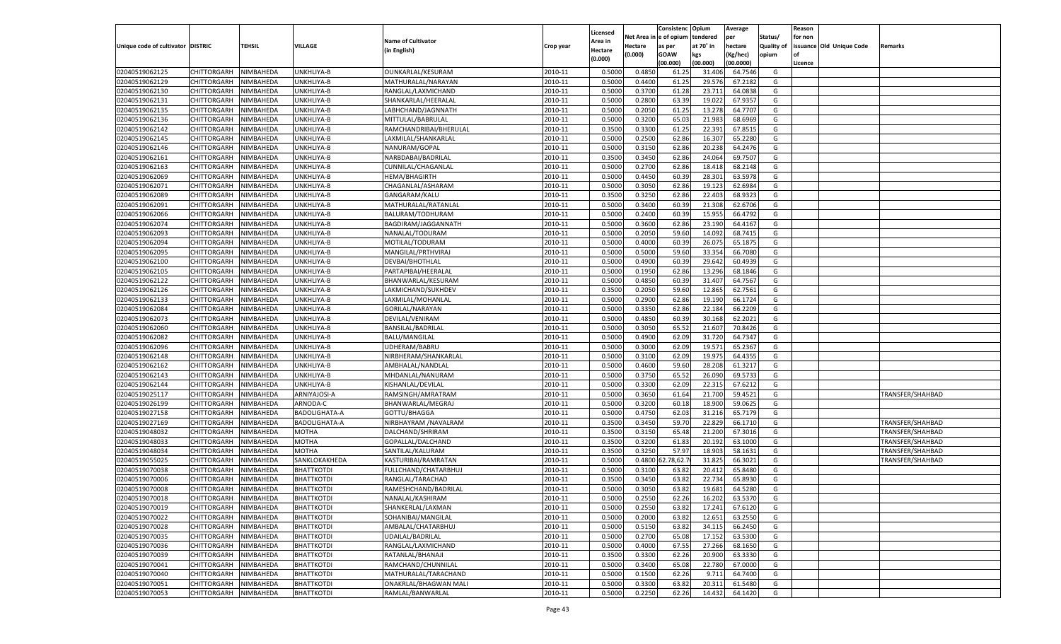| Unique code of cultivator | DISTRIC | TEHSIL | VILLAGE | Name of Cultivator (in English) | Crop year | Licensed Area in Hectare (0.000) | Net Area in Hectare (0.000) | Consistence of opium as per GOAW (00.000) | Opium tendered at 70° in kgs (00.000) | Average per hectare (Kg/hec) (00.0000) | Status/ Quality of opium | Reason for non issuance of Licence | Old Unique Code | Remarks |
|---|---|---|---|---|---|---|---|---|---|---|---|---|---|---|
| 02040519062125 | CHITTORGARH | NIMBAHEDA | UNKHLIYA-B | OUNKARLAL/KESURAM | 2010-11 | 0.5000 | 0.4850 | 61.25 | 31.406 | 64.7546 | G | | | |
| 02040519062129 | CHITTORGARH | NIMBAHEDA | UNKHLIYA-B | MATHURALAL/NARAYAN | 2010-11 | 0.5000 | 0.4400 | 61.25 | 29.576 | 67.2182 | G | | | |
| 02040519062130 | CHITTORGARH | NIMBAHEDA | UNKHLIYA-B | RANGLAL/LAXMICHAND | 2010-11 | 0.5000 | 0.3700 | 61.28 | 23.711 | 64.0838 | G | | | |
| 02040519062131 | CHITTORGARH | NIMBAHEDA | UNKHLIYA-B | SHANKARLAL/HEERALAL | 2010-11 | 0.5000 | 0.2800 | 63.39 | 19.022 | 67.9357 | G | | | |
| 02040519062135 | CHITTORGARH | NIMBAHEDA | UNKHLIYA-B | LABHCHAND/JAGNNATH | 2010-11 | 0.5000 | 0.2050 | 61.25 | 13.278 | 64.7707 | G | | | |
| 02040519062136 | CHITTORGARH | NIMBAHEDA | UNKHLIYA-B | MITTULAL/BABRULAL | 2010-11 | 0.5000 | 0.3200 | 65.03 | 21.983 | 68.6969 | G | | | |
| 02040519062142 | CHITTORGARH | NIMBAHEDA | UNKHLIYA-B | RAMCHANDRIBAI/BHERULAL | 2010-11 | 0.3500 | 0.3300 | 61.25 | 22.391 | 67.8515 | G | | | |
| 02040519062145 | CHITTORGARH | NIMBAHEDA | UNKHLIYA-B | LAXMILAL/SHANKARLAL | 2010-11 | 0.5000 | 0.2500 | 62.86 | 16.307 | 65.2280 | G | | | |
| 02040519062146 | CHITTORGARH | NIMBAHEDA | UNKHLIYA-B | NANURAM/GOPAL | 2010-11 | 0.5000 | 0.3150 | 62.86 | 20.238 | 64.2476 | G | | | |
| 02040519062161 | CHITTORGARH | NIMBAHEDA | UNKHLIYA-B | NARBDABAI/BADRILAL | 2010-11 | 0.3500 | 0.3450 | 62.86 | 24.064 | 69.7507 | G | | | |
| 02040519062163 | CHITTORGARH | NIMBAHEDA | UNKHLIYA-B | CUNNILAL/CHAGANLAL | 2010-11 | 0.5000 | 0.2700 | 62.86 | 18.418 | 68.2148 | G | | | |
| 02040519062069 | CHITTORGARH | NIMBAHEDA | UNKHLIYA-B | HEMA/BHAGIRTH | 2010-11 | 0.5000 | 0.4450 | 60.39 | 28.301 | 63.5978 | G | | | |
| 02040519062071 | CHITTORGARH | NIMBAHEDA | UNKHLIYA-B | CHAGANLAL/ASHARAM | 2010-11 | 0.5000 | 0.3050 | 62.86 | 19.123 | 62.6984 | G | | | |
| 02040519062089 | CHITTORGARH | NIMBAHEDA | UNKHLIYA-B | GANGARAM/KALU | 2010-11 | 0.3500 | 0.3250 | 62.86 | 22.403 | 68.9323 | G | | | |
| 02040519062091 | CHITTORGARH | NIMBAHEDA | UNKHLIYA-B | MATHURALAL/RATANLAL | 2010-11 | 0.5000 | 0.3400 | 60.39 | 21.308 | 62.6706 | G | | | |
| 02040519062066 | CHITTORGARH | NIMBAHEDA | UNKHLIYA-B | BALURAM/TODHURAM | 2010-11 | 0.5000 | 0.2400 | 60.39 | 15.955 | 66.4792 | G | | | |
| 02040519062074 | CHITTORGARH | NIMBAHEDA | UNKHLIYA-B | BAGDIRAM/JAGGANNATH | 2010-11 | 0.5000 | 0.3600 | 62.86 | 23.190 | 64.4167 | G | | | |
| 02040519062093 | CHITTORGARH | NIMBAHEDA | UNKHLIYA-B | NANALAL/TODURAM | 2010-11 | 0.5000 | 0.2050 | 59.60 | 14.092 | 68.7415 | G | | | |
| 02040519062094 | CHITTORGARH | NIMBAHEDA | UNKHLIYA-B | MOTILAL/TODURAM | 2010-11 | 0.5000 | 0.4000 | 60.39 | 26.075 | 65.1875 | G | | | |
| 02040519062095 | CHITTORGARH | NIMBAHEDA | UNKHLIYA-B | MANGILAL/PRTHVIRAJ | 2010-11 | 0.5000 | 0.5000 | 59.60 | 33.354 | 66.7080 | G | | | |
| 02040519062100 | CHITTORGARH | NIMBAHEDA | UNKHLIYA-B | DEVBAI/BHOTHLAL | 2010-11 | 0.5000 | 0.4900 | 60.39 | 29.642 | 60.4939 | G | | | |
| 02040519062105 | CHITTORGARH | NIMBAHEDA | UNKHLIYA-B | PARTAPIBAI/HEERALAL | 2010-11 | 0.5000 | 0.1950 | 62.86 | 13.296 | 68.1846 | G | | | |
| 02040519062122 | CHITTORGARH | NIMBAHEDA | UNKHLIYA-B | BHANWARLAL/KESURAM | 2010-11 | 0.5000 | 0.4850 | 60.39 | 31.407 | 64.7567 | G | | | |
| 02040519062126 | CHITTORGARH | NIMBAHEDA | UNKHLIYA-B | LAKMICHAND/SUKHDEV | 2010-11 | 0.3500 | 0.2050 | 59.60 | 12.865 | 62.7561 | G | | | |
| 02040519062133 | CHITTORGARH | NIMBAHEDA | UNKHLIYA-B | LAXMILAL/MOHANLAL | 2010-11 | 0.5000 | 0.2900 | 62.86 | 19.190 | 66.1724 | G | | | |
| 02040519062084 | CHITTORGARH | NIMBAHEDA | UNKHLIYA-B | GORILAL/NARAYAN | 2010-11 | 0.5000 | 0.3350 | 62.86 | 22.184 | 66.2209 | G | | | |
| 02040519062073 | CHITTORGARH | NIMBAHEDA | UNKHLIYA-B | DEVILAL/VENIRAM | 2010-11 | 0.5000 | 0.4850 | 60.39 | 30.168 | 62.2021 | G | | | |
| 02040519062060 | CHITTORGARH | NIMBAHEDA | UNKHLIYA-B | BANSILAL/BADRILAL | 2010-11 | 0.5000 | 0.3050 | 65.52 | 21.607 | 70.8426 | G | | | |
| 02040519062082 | CHITTORGARH | NIMBAHEDA | UNKHLIYA-B | BALU/MANGILAL | 2010-11 | 0.5000 | 0.4900 | 62.09 | 31.720 | 64.7347 | G | | | |
| 02040519062096 | CHITTORGARH | NIMBAHEDA | UNKHLIYA-B | UDHERAM/BABRU | 2010-11 | 0.5000 | 0.3000 | 62.09 | 19.571 | 65.2367 | G | | | |
| 02040519062148 | CHITTORGARH | NIMBAHEDA | UNKHLIYA-B | NIRBHERAM/SHANKARLAL | 2010-11 | 0.5000 | 0.3100 | 62.09 | 19.975 | 64.4355 | G | | | |
| 02040519062162 | CHITTORGARH | NIMBAHEDA | UNKHLIYA-B | AMBHALAL/NANDLAL | 2010-11 | 0.5000 | 0.4600 | 59.60 | 28.208 | 61.3217 | G | | | |
| 02040519062143 | CHITTORGARH | NIMBAHEDA | UNKHLIYA-B | MHDANLAL/NANURAM | 2010-11 | 0.5000 | 0.3750 | 65.52 | 26.090 | 69.5733 | G | | | |
| 02040519062144 | CHITTORGARH | NIMBAHEDA | UNKHLIYA-B | KISHANLAL/DEVILAL | 2010-11 | 0.5000 | 0.3300 | 62.09 | 22.315 | 67.6212 | G | | | |
| 02040519025117 | CHITTORGARH | NIMBAHEDA | ARNIYAJOSI-A | RAMSINGH/AMRATRAM | 2010-11 | 0.5000 | 0.3650 | 61.64 | 21.700 | 59.4521 | G | | | TRANSFER/SHAHBAD |
| 02040519026199 | CHITTORGARH | NIMBAHEDA | ARNODA-C | BHANWARLAL/MEGRAJ | 2010-11 | 0.5000 | 0.3200 | 60.18 | 18.900 | 59.0625 | G | | | |
| 02040519027158 | CHITTORGARH | NIMBAHEDA | BADOLIGHATA-A | GOTTU/BHAGGA | 2010-11 | 0.5000 | 0.4750 | 62.03 | 31.216 | 65.7179 | G | | | |
| 02040519027169 | CHITTORGARH | NIMBAHEDA | BADOLIGHATA-A | NIRBHAYRAM /NAVALRAM | 2010-11 | 0.3500 | 0.3450 | 59.70 | 22.829 | 66.1710 | G | | | TRANSFER/SHAHBAD |
| 02040519048032 | CHITTORGARH | NIMBAHEDA | MOTHA | DALCHAND/SHRIRAM | 2010-11 | 0.3500 | 0.3150 | 65.48 | 21.200 | 67.3016 | G | | | TRANSFER/SHAHBAD |
| 02040519048033 | CHITTORGARH | NIMBAHEDA | MOTHA | GOPALLAL/DALCHAND | 2010-11 | 0.3500 | 0.3200 | 61.83 | 20.192 | 63.1000 | G | | | TRANSFER/SHAHBAD |
| 02040519048034 | CHITTORGARH | NIMBAHEDA | MOTHA | SANTILAL/KALURAM | 2010-11 | 0.3500 | 0.3250 | 57.97 | 18.903 | 58.1631 | G | | | TRANSFER/SHAHBAD |
| 02040519055025 | CHITTORGARH | NIMBAHEDA | SANKLOKAKHEDA | KASTURIBAI/RAMRATAN | 2010-11 | 0.5000 | 0.4800 | 62.78,62.7 | 31.825 | 66.3021 | G | | | TRANSFER/SHAHBAD |
| 02040519070038 | CHITTORGARH | NIMBAHEDA | BHATTKOTDI | FULLCHAND/CHATARBHUJ | 2010-11 | 0.5000 | 0.3100 | 63.82 | 20.412 | 65.8480 | G | | | |
| 02040519070006 | CHITTORGARH | NIMBAHEDA | BHATTKOTDI | RANGLAL/TARACHAD | 2010-11 | 0.3500 | 0.3450 | 63.82 | 22.734 | 65.8930 | G | | | |
| 02040519070008 | CHITTORGARH | NIMBAHEDA | BHATTKOTDI | RAMESHCHAND/BADRILAL | 2010-11 | 0.5000 | 0.3050 | 63.82 | 19.681 | 64.5280 | G | | | |
| 02040519070018 | CHITTORGARH | NIMBAHEDA | BHATTKOTDI | NANALAL/KASHIRAM | 2010-11 | 0.5000 | 0.2550 | 62.26 | 16.202 | 63.5370 | G | | | |
| 02040519070019 | CHITTORGARH | NIMBAHEDA | BHATTKOTDI | SHANKERLAL/LAXMAN | 2010-11 | 0.5000 | 0.2550 | 63.82 | 17.241 | 67.6120 | G | | | |
| 02040519070022 | CHITTORGARH | NIMBAHEDA | BHATTKOTDI | SOHANIBAI/MANGILAL | 2010-11 | 0.5000 | 0.2000 | 63.82 | 12.651 | 63.2550 | G | | | |
| 02040519070028 | CHITTORGARH | NIMBAHEDA | BHATTKOTDI | AMBALAL/CHATARBHUJ | 2010-11 | 0.5000 | 0.5150 | 63.82 | 34.115 | 66.2450 | G | | | |
| 02040519070035 | CHITTORGARH | NIMBAHEDA | BHATTKOTDI | UDAILAL/BADRILAL | 2010-11 | 0.5000 | 0.2700 | 65.08 | 17.152 | 63.5300 | G | | | |
| 02040519070036 | CHITTORGARH | NIMBAHEDA | BHATTKOTDI | RANGLAL/LAXMICHAND | 2010-11 | 0.5000 | 0.4000 | 67.55 | 27.266 | 68.1650 | G | | | |
| 02040519070039 | CHITTORGARH | NIMBAHEDA | BHATTKOTDI | RATANLAL/BHANAJI | 2010-11 | 0.3500 | 0.3300 | 62.26 | 20.900 | 63.3330 | G | | | |
| 02040519070041 | CHITTORGARH | NIMBAHEDA | BHATTKOTDI | RAMCHAND/CHUNNILAL | 2010-11 | 0.5000 | 0.3400 | 65.08 | 22.780 | 67.0000 | G | | | |
| 02040519070040 | CHITTORGARH | NIMBAHEDA | BHATTKOTDI | MATHURALAL/TARACHAND | 2010-11 | 0.5000 | 0.1500 | 62.26 | 9.711 | 64.7400 | G | | | |
| 02040519070051 | CHITTORGARH | NIMBAHEDA | BHATTKOTDI | ONAKRLAL/BHAGWAN MALI | 2010-11 | 0.5000 | 0.3300 | 63.82 | 20.311 | 61.5480 | G | | | |
| 02040519070053 | CHITTORGARH | NIMBAHEDA | BHATTKOTDI | RAMLAL/BANWARLAL | 2010-11 | 0.5000 | 0.2250 | 62.26 | 14.432 | 64.1420 | G | | | |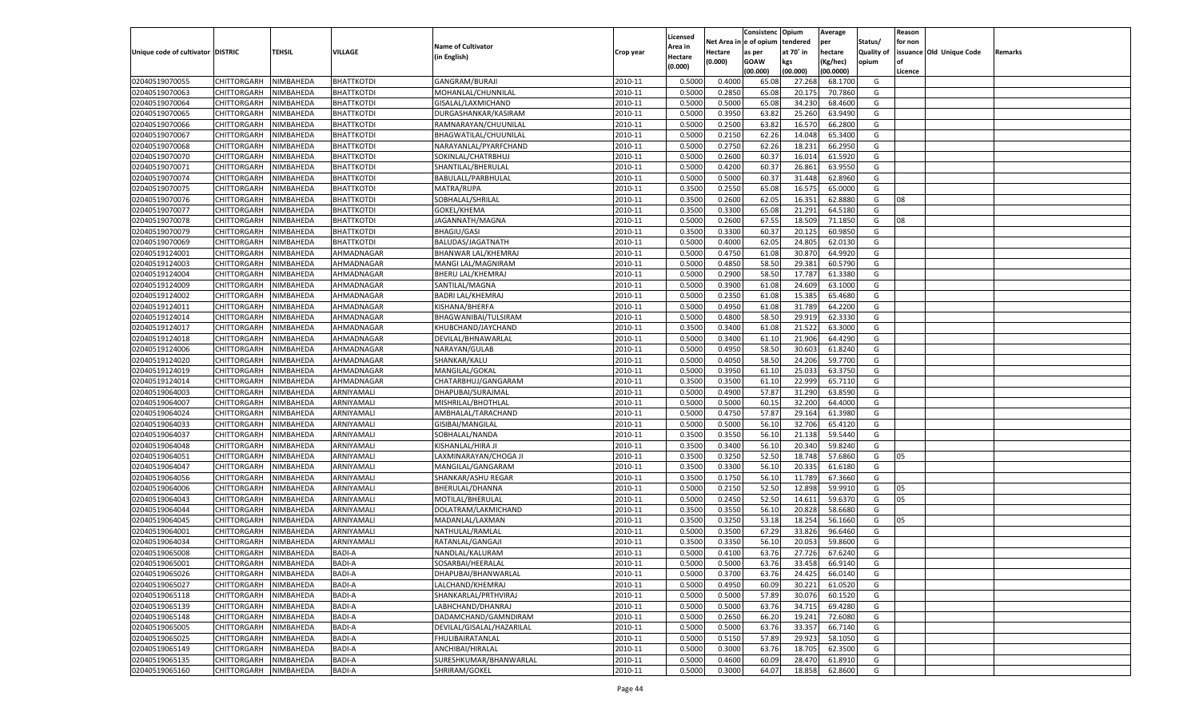| Unique code of cultivator | DISTRIC | TEHSIL | VILLAGE | Name of Cultivator (in English) | Crop year | Licensed Area in Hectare (0.000) | Net Area in Hectare (0.000) | Consistenc e of opium as per GOAW (00.000) | Opium tendered at 70° in kgs (00.000) | Average per hectare (Kg/hec) (00.0000) | Status/ Quality of opium | Reason for non issuance of Licence | Old Unique Code | Remarks |
|---|---|---|---|---|---|---|---|---|---|---|---|---|---|---|
| 02040519070055 | CHITTORGARH | NIMBAHEDA | BHATTKOTDI | GANGRAM/BURAJI | 2010-11 | 0.5000 | 0.4000 | 65.08 | 27.268 | 68.1700 | G | | | |
| 02040519070063 | CHITTORGARH | NIMBAHEDA | BHATTKOTDI | MOHANLAL/CHUNNILAL | 2010-11 | 0.5000 | 0.2850 | 65.08 | 20.175 | 70.7860 | G | | | |
| 02040519070064 | CHITTORGARH | NIMBAHEDA | BHATTKOTDI | GISALAL/LAXMICHAND | 2010-11 | 0.5000 | 0.5000 | 65.08 | 34.230 | 68.4600 | G | | | |
| 02040519070065 | CHITTORGARH | NIMBAHEDA | BHATTKOTDI | DURGASHANKAR/KASIRAM | 2010-11 | 0.5000 | 0.3950 | 63.82 | 25.260 | 63.9490 | G | | | |
| 02040519070066 | CHITTORGARH | NIMBAHEDA | BHATTKOTDI | RAMNARAYAN/CHUUNILAL | 2010-11 | 0.5000 | 0.2500 | 63.82 | 16.570 | 66.2800 | G | | | |
| 02040519070067 | CHITTORGARH | NIMBAHEDA | BHATTKOTDI | BHAGWATILAL/CHUUNILAL | 2010-11 | 0.5000 | 0.2150 | 62.26 | 14.048 | 65.3400 | G | | | |
| 02040519070068 | CHITTORGARH | NIMBAHEDA | BHATTKOTDI | NARAYANLAL/PYARFCHAND | 2010-11 | 0.5000 | 0.2750 | 62.26 | 18.231 | 66.2950 | G | | | |
| 02040519070070 | CHITTORGARH | NIMBAHEDA | BHATTKOTDI | SOKINLAL/CHATRBHUJ | 2010-11 | 0.5000 | 0.2600 | 60.37 | 16.014 | 61.5920 | G | | | |
| 02040519070071 | CHITTORGARH | NIMBAHEDA | BHATTKOTDI | SHANTILAL/BHERULAL | 2010-11 | 0.5000 | 0.4200 | 60.37 | 26.861 | 63.9550 | G | | | |
| 02040519070074 | CHITTORGARH | NIMBAHEDA | BHATTKOTDI | BABULALL/PARBHULAL | 2010-11 | 0.5000 | 0.5000 | 60.37 | 31.448 | 62.8960 | G | | | |
| 02040519070075 | CHITTORGARH | NIMBAHEDA | BHATTKOTDI | MATRA/RUPA | 2010-11 | 0.3500 | 0.2550 | 65.08 | 16.575 | 65.0000 | G | | | |
| 02040519070076 | CHITTORGARH | NIMBAHEDA | BHATTKOTDI | SOBHALAL/SHRILAL | 2010-11 | 0.3500 | 0.2600 | 62.05 | 16.351 | 62.8880 | G | 08 | | |
| 02040519070077 | CHITTORGARH | NIMBAHEDA | BHATTKOTDI | GOKEL/KHEMA | 2010-11 | 0.3500 | 0.3300 | 65.08 | 21.291 | 64.5180 | G | | | |
| 02040519070078 | CHITTORGARH | NIMBAHEDA | BHATTKOTDI | JAGANNATH/MAGNA | 2010-11 | 0.5000 | 0.2600 | 67.55 | 18.509 | 71.1850 | G | 08 | | |
| 02040519070079 | CHITTORGARH | NIMBAHEDA | BHATTKOTDI | BHAGIU/GASI | 2010-11 | 0.3500 | 0.3300 | 60.37 | 20.125 | 60.9850 | G | | | |
| 02040519070069 | CHITTORGARH | NIMBAHEDA | BHATTKOTDI | BALUDAS/JAGATNATH | 2010-11 | 0.5000 | 0.4000 | 62.05 | 24.805 | 62.0130 | G | | | |
| 02040519124001 | CHITTORGARH | NIMBAHEDA | AHMADNAGAR | BHANWAR LAL/KHEMRAJ | 2010-11 | 0.5000 | 0.4750 | 61.08 | 30.870 | 64.9920 | G | | | |
| 02040519124003 | CHITTORGARH | NIMBAHEDA | AHMADNAGAR | MANGI LAL/MAGNIRAM | 2010-11 | 0.5000 | 0.4850 | 58.50 | 29.381 | 60.5790 | G | | | |
| 02040519124004 | CHITTORGARH | NIMBAHEDA | AHMADNAGAR | BHERU LAL/KHEMRAJ | 2010-11 | 0.5000 | 0.2900 | 58.50 | 17.787 | 61.3380 | G | | | |
| 02040519124009 | CHITTORGARH | NIMBAHEDA | AHMADNAGAR | SANTILAL/MAGNA | 2010-11 | 0.5000 | 0.3900 | 61.08 | 24.609 | 63.1000 | G | | | |
| 02040519124002 | CHITTORGARH | NIMBAHEDA | AHMADNAGAR | BADRI LAL/KHEMRAJ | 2010-11 | 0.5000 | 0.2350 | 61.08 | 15.385 | 65.4680 | G | | | |
| 02040519124011 | CHITTORGARH | NIMBAHEDA | AHMADNAGAR | KISHANA/BHERFA | 2010-11 | 0.5000 | 0.4950 | 61.08 | 31.789 | 64.2200 | G | | | |
| 02040519124014 | CHITTORGARH | NIMBAHEDA | AHMADNAGAR | BHAGWANIBAI/TULSIRAM | 2010-11 | 0.5000 | 0.4800 | 58.50 | 29.919 | 62.3330 | G | | | |
| 02040519124017 | CHITTORGARH | NIMBAHEDA | AHMADNAGAR | KHUBCHAND/JAYCHAND | 2010-11 | 0.3500 | 0.3400 | 61.08 | 21.522 | 63.3000 | G | | | |
| 02040519124018 | CHITTORGARH | NIMBAHEDA | AHMADNAGAR | DEVILAL/BHNAWARLAL | 2010-11 | 0.5000 | 0.3400 | 61.10 | 21.906 | 64.4290 | G | | | |
| 02040519124006 | CHITTORGARH | NIMBAHEDA | AHMADNAGAR | NARAYAN/GULAB | 2010-11 | 0.5000 | 0.4950 | 58.50 | 30.603 | 61.8240 | G | | | |
| 02040519124020 | CHITTORGARH | NIMBAHEDA | AHMADNAGAR | SHANKAR/KALU | 2010-11 | 0.5000 | 0.4050 | 58.50 | 24.206 | 59.7700 | G | | | |
| 02040519124019 | CHITTORGARH | NIMBAHEDA | AHMADNAGAR | MANGILAL/GOKAL | 2010-11 | 0.5000 | 0.3950 | 61.10 | 25.033 | 63.3750 | G | | | |
| 02040519124014 | CHITTORGARH | NIMBAHEDA | AHMADNAGAR | CHATARBHUJ/GANGARAM | 2010-11 | 0.3500 | 0.3500 | 61.10 | 22.999 | 65.7110 | G | | | |
| 02040519064003 | CHITTORGARH | NIMBAHEDA | ARNIYAMALI | DHAPUBAI/SURAJMAL | 2010-11 | 0.5000 | 0.4900 | 57.87 | 31.290 | 63.8590 | G | | | |
| 02040519064007 | CHITTORGARH | NIMBAHEDA | ARNIYAMALI | MISHRILAL/BHOTHLAL | 2010-11 | 0.5000 | 0.5000 | 60.15 | 32.200 | 64.4000 | G | | | |
| 02040519064024 | CHITTORGARH | NIMBAHEDA | ARNIYAMALI | AMBHALAL/TARACHAND | 2010-11 | 0.5000 | 0.4750 | 57.87 | 29.164 | 61.3980 | G | | | |
| 02040519064033 | CHITTORGARH | NIMBAHEDA | ARNIYAMALI | GISIBAI/MANGILAL | 2010-11 | 0.5000 | 0.5000 | 56.10 | 32.706 | 65.4120 | G | | | |
| 02040519064037 | CHITTORGARH | NIMBAHEDA | ARNIYAMALI | SOBHALAL/NANDA | 2010-11 | 0.3500 | 0.3550 | 56.10 | 21.138 | 59.5440 | G | | | |
| 02040519064048 | CHITTORGARH | NIMBAHEDA | ARNIYAMALI | KISHANLAL/HIRA JI | 2010-11 | 0.3500 | 0.3400 | 56.10 | 20.340 | 59.8240 | G | | | |
| 02040519064051 | CHITTORGARH | NIMBAHEDA | ARNIYAMALI | LAXMINARAYAN/CHOGA JI | 2010-11 | 0.3500 | 0.3250 | 52.50 | 18.748 | 57.6860 | G | 05 | | |
| 02040519064047 | CHITTORGARH | NIMBAHEDA | ARNIYAMALI | MANGILAL/GANGARAM | 2010-11 | 0.3500 | 0.3300 | 56.10 | 20.335 | 61.6180 | G | | | |
| 02040519064056 | CHITTORGARH | NIMBAHEDA | ARNIYAMALI | SHANKAR/ASHU REGAR | 2010-11 | 0.3500 | 0.1750 | 56.10 | 11.789 | 67.3660 | G | | | |
| 02040519064006 | CHITTORGARH | NIMBAHEDA | ARNIYAMALI | BHERULAL/DHANNA | 2010-11 | 0.5000 | 0.2150 | 52.50 | 12.898 | 59.9910 | G | 05 | | |
| 02040519064043 | CHITTORGARH | NIMBAHEDA | ARNIYAMALI | MOTILAL/BHERULAL | 2010-11 | 0.5000 | 0.2450 | 52.50 | 14.611 | 59.6370 | G | 05 | | |
| 02040519064044 | CHITTORGARH | NIMBAHEDA | ARNIYAMALI | DOLATRAM/LAKMICHAND | 2010-11 | 0.3500 | 0.3550 | 56.10 | 20.828 | 58.6680 | G | | | |
| 02040519064045 | CHITTORGARH | NIMBAHEDA | ARNIYAMALI | MADANLAL/LAXMAN | 2010-11 | 0.3500 | 0.3250 | 53.18 | 18.254 | 56.1660 | G | 05 | | |
| 02040519064001 | CHITTORGARH | NIMBAHEDA | ARNIYAMALI | NATHULAL/RAMLAL | 2010-11 | 0.5000 | 0.3500 | 67.29 | 33.826 | 96.6460 | G | | | |
| 02040519064034 | CHITTORGARH | NIMBAHEDA | ARNIYAMALI | RATANLAL/GANGAJI | 2010-11 | 0.3500 | 0.3350 | 56.10 | 20.053 | 59.8600 | G | | | |
| 02040519065008 | CHITTORGARH | NIMBAHEDA | BADI-A | NANDLAL/KALURAM | 2010-11 | 0.5000 | 0.4100 | 63.76 | 27.726 | 67.6240 | G | | | |
| 02040519065001 | CHITTORGARH | NIMBAHEDA | BADI-A | SOSARBAI/HEERALAL | 2010-11 | 0.5000 | 0.5000 | 63.76 | 33.458 | 66.9140 | G | | | |
| 02040519065026 | CHITTORGARH | NIMBAHEDA | BADI-A | DHAPUBAI/BHANWARLAL | 2010-11 | 0.5000 | 0.3700 | 63.76 | 24.425 | 66.0140 | G | | | |
| 02040519065027 | CHITTORGARH | NIMBAHEDA | BADI-A | LALCHAND/KHEMRAJ | 2010-11 | 0.5000 | 0.4950 | 60.09 | 30.221 | 61.0520 | G | | | |
| 02040519065118 | CHITTORGARH | NIMBAHEDA | BADI-A | SHANKARLAL/PRTHVIRAJ | 2010-11 | 0.5000 | 0.5000 | 57.89 | 30.076 | 60.1520 | G | | | |
| 02040519065139 | CHITTORGARH | NIMBAHEDA | BADI-A | LABHCHAND/DHANRAJ | 2010-11 | 0.5000 | 0.5000 | 63.76 | 34.715 | 69.4280 | G | | | |
| 02040519065148 | CHITTORGARH | NIMBAHEDA | BADI-A | DADAMCHAND/GAMNDIRAM | 2010-11 | 0.5000 | 0.2650 | 66.20 | 19.241 | 72.6080 | G | | | |
| 02040519065005 | CHITTORGARH | NIMBAHEDA | BADI-A | DEVILAL/GISALAL/HAZARILAL | 2010-11 | 0.5000 | 0.5000 | 63.76 | 33.357 | 66.7140 | G | | | |
| 02040519065025 | CHITTORGARH | NIMBAHEDA | BADI-A | FHULIBAIRATANLAL | 2010-11 | 0.5000 | 0.5150 | 57.89 | 29.923 | 58.1050 | G | | | |
| 02040519065149 | CHITTORGARH | NIMBAHEDA | BADI-A | ANCHIBAI/HIRALAL | 2010-11 | 0.5000 | 0.3000 | 63.76 | 18.705 | 62.3500 | G | | | |
| 02040519065135 | CHITTORGARH | NIMBAHEDA | BADI-A | SURESHKUMAR/BHANWARLAL | 2010-11 | 0.5000 | 0.4600 | 60.09 | 28.470 | 61.8910 | G | | | |
| 02040519065160 | CHITTORGARH | NIMBAHEDA | BADI-A | SHRIRAM/GOKEL | 2010-11 | 0.5000 | 0.3000 | 64.07 | 18.858 | 62.8600 | G | | | |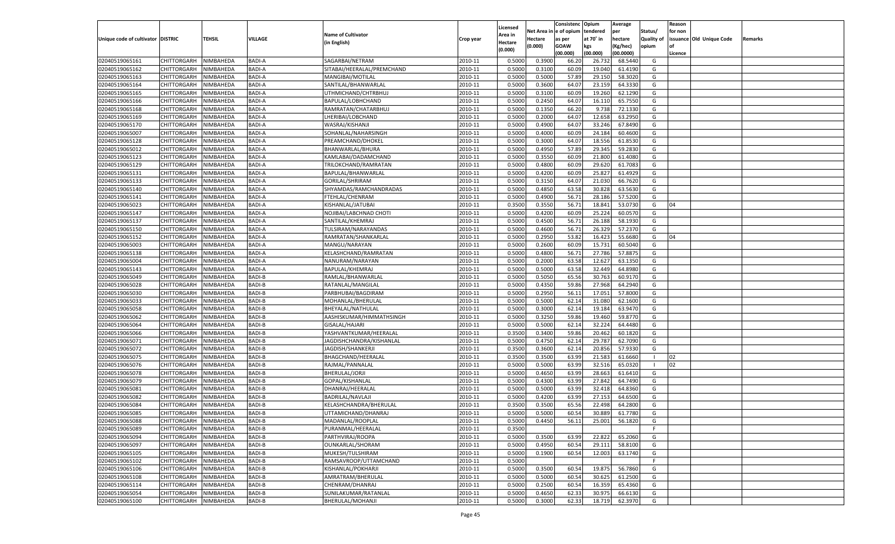| Unique code of cultivator | DISTRIC | TEHSIL | VILLAGE | Name of Cultivator (in English) | Crop year | Licensed Area in Hectare (0.000) | Net Area in Hectare (0.000) | Consistence of opium as per GOAW (00.000) | Opium tendered at 70° in kgs (00.000) | Average per hectare (Kg/hec) (00.0000) | Status/ Quality of opium | Reason for non issuance of Licence | Old Unique Code | Remarks |
|---|---|---|---|---|---|---|---|---|---|---|---|---|---|---|
| 02040519065161 | CHITTORGARH | NIMBAHEDA | BADI-A | SAGARBAI/NETRAM | 2010-11 | 0.5000 | 0.3900 | 66.20 | 26.732 | 68.5440 | G | | | |
| 02040519065162 | CHITTORGARH | NIMBAHEDA | BADI-A | SITABAI/HEERALAL/PREMCHAND | 2010-11 | 0.5000 | 0.3100 | 60.09 | 19.040 | 61.4190 | G | | | |
| 02040519065163 | CHITTORGARH | NIMBAHEDA | BADI-A | MANGIBAI/MOTILAL | 2010-11 | 0.5000 | 0.5000 | 57.89 | 29.150 | 58.3020 | G | | | |
| 02040519065164 | CHITTORGARH | NIMBAHEDA | BADI-A | SANTILAL/BHANWARLAL | 2010-11 | 0.5000 | 0.3600 | 64.07 | 23.159 | 64.3330 | G | | | |
| 02040519065165 | CHITTORGARH | NIMBAHEDA | BADI-A | UTHMICHAND/CHTRBHUJ | 2010-11 | 0.5000 | 0.3100 | 60.09 | 19.260 | 62.1290 | G | | | |
| 02040519065166 | CHITTORGARH | NIMBAHEDA | BADI-A | BAPULAL/LOBHCHAND | 2010-11 | 0.5000 | 0.2450 | 64.07 | 16.110 | 65.7550 | G | | | |
| 02040519065168 | CHITTORGARH | NIMBAHEDA | BADI-A | RAMRATAN/CHATARBHUJ | 2010-11 | 0.5000 | 0.1350 | 66.20 | 9.738 | 72.1330 | G | | | |
| 02040519065169 | CHITTORGARH | NIMBAHEDA | BADI-A | LHERIBAI/LOBCHAND | 2010-11 | 0.5000 | 0.2000 | 64.07 | 12.658 | 63.2950 | G | | | |
| 02040519065170 | CHITTORGARH | NIMBAHEDA | BADI-A | WASRAJ/KISHANJI | 2010-11 | 0.5000 | 0.4900 | 64.07 | 33.246 | 67.8490 | G | | | |
| 02040519065007 | CHITTORGARH | NIMBAHEDA | BADI-A | SOHANLAL/NAHARSINGH | 2010-11 | 0.5000 | 0.4000 | 60.09 | 24.184 | 60.4600 | G | | | |
| 02040519065128 | CHITTORGARH | NIMBAHEDA | BADI-A | PREAMCHAND/DHOKEL | 2010-11 | 0.5000 | 0.3000 | 64.07 | 18.556 | 61.8530 | G | | | |
| 02040519065012 | CHITTORGARH | NIMBAHEDA | BADI-A | BHANWARLAL/BHURA | 2010-11 | 0.5000 | 0.4950 | 57.89 | 29.345 | 59.2830 | G | | | |
| 02040519065123 | CHITTORGARH | NIMBAHEDA | BADI-A | KAMLABAI/DADAMCHAND | 2010-11 | 0.5000 | 0.3550 | 60.09 | 21.800 | 61.4080 | G | | | |
| 02040519065129 | CHITTORGARH | NIMBAHEDA | BADI-A | TRILOKCHAND/RAMRATAN | 2010-11 | 0.5000 | 0.4800 | 60.09 | 29.620 | 61.7083 | G | | | |
| 02040519065131 | CHITTORGARH | NIMBAHEDA | BADI-A | BAPULAL/BHANWARLAL | 2010-11 | 0.5000 | 0.4200 | 60.09 | 25.827 | 61.4929 | G | | | |
| 02040519065133 | CHITTORGARH | NIMBAHEDA | BADI-A | GORILAL/SHRIRAM | 2010-11 | 0.5000 | 0.3150 | 64.07 | 21.030 | 66.7620 | G | | | |
| 02040519065140 | CHITTORGARH | NIMBAHEDA | BADI-A | SHYAMDAS/RAMCHANDRADAS | 2010-11 | 0.5000 | 0.4850 | 63.58 | 30.828 | 63.5630 | G | | | |
| 02040519065141 | CHITTORGARH | NIMBAHEDA | BADI-A | FTEHLAL/CHENRAM | 2010-11 | 0.5000 | 0.4900 | 56.71 | 28.186 | 57.5200 | G | | | |
| 02040519065023 | CHITTORGARH | NIMBAHEDA | BADI-A | KISHANLAL/JATUBAI | 2010-11 | 0.3500 | 0.3550 | 56.71 | 18.841 | 53.0730 | G | 04 | | |
| 02040519065147 | CHITTORGARH | NIMBAHEDA | BADI-A | NOJIBAI/LABCHNAD CHOTI | 2010-11 | 0.5000 | 0.4200 | 60.09 | 25.224 | 60.0570 | G | | | |
| 02040519065137 | CHITTORGARH | NIMBAHEDA | BADI-A | SANTILAL/KHEMRAJ | 2010-11 | 0.5000 | 0.4500 | 56.71 | 26.188 | 58.1930 | G | | | |
| 02040519065150 | CHITTORGARH | NIMBAHEDA | BADI-A | TULSIRAM/NARAYANDAS | 2010-11 | 0.5000 | 0.4600 | 56.71 | 26.329 | 57.2370 | G | | | |
| 02040519065152 | CHITTORGARH | NIMBAHEDA | BADI-A | RAMRATAN/SHANKARLAL | 2010-11 | 0.5000 | 0.2950 | 53.82 | 16.423 | 55.6680 | G | 04 | | |
| 02040519065003 | CHITTORGARH | NIMBAHEDA | BADI-A | MANGU/NARAYAN | 2010-11 | 0.5000 | 0.2600 | 60.09 | 15.731 | 60.5040 | G | | | |
| 02040519065138 | CHITTORGARH | NIMBAHEDA | BADI-A | KELASHCHAND/RAMRATAN | 2010-11 | 0.5000 | 0.4800 | 56.71 | 27.786 | 57.8875 | G | | | |
| 02040519065004 | CHITTORGARH | NIMBAHEDA | BADI-A | NANURAM/NARAYAN | 2010-11 | 0.5000 | 0.2000 | 63.58 | 12.627 | 63.1350 | G | | | |
| 02040519065143 | CHITTORGARH | NIMBAHEDA | BADI-A | BAPULAL/KHEMRAJ | 2010-11 | 0.5000 | 0.5000 | 63.58 | 32.449 | 64.8980 | G | | | |
| 02040519065049 | CHITTORGARH | NIMBAHEDA | BADI-B | RAMLAL/BHANWARLAL | 2010-11 | 0.5000 | 0.5050 | 65.56 | 30.763 | 60.9170 | G | | | |
| 02040519065028 | CHITTORGARH | NIMBAHEDA | BADI-B | RATANLAL/MANGILAL | 2010-11 | 0.5000 | 0.4350 | 59.86 | 27.968 | 64.2940 | G | | | |
| 02040519065030 | CHITTORGARH | NIMBAHEDA | BADI-B | PARBHUBAI/BAGDIRAM | 2010-11 | 0.5000 | 0.2950 | 56.11 | 17.051 | 57.8000 | G | | | |
| 02040519065033 | CHITTORGARH | NIMBAHEDA | BADI-B | MOHANLAL/BHERULAL | 2010-11 | 0.5000 | 0.5000 | 62.14 | 31.080 | 62.1600 | G | | | |
| 02040519065058 | CHITTORGARH | NIMBAHEDA | BADI-B | BHEYALAL/NATHULAL | 2010-11 | 0.5000 | 0.3000 | 62.14 | 19.184 | 63.9470 | G | | | |
| 02040519065062 | CHITTORGARH | NIMBAHEDA | BADI-B | AASHISKUMAR/HIMMATHSINGH | 2010-11 | 0.5000 | 0.3250 | 59.86 | 19.460 | 59.8770 | G | | | |
| 02040519065064 | CHITTORGARH | NIMBAHEDA | BADI-B | GISALAL/HAJARI | 2010-11 | 0.5000 | 0.5000 | 62.14 | 32.224 | 64.4480 | G | | | |
| 02040519065066 | CHITTORGARH | NIMBAHEDA | BADI-B | YASHVANTKUMAR/HEERALAL | 2010-11 | 0.3500 | 0.3400 | 59.86 | 20.462 | 60.1820 | G | | | |
| 02040519065071 | CHITTORGARH | NIMBAHEDA | BADI-B | JAGDISHCHANDRA/KISHANLAL | 2010-11 | 0.5000 | 0.4750 | 62.14 | 29.787 | 62.7090 | G | | | |
| 02040519065072 | CHITTORGARH | NIMBAHEDA | BADI-B | JAGDISH/SHANKERJI | 2010-11 | 0.3500 | 0.3600 | 62.14 | 20.856 | 57.9330 | G | | | |
| 02040519065075 | CHITTORGARH | NIMBAHEDA | BADI-B | BHAGCHAND/HEERALAL | 2010-11 | 0.3500 | 0.3500 | 63.99 | 21.583 | 61.6660 | I | 02 | | |
| 02040519065076 | CHITTORGARH | NIMBAHEDA | BADI-B | RAJMAL/PANNALAL | 2010-11 | 0.5000 | 0.5000 | 63.99 | 32.516 | 65.0320 | I | 02 | | |
| 02040519065078 | CHITTORGARH | NIMBAHEDA | BADI-B | BHERULAL/JORJI | 2010-11 | 0.5000 | 0.4650 | 63.99 | 28.663 | 61.6410 | G | | | |
| 02040519065079 | CHITTORGARH | NIMBAHEDA | BADI-B | GOPAL/KISHANLAL | 2010-11 | 0.5000 | 0.4300 | 63.99 | 27.842 | 64.7490 | G | | | |
| 02040519065081 | CHITTORGARH | NIMBAHEDA | BADI-B | DHANRAJ/HEERALAL | 2010-11 | 0.5000 | 0.5000 | 63.99 | 32.418 | 64.8360 | G | | | |
| 02040519065082 | CHITTORGARH | NIMBAHEDA | BADI-B | BADRILAL/NAVLAJI | 2010-11 | 0.5000 | 0.4200 | 63.99 | 27.153 | 64.6500 | G | | | |
| 02040519065084 | CHITTORGARH | NIMBAHEDA | BADI-B | KELASHCHANDRA/BHERULAL | 2010-11 | 0.3500 | 0.3500 | 65.56 | 22.498 | 64.2800 | G | | | |
| 02040519065085 | CHITTORGARH | NIMBAHEDA | BADI-B | UTTAMICHAND/DHANRAJ | 2010-11 | 0.5000 | 0.5000 | 60.54 | 30.889 | 61.7780 | G | | | |
| 02040519065088 | CHITTORGARH | NIMBAHEDA | BADI-B | MADANLAL/ROOPLAL | 2010-11 | 0.5000 | 0.4450 | 56.11 | 25.001 | 56.1820 | G | | | |
| 02040519065089 | CHITTORGARH | NIMBAHEDA | BADI-B | PURANMAL/HEERALAL | 2010-11 | 0.3500 | | | | | F | | | |
| 02040519065094 | CHITTORGARH | NIMBAHEDA | BADI-B | PARTHVIRAJ/ROOPA | 2010-11 | 0.5000 | 0.3500 | 63.99 | 22.822 | 65.2060 | G | | | |
| 02040519065097 | CHITTORGARH | NIMBAHEDA | BADI-B | OUNKARLAL/SHORAM | 2010-11 | 0.5000 | 0.4950 | 60.54 | 29.111 | 58.8100 | G | | | |
| 02040519065105 | CHITTORGARH | NIMBAHEDA | BADI-B | MUKESH/TULSHIRAM | 2010-11 | 0.5000 | 0.1900 | 60.54 | 12.003 | 63.1740 | G | | | |
| 02040519065102 | CHITTORGARH | NIMBAHEDA | BADI-B | RAMSAVROOP/UTTAMCHAND | 2010-11 | 0.5000 | | | | | F | | | |
| 02040519065106 | CHITTORGARH | NIMBAHEDA | BADI-B | KISHANLAL/POKHARJI | 2010-11 | 0.5000 | 0.3500 | 60.54 | 19.875 | 56.7860 | G | | | |
| 02040519065108 | CHITTORGARH | NIMBAHEDA | BADI-B | AMRATRAM/BHERULAL | 2010-11 | 0.5000 | 0.5000 | 60.54 | 30.625 | 61.2500 | G | | | |
| 02040519065114 | CHITTORGARH | NIMBAHEDA | BADI-B | CHENRAM/DHANRAJ | 2010-11 | 0.5000 | 0.2500 | 60.54 | 16.359 | 65.4360 | G | | | |
| 02040519065054 | CHITTORGARH | NIMBAHEDA | BADI-B | SUNILAKUMAR/RATANLAL | 2010-11 | 0.5000 | 0.4650 | 62.33 | 30.975 | 66.6130 | G | | | |
| 02040519065100 | CHITTORGARH | NIMBAHEDA | BADI-B | BHERULAL/MOHANJI | 2010-11 | 0.5000 | 0.3000 | 62.33 | 18.719 | 62.3970 | G | | | |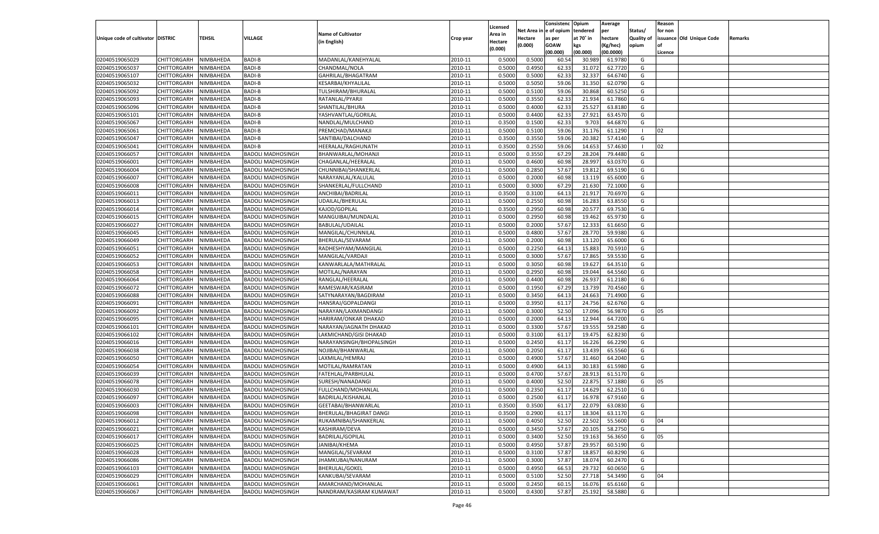| Unique code of cultivator | DISTRIC | TEHSIL | VILLAGE | Name of Cultivator (in English) | Crop year | Licensed Area in Hectare (0.000) | Net Area in Hectare (0.000) | Consistenc e of opium as per GOAW (00.000) | Opium tendered at 70° in kgs (00.000) | Average per hectare (Kg/hec) (00.0000) | Status/ Quality of opium | Reason for non issuance of Licence | Old Unique Code | Remarks |
|---|---|---|---|---|---|---|---|---|---|---|---|---|---|---|
| 02040519065029 | CHITTORGARH | NIMBAHEDA | BADI-B | MADANLAL/KANEHYALAL | 2010-11 | 0.5000 | 0.5000 | 60.54 | 30.989 | 61.9780 | G | | | |
| 02040519065037 | CHITTORGARH | NIMBAHEDA | BADI-B | CHANDMAL/NOLA | 2010-11 | 0.5000 | 0.4950 | 62.33 | 31.072 | 62.7720 | G | | | |
| 02040519065107 | CHITTORGARH | NIMBAHEDA | BADI-B | GAHRILAL/BHAGATRAM | 2010-11 | 0.5000 | 0.5000 | 62.33 | 32.337 | 64.6740 | G | | | |
| 02040519065032 | CHITTORGARH | NIMBAHEDA | BADI-B | KESARBAI/KHYALILAL | 2010-11 | 0.5000 | 0.5050 | 59.06 | 31.350 | 62.0790 | G | | | |
| 02040519065092 | CHITTORGARH | NIMBAHEDA | BADI-B | TULSHIRAM/BHURALAL | 2010-11 | 0.5000 | 0.5100 | 59.06 | 30.868 | 60.5250 | G | | | |
| 02040519065093 | CHITTORGARH | NIMBAHEDA | BADI-B | RATANLAL/PYARJI | 2010-11 | 0.5000 | 0.3550 | 62.33 | 21.934 | 61.7860 | G | | | |
| 02040519065096 | CHITTORGARH | NIMBAHEDA | BADI-B | SHANTILAL/BHURA | 2010-11 | 0.5000 | 0.4000 | 62.33 | 25.527 | 63.8180 | G | | | |
| 02040519065101 | CHITTORGARH | NIMBAHEDA | BADI-B | YASHVANTLAL/GORILAL | 2010-11 | 0.5000 | 0.4400 | 62.33 | 27.921 | 63.4570 | G | | | |
| 02040519065067 | CHITTORGARH | NIMBAHEDA | BADI-B | NANDLAL/MULCHAND | 2010-11 | 0.3500 | 0.1500 | 62.33 | 9.703 | 64.6870 | G | | | |
| 02040519065061 | CHITTORGARH | NIMBAHEDA | BADI-B | PREMCHAD/MANAKJI | 2010-11 | 0.5000 | 0.5100 | 59.06 | 31.176 | 61.1290 | I | 02 | | |
| 02040519065047 | CHITTORGARH | NIMBAHEDA | BADI-B | SANTIBAI/DALCHAND | 2010-11 | 0.3500 | 0.3550 | 59.06 | 20.382 | 57.4140 | G | | | |
| 02040519065041 | CHITTORGARH | NIMBAHEDA | BADI-B | HEERALAL/RAGHUNATH | 2010-11 | 0.3500 | 0.2550 | 59.06 | 14.653 | 57.4630 | I | 02 | | |
| 02040519066057 | CHITTORGARH | NIMBAHEDA | BADOLI MADHOSINGH | BHANWARLAL/MOHANJI | 2010-11 | 0.5000 | 0.3550 | 67.29 | 28.204 | 79.4480 | G | | | |
| 02040519066001 | CHITTORGARH | NIMBAHEDA | BADOLI MADHOSINGH | CHAGANLAL/HEERALAL | 2010-11 | 0.5000 | 0.4600 | 60.98 | 28.997 | 63.0370 | G | | | |
| 02040519066004 | CHITTORGARH | NIMBAHEDA | BADOLI MADHOSINGH | CHUNNIBAI/SHANKERLAL | 2010-11 | 0.5000 | 0.2850 | 57.67 | 19.812 | 69.5190 | G | | | |
| 02040519066007 | CHITTORGARH | NIMBAHEDA | BADOLI MADHOSINGH | NARAYANLAL/KALULAL | 2010-11 | 0.5000 | 0.2000 | 60.98 | 13.119 | 65.6000 | G | | | |
| 02040519066008 | CHITTORGARH | NIMBAHEDA | BADOLI MADHOSINGH | SHANKERLAL/FULLCHAND | 2010-11 | 0.5000 | 0.3000 | 67.29 | 21.630 | 72.1000 | G | | | |
| 02040519066011 | CHITTORGARH | NIMBAHEDA | BADOLI MADHOSINGH | ANCHIBAI/BADRILAL | 2010-11 | 0.3500 | 0.3100 | 64.13 | 21.917 | 70.6970 | G | | | |
| 02040519066013 | CHITTORGARH | NIMBAHEDA | BADOLI MADHOSINGH | UDAILAL/BHERULAL | 2010-11 | 0.5000 | 0.2550 | 60.98 | 16.283 | 63.8550 | G | | | |
| 02040519066014 | CHITTORGARH | NIMBAHEDA | BADOLI MADHOSINGH | KAJOD/GOPILAL | 2010-11 | 0.3500 | 0.2950 | 60.98 | 20.577 | 69.7530 | G | | | |
| 02040519066015 | CHITTORGARH | NIMBAHEDA | BADOLI MADHOSINGH | MANGUIBAI/MUNDALAL | 2010-11 | 0.5000 | 0.2950 | 60.98 | 19.462 | 65.9730 | G | | | |
| 02040519066027 | CHITTORGARH | NIMBAHEDA | BADOLI MADHOSINGH | BABULAL/UDAILAL | 2010-11 | 0.5000 | 0.2000 | 57.67 | 12.333 | 61.6650 | G | | | |
| 02040519066045 | CHITTORGARH | NIMBAHEDA | BADOLI MADHOSINGH | MANGILAL/CHUNNILAL | 2010-11 | 0.5000 | 0.4800 | 57.67 | 28.770 | 59.9380 | G | | | |
| 02040519066049 | CHITTORGARH | NIMBAHEDA | BADOLI MADHOSINGH | BHERULAL/SEVARAM | 2010-11 | 0.5000 | 0.2000 | 60.98 | 13.120 | 65.6000 | G | | | |
| 02040519066051 | CHITTORGARH | NIMBAHEDA | BADOLI MADHOSINGH | RADHESHYAM/MANGILAL | 2010-11 | 0.5000 | 0.2250 | 64.13 | 15.883 | 70.5910 | G | | | |
| 02040519066052 | CHITTORGARH | NIMBAHEDA | BADOLI MADHOSINGH | MANGILAL/VARDAJI | 2010-11 | 0.5000 | 0.3000 | 57.67 | 17.865 | 59.5530 | G | | | |
| 02040519066053 | CHITTORGARH | NIMBAHEDA | BADOLI MADHOSINGH | KANWARLALA/MATHRALAL | 2010-11 | 0.5000 | 0.3050 | 60.98 | 19.627 | 64.3510 | G | | | |
| 02040519066058 | CHITTORGARH | NIMBAHEDA | BADOLI MADHOSINGH | MOTILAL/NARAYAN | 2010-11 | 0.5000 | 0.2950 | 60.98 | 19.044 | 64.5560 | G | | | |
| 02040519066064 | CHITTORGARH | NIMBAHEDA | BADOLI MADHOSINGH | RANGLAL/HEERALAL | 2010-11 | 0.5000 | 0.4400 | 60.98 | 26.937 | 61.2180 | G | | | |
| 02040519066072 | CHITTORGARH | NIMBAHEDA | BADOLI MADHOSINGH | RAMESWAR/KASIRAM | 2010-11 | 0.5000 | 0.1950 | 67.29 | 13.739 | 70.4560 | G | | | |
| 02040519066088 | CHITTORGARH | NIMBAHEDA | BADOLI MADHOSINGH | SATYNARAYAN/BAGDIRAM | 2010-11 | 0.5000 | 0.3450 | 64.13 | 24.663 | 71.4900 | G | | | |
| 02040519066091 | CHITTORGARH | NIMBAHEDA | BADOLI MADHOSINGH | HANSRAJ/GOPALDANGI | 2010-11 | 0.5000 | 0.3950 | 61.17 | 24.756 | 62.6760 | G | | | |
| 02040519066092 | CHITTORGARH | NIMBAHEDA | BADOLI MADHOSINGH | NARAYAN/LAXMANDANGI | 2010-11 | 0.5000 | 0.3000 | 52.50 | 17.096 | 56.9870 | G | 05 | | |
| 02040519066095 | CHITTORGARH | NIMBAHEDA | BADOLI MADHOSINGH | HARIRAM/ONKAR DHAKAD | 2010-11 | 0.5000 | 0.2000 | 64.13 | 12.944 | 64.7200 | G | | | |
| 02040519066101 | CHITTORGARH | NIMBAHEDA | BADOLI MADHOSINGH | NARAYAN/JAGNATH DHAKAD | 2010-11 | 0.5000 | 0.3300 | 57.67 | 19.555 | 59.2580 | G | | | |
| 02040519066102 | CHITTORGARH | NIMBAHEDA | BADOLI MADHOSINGH | LAKMICHAND/GISI DHAKAD | 2010-11 | 0.5000 | 0.3100 | 61.17 | 19.475 | 62.8230 | G | | | |
| 02040519066016 | CHITTORGARH | NIMBAHEDA | BADOLI MADHOSINGH | NARAYANSINGH/BHOPALSINGH | 2010-11 | 0.5000 | 0.2450 | 61.17 | 16.226 | 66.2290 | G | | | |
| 02040519066038 | CHITTORGARH | NIMBAHEDA | BADOLI MADHOSINGH | NOJIBAI/BHANWARLAL | 2010-11 | 0.5000 | 0.2050 | 61.17 | 13.439 | 65.5560 | G | | | |
| 02040519066050 | CHITTORGARH | NIMBAHEDA | BADOLI MADHOSINGH | LAXMILAL/HEMRAJ | 2010-11 | 0.5000 | 0.4900 | 57.67 | 31.460 | 64.2040 | G | | | |
| 02040519066054 | CHITTORGARH | NIMBAHEDA | BADOLI MADHOSINGH | MOTILAL/RAMRATAN | 2010-11 | 0.5000 | 0.4900 | 64.13 | 30.183 | 61.5980 | G | | | |
| 02040519066039 | CHITTORGARH | NIMBAHEDA | BADOLI MADHOSINGH | FATEHLAL/PARBHULAL | 2010-11 | 0.5000 | 0.4700 | 57.67 | 28.913 | 61.5170 | G | | | |
| 02040519066078 | CHITTORGARH | NIMBAHEDA | BADOLI MADHOSINGH | SURESH/NANADANGI | 2010-11 | 0.5000 | 0.4000 | 52.50 | 22.875 | 57.1880 | G | 05 | | |
| 02040519066030 | CHITTORGARH | NIMBAHEDA | BADOLI MADHOSINGH | FULLCHAND/MOHANLAL | 2010-11 | 0.5000 | 0.2350 | 61.17 | 14.629 | 62.2510 | G | | | |
| 02040519066097 | CHITTORGARH | NIMBAHEDA | BADOLI MADHOSINGH | BADRILAL/KISHANLAL | 2010-11 | 0.5000 | 0.2500 | 61.17 | 16.978 | 67.9160 | G | | | |
| 02040519066003 | CHITTORGARH | NIMBAHEDA | BADOLI MADHOSINGH | GEETABAI/BHANWARLAL | 2010-11 | 0.3500 | 0.3500 | 61.17 | 22.079 | 63.0830 | G | | | |
| 02040519066098 | CHITTORGARH | NIMBAHEDA | BADOLI MADHOSINGH | BHERULAL/BHAGIRAT DANGI | 2010-11 | 0.3500 | 0.2900 | 61.17 | 18.304 | 63.1170 | G | | | |
| 02040519066012 | CHITTORGARH | NIMBAHEDA | BADOLI MADHOSINGH | RUKAMNIBAI/SHANKERLAL | 2010-11 | 0.5000 | 0.4050 | 52.50 | 22.502 | 55.5600 | G | 04 | | |
| 02040519066021 | CHITTORGARH | NIMBAHEDA | BADOLI MADHOSINGH | KASHIRAM/DEVA | 2010-11 | 0.5000 | 0.3450 | 57.67 | 20.105 | 58.2750 | G | | | |
| 02040519066017 | CHITTORGARH | NIMBAHEDA | BADOLI MADHOSINGH | BADRILAL/GOPILAL | 2010-11 | 0.5000 | 0.3400 | 52.50 | 19.163 | 56.3650 | G | 05 | | |
| 02040519066025 | CHITTORGARH | NIMBAHEDA | BADOLI MADHOSINGH | JANIBAI/KHEMA | 2010-11 | 0.5000 | 0.4950 | 57.87 | 29.957 | 60.5190 | G | | | |
| 02040519066028 | CHITTORGARH | NIMBAHEDA | BADOLI MADHOSINGH | MANGILAL/SEVARAM | 2010-11 | 0.5000 | 0.3100 | 57.87 | 18.857 | 60.8290 | G | | | |
| 02040519066086 | CHITTORGARH | NIMBAHEDA | BADOLI MADHOSINGH | JHAMKUBAI/NANURAM | 2010-11 | 0.5000 | 0.3000 | 57.87 | 18.074 | 60.2470 | G | | | |
| 02040519066103 | CHITTORGARH | NIMBAHEDA | BADOLI MADHOSINGH | BHERULAL/GOKEL | 2010-11 | 0.5000 | 0.4950 | 66.53 | 29.732 | 60.0650 | G | | | |
| 02040519066029 | CHITTORGARH | NIMBAHEDA | BADOLI MADHOSINGH | KANKUBAI/SEVARAM | 2010-11 | 0.5000 | 0.5100 | 52.50 | 27.718 | 54.3490 | G | 04 | | |
| 02040519066061 | CHITTORGARH | NIMBAHEDA | BADOLI MADHOSINGH | AMARCHAND/MOHANLAL | 2010-11 | 0.5000 | 0.2450 | 60.15 | 16.076 | 65.6160 | G | | | |
| 02040519066067 | CHITTORGARH | NIMBAHEDA | BADOLI MADHOSINGH | NANDRAM/KASIRAM KUMAWAT | 2010-11 | 0.5000 | 0.4300 | 57.87 | 25.192 | 58.5880 | G | | | |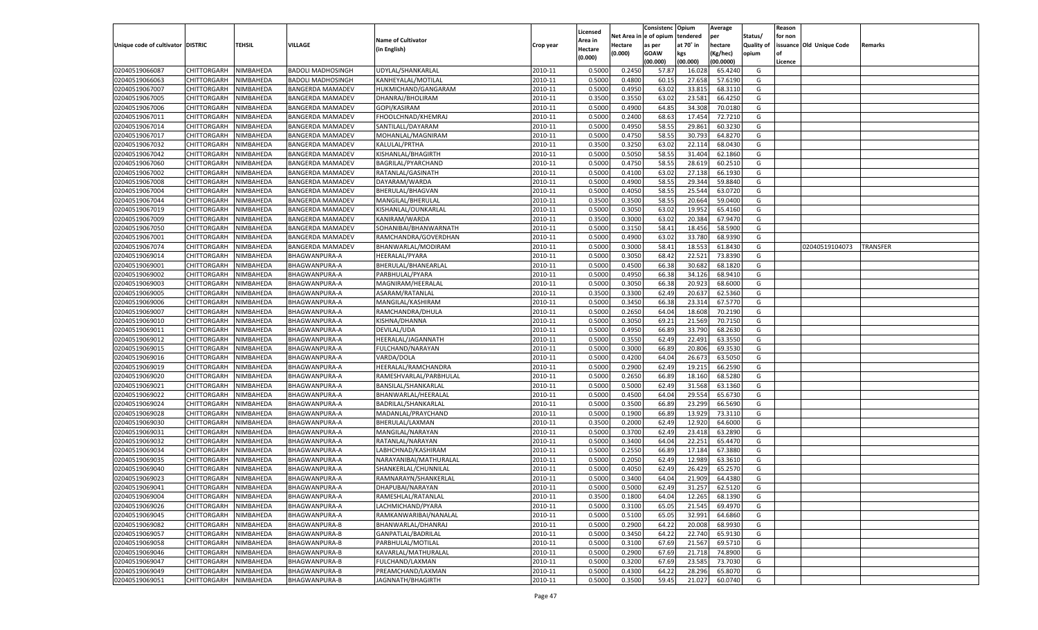| Unique code of cultivator | DISTRIC | TEHSIL | VILLAGE | Name of Cultivator (in English) | Crop year | Licensed Area in Hectare (0.000) | Net Area in Hectare (0.000) | Consistence of opium as per GOAW (00.000) | Opium tendered at 70° in kgs (00.000) | Average per hectare (Kg/hec) (00.0000) | Status/ Quality of opium | Reason for non issuance of Licence | Old Unique Code | Remarks |
|---|---|---|---|---|---|---|---|---|---|---|---|---|---|---|
| 02040519066087 | CHITTORGARH | NIMBAHEDA | BADOLI MADHOSINGH | UDYLAL/SHANKARLAL | 2010-11 | 0.5000 | 0.2450 | 57.87 | 16.028 | 65.4240 | G | | | |
| 02040519066063 | CHITTORGARH | NIMBAHEDA | BADOLI MADHOSINGH | KANHEYALAL/MOTILAL | 2010-11 | 0.5000 | 0.4800 | 60.15 | 27.658 | 57.6190 | G | | | |
| 02040519067007 | CHITTORGARH | NIMBAHEDA | BANGERDA MAMADEV | HUKMICHAND/GANGARAM | 2010-11 | 0.5000 | 0.4950 | 63.02 | 33.815 | 68.3110 | G | | | |
| 02040519067005 | CHITTORGARH | NIMBAHEDA | BANGERDA MAMADEV | DHANRAJ/BHOLIRAM | 2010-11 | 0.3500 | 0.3550 | 63.02 | 23.581 | 66.4250 | G | | | |
| 02040519067006 | CHITTORGARH | NIMBAHEDA | BANGERDA MAMADEV | GOPI/KASIRAM | 2010-11 | 0.5000 | 0.4900 | 64.85 | 34.308 | 70.0180 | G | | | |
| 02040519067011 | CHITTORGARH | NIMBAHEDA | BANGERDA MAMADEV | FHOOLCHNAD/KHEMRAJ | 2010-11 | 0.5000 | 0.2400 | 68.63 | 17.454 | 72.7210 | G | | | |
| 02040519067014 | CHITTORGARH | NIMBAHEDA | BANGERDA MAMADEV | SANTILALL/DAYARAM | 2010-11 | 0.5000 | 0.4950 | 58.55 | 29.861 | 60.3230 | G | | | |
| 02040519067017 | CHITTORGARH | NIMBAHEDA | BANGERDA MAMADEV | MOHANLAL/MAGNIRAM | 2010-11 | 0.5000 | 0.4750 | 58.55 | 30.793 | 64.8270 | G | | | |
| 02040519067032 | CHITTORGARH | NIMBAHEDA | BANGERDA MAMADEV | KALULAL/PRTHA | 2010-11 | 0.3500 | 0.3250 | 63.02 | 22.114 | 68.0430 | G | | | |
| 02040519067042 | CHITTORGARH | NIMBAHEDA | BANGERDA MAMADEV | KISHANLAL/BHAGIRTH | 2010-11 | 0.5000 | 0.5050 | 58.55 | 31.404 | 62.1860 | G | | | |
| 02040519067060 | CHITTORGARH | NIMBAHEDA | BANGERDA MAMADEV | BAGRILAL/PYARCHAND | 2010-11 | 0.5000 | 0.4750 | 58.55 | 28.619 | 60.2510 | G | | | |
| 02040519067002 | CHITTORGARH | NIMBAHEDA | BANGERDA MAMADEV | RATANLAL/GASINATH | 2010-11 | 0.5000 | 0.4100 | 63.02 | 27.138 | 66.1930 | G | | | |
| 02040519067008 | CHITTORGARH | NIMBAHEDA | BANGERDA MAMADEV | DAYARAM/WARDA | 2010-11 | 0.5000 | 0.4900 | 58.55 | 29.344 | 59.8840 | G | | | |
| 02040519067004 | CHITTORGARH | NIMBAHEDA | BANGERDA MAMADEV | BHERULAL/BHAGVAN | 2010-11 | 0.5000 | 0.4050 | 58.55 | 25.544 | 63.0720 | G | | | |
| 02040519067044 | CHITTORGARH | NIMBAHEDA | BANGERDA MAMADEV | MANGILAL/BHERULAL | 2010-11 | 0.3500 | 0.3500 | 58.55 | 20.664 | 59.0400 | G | | | |
| 02040519067019 | CHITTORGARH | NIMBAHEDA | BANGERDA MAMADEV | KISHANLAL/OUNKARLAL | 2010-11 | 0.5000 | 0.3050 | 63.02 | 19.952 | 65.4160 | G | | | |
| 02040519067009 | CHITTORGARH | NIMBAHEDA | BANGERDA MAMADEV | KANIRAM/WARDA | 2010-11 | 0.3500 | 0.3000 | 63.02 | 20.384 | 67.9470 | G | | | |
| 02040519067050 | CHITTORGARH | NIMBAHEDA | BANGERDA MAMADEV | SOHANIBAI/BHANWARNATH | 2010-11 | 0.5000 | 0.3150 | 58.41 | 18.456 | 58.5900 | G | | | |
| 02040519067001 | CHITTORGARH | NIMBAHEDA | BANGERDA MAMADEV | RAMCHANDRA/GOVERDHAN | 2010-11 | 0.5000 | 0.4900 | 63.02 | 33.780 | 68.9390 | G | | | |
| 02040519067074 | CHITTORGARH | NIMBAHEDA | BANGERDA MAMADEV | BHANWARLAL/MODIRAM | 2010-11 | 0.5000 | 0.3000 | 58.41 | 18.553 | 61.8430 | G | | 02040519104073 | TRANSFER |
| 02040519069014 | CHITTORGARH | NIMBAHEDA | BHAGWANPURA-A | HEERALAL/PYARA | 2010-11 | 0.5000 | 0.3050 | 68.42 | 22.521 | 73.8390 | G | | | |
| 02040519069001 | CHITTORGARH | NIMBAHEDA | BHAGWANPURA-A | BHERULAL/BHANEARLAL | 2010-11 | 0.5000 | 0.4500 | 66.38 | 30.682 | 68.1820 | G | | | |
| 02040519069002 | CHITTORGARH | NIMBAHEDA | BHAGWANPURA-A | PARBHULAL/PYARA | 2010-11 | 0.5000 | 0.4950 | 66.38 | 34.126 | 68.9410 | G | | | |
| 02040519069003 | CHITTORGARH | NIMBAHEDA | BHAGWANPURA-A | MAGNIRAM/HEERALAL | 2010-11 | 0.5000 | 0.3050 | 66.38 | 20.923 | 68.6000 | G | | | |
| 02040519069005 | CHITTORGARH | NIMBAHEDA | BHAGWANPURA-A | ASARAM/RATANLAL | 2010-11 | 0.3500 | 0.3300 | 62.49 | 20.637 | 62.5360 | G | | | |
| 02040519069006 | CHITTORGARH | NIMBAHEDA | BHAGWANPURA-A | MANGILAL/KASHIRAM | 2010-11 | 0.5000 | 0.3450 | 66.38 | 23.314 | 67.5770 | G | | | |
| 02040519069007 | CHITTORGARH | NIMBAHEDA | BHAGWANPURA-A | RAMCHANDRA/DHULA | 2010-11 | 0.5000 | 0.2650 | 64.04 | 18.608 | 70.2190 | G | | | |
| 02040519069010 | CHITTORGARH | NIMBAHEDA | BHAGWANPURA-A | KISHNA/DHANNA | 2010-11 | 0.5000 | 0.3050 | 69.21 | 21.569 | 70.7150 | G | | | |
| 02040519069011 | CHITTORGARH | NIMBAHEDA | BHAGWANPURA-A | DEVILAL/UDA | 2010-11 | 0.5000 | 0.4950 | 66.89 | 33.790 | 68.2630 | G | | | |
| 02040519069012 | CHITTORGARH | NIMBAHEDA | BHAGWANPURA-A | HEERALAL/JAGANNATH | 2010-11 | 0.5000 | 0.3550 | 62.49 | 22.491 | 63.3550 | G | | | |
| 02040519069015 | CHITTORGARH | NIMBAHEDA | BHAGWANPURA-A | FULCHAND/NARAYAN | 2010-11 | 0.5000 | 0.3000 | 66.89 | 20.806 | 69.3530 | G | | | |
| 02040519069016 | CHITTORGARH | NIMBAHEDA | BHAGWANPURA-A | VARDA/DOLA | 2010-11 | 0.5000 | 0.4200 | 64.04 | 26.673 | 63.5050 | G | | | |
| 02040519069019 | CHITTORGARH | NIMBAHEDA | BHAGWANPURA-A | HEERALAL/RAMCHANDRA | 2010-11 | 0.5000 | 0.2900 | 62.49 | 19.215 | 66.2590 | G | | | |
| 02040519069020 | CHITTORGARH | NIMBAHEDA | BHAGWANPURA-A | RAMESHVARLAL/PARBHULAL | 2010-11 | 0.5000 | 0.2650 | 66.89 | 18.160 | 68.5280 | G | | | |
| 02040519069021 | CHITTORGARH | NIMBAHEDA | BHAGWANPURA-A | BANSILAL/SHANKARLAL | 2010-11 | 0.5000 | 0.5000 | 62.49 | 31.568 | 63.1360 | G | | | |
| 02040519069022 | CHITTORGARH | NIMBAHEDA | BHAGWANPURA-A | BHANWARLAL/HEERALAL | 2010-11 | 0.5000 | 0.4500 | 64.04 | 29.554 | 65.6730 | G | | | |
| 02040519069024 | CHITTORGARH | NIMBAHEDA | BHAGWANPURA-A | BADRILAL/SHANKARLAL | 2010-11 | 0.5000 | 0.3500 | 66.89 | 23.299 | 66.5690 | G | | | |
| 02040519069028 | CHITTORGARH | NIMBAHEDA | BHAGWANPURA-A | MADANLAL/PRAYCHAND | 2010-11 | 0.5000 | 0.1900 | 66.89 | 13.929 | 73.3110 | G | | | |
| 02040519069030 | CHITTORGARH | NIMBAHEDA | BHAGWANPURA-A | BHERULAL/LAXMAN | 2010-11 | 0.3500 | 0.2000 | 62.49 | 12.920 | 64.6000 | G | | | |
| 02040519069031 | CHITTORGARH | NIMBAHEDA | BHAGWANPURA-A | MANGILAL/NARAYAN | 2010-11 | 0.5000 | 0.3700 | 62.49 | 23.418 | 63.2890 | G | | | |
| 02040519069032 | CHITTORGARH | NIMBAHEDA | BHAGWANPURA-A | RATANLAL/NARAYAN | 2010-11 | 0.5000 | 0.3400 | 64.04 | 22.251 | 65.4470 | G | | | |
| 02040519069034 | CHITTORGARH | NIMBAHEDA | BHAGWANPURA-A | LABHCHNAD/KASHIRAM | 2010-11 | 0.5000 | 0.2550 | 66.89 | 17.184 | 67.3880 | G | | | |
| 02040519069035 | CHITTORGARH | NIMBAHEDA | BHAGWANPURA-A | NARAYANIBAI/MATHURALAL | 2010-11 | 0.5000 | 0.2050 | 62.49 | 12.989 | 63.3610 | G | | | |
| 02040519069040 | CHITTORGARH | NIMBAHEDA | BHAGWANPURA-A | SHANKERLAL/CHUNNILAL | 2010-11 | 0.5000 | 0.4050 | 62.49 | 26.429 | 65.2570 | G | | | |
| 02040519069023 | CHITTORGARH | NIMBAHEDA | BHAGWANPURA-A | RAMNARAYN/SHANKERLAL | 2010-11 | 0.5000 | 0.3400 | 64.04 | 21.909 | 64.4380 | G | | | |
| 02040519069041 | CHITTORGARH | NIMBAHEDA | BHAGWANPURA-A | DHAPUBAI/NARAYAN | 2010-11 | 0.5000 | 0.5000 | 62.49 | 31.257 | 62.5120 | G | | | |
| 02040519069004 | CHITTORGARH | NIMBAHEDA | BHAGWANPURA-A | RAMESHLAL/RATANLAL | 2010-11 | 0.3500 | 0.1800 | 64.04 | 12.265 | 68.1390 | G | | | |
| 02040519069026 | CHITTORGARH | NIMBAHEDA | BHAGWANPURA-A | LACHMICHAND/PYARA | 2010-11 | 0.5000 | 0.3100 | 65.05 | 21.545 | 69.4970 | G | | | |
| 02040519069045 | CHITTORGARH | NIMBAHEDA | BHAGWANPURA-A | RAMKANWARIBAI/NANALAL | 2010-11 | 0.5000 | 0.5100 | 65.05 | 32.991 | 64.6860 | G | | | |
| 02040519069082 | CHITTORGARH | NIMBAHEDA | BHAGWANPURA-B | BHANWARLAL/DHANRAJ | 2010-11 | 0.5000 | 0.2900 | 64.22 | 20.008 | 68.9930 | G | | | |
| 02040519069057 | CHITTORGARH | NIMBAHEDA | BHAGWANPURA-B | GANPATLAL/BADRILAL | 2010-11 | 0.5000 | 0.3450 | 64.22 | 22.740 | 65.9130 | G | | | |
| 02040519069058 | CHITTORGARH | NIMBAHEDA | BHAGWANPURA-B | PARBHULAL/MOTILAL | 2010-11 | 0.5000 | 0.3100 | 67.69 | 21.567 | 69.5710 | G | | | |
| 02040519069046 | CHITTORGARH | NIMBAHEDA | BHAGWANPURA-B | KAVARLAL/MATHURALAL | 2010-11 | 0.5000 | 0.2900 | 67.69 | 21.718 | 74.8900 | G | | | |
| 02040519069047 | CHITTORGARH | NIMBAHEDA | BHAGWANPURA-B | FULCHAND/LAXMAN | 2010-11 | 0.5000 | 0.3200 | 67.69 | 23.585 | 73.7030 | G | | | |
| 02040519069049 | CHITTORGARH | NIMBAHEDA | BHAGWANPURA-B | PREAMCHAND/LAXMAN | 2010-11 | 0.5000 | 0.4300 | 64.22 | 28.296 | 65.8070 | G | | | |
| 02040519069051 | CHITTORGARH | NIMBAHEDA | BHAGWANPURA-B | JAGNNATH/BHAGIRTH | 2010-11 | 0.5000 | 0.3500 | 59.45 | 21.027 | 60.0740 | G | | | |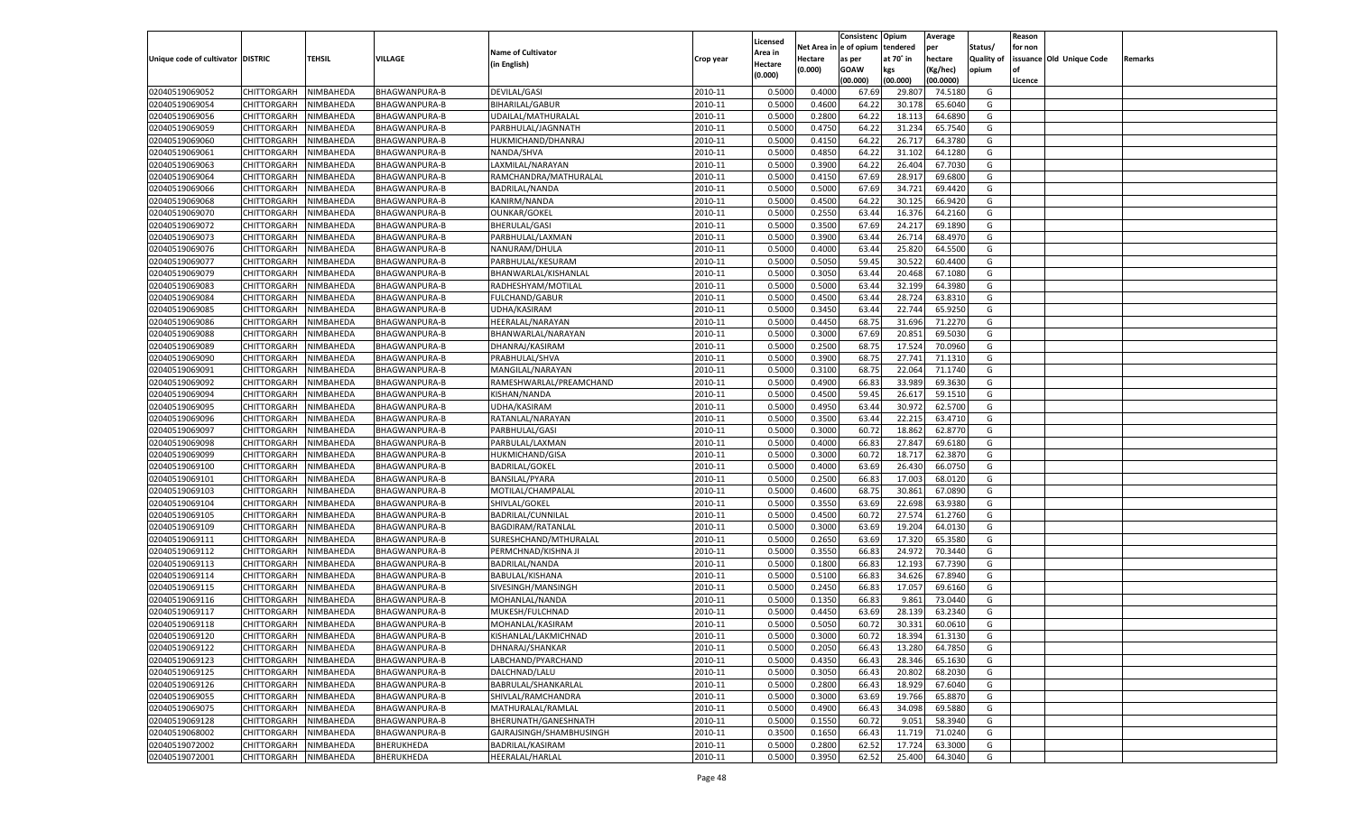| Unique code of cultivator | DISTRIC | TEHSIL | VILLAGE | Name of Cultivator (in English) | Crop year | Licensed Area in Hectare (0.000) | Net Area in Hectare (0.000) | Consistenc e of opium as per GOAW (00.000) | Opium tendered at 70° in kgs (00.000) | Average per hectare (Kg/hec) (00.0000) | Status/ Quality of opium | Reason for non issuance of Licence | Old Unique Code | Remarks |
|---|---|---|---|---|---|---|---|---|---|---|---|---|---|---|
| 02040519069052 | CHITTORGARH | NIMBAHEDA | BHAGWANPURA-B | DEVILAL/GASI | 2010-11 | 0.5000 | 0.4000 | 67.69 | 29.807 | 74.5180 | G | | | |
| 02040519069054 | CHITTORGARH | NIMBAHEDA | BHAGWANPURA-B | BIHARILAL/GABUR | 2010-11 | 0.5000 | 0.4600 | 64.22 | 30.178 | 65.6040 | G | | | |
| 02040519069056 | CHITTORGARH | NIMBAHEDA | BHAGWANPURA-B | UDAILAL/MATHURALAL | 2010-11 | 0.5000 | 0.2800 | 64.22 | 18.113 | 64.6890 | G | | | |
| 02040519069059 | CHITTORGARH | NIMBAHEDA | BHAGWANPURA-B | PARBHULAL/JAGNNATH | 2010-11 | 0.5000 | 0.4750 | 64.22 | 31.234 | 65.7540 | G | | | |
| 02040519069060 | CHITTORGARH | NIMBAHEDA | BHAGWANPURA-B | HUKMICHAND/DHANRAJ | 2010-11 | 0.5000 | 0.4150 | 64.22 | 26.717 | 64.3780 | G | | | |
| 02040519069061 | CHITTORGARH | NIMBAHEDA | BHAGWANPURA-B | NANDA/SHVA | 2010-11 | 0.5000 | 0.4850 | 64.22 | 31.102 | 64.1280 | G | | | |
| 02040519069063 | CHITTORGARH | NIMBAHEDA | BHAGWANPURA-B | LAXMILAL/NARAYAN | 2010-11 | 0.5000 | 0.3900 | 64.22 | 26.404 | 67.7030 | G | | | |
| 02040519069064 | CHITTORGARH | NIMBAHEDA | BHAGWANPURA-B | RAMCHANDRA/MATHURALAL | 2010-11 | 0.5000 | 0.4150 | 67.69 | 28.917 | 69.6800 | G | | | |
| 02040519069066 | CHITTORGARH | NIMBAHEDA | BHAGWANPURA-B | BADRILAL/NANDA | 2010-11 | 0.5000 | 0.5000 | 67.69 | 34.721 | 69.4420 | G | | | |
| 02040519069068 | CHITTORGARH | NIMBAHEDA | BHAGWANPURA-B | KANIRM/NANDA | 2010-11 | 0.5000 | 0.4500 | 64.22 | 30.125 | 66.9420 | G | | | |
| 02040519069070 | CHITTORGARH | NIMBAHEDA | BHAGWANPURA-B | OUNKAR/GOKEL | 2010-11 | 0.5000 | 0.2550 | 63.44 | 16.376 | 64.2160 | G | | | |
| 02040519069072 | CHITTORGARH | NIMBAHEDA | BHAGWANPURA-B | BHERULAL/GASI | 2010-11 | 0.5000 | 0.3500 | 67.69 | 24.217 | 69.1890 | G | | | |
| 02040519069073 | CHITTORGARH | NIMBAHEDA | BHAGWANPURA-B | PARBHULAL/LAXMAN | 2010-11 | 0.5000 | 0.3900 | 63.44 | 26.714 | 68.4970 | G | | | |
| 02040519069076 | CHITTORGARH | NIMBAHEDA | BHAGWANPURA-B | NANURAM/DHULA | 2010-11 | 0.5000 | 0.4000 | 63.44 | 25.820 | 64.5500 | G | | | |
| 02040519069077 | CHITTORGARH | NIMBAHEDA | BHAGWANPURA-B | PARBHULAL/KESURAM | 2010-11 | 0.5000 | 0.5050 | 59.45 | 30.522 | 60.4400 | G | | | |
| 02040519069079 | CHITTORGARH | NIMBAHEDA | BHAGWANPURA-B | BHANWARLAL/KISHANLAL | 2010-11 | 0.5000 | 0.3050 | 63.44 | 20.468 | 67.1080 | G | | | |
| 02040519069083 | CHITTORGARH | NIMBAHEDA | BHAGWANPURA-B | RADHESHYAM/MOTILAL | 2010-11 | 0.5000 | 0.5000 | 63.44 | 32.199 | 64.3980 | G | | | |
| 02040519069084 | CHITTORGARH | NIMBAHEDA | BHAGWANPURA-B | FULCHAND/GABUR | 2010-11 | 0.5000 | 0.4500 | 63.44 | 28.724 | 63.8310 | G | | | |
| 02040519069085 | CHITTORGARH | NIMBAHEDA | BHAGWANPURA-B | UDHA/KASIRAM | 2010-11 | 0.5000 | 0.3450 | 63.44 | 22.744 | 65.9250 | G | | | |
| 02040519069086 | CHITTORGARH | NIMBAHEDA | BHAGWANPURA-B | HEERALAL/NARAYAN | 2010-11 | 0.5000 | 0.4450 | 68.75 | 31.696 | 71.2270 | G | | | |
| 02040519069088 | CHITTORGARH | NIMBAHEDA | BHAGWANPURA-B | BHANWARLAL/NARAYAN | 2010-11 | 0.5000 | 0.3000 | 67.69 | 20.851 | 69.5030 | G | | | |
| 02040519069089 | CHITTORGARH | NIMBAHEDA | BHAGWANPURA-B | DHANRAJ/KASIRAM | 2010-11 | 0.5000 | 0.2500 | 68.75 | 17.524 | 70.0960 | G | | | |
| 02040519069090 | CHITTORGARH | NIMBAHEDA | BHAGWANPURA-B | PRABHULAL/SHVA | 2010-11 | 0.5000 | 0.3900 | 68.75 | 27.741 | 71.1310 | G | | | |
| 02040519069091 | CHITTORGARH | NIMBAHEDA | BHAGWANPURA-B | MANGILAL/NARAYAN | 2010-11 | 0.5000 | 0.3100 | 68.75 | 22.064 | 71.1740 | G | | | |
| 02040519069092 | CHITTORGARH | NIMBAHEDA | BHAGWANPURA-B | RAMESHWARLAL/PREAMCHAND | 2010-11 | 0.5000 | 0.4900 | 66.83 | 33.989 | 69.3630 | G | | | |
| 02040519069094 | CHITTORGARH | NIMBAHEDA | BHAGWANPURA-B | KISHAN/NANDA | 2010-11 | 0.5000 | 0.4500 | 59.45 | 26.617 | 59.1510 | G | | | |
| 02040519069095 | CHITTORGARH | NIMBAHEDA | BHAGWANPURA-B | UDHA/KASIRAM | 2010-11 | 0.5000 | 0.4950 | 63.44 | 30.972 | 62.5700 | G | | | |
| 02040519069096 | CHITTORGARH | NIMBAHEDA | BHAGWANPURA-B | RATANLAL/NARAYAN | 2010-11 | 0.5000 | 0.3500 | 63.44 | 22.215 | 63.4710 | G | | | |
| 02040519069097 | CHITTORGARH | NIMBAHEDA | BHAGWANPURA-B | PARBHULAL/GASI | 2010-11 | 0.5000 | 0.3000 | 60.72 | 18.862 | 62.8770 | G | | | |
| 02040519069098 | CHITTORGARH | NIMBAHEDA | BHAGWANPURA-B | PARBULAL/LAXMAN | 2010-11 | 0.5000 | 0.4000 | 66.83 | 27.847 | 69.6180 | G | | | |
| 02040519069099 | CHITTORGARH | NIMBAHEDA | BHAGWANPURA-B | HUKMICHAND/GISA | 2010-11 | 0.5000 | 0.3000 | 60.72 | 18.717 | 62.3870 | G | | | |
| 02040519069100 | CHITTORGARH | NIMBAHEDA | BHAGWANPURA-B | BADRILAL/GOKEL | 2010-11 | 0.5000 | 0.4000 | 63.69 | 26.430 | 66.0750 | G | | | |
| 02040519069101 | CHITTORGARH | NIMBAHEDA | BHAGWANPURA-B | BANSILAL/PYARA | 2010-11 | 0.5000 | 0.2500 | 66.83 | 17.003 | 68.0120 | G | | | |
| 02040519069103 | CHITTORGARH | NIMBAHEDA | BHAGWANPURA-B | MOTILAL/CHAMPALAL | 2010-11 | 0.5000 | 0.4600 | 68.75 | 30.861 | 67.0890 | G | | | |
| 02040519069104 | CHITTORGARH | NIMBAHEDA | BHAGWANPURA-B | SHIVLAL/GOKEL | 2010-11 | 0.5000 | 0.3550 | 63.69 | 22.698 | 63.9380 | G | | | |
| 02040519069105 | CHITTORGARH | NIMBAHEDA | BHAGWANPURA-B | BADRILAL/CUNNILAL | 2010-11 | 0.5000 | 0.4500 | 60.72 | 27.574 | 61.2760 | G | | | |
| 02040519069109 | CHITTORGARH | NIMBAHEDA | BHAGWANPURA-B | BAGDIRAM/RATANLAL | 2010-11 | 0.5000 | 0.3000 | 63.69 | 19.204 | 64.0130 | G | | | |
| 02040519069111 | CHITTORGARH | NIMBAHEDA | BHAGWANPURA-B | SURESHCHAND/MTHURALAL | 2010-11 | 0.5000 | 0.2650 | 63.69 | 17.320 | 65.3580 | G | | | |
| 02040519069112 | CHITTORGARH | NIMBAHEDA | BHAGWANPURA-B | PERMCHNAD/KISHNA JI | 2010-11 | 0.5000 | 0.3550 | 66.83 | 24.972 | 70.3440 | G | | | |
| 02040519069113 | CHITTORGARH | NIMBAHEDA | BHAGWANPURA-B | BADRILAL/NANDA | 2010-11 | 0.5000 | 0.1800 | 66.83 | 12.193 | 67.7390 | G | | | |
| 02040519069114 | CHITTORGARH | NIMBAHEDA | BHAGWANPURA-B | BABULAL/KISHANA | 2010-11 | 0.5000 | 0.5100 | 66.83 | 34.626 | 67.8940 | G | | | |
| 02040519069115 | CHITTORGARH | NIMBAHEDA | BHAGWANPURA-B | SIVESINGH/MANSINGH | 2010-11 | 0.5000 | 0.2450 | 66.83 | 17.057 | 69.6160 | G | | | |
| 02040519069116 | CHITTORGARH | NIMBAHEDA | BHAGWANPURA-B | MOHANLAL/NANDA | 2010-11 | 0.5000 | 0.1350 | 66.83 | 9.861 | 73.0440 | G | | | |
| 02040519069117 | CHITTORGARH | NIMBAHEDA | BHAGWANPURA-B | MUKESH/FULCHNAD | 2010-11 | 0.5000 | 0.4450 | 63.69 | 28.139 | 63.2340 | G | | | |
| 02040519069118 | CHITTORGARH | NIMBAHEDA | BHAGWANPURA-B | MOHANLAL/KASIRAM | 2010-11 | 0.5000 | 0.5050 | 60.72 | 30.331 | 60.0610 | G | | | |
| 02040519069120 | CHITTORGARH | NIMBAHEDA | BHAGWANPURA-B | KISHANLAL/LAKMICHNAD | 2010-11 | 0.5000 | 0.3000 | 60.72 | 18.394 | 61.3130 | G | | | |
| 02040519069122 | CHITTORGARH | NIMBAHEDA | BHAGWANPURA-B | DHNARAJ/SHANKAR | 2010-11 | 0.5000 | 0.2050 | 66.43 | 13.280 | 64.7850 | G | | | |
| 02040519069123 | CHITTORGARH | NIMBAHEDA | BHAGWANPURA-B | LABCHAND/PYARCHAND | 2010-11 | 0.5000 | 0.4350 | 66.43 | 28.346 | 65.1630 | G | | | |
| 02040519069125 | CHITTORGARH | NIMBAHEDA | BHAGWANPURA-B | DALCHNAD/LALU | 2010-11 | 0.5000 | 0.3050 | 66.43 | 20.802 | 68.2030 | G | | | |
| 02040519069126 | CHITTORGARH | NIMBAHEDA | BHAGWANPURA-B | BABRULAL/SHANKARLAL | 2010-11 | 0.5000 | 0.2800 | 66.43 | 18.929 | 67.6040 | G | | | |
| 02040519069055 | CHITTORGARH | NIMBAHEDA | BHAGWANPURA-B | SHIVLAL/RAMCHANDRA | 2010-11 | 0.5000 | 0.3000 | 63.69 | 19.766 | 65.8870 | G | | | |
| 02040519069075 | CHITTORGARH | NIMBAHEDA | BHAGWANPURA-B | MATHURALAL/RAMLAL | 2010-11 | 0.5000 | 0.4900 | 66.43 | 34.098 | 69.5880 | G | | | |
| 02040519069128 | CHITTORGARH | NIMBAHEDA | BHAGWANPURA-B | BHERUNATH/GANESHNATH | 2010-11 | 0.5000 | 0.1550 | 60.72 | 9.051 | 58.3940 | G | | | |
| 02040519068002 | CHITTORGARH | NIMBAHEDA | BHAGWANPURA-B | GAJRAJSINGH/SHAMBHUSINGH | 2010-11 | 0.3500 | 0.1650 | 66.43 | 11.719 | 71.0240 | G | | | |
| 02040519072002 | CHITTORGARH | NIMBAHEDA | BHERUKHEDA | BADRILAL/KASIRAM | 2010-11 | 0.5000 | 0.2800 | 62.52 | 17.724 | 63.3000 | G | | | |
| 02040519072001 | CHITTORGARH | NIMBAHEDA | BHERUKHEDA | HEERALAL/HARLAL | 2010-11 | 0.5000 | 0.3950 | 62.52 | 25.400 | 64.3040 | G | | | |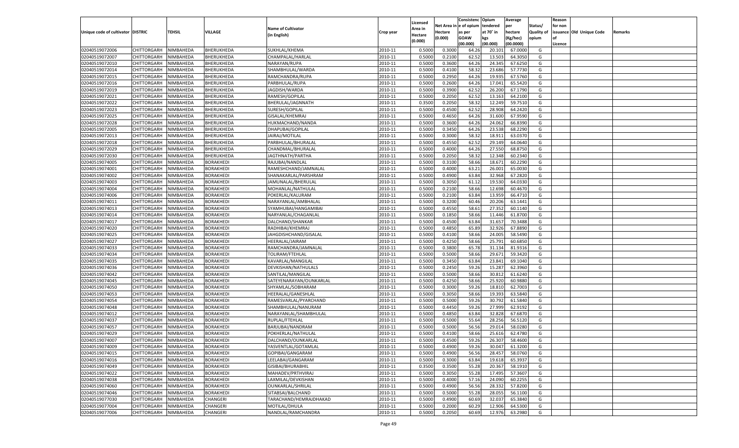| Unique code of cultivator | DISTRIC | TEHSIL | VILLAGE | Name of Cultivator (in English) | Crop year | Licensed Area in Hectare (0.000) | Net Area in Hectare (0.000) | Consistence of opium as per GOAW (00.000) | Opium tendered at 70° in kgs (00.000) | Average per hectare (Kg/hec) (00.0000) | Status/ Quality of opium | Reason for non issuance of Licence | Old Unique Code | Remarks |
|---|---|---|---|---|---|---|---|---|---|---|---|---|---|---|
| 02040519072006 | CHITTORGARH | NIMBAHEDA | BHERUKHEDA | SUKHLAL/KHEMA | 2010-11 | 0.5000 | 0.3000 | 64.26 | 20.101 | 67.0000 | G | | | |
| 02040519072007 | CHITTORGARH | NIMBAHEDA | BHERUKHEDA | CHAMPALAL/HARLAL | 2010-11 | 0.5000 | 0.2100 | 62.52 | 13.503 | 64.3050 | G | | | |
| 02040519072010 | CHITTORGARH | NIMBAHEDA | BHERUKHEDA | NARAYAN/RUPA | 2010-11 | 0.5000 | 0.3600 | 64.26 | 24.345 | 67.6250 | G | | | |
| 02040519072014 | CHITTORGARH | NIMBAHEDA | BHERUKHEDA | SHAMBHULAL/WARDA | 2010-11 | 0.5000 | 0.4100 | 58.32 | 23.686 | 57.7730 | G | | | |
| 02040519072015 | CHITTORGARH | NIMBAHEDA | BHERUKHEDA | RAMCHANDRA/RUPA | 2010-11 | 0.5000 | 0.2950 | 64.26 | 19.935 | 67.5760 | G | | | |
| 02040519072016 | CHITTORGARH | NIMBAHEDA | BHERUKHEDA | PARBHULAL/RUPA | 2010-11 | 0.5000 | 0.2600 | 64.26 | 17.041 | 65.5420 | G | | | |
| 02040519072019 | CHITTORGARH | NIMBAHEDA | BHERUKHEDA | JAGDISH/WARDA | 2010-11 | 0.5000 | 0.3900 | 62.52 | 26.200 | 67.1790 | G | | | |
| 02040519072021 | CHITTORGARH | NIMBAHEDA | BHERUKHEDA | RAMESH/GOPILAL | 2010-11 | 0.5000 | 0.2050 | 62.52 | 13.163 | 64.2100 | G | | | |
| 02040519072022 | CHITTORGARH | NIMBAHEDA | BHERUKHEDA | BHERULAL/JAGNNATH | 2010-11 | 0.3500 | 0.2050 | 58.32 | 12.249 | 59.7510 | G | | | |
| 02040519072023 | CHITTORGARH | NIMBAHEDA | BHERUKHEDA | SURESH/GOPILAL | 2010-11 | 0.5000 | 0.4500 | 62.52 | 28.908 | 64.2420 | G | | | |
| 02040519072025 | CHITTORGARH | NIMBAHEDA | BHERUKHEDA | GISALAL/KHEMRAJ | 2010-11 | 0.5000 | 0.4650 | 64.26 | 31.600 | 67.9590 | G | | | |
| 02040519072028 | CHITTORGARH | NIMBAHEDA | BHERUKHEDA | HUKMACHAND/NANDA | 2010-11 | 0.5000 | 0.3600 | 64.26 | 24.062 | 66.8390 | G | | | |
| 02040519072005 | CHITTORGARH | NIMBAHEDA | BHERUKHEDA | DHAPUBAI/GOPILAL | 2010-11 | 0.5000 | 0.3450 | 64.26 | 23.538 | 68.2290 | G | | | |
| 02040519072013 | CHITTORGARH | NIMBAHEDA | BHERUKHEDA | JAIRAJ/MOTILAL | 2010-11 | 0.5000 | 0.3000 | 58.32 | 18.911 | 63.0370 | G | | | |
| 02040519072018 | CHITTORGARH | NIMBAHEDA | BHERUKHEDA | PARBHULAL/BHURALAL | 2010-11 | 0.5000 | 0.4550 | 62.52 | 29.149 | 64.0640 | G | | | |
| 02040519072029 | CHITTORGARH | NIMBAHEDA | BHERUKHEDA | CHANDMAL/BHURALAL | 2010-11 | 0.5000 | 0.4000 | 64.26 | 27.550 | 68.8750 | G | | | |
| 02040519072030 | CHITTORGARH | NIMBAHEDA | BHERUKHEDA | JAGTHNATH/PARTHA | 2010-11 | 0.5000 | 0.2050 | 58.32 | 12.348 | 60.2340 | G | | | |
| 02040519074005 | CHITTORGARH | NIMBAHEDA | BORAKHEDI | RAJUBAI/NANDLAL | 2010-11 | 0.5000 | 0.3100 | 58.66 | 18.671 | 60.2290 | G | | | |
| 02040519074001 | CHITTORGARH | NIMBAHEDA | BORAKHEDI | RAMESHCHAND/JAMNALAL | 2010-11 | 0.5000 | 0.4000 | 63.21 | 26.001 | 65.0030 | G | | | |
| 02040519074002 | CHITTORGARH | NIMBAHEDA | BORAKHEDI | SHANAKARLAL/PARSHRAM | 2010-11 | 0.5000 | 0.4900 | 63.84 | 32.968 | 67.2820 | G | | | |
| 02040519074003 | CHITTORGARH | NIMBAHEDA | BORAKHEDI | JAMUNALAL/BHERULAL | 2010-11 | 0.5000 | 0.3050 | 61.12 | 19.530 | 64.0330 | G | | | |
| 02040519074004 | CHITTORGARH | NIMBAHEDA | BORAKHEDI | MOHANLAL/NATHULAL | 2010-11 | 0.5000 | 0.2100 | 58.66 | 12.698 | 60.4670 | G | | | |
| 02040519074006 | CHITTORGARH | NIMBAHEDA | BORAKHEDI | POKERLAL/KALURAM | 2010-11 | 0.5000 | 0.2100 | 63.84 | 13.959 | 66.4710 | G | | | |
| 02040519074011 | CHITTORGARH | NIMBAHEDA | BORAKHEDI | NARAYANLAL/AMBHALAL | 2010-11 | 0.5000 | 0.3200 | 60.46 | 20.206 | 63.1441 | G | | | |
| 02040519074013 | CHITTORGARH | NIMBAHEDA | BORAKHEDI | SYAMHUBAI/HANGAMIBAI | 2010-11 | 0.5000 | 0.4550 | 58.61 | 27.352 | 60.1140 | G | | | |
| 02040519074014 | CHITTORGARH | NIMBAHEDA | BORAKHEDI | NARYANLAL/CHAGANLAL | 2010-11 | 0.5000 | 0.1850 | 58.66 | 11.446 | 61.8700 | G | | | |
| 02040519074017 | CHITTORGARH | NIMBAHEDA | BORAKHEDI | DALCHAND/SHANKAR | 2010-11 | 0.5000 | 0.4500 | 63.84 | 31.657 | 70.3488 | G | | | |
| 02040519074020 | CHITTORGARH | NIMBAHEDA | BORAKHEDI | RADHIBAI/KHEMRAJ | 2010-11 | 0.5000 | 0.4850 | 65.89 | 32.926 | 67.8890 | G | | | |
| 02040519074025 | CHITTORGARH | NIMBAHEDA | BORAKHEDI | JAHGDISHCHAND/GISALAL | 2010-11 | 0.5000 | 0.4100 | 58.66 | 24.005 | 58.5490 | G | | | |
| 02040519074027 | CHITTORGARH | NIMBAHEDA | BORAKHEDI | HEERALAL/JAIRAM | 2010-11 | 0.5000 | 0.4250 | 58.66 | 25.791 | 60.6850 | G | | | |
| 02040519074033 | CHITTORGARH | NIMBAHEDA | BORAKHEDI | RAMCHANDRA/JAMNALAL | 2010-11 | 0.5000 | 0.3800 | 65.78 | 31.134 | 81.9316 | G | | | |
| 02040519074034 | CHITTORGARH | NIMBAHEDA | BORAKHEDI | TOLIRAM/FTEHLAL | 2010-11 | 0.5000 | 0.5000 | 58.66 | 29.671 | 59.3420 | G | | | |
| 02040519074035 | CHITTORGARH | NIMBAHEDA | BORAKHEDI | KAVARLAL/MANGILAL | 2010-11 | 0.5000 | 0.3450 | 63.84 | 23.841 | 69.1040 | G | | | |
| 02040519074036 | CHITTORGARH | NIMBAHEDA | BORAKHEDI | DEVKISHAN/NATHULALS | 2010-11 | 0.5000 | 0.2450 | 59.26 | 15.287 | 62.3960 | G | | | |
| 02040519074042 | CHITTORGARH | NIMBAHEDA | BORAKHEDI | SANTILAL/MANGILAL | 2010-11 | 0.5000 | 0.5000 | 58.66 | 30.812 | 61.6240 | G | | | |
| 02040519074045 | CHITTORGARH | NIMBAHEDA | BORAKHEDI | SATEYENARAYAN/OUNKARLAL | 2010-11 | 0.5000 | 0.4250 | 58.66 | 25.920 | 60.9880 | G | | | |
| 02040519074050 | CHITTORGARH | NIMBAHEDA | BORAKHEDI | SHYAMLAL/SOBHARAM | 2010-11 | 0.5000 | 0.3000 | 59.26 | 18.810 | 62.7003 | G | | | |
| 02040519074053 | CHITTORGARH | NIMBAHEDA | BORAKHEDI | HEERALAL/GANESHLAL | 2010-11 | 0.5000 | 0.3050 | 58.66 | 19.393 | 63.5840 | G | | | |
| 02040519074054 | CHITTORGARH | NIMBAHEDA | BORAKHEDI | RAMESVARLAL/PYARCHAND | 2010-11 | 0.5000 | 0.5000 | 59.26 | 30.792 | 61.5840 | G | | | |
| 02040519074048 | CHITTORGARH | NIMBAHEDA | BORAKHEDI | SHAMBHULAL/NANURAM | 2010-11 | 0.5000 | 0.4450 | 59.26 | 27.999 | 62.9192 | G | | | |
| 02040519074012 | CHITTORGARH | NIMBAHEDA | BORAKHEDI | NARAYANLAL/SHAMBHULAL | 2010-11 | 0.5000 | 0.4850 | 63.84 | 32.828 | 67.6870 | G | | | |
| 02040519074037 | CHITTORGARH | NIMBAHEDA | BORAKHEDI | RUPLAL/FTEHLAL | 2010-11 | 0.5000 | 0.5000 | 55.64 | 28.256 | 56.5120 | G | | | |
| 02040519074057 | CHITTORGARH | NIMBAHEDA | BORAKHEDI | BARJUBAI/NANDRAM | 2010-11 | 0.5000 | 0.5000 | 56.56 | 29.014 | 58.0280 | G | | | |
| 02040519074029 | CHITTORGARH | NIMBAHEDA | BORAKHEDI | POKHERLAL/NATHULAL | 2010-11 | 0.5000 | 0.4100 | 58.66 | 25.616 | 62.4780 | G | | | |
| 02040519074007 | CHITTORGARH | NIMBAHEDA | BORAKHEDI | DALCHAND/OUNKARLAL | 2010-11 | 0.5000 | 0.4500 | 59.26 | 26.307 | 58.4600 | G | | | |
| 02040519074009 | CHITTORGARH | NIMBAHEDA | BORAKHEDI | YASVENTLAL/GOTAMLAL | 2010-11 | 0.5000 | 0.4900 | 59.26 | 30.047 | 61.3200 | G | | | |
| 02040519074015 | CHITTORGARH | NIMBAHEDA | BORAKHEDI | GOPIBAI/GANGARAM | 2010-11 | 0.5000 | 0.4900 | 56.56 | 28.457 | 58.0760 | G | | | |
| 02040519074016 | CHITTORGARH | NIMBAHEDA | BORAKHEDI | LEELABAI/GANGARAM | 2010-11 | 0.5000 | 0.3000 | 63.84 | 19.618 | 65.3937 | G | | | |
| 02040519074049 | CHITTORGARH | NIMBAHEDA | BORAKHEDI | GISIBAI/BHURABHIL | 2010-11 | 0.3500 | 0.3500 | 55.28 | 20.367 | 58.1910 | G | | | |
| 02040519074022 | CHITTORGARH | NIMBAHEDA | BORAKHEDI | MAHADEV/PRTHVIRAJ | 2010-11 | 0.5000 | 0.3050 | 55.28 | 17.495 | 57.3607 | G | | | |
| 02040519074038 | CHITTORGARH | NIMBAHEDA | BORAKHEDI | LAXMILAL/DEVKISHAN | 2010-11 | 0.5000 | 0.4000 | 57.16 | 24.090 | 60.2255 | G | | | |
| 02040519074060 | CHITTORGARH | NIMBAHEDA | BORAKHEDI | OUNKARLAL/SHRILAL | 2010-11 | 0.5000 | 0.4900 | 56.56 | 28.332 | 57.8200 | G | | | |
| 02040519074046 | CHITTORGARH | NIMBAHEDA | BORAKHEDI | SITABSAI/BALCHAND | 2010-11 | 0.5000 | 0.5000 | 55.28 | 28.055 | 56.1100 | G | | | |
| 02040519077030 | CHITTORGARH | NIMBAHEDA | CHANGERI | TARACHAND/HEMRAJDHAKAD | 2010-11 | 0.5000 | 0.4900 | 60.69 | 32.037 | 65.3840 | G | | | |
| 02040519077004 | CHITTORGARH | NIMBAHEDA | CHANGERI | MOTILAL/DHULA | 2010-11 | 0.5000 | 0.2000 | 60.29 | 12.906 | 64.5300 | G | | | |
| 02040519077006 | CHITTORGARH | NIMBAHEDA | CHANGERI | NANDLAL/RAMCHANDRA | 2010-11 | 0.5000 | 0.2050 | 60.69 | 12.976 | 63.2980 | G | | | |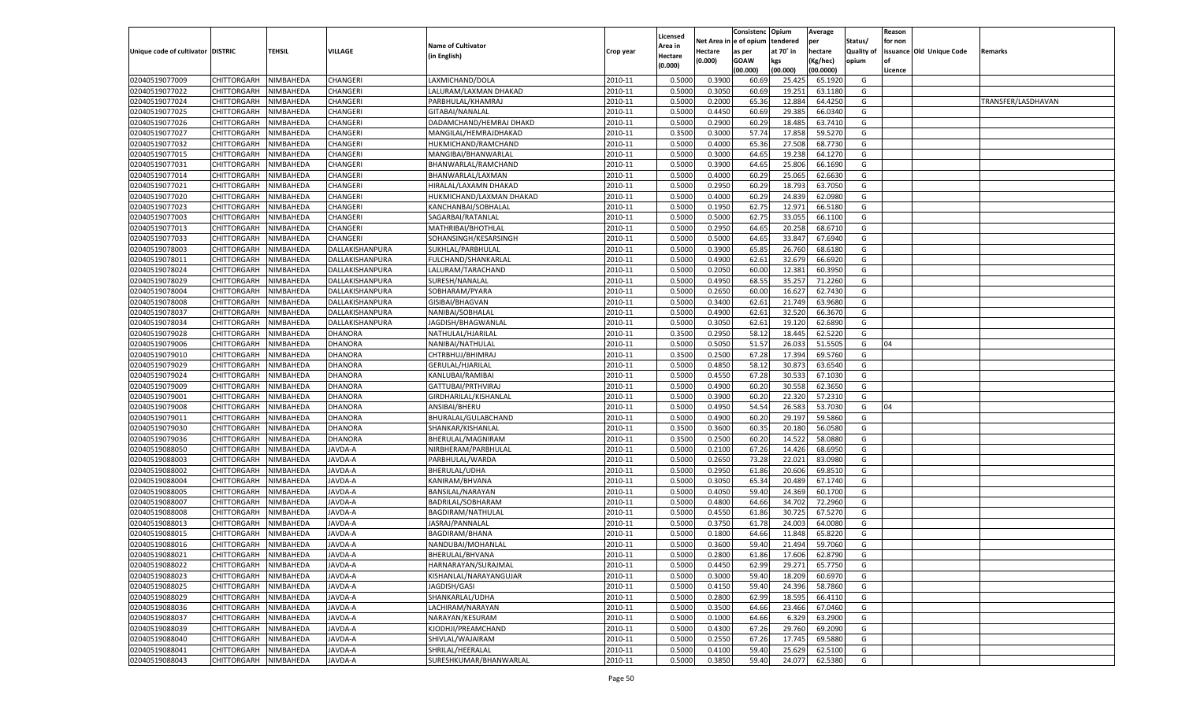| Unique code of cultivator | DISTRIC | TEHSIL | VILLAGE | Name of Cultivator (in English) | Crop year | Licensed Area in Hectare (0.000) | Net Area in Hectare (0.000) | Consistenc e of opium as per GOAW (00.000) | Opium tendered at 70° in kgs (00.000) | Average per hectare (Kg/hec) (00.0000) | Status/ Quality of opium | Reason for non issuance of Licence | Old Unique Code | Remarks |
|---|---|---|---|---|---|---|---|---|---|---|---|---|---|---|
| 02040519077009 | CHITTORGARH | NIMBAHEDA | CHANGERI | LAXMICHAND/DOLA | 2010-11 | 0.5000 | 0.3900 | 60.69 | 25.425 | 65.1920 | G | | | |
| 02040519077022 | CHITTORGARH | NIMBAHEDA | CHANGERI | LALURAM/LAXMAN DHAKAD | 2010-11 | 0.5000 | 0.3050 | 60.69 | 19.251 | 63.1180 | G | | | |
| 02040519077024 | CHITTORGARH | NIMBAHEDA | CHANGERI | PARBHULAL/KHAMRAJ | 2010-11 | 0.5000 | 0.2000 | 65.36 | 12.884 | 64.4250 | G | | | TRANSFER/LASDHAVAN |
| 02040519077025 | CHITTORGARH | NIMBAHEDA | CHANGERI | GITABAI/NANALAL | 2010-11 | 0.5000 | 0.4450 | 60.69 | 29.385 | 66.0340 | G | | | |
| 02040519077026 | CHITTORGARH | NIMBAHEDA | CHANGERI | DADAMCHAND/HEMRAJ DHAKD | 2010-11 | 0.5000 | 0.2900 | 60.29 | 18.485 | 63.7410 | G | | | |
| 02040519077027 | CHITTORGARH | NIMBAHEDA | CHANGERI | MANGILAL/HEMRAJDHAKAD | 2010-11 | 0.3500 | 0.3000 | 57.74 | 17.858 | 59.5270 | G | | | |
| 02040519077032 | CHITTORGARH | NIMBAHEDA | CHANGERI | HUKMICHAND/RAMCHAND | 2010-11 | 0.5000 | 0.4000 | 65.36 | 27.508 | 68.7730 | G | | | |
| 02040519077015 | CHITTORGARH | NIMBAHEDA | CHANGERI | MANGIBAI/BHANWARLAL | 2010-11 | 0.5000 | 0.3000 | 64.65 | 19.238 | 64.1270 | G | | | |
| 02040519077031 | CHITTORGARH | NIMBAHEDA | CHANGERI | BHANWARLAL/RAMCHAND | 2010-11 | 0.5000 | 0.3900 | 64.65 | 25.806 | 66.1690 | G | | | |
| 02040519077014 | CHITTORGARH | NIMBAHEDA | CHANGERI | BHANWARLAL/LAXMAN | 2010-11 | 0.5000 | 0.4000 | 60.29 | 25.065 | 62.6630 | G | | | |
| 02040519077021 | CHITTORGARH | NIMBAHEDA | CHANGERI | HIRALAL/LAXAMN DHAKAD | 2010-11 | 0.5000 | 0.2950 | 60.29 | 18.793 | 63.7050 | G | | | |
| 02040519077020 | CHITTORGARH | NIMBAHEDA | CHANGERI | HUKMICHAND/LAXMAN DHAKAD | 2010-11 | 0.5000 | 0.4000 | 60.29 | 24.839 | 62.0980 | G | | | |
| 02040519077023 | CHITTORGARH | NIMBAHEDA | CHANGERI | KANCHANBAI/SOBHALAL | 2010-11 | 0.5000 | 0.1950 | 62.75 | 12.971 | 66.5180 | G | | | |
| 02040519077003 | CHITTORGARH | NIMBAHEDA | CHANGERI | SAGARBAI/RATANLAL | 2010-11 | 0.5000 | 0.5000 | 62.75 | 33.055 | 66.1100 | G | | | |
| 02040519077013 | CHITTORGARH | NIMBAHEDA | CHANGERI | MATHRIBAI/BHOTHLAL | 2010-11 | 0.5000 | 0.2950 | 64.65 | 20.258 | 68.6710 | G | | | |
| 02040519077033 | CHITTORGARH | NIMBAHEDA | CHANGERI | SOHANSINGH/KESARSINGH | 2010-11 | 0.5000 | 0.5000 | 64.65 | 33.847 | 67.6940 | G | | | |
| 02040519078003 | CHITTORGARH | NIMBAHEDA | DALLAKISHANPURA | SUKHLAL/PARBHULAL | 2010-11 | 0.5000 | 0.3900 | 65.85 | 26.760 | 68.6180 | G | | | |
| 02040519078011 | CHITTORGARH | NIMBAHEDA | DALLAKISHANPURA | FULCHAND/SHANKARLAL | 2010-11 | 0.5000 | 0.4900 | 62.61 | 32.679 | 66.6920 | G | | | |
| 02040519078024 | CHITTORGARH | NIMBAHEDA | DALLAKISHANPURA | LALURAM/TARACHAND | 2010-11 | 0.5000 | 0.2050 | 60.00 | 12.381 | 60.3950 | G | | | |
| 02040519078029 | CHITTORGARH | NIMBAHEDA | DALLAKISHANPURA | SURESH/NANALAL | 2010-11 | 0.5000 | 0.4950 | 68.55 | 35.257 | 71.2260 | G | | | |
| 02040519078004 | CHITTORGARH | NIMBAHEDA | DALLAKISHANPURA | SOBHARAM/PYARA | 2010-11 | 0.5000 | 0.2650 | 60.00 | 16.627 | 62.7430 | G | | | |
| 02040519078008 | CHITTORGARH | NIMBAHEDA | DALLAKISHANPURA | GISIBAI/BHAGVAN | 2010-11 | 0.5000 | 0.3400 | 62.61 | 21.749 | 63.9680 | G | | | |
| 02040519078037 | CHITTORGARH | NIMBAHEDA | DALLAKISHANPURA | NANIBAI/SOBHALAL | 2010-11 | 0.5000 | 0.4900 | 62.61 | 32.520 | 66.3670 | G | | | |
| 02040519078034 | CHITTORGARH | NIMBAHEDA | DALLAKISHANPURA | JAGDISH/BHAGWANLAL | 2010-11 | 0.5000 | 0.3050 | 62.61 | 19.120 | 62.6890 | G | | | |
| 02040519079028 | CHITTORGARH | NIMBAHEDA | DHANORA | NATHULAL/HJARILAL | 2010-11 | 0.3500 | 0.2950 | 58.12 | 18.445 | 62.5220 | G | | | |
| 02040519079006 | CHITTORGARH | NIMBAHEDA | DHANORA | NANIBAI/NATHULAL | 2010-11 | 0.5000 | 0.5050 | 51.57 | 26.033 | 51.5505 | G | 04 | | |
| 02040519079010 | CHITTORGARH | NIMBAHEDA | DHANORA | CHTRBHUJ/BHIMRAJ | 2010-11 | 0.3500 | 0.2500 | 67.28 | 17.394 | 69.5760 | G | | | |
| 02040519079029 | CHITTORGARH | NIMBAHEDA | DHANORA | GERULAL/HJARILAL | 2010-11 | 0.5000 | 0.4850 | 58.12 | 30.873 | 63.6540 | G | | | |
| 02040519079024 | CHITTORGARH | NIMBAHEDA | DHANORA | KANLUBAI/RAMIBAI | 2010-11 | 0.5000 | 0.4550 | 67.28 | 30.533 | 67.1030 | G | | | |
| 02040519079009 | CHITTORGARH | NIMBAHEDA | DHANORA | GATTUBAI/PRTHVIRAJ | 2010-11 | 0.5000 | 0.4900 | 60.20 | 30.558 | 62.3650 | G | | | |
| 02040519079001 | CHITTORGARH | NIMBAHEDA | DHANORA | GIRDHARILAL/KISHANLAL | 2010-11 | 0.5000 | 0.3900 | 60.20 | 22.320 | 57.2310 | G | | | |
| 02040519079008 | CHITTORGARH | NIMBAHEDA | DHANORA | ANSIBAI/BHERU | 2010-11 | 0.5000 | 0.4950 | 54.54 | 26.583 | 53.7030 | G | 04 | | |
| 02040519079011 | CHITTORGARH | NIMBAHEDA | DHANORA | BHURALAL/GULABCHAND | 2010-11 | 0.5000 | 0.4900 | 60.20 | 29.197 | 59.5860 | G | | | |
| 02040519079030 | CHITTORGARH | NIMBAHEDA | DHANORA | SHANKAR/KISHANLAL | 2010-11 | 0.3500 | 0.3600 | 60.35 | 20.180 | 56.0580 | G | | | |
| 02040519079036 | CHITTORGARH | NIMBAHEDA | DHANORA | BHERULAL/MAGNIRAM | 2010-11 | 0.3500 | 0.2500 | 60.20 | 14.522 | 58.0880 | G | | | |
| 02040519088050 | CHITTORGARH | NIMBAHEDA | JAVDA-A | NIRBHERAM/PARBHULAL | 2010-11 | 0.5000 | 0.2100 | 67.26 | 14.426 | 68.6950 | G | | | |
| 02040519088003 | CHITTORGARH | NIMBAHEDA | JAVDA-A | PARBHULAL/WARDA | 2010-11 | 0.5000 | 0.2650 | 73.28 | 22.021 | 83.0980 | G | | | |
| 02040519088002 | CHITTORGARH | NIMBAHEDA | JAVDA-A | BHERULAL/UDHA | 2010-11 | 0.5000 | 0.2950 | 61.86 | 20.606 | 69.8510 | G | | | |
| 02040519088004 | CHITTORGARH | NIMBAHEDA | JAVDA-A | KANIRAM/BHVANA | 2010-11 | 0.5000 | 0.3050 | 65.34 | 20.489 | 67.1740 | G | | | |
| 02040519088005 | CHITTORGARH | NIMBAHEDA | JAVDA-A | BANSILAL/NARAYAN | 2010-11 | 0.5000 | 0.4050 | 59.40 | 24.369 | 60.1700 | G | | | |
| 02040519088007 | CHITTORGARH | NIMBAHEDA | JAVDA-A | BADRILAL/SOBHARAM | 2010-11 | 0.5000 | 0.4800 | 64.66 | 34.702 | 72.2960 | G | | | |
| 02040519088008 | CHITTORGARH | NIMBAHEDA | JAVDA-A | BAGDIRAM/NATHULAL | 2010-11 | 0.5000 | 0.4550 | 61.86 | 30.725 | 67.5270 | G | | | |
| 02040519088013 | CHITTORGARH | NIMBAHEDA | JAVDA-A | JASRAJ/PANNALAL | 2010-11 | 0.5000 | 0.3750 | 61.78 | 24.003 | 64.0080 | G | | | |
| 02040519088015 | CHITTORGARH | NIMBAHEDA | JAVDA-A | BAGDIRAM/BHANA | 2010-11 | 0.5000 | 0.1800 | 64.66 | 11.848 | 65.8220 | G | | | |
| 02040519088016 | CHITTORGARH | NIMBAHEDA | JAVDA-A | NANDUBAI/MOHANLAL | 2010-11 | 0.5000 | 0.3600 | 59.40 | 21.494 | 59.7060 | G | | | |
| 02040519088021 | CHITTORGARH | NIMBAHEDA | JAVDA-A | BHERULAL/BHVANA | 2010-11 | 0.5000 | 0.2800 | 61.86 | 17.606 | 62.8790 | G | | | |
| 02040519088022 | CHITTORGARH | NIMBAHEDA | JAVDA-A | HARNARAYAN/SURAJMAL | 2010-11 | 0.5000 | 0.4450 | 62.99 | 29.271 | 65.7750 | G | | | |
| 02040519088023 | CHITTORGARH | NIMBAHEDA | JAVDA-A | KISHANLAL/NARAYANGUJAR | 2010-11 | 0.5000 | 0.3000 | 59.40 | 18.209 | 60.6970 | G | | | |
| 02040519088025 | CHITTORGARH | NIMBAHEDA | JAVDA-A | JAGDISH/GASI | 2010-11 | 0.5000 | 0.4150 | 59.40 | 24.396 | 58.7860 | G | | | |
| 02040519088029 | CHITTORGARH | NIMBAHEDA | JAVDA-A | SHANKARLAL/UDHA | 2010-11 | 0.5000 | 0.2800 | 62.99 | 18.595 | 66.4110 | G | | | |
| 02040519088036 | CHITTORGARH | NIMBAHEDA | JAVDA-A | LACHIRAM/NARAYAN | 2010-11 | 0.5000 | 0.3500 | 64.66 | 23.466 | 67.0460 | G | | | |
| 02040519088037 | CHITTORGARH | NIMBAHEDA | JAVDA-A | NARAYAN/KESURAM | 2010-11 | 0.5000 | 0.1000 | 64.66 | 6.329 | 63.2900 | G | | | |
| 02040519088039 | CHITTORGARH | NIMBAHEDA | JAVDA-A | KJODHJI/PREAMCHAND | 2010-11 | 0.5000 | 0.4300 | 67.26 | 29.760 | 69.2090 | G | | | |
| 02040519088040 | CHITTORGARH | NIMBAHEDA | JAVDA-A | SHIVLAL/WAJAIRAM | 2010-11 | 0.5000 | 0.2550 | 67.26 | 17.745 | 69.5880 | G | | | |
| 02040519088041 | CHITTORGARH | NIMBAHEDA | JAVDA-A | SHRILAL/HEERALAL | 2010-11 | 0.5000 | 0.4100 | 59.40 | 25.629 | 62.5100 | G | | | |
| 02040519088043 | CHITTORGARH | NIMBAHEDA | JAVDA-A | SURESHKUMAR/BHANWARLAL | 2010-11 | 0.5000 | 0.3850 | 59.40 | 24.077 | 62.5380 | G | | | |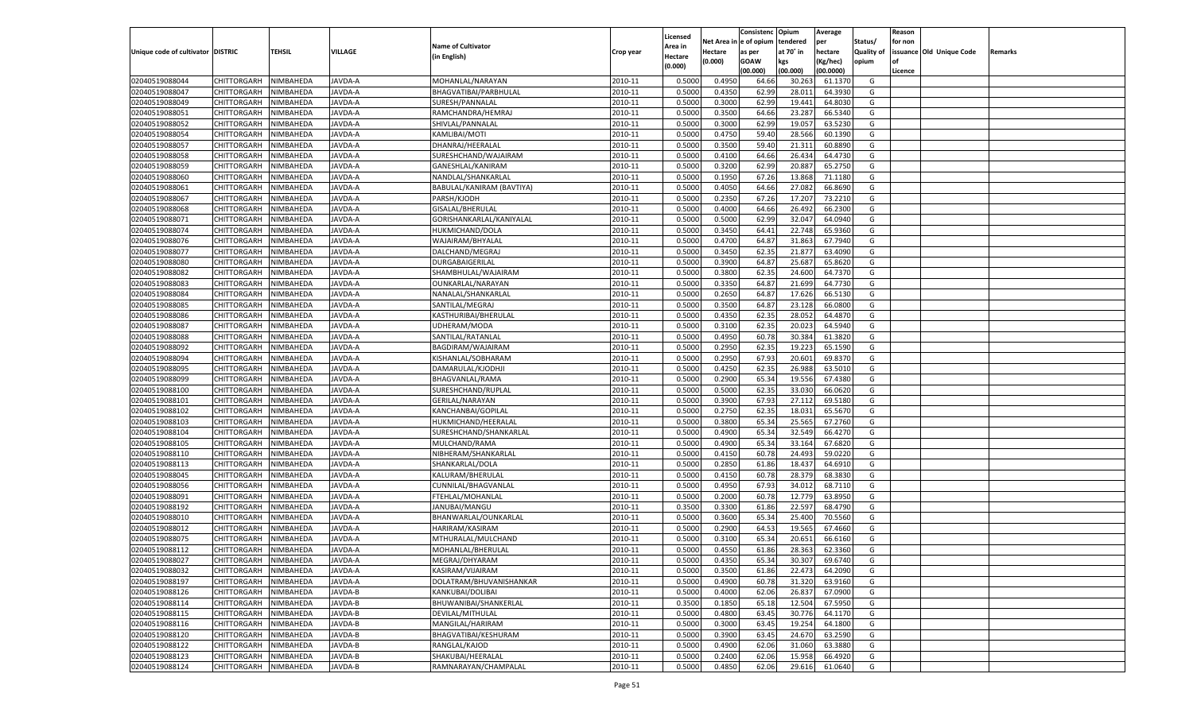| Unique code of cultivator | DISTRIC | TEHSIL | VILLAGE | Name of Cultivator (in English) | Crop year | Licensed Area in Hectare (0.000) | Net Area in Hectare (0.000) | Consistence of opium as per GOAW (00.000) | Opium tendered at 70° in kgs (00.000) | Average per hectare (Kg/hec) (00.0000) | Status/ Quality of opium | Reason for non issuance of Licence | Old Unique Code | Remarks |
|---|---|---|---|---|---|---|---|---|---|---|---|---|---|---|
| 02040519088044 | CHITTORGARH | NIMBAHEDA | JAVDA-A | MOHANLAL/NARAYAN | 2010-11 | 0.5000 | 0.4950 | 64.66 | 30.263 | 61.1370 | G | | | |
| 02040519088047 | CHITTORGARH | NIMBAHEDA | JAVDA-A | BHAGVATIBAI/PARBHULAL | 2010-11 | 0.5000 | 0.4350 | 62.99 | 28.011 | 64.3930 | G | | | |
| 02040519088049 | CHITTORGARH | NIMBAHEDA | JAVDA-A | SURESH/PANNALAL | 2010-11 | 0.5000 | 0.3000 | 62.99 | 19.441 | 64.8030 | G | | | |
| 02040519088051 | CHITTORGARH | NIMBAHEDA | JAVDA-A | RAMCHANDRA/HEMRAJ | 2010-11 | 0.5000 | 0.3500 | 64.66 | 23.287 | 66.5340 | G | | | |
| 02040519088052 | CHITTORGARH | NIMBAHEDA | JAVDA-A | SHIVLAL/PANNALAL | 2010-11 | 0.5000 | 0.3000 | 62.99 | 19.057 | 63.5230 | G | | | |
| 02040519088054 | CHITTORGARH | NIMBAHEDA | JAVDA-A | KAMLIBAI/MOTI | 2010-11 | 0.5000 | 0.4750 | 59.40 | 28.566 | 60.1390 | G | | | |
| 02040519088057 | CHITTORGARH | NIMBAHEDA | JAVDA-A | DHANRAJ/HEERALAL | 2010-11 | 0.5000 | 0.3500 | 59.40 | 21.311 | 60.8890 | G | | | |
| 02040519088058 | CHITTORGARH | NIMBAHEDA | JAVDA-A | SURESHCHAND/WAJAIRAM | 2010-11 | 0.5000 | 0.4100 | 64.66 | 26.434 | 64.4730 | G | | | |
| 02040519088059 | CHITTORGARH | NIMBAHEDA | JAVDA-A | GANESHLAL/KANIRAM | 2010-11 | 0.5000 | 0.3200 | 62.99 | 20.887 | 65.2750 | G | | | |
| 02040519088060 | CHITTORGARH | NIMBAHEDA | JAVDA-A | NANDLAL/SHANKARLAL | 2010-11 | 0.5000 | 0.1950 | 67.26 | 13.868 | 71.1180 | G | | | |
| 02040519088061 | CHITTORGARH | NIMBAHEDA | JAVDA-A | BABULAL/KANIRAM (BAVTIYA) | 2010-11 | 0.5000 | 0.4050 | 64.66 | 27.082 | 66.8690 | G | | | |
| 02040519088067 | CHITTORGARH | NIMBAHEDA | JAVDA-A | PARSH/KJODH | 2010-11 | 0.5000 | 0.2350 | 67.26 | 17.207 | 73.2210 | G | | | |
| 02040519088068 | CHITTORGARH | NIMBAHEDA | JAVDA-A | GISALAL/BHERULAL | 2010-11 | 0.5000 | 0.4000 | 64.66 | 26.492 | 66.2300 | G | | | |
| 02040519088071 | CHITTORGARH | NIMBAHEDA | JAVDA-A | GORISHANKARLAL/KANIYALAL | 2010-11 | 0.5000 | 0.5000 | 62.99 | 32.047 | 64.0940 | G | | | |
| 02040519088074 | CHITTORGARH | NIMBAHEDA | JAVDA-A | HUKMICHAND/DOLA | 2010-11 | 0.5000 | 0.3450 | 64.41 | 22.748 | 65.9360 | G | | | |
| 02040519088076 | CHITTORGARH | NIMBAHEDA | JAVDA-A | WAJAIRAM/BHYALAL | 2010-11 | 0.5000 | 0.4700 | 64.87 | 31.863 | 67.7940 | G | | | |
| 02040519088077 | CHITTORGARH | NIMBAHEDA | JAVDA-A | DALCHAND/MEGRAJ | 2010-11 | 0.5000 | 0.3450 | 62.35 | 21.877 | 63.4090 | G | | | |
| 02040519088080 | CHITTORGARH | NIMBAHEDA | JAVDA-A | DURGABAIGERILAL | 2010-11 | 0.5000 | 0.3900 | 64.87 | 25.687 | 65.8620 | G | | | |
| 02040519088082 | CHITTORGARH | NIMBAHEDA | JAVDA-A | SHAMBHULAL/WAJAIRAM | 2010-11 | 0.5000 | 0.3800 | 62.35 | 24.600 | 64.7370 | G | | | |
| 02040519088083 | CHITTORGARH | NIMBAHEDA | JAVDA-A | OUNKARLAL/NARAYAN | 2010-11 | 0.5000 | 0.3350 | 64.87 | 21.699 | 64.7730 | G | | | |
| 02040519088084 | CHITTORGARH | NIMBAHEDA | JAVDA-A | NANALAL/SHANKARLAL | 2010-11 | 0.5000 | 0.2650 | 64.87 | 17.626 | 66.5130 | G | | | |
| 02040519088085 | CHITTORGARH | NIMBAHEDA | JAVDA-A | SANTILAL/MEGRAJ | 2010-11 | 0.5000 | 0.3500 | 64.87 | 23.128 | 66.0800 | G | | | |
| 02040519088086 | CHITTORGARH | NIMBAHEDA | JAVDA-A | KASTHURIBAI/BHERULAL | 2010-11 | 0.5000 | 0.4350 | 62.35 | 28.052 | 64.4870 | G | | | |
| 02040519088087 | CHITTORGARH | NIMBAHEDA | JAVDA-A | UDHERAM/MODA | 2010-11 | 0.5000 | 0.3100 | 62.35 | 20.023 | 64.5940 | G | | | |
| 02040519088088 | CHITTORGARH | NIMBAHEDA | JAVDA-A | SANTILAL/RATANLAL | 2010-11 | 0.5000 | 0.4950 | 60.78 | 30.384 | 61.3820 | G | | | |
| 02040519088092 | CHITTORGARH | NIMBAHEDA | JAVDA-A | BAGDIRAM/WAJAIRAM | 2010-11 | 0.5000 | 0.2950 | 62.35 | 19.223 | 65.1590 | G | | | |
| 02040519088094 | CHITTORGARH | NIMBAHEDA | JAVDA-A | KISHANLAL/SOBHARAM | 2010-11 | 0.5000 | 0.2950 | 67.93 | 20.601 | 69.8370 | G | | | |
| 02040519088095 | CHITTORGARH | NIMBAHEDA | JAVDA-A | DAMARULAL/KJODHJI | 2010-11 | 0.5000 | 0.4250 | 62.35 | 26.988 | 63.5010 | G | | | |
| 02040519088099 | CHITTORGARH | NIMBAHEDA | JAVDA-A | BHAGVANLAL/RAMA | 2010-11 | 0.5000 | 0.2900 | 65.34 | 19.556 | 67.4380 | G | | | |
| 02040519088100 | CHITTORGARH | NIMBAHEDA | JAVDA-A | SURESHCHAND/RUPLAL | 2010-11 | 0.5000 | 0.5000 | 62.35 | 33.030 | 66.0620 | G | | | |
| 02040519088101 | CHITTORGARH | NIMBAHEDA | JAVDA-A | GERILAL/NARAYAN | 2010-11 | 0.5000 | 0.3900 | 67.93 | 27.112 | 69.5180 | G | | | |
| 02040519088102 | CHITTORGARH | NIMBAHEDA | JAVDA-A | KANCHANBAI/GOPILAL | 2010-11 | 0.5000 | 0.2750 | 62.35 | 18.031 | 65.5670 | G | | | |
| 02040519088103 | CHITTORGARH | NIMBAHEDA | JAVDA-A | HUKMICHAND/HEERALAL | 2010-11 | 0.5000 | 0.3800 | 65.34 | 25.565 | 67.2760 | G | | | |
| 02040519088104 | CHITTORGARH | NIMBAHEDA | JAVDA-A | SURESHCHAND/SHANKARLAL | 2010-11 | 0.5000 | 0.4900 | 65.34 | 32.549 | 66.4270 | G | | | |
| 02040519088105 | CHITTORGARH | NIMBAHEDA | JAVDA-A | MULCHAND/RAMA | 2010-11 | 0.5000 | 0.4900 | 65.34 | 33.164 | 67.6820 | G | | | |
| 02040519088110 | CHITTORGARH | NIMBAHEDA | JAVDA-A | NIBHERAM/SHANKARLAL | 2010-11 | 0.5000 | 0.4150 | 60.78 | 24.493 | 59.0220 | G | | | |
| 02040519088113 | CHITTORGARH | NIMBAHEDA | JAVDA-A | SHANKARLAL/DOLA | 2010-11 | 0.5000 | 0.2850 | 61.86 | 18.437 | 64.6910 | G | | | |
| 02040519088045 | CHITTORGARH | NIMBAHEDA | JAVDA-A | KALURAM/BHERULAL | 2010-11 | 0.5000 | 0.4150 | 60.78 | 28.379 | 68.3830 | G | | | |
| 02040519088056 | CHITTORGARH | NIMBAHEDA | JAVDA-A | CUNNILAL/BHAGVANLAL | 2010-11 | 0.5000 | 0.4950 | 67.93 | 34.012 | 68.7110 | G | | | |
| 02040519088091 | CHITTORGARH | NIMBAHEDA | JAVDA-A | FTEHLAL/MOHANLAL | 2010-11 | 0.5000 | 0.2000 | 60.78 | 12.779 | 63.8950 | G | | | |
| 02040519088192 | CHITTORGARH | NIMBAHEDA | JAVDA-A | JANUBAI/MANGU | 2010-11 | 0.3500 | 0.3300 | 61.86 | 22.597 | 68.4790 | G | | | |
| 02040519088010 | CHITTORGARH | NIMBAHEDA | JAVDA-A | BHANWARLAL/OUNKARLAL | 2010-11 | 0.5000 | 0.3600 | 65.34 | 25.400 | 70.5560 | G | | | |
| 02040519088012 | CHITTORGARH | NIMBAHEDA | JAVDA-A | HARIRAM/KASIRAM | 2010-11 | 0.5000 | 0.2900 | 64.53 | 19.565 | 67.4660 | G | | | |
| 02040519088075 | CHITTORGARH | NIMBAHEDA | JAVDA-A | MTHURALAL/MULCHAND | 2010-11 | 0.5000 | 0.3100 | 65.34 | 20.651 | 66.6160 | G | | | |
| 02040519088112 | CHITTORGARH | NIMBAHEDA | JAVDA-A | MOHANLAL/BHERULAL | 2010-11 | 0.5000 | 0.4550 | 61.86 | 28.363 | 62.3360 | G | | | |
| 02040519088027 | CHITTORGARH | NIMBAHEDA | JAVDA-A | MEGRAJ/DHYARAM | 2010-11 | 0.5000 | 0.4350 | 65.34 | 30.307 | 69.6740 | G | | | |
| 02040519088032 | CHITTORGARH | NIMBAHEDA | JAVDA-A | KASIRAM/VIJAIRAM | 2010-11 | 0.5000 | 0.3500 | 61.86 | 22.473 | 64.2090 | G | | | |
| 02040519088197 | CHITTORGARH | NIMBAHEDA | JAVDA-A | DOLATRAM/BHUVANISHANKAR | 2010-11 | 0.5000 | 0.4900 | 60.78 | 31.320 | 63.9160 | G | | | |
| 02040519088126 | CHITTORGARH | NIMBAHEDA | JAVDA-B | KANKUBAI/DOLIBAI | 2010-11 | 0.5000 | 0.4000 | 62.06 | 26.837 | 67.0900 | G | | | |
| 02040519088114 | CHITTORGARH | NIMBAHEDA | JAVDA-B | BHUWANIBAI/SHANKERLAL | 2010-11 | 0.3500 | 0.1850 | 65.18 | 12.504 | 67.5950 | G | | | |
| 02040519088115 | CHITTORGARH | NIMBAHEDA | JAVDA-B | DEVILAL/MITHULAL | 2010-11 | 0.5000 | 0.4800 | 63.45 | 30.776 | 64.1170 | G | | | |
| 02040519088116 | CHITTORGARH | NIMBAHEDA | JAVDA-B | MANGILAL/HARIRAM | 2010-11 | 0.5000 | 0.3000 | 63.45 | 19.254 | 64.1800 | G | | | |
| 02040519088120 | CHITTORGARH | NIMBAHEDA | JAVDA-B | BHAGVATIBAI/KESHURAM | 2010-11 | 0.5000 | 0.3900 | 63.45 | 24.670 | 63.2590 | G | | | |
| 02040519088122 | CHITTORGARH | NIMBAHEDA | JAVDA-B | RANGLAL/KAJOD | 2010-11 | 0.5000 | 0.4900 | 62.06 | 31.060 | 63.3880 | G | | | |
| 02040519088123 | CHITTORGARH | NIMBAHEDA | JAVDA-B | SHAKUBAI/HEERALAL | 2010-11 | 0.5000 | 0.2400 | 62.06 | 15.958 | 66.4920 | G | | | |
| 02040519088124 | CHITTORGARH | NIMBAHEDA | JAVDA-B | RAMNARAYAN/CHAMPALAL | 2010-11 | 0.5000 | 0.4850 | 62.06 | 29.616 | 61.0640 | G | | | |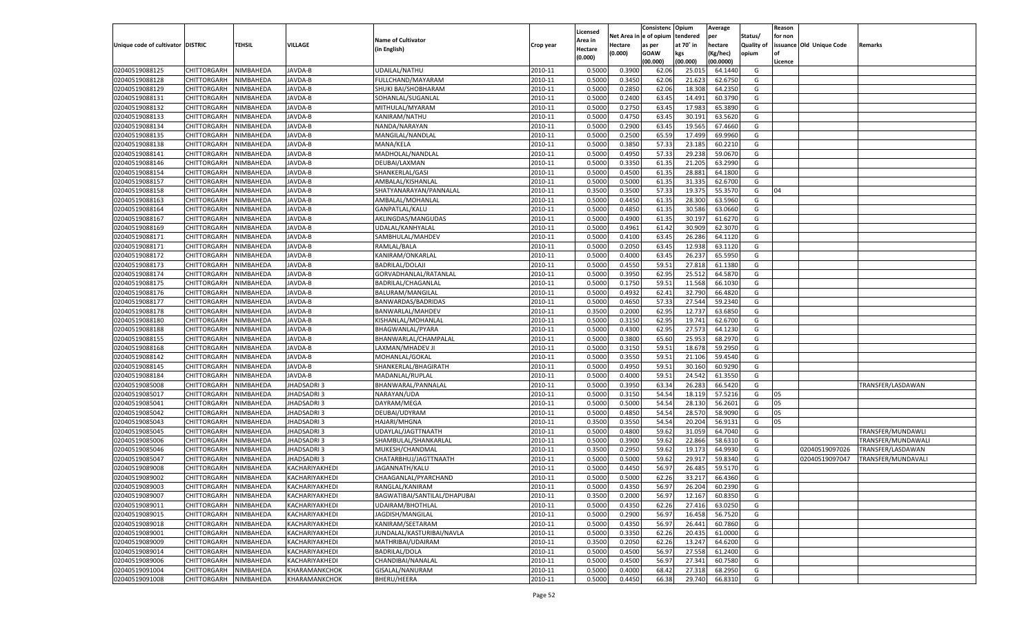| Unique code of cultivator | DISTRIC | TEHSIL | VILLAGE | Name of Cultivator (in English) | Crop year | Licensed Area in Hectare (0.000) | Net Area in Hectare (0.000) | Consistenc e of opium as per GOAW (00.000) | Opium tendered at 70° in kgs (00.000) | Average per hectare (Kg/hec) (00.0000) | Status/ Quality of opium | Reason for non issuance of Licence | Old Unique Code | Remarks |
|---|---|---|---|---|---|---|---|---|---|---|---|---|---|---|
| 02040519088125 | CHITTORGARH | NIMBAHEDA | JAVDA-B | UDAILAL/NATHU | 2010-11 | 0.5000 | 0.3900 | 62.06 | 25.015 | 64.1440 | G | | | |
| 02040519088128 | CHITTORGARH | NIMBAHEDA | JAVDA-B | FULLCHAND/MAYARAM | 2010-11 | 0.5000 | 0.3450 | 62.06 | 21.623 | 62.6750 | G | | | |
| 02040519088129 | CHITTORGARH | NIMBAHEDA | JAVDA-B | SHUKI BAI/SHOBHARAM | 2010-11 | 0.5000 | 0.2850 | 62.06 | 18.308 | 64.2350 | G | | | |
| 02040519088131 | CHITTORGARH | NIMBAHEDA | JAVDA-B | SOHANLAL/SUGANLAL | 2010-11 | 0.5000 | 0.2400 | 63.45 | 14.491 | 60.3790 | G | | | |
| 02040519088132 | CHITTORGARH | NIMBAHEDA | JAVDA-B | MITHULAL/MYARAM | 2010-11 | 0.5000 | 0.2750 | 63.45 | 17.983 | 65.3890 | G | | | |
| 02040519088133 | CHITTORGARH | NIMBAHEDA | JAVDA-B | KANIRAM/NATHU | 2010-11 | 0.5000 | 0.4750 | 63.45 | 30.191 | 63.5620 | G | | | |
| 02040519088134 | CHITTORGARH | NIMBAHEDA | JAVDA-B | NANDA/NARAYAN | 2010-11 | 0.5000 | 0.2900 | 63.45 | 19.565 | 67.4660 | G | | | |
| 02040519088135 | CHITTORGARH | NIMBAHEDA | JAVDA-B | MANGILAL/NANDLAL | 2010-11 | 0.5000 | 0.2500 | 65.59 | 17.499 | 69.9960 | G | | | |
| 02040519088138 | CHITTORGARH | NIMBAHEDA | JAVDA-B | MANA/KELA | 2010-11 | 0.5000 | 0.3850 | 57.33 | 23.185 | 60.2210 | G | | | |
| 02040519088141 | CHITTORGARH | NIMBAHEDA | JAVDA-B | MADHOLAL/NANDLAL | 2010-11 | 0.5000 | 0.4950 | 57.33 | 29.238 | 59.0670 | G | | | |
| 02040519088146 | CHITTORGARH | NIMBAHEDA | JAVDA-B | DEUBAI/LAXMAN | 2010-11 | 0.5000 | 0.3350 | 61.35 | 21.205 | 63.2990 | G | | | |
| 02040519088154 | CHITTORGARH | NIMBAHEDA | JAVDA-B | SHANKERLAL/GASI | 2010-11 | 0.5000 | 0.4500 | 61.35 | 28.881 | 64.1800 | G | | | |
| 02040519088157 | CHITTORGARH | NIMBAHEDA | JAVDA-B | AMBALAL/KISHANLAL | 2010-11 | 0.5000 | 0.5000 | 61.35 | 31.335 | 62.6700 | G | | | |
| 02040519088158 | CHITTORGARH | NIMBAHEDA | JAVDA-B | SHATYANARAYAN/PANNALAL | 2010-11 | 0.3500 | 0.3500 | 57.33 | 19.375 | 55.3570 | G | 04 | | |
| 02040519088163 | CHITTORGARH | NIMBAHEDA | JAVDA-B | AMBALAL/MOHANLAL | 2010-11 | 0.5000 | 0.4450 | 61.35 | 28.300 | 63.5960 | G | | | |
| 02040519088164 | CHITTORGARH | NIMBAHEDA | JAVDA-B | GANPATLAL/KALU | 2010-11 | 0.5000 | 0.4850 | 61.35 | 30.586 | 63.0660 | G | | | |
| 02040519088167 | CHITTORGARH | NIMBAHEDA | JAVDA-B | AKLINGDAS/MANGUDAS | 2010-11 | 0.5000 | 0.4900 | 61.35 | 30.197 | 61.6270 | G | | | |
| 02040519088169 | CHITTORGARH | NIMBAHEDA | JAVDA-B | UDALAL/KANHYALAL | 2010-11 | 0.5000 | 0.4961 | 61.42 | 30.909 | 62.3070 | G | | | |
| 02040519088171 | CHITTORGARH | NIMBAHEDA | JAVDA-B | SAMBHULAL/MAHDEV | 2010-11 | 0.5000 | 0.4100 | 63.45 | 26.286 | 64.1120 | G | | | |
| 02040519088171 | CHITTORGARH | NIMBAHEDA | JAVDA-B | RAMLAL/BALA | 2010-11 | 0.5000 | 0.2050 | 63.45 | 12.938 | 63.1120 | G | | | |
| 02040519088172 | CHITTORGARH | NIMBAHEDA | JAVDA-B | KANIRAM/ONKARLAL | 2010-11 | 0.5000 | 0.4000 | 63.45 | 26.237 | 65.5950 | G | | | |
| 02040519088173 | CHITTORGARH | NIMBAHEDA | JAVDA-B | BADRILAL/DOLAJI | 2010-11 | 0.5000 | 0.4550 | 59.51 | 27.818 | 61.1380 | G | | | |
| 02040519088174 | CHITTORGARH | NIMBAHEDA | JAVDA-B | GORVADHANLAL/RATANLAL | 2010-11 | 0.5000 | 0.3950 | 62.95 | 25.512 | 64.5870 | G | | | |
| 02040519088175 | CHITTORGARH | NIMBAHEDA | JAVDA-B | BADRILAL/CHAGANLAL | 2010-11 | 0.5000 | 0.1750 | 59.51 | 11.568 | 66.1030 | G | | | |
| 02040519088176 | CHITTORGARH | NIMBAHEDA | JAVDA-B | BALURAM/MANGILAL | 2010-11 | 0.5000 | 0.4932 | 62.41 | 32.790 | 66.4820 | G | | | |
| 02040519088177 | CHITTORGARH | NIMBAHEDA | JAVDA-B | BANWARDAS/BADRIDAS | 2010-11 | 0.5000 | 0.4650 | 57.33 | 27.544 | 59.2340 | G | | | |
| 02040519088178 | CHITTORGARH | NIMBAHEDA | JAVDA-B | BANWARLAL/MAHDEV | 2010-11 | 0.3500 | 0.2000 | 62.95 | 12.737 | 63.6850 | G | | | |
| 02040519088180 | CHITTORGARH | NIMBAHEDA | JAVDA-B | KISHANLAL/MOHANLAL | 2010-11 | 0.5000 | 0.3150 | 62.95 | 19.741 | 62.6700 | G | | | |
| 02040519088188 | CHITTORGARH | NIMBAHEDA | JAVDA-B | BHAGWANLAL/PYARA | 2010-11 | 0.5000 | 0.4300 | 62.95 | 27.573 | 64.1230 | G | | | |
| 02040519088155 | CHITTORGARH | NIMBAHEDA | JAVDA-B | BHANWARLAL/CHAMPALAL | 2010-11 | 0.5000 | 0.3800 | 65.60 | 25.953 | 68.2970 | G | | | |
| 02040519088168 | CHITTORGARH | NIMBAHEDA | JAVDA-B | LAXMAN/MHADEV JI | 2010-11 | 0.5000 | 0.3150 | 59.51 | 18.678 | 59.2950 | G | | | |
| 02040519088142 | CHITTORGARH | NIMBAHEDA | JAVDA-B | MOHANLAL/GOKAL | 2010-11 | 0.5000 | 0.3550 | 59.51 | 21.106 | 59.4540 | G | | | |
| 02040519088145 | CHITTORGARH | NIMBAHEDA | JAVDA-B | SHANKERLAL/BHAGIRATH | 2010-11 | 0.5000 | 0.4950 | 59.51 | 30.160 | 60.9290 | G | | | |
| 02040519088184 | CHITTORGARH | NIMBAHEDA | JAVDA-B | MADANLAL/RUPLAL | 2010-11 | 0.5000 | 0.4000 | 59.51 | 24.542 | 61.3550 | G | | | |
| 02040519085008 | CHITTORGARH | NIMBAHEDA | JHADSADRI 3 | BHANWARAL/PANNALAL | 2010-11 | 0.5000 | 0.3950 | 63.34 | 26.283 | 66.5420 | G | | | TRANSFER/LASDAWAN |
| 02040519085017 | CHITTORGARH | NIMBAHEDA | JHADSADRI 3 | NARAYAN/UDA | 2010-11 | 0.5000 | 0.3150 | 54.54 | 18.119 | 57.5216 | G | 05 | | |
| 02040519085041 | CHITTORGARH | NIMBAHEDA | JHADSADRI 3 | DAYRAM/MEGA | 2010-11 | 0.5000 | 0.5000 | 54.54 | 28.130 | 56.2601 | G | 05 | | |
| 02040519085042 | CHITTORGARH | NIMBAHEDA | JHADSADRI 3 | DEUBAI/UDYRAM | 2010-11 | 0.5000 | 0.4850 | 54.54 | 28.570 | 58.9090 | G | 05 | | |
| 02040519085043 | CHITTORGARH | NIMBAHEDA | JHADSADRI 3 | HAJARI/MHGNA | 2010-11 | 0.3500 | 0.3550 | 54.54 | 20.204 | 56.9131 | G | 05 | | |
| 02040519085045 | CHITTORGARH | NIMBAHEDA | JHADSADRI 3 | UDAYLAL/JAGTTNAATH | 2010-11 | 0.5000 | 0.4800 | 59.62 | 31.059 | 64.7040 | G | | | TRANSFER/MUNDAWLI |
| 02040519085006 | CHITTORGARH | NIMBAHEDA | JHADSADRI 3 | SHAMBULAL/SHANKARLAL | 2010-11 | 0.5000 | 0.3900 | 59.62 | 22.866 | 58.6310 | G | | | TRANSFER/MUNDAWALI |
| 02040519085046 | CHITTORGARH | NIMBAHEDA | JHADSADRI 3 | MUKESH/CHANDMAL | 2010-11 | 0.3500 | 0.2950 | 59.62 | 19.173 | 64.9930 | G | | 02040519097026 | TRANSFER/LASDAWAN |
| 02040519085047 | CHITTORGARH | NIMBAHEDA | JHADSADRI 3 | CHATARBHUJ/JAGTTNAATH | 2010-11 | 0.5000 | 0.5000 | 59.62 | 29.917 | 59.8340 | G | | 02040519097047 | TRANSFER/MUNDAVALI |
| 02040519089008 | CHITTORGARH | NIMBAHEDA | KACHARIYAKHEDI | JAGANNATH/KALU | 2010-11 | 0.5000 | 0.4450 | 56.97 | 26.485 | 59.5170 | G | | | |
| 02040519089002 | CHITTORGARH | NIMBAHEDA | KACHARIYAKHEDI | CHAAGANLAL/PYARCHAND | 2010-11 | 0.5000 | 0.5000 | 62.26 | 33.217 | 66.4360 | G | | | |
| 02040519089003 | CHITTORGARH | NIMBAHEDA | KACHARIYAKHEDI | RANGLAL/KANIRAM | 2010-11 | 0.5000 | 0.4350 | 56.97 | 26.204 | 60.2390 | G | | | |
| 02040519089007 | CHITTORGARH | NIMBAHEDA | KACHARIYAKHEDI | BAGWATIBAI/SANTILAL/DHAPUBAI | 2010-11 | 0.3500 | 0.2000 | 56.97 | 12.167 | 60.8350 | G | | | |
| 02040519089011 | CHITTORGARH | NIMBAHEDA | KACHARIYAKHEDI | UDAIRAM/BHOTHLAL | 2010-11 | 0.5000 | 0.4350 | 62.26 | 27.416 | 63.0250 | G | | | |
| 02040519089015 | CHITTORGARH | NIMBAHEDA | KACHARIYAKHEDI | JAGDISH/MANGILAL | 2010-11 | 0.5000 | 0.2900 | 56.97 | 16.458 | 56.7520 | G | | | |
| 02040519089018 | CHITTORGARH | NIMBAHEDA | KACHARIYAKHEDI | KANIRAM/SEETARAM | 2010-11 | 0.5000 | 0.4350 | 56.97 | 26.441 | 60.7860 | G | | | |
| 02040519089001 | CHITTORGARH | NIMBAHEDA | KACHARIYAKHEDI | JUNDALAL/KASTURIBAI/NAVLA | 2010-11 | 0.5000 | 0.3350 | 62.26 | 20.435 | 61.0000 | G | | | |
| 02040519089009 | CHITTORGARH | NIMBAHEDA | KACHARIYAKHEDI | MATHRIBAI/UDAIRAM | 2010-11 | 0.3500 | 0.2050 | 62.26 | 13.247 | 64.6200 | G | | | |
| 02040519089014 | CHITTORGARH | NIMBAHEDA | KACHARIYAKHEDI | BADRILAL/DOLA | 2010-11 | 0.5000 | 0.4500 | 56.97 | 27.558 | 61.2400 | G | | | |
| 02040519089006 | CHITTORGARH | NIMBAHEDA | KACHARIYAKHEDI | CHANDIBAI/NANALAL | 2010-11 | 0.5000 | 0.4500 | 56.97 | 27.341 | 60.7580 | G | | | |
| 02040519091004 | CHITTORGARH | NIMBAHEDA | KHARAMANKCHOK | GISALAL/NANURAM | 2010-11 | 0.5000 | 0.4000 | 68.42 | 27.318 | 68.2950 | G | | | |
| 02040519091008 | CHITTORGARH | NIMBAHEDA | KHARAMANKCHOK | BHERU/HEERA | 2010-11 | 0.5000 | 0.4450 | 66.38 | 29.740 | 66.8310 | G | | | |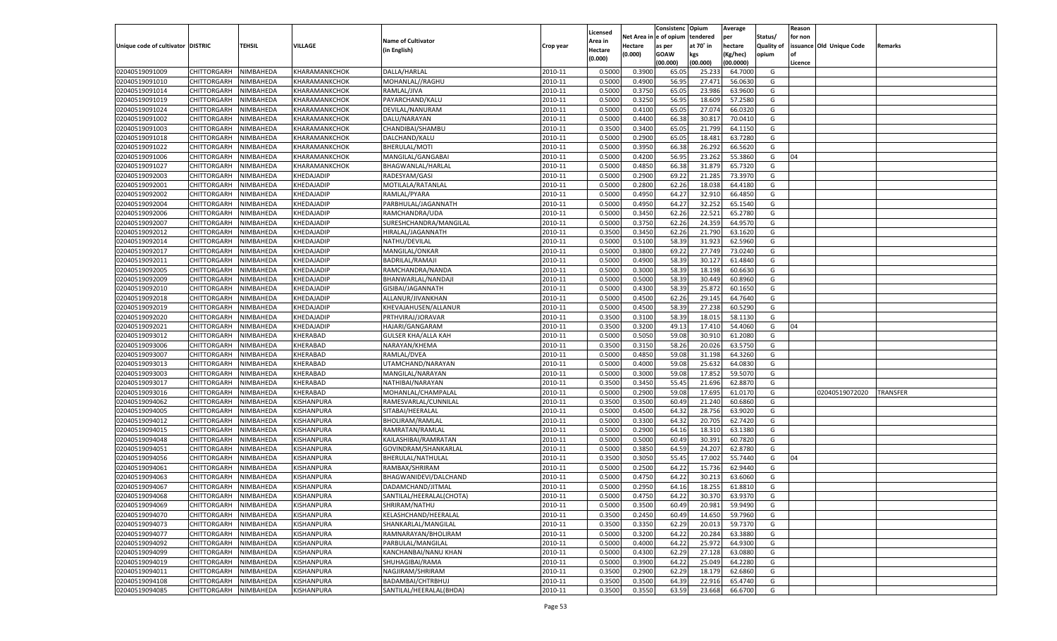| Unique code of cultivator | DISTRIC | TEHSIL | VILLAGE | Name of Cultivator (in English) | Crop year | Licensed Area in Hectare (0.000) | Net Area in Hectare (0.000) | Consistence of opium as per GOAW (00.000) | Opium tendered at 70° in kgs (00.000) | Average per hectare (Kg/hec) (00.0000) | Status/ Quality of opium | Reason for non issuance of Licence | Old Unique Code | Remarks |
|---|---|---|---|---|---|---|---|---|---|---|---|---|---|---|
| 02040519091009 | CHITTORGARH | NIMBAHEDA | KHARAMANKCHOK | DALLA/HARLAL | 2010-11 | 0.5000 | 0.3900 | 65.05 | 25.233 | 64.7000 | G | | | |
| 02040519091010 | CHITTORGARH | NIMBAHEDA | KHARAMANKCHOK | MOHANLAL//RAGHU | 2010-11 | 0.5000 | 0.4900 | 56.95 | 27.471 | 56.0630 | G | | | |
| 02040519091014 | CHITTORGARH | NIMBAHEDA | KHARAMANKCHOK | RAMLAL/JIVA | 2010-11 | 0.5000 | 0.3750 | 65.05 | 23.986 | 63.9600 | G | | | |
| 02040519091019 | CHITTORGARH | NIMBAHEDA | KHARAMANKCHOK | PAYARCHAND/KALU | 2010-11 | 0.5000 | 0.3250 | 56.95 | 18.609 | 57.2580 | G | | | |
| 02040519091024 | CHITTORGARH | NIMBAHEDA | KHARAMANKCHOK | DEVILAL/NANURAM | 2010-11 | 0.5000 | 0.4100 | 65.05 | 27.074 | 66.0320 | G | | | |
| 02040519091002 | CHITTORGARH | NIMBAHEDA | KHARAMANKCHOK | DALU/NARAYAN | 2010-11 | 0.5000 | 0.4400 | 66.38 | 30.817 | 70.0410 | G | | | |
| 02040519091003 | CHITTORGARH | NIMBAHEDA | KHARAMANKCHOK | CHANDIBAI/SHAMBU | 2010-11 | 0.3500 | 0.3400 | 65.05 | 21.799 | 64.1150 | G | | | |
| 02040519091018 | CHITTORGARH | NIMBAHEDA | KHARAMANKCHOK | DALCHAND/KALU | 2010-11 | 0.5000 | 0.2900 | 65.05 | 18.481 | 63.7280 | G | | | |
| 02040519091022 | CHITTORGARH | NIMBAHEDA | KHARAMANKCHOK | BHERULAL/MOTI | 2010-11 | 0.5000 | 0.3950 | 66.38 | 26.292 | 66.5620 | G | | | |
| 02040519091006 | CHITTORGARH | NIMBAHEDA | KHARAMANKCHOK | MANGILAL/GANGABAI | 2010-11 | 0.5000 | 0.4200 | 56.95 | 23.262 | 55.3860 | G | 04 | | |
| 02040519091027 | CHITTORGARH | NIMBAHEDA | KHARAMANKCHOK | BHAGWANLAL/HARLAL | 2010-11 | 0.5000 | 0.4850 | 66.38 | 31.879 | 65.7320 | G | | | |
| 02040519092003 | CHITTORGARH | NIMBAHEDA | KHEDAJADIP | RADESYAM/GASI | 2010-11 | 0.5000 | 0.2900 | 69.22 | 21.285 | 73.3970 | G | | | |
| 02040519092001 | CHITTORGARH | NIMBAHEDA | KHEDAJADIP | MOTILALA/RATANLAL | 2010-11 | 0.5000 | 0.2800 | 62.26 | 18.038 | 64.4180 | G | | | |
| 02040519092002 | CHITTORGARH | NIMBAHEDA | KHEDAJADIP | RAMLAL/PYARA | 2010-11 | 0.5000 | 0.4950 | 64.27 | 32.910 | 66.4850 | G | | | |
| 02040519092004 | CHITTORGARH | NIMBAHEDA | KHEDAJADIP | PARBHULAL/JAGANNATH | 2010-11 | 0.5000 | 0.4950 | 64.27 | 32.252 | 65.1540 | G | | | |
| 02040519092006 | CHITTORGARH | NIMBAHEDA | KHEDAJADIP | RAMCHANDRA/UDA | 2010-11 | 0.5000 | 0.3450 | 62.26 | 22.521 | 65.2780 | G | | | |
| 02040519092007 | CHITTORGARH | NIMBAHEDA | KHEDAJADIP | SURESHCHANDRA/MANGILAL | 2010-11 | 0.5000 | 0.3750 | 62.26 | 24.359 | 64.9570 | G | | | |
| 02040519092012 | CHITTORGARH | NIMBAHEDA | KHEDAJADIP | HIRALAL/JAGANNATH | 2010-11 | 0.3500 | 0.3450 | 62.26 | 21.790 | 63.1620 | G | | | |
| 02040519092014 | CHITTORGARH | NIMBAHEDA | KHEDAJADIP | NATHU/DEVILAL | 2010-11 | 0.5000 | 0.5100 | 58.39 | 31.923 | 62.5960 | G | | | |
| 02040519092017 | CHITTORGARH | NIMBAHEDA | KHEDAJADIP | MANGILAL/ONKAR | 2010-11 | 0.5000 | 0.3800 | 69.22 | 27.749 | 73.0240 | G | | | |
| 02040519092011 | CHITTORGARH | NIMBAHEDA | KHEDAJADIP | BADRILAL/RAMAJI | 2010-11 | 0.5000 | 0.4900 | 58.39 | 30.127 | 61.4840 | G | | | |
| 02040519092005 | CHITTORGARH | NIMBAHEDA | KHEDAJADIP | RAMCHANDRA/NANDA | 2010-11 | 0.5000 | 0.3000 | 58.39 | 18.198 | 60.6630 | G | | | |
| 02040519092009 | CHITTORGARH | NIMBAHEDA | KHEDAJADIP | BHANWARLAL/NANDAJI | 2010-11 | 0.5000 | 0.5000 | 58.39 | 30.449 | 60.8960 | G | | | |
| 02040519092010 | CHITTORGARH | NIMBAHEDA | KHEDAJADIP | GISIBAI/JAGANNATH | 2010-11 | 0.5000 | 0.4300 | 58.39 | 25.872 | 60.1650 | G | | | |
| 02040519092018 | CHITTORGARH | NIMBAHEDA | KHEDAJADIP | ALLANUR/JIVANKHAN | 2010-11 | 0.5000 | 0.4500 | 62.26 | 29.145 | 64.7640 | G | | | |
| 02040519092019 | CHITTORGARH | NIMBAHEDA | KHEDAJADIP | KHEVAJAHUSEN/ALLANUR | 2010-11 | 0.5000 | 0.4500 | 58.39 | 27.238 | 60.5290 | G | | | |
| 02040519092020 | CHITTORGARH | NIMBAHEDA | KHEDAJADIP | PRTHVIRAJ/JORAVAR | 2010-11 | 0.3500 | 0.3100 | 58.39 | 18.015 | 58.1130 | G | | | |
| 02040519092021 | CHITTORGARH | NIMBAHEDA | KHEDAJADIP | HAJARI/GANGARAM | 2010-11 | 0.3500 | 0.3200 | 49.13 | 17.410 | 54.4060 | G | 04 | | |
| 02040519093012 | CHITTORGARH | NIMBAHEDA | KHERABAD | GULSER KHA/ALLA KAH | 2010-11 | 0.5000 | 0.5050 | 59.08 | 30.910 | 61.2080 | G | | | |
| 02040519093006 | CHITTORGARH | NIMBAHEDA | KHERABAD | NARAYAN/KHEMA | 2010-11 | 0.3500 | 0.3150 | 58.26 | 20.026 | 63.5750 | G | | | |
| 02040519093007 | CHITTORGARH | NIMBAHEDA | KHERABAD | RAMLAL/DVEA | 2010-11 | 0.5000 | 0.4850 | 59.08 | 31.198 | 64.3260 | G | | | |
| 02040519093013 | CHITTORGARH | NIMBAHEDA | KHERABAD | UTAMCHAND/NARAYAN | 2010-11 | 0.5000 | 0.4000 | 59.08 | 25.632 | 64.0830 | G | | | |
| 02040519093003 | CHITTORGARH | NIMBAHEDA | KHERABAD | MANGILAL/NARAYAN | 2010-11 | 0.5000 | 0.3000 | 59.08 | 17.852 | 59.5070 | G | | | |
| 02040519093017 | CHITTORGARH | NIMBAHEDA | KHERABAD | NATHIBAI/NARAYAN | 2010-11 | 0.3500 | 0.3450 | 55.45 | 21.696 | 62.8870 | G | | | |
| 02040519093016 | CHITTORGARH | NIMBAHEDA | KHERABAD | MOHANLAL/CHAMPALAL | 2010-11 | 0.5000 | 0.2900 | 59.08 | 17.695 | 61.0170 | G | | 02040519072020 | TRANSFER |
| 02040519094062 | CHITTORGARH | NIMBAHEDA | KISHANPURA | RAMESVARLAL/CUNNILAL | 2010-11 | 0.3500 | 0.3500 | 60.49 | 21.240 | 60.6860 | G | | | |
| 02040519094005 | CHITTORGARH | NIMBAHEDA | KISHANPURA | SITABAI/HEERALAL | 2010-11 | 0.5000 | 0.4500 | 64.32 | 28.756 | 63.9020 | G | | | |
| 02040519094012 | CHITTORGARH | NIMBAHEDA | KISHANPURA | BHOLIRAM/RAMLAL | 2010-11 | 0.5000 | 0.3300 | 64.32 | 20.705 | 62.7420 | G | | | |
| 02040519094015 | CHITTORGARH | NIMBAHEDA | KISHANPURA | RAMRATAN/RAMLAL | 2010-11 | 0.5000 | 0.2900 | 64.16 | 18.310 | 63.1380 | G | | | |
| 02040519094048 | CHITTORGARH | NIMBAHEDA | KISHANPURA | KAILASHIBAI/RAMRATAN | 2010-11 | 0.5000 | 0.5000 | 60.49 | 30.391 | 60.7820 | G | | | |
| 02040519094051 | CHITTORGARH | NIMBAHEDA | KISHANPURA | GOVINDRAM/SHANKARLAL | 2010-11 | 0.5000 | 0.3850 | 64.59 | 24.207 | 62.8780 | G | | | |
| 02040519094056 | CHITTORGARH | NIMBAHEDA | KISHANPURA | BHERULAL/NATHULAL | 2010-11 | 0.3500 | 0.3050 | 55.45 | 17.002 | 55.7440 | G | 04 | | |
| 02040519094061 | CHITTORGARH | NIMBAHEDA | KISHANPURA | RAMBAX/SHRIRAM | 2010-11 | 0.5000 | 0.2500 | 64.22 | 15.736 | 62.9440 | G | | | |
| 02040519094063 | CHITTORGARH | NIMBAHEDA | KISHANPURA | BHAGWANIDEVI/DALCHAND | 2010-11 | 0.5000 | 0.4750 | 64.22 | 30.213 | 63.6060 | G | | | |
| 02040519094067 | CHITTORGARH | NIMBAHEDA | KISHANPURA | DADAMCHAND/JITMAL | 2010-11 | 0.5000 | 0.2950 | 64.16 | 18.255 | 61.8810 | G | | | |
| 02040519094068 | CHITTORGARH | NIMBAHEDA | KISHANPURA | SANTILAL/HEERALAL(CHOTA) | 2010-11 | 0.5000 | 0.4750 | 64.22 | 30.370 | 63.9370 | G | | | |
| 02040519094069 | CHITTORGARH | NIMBAHEDA | KISHANPURA | SHRIRAM/NATHU | 2010-11 | 0.5000 | 0.3500 | 60.49 | 20.981 | 59.9490 | G | | | |
| 02040519094070 | CHITTORGARH | NIMBAHEDA | KISHANPURA | KELASHCHAND/HEERALAL | 2010-11 | 0.3500 | 0.2450 | 60.49 | 14.650 | 59.7960 | G | | | |
| 02040519094073 | CHITTORGARH | NIMBAHEDA | KISHANPURA | SHANKARLAL/MANGILAL | 2010-11 | 0.3500 | 0.3350 | 62.29 | 20.013 | 59.7370 | G | | | |
| 02040519094077 | CHITTORGARH | NIMBAHEDA | KISHANPURA | RAMNARAYAN/BHOLIRAM | 2010-11 | 0.5000 | 0.3200 | 64.22 | 20.284 | 63.3880 | G | | | |
| 02040519094092 | CHITTORGARH | NIMBAHEDA | KISHANPURA | PARBULAL/MANGILAL | 2010-11 | 0.5000 | 0.4000 | 64.22 | 25.972 | 64.9300 | G | | | |
| 02040519094099 | CHITTORGARH | NIMBAHEDA | KISHANPURA | KANCHANBAI/NANU KHAN | 2010-11 | 0.5000 | 0.4300 | 62.29 | 27.128 | 63.0880 | G | | | |
| 02040519094019 | CHITTORGARH | NIMBAHEDA | KISHANPURA | SHUHAGIBAI/RAMA | 2010-11 | 0.5000 | 0.3900 | 64.22 | 25.049 | 64.2280 | G | | | |
| 02040519094011 | CHITTORGARH | NIMBAHEDA | KISHANPURA | NAGJIRAM/SHRIRAM | 2010-11 | 0.3500 | 0.2900 | 62.29 | 18.179 | 62.6860 | G | | | |
| 02040519094108 | CHITTORGARH | NIMBAHEDA | KISHANPURA | BADAMBAI/CHTRBHUJ | 2010-11 | 0.3500 | 0.3500 | 64.39 | 22.916 | 65.4740 | G | | | |
| 02040519094085 | CHITTORGARH | NIMBAHEDA | KISHANPURA | SANTILAL/HEERALAL(BHDA) | 2010-11 | 0.3500 | 0.3550 | 63.59 | 23.668 | 66.6700 | G | | | |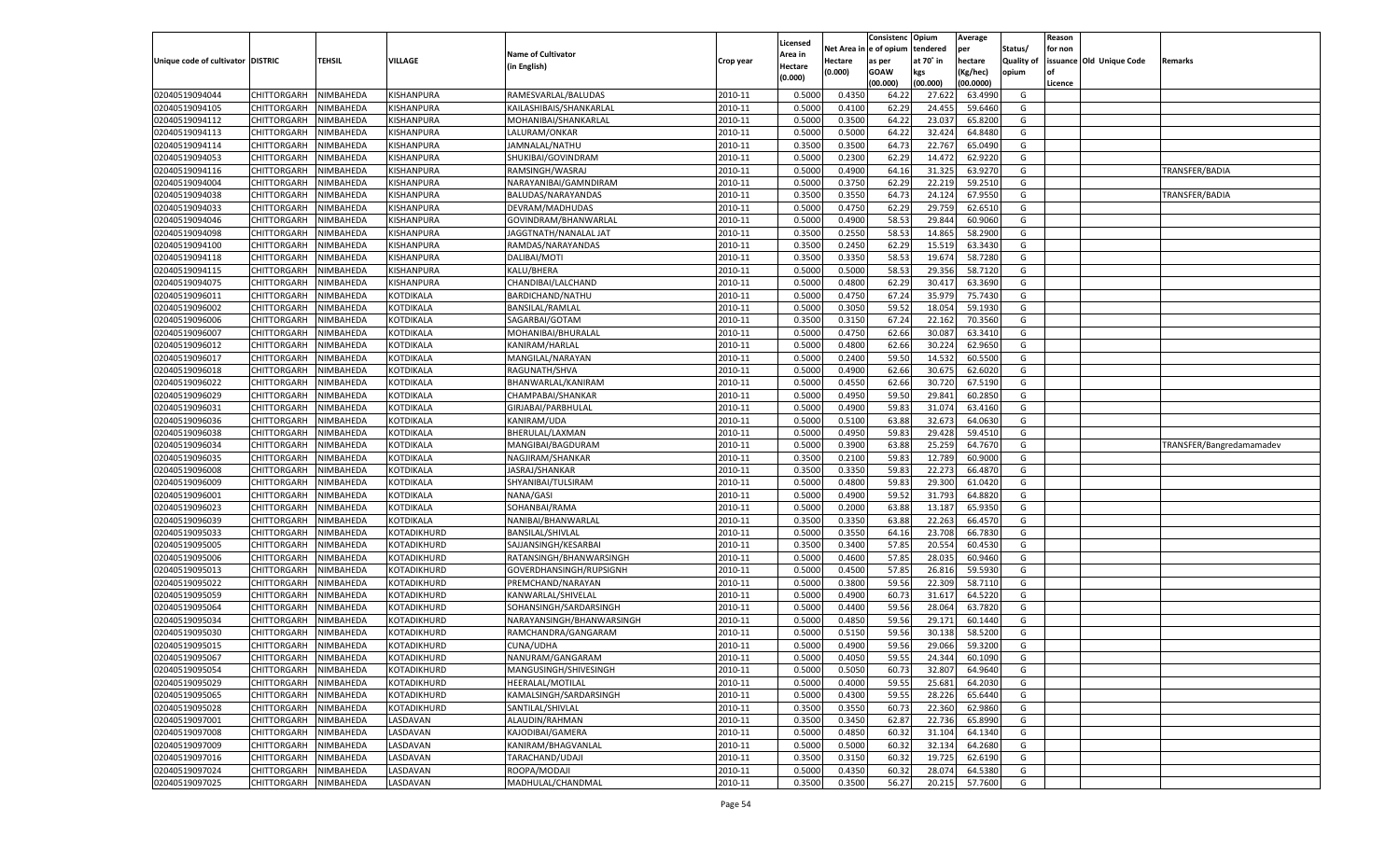| Unique code of cultivator | DISTRIC | TEHSIL | VILLAGE | Name of Cultivator (in English) | Crop year | Licensed Area in Hectare (0.000) | Net Area in Hectare (0.000) | Consistence of opium as per GOAW (00.000) | Opium tendered at 70° in kgs (00.000) | Average per hectare (Kg/hec) (00.0000) | Status/ Quality of opium | Reason for non issuance of Licence | Old Unique Code | Remarks |
|---|---|---|---|---|---|---|---|---|---|---|---|---|---|---|
| 02040519094044 | CHITTORGARH | NIMBAHEDA | KISHANPURA | RAMESVARLAL/BALUDAS | 2010-11 | 0.5000 | 0.4350 | 64.22 | 27.622 | 63.4990 | G | | | |
| 02040519094105 | CHITTORGARH | NIMBAHEDA | KISHANPURA | KAILASHIBAIS/SHANKARLAL | 2010-11 | 0.5000 | 0.4100 | 62.29 | 24.455 | 59.6460 | G | | | |
| 02040519094112 | CHITTORGARH | NIMBAHEDA | KISHANPURA | MOHANIBAI/SHANKARLAL | 2010-11 | 0.5000 | 0.3500 | 64.22 | 23.037 | 65.8200 | G | | | |
| 02040519094113 | CHITTORGARH | NIMBAHEDA | KISHANPURA | LALURAM/ONKAR | 2010-11 | 0.5000 | 0.5000 | 64.22 | 32.424 | 64.8480 | G | | | |
| 02040519094114 | CHITTORGARH | NIMBAHEDA | KISHANPURA | JAMNALAL/NATHU | 2010-11 | 0.3500 | 0.3500 | 64.73 | 22.767 | 65.0490 | G | | | |
| 02040519094053 | CHITTORGARH | NIMBAHEDA | KISHANPURA | SHUKIBAI/GOVINDRAM | 2010-11 | 0.5000 | 0.2300 | 62.29 | 14.472 | 62.9220 | G | | | |
| 02040519094116 | CHITTORGARH | NIMBAHEDA | KISHANPURA | RAMSINGH/WASRAJ | 2010-11 | 0.5000 | 0.4900 | 64.16 | 31.325 | 63.9270 | G | | | TRANSFER/BADIA |
| 02040519094004 | CHITTORGARH | NIMBAHEDA | KISHANPURA | NARAYANIBAI/GAMNDIRAM | 2010-11 | 0.5000 | 0.3750 | 62.29 | 22.219 | 59.2510 | G | | | |
| 02040519094038 | CHITTORGARH | NIMBAHEDA | KISHANPURA | BALUDAS/NARAYANDAS | 2010-11 | 0.3500 | 0.3550 | 64.73 | 24.124 | 67.9550 | G | | | TRANSFER/BADIA |
| 02040519094033 | CHITTORGARH | NIMBAHEDA | KISHANPURA | DEVRAM/MADHUDAS | 2010-11 | 0.5000 | 0.4750 | 62.29 | 29.759 | 62.6510 | G | | | |
| 02040519094046 | CHITTORGARH | NIMBAHEDA | KISHANPURA | GOVINDRAM/BHANWARLAL | 2010-11 | 0.5000 | 0.4900 | 58.53 | 29.844 | 60.9060 | G | | | |
| 02040519094098 | CHITTORGARH | NIMBAHEDA | KISHANPURA | JAGGTNATH/NANALAL JAT | 2010-11 | 0.3500 | 0.2550 | 58.53 | 14.865 | 58.2900 | G | | | |
| 02040519094100 | CHITTORGARH | NIMBAHEDA | KISHANPURA | RAMDAS/NARAYANDAS | 2010-11 | 0.3500 | 0.2450 | 62.29 | 15.519 | 63.3430 | G | | | |
| 02040519094118 | CHITTORGARH | NIMBAHEDA | KISHANPURA | DALIBAI/MOTI | 2010-11 | 0.3500 | 0.3350 | 58.53 | 19.674 | 58.7280 | G | | | |
| 02040519094115 | CHITTORGARH | NIMBAHEDA | KISHANPURA | KALU/BHERA | 2010-11 | 0.5000 | 0.5000 | 58.53 | 29.356 | 58.7120 | G | | | |
| 02040519094075 | CHITTORGARH | NIMBAHEDA | KISHANPURA | CHANDIBAI/LALCHAND | 2010-11 | 0.5000 | 0.4800 | 62.29 | 30.417 | 63.3690 | G | | | |
| 02040519096011 | CHITTORGARH | NIMBAHEDA | KOTDIKALA | BARDICHAND/NATHU | 2010-11 | 0.5000 | 0.4750 | 67.24 | 35.979 | 75.7430 | G | | | |
| 02040519096002 | CHITTORGARH | NIMBAHEDA | KOTDIKALA | BANSILAL/RAMLAL | 2010-11 | 0.5000 | 0.3050 | 59.52 | 18.054 | 59.1930 | G | | | |
| 02040519096006 | CHITTORGARH | NIMBAHEDA | KOTDIKALA | SAGARBAI/GOTAM | 2010-11 | 0.3500 | 0.3150 | 67.24 | 22.162 | 70.3560 | G | | | |
| 02040519096007 | CHITTORGARH | NIMBAHEDA | KOTDIKALA | MOHANIBAI/BHURALAL | 2010-11 | 0.5000 | 0.4750 | 62.66 | 30.087 | 63.3410 | G | | | |
| 02040519096012 | CHITTORGARH | NIMBAHEDA | KOTDIKALA | KANIRAM/HARLAL | 2010-11 | 0.5000 | 0.4800 | 62.66 | 30.224 | 62.9650 | G | | | |
| 02040519096017 | CHITTORGARH | NIMBAHEDA | KOTDIKALA | MANGILAL/NARAYAN | 2010-11 | 0.5000 | 0.2400 | 59.50 | 14.532 | 60.5500 | G | | | |
| 02040519096018 | CHITTORGARH | NIMBAHEDA | KOTDIKALA | RAGUNATH/SHVA | 2010-11 | 0.5000 | 0.4900 | 62.66 | 30.675 | 62.6020 | G | | | |
| 02040519096022 | CHITTORGARH | NIMBAHEDA | KOTDIKALA | BHANWARLAL/KANIRAM | 2010-11 | 0.5000 | 0.4550 | 62.66 | 30.720 | 67.5190 | G | | | |
| 02040519096029 | CHITTORGARH | NIMBAHEDA | KOTDIKALA | CHAMPABAI/SHANKAR | 2010-11 | 0.5000 | 0.4950 | 59.50 | 29.841 | 60.2850 | G | | | |
| 02040519096031 | CHITTORGARH | NIMBAHEDA | KOTDIKALA | GIRJABAI/PARBHULAL | 2010-11 | 0.5000 | 0.4900 | 59.83 | 31.074 | 63.4160 | G | | | |
| 02040519096036 | CHITTORGARH | NIMBAHEDA | KOTDIKALA | KANIRAM/UDA | 2010-11 | 0.5000 | 0.5100 | 63.88 | 32.673 | 64.0630 | G | | | |
| 02040519096038 | CHITTORGARH | NIMBAHEDA | KOTDIKALA | BHERULAL/LAXMAN | 2010-11 | 0.5000 | 0.4950 | 59.83 | 29.428 | 59.4510 | G | | | |
| 02040519096034 | CHITTORGARH | NIMBAHEDA | KOTDIKALA | MANGIBAI/BAGDURAM | 2010-11 | 0.5000 | 0.3900 | 63.88 | 25.259 | 64.7670 | G | | | TRANSFER/Bangredamamadev |
| 02040519096035 | CHITTORGARH | NIMBAHEDA | KOTDIKALA | NAGJIRAM/SHANKAR | 2010-11 | 0.3500 | 0.2100 | 59.83 | 12.789 | 60.9000 | G | | | |
| 02040519096008 | CHITTORGARH | NIMBAHEDA | KOTDIKALA | JASRAJ/SHANKAR | 2010-11 | 0.3500 | 0.3350 | 59.83 | 22.273 | 66.4870 | G | | | |
| 02040519096009 | CHITTORGARH | NIMBAHEDA | KOTDIKALA | SHYANIBAI/TULSIRAM | 2010-11 | 0.5000 | 0.4800 | 59.83 | 29.300 | 61.0420 | G | | | |
| 02040519096001 | CHITTORGARH | NIMBAHEDA | KOTDIKALA | NANA/GASI | 2010-11 | 0.5000 | 0.4900 | 59.52 | 31.793 | 64.8820 | G | | | |
| 02040519096023 | CHITTORGARH | NIMBAHEDA | KOTDIKALA | SOHANBAI/RAMA | 2010-11 | 0.5000 | 0.2000 | 63.88 | 13.187 | 65.9350 | G | | | |
| 02040519096039 | CHITTORGARH | NIMBAHEDA | KOTDIKALA | NANIBAI/BHANWARLAL | 2010-11 | 0.3500 | 0.3350 | 63.88 | 22.263 | 66.4570 | G | | | |
| 02040519095033 | CHITTORGARH | NIMBAHEDA | KOTADIKHURD | BANSILAL/SHIVLAL | 2010-11 | 0.5000 | 0.3550 | 64.16 | 23.708 | 66.7830 | G | | | |
| 02040519095005 | CHITTORGARH | NIMBAHEDA | KOTADIKHURD | SAJJANSINGH/KESARBAI | 2010-11 | 0.3500 | 0.3400 | 57.85 | 20.554 | 60.4530 | G | | | |
| 02040519095006 | CHITTORGARH | NIMBAHEDA | KOTADIKHURD | RATANSINGH/BHANWARSINGH | 2010-11 | 0.5000 | 0.4600 | 57.85 | 28.035 | 60.9460 | G | | | |
| 02040519095013 | CHITTORGARH | NIMBAHEDA | KOTADIKHURD | GOVERDHANSINGH/RUPSIGNH | 2010-11 | 0.5000 | 0.4500 | 57.85 | 26.816 | 59.5930 | G | | | |
| 02040519095022 | CHITTORGARH | NIMBAHEDA | KOTADIKHURD | PREMCHAND/NARAYAN | 2010-11 | 0.5000 | 0.3800 | 59.56 | 22.309 | 58.7110 | G | | | |
| 02040519095059 | CHITTORGARH | NIMBAHEDA | KOTADIKHURD | KANWARLAL/SHIVELAL | 2010-11 | 0.5000 | 0.4900 | 60.73 | 31.617 | 64.5220 | G | | | |
| 02040519095064 | CHITTORGARH | NIMBAHEDA | KOTADIKHURD | SOHANSINGH/SARDARSINGH | 2010-11 | 0.5000 | 0.4400 | 59.56 | 28.064 | 63.7820 | G | | | |
| 02040519095034 | CHITTORGARH | NIMBAHEDA | KOTADIKHURD | NARAYANSINGH/BHANWARSINGH | 2010-11 | 0.5000 | 0.4850 | 59.56 | 29.171 | 60.1440 | G | | | |
| 02040519095030 | CHITTORGARH | NIMBAHEDA | KOTADIKHURD | RAMCHANDRA/GANGARAM | 2010-11 | 0.5000 | 0.5150 | 59.56 | 30.138 | 58.5200 | G | | | |
| 02040519095015 | CHITTORGARH | NIMBAHEDA | KOTADIKHURD | CUNA/UDHA | 2010-11 | 0.5000 | 0.4900 | 59.56 | 29.066 | 59.3200 | G | | | |
| 02040519095067 | CHITTORGARH | NIMBAHEDA | KOTADIKHURD | NANURAM/GANGARAM | 2010-11 | 0.5000 | 0.4050 | 59.55 | 24.344 | 60.1090 | G | | | |
| 02040519095054 | CHITTORGARH | NIMBAHEDA | KOTADIKHURD | MANGUSINGH/SHIVESINGH | 2010-11 | 0.5000 | 0.5050 | 60.73 | 32.807 | 64.9640 | G | | | |
| 02040519095029 | CHITTORGARH | NIMBAHEDA | KOTADIKHURD | HEERALAL/MOTILAL | 2010-11 | 0.5000 | 0.4000 | 59.55 | 25.681 | 64.2030 | G | | | |
| 02040519095065 | CHITTORGARH | NIMBAHEDA | KOTADIKHURD | KAMALSINGH/SARDARSINGH | 2010-11 | 0.5000 | 0.4300 | 59.55 | 28.226 | 65.6440 | G | | | |
| 02040519095028 | CHITTORGARH | NIMBAHEDA | KOTADIKHURD | SANTILAL/SHIVLAL | 2010-11 | 0.3500 | 0.3550 | 60.73 | 22.360 | 62.9860 | G | | | |
| 02040519097001 | CHITTORGARH | NIMBAHEDA | LASDAVAN | ALAUDIN/RAHMAN | 2010-11 | 0.3500 | 0.3450 | 62.87 | 22.736 | 65.8990 | G | | | |
| 02040519097008 | CHITTORGARH | NIMBAHEDA | LASDAVAN | KAJODIBAI/GAMERA | 2010-11 | 0.5000 | 0.4850 | 60.32 | 31.104 | 64.1340 | G | | | |
| 02040519097009 | CHITTORGARH | NIMBAHEDA | LASDAVAN | KANIRAM/BHAGVANLAL | 2010-11 | 0.5000 | 0.5000 | 60.32 | 32.134 | 64.2680 | G | | | |
| 02040519097016 | CHITTORGARH | NIMBAHEDA | LASDAVAN | TARACHAND/UDAJI | 2010-11 | 0.3500 | 0.3150 | 60.32 | 19.725 | 62.6190 | G | | | |
| 02040519097024 | CHITTORGARH | NIMBAHEDA | LASDAVAN | ROOPA/MODAJI | 2010-11 | 0.5000 | 0.4350 | 60.32 | 28.074 | 64.5380 | G | | | |
| 02040519097025 | CHITTORGARH | NIMBAHEDA | LASDAVAN | MADHULAL/CHANDMAL | 2010-11 | 0.3500 | 0.3500 | 56.27 | 20.215 | 57.7600 | G | | | |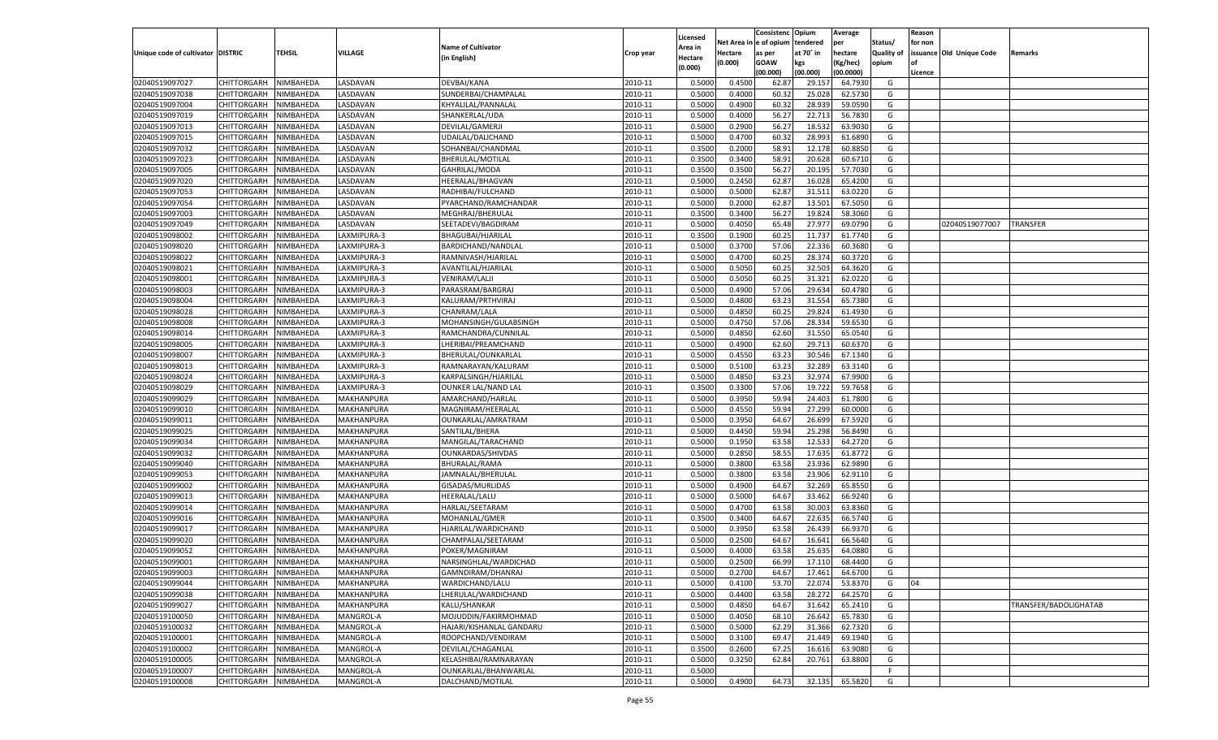| Unique code of cultivator | DISTRIC | TEHSIL | VILLAGE | Name of Cultivator (in English) | Crop year | Licensed Area in Hectare (0.000) | Net Area in Hectare (0.000) | Consistenc e of opium as per GOAW (00.000) | Opium tendered at 70° in kgs (00.000) | Average per hectare (Kg/hec) (00.0000) | Status/ Quality of opium | Reason for non issuance of Licence | Old Unique Code | Remarks |
|---|---|---|---|---|---|---|---|---|---|---|---|---|---|---|
| 02040519097027 | CHITTORGARH | NIMBAHEDA | LASDAVAN | DEVBAI/KANA | 2010-11 | 0.5000 | 0.4500 | 62.87 | 29.157 | 64.7930 | G | | | |
| 02040519097038 | CHITTORGARH | NIMBAHEDA | LASDAVAN | SUNDERBAI/CHAMPALAL | 2010-11 | 0.5000 | 0.4000 | 60.32 | 25.028 | 62.5730 | G | | | |
| 02040519097004 | CHITTORGARH | NIMBAHEDA | LASDAVAN | KHYALILAL/PANNALAL | 2010-11 | 0.5000 | 0.4900 | 60.32 | 28.939 | 59.0590 | G | | | |
| 02040519097019 | CHITTORGARH | NIMBAHEDA | LASDAVAN | SHANKERLAL/UDA | 2010-11 | 0.5000 | 0.4000 | 56.27 | 22.713 | 56.7830 | G | | | |
| 02040519097013 | CHITTORGARH | NIMBAHEDA | LASDAVAN | DEVILAL/GAMERJI | 2010-11 | 0.5000 | 0.2900 | 56.27 | 18.532 | 63.9030 | G | | | |
| 02040519097015 | CHITTORGARH | NIMBAHEDA | LASDAVAN | UDAILAL/DALICHAND | 2010-11 | 0.5000 | 0.4700 | 60.32 | 28.993 | 61.6890 | G | | | |
| 02040519097032 | CHITTORGARH | NIMBAHEDA | LASDAVAN | SOHANBAI/CHANDMAL | 2010-11 | 0.3500 | 0.2000 | 58.91 | 12.178 | 60.8850 | G | | | |
| 02040519097023 | CHITTORGARH | NIMBAHEDA | LASDAVAN | BHERULAL/MOTILAL | 2010-11 | 0.3500 | 0.3400 | 58.91 | 20.628 | 60.6710 | G | | | |
| 02040519097005 | CHITTORGARH | NIMBAHEDA | LASDAVAN | GAHRILAL/MODA | 2010-11 | 0.3500 | 0.3500 | 56.27 | 20.195 | 57.7030 | G | | | |
| 02040519097020 | CHITTORGARH | NIMBAHEDA | LASDAVAN | HEERALAL/BHAGVAN | 2010-11 | 0.5000 | 0.2450 | 62.87 | 16.028 | 65.4200 | G | | | |
| 02040519097053 | CHITTORGARH | NIMBAHEDA | LASDAVAN | RADHIBAI/FULCHAND | 2010-11 | 0.5000 | 0.5000 | 62.87 | 31.511 | 63.0220 | G | | | |
| 02040519097054 | CHITTORGARH | NIMBAHEDA | LASDAVAN | PYARCHAND/RAMCHANDAR | 2010-11 | 0.5000 | 0.2000 | 62.87 | 13.501 | 67.5050 | G | | | |
| 02040519097003 | CHITTORGARH | NIMBAHEDA | LASDAVAN | MEGHRAJ/BHERULAL | 2010-11 | 0.3500 | 0.3400 | 56.27 | 19.824 | 58.3060 | G | | | |
| 02040519097049 | CHITTORGARH | NIMBAHEDA | LASDAVAN | SEETADEVI/BAGDIRAM | 2010-11 | 0.5000 | 0.4050 | 65.48 | 27.977 | 69.0790 | G | | 02040519077007 | TRANSFER |
| 02040519098002 | CHITTORGARH | NIMBAHEDA | LAXMIPURA-3 | BHAGUBAI/HJARILAL | 2010-11 | 0.3500 | 0.1900 | 60.25 | 11.737 | 61.7740 | G | | | |
| 02040519098020 | CHITTORGARH | NIMBAHEDA | LAXMIPURA-3 | BARDICHAND/NANDLAL | 2010-11 | 0.5000 | 0.3700 | 57.06 | 22.336 | 60.3680 | G | | | |
| 02040519098022 | CHITTORGARH | NIMBAHEDA | LAXMIPURA-3 | RAMNIVASH/HJARILAL | 2010-11 | 0.5000 | 0.4700 | 60.25 | 28.374 | 60.3720 | G | | | |
| 02040519098021 | CHITTORGARH | NIMBAHEDA | LAXMIPURA-3 | AVANTILAL/HJARILAL | 2010-11 | 0.5000 | 0.5050 | 60.25 | 32.503 | 64.3620 | G | | | |
| 02040519098001 | CHITTORGARH | NIMBAHEDA | LAXMIPURA-3 | VENIRAM/LALJI | 2010-11 | 0.5000 | 0.5050 | 60.25 | 31.321 | 62.0220 | G | | | |
| 02040519098003 | CHITTORGARH | NIMBAHEDA | LAXMIPURA-3 | PARASRAM/BARGRAJ | 2010-11 | 0.5000 | 0.4900 | 57.06 | 29.634 | 60.4780 | G | | | |
| 02040519098004 | CHITTORGARH | NIMBAHEDA | LAXMIPURA-3 | KALURAM/PRTHVIRAJ | 2010-11 | 0.5000 | 0.4800 | 63.23 | 31.554 | 65.7380 | G | | | |
| 02040519098028 | CHITTORGARH | NIMBAHEDA | LAXMIPURA-3 | CHANRAM/LALA | 2010-11 | 0.5000 | 0.4850 | 60.25 | 29.824 | 61.4930 | G | | | |
| 02040519098008 | CHITTORGARH | NIMBAHEDA | LAXMIPURA-3 | MOHANSINGH/GULABSINGH | 2010-11 | 0.5000 | 0.4750 | 57.06 | 28.334 | 59.6530 | G | | | |
| 02040519098014 | CHITTORGARH | NIMBAHEDA | LAXMIPURA-3 | RAMCHANDRA/CUNNILAL | 2010-11 | 0.5000 | 0.4850 | 62.60 | 31.550 | 65.0540 | G | | | |
| 02040519098005 | CHITTORGARH | NIMBAHEDA | LAXMIPURA-3 | LHERIBAI/PREAMCHAND | 2010-11 | 0.5000 | 0.4900 | 62.60 | 29.713 | 60.6370 | G | | | |
| 02040519098007 | CHITTORGARH | NIMBAHEDA | LAXMIPURA-3 | BHERULAL/OUNKARLAL | 2010-11 | 0.5000 | 0.4550 | 63.23 | 30.546 | 67.1340 | G | | | |
| 02040519098013 | CHITTORGARH | NIMBAHEDA | LAXMIPURA-3 | RAMNARAYAN/KALURAM | 2010-11 | 0.5000 | 0.5100 | 63.23 | 32.289 | 63.3140 | G | | | |
| 02040519098024 | CHITTORGARH | NIMBAHEDA | LAXMIPURA-3 | KARPALSINGH/HJARILAL | 2010-11 | 0.5000 | 0.4850 | 63.23 | 32.974 | 67.9900 | G | | | |
| 02040519098029 | CHITTORGARH | NIMBAHEDA | LAXMIPURA-3 | OUNKER LAL/NAND LAL | 2010-11 | 0.3500 | 0.3300 | 57.06 | 19.722 | 59.7658 | G | | | |
| 02040519099029 | CHITTORGARH | NIMBAHEDA | MAKHANPURA | AMARCHAND/HARLAL | 2010-11 | 0.5000 | 0.3950 | 59.94 | 24.403 | 61.7800 | G | | | |
| 02040519099010 | CHITTORGARH | NIMBAHEDA | MAKHANPURA | MAGNIRAM/HEERALAL | 2010-11 | 0.5000 | 0.4550 | 59.94 | 27.299 | 60.0000 | G | | | |
| 02040519099011 | CHITTORGARH | NIMBAHEDA | MAKHANPURA | OUNKARLAL/AMRATRAM | 2010-11 | 0.5000 | 0.3950 | 64.67 | 26.699 | 67.5920 | G | | | |
| 02040519099025 | CHITTORGARH | NIMBAHEDA | MAKHANPURA | SANTILAL/BHERA | 2010-11 | 0.5000 | 0.4450 | 59.94 | 25.298 | 56.8490 | G | | | |
| 02040519099034 | CHITTORGARH | NIMBAHEDA | MAKHANPURA | MANGILAL/TARACHAND | 2010-11 | 0.5000 | 0.1950 | 63.58 | 12.533 | 64.2720 | G | | | |
| 02040519099032 | CHITTORGARH | NIMBAHEDA | MAKHANPURA | OUNKARDAS/SHIVDAS | 2010-11 | 0.5000 | 0.2850 | 58.55 | 17.635 | 61.8772 | G | | | |
| 02040519099040 | CHITTORGARH | NIMBAHEDA | MAKHANPURA | BHURALAL/RAMA | 2010-11 | 0.5000 | 0.3800 | 63.58 | 23.936 | 62.9890 | G | | | |
| 02040519099053 | CHITTORGARH | NIMBAHEDA | MAKHANPURA | JAMNALAL/BHERULAL | 2010-11 | 0.5000 | 0.3800 | 63.58 | 23.906 | 62.9110 | G | | | |
| 02040519099002 | CHITTORGARH | NIMBAHEDA | MAKHANPURA | GISADAS/MURLIDAS | 2010-11 | 0.5000 | 0.4900 | 64.67 | 32.269 | 65.8550 | G | | | |
| 02040519099013 | CHITTORGARH | NIMBAHEDA | MAKHANPURA | HEERALAL/LALU | 2010-11 | 0.5000 | 0.5000 | 64.67 | 33.462 | 66.9240 | G | | | |
| 02040519099014 | CHITTORGARH | NIMBAHEDA | MAKHANPURA | HARLAL/SEETARAM | 2010-11 | 0.5000 | 0.4700 | 63.58 | 30.003 | 63.8360 | G | | | |
| 02040519099016 | CHITTORGARH | NIMBAHEDA | MAKHANPURA | MOHANLAL/GMER | 2010-11 | 0.3500 | 0.3400 | 64.67 | 22.635 | 66.5740 | G | | | |
| 02040519099017 | CHITTORGARH | NIMBAHEDA | MAKHANPURA | HJARILAL/WARDICHAND | 2010-11 | 0.5000 | 0.3950 | 63.58 | 26.439 | 66.9370 | G | | | |
| 02040519099020 | CHITTORGARH | NIMBAHEDA | MAKHANPURA | CHAMPALAL/SEETARAM | 2010-11 | 0.5000 | 0.2500 | 64.67 | 16.641 | 66.5640 | G | | | |
| 02040519099052 | CHITTORGARH | NIMBAHEDA | MAKHANPURA | POKER/MAGNIRAM | 2010-11 | 0.5000 | 0.4000 | 63.58 | 25.635 | 64.0880 | G | | | |
| 02040519099001 | CHITTORGARH | NIMBAHEDA | MAKHANPURA | NARSINGHLAL/WARDICHAD | 2010-11 | 0.5000 | 0.2500 | 66.99 | 17.110 | 68.4400 | G | | | |
| 02040519099003 | CHITTORGARH | NIMBAHEDA | MAKHANPURA | GAMNDIRAM/DHANRAJ | 2010-11 | 0.5000 | 0.2700 | 64.67 | 17.461 | 64.6700 | G | | | |
| 02040519099044 | CHITTORGARH | NIMBAHEDA | MAKHANPURA | WARDICHAND/LALU | 2010-11 | 0.5000 | 0.4100 | 53.70 | 22.074 | 53.8370 | G | 04 | | |
| 02040519099038 | CHITTORGARH | NIMBAHEDA | MAKHANPURA | LHERULAL/WARDICHAND | 2010-11 | 0.5000 | 0.4400 | 63.58 | 28.272 | 64.2570 | G | | | |
| 02040519099027 | CHITTORGARH | NIMBAHEDA | MAKHANPURA | KALU/SHANKAR | 2010-11 | 0.5000 | 0.4850 | 64.67 | 31.642 | 65.2410 | G | | | TRANSFER/BADOLIGHATAB |
| 02040519100050 | CHITTORGARH | NIMBAHEDA | MANGROL-A | MOJUDDIN/FAKIRMOHMAD | 2010-11 | 0.5000 | 0.4050 | 68.10 | 26.642 | 65.7830 | G | | | |
| 02040519100032 | CHITTORGARH | NIMBAHEDA | MANGROL-A | HAJARI/KISHANLAL GANDARU | 2010-11 | 0.5000 | 0.5000 | 62.29 | 31.366 | 62.7320 | G | | | |
| 02040519100001 | CHITTORGARH | NIMBAHEDA | MANGROL-A | ROOPCHAND/VENDIRAM | 2010-11 | 0.5000 | 0.3100 | 69.47 | 21.449 | 69.1940 | G | | | |
| 02040519100002 | CHITTORGARH | NIMBAHEDA | MANGROL-A | DEVILAL/CHAGANLAL | 2010-11 | 0.3500 | 0.2600 | 67.25 | 16.616 | 63.9080 | G | | | |
| 02040519100005 | CHITTORGARH | NIMBAHEDA | MANGROL-A | KELASHIBAI/RAMNARAYAN | 2010-11 | 0.5000 | 0.3250 | 62.84 | 20.761 | 63.8800 | G | | | |
| 02040519100007 | CHITTORGARH | NIMBAHEDA | MANGROL-A | OUNKARLAL/BHANWARLAL | 2010-11 | 0.5000 | | | | | F | | | |
| 02040519100008 | CHITTORGARH | NIMBAHEDA | MANGROL-A | DALCHAND/MOTILAL | 2010-11 | 0.5000 | 0.4900 | 64.73 | 32.135 | 65.5820 | G | | | |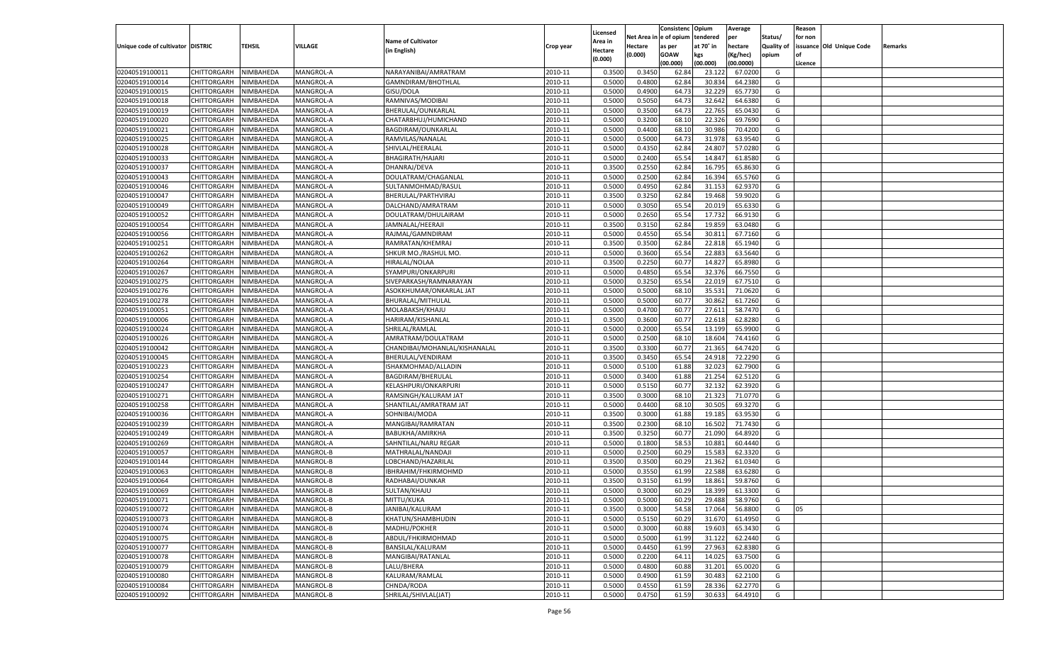| Unique code of cultivator | DISTRIC | TEHSIL | VILLAGE | Name of Cultivator (in English) | Crop year | Licensed Area in Hectare (0.000) | Net Area in Hectare (0.000) | Consistenc e of opium as per GOAW (00.000) | Opium tendered at 70˚ in kgs (00.000) | Average per hectare (Kg/hec) (00.0000) | Status/ Quality of opium | Reason for non issuance of Licence | Old Unique Code | Remarks |
|---|---|---|---|---|---|---|---|---|---|---|---|---|---|---|
| 02040519100011 | CHITTORGARH | NIMBAHEDA | MANGROL-A | NARAYANIBAI/AMRATRAM | 2010-11 | 0.3500 | 0.3450 | 62.84 | 23.122 | 67.0200 | G | | | |
| 02040519100014 | CHITTORGARH | NIMBAHEDA | MANGROL-A | GAMNDIRAM/BHOTHLAL | 2010-11 | 0.5000 | 0.4800 | 62.84 | 30.834 | 64.2380 | G | | | |
| 02040519100015 | CHITTORGARH | NIMBAHEDA | MANGROL-A | GISU/DOLA | 2010-11 | 0.5000 | 0.4900 | 64.73 | 32.229 | 65.7730 | G | | | |
| 02040519100018 | CHITTORGARH | NIMBAHEDA | MANGROL-A | RAMNIVAS/MODIBAI | 2010-11 | 0.5000 | 0.5050 | 64.73 | 32.642 | 64.6380 | G | | | |
| 02040519100019 | CHITTORGARH | NIMBAHEDA | MANGROL-A | BHERULAL/OUNKARLAL | 2010-11 | 0.5000 | 0.3500 | 64.73 | 22.765 | 65.0430 | G | | | |
| 02040519100020 | CHITTORGARH | NIMBAHEDA | MANGROL-A | CHATARBHUJ/HUMICHAND | 2010-11 | 0.5000 | 0.3200 | 68.10 | 22.326 | 69.7690 | G | | | |
| 02040519100021 | CHITTORGARH | NIMBAHEDA | MANGROL-A | BAGDIRAM/OUNKARLAL | 2010-11 | 0.5000 | 0.4400 | 68.10 | 30.986 | 70.4200 | G | | | |
| 02040519100025 | CHITTORGARH | NIMBAHEDA | MANGROL-A | RAMVILAS/NANALAL | 2010-11 | 0.5000 | 0.5000 | 64.73 | 31.978 | 63.9540 | G | | | |
| 02040519100028 | CHITTORGARH | NIMBAHEDA | MANGROL-A | SHIVLAL/HEERALAL | 2010-11 | 0.5000 | 0.4350 | 62.84 | 24.807 | 57.0280 | G | | | |
| 02040519100033 | CHITTORGARH | NIMBAHEDA | MANGROL-A | BHAGIRATH/HAJARI | 2010-11 | 0.5000 | 0.2400 | 65.54 | 14.847 | 61.8580 | G | | | |
| 02040519100037 | CHITTORGARH | NIMBAHEDA | MANGROL-A | DHANRAJ/DEVA | 2010-11 | 0.3500 | 0.2550 | 62.84 | 16.795 | 65.8630 | G | | | |
| 02040519100043 | CHITTORGARH | NIMBAHEDA | MANGROL-A | DOULATRAM/CHAGANLAL | 2010-11 | 0.5000 | 0.2500 | 62.84 | 16.394 | 65.5760 | G | | | |
| 02040519100046 | CHITTORGARH | NIMBAHEDA | MANGROL-A | SULTANMOHMAD/RASUL | 2010-11 | 0.5000 | 0.4950 | 62.84 | 31.153 | 62.9370 | G | | | |
| 02040519100047 | CHITTORGARH | NIMBAHEDA | MANGROL-A | BHERULAL/PARTHVIRAJ | 2010-11 | 0.3500 | 0.3250 | 62.84 | 19.468 | 59.9020 | G | | | |
| 02040519100049 | CHITTORGARH | NIMBAHEDA | MANGROL-A | DALCHAND/AMRATRAM | 2010-11 | 0.5000 | 0.3050 | 65.54 | 20.019 | 65.6330 | G | | | |
| 02040519100052 | CHITTORGARH | NIMBAHEDA | MANGROL-A | DOULATRAM/DHULAIRAM | 2010-11 | 0.5000 | 0.2650 | 65.54 | 17.732 | 66.9130 | G | | | |
| 02040519100054 | CHITTORGARH | NIMBAHEDA | MANGROL-A | JAMNALAL/HEERAJI | 2010-11 | 0.3500 | 0.3150 | 62.84 | 19.859 | 63.0480 | G | | | |
| 02040519100056 | CHITTORGARH | NIMBAHEDA | MANGROL-A | RAJMAL/GAMNDIRAM | 2010-11 | 0.5000 | 0.4550 | 65.54 | 30.811 | 67.7160 | G | | | |
| 02040519100251 | CHITTORGARH | NIMBAHEDA | MANGROL-A | RAMRATAN/KHEMRAJ | 2010-11 | 0.3500 | 0.3500 | 62.84 | 22.818 | 65.1940 | G | | | |
| 02040519100262 | CHITTORGARH | NIMBAHEDA | MANGROL-A | SHKUR MO./RASHUL MO. | 2010-11 | 0.5000 | 0.3600 | 65.54 | 22.883 | 63.5640 | G | | | |
| 02040519100264 | CHITTORGARH | NIMBAHEDA | MANGROL-A | HIRALAL/NOLAA | 2010-11 | 0.3500 | 0.2250 | 60.77 | 14.827 | 65.8980 | G | | | |
| 02040519100267 | CHITTORGARH | NIMBAHEDA | MANGROL-A | SYAMPURI/ONKARPURI | 2010-11 | 0.5000 | 0.4850 | 65.54 | 32.376 | 66.7550 | G | | | |
| 02040519100275 | CHITTORGARH | NIMBAHEDA | MANGROL-A | SIVEPARKASH/RAMNARAYAN | 2010-11 | 0.5000 | 0.3250 | 65.54 | 22.019 | 67.7510 | G | | | |
| 02040519100276 | CHITTORGARH | NIMBAHEDA | MANGROL-A | ASOKKHUMAR/ONKARLAL JAT | 2010-11 | 0.5000 | 0.5000 | 68.10 | 35.531 | 71.0620 | G | | | |
| 02040519100278 | CHITTORGARH | NIMBAHEDA | MANGROL-A | BHURALAL/MITHULAL | 2010-11 | 0.5000 | 0.5000 | 60.77 | 30.862 | 61.7260 | G | | | |
| 02040519100051 | CHITTORGARH | NIMBAHEDA | MANGROL-A | MOLABAKSH/KHAJU | 2010-11 | 0.5000 | 0.4700 | 60.77 | 27.611 | 58.7470 | G | | | |
| 02040519100006 | CHITTORGARH | NIMBAHEDA | MANGROL-A | HARIRAM/KISHANLAL | 2010-11 | 0.3500 | 0.3600 | 60.77 | 22.618 | 62.8280 | G | | | |
| 02040519100024 | CHITTORGARH | NIMBAHEDA | MANGROL-A | SHRILAL/RAMLAL | 2010-11 | 0.5000 | 0.2000 | 65.54 | 13.199 | 65.9900 | G | | | |
| 02040519100026 | CHITTORGARH | NIMBAHEDA | MANGROL-A | AMRATRAM/DOULATRAM | 2010-11 | 0.5000 | 0.2500 | 68.10 | 18.604 | 74.4160 | G | | | |
| 02040519100042 | CHITTORGARH | NIMBAHEDA | MANGROL-A | CHANDIBAI/MOHANLAL/KISHANALAL | 2010-11 | 0.3500 | 0.3300 | 60.77 | 21.365 | 64.7420 | G | | | |
| 02040519100045 | CHITTORGARH | NIMBAHEDA | MANGROL-A | BHERULAL/VENDIRAM | 2010-11 | 0.3500 | 0.3450 | 65.54 | 24.918 | 72.2290 | G | | | |
| 02040519100223 | CHITTORGARH | NIMBAHEDA | MANGROL-A | ISHAKMOHMAD/ALLADIN | 2010-11 | 0.5000 | 0.5100 | 61.88 | 32.023 | 62.7900 | G | | | |
| 02040519100254 | CHITTORGARH | NIMBAHEDA | MANGROL-A | BAGDIRAM/BHERULAL | 2010-11 | 0.5000 | 0.3400 | 61.88 | 21.254 | 62.5120 | G | | | |
| 02040519100247 | CHITTORGARH | NIMBAHEDA | MANGROL-A | KELASHPURI/ONKARPURI | 2010-11 | 0.5000 | 0.5150 | 60.77 | 32.132 | 62.3920 | G | | | |
| 02040519100271 | CHITTORGARH | NIMBAHEDA | MANGROL-A | RAMSINGH/KALURAM JAT | 2010-11 | 0.3500 | 0.3000 | 68.10 | 21.323 | 71.0770 | G | | | |
| 02040519100258 | CHITTORGARH | NIMBAHEDA | MANGROL-A | SHANTILAL/AMRATRAM JAT | 2010-11 | 0.5000 | 0.4400 | 68.10 | 30.505 | 69.3270 | G | | | |
| 02040519100036 | CHITTORGARH | NIMBAHEDA | MANGROL-A | SOHNIBAI/MODA | 2010-11 | 0.3500 | 0.3000 | 61.88 | 19.185 | 63.9530 | G | | | |
| 02040519100239 | CHITTORGARH | NIMBAHEDA | MANGROL-A | MANGIBAI/RAMRATAN | 2010-11 | 0.3500 | 0.2300 | 68.10 | 16.502 | 71.7430 | G | | | |
| 02040519100249 | CHITTORGARH | NIMBAHEDA | MANGROL-A | BABUKHA/AMIRKHA | 2010-11 | 0.3500 | 0.3250 | 60.77 | 21.090 | 64.8920 | G | | | |
| 02040519100269 | CHITTORGARH | NIMBAHEDA | MANGROL-A | SAHNTILAL/NARU REGAR | 2010-11 | 0.5000 | 0.1800 | 58.53 | 10.881 | 60.4440 | G | | | |
| 02040519100057 | CHITTORGARH | NIMBAHEDA | MANGROL-B | MATHRALAL/NANDAJI | 2010-11 | 0.5000 | 0.2500 | 60.29 | 15.583 | 62.3320 | G | | | |
| 02040519100144 | CHITTORGARH | NIMBAHEDA | MANGROL-B | LOBCHAND/HAZARILAL | 2010-11 | 0.3500 | 0.3500 | 60.29 | 21.362 | 61.0340 | G | | | |
| 02040519100063 | CHITTORGARH | NIMBAHEDA | MANGROL-B | IBHRAHIM/FHKIRMOHMD | 2010-11 | 0.5000 | 0.3550 | 61.99 | 22.588 | 63.6280 | G | | | |
| 02040519100064 | CHITTORGARH | NIMBAHEDA | MANGROL-B | RADHABAI/OUNKAR | 2010-11 | 0.3500 | 0.3150 | 61.99 | 18.861 | 59.8760 | G | | | |
| 02040519100069 | CHITTORGARH | NIMBAHEDA | MANGROL-B | SULTAN/KHAJU | 2010-11 | 0.5000 | 0.3000 | 60.29 | 18.399 | 61.3300 | G | | | |
| 02040519100071 | CHITTORGARH | NIMBAHEDA | MANGROL-B | MITTU/KUKA | 2010-11 | 0.5000 | 0.5000 | 60.29 | 29.488 | 58.9760 | G | | | |
| 02040519100072 | CHITTORGARH | NIMBAHEDA | MANGROL-B | JANIBAI/KALURAM | 2010-11 | 0.3500 | 0.3000 | 54.58 | 17.064 | 56.8800 | G | 05 | | |
| 02040519100073 | CHITTORGARH | NIMBAHEDA | MANGROL-B | KHATUN/SHAMBHUDIN | 2010-11 | 0.5000 | 0.5150 | 60.29 | 31.670 | 61.4950 | G | | | |
| 02040519100074 | CHITTORGARH | NIMBAHEDA | MANGROL-B | MADHU/POKHER | 2010-11 | 0.5000 | 0.3000 | 60.88 | 19.603 | 65.3430 | G | | | |
| 02040519100075 | CHITTORGARH | NIMBAHEDA | MANGROL-B | ABDUL/FHKIRMOHMAD | 2010-11 | 0.5000 | 0.5000 | 61.99 | 31.122 | 62.2440 | G | | | |
| 02040519100077 | CHITTORGARH | NIMBAHEDA | MANGROL-B | BANSILAL/KALURAM | 2010-11 | 0.5000 | 0.4450 | 61.99 | 27.963 | 62.8380 | G | | | |
| 02040519100078 | CHITTORGARH | NIMBAHEDA | MANGROL-B | MANGIBAI/RATANLAL | 2010-11 | 0.5000 | 0.2200 | 64.11 | 14.025 | 63.7500 | G | | | |
| 02040519100079 | CHITTORGARH | NIMBAHEDA | MANGROL-B | LALU/BHERA | 2010-11 | 0.5000 | 0.4800 | 60.88 | 31.201 | 65.0020 | G | | | |
| 02040519100080 | CHITTORGARH | NIMBAHEDA | MANGROL-B | KALURAM/RAMLAL | 2010-11 | 0.5000 | 0.4900 | 61.59 | 30.483 | 62.2100 | G | | | |
| 02040519100084 | CHITTORGARH | NIMBAHEDA | MANGROL-B | CHNDA/RODA | 2010-11 | 0.5000 | 0.4550 | 61.59 | 28.336 | 62.2770 | G | | | |
| 02040519100092 | CHITTORGARH | NIMBAHEDA | MANGROL-B | SHRILAL/SHIVLAL(JAT) | 2010-11 | 0.5000 | 0.4750 | 61.59 | 30.633 | 64.4910 | G | | | |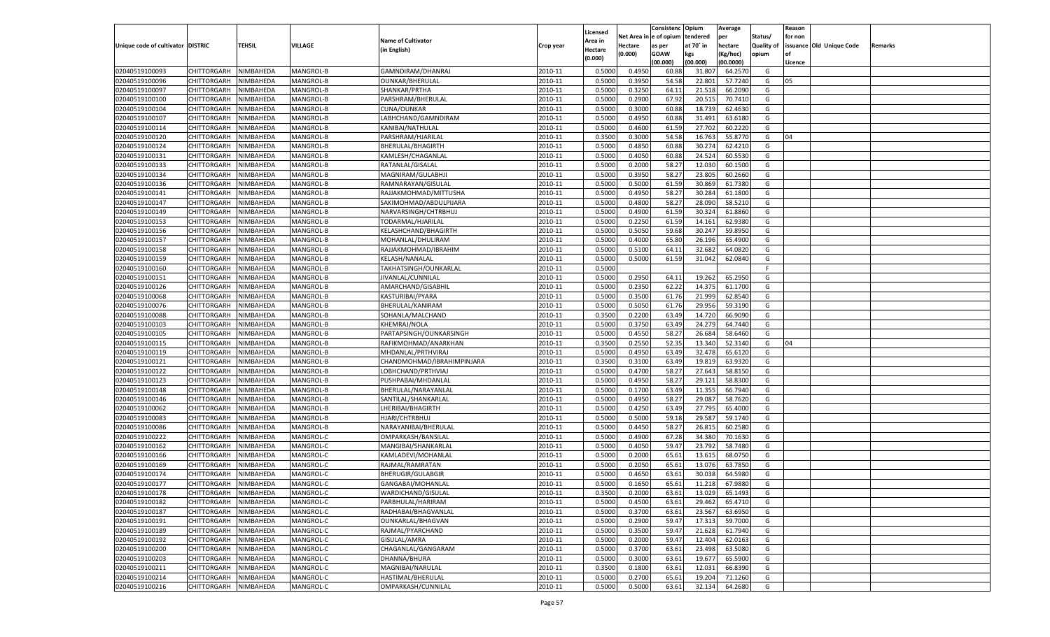| Unique code of cultivator | DISTRIC | TEHSIL | VILLAGE | Name of Cultivator (in English) | Crop year | Licensed Area in Hectare (0.000) | Net Area in Hectare (0.000) | Consistence of opium as per GOAW (00.000) | Opium tendered at 70° in kgs (00.000) | Average per hectare (Kg/hec) (00.0000) | Status/ Quality of opium | Reason for non issuance of Licence | Old Unique Code | Remarks |
|---|---|---|---|---|---|---|---|---|---|---|---|---|---|---|
| 02040519100093 | CHITTORGARH | NIMBAHEDA | MANGROL-B | GAMNDIRAM/DHANRAJ | 2010-11 | 0.5000 | 0.4950 | 60.88 | 31.807 | 64.2570 | G | | | |
| 02040519100096 | CHITTORGARH | NIMBAHEDA | MANGROL-B | OUNKAR/BHERULAL | 2010-11 | 0.5000 | 0.3950 | 54.58 | 22.801 | 57.7240 | G | 05 | | |
| 02040519100097 | CHITTORGARH | NIMBAHEDA | MANGROL-B | SHANKAR/PRTHA | 2010-11 | 0.5000 | 0.3250 | 64.11 | 21.518 | 66.2090 | G | | | |
| 02040519100100 | CHITTORGARH | NIMBAHEDA | MANGROL-B | PARSHRAM/BHERULAL | 2010-11 | 0.5000 | 0.2900 | 67.92 | 20.515 | 70.7410 | G | | | |
| 02040519100104 | CHITTORGARH | NIMBAHEDA | MANGROL-B | CUNA/OUNKAR | 2010-11 | 0.5000 | 0.3000 | 60.88 | 18.739 | 62.4630 | G | | | |
| 02040519100107 | CHITTORGARH | NIMBAHEDA | MANGROL-B | LABHCHAND/GAMNDIRAM | 2010-11 | 0.5000 | 0.4950 | 60.88 | 31.491 | 63.6180 | G | | | |
| 02040519100114 | CHITTORGARH | NIMBAHEDA | MANGROL-B | KANIBAI/NATHULAL | 2010-11 | 0.5000 | 0.4600 | 61.59 | 27.702 | 60.2220 | G | | | |
| 02040519100120 | CHITTORGARH | NIMBAHEDA | MANGROL-B | PARSHRAM/HJARILAL | 2010-11 | 0.3500 | 0.3000 | 54.58 | 16.763 | 55.8770 | G | 04 | | |
| 02040519100124 | CHITTORGARH | NIMBAHEDA | MANGROL-B | BHERULAL/BHAGIRTH | 2010-11 | 0.5000 | 0.4850 | 60.88 | 30.274 | 62.4210 | G | | | |
| 02040519100131 | CHITTORGARH | NIMBAHEDA | MANGROL-B | KAMLESH/CHAGANLAL | 2010-11 | 0.5000 | 0.4050 | 60.88 | 24.524 | 60.5530 | G | | | |
| 02040519100133 | CHITTORGARH | NIMBAHEDA | MANGROL-B | RATANLAL/GISALAL | 2010-11 | 0.5000 | 0.2000 | 58.27 | 12.030 | 60.1500 | G | | | |
| 02040519100134 | CHITTORGARH | NIMBAHEDA | MANGROL-B | MAGNIRAM/GULABHJI | 2010-11 | 0.5000 | 0.3950 | 58.27 | 23.805 | 60.2660 | G | | | |
| 02040519100136 | CHITTORGARH | NIMBAHEDA | MANGROL-B | RAMNARAYAN/GISULAL | 2010-11 | 0.5000 | 0.5000 | 61.59 | 30.869 | 61.7380 | G | | | |
| 02040519100141 | CHITTORGARH | NIMBAHEDA | MANGROL-B | RAJJAKMOHMAD/MITTUSHA | 2010-11 | 0.5000 | 0.4950 | 58.27 | 30.284 | 61.1800 | G | | | |
| 02040519100147 | CHITTORGARH | NIMBAHEDA | MANGROL-B | SAKIMOHMAD/ABDULPIJARA | 2010-11 | 0.5000 | 0.4800 | 58.27 | 28.090 | 58.5210 | G | | | |
| 02040519100149 | CHITTORGARH | NIMBAHEDA | MANGROL-B | NARVARSINGH/CHTRBHUJ | 2010-11 | 0.5000 | 0.4900 | 61.59 | 30.324 | 61.8860 | G | | | |
| 02040519100153 | CHITTORGARH | NIMBAHEDA | MANGROL-B | TODARMAL/HJARILAL | 2010-11 | 0.5000 | 0.2250 | 61.59 | 14.161 | 62.9380 | G | | | |
| 02040519100156 | CHITTORGARH | NIMBAHEDA | MANGROL-B | KELASHCHAND/BHAGIRTH | 2010-11 | 0.5000 | 0.5050 | 59.68 | 30.247 | 59.8950 | G | | | |
| 02040519100157 | CHITTORGARH | NIMBAHEDA | MANGROL-B | MOHANLAL/DHULIRAM | 2010-11 | 0.5000 | 0.4000 | 65.80 | 26.196 | 65.4900 | G | | | |
| 02040519100158 | CHITTORGARH | NIMBAHEDA | MANGROL-B | RAJJAKMOHMAD/IBRAHIM | 2010-11 | 0.5000 | 0.5100 | 64.11 | 32.682 | 64.0820 | G | | | |
| 02040519100159 | CHITTORGARH | NIMBAHEDA | MANGROL-B | KELASH/NANALAL | 2010-11 | 0.5000 | 0.5000 | 61.59 | 31.042 | 62.0840 | G | | | |
| 02040519100160 | CHITTORGARH | NIMBAHEDA | MANGROL-B | TAKHATSINGH/OUNKARLAL | 2010-11 | 0.5000 | | | | | F | | | |
| 02040519100151 | CHITTORGARH | NIMBAHEDA | MANGROL-B | JIVANLAL/CUNNILAL | 2010-11 | 0.5000 | 0.2950 | 64.11 | 19.262 | 65.2950 | G | | | |
| 02040519100126 | CHITTORGARH | NIMBAHEDA | MANGROL-B | AMARCHAND/GISABHIL | 2010-11 | 0.5000 | 0.2350 | 62.22 | 14.375 | 61.1700 | G | | | |
| 02040519100068 | CHITTORGARH | NIMBAHEDA | MANGROL-B | KASTURIBAI/PYARA | 2010-11 | 0.5000 | 0.3500 | 61.76 | 21.999 | 62.8540 | G | | | |
| 02040519100076 | CHITTORGARH | NIMBAHEDA | MANGROL-B | BHERULAL/KANIRAM | 2010-11 | 0.5000 | 0.5050 | 61.76 | 29.956 | 59.3190 | G | | | |
| 02040519100088 | CHITTORGARH | NIMBAHEDA | MANGROL-B | SOHANLA/MALCHAND | 2010-11 | 0.3500 | 0.2200 | 63.49 | 14.720 | 66.9090 | G | | | |
| 02040519100103 | CHITTORGARH | NIMBAHEDA | MANGROL-B | KHEMRAJ/NOLA | 2010-11 | 0.5000 | 0.3750 | 63.49 | 24.279 | 64.7440 | G | | | |
| 02040519100105 | CHITTORGARH | NIMBAHEDA | MANGROL-B | PARTAPSINGH/OUNKARSINGH | 2010-11 | 0.5000 | 0.4550 | 58.27 | 26.684 | 58.6460 | G | | | |
| 02040519100115 | CHITTORGARH | NIMBAHEDA | MANGROL-B | RAFIKMOHMAD/ANARKHAN | 2010-11 | 0.3500 | 0.2550 | 52.35 | 13.340 | 52.3140 | G | 04 | | |
| 02040519100119 | CHITTORGARH | NIMBAHEDA | MANGROL-B | MHDANLAL/PRTHVIRAJ | 2010-11 | 0.5000 | 0.4950 | 63.49 | 32.478 | 65.6120 | G | | | |
| 02040519100121 | CHITTORGARH | NIMBAHEDA | MANGROL-B | CHANDMOHMAD/IBRAHIMPINJARA | 2010-11 | 0.3500 | 0.3100 | 63.49 | 19.819 | 63.9320 | G | | | |
| 02040519100122 | CHITTORGARH | NIMBAHEDA | MANGROL-B | LOBHCHAND/PRTHVIAJ | 2010-11 | 0.5000 | 0.4700 | 58.27 | 27.643 | 58.8150 | G | | | |
| 02040519100123 | CHITTORGARH | NIMBAHEDA | MANGROL-B | PUSHPABAI/MHDANLAL | 2010-11 | 0.5000 | 0.4950 | 58.27 | 29.121 | 58.8300 | G | | | |
| 02040519100148 | CHITTORGARH | NIMBAHEDA | MANGROL-B | BHERULAL/NARAYANLAL | 2010-11 | 0.5000 | 0.1700 | 63.49 | 11.355 | 66.7940 | G | | | |
| 02040519100146 | CHITTORGARH | NIMBAHEDA | MANGROL-B | SANTILAL/SHANKARLAL | 2010-11 | 0.5000 | 0.4950 | 58.27 | 29.087 | 58.7620 | G | | | |
| 02040519100062 | CHITTORGARH | NIMBAHEDA | MANGROL-B | LHERIBAI/BHAGIRTH | 2010-11 | 0.5000 | 0.4250 | 63.49 | 27.795 | 65.4000 | G | | | |
| 02040519100083 | CHITTORGARH | NIMBAHEDA | MANGROL-B | HJARI/CHTRBHUJ | 2010-11 | 0.5000 | 0.5000 | 59.18 | 29.587 | 59.1740 | G | | | |
| 02040519100086 | CHITTORGARH | NIMBAHEDA | MANGROL-B | NARAYANIBAI/BHERULAL | 2010-11 | 0.5000 | 0.4450 | 58.27 | 26.815 | 60.2580 | G | | | |
| 02040519100222 | CHITTORGARH | NIMBAHEDA | MANGROL-C | OMPARKASH/BANSILAL | 2010-11 | 0.5000 | 0.4900 | 67.28 | 34.380 | 70.1630 | G | | | |
| 02040519100162 | CHITTORGARH | NIMBAHEDA | MANGROL-C | MANGIBAI/SHANKARLAL | 2010-11 | 0.5000 | 0.4050 | 59.47 | 23.792 | 58.7480 | G | | | |
| 02040519100166 | CHITTORGARH | NIMBAHEDA | MANGROL-C | KAMLADEVI/MOHANLAL | 2010-11 | 0.5000 | 0.2000 | 65.61 | 13.615 | 68.0750 | G | | | |
| 02040519100169 | CHITTORGARH | NIMBAHEDA | MANGROL-C | RAJMAL/RAMRATAN | 2010-11 | 0.5000 | 0.2050 | 65.61 | 13.076 | 63.7850 | G | | | |
| 02040519100174 | CHITTORGARH | NIMBAHEDA | MANGROL-C | BHERUGIR/GULABGIR | 2010-11 | 0.5000 | 0.4650 | 63.61 | 30.038 | 64.5980 | G | | | |
| 02040519100177 | CHITTORGARH | NIMBAHEDA | MANGROL-C | GANGABAI/MOHANLAL | 2010-11 | 0.5000 | 0.1650 | 65.61 | 11.218 | 67.9880 | G | | | |
| 02040519100178 | CHITTORGARH | NIMBAHEDA | MANGROL-C | WARDICHAND/GISULAL | 2010-11 | 0.3500 | 0.2000 | 63.61 | 13.029 | 65.1493 | G | | | |
| 02040519100182 | CHITTORGARH | NIMBAHEDA | MANGROL-C | PARBHULAL/HARIRAM | 2010-11 | 0.5000 | 0.4500 | 63.61 | 29.462 | 65.4710 | G | | | |
| 02040519100187 | CHITTORGARH | NIMBAHEDA | MANGROL-C | RADHABAI/BHAGVANLAL | 2010-11 | 0.5000 | 0.3700 | 63.61 | 23.567 | 63.6950 | G | | | |
| 02040519100191 | CHITTORGARH | NIMBAHEDA | MANGROL-C | OUNKARLAL/BHAGVAN | 2010-11 | 0.5000 | 0.2900 | 59.47 | 17.313 | 59.7000 | G | | | |
| 02040519100189 | CHITTORGARH | NIMBAHEDA | MANGROL-C | RAJMAL/PYARCHAND | 2010-11 | 0.5000 | 0.3500 | 59.47 | 21.628 | 61.7940 | G | | | |
| 02040519100192 | CHITTORGARH | NIMBAHEDA | MANGROL-C | GISULAL/AMRA | 2010-11 | 0.5000 | 0.2000 | 59.47 | 12.404 | 62.0163 | G | | | |
| 02040519100200 | CHITTORGARH | NIMBAHEDA | MANGROL-C | CHAGANLAL/GANGARAM | 2010-11 | 0.5000 | 0.3700 | 63.61 | 23.498 | 63.5080 | G | | | |
| 02040519100203 | CHITTORGARH | NIMBAHEDA | MANGROL-C | DHANNA/BHURA | 2010-11 | 0.5000 | 0.3000 | 63.61 | 19.677 | 65.5900 | G | | | |
| 02040519100211 | CHITTORGARH | NIMBAHEDA | MANGROL-C | MAGNIBAI/NARULAL | 2010-11 | 0.3500 | 0.1800 | 63.61 | 12.031 | 66.8390 | G | | | |
| 02040519100214 | CHITTORGARH | NIMBAHEDA | MANGROL-C | HASTIMAL/BHERULAL | 2010-11 | 0.5000 | 0.2700 | 65.61 | 19.204 | 71.1260 | G | | | |
| 02040519100216 | CHITTORGARH | NIMBAHEDA | MANGROL-C | OMPARKASH/CUNNILAL | 2010-11 | 0.5000 | 0.5000 | 63.61 | 32.134 | 64.2680 | G | | | |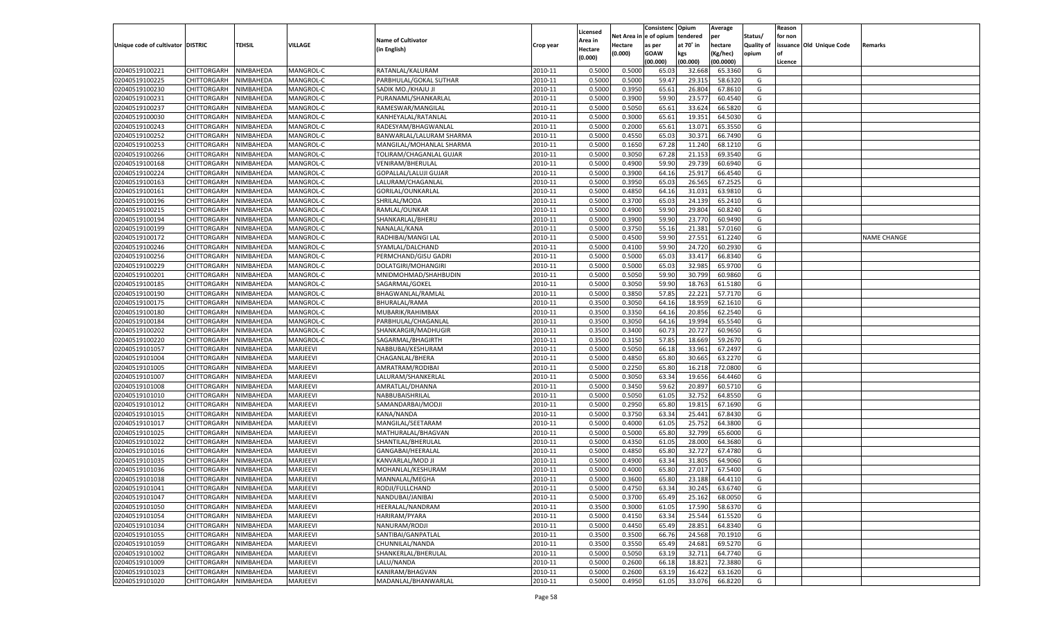| Unique code of cultivator | DISTRIC | TEHSIL | VILLAGE | Name of Cultivator (in English) | Crop year | Licensed Area in Hectare (0.000) | Net Area in Hectare (0.000) | Consistenc e of opium as per GOAW (00.000) | Opium tendered at 70° in kgs (00.000) | Average per hectare (Kg/hec) (00.0000) | Status/ Quality of opium | Reason for non issuance of Licence | Old Unique Code | Remarks |
|---|---|---|---|---|---|---|---|---|---|---|---|---|---|---|
| 02040519100221 | CHITTORGARH | NIMBAHEDA | MANGROL-C | RATANLAL/KALURAM | 2010-11 | 0.5000 | 0.5000 | 65.03 | 32.668 | 65.3360 | G | | | |
| 02040519100225 | CHITTORGARH | NIMBAHEDA | MANGROL-C | PARBHULAL/GOKAL SUTHAR | 2010-11 | 0.5000 | 0.5000 | 59.47 | 29.315 | 58.6320 | G | | | |
| 02040519100230 | CHITTORGARH | NIMBAHEDA | MANGROL-C | SADIK MO./KHAJU JI | 2010-11 | 0.5000 | 0.3950 | 65.61 | 26.804 | 67.8610 | G | | | |
| 02040519100231 | CHITTORGARH | NIMBAHEDA | MANGROL-C | PURANAML/SHANKARLAL | 2010-11 | 0.5000 | 0.3900 | 59.90 | 23.577 | 60.4540 | G | | | |
| 02040519100237 | CHITTORGARH | NIMBAHEDA | MANGROL-C | RAMESWAR/MANGILAL | 2010-11 | 0.5000 | 0.5050 | 65.61 | 33.624 | 66.5820 | G | | | |
| 02040519100030 | CHITTORGARH | NIMBAHEDA | MANGROL-C | KANHEYALAL/RATANLAL | 2010-11 | 0.5000 | 0.3000 | 65.61 | 19.351 | 64.5030 | G | | | |
| 02040519100243 | CHITTORGARH | NIMBAHEDA | MANGROL-C | RADESYAM/BHAGWANLAL | 2010-11 | 0.5000 | 0.2000 | 65.61 | 13.071 | 65.3550 | G | | | |
| 02040519100252 | CHITTORGARH | NIMBAHEDA | MANGROL-C | BANWARLAL/LALURAM SHARMA | 2010-11 | 0.5000 | 0.4550 | 65.03 | 30.371 | 66.7490 | G | | | |
| 02040519100253 | CHITTORGARH | NIMBAHEDA | MANGROL-C | MANGILAL/MOHANLAL SHARMA | 2010-11 | 0.5000 | 0.1650 | 67.28 | 11.240 | 68.1210 | G | | | |
| 02040519100266 | CHITTORGARH | NIMBAHEDA | MANGROL-C | TOLIRAM/CHAGANLAL GUJAR | 2010-11 | 0.5000 | 0.3050 | 67.28 | 21.153 | 69.3540 | G | | | |
| 02040519100168 | CHITTORGARH | NIMBAHEDA | MANGROL-C | VENIRAM/BHERULAL | 2010-11 | 0.5000 | 0.4900 | 59.90 | 29.739 | 60.6940 | G | | | |
| 02040519100224 | CHITTORGARH | NIMBAHEDA | MANGROL-C | GOPALLAL/LALUJI GUJAR | 2010-11 | 0.5000 | 0.3900 | 64.16 | 25.917 | 66.4540 | G | | | |
| 02040519100163 | CHITTORGARH | NIMBAHEDA | MANGROL-C | LALURAM/CHAGANLAL | 2010-11 | 0.5000 | 0.3950 | 65.03 | 26.565 | 67.2525 | G | | | |
| 02040519100161 | CHITTORGARH | NIMBAHEDA | MANGROL-C | GORILAL/OUNKARLAL | 2010-11 | 0.5000 | 0.4850 | 64.16 | 31.031 | 63.9810 | G | | | |
| 02040519100196 | CHITTORGARH | NIMBAHEDA | MANGROL-C | SHRILAL/MODA | 2010-11 | 0.5000 | 0.3700 | 65.03 | 24.139 | 65.2410 | G | | | |
| 02040519100215 | CHITTORGARH | NIMBAHEDA | MANGROL-C | RAMLAL/OUNKAR | 2010-11 | 0.5000 | 0.4900 | 59.90 | 29.804 | 60.8240 | G | | | |
| 02040519100194 | CHITTORGARH | NIMBAHEDA | MANGROL-C | SHANKARLAL/BHERU | 2010-11 | 0.5000 | 0.3900 | 59.90 | 23.770 | 60.9490 | G | | | |
| 02040519100199 | CHITTORGARH | NIMBAHEDA | MANGROL-C | NANALAL/KANA | 2010-11 | 0.5000 | 0.3750 | 55.16 | 21.381 | 57.0160 | G | | | |
| 02040519100172 | CHITTORGARH | NIMBAHEDA | MANGROL-C | RADHIBAI/MANGI LAL | 2010-11 | 0.5000 | 0.4500 | 59.90 | 27.551 | 61.2240 | G | | | NAME CHANGE |
| 02040519100246 | CHITTORGARH | NIMBAHEDA | MANGROL-C | SYAMLAL/DALCHAND | 2010-11 | 0.5000 | 0.4100 | 59.90 | 24.720 | 60.2930 | G | | | |
| 02040519100256 | CHITTORGARH | NIMBAHEDA | MANGROL-C | PERMCHAND/GISU GADRI | 2010-11 | 0.5000 | 0.5000 | 65.03 | 33.417 | 66.8340 | G | | | |
| 02040519100229 | CHITTORGARH | NIMBAHEDA | MANGROL-C | DOLATGIRI/MOHANGIRI | 2010-11 | 0.5000 | 0.5000 | 65.03 | 32.985 | 65.9700 | G | | | |
| 02040519100201 | CHITTORGARH | NIMBAHEDA | MANGROL-C | MNIDMOHMAD/SHAHBUDIN | 2010-11 | 0.5000 | 0.5050 | 59.90 | 30.799 | 60.9860 | G | | | |
| 02040519100185 | CHITTORGARH | NIMBAHEDA | MANGROL-C | SAGARMAL/GOKEL | 2010-11 | 0.5000 | 0.3050 | 59.90 | 18.763 | 61.5180 | G | | | |
| 02040519100190 | CHITTORGARH | NIMBAHEDA | MANGROL-C | BHAGWANLAL/RAMLAL | 2010-11 | 0.5000 | 0.3850 | 57.85 | 22.221 | 57.7170 | G | | | |
| 02040519100175 | CHITTORGARH | NIMBAHEDA | MANGROL-C | BHURALAL/RAMA | 2010-11 | 0.3500 | 0.3050 | 64.16 | 18.959 | 62.1610 | G | | | |
| 02040519100180 | CHITTORGARH | NIMBAHEDA | MANGROL-C | MUBARIK/RAHIMBAX | 2010-11 | 0.3500 | 0.3350 | 64.16 | 20.856 | 62.2540 | G | | | |
| 02040519100184 | CHITTORGARH | NIMBAHEDA | MANGROL-C | PARBHULAL/CHAGANLAL | 2010-11 | 0.3500 | 0.3050 | 64.16 | 19.994 | 65.5540 | G | | | |
| 02040519100202 | CHITTORGARH | NIMBAHEDA | MANGROL-C | SHANKARGIR/MADHUGIR | 2010-11 | 0.3500 | 0.3400 | 60.73 | 20.727 | 60.9650 | G | | | |
| 02040519100220 | CHITTORGARH | NIMBAHEDA | MANGROL-C | SAGARMAL/BHAGIRTH | 2010-11 | 0.3500 | 0.3150 | 57.85 | 18.669 | 59.2670 | G | | | |
| 02040519101057 | CHITTORGARH | NIMBAHEDA | MARJEEVI | NABBUBAI/KESHURAM | 2010-11 | 0.5000 | 0.5050 | 66.18 | 33.961 | 67.2497 | G | | | |
| 02040519101004 | CHITTORGARH | NIMBAHEDA | MARJEEVI | CHAGANLAL/BHERA | 2010-11 | 0.5000 | 0.4850 | 65.80 | 30.665 | 63.2270 | G | | | |
| 02040519101005 | CHITTORGARH | NIMBAHEDA | MARJEEVI | AMRATRAM/RODIBAI | 2010-11 | 0.5000 | 0.2250 | 65.80 | 16.218 | 72.0800 | G | | | |
| 02040519101007 | CHITTORGARH | NIMBAHEDA | MARJEEVI | LALURAM/SHANKERLAL | 2010-11 | 0.5000 | 0.3050 | 63.34 | 19.656 | 64.4460 | G | | | |
| 02040519101008 | CHITTORGARH | NIMBAHEDA | MARJEEVI | AMRATLAL/DHANNA | 2010-11 | 0.5000 | 0.3450 | 59.62 | 20.897 | 60.5710 | G | | | |
| 02040519101010 | CHITTORGARH | NIMBAHEDA | MARJEEVI | NABBUBAISHRILAL | 2010-11 | 0.5000 | 0.5050 | 61.05 | 32.752 | 64.8550 | G | | | |
| 02040519101012 | CHITTORGARH | NIMBAHEDA | MARJEEVI | SAMANDARBAI/MODJI | 2010-11 | 0.5000 | 0.2950 | 65.80 | 19.815 | 67.1690 | G | | | |
| 02040519101015 | CHITTORGARH | NIMBAHEDA | MARJEEVI | KANA/NANDA | 2010-11 | 0.5000 | 0.3750 | 63.34 | 25.441 | 67.8430 | G | | | |
| 02040519101017 | CHITTORGARH | NIMBAHEDA | MARJEEVI | MANGILAL/SEETARAM | 2010-11 | 0.5000 | 0.4000 | 61.05 | 25.752 | 64.3800 | G | | | |
| 02040519101025 | CHITTORGARH | NIMBAHEDA | MARJEEVI | MATHURALAL/BHAGVAN | 2010-11 | 0.5000 | 0.5000 | 65.80 | 32.799 | 65.6000 | G | | | |
| 02040519101022 | CHITTORGARH | NIMBAHEDA | MARJEEVI | SHANTILAL/BHERULAL | 2010-11 | 0.5000 | 0.4350 | 61.05 | 28.000 | 64.3680 | G | | | |
| 02040519101016 | CHITTORGARH | NIMBAHEDA | MARJEEVI | GANGABAI/HEERALAL | 2010-11 | 0.5000 | 0.4850 | 65.80 | 32.727 | 67.4780 | G | | | |
| 02040519101035 | CHITTORGARH | NIMBAHEDA | MARJEEVI | KANVARLAL/MOD JI | 2010-11 | 0.5000 | 0.4900 | 63.34 | 31.805 | 64.9060 | G | | | |
| 02040519101036 | CHITTORGARH | NIMBAHEDA | MARJEEVI | MOHANLAL/KESHURAM | 2010-11 | 0.5000 | 0.4000 | 65.80 | 27.017 | 67.5400 | G | | | |
| 02040519101038 | CHITTORGARH | NIMBAHEDA | MARJEEVI | MANNALAL/MEGHA | 2010-11 | 0.5000 | 0.3600 | 65.80 | 23.188 | 64.4110 | G | | | |
| 02040519101041 | CHITTORGARH | NIMBAHEDA | MARJEEVI | RODJI/FULLCHAND | 2010-11 | 0.5000 | 0.4750 | 63.34 | 30.245 | 63.6740 | G | | | |
| 02040519101047 | CHITTORGARH | NIMBAHEDA | MARJEEVI | NANDUBAI/JANIBAI | 2010-11 | 0.5000 | 0.3700 | 65.49 | 25.162 | 68.0050 | G | | | |
| 02040519101050 | CHITTORGARH | NIMBAHEDA | MARJEEVI | HEERALAL/NANDRAM | 2010-11 | 0.3500 | 0.3000 | 61.05 | 17.590 | 58.6370 | G | | | |
| 02040519101054 | CHITTORGARH | NIMBAHEDA | MARJEEVI | HARIRAM/PYARA | 2010-11 | 0.5000 | 0.4150 | 63.34 | 25.544 | 61.5520 | G | | | |
| 02040519101034 | CHITTORGARH | NIMBAHEDA | MARJEEVI | NANURAM/RODJI | 2010-11 | 0.5000 | 0.4450 | 65.49 | 28.851 | 64.8340 | G | | | |
| 02040519101055 | CHITTORGARH | NIMBAHEDA | MARJEEVI | SANTIBAI/GANPATLAL | 2010-11 | 0.3500 | 0.3500 | 66.76 | 24.568 | 70.1910 | G | | | |
| 02040519101059 | CHITTORGARH | NIMBAHEDA | MARJEEVI | CHUNNILAL/NANDA | 2010-11 | 0.3500 | 0.3550 | 65.49 | 24.681 | 69.5270 | G | | | |
| 02040519101002 | CHITTORGARH | NIMBAHEDA | MARJEEVI | SHANKERLAL/BHERULAL | 2010-11 | 0.5000 | 0.5050 | 63.19 | 32.711 | 64.7740 | G | | | |
| 02040519101009 | CHITTORGARH | NIMBAHEDA | MARJEEVI | LALU/NANDA | 2010-11 | 0.5000 | 0.2600 | 66.18 | 18.821 | 72.3880 | G | | | |
| 02040519101023 | CHITTORGARH | NIMBAHEDA | MARJEEVI | KANIRAM/BHAGVAN | 2010-11 | 0.5000 | 0.2600 | 63.19 | 16.422 | 63.1620 | G | | | |
| 02040519101020 | CHITTORGARH | NIMBAHEDA | MARJEEVI | MADANLAL/BHANWARLAL | 2010-11 | 0.5000 | 0.4950 | 61.05 | 33.076 | 66.8220 | G | | | |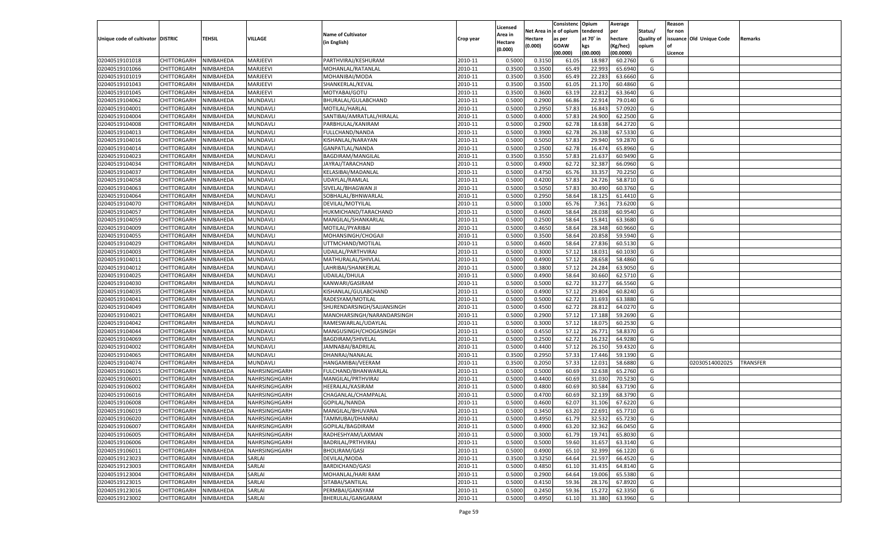| Unique code of cultivator | DISTRIC | TEHSIL | VILLAGE | Name of Cultivator (in English) | Crop year | Licensed Area in Hectare (0.000) | Net Area in Hectare (0.000) | Consistenc e of opium as per GOAW (00.000) | Opium tendered at 70° in kgs (00.000) | Average per hectare (Kg/hec) (00.0000) | Status/ Quality of opium | Reason for non issuance of Licence | Old Unique Code | Remarks |
|---|---|---|---|---|---|---|---|---|---|---|---|---|---|---|
| 02040519101018 | CHITTORGARH | NIMBAHEDA | MARJEEVI | PARTHVIRAJ/KESHURAM | 2010-11 | 0.5000 | 0.3150 | 61.05 | 18.987 | 60.2760 | G | | | |
| 02040519101066 | CHITTORGARH | NIMBAHEDA | MARJEEVI | MOHANLAL/RATANLAL | 2010-11 | 0.3500 | 0.3500 | 65.49 | 22.993 | 65.6940 | G | | | |
| 02040519101019 | CHITTORGARH | NIMBAHEDA | MARJEEVI | MOHANIBAI/MODA | 2010-11 | 0.3500 | 0.3500 | 65.49 | 22.283 | 63.6660 | G | | | |
| 02040519101043 | CHITTORGARH | NIMBAHEDA | MARJEEVI | SHANKERLAL/KEVAL | 2010-11 | 0.3500 | 0.3500 | 61.05 | 21.170 | 60.4860 | G | | | |
| 02040519101045 | CHITTORGARH | NIMBAHEDA | MARJEEVI | MOTYABAI/GOTU | 2010-11 | 0.3500 | 0.3600 | 63.19 | 22.812 | 63.3640 | G | | | |
| 02040519104062 | CHITTORGARH | NIMBAHEDA | MUNDAVLI | BHURALAL/GULABCHAND | 2010-11 | 0.5000 | 0.2900 | 66.86 | 22.914 | 79.0140 | G | | | |
| 02040519104001 | CHITTORGARH | NIMBAHEDA | MUNDAVLI | MOTILAL/HARLAL | 2010-11 | 0.5000 | 0.2950 | 57.83 | 16.843 | 57.0920 | G | | | |
| 02040519104004 | CHITTORGARH | NIMBAHEDA | MUNDAVLI | SANTIBAI/AMRATLAL/HIRALAL | 2010-11 | 0.5000 | 0.4000 | 57.83 | 24.900 | 62.2500 | G | | | |
| 02040519104008 | CHITTORGARH | NIMBAHEDA | MUNDAVLI | PARBHULAL/KANIRAM | 2010-11 | 0.5000 | 0.2900 | 62.78 | 18.638 | 64.2720 | G | | | |
| 02040519104013 | CHITTORGARH | NIMBAHEDA | MUNDAVLI | FULLCHAND/NANDA | 2010-11 | 0.5000 | 0.3900 | 62.78 | 26.338 | 67.5330 | G | | | |
| 02040519104016 | CHITTORGARH | NIMBAHEDA | MUNDAVLI | KISHANLAL/NARAYAN | 2010-11 | 0.5000 | 0.5050 | 57.83 | 29.940 | 59.2870 | G | | | |
| 02040519104014 | CHITTORGARH | NIMBAHEDA | MUNDAVLI | GANPATLAL/NANDA | 2010-11 | 0.5000 | 0.2500 | 62.78 | 16.474 | 65.8960 | G | | | |
| 02040519104023 | CHITTORGARH | NIMBAHEDA | MUNDAVLI | BAGDIRAM/MANGILAL | 2010-11 | 0.3500 | 0.3550 | 57.83 | 21.637 | 60.9490 | G | | | |
| 02040519104034 | CHITTORGARH | NIMBAHEDA | MUNDAVLI | JAYRAJ/TARACHAND | 2010-11 | 0.5000 | 0.4900 | 62.72 | 32.387 | 66.0960 | G | | | |
| 02040519104037 | CHITTORGARH | NIMBAHEDA | MUNDAVLI | KELASIBAI/MADANLAL | 2010-11 | 0.5000 | 0.4750 | 65.76 | 33.357 | 70.2250 | G | | | |
| 02040519104058 | CHITTORGARH | NIMBAHEDA | MUNDAVLI | UDAYLAL/RAMLAL | 2010-11 | 0.5000 | 0.4200 | 57.83 | 24.726 | 58.8710 | G | | | |
| 02040519104063 | CHITTORGARH | NIMBAHEDA | MUNDAVLI | SIVELAL/BHAGWAN JI | 2010-11 | 0.5000 | 0.5050 | 57.83 | 30.490 | 60.3760 | G | | | |
| 02040519104064 | CHITTORGARH | NIMBAHEDA | MUNDAVLI | SOBHALAL/BHNWARLAL | 2010-11 | 0.5000 | 0.2950 | 58.64 | 18.125 | 61.4410 | G | | | |
| 02040519104070 | CHITTORGARH | NIMBAHEDA | MUNDAVLI | DEVILAL/MOTYILAL | 2010-11 | 0.5000 | 0.1000 | 65.76 | 7.361 | 73.6200 | G | | | |
| 02040519104057 | CHITTORGARH | NIMBAHEDA | MUNDAVLI | HUKMICHAND/TARACHAND | 2010-11 | 0.5000 | 0.4600 | 58.64 | 28.038 | 60.9540 | G | | | |
| 02040519104059 | CHITTORGARH | NIMBAHEDA | MUNDAVLI | MANGILAL/SHANKARLAL | 2010-11 | 0.5000 | 0.2500 | 58.64 | 15.841 | 63.3680 | G | | | |
| 02040519104009 | CHITTORGARH | NIMBAHEDA | MUNDAVLI | MOTILAL/PYARIBAI | 2010-11 | 0.5000 | 0.4650 | 58.64 | 28.348 | 60.9660 | G | | | |
| 02040519104055 | CHITTORGARH | NIMBAHEDA | MUNDAVLI | MOHANSINGH/CHOGAJI | 2010-11 | 0.5000 | 0.3500 | 58.64 | 20.858 | 59.5940 | G | | | |
| 02040519104029 | CHITTORGARH | NIMBAHEDA | MUNDAVLI | UTTMCHAND/MOTILAL | 2010-11 | 0.5000 | 0.4600 | 58.64 | 27.836 | 60.5130 | G | | | |
| 02040519104003 | CHITTORGARH | NIMBAHEDA | MUNDAVLI | UDAILAL/PARTHVIRAJ | 2010-11 | 0.5000 | 0.3000 | 57.12 | 18.031 | 60.1030 | G | | | |
| 02040519104011 | CHITTORGARH | NIMBAHEDA | MUNDAVLI | MATHURALAL/SHIVLAL | 2010-11 | 0.5000 | 0.4900 | 57.12 | 28.658 | 58.4860 | G | | | |
| 02040519104012 | CHITTORGARH | NIMBAHEDA | MUNDAVLI | LAHRIBAI/SHANKERLAL | 2010-11 | 0.5000 | 0.3800 | 57.12 | 24.284 | 63.9050 | G | | | |
| 02040519104025 | CHITTORGARH | NIMBAHEDA | MUNDAVLI | UDAILAL/DHULA | 2010-11 | 0.5000 | 0.4900 | 58.64 | 30.660 | 62.5710 | G | | | |
| 02040519104030 | CHITTORGARH | NIMBAHEDA | MUNDAVLI | KANWARI/GASIRAM | 2010-11 | 0.5000 | 0.5000 | 62.72 | 33.277 | 66.5560 | G | | | |
| 02040519104035 | CHITTORGARH | NIMBAHEDA | MUNDAVLI | KISHANLAL/GULABCHAND | 2010-11 | 0.5000 | 0.4900 | 57.12 | 29.804 | 60.8240 | G | | | |
| 02040519104041 | CHITTORGARH | NIMBAHEDA | MUNDAVLI | RADESYAM/MOTILAL | 2010-11 | 0.5000 | 0.5000 | 62.72 | 31.693 | 63.3880 | G | | | |
| 02040519104049 | CHITTORGARH | NIMBAHEDA | MUNDAVLI | SHURENDARSINGH/SAJJANSINGH | 2010-11 | 0.5000 | 0.4500 | 62.72 | 28.812 | 64.0270 | G | | | |
| 02040519104021 | CHITTORGARH | NIMBAHEDA | MUNDAVLI | MANOHARSINGH/NARANDARSINGH | 2010-11 | 0.5000 | 0.2900 | 57.12 | 17.188 | 59.2690 | G | | | |
| 02040519104042 | CHITTORGARH | NIMBAHEDA | MUNDAVLI | RAMESWARLAL/UDAYLAL | 2010-11 | 0.5000 | 0.3000 | 57.12 | 18.075 | 60.2530 | G | | | |
| 02040519104044 | CHITTORGARH | NIMBAHEDA | MUNDAVLI | MANGUSINGH/CHOGASINGH | 2010-11 | 0.5000 | 0.4550 | 57.12 | 26.771 | 58.8370 | G | | | |
| 02040519104069 | CHITTORGARH | NIMBAHEDA | MUNDAVLI | BAGDIRAM/SHIVELAL | 2010-11 | 0.5000 | 0.2500 | 62.72 | 16.232 | 64.9280 | G | | | |
| 02040519104002 | CHITTORGARH | NIMBAHEDA | MUNDAVLI | JAMNABAI/BADRILAL | 2010-11 | 0.5000 | 0.4400 | 57.12 | 26.150 | 59.4320 | G | | | |
| 02040519104065 | CHITTORGARH | NIMBAHEDA | MUNDAVLI | DHANRAJ/NANALAL | 2010-11 | 0.3500 | 0.2950 | 57.33 | 17.446 | 59.1390 | G | | | |
| 02040519104074 | CHITTORGARH | NIMBAHEDA | MUNDAVLI | HANGAMIBAI/VEERAM | 2010-11 | 0.3500 | 0.2050 | 57.33 | 12.031 | 58.6880 | G | | 02030514002025 | TRANSFER |
| 02040519106015 | CHITTORGARH | NIMBAHEDA | NAHRSINGHGARH | FULCHAND/BHANWARLAL | 2010-11 | 0.5000 | 0.5000 | 60.69 | 32.638 | 65.2760 | G | | | |
| 02040519106001 | CHITTORGARH | NIMBAHEDA | NAHRSINGHGARH | MANGILAL/PRTHVIRAJ | 2010-11 | 0.5000 | 0.4400 | 60.69 | 31.030 | 70.5230 | G | | | |
| 02040519106002 | CHITTORGARH | NIMBAHEDA | NAHRSINGHGARH | HEERALAL/KASIRAM | 2010-11 | 0.5000 | 0.4800 | 60.69 | 30.584 | 63.7190 | G | | | |
| 02040519106016 | CHITTORGARH | NIMBAHEDA | NAHRSINGHGARH | CHAGANLAL/CHAMPALAL | 2010-11 | 0.5000 | 0.4700 | 60.69 | 32.139 | 68.3790 | G | | | |
| 02040519106008 | CHITTORGARH | NIMBAHEDA | NAHRSINGHGARH | GOPILAL/NANDA | 2010-11 | 0.5000 | 0.4600 | 62.07 | 31.106 | 67.6220 | G | | | |
| 02040519106019 | CHITTORGARH | NIMBAHEDA | NAHRSINGHGARH | MANGILAL/BHUVANA | 2010-11 | 0.5000 | 0.3450 | 63.20 | 22.691 | 65.7710 | G | | | |
| 02040519106020 | CHITTORGARH | NIMBAHEDA | NAHRSINGHGARH | TAMMUBAI/DHANRAJ | 2010-11 | 0.5000 | 0.4950 | 61.79 | 32.532 | 65.7230 | G | | | |
| 02040519106007 | CHITTORGARH | NIMBAHEDA | NAHRSINGHGARH | GOPILAL/BAGDIRAM | 2010-11 | 0.5000 | 0.4900 | 63.20 | 32.362 | 66.0450 | G | | | |
| 02040519106005 | CHITTORGARH | NIMBAHEDA | NAHRSINGHGARH | RADHESHYAM/LAXMAN | 2010-11 | 0.5000 | 0.3000 | 61.79 | 19.741 | 65.8030 | G | | | |
| 02040519106006 | CHITTORGARH | NIMBAHEDA | NAHRSINGHGARH | BADRILAL/PRTHVIRAJ | 2010-11 | 0.5000 | 0.5000 | 59.60 | 31.657 | 63.3140 | G | | | |
| 02040519106011 | CHITTORGARH | NIMBAHEDA | NAHRSINGHGARH | BHOLIRAM/GASI | 2010-11 | 0.5000 | 0.4900 | 65.10 | 32.399 | 66.1220 | G | | | |
| 02040519123023 | CHITTORGARH | NIMBAHEDA | SARLAI | DEVILAL/MODA | 2010-11 | 0.3500 | 0.3250 | 64.64 | 21.597 | 66.4520 | G | | | |
| 02040519123003 | CHITTORGARH | NIMBAHEDA | SARLAI | BARDICHAND/GASI | 2010-11 | 0.5000 | 0.4850 | 61.10 | 31.435 | 64.8140 | G | | | |
| 02040519123004 | CHITTORGARH | NIMBAHEDA | SARLAI | MOHANLAL/HARI RAM | 2010-11 | 0.5000 | 0.2900 | 64.64 | 19.006 | 65.5380 | G | | | |
| 02040519123015 | CHITTORGARH | NIMBAHEDA | SARLAI | SITABAI/SANTILAL | 2010-11 | 0.5000 | 0.4150 | 59.36 | 28.176 | 67.8920 | G | | | |
| 02040519123016 | CHITTORGARH | NIMBAHEDA | SARLAI | PERMBAI/GANSYAM | 2010-11 | 0.5000 | 0.2450 | 59.36 | 15.272 | 62.3350 | G | | | |
| 02040519123002 | CHITTORGARH | NIMBAHEDA | SARLAI | BHERULAL/GANGARAM | 2010-11 | 0.5000 | 0.4950 | 61.10 | 31.380 | 63.3960 | G | | | |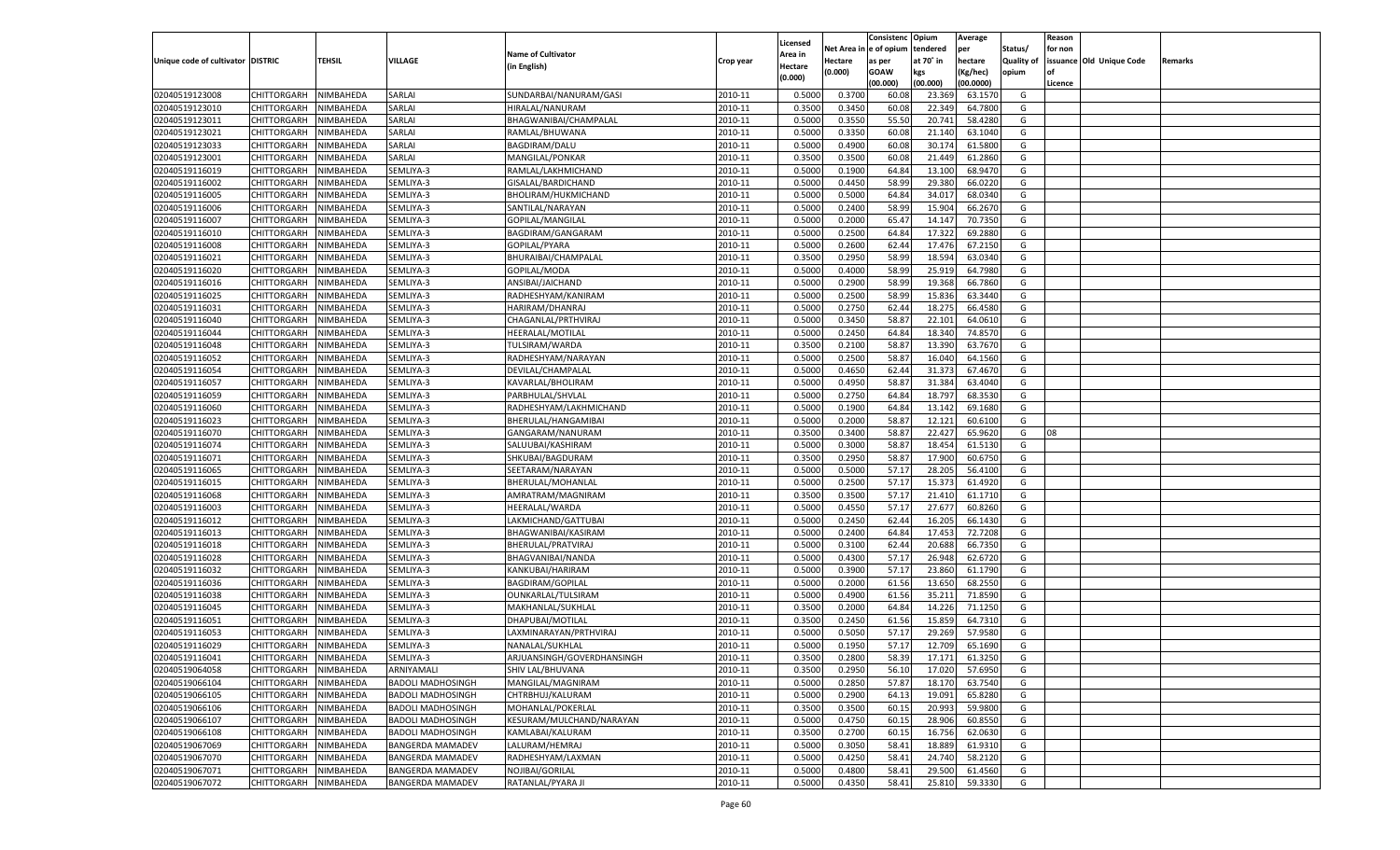| Unique code of cultivator | DISTRIC | TEHSIL | VILLAGE | Name of Cultivator (in English) | Crop year | Licensed Area in Hectare (0.000) | Net Area in Hectare (0.000) | Consistenc e of opium as per GOAW (00.000) | Opium tendered at 70° in kgs (00.000) | Average per hectare (Kg/hec) (00.0000) | Status/ Quality of opium | Reason for non issuance of Licence | Old Unique Code | Remarks |
|---|---|---|---|---|---|---|---|---|---|---|---|---|---|---|
| 02040519123008 | CHITTORGARH | NIMBAHEDA | SARLAI | SUNDARBAI/NANURAM/GASI | 2010-11 | 0.5000 | 0.3700 | 60.08 | 23.369 | 63.1570 | G | | | |
| 02040519123010 | CHITTORGARH | NIMBAHEDA | SARLAI | HIRALAL/NANURAM | 2010-11 | 0.3500 | 0.3450 | 60.08 | 22.349 | 64.7800 | G | | | |
| 02040519123011 | CHITTORGARH | NIMBAHEDA | SARLAI | BHAGWANIBAI/CHAMPALAL | 2010-11 | 0.5000 | 0.3550 | 55.50 | 20.741 | 58.4280 | G | | | |
| 02040519123021 | CHITTORGARH | NIMBAHEDA | SARLAI | RAMLAL/BHUWANA | 2010-11 | 0.5000 | 0.3350 | 60.08 | 21.140 | 63.1040 | G | | | |
| 02040519123033 | CHITTORGARH | NIMBAHEDA | SARLAI | BAGDIRAM/DALU | 2010-11 | 0.5000 | 0.4900 | 60.08 | 30.174 | 61.5800 | G | | | |
| 02040519123001 | CHITTORGARH | NIMBAHEDA | SARLAI | MANGILAL/PONKAR | 2010-11 | 0.3500 | 0.3500 | 60.08 | 21.449 | 61.2860 | G | | | |
| 02040519116019 | CHITTORGARH | NIMBAHEDA | SEMLIYA-3 | RAMLAL/LAKHMICHAND | 2010-11 | 0.5000 | 0.1900 | 64.84 | 13.100 | 68.9470 | G | | | |
| 02040519116002 | CHITTORGARH | NIMBAHEDA | SEMLIYA-3 | GISALAL/BARDICHAND | 2010-11 | 0.5000 | 0.4450 | 58.99 | 29.380 | 66.0220 | G | | | |
| 02040519116005 | CHITTORGARH | NIMBAHEDA | SEMLIYA-3 | BHOLIRAM/HUKMICHAND | 2010-11 | 0.5000 | 0.5000 | 64.84 | 34.017 | 68.0340 | G | | | |
| 02040519116006 | CHITTORGARH | NIMBAHEDA | SEMLIYA-3 | SANTILAL/NARAYAN | 2010-11 | 0.5000 | 0.2400 | 58.99 | 15.904 | 66.2670 | G | | | |
| 02040519116007 | CHITTORGARH | NIMBAHEDA | SEMLIYA-3 | GOPILAL/MANGILAL | 2010-11 | 0.5000 | 0.2000 | 65.47 | 14.147 | 70.7350 | G | | | |
| 02040519116010 | CHITTORGARH | NIMBAHEDA | SEMLIYA-3 | BAGDIRAM/GANGARAM | 2010-11 | 0.5000 | 0.2500 | 64.84 | 17.322 | 69.2880 | G | | | |
| 02040519116008 | CHITTORGARH | NIMBAHEDA | SEMLIYA-3 | GOPILAL/PYARA | 2010-11 | 0.5000 | 0.2600 | 62.44 | 17.476 | 67.2150 | G | | | |
| 02040519116021 | CHITTORGARH | NIMBAHEDA | SEMLIYA-3 | BHURAIBAI/CHAMPALAL | 2010-11 | 0.3500 | 0.2950 | 58.99 | 18.594 | 63.0340 | G | | | |
| 02040519116020 | CHITTORGARH | NIMBAHEDA | SEMLIYA-3 | GOPILAL/MODA | 2010-11 | 0.5000 | 0.4000 | 58.99 | 25.919 | 64.7980 | G | | | |
| 02040519116016 | CHITTORGARH | NIMBAHEDA | SEMLIYA-3 | ANSIBAI/JAICHAND | 2010-11 | 0.5000 | 0.2900 | 58.99 | 19.368 | 66.7860 | G | | | |
| 02040519116025 | CHITTORGARH | NIMBAHEDA | SEMLIYA-3 | RADHESHYAM/KANIRAM | 2010-11 | 0.5000 | 0.2500 | 58.99 | 15.836 | 63.3440 | G | | | |
| 02040519116031 | CHITTORGARH | NIMBAHEDA | SEMLIYA-3 | HARIRAM/DHANRAJ | 2010-11 | 0.5000 | 0.2750 | 62.44 | 18.275 | 66.4580 | G | | | |
| 02040519116040 | CHITTORGARH | NIMBAHEDA | SEMLIYA-3 | CHAGANLAL/PRTHVIRAJ | 2010-11 | 0.5000 | 0.3450 | 58.87 | 22.101 | 64.0610 | G | | | |
| 02040519116044 | CHITTORGARH | NIMBAHEDA | SEMLIYA-3 | HEERALAL/MOTILAL | 2010-11 | 0.5000 | 0.2450 | 64.84 | 18.340 | 74.8570 | G | | | |
| 02040519116048 | CHITTORGARH | NIMBAHEDA | SEMLIYA-3 | TULSIRAM/WARDA | 2010-11 | 0.3500 | 0.2100 | 58.87 | 13.390 | 63.7670 | G | | | |
| 02040519116052 | CHITTORGARH | NIMBAHEDA | SEMLIYA-3 | RADHESHYAM/NARAYAN | 2010-11 | 0.5000 | 0.2500 | 58.87 | 16.040 | 64.1560 | G | | | |
| 02040519116054 | CHITTORGARH | NIMBAHEDA | SEMLIYA-3 | DEVILAL/CHAMPALAL | 2010-11 | 0.5000 | 0.4650 | 62.44 | 31.373 | 67.4670 | G | | | |
| 02040519116057 | CHITTORGARH | NIMBAHEDA | SEMLIYA-3 | KAVARLAL/BHOLIRAM | 2010-11 | 0.5000 | 0.4950 | 58.87 | 31.384 | 63.4040 | G | | | |
| 02040519116059 | CHITTORGARH | NIMBAHEDA | SEMLIYA-3 | PARBHULAL/SHVLAL | 2010-11 | 0.5000 | 0.2750 | 64.84 | 18.797 | 68.3530 | G | | | |
| 02040519116060 | CHITTORGARH | NIMBAHEDA | SEMLIYA-3 | RADHESHYAM/LAKHMICHAND | 2010-11 | 0.5000 | 0.1900 | 64.84 | 13.142 | 69.1680 | G | | | |
| 02040519116023 | CHITTORGARH | NIMBAHEDA | SEMLIYA-3 | BHERULAL/HANGAMIBAI | 2010-11 | 0.5000 | 0.2000 | 58.87 | 12.121 | 60.6100 | G | | | |
| 02040519116070 | CHITTORGARH | NIMBAHEDA | SEMLIYA-3 | GANGARAM/NANURAM | 2010-11 | 0.3500 | 0.3400 | 58.87 | 22.427 | 65.9620 | G | 08 | | |
| 02040519116074 | CHITTORGARH | NIMBAHEDA | SEMLIYA-3 | SALUUBAI/KASHIRAM | 2010-11 | 0.5000 | 0.3000 | 58.87 | 18.454 | 61.5130 | G | | | |
| 02040519116071 | CHITTORGARH | NIMBAHEDA | SEMLIYA-3 | SHKUBAI/BAGDURAM | 2010-11 | 0.3500 | 0.2950 | 58.87 | 17.900 | 60.6750 | G | | | |
| 02040519116065 | CHITTORGARH | NIMBAHEDA | SEMLIYA-3 | SEETARAM/NARAYAN | 2010-11 | 0.5000 | 0.5000 | 57.17 | 28.205 | 56.4100 | G | | | |
| 02040519116015 | CHITTORGARH | NIMBAHEDA | SEMLIYA-3 | BHERULAL/MOHANLAL | 2010-11 | 0.5000 | 0.2500 | 57.17 | 15.373 | 61.4920 | G | | | |
| 02040519116068 | CHITTORGARH | NIMBAHEDA | SEMLIYA-3 | AMRATRAM/MAGNIRAM | 2010-11 | 0.3500 | 0.3500 | 57.17 | 21.410 | 61.1710 | G | | | |
| 02040519116003 | CHITTORGARH | NIMBAHEDA | SEMLIYA-3 | HEERALAL/WARDA | 2010-11 | 0.5000 | 0.4550 | 57.17 | 27.677 | 60.8260 | G | | | |
| 02040519116012 | CHITTORGARH | NIMBAHEDA | SEMLIYA-3 | LAKMICHAND/GATTUBAI | 2010-11 | 0.5000 | 0.2450 | 62.44 | 16.205 | 66.1430 | G | | | |
| 02040519116013 | CHITTORGARH | NIMBAHEDA | SEMLIYA-3 | BHAGWANIBAI/KASIRAM | 2010-11 | 0.5000 | 0.2400 | 64.84 | 17.453 | 72.7208 | G | | | |
| 02040519116018 | CHITTORGARH | NIMBAHEDA | SEMLIYA-3 | BHERULAL/PRATVIRAJ | 2010-11 | 0.5000 | 0.3100 | 62.44 | 20.688 | 66.7350 | G | | | |
| 02040519116028 | CHITTORGARH | NIMBAHEDA | SEMLIYA-3 | BHAGVANIBAI/NANDA | 2010-11 | 0.5000 | 0.4300 | 57.17 | 26.948 | 62.6720 | G | | | |
| 02040519116032 | CHITTORGARH | NIMBAHEDA | SEMLIYA-3 | KANKUBAI/HARIRAM | 2010-11 | 0.5000 | 0.3900 | 57.17 | 23.860 | 61.1790 | G | | | |
| 02040519116036 | CHITTORGARH | NIMBAHEDA | SEMLIYA-3 | BAGDIRAM/GOPILAL | 2010-11 | 0.5000 | 0.2000 | 61.56 | 13.650 | 68.2550 | G | | | |
| 02040519116038 | CHITTORGARH | NIMBAHEDA | SEMLIYA-3 | OUNKARLAL/TULSIRAM | 2010-11 | 0.5000 | 0.4900 | 61.56 | 35.211 | 71.8590 | G | | | |
| 02040519116045 | CHITTORGARH | NIMBAHEDA | SEMLIYA-3 | MAKHANLAL/SUKHLAL | 2010-11 | 0.3500 | 0.2000 | 64.84 | 14.226 | 71.1250 | G | | | |
| 02040519116051 | CHITTORGARH | NIMBAHEDA | SEMLIYA-3 | DHAPUBAI/MOTILAL | 2010-11 | 0.3500 | 0.2450 | 61.56 | 15.859 | 64.7310 | G | | | |
| 02040519116053 | CHITTORGARH | NIMBAHEDA | SEMLIYA-3 | LAXMINARAYAN/PRTHVIRAJ | 2010-11 | 0.5000 | 0.5050 | 57.17 | 29.269 | 57.9580 | G | | | |
| 02040519116029 | CHITTORGARH | NIMBAHEDA | SEMLIYA-3 | NANALAL/SUKHLAL | 2010-11 | 0.5000 | 0.1950 | 57.17 | 12.709 | 65.1690 | G | | | |
| 02040519116041 | CHITTORGARH | NIMBAHEDA | SEMLIYA-3 | ARJUANSINGH/GOVERDHANSINGH | 2010-11 | 0.3500 | 0.2800 | 58.39 | 17.171 | 61.3250 | G | | | |
| 02040519064058 | CHITTORGARH | NIMBAHEDA | ARNIYAMALI | SHIV LAL/BHUVANA | 2010-11 | 0.3500 | 0.2950 | 56.10 | 17.020 | 57.6950 | G | | | |
| 02040519066104 | CHITTORGARH | NIMBAHEDA | BADOLI MADHOSINGH | MANGILAL/MAGNIRAM | 2010-11 | 0.5000 | 0.2850 | 57.87 | 18.170 | 63.7540 | G | | | |
| 02040519066105 | CHITTORGARH | NIMBAHEDA | BADOLI MADHOSINGH | CHTRBHUJ/KALURAM | 2010-11 | 0.5000 | 0.2900 | 64.13 | 19.091 | 65.8280 | G | | | |
| 02040519066106 | CHITTORGARH | NIMBAHEDA | BADOLI MADHOSINGH | MOHANLAL/POKERLAL | 2010-11 | 0.3500 | 0.3500 | 60.15 | 20.993 | 59.9800 | G | | | |
| 02040519066107 | CHITTORGARH | NIMBAHEDA | BADOLI MADHOSINGH | KESURAM/MULCHAND/NARAYAN | 2010-11 | 0.5000 | 0.4750 | 60.15 | 28.906 | 60.8550 | G | | | |
| 02040519066108 | CHITTORGARH | NIMBAHEDA | BADOLI MADHOSINGH | KAMLABAI/KALURAM | 2010-11 | 0.3500 | 0.2700 | 60.15 | 16.756 | 62.0630 | G | | | |
| 02040519067069 | CHITTORGARH | NIMBAHEDA | BANGERDA MAMADEV | LALURAM/HEMRAJ | 2010-11 | 0.5000 | 0.3050 | 58.41 | 18.889 | 61.9310 | G | | | |
| 02040519067070 | CHITTORGARH | NIMBAHEDA | BANGERDA MAMADEV | RADHESHYAM/LAXMAN | 2010-11 | 0.5000 | 0.4250 | 58.41 | 24.740 | 58.2120 | G | | | |
| 02040519067071 | CHITTORGARH | NIMBAHEDA | BANGERDA MAMADEV | NOJIBAI/GORILAL | 2010-11 | 0.5000 | 0.4800 | 58.41 | 29.500 | 61.4560 | G | | | |
| 02040519067072 | CHITTORGARH | NIMBAHEDA | BANGERDA MAMADEV | RATANLAL/PYARA JI | 2010-11 | 0.5000 | 0.4350 | 58.41 | 25.810 | 59.3330 | G | | | |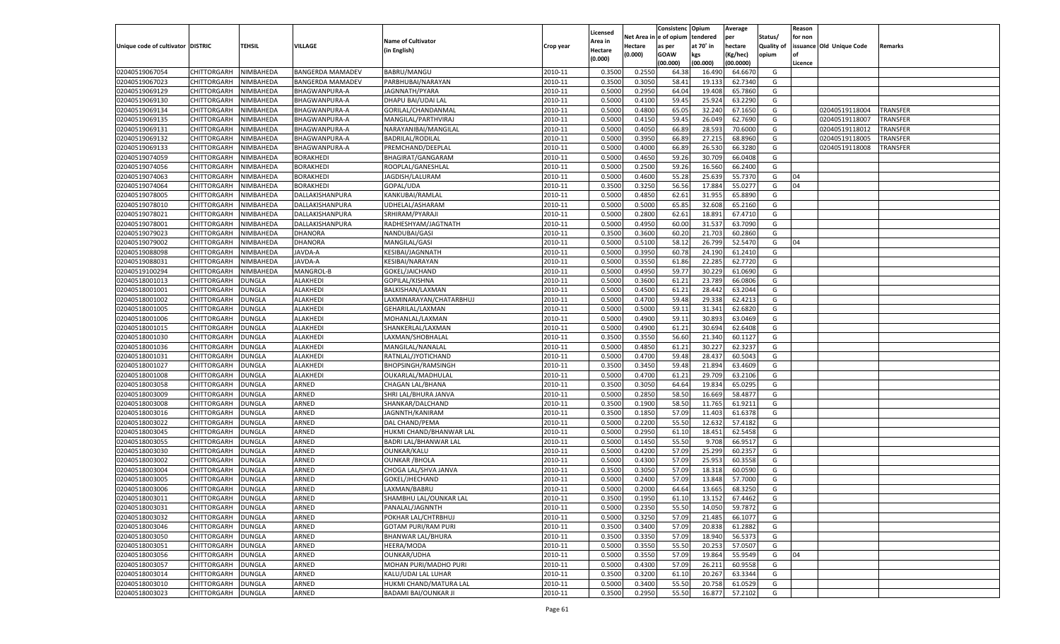| Unique code of cultivator | DISTRIC | TEHSIL | VILLAGE | Name of Cultivator (in English) | Crop year | Licensed Area in Hectare (0.000) | Net Area in Hectare (0.000) | Consistenc e of opium as per GOAW (00.000) | Opium tendered at 70° in kgs (00.000) | Average per hectare (Kg/hec) (00.0000) | Status/ Quality of opium | Reason for non issuance of Licence | Old Unique Code | Remarks |
|---|---|---|---|---|---|---|---|---|---|---|---|---|---|---|
| 02040519067054 | CHITTORGARH | NIMBAHEDA | BANGERDA MAMADEV | BABRU/MANGU | 2010-11 | 0.3500 | 0.2550 | 64.38 | 16.490 | 64.6670 | G | | | |
| 02040519067023 | CHITTORGARH | NIMBAHEDA | BANGERDA MAMADEV | PARBHUBAI/NARAYAN | 2010-11 | 0.3500 | 0.3050 | 58.41 | 19.133 | 62.7340 | G | | | |
| 02040519069129 | CHITTORGARH | NIMBAHEDA | BHAGWANPURA-A | JAGNNATH/PYARA | 2010-11 | 0.5000 | 0.2950 | 64.04 | 19.408 | 65.7860 | G | | | |
| 02040519069130 | CHITTORGARH | NIMBAHEDA | BHAGWANPURA-A | DHAPU BAI/UDAI LAL | 2010-11 | 0.5000 | 0.4100 | 59.45 | 25.924 | 63.2290 | G | | | |
| 02040519069134 | CHITTORGARH | NIMBAHEDA | BHAGWANPURA-A | GORILAL/CHANDANMAL | 2010-11 | 0.5000 | 0.4800 | 65.05 | 32.240 | 67.1650 | G | | 02040519118004 | TRANSFER |
| 02040519069135 | CHITTORGARH | NIMBAHEDA | BHAGWANPURA-A | MANGILAL/PARTHVIRAJ | 2010-11 | 0.5000 | 0.4150 | 59.45 | 26.049 | 62.7690 | G | | 02040519118007 | TRANSFER |
| 02040519069131 | CHITTORGARH | NIMBAHEDA | BHAGWANPURA-A | NARAYANIBAI/MANGILAL | 2010-11 | 0.5000 | 0.4050 | 66.89 | 28.593 | 70.6000 | G | | 02040519118012 | TRANSFER |
| 02040519069132 | CHITTORGARH | NIMBAHEDA | BHAGWANPURA-A | BADRILAL/RODILAL | 2010-11 | 0.5000 | 0.3950 | 66.89 | 27.215 | 68.8960 | G | | 02040519118005 | TRANSFER |
| 02040519069133 | CHITTORGARH | NIMBAHEDA | BHAGWANPURA-A | PREMCHAND/DEEPLAL | 2010-11 | 0.5000 | 0.4000 | 66.89 | 26.530 | 66.3280 | G | | 02040519118008 | TRANSFER |
| 02040519074059 | CHITTORGARH | NIMBAHEDA | BORAKHEDI | BHAGIRAT/GANGARAM | 2010-11 | 0.5000 | 0.4650 | 59.26 | 30.709 | 66.0408 | G | | | |
| 02040519074056 | CHITTORGARH | NIMBAHEDA | BORAKHEDI | ROOPLAL/GANESHLAL | 2010-11 | 0.5000 | 0.2500 | 59.26 | 16.560 | 66.2400 | G | | | |
| 02040519074063 | CHITTORGARH | NIMBAHEDA | BORAKHEDI | JAGDISH/LALURAM | 2010-11 | 0.5000 | 0.4600 | 55.28 | 25.639 | 55.7370 | G | 04 | | |
| 02040519074064 | CHITTORGARH | NIMBAHEDA | BORAKHEDI | GOPAL/UDA | 2010-11 | 0.3500 | 0.3250 | 56.56 | 17.884 | 55.0277 | G | 04 | | |
| 02040519078005 | CHITTORGARH | NIMBAHEDA | DALLAKISHANPURA | KANKUBAI/RAMLAL | 2010-11 | 0.5000 | 0.4850 | 62.61 | 31.955 | 65.8890 | G | | | |
| 02040519078010 | CHITTORGARH | NIMBAHEDA | DALLAKISHANPURA | UDHELAL/ASHARAM | 2010-11 | 0.5000 | 0.5000 | 65.85 | 32.608 | 65.2160 | G | | | |
| 02040519078021 | CHITTORGARH | NIMBAHEDA | DALLAKISHANPURA | SRHIRAM/PYARAJI | 2010-11 | 0.5000 | 0.2800 | 62.61 | 18.891 | 67.4710 | G | | | |
| 02040519078001 | CHITTORGARH | NIMBAHEDA | DALLAKISHANPURA | RADHESHYAM/JAGTNATH | 2010-11 | 0.5000 | 0.4950 | 60.00 | 31.537 | 63.7090 | G | | | |
| 02040519079023 | CHITTORGARH | NIMBAHEDA | DHANORA | NANDUBAI/GASI | 2010-11 | 0.3500 | 0.3600 | 60.20 | 21.703 | 60.2860 | G | | | |
| 02040519079002 | CHITTORGARH | NIMBAHEDA | DHANORA | MANGILAL/GASI | 2010-11 | 0.5000 | 0.5100 | 58.12 | 26.799 | 52.5470 | G | 04 | | |
| 02040519088098 | CHITTORGARH | NIMBAHEDA | JAVDA-A | KESIBAI/JAGNNATH | 2010-11 | 0.5000 | 0.3950 | 60.78 | 24.190 | 61.2410 | G | | | |
| 02040519088031 | CHITTORGARH | NIMBAHEDA | JAVDA-A | KESIBAI/NARAYAN | 2010-11 | 0.5000 | 0.3550 | 61.86 | 22.285 | 62.7720 | G | | | |
| 02040519100294 | CHITTORGARH | NIMBAHEDA | MANGROL-B | GOKEL/JAICHAND | 2010-11 | 0.5000 | 0.4950 | 59.77 | 30.229 | 61.0690 | G | | | |
| 02040518001013 | CHITTORGARH | DUNGLA | ALAKHEDI | GOPILAL/KISHNA | 2010-11 | 0.5000 | 0.3600 | 61.21 | 23.789 | 66.0806 | G | | | |
| 02040518001001 | CHITTORGARH | DUNGLA | ALAKHEDI | BALKISHAN/LAXMAN | 2010-11 | 0.5000 | 0.4500 | 61.21 | 28.442 | 63.2044 | G | | | |
| 02040518001002 | CHITTORGARH | DUNGLA | ALAKHEDI | LAXMINARAYAN/CHATARBHUJ | 2010-11 | 0.5000 | 0.4700 | 59.48 | 29.338 | 62.4213 | G | | | |
| 02040518001005 | CHITTORGARH | DUNGLA | ALAKHEDI | GEHARILAL/LAXMAN | 2010-11 | 0.5000 | 0.5000 | 59.11 | 31.341 | 62.6820 | G | | | |
| 02040518001006 | CHITTORGARH | DUNGLA | ALAKHEDI | MOHANLAL/LAXMAN | 2010-11 | 0.5000 | 0.4900 | 59.11 | 30.893 | 63.0469 | G | | | |
| 02040518001015 | CHITTORGARH | DUNGLA | ALAKHEDI | SHANKERLAL/LAXMAN | 2010-11 | 0.5000 | 0.4900 | 61.21 | 30.694 | 62.6408 | G | | | |
| 02040518001030 | CHITTORGARH | DUNGLA | ALAKHEDI | LAXMAN/SHOBHALAL | 2010-11 | 0.3500 | 0.3550 | 56.60 | 21.340 | 60.1127 | G | | | |
| 02040518001036 | CHITTORGARH | DUNGLA | ALAKHEDI | MANGILAL/NANALAL | 2010-11 | 0.5000 | 0.4850 | 61.21 | 30.227 | 62.3237 | G | | | |
| 02040518001031 | CHITTORGARH | DUNGLA | ALAKHEDI | RATNLAL/JYOTICHAND | 2010-11 | 0.5000 | 0.4700 | 59.48 | 28.437 | 60.5043 | G | | | |
| 02040518001027 | CHITTORGARH | DUNGLA | ALAKHEDI | BHOPSINGH/RAMSINGH | 2010-11 | 0.3500 | 0.3450 | 59.48 | 21.894 | 63.4609 | G | | | |
| 02040518001008 | CHITTORGARH | DUNGLA | ALAKHEDI | OUKARLAL/MADHULAL | 2010-11 | 0.5000 | 0.4700 | 61.21 | 29.709 | 63.2106 | G | | | |
| 02040518003058 | CHITTORGARH | DUNGLA | ARNED | CHAGAN LAL/BHANA | 2010-11 | 0.3500 | 0.3050 | 64.64 | 19.834 | 65.0295 | G | | | |
| 02040518003009 | CHITTORGARH | DUNGLA | ARNED | SHRI LAL/BHURA JANVA | 2010-11 | 0.5000 | 0.2850 | 58.50 | 16.669 | 58.4877 | G | | | |
| 02040518003008 | CHITTORGARH | DUNGLA | ARNED | SHANKAR/DALCHAND | 2010-11 | 0.3500 | 0.1900 | 58.50 | 11.765 | 61.9211 | G | | | |
| 02040518003016 | CHITTORGARH | DUNGLA | ARNED | JAGNNTH/KANIRAM | 2010-11 | 0.3500 | 0.1850 | 57.09 | 11.403 | 61.6378 | G | | | |
| 02040518003022 | CHITTORGARH | DUNGLA | ARNED | DAL CHAND/PEMA | 2010-11 | 0.5000 | 0.2200 | 55.50 | 12.632 | 57.4182 | G | | | |
| 02040518003045 | CHITTORGARH | DUNGLA | ARNED | HUKMI CHAND/BHANWAR LAL | 2010-11 | 0.5000 | 0.2950 | 61.10 | 18.451 | 62.5458 | G | | | |
| 02040518003055 | CHITTORGARH | DUNGLA | ARNED | BADRI LAL/BHANWAR LAL | 2010-11 | 0.5000 | 0.1450 | 55.50 | 9.708 | 66.9517 | G | | | |
| 02040518003030 | CHITTORGARH | DUNGLA | ARNED | OUNKAR/KALU | 2010-11 | 0.5000 | 0.4200 | 57.09 | 25.299 | 60.2357 | G | | | |
| 02040518003002 | CHITTORGARH | DUNGLA | ARNED | OUNKAR /BHOLA | 2010-11 | 0.5000 | 0.4300 | 57.09 | 25.953 | 60.3558 | G | | | |
| 02040518003004 | CHITTORGARH | DUNGLA | ARNED | CHOGA LAL/SHVA JANVA | 2010-11 | 0.3500 | 0.3050 | 57.09 | 18.318 | 60.0590 | G | | | |
| 02040518003005 | CHITTORGARH | DUNGLA | ARNED | GOKEL/JHECHAND | 2010-11 | 0.5000 | 0.2400 | 57.09 | 13.848 | 57.7000 | G | | | |
| 02040518003006 | CHITTORGARH | DUNGLA | ARNED | LAXMAN/BABRU | 2010-11 | 0.5000 | 0.2000 | 64.64 | 13.665 | 68.3250 | G | | | |
| 02040518003011 | CHITTORGARH | DUNGLA | ARNED | SHAMBHU LAL/OUNKAR LAL | 2010-11 | 0.3500 | 0.1950 | 61.10 | 13.152 | 67.4462 | G | | | |
| 02040518003031 | CHITTORGARH | DUNGLA | ARNED | PANALAL/JAGNNTH | 2010-11 | 0.5000 | 0.2350 | 55.50 | 14.050 | 59.7872 | G | | | |
| 02040518003032 | CHITTORGARH | DUNGLA | ARNED | POKHAR LAL/CHTRBHUJ | 2010-11 | 0.5000 | 0.3250 | 57.09 | 21.485 | 66.1077 | G | | | |
| 02040518003046 | CHITTORGARH | DUNGLA | ARNED | GOTAM PURI/RAM PURI | 2010-11 | 0.3500 | 0.3400 | 57.09 | 20.838 | 61.2882 | G | | | |
| 02040518003050 | CHITTORGARH | DUNGLA | ARNED | BHANWAR LAL/BHURA | 2010-11 | 0.3500 | 0.3350 | 57.09 | 18.940 | 56.5373 | G | | | |
| 02040518003051 | CHITTORGARH | DUNGLA | ARNED | HEERA/MODA | 2010-11 | 0.5000 | 0.3550 | 55.50 | 20.253 | 57.0507 | G | | | |
| 02040518003056 | CHITTORGARH | DUNGLA | ARNED | OUNKAR/UDHA | 2010-11 | 0.5000 | 0.3550 | 57.09 | 19.864 | 55.9549 | G | 04 | | |
| 02040518003057 | CHITTORGARH | DUNGLA | ARNED | MOHAN PURI/MADHO PURI | 2010-11 | 0.5000 | 0.4300 | 57.09 | 26.211 | 60.9558 | G | | | |
| 02040518003014 | CHITTORGARH | DUNGLA | ARNED | KALU/UDAI LAL LUHAR | 2010-11 | 0.3500 | 0.3200 | 61.10 | 20.267 | 63.3344 | G | | | |
| 02040518003010 | CHITTORGARH | DUNGLA | ARNED | HUKMI CHAND/MATURA LAL | 2010-11 | 0.5000 | 0.3400 | 55.50 | 20.758 | 61.0529 | G | | | |
| 02040518003023 | CHITTORGARH | DUNGLA | ARNED | BADAMI BAI/OUNKAR JI | 2010-11 | 0.3500 | 0.2950 | 55.50 | 16.877 | 57.2102 | G | | | |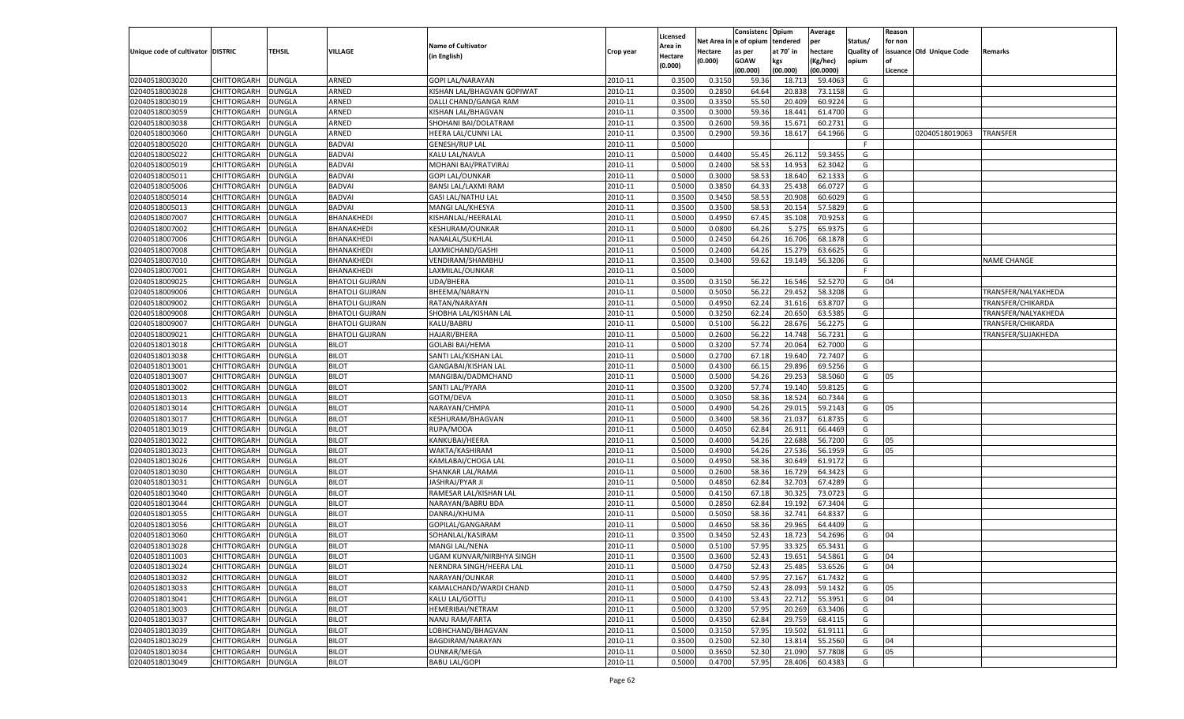| Unique code of cultivator | DISTRIC | TEHSIL | VILLAGE | Name of Cultivator (in English) | Crop year | Licensed Area in Hectare (0.000) | Net Area in Hectare (0.000) | Consistence of opium as per GOAW (00.000) | Opium tendered at 70° in kgs (00.000) | Average per hectare (Kg/hec) (00.0000) | Status/ Quality of opium | Reason for non issuance of Licence | Old Unique Code | Remarks |
|---|---|---|---|---|---|---|---|---|---|---|---|---|---|---|
| 02040518003020 | CHITTORGARH | DUNGLA | ARNED | GOPI LAL/NARAYAN | 2010-11 | 0.3500 | 0.3150 | 59.36 | 18.713 | 59.4063 | G | | | |
| 02040518003028 | CHITTORGARH | DUNGLA | ARNED | KISHAN LAL/BHAGVAN GOPIWAT | 2010-11 | 0.3500 | 0.2850 | 64.64 | 20.838 | 73.1158 | G | | | |
| 02040518003019 | CHITTORGARH | DUNGLA | ARNED | DALLI CHAND/GANGA RAM | 2010-11 | 0.3500 | 0.3350 | 55.50 | 20.409 | 60.9224 | G | | | |
| 02040518003059 | CHITTORGARH | DUNGLA | ARNED | KISHAN LAL/BHAGVAN | 2010-11 | 0.3500 | 0.3000 | 59.36 | 18.441 | 61.4700 | G | | | |
| 02040518003038 | CHITTORGARH | DUNGLA | ARNED | SHOHANI BAI/DOLATRAM | 2010-11 | 0.3500 | 0.2600 | 59.36 | 15.671 | 60.2731 | G | | | |
| 02040518003060 | CHITTORGARH | DUNGLA | ARNED | HEERA LAL/CUNNI LAL | 2010-11 | 0.3500 | 0.2900 | 59.36 | 18.617 | 64.1966 | G | | 02040518019063 | TRANSFER |
| 02040518005020 | CHITTORGARH | DUNGLA | BADVAI | GENESH/RUP LAL | 2010-11 | 0.5000 | | | | | F | | | |
| 02040518005022 | CHITTORGARH | DUNGLA | BADVAI | KALU LAL/NAVLA | 2010-11 | 0.5000 | 0.4400 | 55.45 | 26.112 | 59.3455 | G | | | |
| 02040518005019 | CHITTORGARH | DUNGLA | BADVAI | MOHANI BAI/PRATVIRAJ | 2010-11 | 0.5000 | 0.2400 | 58.53 | 14.953 | 62.3042 | G | | | |
| 02040518005011 | CHITTORGARH | DUNGLA | BADVAI | GOPI LAL/OUNKAR | 2010-11 | 0.5000 | 0.3000 | 58.53 | 18.640 | 62.1333 | G | | | |
| 02040518005006 | CHITTORGARH | DUNGLA | BADVAI | BANSI LAL/LAXMI RAM | 2010-11 | 0.5000 | 0.3850 | 64.33 | 25.438 | 66.0727 | G | | | |
| 02040518005014 | CHITTORGARH | DUNGLA | BADVAI | GASI LAL/NATHU LAL | 2010-11 | 0.3500 | 0.3450 | 58.53 | 20.908 | 60.6029 | G | | | |
| 02040518005013 | CHITTORGARH | DUNGLA | BADVAI | MANGI LAL/KHESYA | 2010-11 | 0.3500 | 0.3500 | 58.53 | 20.154 | 57.5829 | G | | | |
| 02040518007007 | CHITTORGARH | DUNGLA | BHANAKHEDI | KISHANLAL/HEERALAL | 2010-11 | 0.5000 | 0.4950 | 67.45 | 35.108 | 70.9253 | G | | | |
| 02040518007002 | CHITTORGARH | DUNGLA | BHANAKHEDI | KESHURAM/OUNKAR | 2010-11 | 0.5000 | 0.0800 | 64.26 | 5.275 | 65.9375 | G | | | |
| 02040518007006 | CHITTORGARH | DUNGLA | BHANAKHEDI | NANALAL/SUKHLAL | 2010-11 | 0.5000 | 0.2450 | 64.26 | 16.706 | 68.1878 | G | | | |
| 02040518007008 | CHITTORGARH | DUNGLA | BHANAKHEDI | LAXMICHAND/GASHI | 2010-11 | 0.5000 | 0.2400 | 64.26 | 15.279 | 63.6625 | G | | | |
| 02040518007010 | CHITTORGARH | DUNGLA | BHANAKHEDI | VENDIRAM/SHAMBHU | 2010-11 | 0.3500 | 0.3400 | 59.62 | 19.149 | 56.3206 | G | | | NAME CHANGE |
| 02040518007001 | CHITTORGARH | DUNGLA | BHANAKHEDI | LAXMILAL/OUNKAR | 2010-11 | 0.5000 | | | | | F | | | |
| 02040518009025 | CHITTORGARH | DUNGLA | BHATOLI GUJRAN | UDA/BHERA | 2010-11 | 0.3500 | 0.3150 | 56.22 | 16.546 | 52.5270 | G | 04 | | |
| 02040518009006 | CHITTORGARH | DUNGLA | BHATOLI GUJRAN | BHEEMA/NARAYN | 2010-11 | 0.5000 | 0.5050 | 56.22 | 29.452 | 58.3208 | G | | | TRANSFER/NALYAKHEDA |
| 02040518009002 | CHITTORGARH | DUNGLA | BHATOLI GUJRAN | RATAN/NARAYAN | 2010-11 | 0.5000 | 0.4950 | 62.24 | 31.616 | 63.8707 | G | | | TRANSFER/CHIKARDA |
| 02040518009008 | CHITTORGARH | DUNGLA | BHATOLI GUJRAN | SHOBHA LAL/KISHAN LAL | 2010-11 | 0.5000 | 0.3250 | 62.24 | 20.650 | 63.5385 | G | | | TRANSFER/NALYAKHEDA |
| 02040518009007 | CHITTORGARH | DUNGLA | BHATOLI GUJRAN | KALU/BABRU | 2010-11 | 0.5000 | 0.5100 | 56.22 | 28.676 | 56.2275 | G | | | TRANSFER/CHIKARDA |
| 02040518009021 | CHITTORGARH | DUNGLA | BHATOLI GUJRAN | HAJARI/BHERA | 2010-11 | 0.5000 | 0.2600 | 56.22 | 14.748 | 56.7231 | G | | | TRANSFER/SUJAKHEDA |
| 02040518013018 | CHITTORGARH | DUNGLA | BILOT | GOLABI BAI/HEMA | 2010-11 | 0.5000 | 0.3200 | 57.74 | 20.064 | 62.7000 | G | | | |
| 02040518013038 | CHITTORGARH | DUNGLA | BILOT | SANTI LAL/KISHAN LAL | 2010-11 | 0.5000 | 0.2700 | 67.18 | 19.640 | 72.7407 | G | | | |
| 02040518013001 | CHITTORGARH | DUNGLA | BILOT | GANGABAI/KISHAN LAL | 2010-11 | 0.5000 | 0.4300 | 66.15 | 29.896 | 69.5256 | G | | | |
| 02040518013007 | CHITTORGARH | DUNGLA | BILOT | MANGIBAI/DADMCHAND | 2010-11 | 0.5000 | 0.5000 | 54.26 | 29.253 | 58.5060 | G | 05 | | |
| 02040518013002 | CHITTORGARH | DUNGLA | BILOT | SANTI LAL/PYARA | 2010-11 | 0.3500 | 0.3200 | 57.74 | 19.140 | 59.8125 | G | | | |
| 02040518013013 | CHITTORGARH | DUNGLA | BILOT | GOTM/DEVA | 2010-11 | 0.5000 | 0.3050 | 58.36 | 18.524 | 60.7344 | G | | | |
| 02040518013014 | CHITTORGARH | DUNGLA | BILOT | NARAYAN/CHMPA | 2010-11 | 0.5000 | 0.4900 | 54.26 | 29.015 | 59.2143 | G | 05 | | |
| 02040518013017 | CHITTORGARH | DUNGLA | BILOT | KESHURAM/BHAGVAN | 2010-11 | 0.5000 | 0.3400 | 58.36 | 21.037 | 61.8735 | G | | | |
| 02040518013019 | CHITTORGARH | DUNGLA | BILOT | RUPA/MODA | 2010-11 | 0.5000 | 0.4050 | 62.84 | 26.911 | 66.4469 | G | | | |
| 02040518013022 | CHITTORGARH | DUNGLA | BILOT | KANKUBAI/HEERA | 2010-11 | 0.5000 | 0.4000 | 54.26 | 22.688 | 56.7200 | G | 05 | | |
| 02040518013023 | CHITTORGARH | DUNGLA | BILOT | WAKTA/KASHIRAM | 2010-11 | 0.5000 | 0.4900 | 54.26 | 27.536 | 56.1959 | G | 05 | | |
| 02040518013026 | CHITTORGARH | DUNGLA | BILOT | KAMLABAI/CHOGA LAL | 2010-11 | 0.5000 | 0.4950 | 58.36 | 30.649 | 61.9172 | G | | | |
| 02040518013030 | CHITTORGARH | DUNGLA | BILOT | SHANKAR LAL/RAMA | 2010-11 | 0.5000 | 0.2600 | 58.36 | 16.729 | 64.3423 | G | | | |
| 02040518013031 | CHITTORGARH | DUNGLA | BILOT | JASHRAJ/PYAR JI | 2010-11 | 0.5000 | 0.4850 | 62.84 | 32.703 | 67.4289 | G | | | |
| 02040518013040 | CHITTORGARH | DUNGLA | BILOT | RAMESAR LAL/KISHAN LAL | 2010-11 | 0.5000 | 0.4150 | 67.18 | 30.325 | 73.0723 | G | | | |
| 02040518013044 | CHITTORGARH | DUNGLA | BILOT | NARAYAN/BABRU BDA | 2010-11 | 0.5000 | 0.2850 | 62.84 | 19.192 | 67.3404 | G | | | |
| 02040518013055 | CHITTORGARH | DUNGLA | BILOT | DANRAJ/KHUMA | 2010-11 | 0.5000 | 0.5050 | 58.36 | 32.741 | 64.8337 | G | | | |
| 02040518013056 | CHITTORGARH | DUNGLA | BILOT | GOPILAL/GANGARAM | 2010-11 | 0.5000 | 0.4650 | 58.36 | 29.965 | 64.4409 | G | | | |
| 02040518013060 | CHITTORGARH | DUNGLA | BILOT | SOHANLAL/KASIRAM | 2010-11 | 0.3500 | 0.3450 | 52.43 | 18.723 | 54.2696 | G | 04 | | |
| 02040518013028 | CHITTORGARH | DUNGLA | BILOT | MANGI LAL/NENA | 2010-11 | 0.5000 | 0.5100 | 57.95 | 33.325 | 65.3431 | G | | | |
| 02040518011003 | CHITTORGARH | DUNGLA | BILOT | UGAM KUNVAR/NIRBHYA SINGH | 2010-11 | 0.3500 | 0.3600 | 52.43 | 19.651 | 54.5861 | G | 04 | | |
| 02040518013024 | CHITTORGARH | DUNGLA | BILOT | NERNDRA SINGH/HEERA LAL | 2010-11 | 0.5000 | 0.4750 | 52.43 | 25.485 | 53.6526 | G | 04 | | |
| 02040518013032 | CHITTORGARH | DUNGLA | BILOT | NARAYAN/OUNKAR | 2010-11 | 0.5000 | 0.4400 | 57.95 | 27.167 | 61.7432 | G | | | |
| 02040518013033 | CHITTORGARH | DUNGLA | BILOT | KAMALCHAND/WARDI CHAND | 2010-11 | 0.5000 | 0.4750 | 52.43 | 28.093 | 59.1432 | G | 05 | | |
| 02040518013041 | CHITTORGARH | DUNGLA | BILOT | KALU LAL/GOTTU | 2010-11 | 0.5000 | 0.4100 | 53.43 | 22.712 | 55.3951 | G | 04 | | |
| 02040518013003 | CHITTORGARH | DUNGLA | BILOT | HEMERIBAI/NETRAM | 2010-11 | 0.5000 | 0.3200 | 57.95 | 20.269 | 63.3406 | G | | | |
| 02040518013037 | CHITTORGARH | DUNGLA | BILOT | NANU RAM/FARTA | 2010-11 | 0.5000 | 0.4350 | 62.84 | 29.759 | 68.4115 | G | | | |
| 02040518013039 | CHITTORGARH | DUNGLA | BILOT | LOBHCHAND/BHAGVAN | 2010-11 | 0.5000 | 0.3150 | 57.95 | 19.502 | 61.9111 | G | | | |
| 02040518013029 | CHITTORGARH | DUNGLA | BILOT | BAGDIRAM/NARAYAN | 2010-11 | 0.3500 | 0.2500 | 52.30 | 13.814 | 55.2560 | G | 04 | | |
| 02040518013034 | CHITTORGARH | DUNGLA | BILOT | OUNKAR/MEGA | 2010-11 | 0.5000 | 0.3650 | 52.30 | 21.090 | 57.7808 | G | 05 | | |
| 02040518013049 | CHITTORGARH | DUNGLA | BILOT | BABU LAL/GOPI | 2010-11 | 0.5000 | 0.4700 | 57.95 | 28.406 | 60.4383 | G | | | |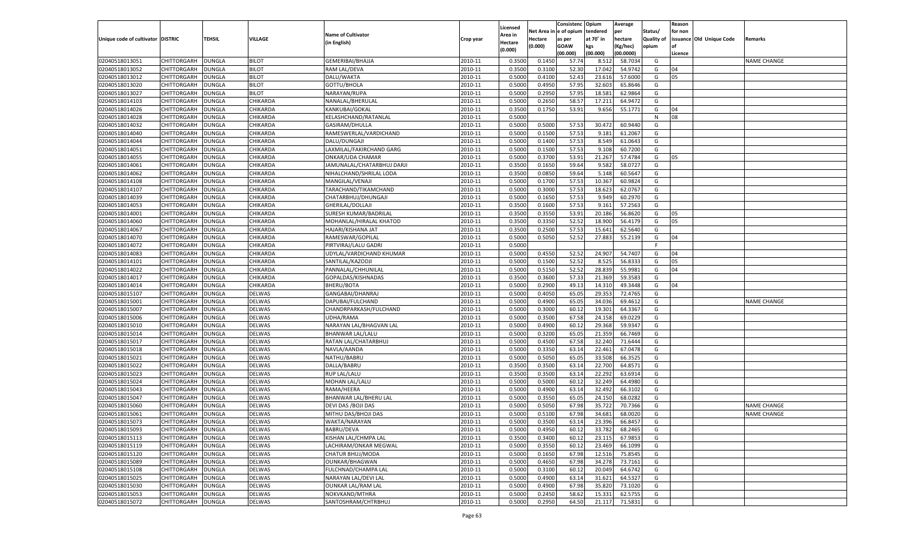| Unique code of cultivator | DISTRIC | TEHSIL | VILLAGE | Name of Cultivator (in English) | Crop year | Licensed Area in Hectare (0.000) | Net Area in Hectare (0.000) | Consistenc e of opium as per GOAW (00.000) | Opium tendered at 70˚ in kgs (00.000) | Average per hectare (Kg/hec) (00.0000) | Status/ Quality of opium | Reason for non issuance of Licence | Old Unique Code | Remarks |
|---|---|---|---|---|---|---|---|---|---|---|---|---|---|---|
| 02040518013051 | CHITTORGARH | DUNGLA | BILOT | GEMERIBAI/BHAJJA | 2010-11 | 0.3500 | 0.1450 | 57.74 | 8.512 | 58.7034 | G | | | NAME CHANGE |
| 02040518013052 | CHITTORGARH | DUNGLA | BILOT | RAM LAL/DEVA | 2010-11 | 0.3500 | 0.3100 | 52.30 | 17.042 | 54.9742 | G | 04 | | |
| 02040518013012 | CHITTORGARH | DUNGLA | BILOT | DALU/WAKTA | 2010-11 | 0.5000 | 0.4100 | 52.43 | 23.616 | 57.6000 | G | 05 | | |
| 02040518013020 | CHITTORGARH | DUNGLA | BILOT | GOTTU/BHOLA | 2010-11 | 0.5000 | 0.4950 | 57.95 | 32.603 | 65.8646 | G | | | |
| 02040518013027 | CHITTORGARH | DUNGLA | BILOT | NARAYAN/RUPA | 2010-11 | 0.5000 | 0.2950 | 57.95 | 18.581 | 62.9864 | G | | | |
| 02040518014103 | CHITTORGARH | DUNGLA | CHIKARDA | NANALAL/BHERULAL | 2010-11 | 0.5000 | 0.2650 | 58.57 | 17.211 | 64.9472 | G | | | |
| 02040518014026 | CHITTORGARH | DUNGLA | CHIKARDA | KANKUBAI/GOKAL | 2010-11 | 0.3500 | 0.1750 | 53.91 | 9.656 | 55.1771 | G | 04 | | |
| 02040518014028 | CHITTORGARH | DUNGLA | CHIKARDA | KELASHCHAND/RATANLAL | 2010-11 | 0.5000 | | | | | N | 08 | | |
| 02040518014032 | CHITTORGARH | DUNGLA | CHIKARDA | GASIRAM/DHULLA | 2010-11 | 0.5000 | 0.5000 | 57.53 | 30.472 | 60.9440 | G | | | |
| 02040518014040 | CHITTORGARH | DUNGLA | CHIKARDA | RAMESWERLAL/VARDICHAND | 2010-11 | 0.5000 | 0.1500 | 57.53 | 9.181 | 61.2067 | G | | | |
| 02040518014044 | CHITTORGARH | DUNGLA | CHIKARDA | DALU/DUNGAJI | 2010-11 | 0.5000 | 0.1400 | 57.53 | 8.549 | 61.0643 | G | | | |
| 02040518014051 | CHITTORGARH | DUNGLA | CHIKARDA | LAXMILAL/FAKIRCHAND GARG | 2010-11 | 0.5000 | 0.1500 | 57.53 | 9.108 | 60.7200 | G | | | |
| 02040518014055 | CHITTORGARH | DUNGLA | CHIKARDA | ONKAR/UDA CHAMAR | 2010-11 | 0.5000 | 0.3700 | 53.91 | 21.267 | 57.4784 | G | 05 | | |
| 02040518014061 | CHITTORGARH | DUNGLA | CHIKARDA | JAMUNALAL/CHATARBHUJ DARJI | 2010-11 | 0.3500 | 0.1650 | 59.64 | 9.582 | 58.0727 | G | | | |
| 02040518014062 | CHITTORGARH | DUNGLA | CHIKARDA | NIHALCHAND/SHRILAL LODA | 2010-11 | 0.3500 | 0.0850 | 59.64 | 5.148 | 60.5647 | G | | | |
| 02040518014108 | CHITTORGARH | DUNGLA | CHIKARDA | MANGILAL/VENAJI | 2010-11 | 0.5000 | 0.1700 | 57.53 | 10.367 | 60.9824 | G | | | |
| 02040518014107 | CHITTORGARH | DUNGLA | CHIKARDA | TARACHAND/TIKAMCHAND | 2010-11 | 0.5000 | 0.3000 | 57.53 | 18.623 | 62.0767 | G | | | |
| 02040518014039 | CHITTORGARH | DUNGLA | CHIKARDA | CHATARBHUJ/DHUNGAJI | 2010-11 | 0.5000 | 0.1650 | 57.53 | 9.949 | 60.2970 | G | | | |
| 02040518014053 | CHITTORGARH | DUNGLA | CHIKARDA | GHERILAL/DOLLAJI | 2010-11 | 0.3500 | 0.1600 | 57.53 | 9.161 | 57.2563 | G | | | |
| 02040518014001 | CHITTORGARH | DUNGLA | CHIKARDA | SURESH KUMAR/BADRILAL | 2010-11 | 0.3500 | 0.3550 | 53.91 | 20.186 | 56.8620 | G | 05 | | |
| 02040518014060 | CHITTORGARH | DUNGLA | CHIKARDA | MOHANLAL/HIRALAL KHATOD | 2010-11 | 0.3500 | 0.3350 | 52.52 | 18.900 | 56.4179 | G | 05 | | |
| 02040518014067 | CHITTORGARH | DUNGLA | CHIKARDA | HAJARI/KISHANA JAT | 2010-11 | 0.3500 | 0.2500 | 57.53 | 15.641 | 62.5640 | G | | | |
| 02040518014070 | CHITTORGARH | DUNGLA | CHIKARDA | RAMESWAR/GOPILAL | 2010-11 | 0.5000 | 0.5050 | 52.52 | 27.883 | 55.2139 | G | 04 | | |
| 02040518014072 | CHITTORGARH | DUNGLA | CHIKARDA | PIRTVIRAJ/LALU GADRI | 2010-11 | 0.5000 | | | | | F | | | |
| 02040518014083 | CHITTORGARH | DUNGLA | CHIKARDA | UDYLAL/VARDICHAND KHUMAR | 2010-11 | 0.5000 | 0.4550 | 52.52 | 24.907 | 54.7407 | G | 04 | | |
| 02040518014101 | CHITTORGARH | DUNGLA | CHIKARDA | SANTILAL/KAZODJI | 2010-11 | 0.5000 | 0.1500 | 52.52 | 8.525 | 56.8333 | G | 05 | | |
| 02040518014022 | CHITTORGARH | DUNGLA | CHIKARDA | PANNALAL/CHHUNILAL | 2010-11 | 0.5000 | 0.5150 | 52.52 | 28.839 | 55.9981 | G | 04 | | |
| 02040518014017 | CHITTORGARH | DUNGLA | CHIKARDA | GOPALDAS/KISHNADAS | 2010-11 | 0.3500 | 0.3600 | 57.33 | 21.369 | 59.3583 | G | | | |
| 02040518014014 | CHITTORGARH | DUNGLA | CHIKARDA | BHERU/BOTA | 2010-11 | 0.5000 | 0.2900 | 49.13 | 14.310 | 49.3448 | G | 04 | | |
| 02040518015107 | CHITTORGARH | DUNGLA | DELWAS | GANGABAI/DHANRAJ | 2010-11 | 0.5000 | 0.4050 | 65.05 | 29.353 | 72.4765 | G | | | |
| 02040518015001 | CHITTORGARH | DUNGLA | DELWAS | DAPUBAI/FULCHAND | 2010-11 | 0.5000 | 0.4900 | 65.05 | 34.036 | 69.4612 | G | | | NAME CHANGE |
| 02040518015007 | CHITTORGARH | DUNGLA | DELWAS | CHANDRPARKASH/FULCHAND | 2010-11 | 0.5000 | 0.3000 | 60.12 | 19.301 | 64.3367 | G | | | |
| 02040518015006 | CHITTORGARH | DUNGLA | DELWAS | UDHA/RAMA | 2010-11 | 0.5000 | 0.3500 | 67.58 | 24.158 | 69.0229 | G | | | |
| 02040518015010 | CHITTORGARH | DUNGLA | DELWAS | NARAYAN LAL/BHAGVAN LAL | 2010-11 | 0.5000 | 0.4900 | 60.12 | 29.368 | 59.9347 | G | | | |
| 02040518015014 | CHITTORGARH | DUNGLA | DELWAS | BHANWAR LAL/LALU | 2010-11 | 0.5000 | 0.3200 | 65.05 | 21.359 | 66.7469 | G | | | |
| 02040518015017 | CHITTORGARH | DUNGLA | DELWAS | RATAN LAL/CHATARBHUJ | 2010-11 | 0.5000 | 0.4500 | 67.58 | 32.240 | 71.6444 | G | | | |
| 02040518015018 | CHITTORGARH | DUNGLA | DELWAS | NAVLA/AANDA | 2010-11 | 0.5000 | 0.3350 | 63.14 | 22.461 | 67.0478 | G | | | |
| 02040518015021 | CHITTORGARH | DUNGLA | DELWAS | NATHU/BABRU | 2010-11 | 0.5000 | 0.5050 | 65.05 | 33.508 | 66.3525 | G | | | |
| 02040518015022 | CHITTORGARH | DUNGLA | DELWAS | DALLA/BABRU | 2010-11 | 0.3500 | 0.3500 | 63.14 | 22.700 | 64.8571 | G | | | |
| 02040518015023 | CHITTORGARH | DUNGLA | DELWAS | RUP LAL/LALU | 2010-11 | 0.3500 | 0.3500 | 63.14 | 22.292 | 63.6914 | G | | | |
| 02040518015024 | CHITTORGARH | DUNGLA | DELWAS | MOHAN LAL/LALU | 2010-11 | 0.5000 | 0.5000 | 60.12 | 32.249 | 64.4980 | G | | | |
| 02040518015043 | CHITTORGARH | DUNGLA | DELWAS | RAMA/HEERA | 2010-11 | 0.5000 | 0.4900 | 63.14 | 32.492 | 66.3102 | G | | | |
| 02040518015047 | CHITTORGARH | DUNGLA | DELWAS | BHANWAR LAL/BHERU LAL | 2010-11 | 0.5000 | 0.3550 | 65.05 | 24.150 | 68.0282 | G | | | |
| 02040518015060 | CHITTORGARH | DUNGLA | DELWAS | DEVI DAS /BOJI DAS | 2010-11 | 0.5000 | 0.5050 | 67.98 | 35.722 | 70.7366 | G | | | NAME CHANGE |
| 02040518015061 | CHITTORGARH | DUNGLA | DELWAS | MITHU DAS/BHOJI DAS | 2010-11 | 0.5000 | 0.5100 | 67.98 | 34.681 | 68.0020 | G | | | NAME CHANGE |
| 02040518015073 | CHITTORGARH | DUNGLA | DELWAS | WAKTA/NARAYAN | 2010-11 | 0.5000 | 0.3500 | 63.14 | 23.396 | 66.8457 | G | | | |
| 02040518015093 | CHITTORGARH | DUNGLA | DELWAS | BABRU/DEVA | 2010-11 | 0.5000 | 0.4950 | 60.12 | 33.782 | 68.2465 | G | | | |
| 02040518015113 | CHITTORGARH | DUNGLA | DELWAS | KISHAN LAL/CHMPA LAL | 2010-11 | 0.3500 | 0.3400 | 60.12 | 23.115 | 67.9853 | G | | | |
| 02040518015119 | CHITTORGARH | DUNGLA | DELWAS | LACHIRAM/ONKAR MEGWAL | 2010-11 | 0.5000 | 0.3550 | 60.12 | 23.469 | 66.1099 | G | | | |
| 02040518015120 | CHITTORGARH | DUNGLA | DELWAS | CHATUR BHUJ/MODA | 2010-11 | 0.5000 | 0.1650 | 67.98 | 12.516 | 75.8545 | G | | | |
| 02040518015089 | CHITTORGARH | DUNGLA | DELWAS | OUNKAR/BHAGWAN | 2010-11 | 0.5000 | 0.4650 | 67.98 | 34.278 | 73.7161 | G | | | |
| 02040518015108 | CHITTORGARH | DUNGLA | DELWAS | FULCHNAD/CHAMPA LAL | 2010-11 | 0.5000 | 0.3100 | 60.12 | 20.049 | 64.6742 | G | | | |
| 02040518015025 | CHITTORGARH | DUNGLA | DELWAS | NARAYAN LAL/DEVI LAL | 2010-11 | 0.5000 | 0.4900 | 63.14 | 31.621 | 64.5327 | G | | | |
| 02040518015030 | CHITTORGARH | DUNGLA | DELWAS | OUNKAR LAL/RAM LAL | 2010-11 | 0.5000 | 0.4900 | 67.98 | 35.820 | 73.1020 | G | | | |
| 02040518015053 | CHITTORGARH | DUNGLA | DELWAS | NOKVKAND/MTHRA | 2010-11 | 0.5000 | 0.2450 | 58.62 | 15.331 | 62.5755 | G | | | |
| 02040518015072 | CHITTORGARH | DUNGLA | DELWAS | SANTOSHRAM/CHTRBHUJ | 2010-11 | 0.5000 | 0.2950 | 64.50 | 21.117 | 71.5831 | G | | | |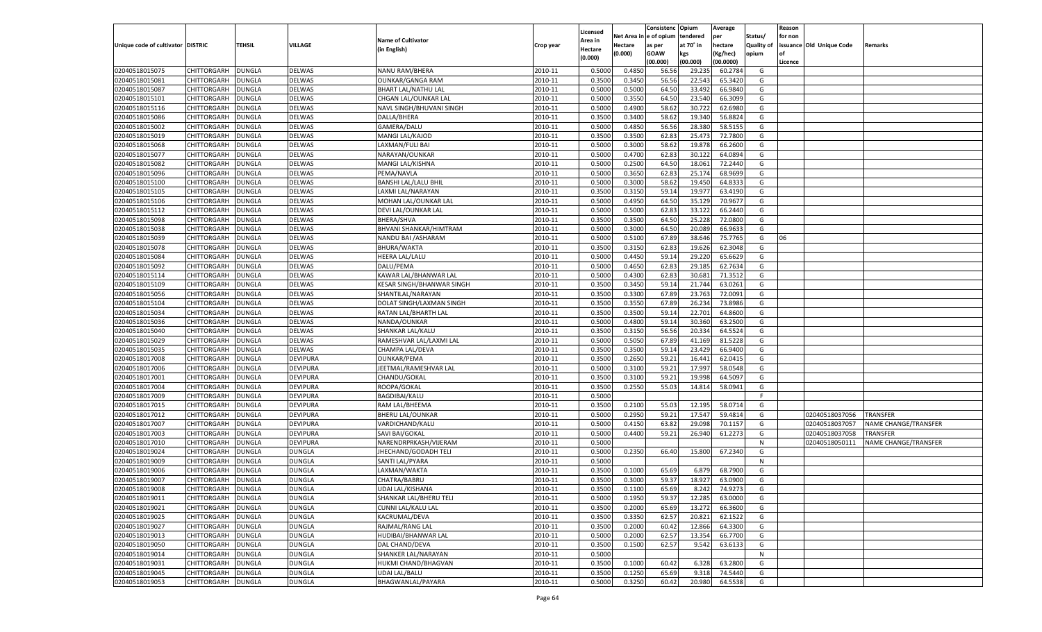| Unique code of cultivator | DISTRIC | TEHSIL | VILLAGE | Name of Cultivator (in English) | Crop year | Licensed Area in Hectare (0.000) | Net Area in Hectare (0.000) | Consistenc e of opium as per GOAW (00.000) | Opium tendered at 70° in kgs (00.000) | Average per hectare (Kg/hec) (00.0000) | Status/ Quality of opium | Reason for non issuance of Licence | Old Unique Code | Remarks |
|---|---|---|---|---|---|---|---|---|---|---|---|---|---|---|
| 02040518015075 | CHITTORGARH | DUNGLA | DELWAS | NANU RAM/BHERA | 2010-11 | 0.5000 | 0.4850 | 56.56 | 29.235 | 60.2784 | G | | | |
| 02040518015081 | CHITTORGARH | DUNGLA | DELWAS | OUNKAR/GANGA RAM | 2010-11 | 0.3500 | 0.3450 | 56.56 | 22.543 | 65.3420 | G | | | |
| 02040518015087 | CHITTORGARH | DUNGLA | DELWAS | BHART LAL/NATHU LAL | 2010-11 | 0.5000 | 0.5000 | 64.50 | 33.492 | 66.9840 | G | | | |
| 02040518015101 | CHITTORGARH | DUNGLA | DELWAS | CHGAN LAL/OUNKAR LAL | 2010-11 | 0.5000 | 0.3550 | 64.50 | 23.540 | 66.3099 | G | | | |
| 02040518015116 | CHITTORGARH | DUNGLA | DELWAS | NAVL SINGH/BHUVANI SINGH | 2010-11 | 0.5000 | 0.4900 | 58.62 | 30.722 | 62.6980 | G | | | |
| 02040518015086 | CHITTORGARH | DUNGLA | DELWAS | DALLA/BHERA | 2010-11 | 0.3500 | 0.3400 | 58.62 | 19.340 | 56.8824 | G | | | |
| 02040518015002 | CHITTORGARH | DUNGLA | DELWAS | GAMERA/DALU | 2010-11 | 0.5000 | 0.4850 | 56.56 | 28.380 | 58.5155 | G | | | |
| 02040518015019 | CHITTORGARH | DUNGLA | DELWAS | MANGI LAL/KAJOD | 2010-11 | 0.3500 | 0.3500 | 62.83 | 25.473 | 72.7800 | G | | | |
| 02040518015068 | CHITTORGARH | DUNGLA | DELWAS | LAXMAN/FULI BAI | 2010-11 | 0.5000 | 0.3000 | 58.62 | 19.878 | 66.2600 | G | | | |
| 02040518015077 | CHITTORGARH | DUNGLA | DELWAS | NARAYAN/OUNKAR | 2010-11 | 0.5000 | 0.4700 | 62.83 | 30.122 | 64.0894 | G | | | |
| 02040518015082 | CHITTORGARH | DUNGLA | DELWAS | MANGI LAL/KISHNA | 2010-11 | 0.5000 | 0.2500 | 64.50 | 18.061 | 72.2440 | G | | | |
| 02040518015096 | CHITTORGARH | DUNGLA | DELWAS | PEMA/NAVLA | 2010-11 | 0.5000 | 0.3650 | 62.83 | 25.174 | 68.9699 | G | | | |
| 02040518015100 | CHITTORGARH | DUNGLA | DELWAS | BANSHI LAL/LALU BHIL | 2010-11 | 0.5000 | 0.3000 | 58.62 | 19.450 | 64.8333 | G | | | |
| 02040518015105 | CHITTORGARH | DUNGLA | DELWAS | LAXMI LAL/NARAYAN | 2010-11 | 0.3500 | 0.3150 | 59.14 | 19.977 | 63.4190 | G | | | |
| 02040518015106 | CHITTORGARH | DUNGLA | DELWAS | MOHAN LAL/OUNKAR LAL | 2010-11 | 0.5000 | 0.4950 | 64.50 | 35.129 | 70.9677 | G | | | |
| 02040518015112 | CHITTORGARH | DUNGLA | DELWAS | DEVI LAL/OUNKAR LAL | 2010-11 | 0.5000 | 0.5000 | 62.83 | 33.122 | 66.2440 | G | | | |
| 02040518015098 | CHITTORGARH | DUNGLA | DELWAS | BHERA/SHVA | 2010-11 | 0.3500 | 0.3500 | 64.50 | 25.228 | 72.0800 | G | | | |
| 02040518015038 | CHITTORGARH | DUNGLA | DELWAS | BHVANI SHANKAR/HIMTRAM | 2010-11 | 0.5000 | 0.3000 | 64.50 | 20.089 | 66.9633 | G | | | |
| 02040518015039 | CHITTORGARH | DUNGLA | DELWAS | NANDU BAI /ASHARAM | 2010-11 | 0.5000 | 0.5100 | 67.89 | 38.646 | 75.7765 | G | 06 | | |
| 02040518015078 | CHITTORGARH | DUNGLA | DELWAS | BHURA/WAKTA | 2010-11 | 0.3500 | 0.3150 | 62.83 | 19.626 | 62.3048 | G | | | |
| 02040518015084 | CHITTORGARH | DUNGLA | DELWAS | HEERA LAL/LALU | 2010-11 | 0.5000 | 0.4450 | 59.14 | 29.220 | 65.6629 | G | | | |
| 02040518015092 | CHITTORGARH | DUNGLA | DELWAS | DALU/PEMA | 2010-11 | 0.5000 | 0.4650 | 62.83 | 29.185 | 62.7634 | G | | | |
| 02040518015114 | CHITTORGARH | DUNGLA | DELWAS | KAWAR LAL/BHANWAR LAL | 2010-11 | 0.5000 | 0.4300 | 62.83 | 30.681 | 71.3512 | G | | | |
| 02040518015109 | CHITTORGARH | DUNGLA | DELWAS | KESAR SINGH/BHANWAR SINGH | 2010-11 | 0.3500 | 0.3450 | 59.14 | 21.744 | 63.0261 | G | | | |
| 02040518015056 | CHITTORGARH | DUNGLA | DELWAS | SHANTILAL/NARAYAN | 2010-11 | 0.3500 | 0.3300 | 67.89 | 23.763 | 72.0091 | G | | | |
| 02040518015104 | CHITTORGARH | DUNGLA | DELWAS | DOLAT SINGH/LAXMAN SINGH | 2010-11 | 0.3500 | 0.3550 | 67.89 | 26.234 | 73.8986 | G | | | |
| 02040518015034 | CHITTORGARH | DUNGLA | DELWAS | RATAN LAL/BHARTH LAL | 2010-11 | 0.3500 | 0.3500 | 59.14 | 22.701 | 64.8600 | G | | | |
| 02040518015036 | CHITTORGARH | DUNGLA | DELWAS | NANDA/OUNKAR | 2010-11 | 0.5000 | 0.4800 | 59.14 | 30.360 | 63.2500 | G | | | |
| 02040518015040 | CHITTORGARH | DUNGLA | DELWAS | SHANKAR LAL/KALU | 2010-11 | 0.3500 | 0.3150 | 56.56 | 20.334 | 64.5524 | G | | | |
| 02040518015029 | CHITTORGARH | DUNGLA | DELWAS | RAMESHVAR LAL/LAXMI LAL | 2010-11 | 0.5000 | 0.5050 | 67.89 | 41.169 | 81.5228 | G | | | |
| 02040518015035 | CHITTORGARH | DUNGLA | DELWAS | CHAMPA LAL/DEVA | 2010-11 | 0.3500 | 0.3500 | 59.14 | 23.429 | 66.9400 | G | | | |
| 02040518017008 | CHITTORGARH | DUNGLA | DEVIPURA | OUNKAR/PEMA | 2010-11 | 0.3500 | 0.2650 | 59.21 | 16.441 | 62.0415 | G | | | |
| 02040518017006 | CHITTORGARH | DUNGLA | DEVIPURA | JEETMAL/RAMESHVAR LAL | 2010-11 | 0.5000 | 0.3100 | 59.21 | 17.997 | 58.0548 | G | | | |
| 02040518017001 | CHITTORGARH | DUNGLA | DEVIPURA | CHANDU/GOKAL | 2010-11 | 0.3500 | 0.3100 | 59.21 | 19.998 | 64.5097 | G | | | |
| 02040518017004 | CHITTORGARH | DUNGLA | DEVIPURA | ROOPA/GOKAL | 2010-11 | 0.3500 | 0.2550 | 55.03 | 14.814 | 58.0941 | G | | | |
| 02040518017009 | CHITTORGARH | DUNGLA | DEVIPURA | BAGDIBAI/KALU | 2010-11 | 0.5000 | | | | | F | | | |
| 02040518017015 | CHITTORGARH | DUNGLA | DEVIPURA | RAM LAL/BHEEMA | 2010-11 | 0.3500 | 0.2100 | 55.03 | 12.195 | 58.0714 | G | | | |
| 02040518017012 | CHITTORGARH | DUNGLA | DEVIPURA | BHERU LAL/OUNKAR | 2010-11 | 0.5000 | 0.2950 | 59.21 | 17.547 | 59.4814 | G | | 02040518037056 | TRANSFER |
| 02040518017007 | CHITTORGARH | DUNGLA | DEVIPURA | VARDICHAND/KALU | 2010-11 | 0.5000 | 0.4150 | 63.82 | 29.098 | 70.1157 | G | | 02040518037057 | NAME CHANGE/TRANSFER |
| 02040518017003 | CHITTORGARH | DUNGLA | DEVIPURA | SAVI BAI/GOKAL | 2010-11 | 0.5000 | 0.4400 | 59.21 | 26.940 | 61.2273 | G | | 02040518037058 | TRANSFER |
| 02040518017010 | CHITTORGARH | DUNGLA | DEVIPURA | NARENDRPRKASH/VIJERAM | 2010-11 | 0.5000 | | | | | N | | 02040518050111 | NAME CHANGE/TRANSFER |
| 02040518019024 | CHITTORGARH | DUNGLA | DUNGLA | JHECHAND/GODADH TELI | 2010-11 | 0.5000 | 0.2350 | 66.40 | 15.800 | 67.2340 | G | | | |
| 02040518019009 | CHITTORGARH | DUNGLA | DUNGLA | SANTI LAL/PYARA | 2010-11 | 0.5000 | | | | | N | | | |
| 02040518019006 | CHITTORGARH | DUNGLA | DUNGLA | LAXMAN/WAKTA | 2010-11 | 0.3500 | 0.1000 | 65.69 | 6.879 | 68.7900 | G | | | |
| 02040518019007 | CHITTORGARH | DUNGLA | DUNGLA | CHATRA/BABRU | 2010-11 | 0.3500 | 0.3000 | 59.37 | 18.927 | 63.0900 | G | | | |
| 02040518019008 | CHITTORGARH | DUNGLA | DUNGLA | UDAI LAL/KISHANA | 2010-11 | 0.3500 | 0.1100 | 65.69 | 8.242 | 74.9273 | G | | | |
| 02040518019011 | CHITTORGARH | DUNGLA | DUNGLA | SHANKAR LAL/BHERU TELI | 2010-11 | 0.5000 | 0.1950 | 59.37 | 12.285 | 63.0000 | G | | | |
| 02040518019021 | CHITTORGARH | DUNGLA | DUNGLA | CUNNI LAL/KALU LAL | 2010-11 | 0.3500 | 0.2000 | 65.69 | 13.272 | 66.3600 | G | | | |
| 02040518019025 | CHITTORGARH | DUNGLA | DUNGLA | KACRUMAL/DEVA | 2010-11 | 0.3500 | 0.3350 | 62.57 | 20.821 | 62.1522 | G | | | |
| 02040518019027 | CHITTORGARH | DUNGLA | DUNGLA | RAJMAL/RANG LAL | 2010-11 | 0.3500 | 0.2000 | 60.42 | 12.866 | 64.3300 | G | | | |
| 02040518019013 | CHITTORGARH | DUNGLA | DUNGLA | HUDIBAI/BHANWAR LAL | 2010-11 | 0.5000 | 0.2000 | 62.57 | 13.354 | 66.7700 | G | | | |
| 02040518019050 | CHITTORGARH | DUNGLA | DUNGLA | DAL CHAND/DEVA | 2010-11 | 0.3500 | 0.1500 | 62.57 | 9.542 | 63.6133 | G | | | |
| 02040518019014 | CHITTORGARH | DUNGLA | DUNGLA | SHANKER LAL/NARAYAN | 2010-11 | 0.5000 | | | | | N | | | |
| 02040518019031 | CHITTORGARH | DUNGLA | DUNGLA | HUKMI CHAND/BHAGVAN | 2010-11 | 0.3500 | 0.1000 | 60.42 | 6.328 | 63.2800 | G | | | |
| 02040518019045 | CHITTORGARH | DUNGLA | DUNGLA | UDAI LAL/BALU | 2010-11 | 0.3500 | 0.1250 | 65.69 | 9.318 | 74.5440 | G | | | |
| 02040518019053 | CHITTORGARH | DUNGLA | DUNGLA | BHAGWANLAL/PAYARA | 2010-11 | 0.5000 | 0.3250 | 60.42 | 20.980 | 64.5538 | G | | | |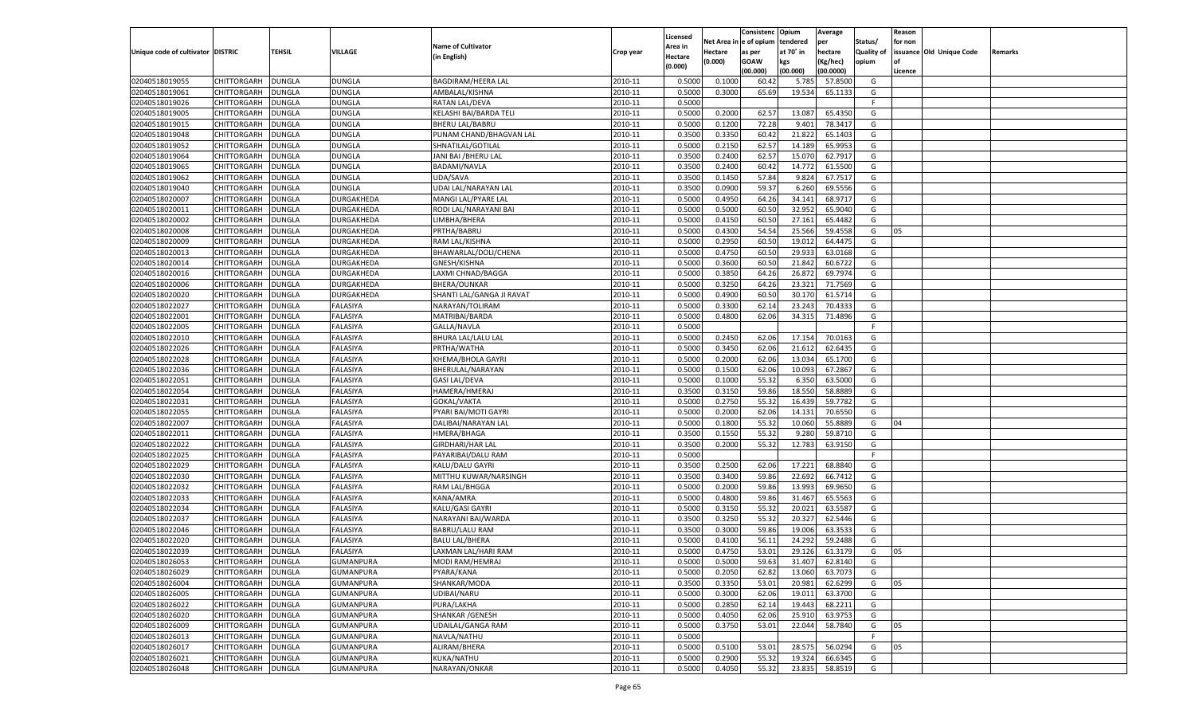| Unique code of cultivator | DISTRIC | TEHSIL | VILLAGE | Name of Cultivator (in English) | Crop year | Licensed Area in Hectare (0.000) | Net Area in Hectare (0.000) | Consistenc e of opium as per GOAW (00.000) | Opium tendered at 70° in kgs (00.000) | Average per hectare (Kg/hec) (00.0000) | Status/ Quality of opium | Reason for non issuance of Licence | Old Unique Code | Remarks |
|---|---|---|---|---|---|---|---|---|---|---|---|---|---|---|
| 02040518019055 | CHITTORGARH | DUNGLA | DUNGLA | BAGDIRAM/HEERA LAL | 2010-11 | 0.5000 | 0.1000 | 60.42 | 5.785 | 57.8500 | G | | | |
| 02040518019061 | CHITTORGARH | DUNGLA | DUNGLA | AMBALAL/KISHNA | 2010-11 | 0.5000 | 0.3000 | 65.69 | 19.534 | 65.1133 | G | | | |
| 02040518019026 | CHITTORGARH | DUNGLA | DUNGLA | RATAN LAL/DEVA | 2010-11 | 0.5000 | | | | | F | | | |
| 02040518019005 | CHITTORGARH | DUNGLA | DUNGLA | KELASHI BAI/BARDA TELI | 2010-11 | 0.5000 | 0.2000 | 62.57 | 13.087 | 65.4350 | G | | | |
| 02040518019015 | CHITTORGARH | DUNGLA | DUNGLA | BHERU LAL/BABRU | 2010-11 | 0.5000 | 0.1200 | 72.28 | 9.401 | 78.3417 | G | | | |
| 02040518019048 | CHITTORGARH | DUNGLA | DUNGLA | PUNAM CHAND/BHAGVAN LAL | 2010-11 | 0.3500 | 0.3350 | 60.42 | 21.822 | 65.1403 | G | | | |
| 02040518019052 | CHITTORGARH | DUNGLA | DUNGLA | SHNATILAL/GOTILAL | 2010-11 | 0.5000 | 0.2150 | 62.57 | 14.189 | 65.9953 | G | | | |
| 02040518019064 | CHITTORGARH | DUNGLA | DUNGLA | JANI BAI /BHERU LAL | 2010-11 | 0.3500 | 0.2400 | 62.57 | 15.070 | 62.7917 | G | | | |
| 02040518019065 | CHITTORGARH | DUNGLA | DUNGLA | BADAMI/NAVLA | 2010-11 | 0.3500 | 0.2400 | 60.42 | 14.772 | 61.5500 | G | | | |
| 02040518019062 | CHITTORGARH | DUNGLA | DUNGLA | UDA/SAVA | 2010-11 | 0.3500 | 0.1450 | 57.84 | 9.824 | 67.7517 | G | | | |
| 02040518019040 | CHITTORGARH | DUNGLA | DUNGLA | UDAI LAL/NARAYAN LAL | 2010-11 | 0.3500 | 0.0900 | 59.37 | 6.260 | 69.5556 | G | | | |
| 02040518020007 | CHITTORGARH | DUNGLA | DURGAKHEDA | MANGI LAL/PYARE LAL | 2010-11 | 0.5000 | 0.4950 | 64.26 | 34.141 | 68.9717 | G | | | |
| 02040518020011 | CHITTORGARH | DUNGLA | DURGAKHEDA | RODI LAL/NARAYANI BAI | 2010-11 | 0.5000 | 0.5000 | 60.50 | 32.952 | 65.9040 | G | | | |
| 02040518020002 | CHITTORGARH | DUNGLA | DURGAKHEDA | LIMBHA/BHERA | 2010-11 | 0.5000 | 0.4150 | 60.50 | 27.161 | 65.4482 | G | | | |
| 02040518020008 | CHITTORGARH | DUNGLA | DURGAKHEDA | PRTHA/BABRU | 2010-11 | 0.5000 | 0.4300 | 54.54 | 25.566 | 59.4558 | G | 05 | | |
| 02040518020009 | CHITTORGARH | DUNGLA | DURGAKHEDA | RAM LAL/KISHNA | 2010-11 | 0.5000 | 0.2950 | 60.50 | 19.012 | 64.4475 | G | | | |
| 02040518020013 | CHITTORGARH | DUNGLA | DURGAKHEDA | BHAWARLAL/DOLI/CHENA | 2010-11 | 0.5000 | 0.4750 | 60.50 | 29.933 | 63.0168 | G | | | |
| 02040518020014 | CHITTORGARH | DUNGLA | DURGAKHEDA | GNESH/KISHNA | 2010-11 | 0.5000 | 0.3600 | 60.50 | 21.842 | 60.6722 | G | | | |
| 02040518020016 | CHITTORGARH | DUNGLA | DURGAKHEDA | LAXMI CHNAD/BAGGA | 2010-11 | 0.5000 | 0.3850 | 64.26 | 26.872 | 69.7974 | G | | | |
| 02040518020006 | CHITTORGARH | DUNGLA | DURGAKHEDA | BHERA/OUNKAR | 2010-11 | 0.5000 | 0.3250 | 64.26 | 23.321 | 71.7569 | G | | | |
| 02040518020020 | CHITTORGARH | DUNGLA | DURGAKHEDA | SHANTI LAL/GANGA JI RAVAT | 2010-11 | 0.5000 | 0.4900 | 60.50 | 30.170 | 61.5714 | G | | | |
| 02040518022027 | CHITTORGARH | DUNGLA | FALASIYA | NARAYAN/TOLIRAM | 2010-11 | 0.5000 | 0.3300 | 62.14 | 23.243 | 70.4333 | G | | | |
| 02040518022001 | CHITTORGARH | DUNGLA | FALASIYA | MATRIBAI/BARDA | 2010-11 | 0.5000 | 0.4800 | 62.06 | 34.315 | 71.4896 | G | | | |
| 02040518022005 | CHITTORGARH | DUNGLA | FALASIYA | GALLA/NAVLA | 2010-11 | 0.5000 | | | | | F | | | |
| 02040518022010 | CHITTORGARH | DUNGLA | FALASIYA | BHURA LAL/LALU LAL | 2010-11 | 0.5000 | 0.2450 | 62.06 | 17.154 | 70.0163 | G | | | |
| 02040518022026 | CHITTORGARH | DUNGLA | FALASIYA | PRTHA/WATHA | 2010-11 | 0.5000 | 0.3450 | 62.06 | 21.612 | 62.6435 | G | | | |
| 02040518022028 | CHITTORGARH | DUNGLA | FALASIYA | KHEMA/BHOLA GAYRI | 2010-11 | 0.5000 | 0.2000 | 62.06 | 13.034 | 65.1700 | G | | | |
| 02040518022036 | CHITTORGARH | DUNGLA | FALASIYA | BHERULAL/NARAYAN | 2010-11 | 0.5000 | 0.1500 | 62.06 | 10.093 | 67.2867 | G | | | |
| 02040518022051 | CHITTORGARH | DUNGLA | FALASIYA | GASI LAL/DEVA | 2010-11 | 0.5000 | 0.1000 | 55.32 | 6.350 | 63.5000 | G | | | |
| 02040518022054 | CHITTORGARH | DUNGLA | FALASIYA | HAMERA/HMERAJ | 2010-11 | 0.3500 | 0.3150 | 59.86 | 18.550 | 58.8889 | G | | | |
| 02040518022031 | CHITTORGARH | DUNGLA | FALASIYA | GOKAL/VAKTA | 2010-11 | 0.5000 | 0.2750 | 55.32 | 16.439 | 59.7782 | G | | | |
| 02040518022055 | CHITTORGARH | DUNGLA | FALASIYA | PYARI BAI/MOTI GAYRI | 2010-11 | 0.5000 | 0.2000 | 62.06 | 14.131 | 70.6550 | G | | | |
| 02040518022007 | CHITTORGARH | DUNGLA | FALASIYA | DALIBAI/NARAYAN LAL | 2010-11 | 0.5000 | 0.1800 | 55.32 | 10.060 | 55.8889 | G | 04 | | |
| 02040518022011 | CHITTORGARH | DUNGLA | FALASIYA | HMERA/BHAGA | 2010-11 | 0.3500 | 0.1550 | 55.32 | 9.280 | 59.8710 | G | | | |
| 02040518022022 | CHITTORGARH | DUNGLA | FALASIYA | GIRDHARI/HAR LAL | 2010-11 | 0.3500 | 0.2000 | 55.32 | 12.783 | 63.9150 | G | | | |
| 02040518022025 | CHITTORGARH | DUNGLA | FALASIYA | PAYARIBAI/DALU RAM | 2010-11 | 0.5000 | | | | | F | | | |
| 02040518022029 | CHITTORGARH | DUNGLA | FALASIYA | KALU/DALU GAYRI | 2010-11 | 0.3500 | 0.2500 | 62.06 | 17.221 | 68.8840 | G | | | |
| 02040518022030 | CHITTORGARH | DUNGLA | FALASIYA | MITTHU KUWAR/NARSINGH | 2010-11 | 0.3500 | 0.3400 | 59.86 | 22.692 | 66.7412 | G | | | |
| 02040518022032 | CHITTORGARH | DUNGLA | FALASIYA | RAM LAL/BHGGA | 2010-11 | 0.5000 | 0.2000 | 59.86 | 13.993 | 69.9650 | G | | | |
| 02040518022033 | CHITTORGARH | DUNGLA | FALASIYA | KANA/AMRA | 2010-11 | 0.5000 | 0.4800 | 59.86 | 31.467 | 65.5563 | G | | | |
| 02040518022034 | CHITTORGARH | DUNGLA | FALASIYA | KALU/GASI GAYRI | 2010-11 | 0.5000 | 0.3150 | 55.32 | 20.021 | 63.5587 | G | | | |
| 02040518022037 | CHITTORGARH | DUNGLA | FALASIYA | NARAYANI BAI/WARDA | 2010-11 | 0.3500 | 0.3250 | 55.32 | 20.327 | 62.5446 | G | | | |
| 02040518022046 | CHITTORGARH | DUNGLA | FALASIYA | BABRU/LALU RAM | 2010-11 | 0.3500 | 0.3000 | 59.86 | 19.006 | 63.3533 | G | | | |
| 02040518022020 | CHITTORGARH | DUNGLA | FALASIYA | BALU LAL/BHERA | 2010-11 | 0.5000 | 0.4100 | 56.11 | 24.292 | 59.2488 | G | | | |
| 02040518022039 | CHITTORGARH | DUNGLA | FALASIYA | LAXMAN LAL/HARI RAM | 2010-11 | 0.5000 | 0.4750 | 53.01 | 29.126 | 61.3179 | G | 05 | | |
| 02040518026053 | CHITTORGARH | DUNGLA | GUMANPURA | MODI RAM/HEMRAJ | 2010-11 | 0.5000 | 0.5000 | 59.63 | 31.407 | 62.8140 | G | | | |
| 02040518026029 | CHITTORGARH | DUNGLA | GUMANPURA | PYARA/KANA | 2010-11 | 0.5000 | 0.2050 | 62.82 | 13.060 | 63.7073 | G | | | |
| 02040518026004 | CHITTORGARH | DUNGLA | GUMANPURA | SHANKAR/MODA | 2010-11 | 0.3500 | 0.3350 | 53.01 | 20.981 | 62.6299 | G | 05 | | |
| 02040518026005 | CHITTORGARH | DUNGLA | GUMANPURA | UDIBAI/NARU | 2010-11 | 0.5000 | 0.3000 | 62.06 | 19.011 | 63.3700 | G | | | |
| 02040518026022 | CHITTORGARH | DUNGLA | GUMANPURA | PURA/LAKHA | 2010-11 | 0.5000 | 0.2850 | 62.14 | 19.443 | 68.2211 | G | | | |
| 02040518026020 | CHITTORGARH | DUNGLA | GUMANPURA | SHANKAR /GENESH | 2010-11 | 0.5000 | 0.4050 | 62.06 | 25.910 | 63.9753 | G | | | |
| 02040518026009 | CHITTORGARH | DUNGLA | GUMANPURA | UDAILAL/GANGA RAM | 2010-11 | 0.5000 | 0.3750 | 53.01 | 22.044 | 58.7840 | G | 05 | | |
| 02040518026013 | CHITTORGARH | DUNGLA | GUMANPURA | NAVLA/NATHU | 2010-11 | 0.5000 | | | | | F | | | |
| 02040518026017 | CHITTORGARH | DUNGLA | GUMANPURA | ALIRAM/BHERA | 2010-11 | 0.5000 | 0.5100 | 53.01 | 28.575 | 56.0294 | G | 05 | | |
| 02040518026021 | CHITTORGARH | DUNGLA | GUMANPURA | KUKA/NATHU | 2010-11 | 0.5000 | 0.2900 | 55.32 | 19.324 | 66.6345 | G | | | |
| 02040518026048 | CHITTORGARH | DUNGLA | GUMANPURA | NARAYAN/ONKAR | 2010-11 | 0.5000 | 0.4050 | 55.32 | 23.835 | 58.8519 | G | | | |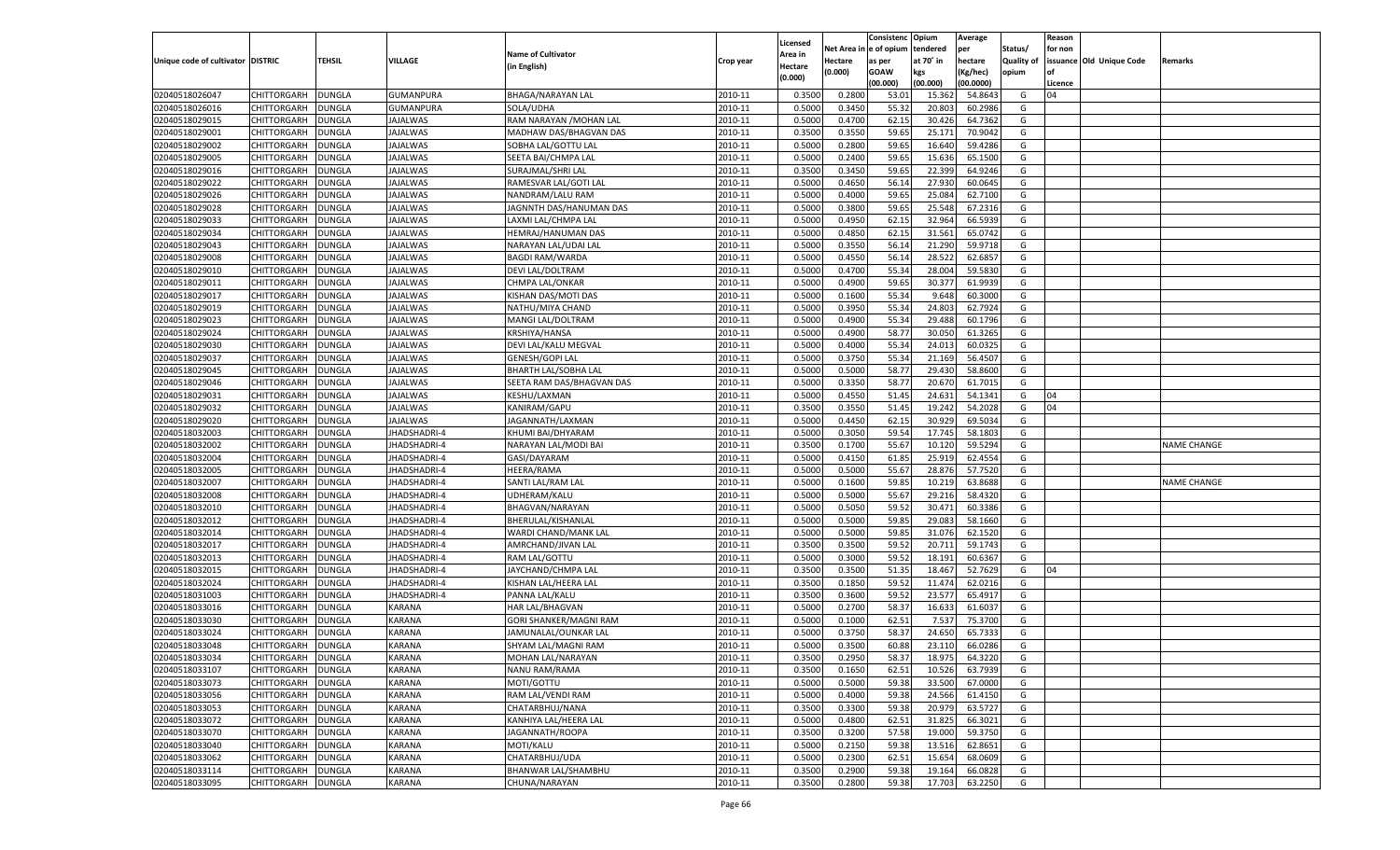| Unique code of cultivator | DISTRIC | TEHSIL | VILLAGE | Name of Cultivator (in English) | Crop year | Licensed Area in Hectare (0.000) | Net Area in Hectare (0.000) | Consistence of opium as per GOAW (00.000) | Opium tendered at 70˚ in kgs (00.000) | Average per hectare (Kg/hec) (00.0000) | Status/ Quality of opium | Reason for non issuance of Licence | Old Unique Code | Remarks |
|---|---|---|---|---|---|---|---|---|---|---|---|---|---|---|
| 02040518026047 | CHITTORGARH | DUNGLA | GUMANPURA | BHAGA/NARAYAN LAL | 2010-11 | 0.3500 | 0.2800 | 53.01 | 15.362 | 54.8643 | G | 04 | | |
| 02040518026016 | CHITTORGARH | DUNGLA | GUMANPURA | SOLA/UDHA | 2010-11 | 0.5000 | 0.3450 | 55.32 | 20.803 | 60.2986 | G | | | |
| 02040518029015 | CHITTORGARH | DUNGLA | JAJALWAS | RAM NARAYAN /MOHAN LAL | 2010-11 | 0.5000 | 0.4700 | 62.15 | 30.426 | 64.7362 | G | | | |
| 02040518029001 | CHITTORGARH | DUNGLA | JAJALWAS | MADHAW DAS/BHAGVAN DAS | 2010-11 | 0.3500 | 0.3550 | 59.65 | 25.171 | 70.9042 | G | | | |
| 02040518029002 | CHITTORGARH | DUNGLA | JAJALWAS | SOBHA LAL/GOTTU LAL | 2010-11 | 0.5000 | 0.2800 | 59.65 | 16.640 | 59.4286 | G | | | |
| 02040518029005 | CHITTORGARH | DUNGLA | JAJALWAS | SEETA BAI/CHMPA LAL | 2010-11 | 0.5000 | 0.2400 | 59.65 | 15.636 | 65.1500 | G | | | |
| 02040518029016 | CHITTORGARH | DUNGLA | JAJALWAS | SURAJMAL/SHRI LAL | 2010-11 | 0.3500 | 0.3450 | 59.65 | 22.399 | 64.9246 | G | | | |
| 02040518029022 | CHITTORGARH | DUNGLA | JAJALWAS | RAMESVAR LAL/GOTI LAL | 2010-11 | 0.5000 | 0.4650 | 56.14 | 27.930 | 60.0645 | G | | | |
| 02040518029026 | CHITTORGARH | DUNGLA | JAJALWAS | NANDRAM/LALU RAM | 2010-11 | 0.5000 | 0.4000 | 59.65 | 25.084 | 62.7100 | G | | | |
| 02040518029028 | CHITTORGARH | DUNGLA | JAJALWAS | JAGNNTH DAS/HANUMAN DAS | 2010-11 | 0.5000 | 0.3800 | 59.65 | 25.548 | 67.2316 | G | | | |
| 02040518029033 | CHITTORGARH | DUNGLA | JAJALWAS | LAXMI LAL/CHMPA LAL | 2010-11 | 0.5000 | 0.4950 | 62.15 | 32.964 | 66.5939 | G | | | |
| 02040518029034 | CHITTORGARH | DUNGLA | JAJALWAS | HEMRAJ/HANUMAN DAS | 2010-11 | 0.5000 | 0.4850 | 62.15 | 31.561 | 65.0742 | G | | | |
| 02040518029043 | CHITTORGARH | DUNGLA | JAJALWAS | NARAYAN LAL/UDAI LAL | 2010-11 | 0.5000 | 0.3550 | 56.14 | 21.290 | 59.9718 | G | | | |
| 02040518029008 | CHITTORGARH | DUNGLA | JAJALWAS | BAGDI RAM/WARDA | 2010-11 | 0.5000 | 0.4550 | 56.14 | 28.522 | 62.6857 | G | | | |
| 02040518029010 | CHITTORGARH | DUNGLA | JAJALWAS | DEVI LAL/DOLTRAM | 2010-11 | 0.5000 | 0.4700 | 55.34 | 28.004 | 59.5830 | G | | | |
| 02040518029011 | CHITTORGARH | DUNGLA | JAJALWAS | CHMPA LAL/ONKAR | 2010-11 | 0.5000 | 0.4900 | 59.65 | 30.377 | 61.9939 | G | | | |
| 02040518029017 | CHITTORGARH | DUNGLA | JAJALWAS | KISHAN DAS/MOTI DAS | 2010-11 | 0.5000 | 0.1600 | 55.34 | 9.648 | 60.3000 | G | | | |
| 02040518029019 | CHITTORGARH | DUNGLA | JAJALWAS | NATHU/MIYA CHAND | 2010-11 | 0.5000 | 0.3950 | 55.34 | 24.803 | 62.7924 | G | | | |
| 02040518029023 | CHITTORGARH | DUNGLA | JAJALWAS | MANGI LAL/DOLTRAM | 2010-11 | 0.5000 | 0.4900 | 55.34 | 29.488 | 60.1796 | G | | | |
| 02040518029024 | CHITTORGARH | DUNGLA | JAJALWAS | KRSHIYA/HANSA | 2010-11 | 0.5000 | 0.4900 | 58.77 | 30.050 | 61.3265 | G | | | |
| 02040518029030 | CHITTORGARH | DUNGLA | JAJALWAS | DEVI LAL/KALU MEGVAL | 2010-11 | 0.5000 | 0.4000 | 55.34 | 24.013 | 60.0325 | G | | | |
| 02040518029037 | CHITTORGARH | DUNGLA | JAJALWAS | GENESH/GOPI LAL | 2010-11 | 0.5000 | 0.3750 | 55.34 | 21.169 | 56.4507 | G | | | |
| 02040518029045 | CHITTORGARH | DUNGLA | JAJALWAS | BHARTH LAL/SOBHA LAL | 2010-11 | 0.5000 | 0.5000 | 58.77 | 29.430 | 58.8600 | G | | | |
| 02040518029046 | CHITTORGARH | DUNGLA | JAJALWAS | SEETA RAM DAS/BHAGVAN DAS | 2010-11 | 0.5000 | 0.3350 | 58.77 | 20.670 | 61.7015 | G | | | |
| 02040518029031 | CHITTORGARH | DUNGLA | JAJALWAS | KESHU/LAXMAN | 2010-11 | 0.5000 | 0.4550 | 51.45 | 24.631 | 54.1341 | G | 04 | | |
| 02040518029032 | CHITTORGARH | DUNGLA | JAJALWAS | KANIRAM/GAPU | 2010-11 | 0.3500 | 0.3550 | 51.45 | 19.242 | 54.2028 | G | 04 | | |
| 02040518029020 | CHITTORGARH | DUNGLA | JAJALWAS | JAGANNATH/LAXMAN | 2010-11 | 0.5000 | 0.4450 | 62.15 | 30.929 | 69.5034 | G | | | |
| 02040518032003 | CHITTORGARH | DUNGLA | JHADSHADRI-4 | KHUMI BAI/DHYARAM | 2010-11 | 0.5000 | 0.3050 | 59.54 | 17.745 | 58.1803 | G | | | |
| 02040518032002 | CHITTORGARH | DUNGLA | JHADSHADRI-4 | NARAYAN LAL/MODI BAI | 2010-11 | 0.3500 | 0.1700 | 55.67 | 10.120 | 59.5294 | G | | | NAME CHANGE |
| 02040518032004 | CHITTORGARH | DUNGLA | JHADSHADRI-4 | GASI/DAYARAM | 2010-11 | 0.5000 | 0.4150 | 61.85 | 25.919 | 62.4554 | G | | | |
| 02040518032005 | CHITTORGARH | DUNGLA | JHADSHADRI-4 | HEERA/RAMA | 2010-11 | 0.5000 | 0.5000 | 55.67 | 28.876 | 57.7520 | G | | | |
| 02040518032007 | CHITTORGARH | DUNGLA | JHADSHADRI-4 | SANTI LAL/RAM LAL | 2010-11 | 0.5000 | 0.1600 | 59.85 | 10.219 | 63.8688 | G | | | NAME CHANGE |
| 02040518032008 | CHITTORGARH | DUNGLA | JHADSHADRI-4 | UDHERAM/KALU | 2010-11 | 0.5000 | 0.5000 | 55.67 | 29.216 | 58.4320 | G | | | |
| 02040518032010 | CHITTORGARH | DUNGLA | JHADSHADRI-4 | BHAGVAN/NARAYAN | 2010-11 | 0.5000 | 0.5050 | 59.52 | 30.471 | 60.3386 | G | | | |
| 02040518032012 | CHITTORGARH | DUNGLA | JHADSHADRI-4 | BHERULAL/KISHANLAL | 2010-11 | 0.5000 | 0.5000 | 59.85 | 29.083 | 58.1660 | G | | | |
| 02040518032014 | CHITTORGARH | DUNGLA | JHADSHADRI-4 | WARDI CHAND/MANK LAL | 2010-11 | 0.5000 | 0.5000 | 59.85 | 31.076 | 62.1520 | G | | | |
| 02040518032017 | CHITTORGARH | DUNGLA | JHADSHADRI-4 | AMRCHAND/JIVAN LAL | 2010-11 | 0.3500 | 0.3500 | 59.52 | 20.711 | 59.1743 | G | | | |
| 02040518032013 | CHITTORGARH | DUNGLA | JHADSHADRI-4 | RAM LAL/GOTTU | 2010-11 | 0.5000 | 0.3000 | 59.52 | 18.191 | 60.6367 | G | | | |
| 02040518032015 | CHITTORGARH | DUNGLA | JHADSHADRI-4 | JAYCHAND/CHMPA LAL | 2010-11 | 0.3500 | 0.3500 | 51.35 | 18.467 | 52.7629 | G | 04 | | |
| 02040518032024 | CHITTORGARH | DUNGLA | JHADSHADRI-4 | KISHAN LAL/HEERA LAL | 2010-11 | 0.3500 | 0.1850 | 59.52 | 11.474 | 62.0216 | G | | | |
| 02040518031003 | CHITTORGARH | DUNGLA | JHADSHADRI-4 | PANNA LAL/KALU | 2010-11 | 0.3500 | 0.3600 | 59.52 | 23.577 | 65.4917 | G | | | |
| 02040518033016 | CHITTORGARH | DUNGLA | KARANA | HAR LAL/BHAGVAN | 2010-11 | 0.5000 | 0.2700 | 58.37 | 16.633 | 61.6037 | G | | | |
| 02040518033030 | CHITTORGARH | DUNGLA | KARANA | GORI SHANKER/MAGNI RAM | 2010-11 | 0.5000 | 0.1000 | 62.51 | 7.537 | 75.3700 | G | | | |
| 02040518033024 | CHITTORGARH | DUNGLA | KARANA | JAMUNALAL/OUNKAR LAL | 2010-11 | 0.5000 | 0.3750 | 58.37 | 24.650 | 65.7333 | G | | | |
| 02040518033048 | CHITTORGARH | DUNGLA | KARANA | SHYAM LAL/MAGNI RAM | 2010-11 | 0.5000 | 0.3500 | 60.88 | 23.110 | 66.0286 | G | | | |
| 02040518033034 | CHITTORGARH | DUNGLA | KARANA | MOHAN LAL/NARAYAN | 2010-11 | 0.3500 | 0.2950 | 58.37 | 18.975 | 64.3220 | G | | | |
| 02040518033107 | CHITTORGARH | DUNGLA | KARANA | NANU RAM/RAMA | 2010-11 | 0.3500 | 0.1650 | 62.51 | 10.526 | 63.7939 | G | | | |
| 02040518033073 | CHITTORGARH | DUNGLA | KARANA | MOTI/GOTTU | 2010-11 | 0.5000 | 0.5000 | 59.38 | 33.500 | 67.0000 | G | | | |
| 02040518033056 | CHITTORGARH | DUNGLA | KARANA | RAM LAL/VENDI RAM | 2010-11 | 0.5000 | 0.4000 | 59.38 | 24.566 | 61.4150 | G | | | |
| 02040518033053 | CHITTORGARH | DUNGLA | KARANA | CHATARBHUJ/NANA | 2010-11 | 0.3500 | 0.3300 | 59.38 | 20.979 | 63.5727 | G | | | |
| 02040518033072 | CHITTORGARH | DUNGLA | KARANA | KANHIYA LAL/HEERA LAL | 2010-11 | 0.5000 | 0.4800 | 62.51 | 31.825 | 66.3021 | G | | | |
| 02040518033070 | CHITTORGARH | DUNGLA | KARANA | JAGANNATH/ROOPA | 2010-11 | 0.3500 | 0.3200 | 57.58 | 19.000 | 59.3750 | G | | | |
| 02040518033040 | CHITTORGARH | DUNGLA | KARANA | MOTI/KALU | 2010-11 | 0.5000 | 0.2150 | 59.38 | 13.516 | 62.8651 | G | | | |
| 02040518033062 | CHITTORGARH | DUNGLA | KARANA | CHATARBHUJ/UDA | 2010-11 | 0.5000 | 0.2300 | 62.51 | 15.654 | 68.0609 | G | | | |
| 02040518033114 | CHITTORGARH | DUNGLA | KARANA | BHANWAR LAL/SHAMBHU | 2010-11 | 0.3500 | 0.2900 | 59.38 | 19.164 | 66.0828 | G | | | |
| 02040518033095 | CHITTORGARH | DUNGLA | KARANA | CHUNA/NARAYAN | 2010-11 | 0.3500 | 0.2800 | 59.38 | 17.703 | 63.2250 | G | | | |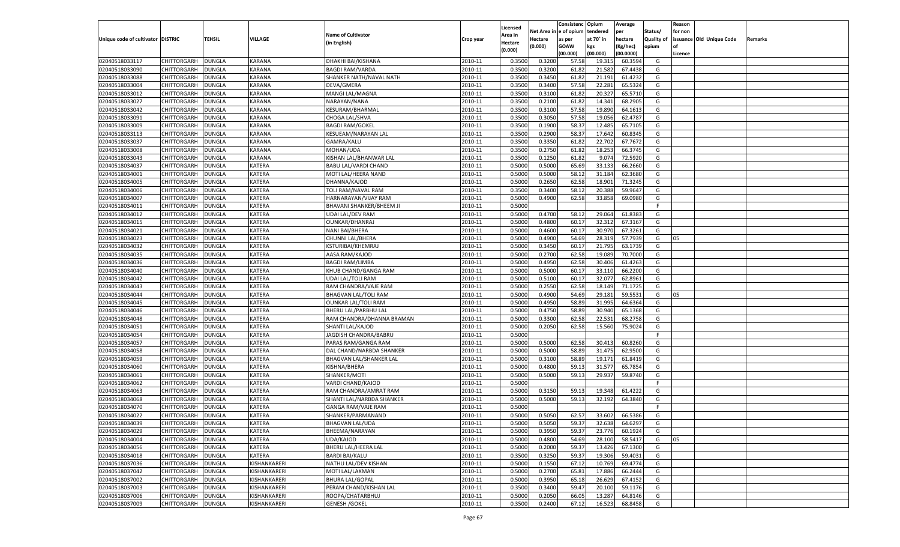| Unique code of cultivator | DISTRIC | TEHSIL | VILLAGE | Name of Cultivator (in English) | Crop year | Licensed Area in Hectare (0.000) | Net Area in Hectare (0.000) | Consistenc e of opium as per GOAW (00.000) | Opium tendered at 70˚ in kgs (00.000) | Average per hectare (Kg/hec) (00.0000) | Status/ Quality of opium | Reason for non issuance of Licence | Old Unique Code | Remarks |
|---|---|---|---|---|---|---|---|---|---|---|---|---|---|---|
| 02040518033117 | CHITTORGARH | DUNGLA | KARANA | DHAKHI BAI/KISHANA | 2010-11 | 0.3500 | 0.3200 | 57.58 | 19.315 | 60.3594 | G | | | |
| 02040518033090 | CHITTORGARH | DUNGLA | KARANA | BAGDI RAM/VARDA | 2010-11 | 0.3500 | 0.3200 | 61.82 | 21.582 | 67.4438 | G | | | |
| 02040518033088 | CHITTORGARH | DUNGLA | KARANA | SHANKER NATH/NAVAL NATH | 2010-11 | 0.3500 | 0.3450 | 61.82 | 21.191 | 61.4232 | G | | | |
| 02040518033004 | CHITTORGARH | DUNGLA | KARANA | DEVA/GMERA | 2010-11 | 0.3500 | 0.3400 | 57.58 | 22.281 | 65.5324 | G | | | |
| 02040518033012 | CHITTORGARH | DUNGLA | KARANA | MANGI LAL/MAGNA | 2010-11 | 0.3500 | 0.3100 | 61.82 | 20.327 | 65.5710 | G | | | |
| 02040518033027 | CHITTORGARH | DUNGLA | KARANA | NARAYAN/NANA | 2010-11 | 0.3500 | 0.2100 | 61.82 | 14.341 | 68.2905 | G | | | |
| 02040518033042 | CHITTORGARH | DUNGLA | KARANA | KESURAM/BHARMAL | 2010-11 | 0.3500 | 0.3100 | 57.58 | 19.890 | 64.1613 | G | | | |
| 02040518033091 | CHITTORGARH | DUNGLA | KARANA | CHOGA LAL/SHVA | 2010-11 | 0.3500 | 0.3050 | 57.58 | 19.056 | 62.4787 | G | | | |
| 02040518033009 | CHITTORGARH | DUNGLA | KARANA | BAGDI RAM/GOKEL | 2010-11 | 0.3500 | 0.1900 | 58.37 | 12.485 | 65.7105 | G | | | |
| 02040518033113 | CHITTORGARH | DUNGLA | KARANA | KESUEAM/NARAYAN LAL | 2010-11 | 0.3500 | 0.2900 | 58.37 | 17.642 | 60.8345 | G | | | |
| 02040518033037 | CHITTORGARH | DUNGLA | KARANA | GAMRA/KALU | 2010-11 | 0.3500 | 0.3350 | 61.82 | 22.702 | 67.7672 | G | | | |
| 02040518033008 | CHITTORGARH | DUNGLA | KARANA | MOHAN/UDA | 2010-11 | 0.3500 | 0.2750 | 61.82 | 18.253 | 66.3745 | G | | | |
| 02040518033043 | CHITTORGARH | DUNGLA | KARANA | KISHAN LAL/BHANWAR LAL | 2010-11 | 0.3500 | 0.1250 | 61.82 | 9.074 | 72.5920 | G | | | |
| 02040518034037 | CHITTORGARH | DUNGLA | KATERA | BABU LAL/VARDI CHAND | 2010-11 | 0.5000 | 0.5000 | 65.69 | 33.133 | 66.2660 | G | | | |
| 02040518034001 | CHITTORGARH | DUNGLA | KATERA | MOTI LAL/HEERA NAND | 2010-11 | 0.5000 | 0.5000 | 58.12 | 31.184 | 62.3680 | G | | | |
| 02040518034005 | CHITTORGARH | DUNGLA | KATERA | DHANNA/KAJOD | 2010-11 | 0.5000 | 0.2650 | 62.58 | 18.901 | 71.3245 | G | | | |
| 02040518034006 | CHITTORGARH | DUNGLA | KATERA | TOLI RAM/NAVAL RAM | 2010-11 | 0.3500 | 0.3400 | 58.12 | 20.388 | 59.9647 | G | | | |
| 02040518034007 | CHITTORGARH | DUNGLA | KATERA | HARNARAYAN/VIJAY RAM | 2010-11 | 0.5000 | 0.4900 | 62.58 | 33.858 | 69.0980 | G | | | |
| 02040518034011 | CHITTORGARH | DUNGLA | KATERA | BHAVANI SHANKER/BHEEM JI | 2010-11 | 0.5000 | | | | | F | | | |
| 02040518034012 | CHITTORGARH | DUNGLA | KATERA | UDAI LAL/DEV RAM | 2010-11 | 0.5000 | 0.4700 | 58.12 | 29.064 | 61.8383 | G | | | |
| 02040518034015 | CHITTORGARH | DUNGLA | KATERA | OUNKAR/DHANRAJ | 2010-11 | 0.5000 | 0.4800 | 60.17 | 32.312 | 67.3167 | G | | | |
| 02040518034021 | CHITTORGARH | DUNGLA | KATERA | NANI BAI/BHERA | 2010-11 | 0.5000 | 0.4600 | 60.17 | 30.970 | 67.3261 | G | | | |
| 02040518034023 | CHITTORGARH | DUNGLA | KATERA | CHUNNI LAL/BHERA | 2010-11 | 0.5000 | 0.4900 | 54.69 | 28.319 | 57.7939 | G | 05 | | |
| 02040518034032 | CHITTORGARH | DUNGLA | KATERA | KSTURIBAI/KHEMRAJ | 2010-11 | 0.5000 | 0.3450 | 60.17 | 21.795 | 63.1739 | G | | | |
| 02040518034035 | CHITTORGARH | DUNGLA | KATERA | AASA RAM/KAJOD | 2010-11 | 0.5000 | 0.2700 | 62.58 | 19.089 | 70.7000 | G | | | |
| 02040518034036 | CHITTORGARH | DUNGLA | KATERA | BAGDI RAM/LIMBA | 2010-11 | 0.5000 | 0.4950 | 62.58 | 30.406 | 61.4263 | G | | | |
| 02040518034040 | CHITTORGARH | DUNGLA | KATERA | KHUB CHAND/GANGA RAM | 2010-11 | 0.5000 | 0.5000 | 60.17 | 33.110 | 66.2200 | G | | | |
| 02040518034042 | CHITTORGARH | DUNGLA | KATERA | UDAI LAL/TOLI RAM | 2010-11 | 0.5000 | 0.5100 | 60.17 | 32.077 | 62.8961 | G | | | |
| 02040518034043 | CHITTORGARH | DUNGLA | KATERA | RAM CHANDRA/VAJE RAM | 2010-11 | 0.5000 | 0.2550 | 62.58 | 18.149 | 71.1725 | G | | | |
| 02040518034044 | CHITTORGARH | DUNGLA | KATERA | BHAGVAN LAL/TOLI RAM | 2010-11 | 0.5000 | 0.4900 | 54.69 | 29.181 | 59.5531 | G | 05 | | |
| 02040518034045 | CHITTORGARH | DUNGLA | KATERA | OUNKAR LAL/TOLI RAM | 2010-11 | 0.5000 | 0.4950 | 58.89 | 31.995 | 64.6364 | G | | | |
| 02040518034046 | CHITTORGARH | DUNGLA | KATERA | BHERU LAL/PARBHU LAL | 2010-11 | 0.5000 | 0.4750 | 58.89 | 30.940 | 65.1368 | G | | | |
| 02040518034048 | CHITTORGARH | DUNGLA | KATERA | RAM CHANDRA/DHANNA BRAMAN | 2010-11 | 0.5000 | 0.3300 | 62.58 | 22.531 | 68.2758 | G | | | |
| 02040518034051 | CHITTORGARH | DUNGLA | KATERA | SHANTI LAL/KAJOD | 2010-11 | 0.5000 | 0.2050 | 62.58 | 15.560 | 75.9024 | G | | | |
| 02040518034054 | CHITTORGARH | DUNGLA | KATERA | JAGDISH CHANDRA/BABRU | 2010-11 | 0.5000 | | | | | F | | | |
| 02040518034057 | CHITTORGARH | DUNGLA | KATERA | PARAS RAM/GANGA RAM | 2010-11 | 0.5000 | 0.5000 | 62.58 | 30.413 | 60.8260 | G | | | |
| 02040518034058 | CHITTORGARH | DUNGLA | KATERA | DAL CHAND/NARBDA SHANKER | 2010-11 | 0.5000 | 0.5000 | 58.89 | 31.475 | 62.9500 | G | | | |
| 02040518034059 | CHITTORGARH | DUNGLA | KATERA | BHAGVAN LAL/SHANKER LAL | 2010-11 | 0.5000 | 0.3100 | 58.89 | 19.171 | 61.8419 | G | | | |
| 02040518034060 | CHITTORGARH | DUNGLA | KATERA | KISHNA/BHERA | 2010-11 | 0.5000 | 0.4800 | 59.13 | 31.577 | 65.7854 | G | | | |
| 02040518034061 | CHITTORGARH | DUNGLA | KATERA | SHANKER/MOTI | 2010-11 | 0.5000 | 0.5000 | 59.13 | 29.937 | 59.8740 | G | | | |
| 02040518034062 | CHITTORGARH | DUNGLA | KATERA | VARDI CHAND/KAJOD | 2010-11 | 0.5000 | | | | | F | | | |
| 02040518034063 | CHITTORGARH | DUNGLA | KATERA | RAM CHANDRA/AMRAT RAM | 2010-11 | 0.5000 | 0.3150 | 59.13 | 19.348 | 61.4222 | G | | | |
| 02040518034068 | CHITTORGARH | DUNGLA | KATERA | SHANTI LAL/NARBDA SHANKER | 2010-11 | 0.5000 | 0.5000 | 59.13 | 32.192 | 64.3840 | G | | | |
| 02040518034070 | CHITTORGARH | DUNGLA | KATERA | GANGA RAM/VAJE RAM | 2010-11 | 0.5000 | | | | | F | | | |
| 02040518034022 | CHITTORGARH | DUNGLA | KATERA | SHANKER/PARMANAND | 2010-11 | 0.5000 | 0.5050 | 62.57 | 33.602 | 66.5386 | G | | | |
| 02040518034039 | CHITTORGARH | DUNGLA | KATERA | BHAGVAN LAL/UDA | 2010-11 | 0.5000 | 0.5050 | 59.37 | 32.638 | 64.6297 | G | | | |
| 02040518034029 | CHITTORGARH | DUNGLA | KATERA | BHEEMA/NARAYAN | 2010-11 | 0.5000 | 0.3950 | 59.37 | 23.776 | 60.1924 | G | | | |
| 02040518034004 | CHITTORGARH | DUNGLA | KATERA | UDA/KAJOD | 2010-11 | 0.5000 | 0.4800 | 54.69 | 28.100 | 58.5417 | G | 05 | | |
| 02040518034056 | CHITTORGARH | DUNGLA | KATERA | BHERU LAL/HEERA LAL | 2010-11 | 0.5000 | 0.2000 | 59.37 | 13.426 | 67.1300 | G | | | |
| 02040518034018 | CHITTORGARH | DUNGLA | KATERA | BARDI BAI/KALU | 2010-11 | 0.3500 | 0.3250 | 59.37 | 19.306 | 59.4031 | G | | | |
| 02040518037036 | CHITTORGARH | DUNGLA | KISHANKARERI | NATHU LAL/DEV KISHAN | 2010-11 | 0.5000 | 0.1550 | 67.12 | 10.769 | 69.4774 | G | | | |
| 02040518037042 | CHITTORGARH | DUNGLA | KISHANKARERI | MOTI LAL/LAXMAN | 2010-11 | 0.5000 | 0.2700 | 65.81 | 17.886 | 66.2444 | G | | | |
| 02040518037002 | CHITTORGARH | DUNGLA | KISHANKARERI | BHURA LAL/GOPAL | 2010-11 | 0.5000 | 0.3950 | 65.18 | 26.629 | 67.4152 | G | | | |
| 02040518037003 | CHITTORGARH | DUNGLA | KISHANKARERI | PERAM CHAND/KISHAN LAL | 2010-11 | 0.3500 | 0.3400 | 59.47 | 20.100 | 59.1176 | G | | | |
| 02040518037006 | CHITTORGARH | DUNGLA | KISHANKARERI | ROOPA/CHATARBHUJ | 2010-11 | 0.5000 | 0.2050 | 66.05 | 13.287 | 64.8146 | G | | | |
| 02040518037009 | CHITTORGARH | DUNGLA | KISHANKARERI | GENESH /GOKEL | 2010-11 | 0.3500 | 0.2400 | 67.12 | 16.523 | 68.8458 | G | | | |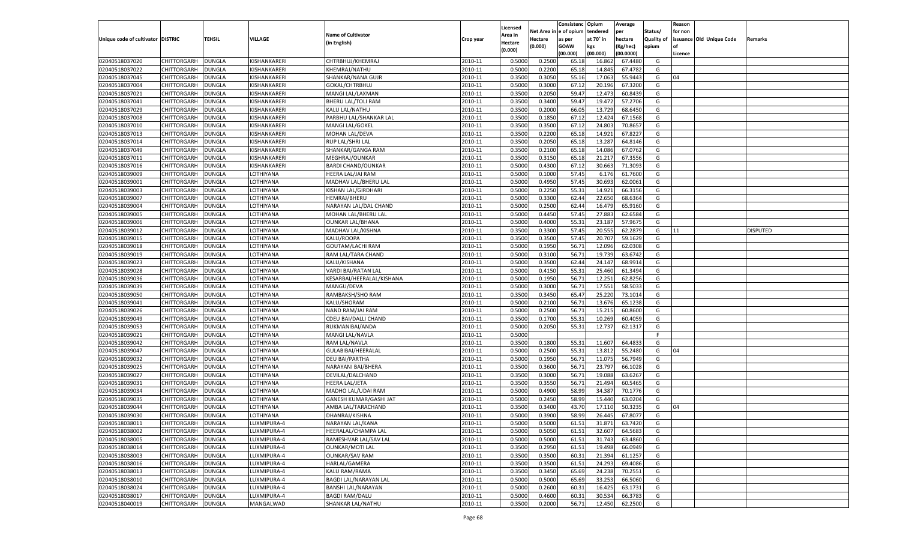| Unique code of cultivator | DISTRIC | TEHSIL | VILLAGE | Name of Cultivator (in English) | Crop year | Licensed Area in Hectare (0.000) | Net Area in Hectare (0.000) | Consistenc e of opium as per GOAW (00.000) | Opium tendered at 70° in kgs (00.000) | Average per hectare (Kg/hec) (00.0000) | Status/ Quality of opium | Reason for non issuance of Licence | Old Unique Code | Remarks |
|---|---|---|---|---|---|---|---|---|---|---|---|---|---|---|
| 02040518037020 | CHITTORGARH | DUNGLA | KISHANKARERI | CHTRBHUJ/KHEMRAJ | 2010-11 | 0.5000 | 0.2500 | 65.18 | 16.862 | 67.4480 | G | | | |
| 02040518037022 | CHITTORGARH | DUNGLA | KISHANKARERI | KHEMRAJ/NATHU | 2010-11 | 0.5000 | 0.2200 | 65.18 | 14.845 | 67.4782 | G | | | |
| 02040518037045 | CHITTORGARH | DUNGLA | KISHANKARERI | SHANKAR/NANA GUJR | 2010-11 | 0.3500 | 0.3050 | 55.16 | 17.063 | 55.9443 | G | 04 | | |
| 02040518037004 | CHITTORGARH | DUNGLA | KISHANKARERI | GOKAL/CHTRBHUJ | 2010-11 | 0.5000 | 0.3000 | 67.12 | 20.196 | 67.3200 | G | | | |
| 02040518037021 | CHITTORGARH | DUNGLA | KISHANKARERI | MANGI LAL/LAXMAN | 2010-11 | 0.3500 | 0.2050 | 59.47 | 12.473 | 60.8439 | G | | | |
| 02040518037041 | CHITTORGARH | DUNGLA | KISHANKARERI | BHERU LAL/TOLI RAM | 2010-11 | 0.3500 | 0.3400 | 59.47 | 19.472 | 57.2706 | G | | | |
| 02040518037029 | CHITTORGARH | DUNGLA | KISHANKARERI | KALU LAL/NATHU | 2010-11 | 0.3500 | 0.2000 | 66.05 | 13.729 | 68.6450 | G | | | |
| 02040518037008 | CHITTORGARH | DUNGLA | KISHANKARERI | PARBHU LAL/SHANKAR LAL | 2010-11 | 0.3500 | 0.1850 | 67.12 | 12.424 | 67.1568 | G | | | |
| 02040518037010 | CHITTORGARH | DUNGLA | KISHANKARERI | MANGI LAL/GOKEL | 2010-11 | 0.3500 | 0.3500 | 67.12 | 24.803 | 70.8657 | G | | | |
| 02040518037013 | CHITTORGARH | DUNGLA | KISHANKARERI | MOHAN LAL/DEVA | 2010-11 | 0.3500 | 0.2200 | 65.18 | 14.921 | 67.8227 | G | | | |
| 02040518037014 | CHITTORGARH | DUNGLA | KISHANKARERI | RUP LAL/SHRI LAL | 2010-11 | 0.3500 | 0.2050 | 65.18 | 13.287 | 64.8146 | G | | | |
| 02040518037049 | CHITTORGARH | DUNGLA | KISHANKARERI | SHANKAR/GANGA RAM | 2010-11 | 0.3500 | 0.2100 | 65.18 | 14.086 | 67.0762 | G | | | |
| 02040518037011 | CHITTORGARH | DUNGLA | KISHANKARERI | MEGHRAJ/OUNKAR | 2010-11 | 0.3500 | 0.3150 | 65.18 | 21.217 | 67.3556 | G | | | |
| 02040518037016 | CHITTORGARH | DUNGLA | KISHANKARERI | BARDI CHAND/OUNKAR | 2010-11 | 0.5000 | 0.4300 | 67.12 | 30.663 | 71.3093 | G | | | |
| 02040518039009 | CHITTORGARH | DUNGLA | LOTHIYANA | HEERA LAL/JAI RAM | 2010-11 | 0.5000 | 0.1000 | 57.45 | 6.176 | 61.7600 | G | | | |
| 02040518039001 | CHITTORGARH | DUNGLA | LOTHIYANA | MADHAV LAL/BHERU LAL | 2010-11 | 0.5000 | 0.4950 | 57.45 | 30.693 | 62.0061 | G | | | |
| 02040518039003 | CHITTORGARH | DUNGLA | LOTHIYANA | KISHAN LAL/GIRDHARI | 2010-11 | 0.5000 | 0.2250 | 55.31 | 14.921 | 66.3156 | G | | | |
| 02040518039007 | CHITTORGARH | DUNGLA | LOTHIYANA | HEMRAJ/BHERU | 2010-11 | 0.5000 | 0.3300 | 62.44 | 22.650 | 68.6364 | G | | | |
| 02040518039004 | CHITTORGARH | DUNGLA | LOTHIYANA | NARAYAN LAL/DAL CHAND | 2010-11 | 0.5000 | 0.2500 | 62.44 | 16.479 | 65.9160 | G | | | |
| 02040518039005 | CHITTORGARH | DUNGLA | LOTHIYANA | MOHAN LAL/BHERU LAL | 2010-11 | 0.5000 | 0.4450 | 57.45 | 27.883 | 62.6584 | G | | | |
| 02040518039006 | CHITTORGARH | DUNGLA | LOTHIYANA | OUNKAR LAL/BHANA | 2010-11 | 0.5000 | 0.4000 | 55.31 | 23.187 | 57.9675 | G | | | |
| 02040518039012 | CHITTORGARH | DUNGLA | LOTHIYANA | MADHAV LAL/KISHNA | 2010-11 | 0.3500 | 0.3300 | 57.45 | 20.555 | 62.2879 | G | 11 | | DISPUTED |
| 02040518039015 | CHITTORGARH | DUNGLA | LOTHIYANA | KALU/ROOPA | 2010-11 | 0.3500 | 0.3500 | 57.45 | 20.707 | 59.1629 | G | | | |
| 02040518039018 | CHITTORGARH | DUNGLA | LOTHIYANA | GOUTAM/LACHI RAM | 2010-11 | 0.5000 | 0.1950 | 56.71 | 12.096 | 62.0308 | G | | | |
| 02040518039019 | CHITTORGARH | DUNGLA | LOTHIYANA | RAM LAL/TARA CHAND | 2010-11 | 0.5000 | 0.3100 | 56.71 | 19.739 | 63.6742 | G | | | |
| 02040518039023 | CHITTORGARH | DUNGLA | LOTHIYANA | KALU/KISHANA | 2010-11 | 0.5000 | 0.3500 | 62.44 | 24.147 | 68.9914 | G | | | |
| 02040518039028 | CHITTORGARH | DUNGLA | LOTHIYANA | VARDI BAI/RATAN LAL | 2010-11 | 0.5000 | 0.4150 | 55.31 | 25.460 | 61.3494 | G | | | |
| 02040518039036 | CHITTORGARH | DUNGLA | LOTHIYANA | KESARBAI/HEERALAL/KISHANA | 2010-11 | 0.5000 | 0.1950 | 56.71 | 12.251 | 62.8256 | G | | | |
| 02040518039039 | CHITTORGARH | DUNGLA | LOTHIYANA | MANGU/DEVA | 2010-11 | 0.5000 | 0.3000 | 56.71 | 17.551 | 58.5033 | G | | | |
| 02040518039050 | CHITTORGARH | DUNGLA | LOTHIYANA | RAMBAKSH/SHO RAM | 2010-11 | 0.3500 | 0.3450 | 65.47 | 25.220 | 73.1014 | G | | | |
| 02040518039041 | CHITTORGARH | DUNGLA | LOTHIYANA | KALU/SHORAM | 2010-11 | 0.5000 | 0.2100 | 56.71 | 13.676 | 65.1238 | G | | | |
| 02040518039026 | CHITTORGARH | DUNGLA | LOTHIYANA | NAND RAM/JAI RAM | 2010-11 | 0.5000 | 0.2500 | 56.71 | 15.215 | 60.8600 | G | | | |
| 02040518039049 | CHITTORGARH | DUNGLA | LOTHIYANA | CDEU BAI/DALLI CHAND | 2010-11 | 0.3500 | 0.1700 | 55.31 | 10.269 | 60.4059 | G | | | |
| 02040518039053 | CHITTORGARH | DUNGLA | LOTHIYANA | RUKMANIBAI/ANDA | 2010-11 | 0.5000 | 0.2050 | 55.31 | 12.737 | 62.1317 | G | | | |
| 02040518039021 | CHITTORGARH | DUNGLA | LOTHIYANA | MANGI LAL/NAVLA | 2010-11 | 0.5000 | | | | | F | | | |
| 02040518039042 | CHITTORGARH | DUNGLA | LOTHIYANA | RAM LAL/NAVLA | 2010-11 | 0.3500 | 0.1800 | 55.31 | 11.607 | 64.4833 | G | | | |
| 02040518039047 | CHITTORGARH | DUNGLA | LOTHIYANA | GULABIBAI/HEERALAL | 2010-11 | 0.5000 | 0.2500 | 55.31 | 13.812 | 55.2480 | G | 04 | | |
| 02040518039032 | CHITTORGARH | DUNGLA | LOTHIYANA | DEU BAI/PARTHA | 2010-11 | 0.5000 | 0.1950 | 56.71 | 11.075 | 56.7949 | G | | | |
| 02040518039025 | CHITTORGARH | DUNGLA | LOTHIYANA | NARAYANI BAI/BHERA | 2010-11 | 0.3500 | 0.3600 | 56.71 | 23.797 | 66.1028 | G | | | |
| 02040518039027 | CHITTORGARH | DUNGLA | LOTHIYANA | DEVILAL/DALCHAND | 2010-11 | 0.3500 | 0.3000 | 56.71 | 19.088 | 63.6267 | G | | | |
| 02040518039031 | CHITTORGARH | DUNGLA | LOTHIYANA | HEERA LAL/JETA | 2010-11 | 0.3500 | 0.3550 | 56.71 | 21.494 | 60.5465 | G | | | |
| 02040518039034 | CHITTORGARH | DUNGLA | LOTHIYANA | MADHO LAL/UDAI RAM | 2010-11 | 0.5000 | 0.4900 | 58.99 | 34.387 | 70.1776 | G | | | |
| 02040518039035 | CHITTORGARH | DUNGLA | LOTHIYANA | GANESH KUMAR/GASHI JAT | 2010-11 | 0.5000 | 0.2450 | 58.99 | 15.440 | 63.0204 | G | | | |
| 02040518039044 | CHITTORGARH | DUNGLA | LOTHIYANA | AMBA LAL/TARACHAND | 2010-11 | 0.3500 | 0.3400 | 43.70 | 17.110 | 50.3235 | G | 04 | | |
| 02040518039030 | CHITTORGARH | DUNGLA | LOTHIYANA | DHANRAJ/KISHNA | 2010-11 | 0.5000 | 0.3900 | 58.99 | 26.445 | 67.8077 | G | | | |
| 02040518038011 | CHITTORGARH | DUNGLA | LUXMIPURA-4 | NARAYAN LAL/KANA | 2010-11 | 0.5000 | 0.5000 | 61.51 | 31.871 | 63.7420 | G | | | |
| 02040518038002 | CHITTORGARH | DUNGLA | LUXMIPURA-4 | HEERALAL/CHAMPA LAL | 2010-11 | 0.5000 | 0.5050 | 61.51 | 32.607 | 64.5683 | G | | | |
| 02040518038005 | CHITTORGARH | DUNGLA | LUXMIPURA-4 | RAMESHVAR LAL/SAV LAL | 2010-11 | 0.5000 | 0.5000 | 61.51 | 31.743 | 63.4860 | G | | | |
| 02040518038014 | CHITTORGARH | DUNGLA | LUXMIPURA-4 | OUNKAR/MOTI LAL | 2010-11 | 0.3500 | 0.2950 | 61.51 | 19.498 | 66.0949 | G | | | |
| 02040518038003 | CHITTORGARH | DUNGLA | LUXMIPURA-4 | OUNKAR/SAV RAM | 2010-11 | 0.3500 | 0.3500 | 60.31 | 21.394 | 61.1257 | G | | | |
| 02040518038016 | CHITTORGARH | DUNGLA | LUXMIPURA-4 | HARLAL/GAMERA | 2010-11 | 0.3500 | 0.3500 | 61.51 | 24.293 | 69.4086 | G | | | |
| 02040518038013 | CHITTORGARH | DUNGLA | LUXMIPURA-4 | KALU RAM/RAMA | 2010-11 | 0.3500 | 0.3450 | 65.69 | 24.238 | 70.2551 | G | | | |
| 02040518038010 | CHITTORGARH | DUNGLA | LUXMIPURA-4 | BAGDI LAL/NARAYAN LAL | 2010-11 | 0.5000 | 0.5000 | 65.69 | 33.253 | 66.5060 | G | | | |
| 02040518038024 | CHITTORGARH | DUNGLA | LUXMIPURA-4 | BANSHI LAL/NARAYAN | 2010-11 | 0.5000 | 0.2600 | 60.31 | 16.425 | 63.1731 | G | | | |
| 02040518038017 | CHITTORGARH | DUNGLA | LUXMIPURA-4 | BAGDI RAM/DALU | 2010-11 | 0.5000 | 0.4600 | 60.31 | 30.534 | 66.3783 | G | | | |
| 02040518040019 | CHITTORGARH | DUNGLA | MANGALWAD | SHANKAR LAL/NATHU | 2010-11 | 0.3500 | 0.2000 | 56.71 | 12.450 | 62.2500 | G | | | |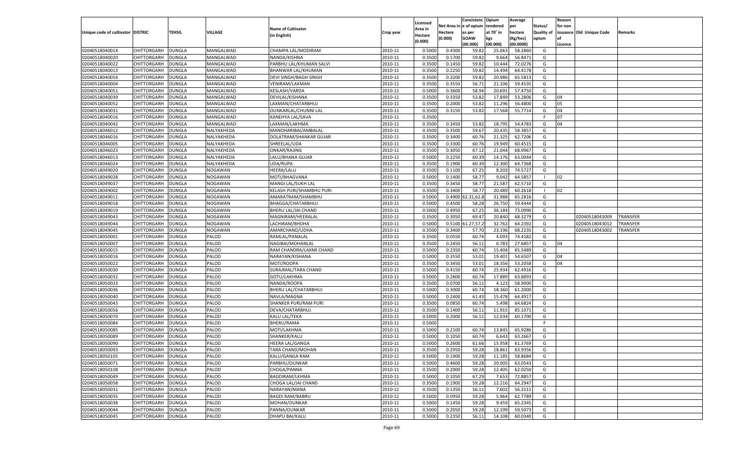| Unique code of cultivator | DISTRIC | TEHSIL | VILLAGE | Name of Cultivator (in English) | Crop year | Licensed Area in Hectare (0.000) | Net Area in Hectare (0.000) | Consistence of opium as per GOAW (00.000) | Opium tendered at 70° in kgs (00.000) | Average per hectare (Kg/hec) (00.0000) | Status/ Quality of opium | Reason for non issuance of Licence | Old Unique Code | Remarks |
|---|---|---|---|---|---|---|---|---|---|---|---|---|---|---|
| 02040518040014 | CHITTORGARH | DUNGLA | MANGALWAD | CHAMPA LAL/MODIRAM | 2010-11 | 0.5000 | 0.4300 | 59.82 | 25.063 | 58.2860 | G | | | |
| 02040518040020 | CHITTORGARH | DUNGLA | MANGALWAD | NANDA/KISHNA | 2010-11 | 0.3500 | 0.1700 | 59.82 | 9.664 | 56.8471 | G | | | |
| 02040518040022 | CHITTORGARH | DUNGLA | MANGALWAD | PARBHU LAL/KHUMAN SALVI | 2010-11 | 0.3500 | 0.1450 | 59.82 | 10.444 | 72.0276 | G | | | |
| 02040518040013 | CHITTORGARH | DUNGLA | MANGALWAD | BHANWAR LAL/KHUMAN | 2010-11 | 0.3500 | 0.2250 | 59.82 | 14.494 | 64.4178 | G | | | |
| 02040518040054 | CHITTORGARH | DUNGLA | MANGALWAD | DEVI SINGH/BAGH SINGH | 2010-11 | 0.3500 | 0.3200 | 59.82 | 20.986 | 65.5813 | G | | | |
| 02040518040004 | CHITTORGARH | DUNGLA | MANGALWAD | VENIRAM/LAXMAN | 2010-11 | 0.3500 | 0.3550 | 56.71 | 21.106 | 59.4535 | G | | | |
| 02040518040051 | CHITTORGARH | DUNGLA | MANGALWAD | KESLASH/VARDA | 2010-11 | 0.5000 | 0.3600 | 58.94 | 20.691 | 57.4750 | G | | | |
| 02040518040039 | CHITTORGARH | DUNGLA | MANGALWAD | DEVILAL/KISHANA | 2010-11 | 0.3500 | 0.3350 | 53.82 | 17.849 | 53.2806 | G | 04 | | |
| 02040518040052 | CHITTORGARH | DUNGLA | MANGALWAD | LAXMAN/CHATARBHUJ | 2010-11 | 0.3500 | 0.2000 | 53.82 | 11.296 | 56.4800 | G | 05 | | |
| 02040518040031 | CHITTORGARH | DUNGLA | MANGALWAD | OUNKARLAL/CHUNNI LAL | 2010-11 | 0.3500 | 0.3150 | 53.82 | 17.568 | 55.7714 | G | 04 | | |
| 02040518040016 | CHITTORGARH | DUNGLA | MANGALWAD | KANEHYA LAL/SAVA | 2010-11 | 0.3500 | | | | | F | 07 | | |
| 02040518040042 | CHITTORGARH | DUNGLA | MANGALWAD | LAXMAN/LAKHMA | 2010-11 | 0.3500 | 0.3450 | 53.82 | 18.795 | 54.4783 | G | 04 | | |
| 02040518046012 | CHITTORGARH | DUNGLA | NALYAKHEDA | MANOHARIBAI/AMBALAL | 2010-11 | 0.3500 | 0.3500 | 59.67 | 20.435 | 58.3857 | G | | | |
| 02040518046016 | CHITTORGARH | DUNGLA | NALYAKHEDA | DOLATRAM/SHANKAR GUJAR | 2010-11 | 0.3500 | 0.3400 | 60.76 | 21.325 | 62.7206 | G | | | |
| 02040518046005 | CHITTORGARH | DUNGLA | NALYAKHEDA | SHREELAL/UDA | 2010-11 | 0.3500 | 0.3300 | 60.76 | 19.949 | 60.4515 | G | | | |
| 02040518046023 | CHITTORGARH | DUNGLA | NALYAKHEDA | ONKAR/RAJING | 2010-11 | 0.3500 | 0.3050 | 67.12 | 21.044 | 68.9967 | G | | | |
| 02040518046013 | CHITTORGARH | DUNGLA | NALYAKHEDA | LALU/BHANA GUJAR | 2010-11 | 0.5000 | 0.2250 | 60.39 | 14.176 | 63.0044 | G | | | |
| 02040518046024 | CHITTORGARH | DUNGLA | NALYAKHEDA | UDA/RUPA | 2010-11 | 0.3500 | 0.1900 | 60.39 | 12.300 | 64.7368 | G | | | |
| 02040518049020 | CHITTORGARH | DUNGLA | NOGAWAN | HEERA/LALU | 2010-11 | 0.3500 | 0.1100 | 67.25 | 8.203 | 74.5727 | G | | | |
| 02040518049028 | CHITTORGARH | DUNGLA | NOGAWAN | MOTI/BHAGVANA | 2010-11 | 0.5000 | 0.1400 | 58.77 | 9.042 | 64.5857 | I | 02 | | |
| 02040518049037 | CHITTORGARH | DUNGLA | NOGAWAN | MANGI LAL/SUKH LAL | 2010-11 | 0.3500 | 0.3450 | 58.77 | 21.587 | 62.5710 | G | | | |
| 02040518049002 | CHITTORGARH | DUNGLA | NOGAWAN | KELASH PURI/SHAMBHU PURI | 2010-11 | 0.3500 | 0.3400 | 58.77 | 20.489 | 60.2618 | I | 02 | | |
| 02040518049011 | CHITTORGARH | DUNGLA | NOGAWAN | AMARATRAM/SHAMBHU | 2010-11 | 0.5000 | 0.4900 | 62.31,62.8 | 31.988 | 65.2816 | G | | | |
| 02040518049018 | CHITTORGARH | DUNGLA | NOGAWAN | BHAGGA/CHATARBHUJ | 2010-11 | 0.5000 | 0.4500 | 58.28 | 26.750 | 59.4444 | G | | | |
| 02040518049019 | CHITTORGARH | DUNGLA | NOGAWAN | BHERU LAL/JAI CHAND | 2010-11 | 0.5000 | 0.4950 | 67.25 | 36.184 | 73.0990 | G | | | |
| 02040518049043 | CHITTORGARH | DUNGLA | NOGAWAN | MAGNIRAM/HEERALAL | 2010-11 | 0.3500 | 0.3050 | 69.47 | 20.840 | 68.3279 | G | | 02040518043009 | TRANSFER |
| 02040518049044 | CHITTORGARH | DUNGLA | NOGAWAN | LACHIRAM/BHDHA | 2010-11 | 0.5000 | 0.5100 | 61.27,57.2 | 32.762 | 64.2392 | G | | 02040518043012 | TRANSFER |
| 02040518049045 | CHITTORGARH | DUNGLA | NOGAWAN | AMARCHAND/UDHA | 2010-11 | 0.3500 | 0.3400 | 57.70 | 23.196 | 68.2235 | G | | 02040518043002 | TRANSFER |
| 02040518050001 | CHITTORGARH | DUNGLA | PALOD | RAMLAL/PANALAL | 2010-11 | 0.3500 | 0.0550 | 60.74 | 4.093 | 74.4182 | G | | | |
| 02040518050007 | CHITTORGARH | DUNGLA | PALOD | NAGIBAI/MOHANLAL | 2010-11 | 0.3500 | 0.2450 | 56.11 | 6.783 | 27.6857 | G | 04 | | |
| 02040518050015 | CHITTORGARH | DUNGLA | PALOD | RAM CHANDRA/LAXMI CHAND | 2010-11 | 0.5000 | 0.2350 | 60.74 | 15.404 | 65.5489 | G | | | |
| 02040518050016 | CHITTORGARH | DUNGLA | PALOD | NARAYAN/KISHANA | 2010-11 | 0.5000 | 0.3550 | 53.01 | 19.401 | 54.6507 | G | 04 | | |
| 02040518050022 | CHITTORGARH | DUNGLA | PALOD | MOTI/ROOPA | 2010-11 | 0.3500 | 0.3450 | 53.01 | 18.356 | 53.2058 | G | 04 | | |
| 02040518050030 | CHITTORGARH | DUNGLA | PALOD | SURAJMAL/TARA CHAND | 2010-11 | 0.5000 | 0.4150 | 60.74 | 25.934 | 62.4916 | G | | | |
| 02040518050032 | CHITTORGARH | DUNGLA | PALOD | GOTU/LAKHMA | 2010-11 | 0.5000 | 0.2800 | 60.74 | 17.889 | 63.8893 | G | | | |
| 02040518050033 | CHITTORGARH | DUNGLA | PALOD | NANDA/ROOPA | 2010-11 | 0.3500 | 0.0700 | 56.11 | 4.123 | 58.9000 | G | | | |
| 02040518050036 | CHITTORGARH | DUNGLA | PALOD | BHERU LAL/CHATARBHUJ | 2010-11 | 0.5000 | 0.3000 | 60.74 | 18.360 | 61.2000 | G | | | |
| 02040518050040 | CHITTORGARH | DUNGLA | PALOD | NAVLA/MAGNA | 2010-11 | 0.5000 | 0.2400 | 61.43 | 15.478 | 64.4917 | G | | | |
| 02040518050043 | CHITTORGARH | DUNGLA | PALOD | SHANKER PURI/RAM PURI | 2010-11 | 0.3500 | 0.0850 | 60.74 | 5.498 | 64.6824 | G | | | |
| 02040518050056 | CHITTORGARH | DUNGLA | PALOD | DEVA/CHATARBHUJ | 2010-11 | 0.3500 | 0.1400 | 56.11 | 11.915 | 85.1071 | G | | | |
| 02040518050070 | CHITTORGARH | DUNGLA | PALOD | KALU LAL/TEKA | 2010-11 | 0.5000 | 0.2000 | 56.11 | 12.034 | 60.1700 | G | | | |
| 02040518050084 | CHITTORGARH | DUNGLA | PALOD | BHERU/RAMA | 2010-11 | 0.5000 | | | | | F | | | |
| 02040518050085 | CHITTORGARH | DUNGLA | PALOD | MOTI/LAKHMA | 2010-11 | 0.5000 | 0.2100 | 60.74 | 13.845 | 65.9286 | G | | | |
| 02040518050089 | CHITTORGARH | DUNGLA | PALOD | SHANKER/KALU | 2010-11 | 0.5000 | 0.1050 | 60.74 | 6.643 | 63.2667 | G | | | |
| 02040518050090 | CHITTORGARH | DUNGLA | PALOD | HEERA LAL/GANGA | 2010-11 | 0.5000 | 0.2600 | 61.66 | 15.958 | 61.3769 | G | | | |
| 02040518050093 | CHITTORGARH | DUNGLA | PALOD | TARA CHAND/MOHAN | 2010-11 | 0.3500 | 0.2950 | 59.28 | 18.861 | 63.9356 | G | | | |
| 02040518050105 | CHITTORGARH | DUNGLA | PALOD | KALU/GANGA RAM | 2010-11 | 0.5000 | 0.1900 | 59.28 | 11.185 | 58.8684 | G | | | |
| 02040518050071 | CHITTORGARH | DUNGLA | PALOD | PARBHU/OUNKAR | 2010-11 | 0.5000 | 0.4600 | 59.28 | 29.005 | 63.0543 | G | | | |
| 02040518050108 | CHITTORGARH | DUNGLA | PALOD | CHOGA/PANNA | 2010-11 | 0.3500 | 0.2000 | 59.28 | 12.405 | 62.0250 | G | | | |
| 02040518050049 | CHITTORGARH | DUNGLA | PALOD | BAGDIRAM/LKHMA | 2010-11 | 0.5000 | 0.1050 | 67.29 | 7.653 | 72.8857 | G | | | |
| 02040518050058 | CHITTORGARH | DUNGLA | PALOD | CHOGA LAL/JAI CHAND | 2010-11 | 0.3500 | 0.1900 | 59.28 | 12.216 | 64.2947 | G | | | |
| 02040518050031 | CHITTORGARH | DUNGLA | PALOD | NARAYAN/MANA | 2010-11 | 0.3500 | 0.1350 | 56.11 | 7.602 | 56.3111 | G | | | |
| 02040518050035 | CHITTORGARH | DUNGLA | PALOD | BAGDI RAM/BABRU | 2010-11 | 0.5000 | 0.0950 | 59.28 | 5.964 | 62.7789 | G | | | |
| 02040518050038 | CHITTORGARH | DUNGLA | PALOD | MOHAN/OUNKAR | 2010-11 | 0.5000 | 0.1450 | 59.28 | 9.459 | 65.2345 | G | | | |
| 02040518050044 | CHITTORGARH | DUNGLA | PALOD | PANNA/OUNKAR | 2010-11 | 0.5000 | 0.2050 | 59.28 | 12.199 | 59.5073 | G | | | |
| 02040518050045 | CHITTORGARH | DUNGLA | PALOD | DHAPU BAI/KALU | 2010-11 | 0.5000 | 0.2350 | 56.11 | 14.108 | 60.0340 | G | | | |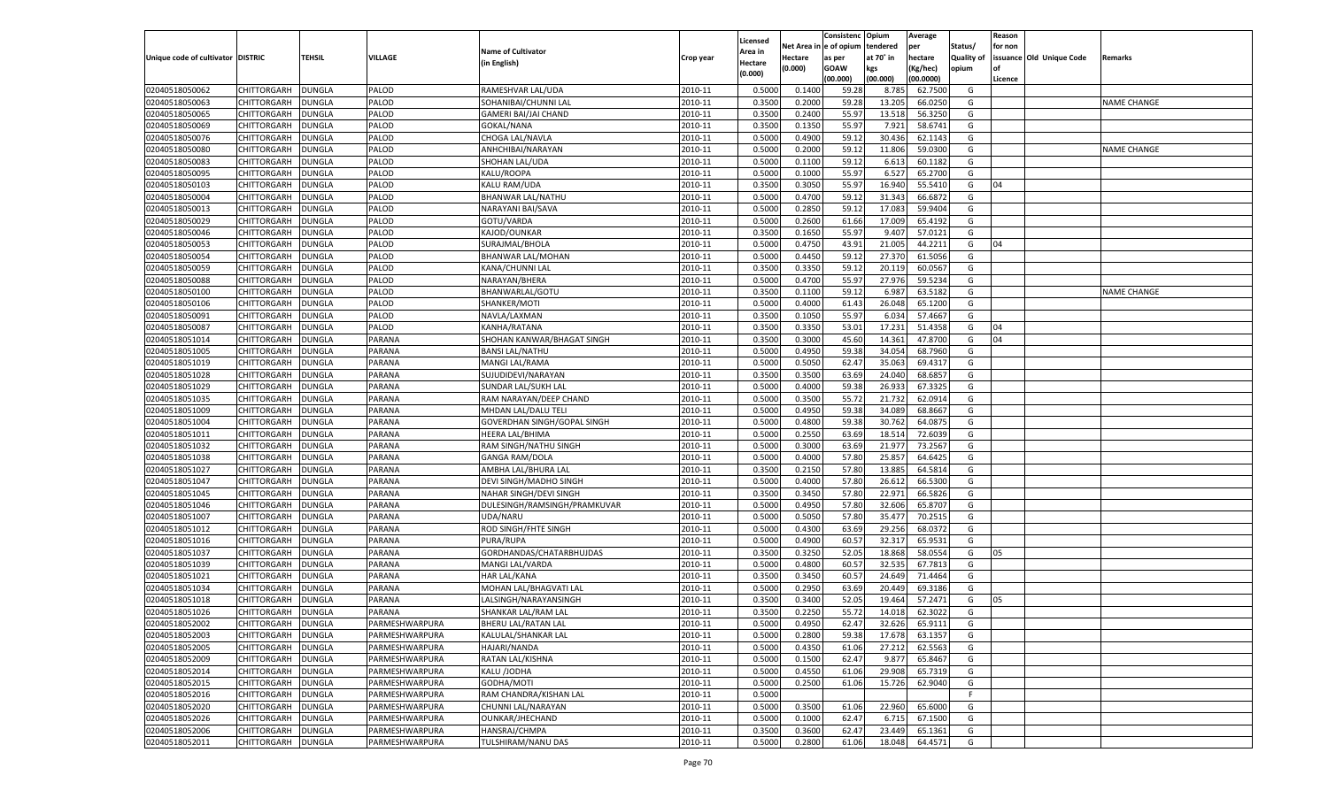| Unique code of cultivator | DISTRIC | TEHSIL | VILLAGE | Name of Cultivator (in English) | Crop year | Licensed Area in Hectare (0.000) | Net Area in Hectare (0.000) | Consistence of opium as per GOAW (00.000) | Opium tendered at 70° in kgs (00.000) | Average per hectare (Kg/hec) (00.0000) | Status/ Quality of opium | Reason for non issuance of Licence | Old Unique Code | Remarks |
|---|---|---|---|---|---|---|---|---|---|---|---|---|---|---|
| 02040518050062 | CHITTORGARH | DUNGLA | PALOD | RAMESHVAR LAL/UDA | 2010-11 | 0.5000 | 0.1400 | 59.28 | 8.785 | 62.7500 | G | | | |
| 02040518050063 | CHITTORGARH | DUNGLA | PALOD | SOHANIBAI/CHUNNI LAL | 2010-11 | 0.3500 | 0.2000 | 59.28 | 13.205 | 66.0250 | G | | | NAME CHANGE |
| 02040518050065 | CHITTORGARH | DUNGLA | PALOD | GAMERI BAI/JAI CHAND | 2010-11 | 0.3500 | 0.2400 | 55.97 | 13.518 | 56.3250 | G | | | |
| 02040518050069 | CHITTORGARH | DUNGLA | PALOD | GOKAL/NANA | 2010-11 | 0.3500 | 0.1350 | 55.97 | 7.921 | 58.6741 | G | | | |
| 02040518050076 | CHITTORGARH | DUNGLA | PALOD | CHOGA LAL/NAVLA | 2010-11 | 0.5000 | 0.4900 | 59.12 | 30.436 | 62.1143 | G | | | |
| 02040518050080 | CHITTORGARH | DUNGLA | PALOD | ANHCHIBAI/NARAYAN | 2010-11 | 0.5000 | 0.2000 | 59.12 | 11.806 | 59.0300 | G | | | NAME CHANGE |
| 02040518050083 | CHITTORGARH | DUNGLA | PALOD | SHOHAN LAL/UDA | 2010-11 | 0.5000 | 0.1100 | 59.12 | 6.613 | 60.1182 | G | | | |
| 02040518050095 | CHITTORGARH | DUNGLA | PALOD | KALU/ROOPA | 2010-11 | 0.5000 | 0.1000 | 55.97 | 6.527 | 65.2700 | G | | | |
| 02040518050103 | CHITTORGARH | DUNGLA | PALOD | KALU RAM/UDA | 2010-11 | 0.3500 | 0.3050 | 55.97 | 16.940 | 55.5410 | G | 04 | | |
| 02040518050004 | CHITTORGARH | DUNGLA | PALOD | BHANWAR LAL/NATHU | 2010-11 | 0.5000 | 0.4700 | 59.12 | 31.343 | 66.6872 | G | | | |
| 02040518050013 | CHITTORGARH | DUNGLA | PALOD | NARAYANI BAI/SAVA | 2010-11 | 0.5000 | 0.2850 | 59.12 | 17.083 | 59.9404 | G | | | |
| 02040518050029 | CHITTORGARH | DUNGLA | PALOD | GOTU/VARDA | 2010-11 | 0.5000 | 0.2600 | 61.66 | 17.009 | 65.4192 | G | | | |
| 02040518050046 | CHITTORGARH | DUNGLA | PALOD | KAJOD/OUNKAR | 2010-11 | 0.3500 | 0.1650 | 55.97 | 9.407 | 57.0121 | G | | | |
| 02040518050053 | CHITTORGARH | DUNGLA | PALOD | SURAJMAL/BHOLA | 2010-11 | 0.5000 | 0.4750 | 43.91 | 21.005 | 44.2211 | G | 04 | | |
| 02040518050054 | CHITTORGARH | DUNGLA | PALOD | BHANWAR LAL/MOHAN | 2010-11 | 0.5000 | 0.4450 | 59.12 | 27.370 | 61.5056 | G | | | |
| 02040518050059 | CHITTORGARH | DUNGLA | PALOD | KANA/CHUNNI LAL | 2010-11 | 0.3500 | 0.3350 | 59.12 | 20.119 | 60.0567 | G | | | |
| 02040518050088 | CHITTORGARH | DUNGLA | PALOD | NARAYAN/BHERA | 2010-11 | 0.5000 | 0.4700 | 55.97 | 27.976 | 59.5234 | G | | | |
| 02040518050100 | CHITTORGARH | DUNGLA | PALOD | BHANWARLAL/GOTU | 2010-11 | 0.3500 | 0.1100 | 59.12 | 6.987 | 63.5182 | G | | | NAME CHANGE |
| 02040518050106 | CHITTORGARH | DUNGLA | PALOD | SHANKER/MOTI | 2010-11 | 0.5000 | 0.4000 | 61.43 | 26.048 | 65.1200 | G | | | |
| 02040518050091 | CHITTORGARH | DUNGLA | PALOD | NAVLA/LAXMAN | 2010-11 | 0.3500 | 0.1050 | 55.97 | 6.034 | 57.4667 | G | | | |
| 02040518050087 | CHITTORGARH | DUNGLA | PALOD | KANHA/RATANA | 2010-11 | 0.3500 | 0.3350 | 53.01 | 17.231 | 51.4358 | G | 04 | | |
| 02040518051014 | CHITTORGARH | DUNGLA | PARANA | SHOHAN KANWAR/BHAGAT SINGH | 2010-11 | 0.3500 | 0.3000 | 45.60 | 14.361 | 47.8700 | G | 04 | | |
| 02040518051005 | CHITTORGARH | DUNGLA | PARANA | BANSI LAL/NATHU | 2010-11 | 0.5000 | 0.4950 | 59.38 | 34.054 | 68.7960 | G | | | |
| 02040518051019 | CHITTORGARH | DUNGLA | PARANA | MANGI LAL/RAMA | 2010-11 | 0.5000 | 0.5050 | 62.47 | 35.063 | 69.4317 | G | | | |
| 02040518051028 | CHITTORGARH | DUNGLA | PARANA | SUJUDIDEVI/NARAYAN | 2010-11 | 0.3500 | 0.3500 | 63.69 | 24.040 | 68.6857 | G | | | |
| 02040518051029 | CHITTORGARH | DUNGLA | PARANA | SUNDAR LAL/SUKH LAL | 2010-11 | 0.5000 | 0.4000 | 59.38 | 26.933 | 67.3325 | G | | | |
| 02040518051035 | CHITTORGARH | DUNGLA | PARANA | RAM NARAYAN/DEEP CHAND | 2010-11 | 0.5000 | 0.3500 | 55.72 | 21.732 | 62.0914 | G | | | |
| 02040518051009 | CHITTORGARH | DUNGLA | PARANA | MHDAN LAL/DALU TELI | 2010-11 | 0.5000 | 0.4950 | 59.38 | 34.089 | 68.8667 | G | | | |
| 02040518051004 | CHITTORGARH | DUNGLA | PARANA | GOVERDHAN SINGH/GOPAL SINGH | 2010-11 | 0.5000 | 0.4800 | 59.38 | 30.762 | 64.0875 | G | | | |
| 02040518051011 | CHITTORGARH | DUNGLA | PARANA | HEERA LAL/BHIMA | 2010-11 | 0.5000 | 0.2550 | 63.69 | 18.514 | 72.6039 | G | | | |
| 02040518051032 | CHITTORGARH | DUNGLA | PARANA | RAM SINGH/NATHU SINGH | 2010-11 | 0.5000 | 0.3000 | 63.69 | 21.977 | 73.2567 | G | | | |
| 02040518051038 | CHITTORGARH | DUNGLA | PARANA | GANGA RAM/DOLA | 2010-11 | 0.5000 | 0.4000 | 57.80 | 25.857 | 64.6425 | G | | | |
| 02040518051027 | CHITTORGARH | DUNGLA | PARANA | AMBHA LAL/BHURA LAL | 2010-11 | 0.3500 | 0.2150 | 57.80 | 13.885 | 64.5814 | G | | | |
| 02040518051047 | CHITTORGARH | DUNGLA | PARANA | DEVI SINGH/MADHO SINGH | 2010-11 | 0.5000 | 0.4000 | 57.80 | 26.612 | 66.5300 | G | | | |
| 02040518051045 | CHITTORGARH | DUNGLA | PARANA | NAHAR SINGH/DEVI SINGH | 2010-11 | 0.3500 | 0.3450 | 57.80 | 22.971 | 66.5826 | G | | | |
| 02040518051046 | CHITTORGARH | DUNGLA | PARANA | DULESINGH/RAMSINGH/PRAMKUVAR | 2010-11 | 0.5000 | 0.4950 | 57.80 | 32.606 | 65.8707 | G | | | |
| 02040518051007 | CHITTORGARH | DUNGLA | PARANA | UDA/NARU | 2010-11 | 0.5000 | 0.5050 | 57.80 | 35.477 | 70.2515 | G | | | |
| 02040518051012 | CHITTORGARH | DUNGLA | PARANA | ROD SINGH/FHTE SINGH | 2010-11 | 0.5000 | 0.4300 | 63.69 | 29.256 | 68.0372 | G | | | |
| 02040518051016 | CHITTORGARH | DUNGLA | PARANA | PURA/RUPA | 2010-11 | 0.5000 | 0.4900 | 60.57 | 32.317 | 65.9531 | G | | | |
| 02040518051037 | CHITTORGARH | DUNGLA | PARANA | GORDHANDAS/CHATARBHUJDAS | 2010-11 | 0.3500 | 0.3250 | 52.05 | 18.868 | 58.0554 | G | 05 | | |
| 02040518051039 | CHITTORGARH | DUNGLA | PARANA | MANGI LAL/VARDA | 2010-11 | 0.5000 | 0.4800 | 60.57 | 32.535 | 67.7813 | G | | | |
| 02040518051021 | CHITTORGARH | DUNGLA | PARANA | HAR LAL/KANA | 2010-11 | 0.3500 | 0.3450 | 60.57 | 24.649 | 71.4464 | G | | | |
| 02040518051034 | CHITTORGARH | DUNGLA | PARANA | MOHAN LAL/BHAGVATI LAL | 2010-11 | 0.5000 | 0.2950 | 63.69 | 20.449 | 69.3186 | G | | | |
| 02040518051018 | CHITTORGARH | DUNGLA | PARANA | LALSINGH/NARAYANSINGH | 2010-11 | 0.3500 | 0.3400 | 52.05 | 19.464 | 57.2471 | G | 05 | | |
| 02040518051026 | CHITTORGARH | DUNGLA | PARANA | SHANKAR LAL/RAM LAL | 2010-11 | 0.3500 | 0.2250 | 55.72 | 14.018 | 62.3022 | G | | | |
| 02040518052002 | CHITTORGARH | DUNGLA | PARMESHWARPURA | BHERU LAL/RATAN LAL | 2010-11 | 0.5000 | 0.4950 | 62.47 | 32.626 | 65.9111 | G | | | |
| 02040518052003 | CHITTORGARH | DUNGLA | PARMESHWARPURA | KALULAL/SHANKAR LAL | 2010-11 | 0.5000 | 0.2800 | 59.38 | 17.678 | 63.1357 | G | | | |
| 02040518052005 | CHITTORGARH | DUNGLA | PARMESHWARPURA | HAJARI/NANDA | 2010-11 | 0.5000 | 0.4350 | 61.06 | 27.212 | 62.5563 | G | | | |
| 02040518052009 | CHITTORGARH | DUNGLA | PARMESHWARPURA | RATAN LAL/KISHNA | 2010-11 | 0.5000 | 0.1500 | 62.47 | 9.877 | 65.8467 | G | | | |
| 02040518052014 | CHITTORGARH | DUNGLA | PARMESHWARPURA | KALU /JODHA | 2010-11 | 0.5000 | 0.4550 | 61.06 | 29.908 | 65.7319 | G | | | |
| 02040518052015 | CHITTORGARH | DUNGLA | PARMESHWARPURA | GODHA/MOTI | 2010-11 | 0.5000 | 0.2500 | 61.06 | 15.726 | 62.9040 | G | | | |
| 02040518052016 | CHITTORGARH | DUNGLA | PARMESHWARPURA | RAM CHANDRA/KISHAN LAL | 2010-11 | 0.5000 | | | | | F | | | |
| 02040518052020 | CHITTORGARH | DUNGLA | PARMESHWARPURA | CHUNNI LAL/NARAYAN | 2010-11 | 0.5000 | 0.3500 | 61.06 | 22.960 | 65.6000 | G | | | |
| 02040518052026 | CHITTORGARH | DUNGLA | PARMESHWARPURA | OUNKAR/JHECHAND | 2010-11 | 0.5000 | 0.1000 | 62.47 | 6.715 | 67.1500 | G | | | |
| 02040518052006 | CHITTORGARH | DUNGLA | PARMESHWARPURA | HANSRAJ/CHMPA | 2010-11 | 0.3500 | 0.3600 | 62.47 | 23.449 | 65.1361 | G | | | |
| 02040518052011 | CHITTORGARH | DUNGLA | PARMESHWARPURA | TULSHIRAM/NANU DAS | 2010-11 | 0.5000 | 0.2800 | 61.06 | 18.048 | 64.4571 | G | | | |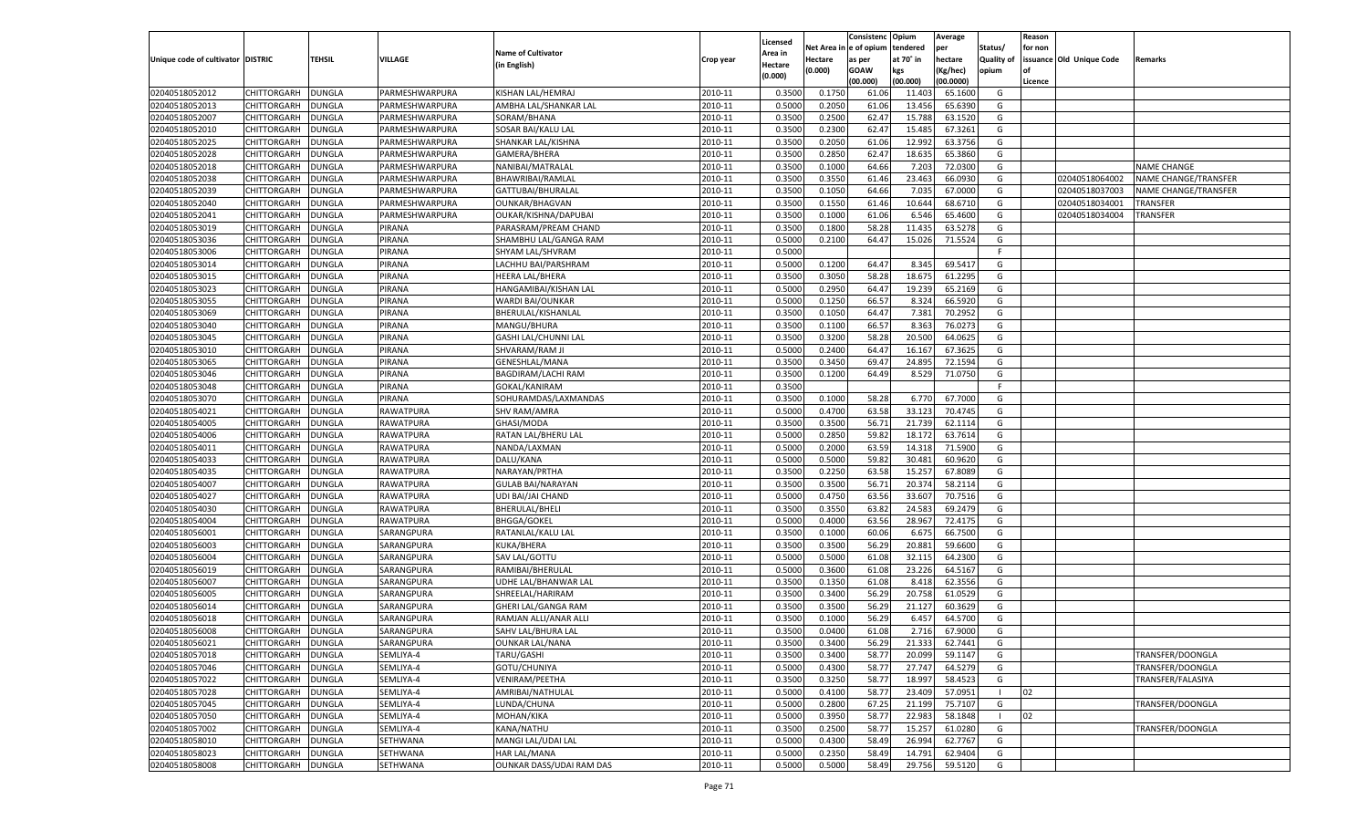| Unique code of cultivator | DISTRIC | TEHSIL | VILLAGE | Name of Cultivator (in English) | Crop year | Licensed Area in Hectare (0.000) | Net Area in Hectare (0.000) | Consistence of opium as per GOAW (00.000) | Opium tendered at 70° in kgs (00.000) | Average per hectare (Kg/hec) (00.0000) | Status/ Quality of opium | Reason for non issuance of Licence | Old Unique Code | Remarks |
|---|---|---|---|---|---|---|---|---|---|---|---|---|---|---|
| 02040518052012 | CHITTORGARH | DUNGLA | PARMESHWARPURA | KISHAN LAL/HEMRAJ | 2010-11 | 0.3500 | 0.1750 | 61.06 | 11.403 | 65.1600 | G | | | |
| 02040518052013 | CHITTORGARH | DUNGLA | PARMESHWARPURA | AMBHA LAL/SHANKAR LAL | 2010-11 | 0.5000 | 0.2050 | 61.06 | 13.456 | 65.6390 | G | | | |
| 02040518052007 | CHITTORGARH | DUNGLA | PARMESHWARPURA | SORAM/BHANA | 2010-11 | 0.3500 | 0.2500 | 62.47 | 15.788 | 63.1520 | G | | | |
| 02040518052010 | CHITTORGARH | DUNGLA | PARMESHWARPURA | SOSAR BAI/KALU LAL | 2010-11 | 0.3500 | 0.2300 | 62.47 | 15.485 | 67.3261 | G | | | |
| 02040518052025 | CHITTORGARH | DUNGLA | PARMESHWARPURA | SHANKAR LAL/KISHNA | 2010-11 | 0.3500 | 0.2050 | 61.06 | 12.992 | 63.3756 | G | | | |
| 02040518052028 | CHITTORGARH | DUNGLA | PARMESHWARPURA | GAMERA/BHERA | 2010-11 | 0.3500 | 0.2850 | 62.47 | 18.635 | 65.3860 | G | | | |
| 02040518052018 | CHITTORGARH | DUNGLA | PARMESHWARPURA | NANIBAI/MATRALAL | 2010-11 | 0.3500 | 0.1000 | 64.66 | 7.203 | 72.0300 | G | | | NAME CHANGE |
| 02040518052038 | CHITTORGARH | DUNGLA | PARMESHWARPURA | BHAWRIBAI/RAMLAL | 2010-11 | 0.3500 | 0.3550 | 61.46 | 23.463 | 66.0930 | G | | 02040518064002 | NAME CHANGE/TRANSFER |
| 02040518052039 | CHITTORGARH | DUNGLA | PARMESHWARPURA | GATTUBAI/BHURALAL | 2010-11 | 0.3500 | 0.1050 | 64.66 | 7.035 | 67.0000 | G | | 02040518037003 | NAME CHANGE/TRANSFER |
| 02040518052040 | CHITTORGARH | DUNGLA | PARMESHWARPURA | OUNKAR/BHAGVAN | 2010-11 | 0.3500 | 0.1550 | 61.46 | 10.644 | 68.6710 | G | | 02040518034001 | TRANSFER |
| 02040518052041 | CHITTORGARH | DUNGLA | PARMESHWARPURA | OUKAR/KISHNA/DAPUBAI | 2010-11 | 0.3500 | 0.1000 | 61.06 | 6.546 | 65.4600 | G | | 02040518034004 | TRANSFER |
| 02040518053019 | CHITTORGARH | DUNGLA | PIRANA | PARASRAM/PREAM CHAND | 2010-11 | 0.3500 | 0.1800 | 58.28 | 11.435 | 63.5278 | G | | | |
| 02040518053036 | CHITTORGARH | DUNGLA | PIRANA | SHAMBHU LAL/GANGA RAM | 2010-11 | 0.5000 | 0.2100 | 64.47 | 15.026 | 71.5524 | G | | | |
| 02040518053006 | CHITTORGARH | DUNGLA | PIRANA | SHYAM LAL/SHVRAM | 2010-11 | 0.5000 | | | | | F | | | |
| 02040518053014 | CHITTORGARH | DUNGLA | PIRANA | LACHHU BAI/PARSHRAM | 2010-11 | 0.5000 | 0.1200 | 64.47 | 8.345 | 69.5417 | G | | | |
| 02040518053015 | CHITTORGARH | DUNGLA | PIRANA | HEERA LAL/BHERA | 2010-11 | 0.3500 | 0.3050 | 58.28 | 18.675 | 61.2295 | G | | | |
| 02040518053023 | CHITTORGARH | DUNGLA | PIRANA | HANGAMIBAI/KISHAN LAL | 2010-11 | 0.5000 | 0.2950 | 64.47 | 19.239 | 65.2169 | G | | | |
| 02040518053055 | CHITTORGARH | DUNGLA | PIRANA | WARDI BAI/OUNKAR | 2010-11 | 0.5000 | 0.1250 | 66.57 | 8.324 | 66.5920 | G | | | |
| 02040518053069 | CHITTORGARH | DUNGLA | PIRANA | BHERULAL/KISHANLAL | 2010-11 | 0.3500 | 0.1050 | 64.47 | 7.381 | 70.2952 | G | | | |
| 02040518053040 | CHITTORGARH | DUNGLA | PIRANA | MANGU/BHURA | 2010-11 | 0.3500 | 0.1100 | 66.57 | 8.363 | 76.0273 | G | | | |
| 02040518053045 | CHITTORGARH | DUNGLA | PIRANA | GASHI LAL/CHUNNI LAL | 2010-11 | 0.3500 | 0.3200 | 58.28 | 20.500 | 64.0625 | G | | | |
| 02040518053010 | CHITTORGARH | DUNGLA | PIRANA | SHVARAM/RAM JI | 2010-11 | 0.5000 | 0.2400 | 64.47 | 16.167 | 67.3625 | G | | | |
| 02040518053065 | CHITTORGARH | DUNGLA | PIRANA | GENESHLAL/MANA | 2010-11 | 0.3500 | 0.3450 | 69.47 | 24.895 | 72.1594 | G | | | |
| 02040518053046 | CHITTORGARH | DUNGLA | PIRANA | BAGDIRAM/LACHI RAM | 2010-11 | 0.3500 | 0.1200 | 64.49 | 8.529 | 71.0750 | G | | | |
| 02040518053048 | CHITTORGARH | DUNGLA | PIRANA | GOKAL/KANIRAM | 2010-11 | 0.3500 | | | | | F | | | |
| 02040518053070 | CHITTORGARH | DUNGLA | PIRANA | SOHURAMDAS/LAXMANDAS | 2010-11 | 0.3500 | 0.1000 | 58.28 | 6.770 | 67.7000 | G | | | |
| 02040518054021 | CHITTORGARH | DUNGLA | RAWATPURA | SHV RAM/AMRA | 2010-11 | 0.5000 | 0.4700 | 63.58 | 33.123 | 70.4745 | G | | | |
| 02040518054005 | CHITTORGARH | DUNGLA | RAWATPURA | GHASI/MODA | 2010-11 | 0.3500 | 0.3500 | 56.71 | 21.739 | 62.1114 | G | | | |
| 02040518054006 | CHITTORGARH | DUNGLA | RAWATPURA | RATAN LAL/BHERU LAL | 2010-11 | 0.5000 | 0.2850 | 59.82 | 18.172 | 63.7614 | G | | | |
| 02040518054011 | CHITTORGARH | DUNGLA | RAWATPURA | NANDA/LAXMAN | 2010-11 | 0.5000 | 0.2000 | 63.59 | 14.318 | 71.5900 | G | | | |
| 02040518054033 | CHITTORGARH | DUNGLA | RAWATPURA | DALU/KANA | 2010-11 | 0.5000 | 0.5000 | 59.82 | 30.481 | 60.9620 | G | | | |
| 02040518054035 | CHITTORGARH | DUNGLA | RAWATPURA | NARAYAN/PRTHA | 2010-11 | 0.3500 | 0.2250 | 63.58 | 15.257 | 67.8089 | G | | | |
| 02040518054007 | CHITTORGARH | DUNGLA | RAWATPURA | GULAB BAI/NARAYAN | 2010-11 | 0.3500 | 0.3500 | 56.71 | 20.374 | 58.2114 | G | | | |
| 02040518054027 | CHITTORGARH | DUNGLA | RAWATPURA | UDI BAI/JAI CHAND | 2010-11 | 0.5000 | 0.4750 | 63.56 | 33.607 | 70.7516 | G | | | |
| 02040518054030 | CHITTORGARH | DUNGLA | RAWATPURA | BHERULAL/BHELI | 2010-11 | 0.3500 | 0.3550 | 63.82 | 24.583 | 69.2479 | G | | | |
| 02040518054004 | CHITTORGARH | DUNGLA | RAWATPURA | BHGGA/GOKEL | 2010-11 | 0.5000 | 0.4000 | 63.56 | 28.967 | 72.4175 | G | | | |
| 02040518056001 | CHITTORGARH | DUNGLA | SARANGPURA | RATANLAL/KALU LAL | 2010-11 | 0.3500 | 0.1000 | 60.06 | 6.675 | 66.7500 | G | | | |
| 02040518056003 | CHITTORGARH | DUNGLA | SARANGPURA | KUKA/BHERA | 2010-11 | 0.3500 | 0.3500 | 56.29 | 20.881 | 59.6600 | G | | | |
| 02040518056004 | CHITTORGARH | DUNGLA | SARANGPURA | SAV LAL/GOTTU | 2010-11 | 0.5000 | 0.5000 | 61.08 | 32.115 | 64.2300 | G | | | |
| 02040518056019 | CHITTORGARH | DUNGLA | SARANGPURA | RAMIBAI/BHERULAL | 2010-11 | 0.5000 | 0.3600 | 61.08 | 23.226 | 64.5167 | G | | | |
| 02040518056007 | CHITTORGARH | DUNGLA | SARANGPURA | UDHE LAL/BHANWAR LAL | 2010-11 | 0.3500 | 0.1350 | 61.08 | 8.418 | 62.3556 | G | | | |
| 02040518056005 | CHITTORGARH | DUNGLA | SARANGPURA | SHREELAL/HARIRAM | 2010-11 | 0.3500 | 0.3400 | 56.29 | 20.758 | 61.0529 | G | | | |
| 02040518056014 | CHITTORGARH | DUNGLA | SARANGPURA | GHERI LAL/GANGA RAM | 2010-11 | 0.3500 | 0.3500 | 56.29 | 21.127 | 60.3629 | G | | | |
| 02040518056018 | CHITTORGARH | DUNGLA | SARANGPURA | RAMJAN ALLI/ANAR ALLI | 2010-11 | 0.3500 | 0.1000 | 56.29 | 6.457 | 64.5700 | G | | | |
| 02040518056008 | CHITTORGARH | DUNGLA | SARANGPURA | SAHV LAL/BHURA LAL | 2010-11 | 0.3500 | 0.0400 | 61.08 | 2.716 | 67.9000 | G | | | |
| 02040518056021 | CHITTORGARH | DUNGLA | SARANGPURA | OUNKAR LAL/NANA | 2010-11 | 0.3500 | 0.3400 | 56.29 | 21.333 | 62.7441 | G | | | |
| 02040518057018 | CHITTORGARH | DUNGLA | SEMLIYA-4 | TARU/GASHI | 2010-11 | 0.3500 | 0.3400 | 58.77 | 20.099 | 59.1147 | G | | | TRANSFER/DOONGLA |
| 02040518057046 | CHITTORGARH | DUNGLA | SEMLIYA-4 | GOTU/CHUNIYA | 2010-11 | 0.5000 | 0.4300 | 58.77 | 27.747 | 64.5279 | G | | | TRANSFER/DOONGLA |
| 02040518057022 | CHITTORGARH | DUNGLA | SEMLIYA-4 | VENIRAM/PEETHA | 2010-11 | 0.3500 | 0.3250 | 58.77 | 18.997 | 58.4523 | G | | | TRANSFER/FALASIYA |
| 02040518057028 | CHITTORGARH | DUNGLA | SEMLIYA-4 | AMRIBAI/NATHULAL | 2010-11 | 0.5000 | 0.4100 | 58.77 | 23.409 | 57.0951 | I | 02 | | |
| 02040518057045 | CHITTORGARH | DUNGLA | SEMLIYA-4 | LUNDA/CHUNA | 2010-11 | 0.5000 | 0.2800 | 67.25 | 21.199 | 75.7107 | G | | | TRANSFER/DOONGLA |
| 02040518057050 | CHITTORGARH | DUNGLA | SEMLIYA-4 | MOHAN/KIKA | 2010-11 | 0.5000 | 0.3950 | 58.77 | 22.983 | 58.1848 | I | 02 | | |
| 02040518057002 | CHITTORGARH | DUNGLA | SEMLIYA-4 | KANA/NATHU | 2010-11 | 0.3500 | 0.2500 | 58.77 | 15.257 | 61.0280 | G | | | TRANSFER/DOONGLA |
| 02040518058010 | CHITTORGARH | DUNGLA | SETHWANA | MANGI LAL/UDAI LAL | 2010-11 | 0.5000 | 0.4300 | 58.49 | 26.994 | 62.7767 | G | | | |
| 02040518058023 | CHITTORGARH | DUNGLA | SETHWANA | HAR LAL/MANA | 2010-11 | 0.5000 | 0.2350 | 58.49 | 14.791 | 62.9404 | G | | | |
| 02040518058008 | CHITTORGARH | DUNGLA | SETHWANA | OUNKAR DASS/UDAI RAM DAS | 2010-11 | 0.5000 | 0.5000 | 58.49 | 29.756 | 59.5120 | G | | | |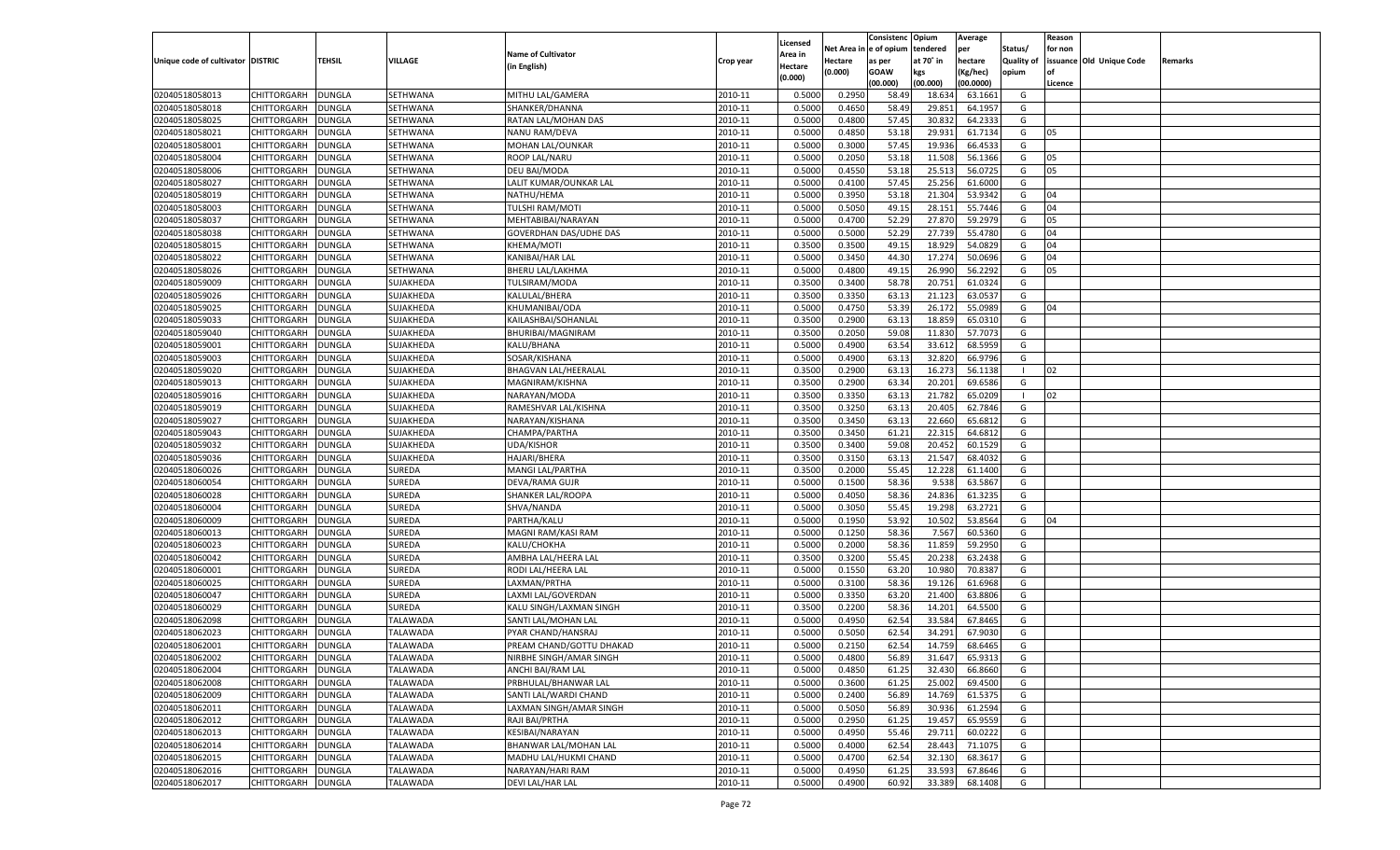| Unique code of cultivator | DISTRIC | TEHSIL | VILLAGE | Name of Cultivator (in English) | Crop year | Licensed Area in Hectare (0.000) | Net Area in Hectare (0.000) | Consistence of opium as per GOAW (00.000) | Opium tendered at 70° in kgs (00.000) | Average per hectare (Kg/hec) (00.0000) | Status/ Quality of opium | Reason for non issuance of Licence | Old Unique Code | Remarks |
|---|---|---|---|---|---|---|---|---|---|---|---|---|---|---|
| 02040518058013 | CHITTORGARH | DUNGLA | SETHWANA | MITHU LAL/GAMERA | 2010-11 | 0.5000 | 0.2950 | 58.49 | 18.634 | 63.1661 | G | | | |
| 02040518058018 | CHITTORGARH | DUNGLA | SETHWANA | SHANKER/DHANNA | 2010-11 | 0.5000 | 0.4650 | 58.49 | 29.851 | 64.1957 | G | | | |
| 02040518058025 | CHITTORGARH | DUNGLA | SETHWANA | RATAN LAL/MOHAN DAS | 2010-11 | 0.5000 | 0.4800 | 57.45 | 30.832 | 64.2333 | G | | | |
| 02040518058021 | CHITTORGARH | DUNGLA | SETHWANA | NANU RAM/DEVA | 2010-11 | 0.5000 | 0.4850 | 53.18 | 29.931 | 61.7134 | G | 05 | | |
| 02040518058001 | CHITTORGARH | DUNGLA | SETHWANA | MOHAN LAL/OUNKAR | 2010-11 | 0.5000 | 0.3000 | 57.45 | 19.936 | 66.4533 | G | | | |
| 02040518058004 | CHITTORGARH | DUNGLA | SETHWANA | ROOP LAL/NARU | 2010-11 | 0.5000 | 0.2050 | 53.18 | 11.508 | 56.1366 | G | 05 | | |
| 02040518058006 | CHITTORGARH | DUNGLA | SETHWANA | DEU BAI/MODA | 2010-11 | 0.5000 | 0.4550 | 53.18 | 25.513 | 56.0725 | G | 05 | | |
| 02040518058027 | CHITTORGARH | DUNGLA | SETHWANA | LALIT KUMAR/OUNKAR LAL | 2010-11 | 0.5000 | 0.4100 | 57.45 | 25.256 | 61.6000 | G | | | |
| 02040518058019 | CHITTORGARH | DUNGLA | SETHWANA | NATHU/HEMA | 2010-11 | 0.5000 | 0.3950 | 53.18 | 21.304 | 53.9342 | G | 04 | | |
| 02040518058003 | CHITTORGARH | DUNGLA | SETHWANA | TULSHI RAM/MOTI | 2010-11 | 0.5000 | 0.5050 | 49.15 | 28.151 | 55.7446 | G | 04 | | |
| 02040518058037 | CHITTORGARH | DUNGLA | SETHWANA | MEHTABIBAI/NARAYAN | 2010-11 | 0.5000 | 0.4700 | 52.29 | 27.870 | 59.2979 | G | 05 | | |
| 02040518058038 | CHITTORGARH | DUNGLA | SETHWANA | GOVERDHAN DAS/UDHE DAS | 2010-11 | 0.5000 | 0.5000 | 52.29 | 27.739 | 55.4780 | G | 04 | | |
| 02040518058015 | CHITTORGARH | DUNGLA | SETHWANA | KHEMA/MOTI | 2010-11 | 0.3500 | 0.3500 | 49.15 | 18.929 | 54.0829 | G | 04 | | |
| 02040518058022 | CHITTORGARH | DUNGLA | SETHWANA | KANIBAI/HAR LAL | 2010-11 | 0.5000 | 0.3450 | 44.30 | 17.274 | 50.0696 | G | 04 | | |
| 02040518058026 | CHITTORGARH | DUNGLA | SETHWANA | BHERU LAL/LAKHMA | 2010-11 | 0.5000 | 0.4800 | 49.15 | 26.990 | 56.2292 | G | 05 | | |
| 02040518059009 | CHITTORGARH | DUNGLA | SUJAKHEDA | TULSIRAM/MODA | 2010-11 | 0.3500 | 0.3400 | 58.78 | 20.751 | 61.0324 | G | | | |
| 02040518059026 | CHITTORGARH | DUNGLA | SUJAKHEDA | KALULAL/BHERA | 2010-11 | 0.3500 | 0.3350 | 63.13 | 21.123 | 63.0537 | G | | | |
| 02040518059025 | CHITTORGARH | DUNGLA | SUJAKHEDA | KHUMANIBAI/ODA | 2010-11 | 0.5000 | 0.4750 | 53.39 | 26.172 | 55.0989 | G | 04 | | |
| 02040518059033 | CHITTORGARH | DUNGLA | SUJAKHEDA | KAILASHBAI/SOHANLAL | 2010-11 | 0.3500 | 0.2900 | 63.13 | 18.859 | 65.0310 | G | | | |
| 02040518059040 | CHITTORGARH | DUNGLA | SUJAKHEDA | BHURIBAI/MAGNIRAM | 2010-11 | 0.3500 | 0.2050 | 59.08 | 11.830 | 57.7073 | G | | | |
| 02040518059001 | CHITTORGARH | DUNGLA | SUJAKHEDA | KALU/BHANA | 2010-11 | 0.5000 | 0.4900 | 63.54 | 33.612 | 68.5959 | G | | | |
| 02040518059003 | CHITTORGARH | DUNGLA | SUJAKHEDA | SOSAR/KISHANA | 2010-11 | 0.5000 | 0.4900 | 63.13 | 32.820 | 66.9796 | G | | | |
| 02040518059020 | CHITTORGARH | DUNGLA | SUJAKHEDA | BHAGVAN LAL/HEERALAL | 2010-11 | 0.3500 | 0.2900 | 63.13 | 16.273 | 56.1138 | I | 02 | | |
| 02040518059013 | CHITTORGARH | DUNGLA | SUJAKHEDA | MAGNIRAM/KISHNA | 2010-11 | 0.3500 | 0.2900 | 63.34 | 20.201 | 69.6586 | G | | | |
| 02040518059016 | CHITTORGARH | DUNGLA | SUJAKHEDA | NARAYAN/MODA | 2010-11 | 0.3500 | 0.3350 | 63.13 | 21.782 | 65.0209 | I | 02 | | |
| 02040518059019 | CHITTORGARH | DUNGLA | SUJAKHEDA | RAMESHVAR LAL/KISHNA | 2010-11 | 0.3500 | 0.3250 | 63.13 | 20.405 | 62.7846 | G | | | |
| 02040518059027 | CHITTORGARH | DUNGLA | SUJAKHEDA | NARAYAN/KISHANA | 2010-11 | 0.3500 | 0.3450 | 63.13 | 22.660 | 65.6812 | G | | | |
| 02040518059043 | CHITTORGARH | DUNGLA | SUJAKHEDA | CHAMPA/PARTHA | 2010-11 | 0.3500 | 0.3450 | 61.21 | 22.315 | 64.6812 | G | | | |
| 02040518059032 | CHITTORGARH | DUNGLA | SUJAKHEDA | UDA/KISHOR | 2010-11 | 0.3500 | 0.3400 | 59.08 | 20.452 | 60.1529 | G | | | |
| 02040518059036 | CHITTORGARH | DUNGLA | SUJAKHEDA | HAJARI/BHERA | 2010-11 | 0.3500 | 0.3150 | 63.13 | 21.547 | 68.4032 | G | | | |
| 02040518060026 | CHITTORGARH | DUNGLA | SUREDA | MANGI LAL/PARTHA | 2010-11 | 0.3500 | 0.2000 | 55.45 | 12.228 | 61.1400 | G | | | |
| 02040518060054 | CHITTORGARH | DUNGLA | SUREDA | DEVA/RAMA GUJR | 2010-11 | 0.5000 | 0.1500 | 58.36 | 9.538 | 63.5867 | G | | | |
| 02040518060028 | CHITTORGARH | DUNGLA | SUREDA | SHANKER LAL/ROOPA | 2010-11 | 0.5000 | 0.4050 | 58.36 | 24.836 | 61.3235 | G | | | |
| 02040518060004 | CHITTORGARH | DUNGLA | SUREDA | SHVA/NANDA | 2010-11 | 0.5000 | 0.3050 | 55.45 | 19.298 | 63.2721 | G | | | |
| 02040518060009 | CHITTORGARH | DUNGLA | SUREDA | PARTHA/KALU | 2010-11 | 0.5000 | 0.1950 | 53.92 | 10.502 | 53.8564 | G | 04 | | |
| 02040518060013 | CHITTORGARH | DUNGLA | SUREDA | MAGNI RAM/KASI RAM | 2010-11 | 0.5000 | 0.1250 | 58.36 | 7.567 | 60.5360 | G | | | |
| 02040518060023 | CHITTORGARH | DUNGLA | SUREDA | KALU/CHOKHA | 2010-11 | 0.5000 | 0.2000 | 58.36 | 11.859 | 59.2950 | G | | | |
| 02040518060042 | CHITTORGARH | DUNGLA | SUREDA | AMBHA LAL/HEERA LAL | 2010-11 | 0.3500 | 0.3200 | 55.45 | 20.238 | 63.2438 | G | | | |
| 02040518060001 | CHITTORGARH | DUNGLA | SUREDA | RODI LAL/HEERA LAL | 2010-11 | 0.5000 | 0.1550 | 63.20 | 10.980 | 70.8387 | G | | | |
| 02040518060025 | CHITTORGARH | DUNGLA | SUREDA | LAXMAN/PRTHA | 2010-11 | 0.5000 | 0.3100 | 58.36 | 19.126 | 61.6968 | G | | | |
| 02040518060047 | CHITTORGARH | DUNGLA | SUREDA | LAXMI LAL/GOVERDAN | 2010-11 | 0.5000 | 0.3350 | 63.20 | 21.400 | 63.8806 | G | | | |
| 02040518060029 | CHITTORGARH | DUNGLA | SUREDA | KALU SINGH/LAXMAN SINGH | 2010-11 | 0.3500 | 0.2200 | 58.36 | 14.201 | 64.5500 | G | | | |
| 02040518062098 | CHITTORGARH | DUNGLA | TALAWADA | SANTI LAL/MOHAN LAL | 2010-11 | 0.5000 | 0.4950 | 62.54 | 33.584 | 67.8465 | G | | | |
| 02040518062023 | CHITTORGARH | DUNGLA | TALAWADA | PYAR CHAND/HANSRAJ | 2010-11 | 0.5000 | 0.5050 | 62.54 | 34.291 | 67.9030 | G | | | |
| 02040518062001 | CHITTORGARH | DUNGLA | TALAWADA | PREAM CHAND/GOTTU DHAKAD | 2010-11 | 0.5000 | 0.2150 | 62.54 | 14.759 | 68.6465 | G | | | |
| 02040518062002 | CHITTORGARH | DUNGLA | TALAWADA | NIRBHE SINGH/AMAR SINGH | 2010-11 | 0.5000 | 0.4800 | 56.89 | 31.647 | 65.9313 | G | | | |
| 02040518062004 | CHITTORGARH | DUNGLA | TALAWADA | ANCHI BAI/RAM LAL | 2010-11 | 0.5000 | 0.4850 | 61.25 | 32.430 | 66.8660 | G | | | |
| 02040518062008 | CHITTORGARH | DUNGLA | TALAWADA | PRBHULAL/BHANWAR LAL | 2010-11 | 0.5000 | 0.3600 | 61.25 | 25.002 | 69.4500 | G | | | |
| 02040518062009 | CHITTORGARH | DUNGLA | TALAWADA | SANTI LAL/WARDI CHAND | 2010-11 | 0.5000 | 0.2400 | 56.89 | 14.769 | 61.5375 | G | | | |
| 02040518062011 | CHITTORGARH | DUNGLA | TALAWADA | LAXMAN SINGH/AMAR SINGH | 2010-11 | 0.5000 | 0.5050 | 56.89 | 30.936 | 61.2594 | G | | | |
| 02040518062012 | CHITTORGARH | DUNGLA | TALAWADA | RAJI BAI/PRTHA | 2010-11 | 0.5000 | 0.2950 | 61.25 | 19.457 | 65.9559 | G | | | |
| 02040518062013 | CHITTORGARH | DUNGLA | TALAWADA | KESIBAI/NARAYAN | 2010-11 | 0.5000 | 0.4950 | 55.46 | 29.711 | 60.0222 | G | | | |
| 02040518062014 | CHITTORGARH | DUNGLA | TALAWADA | BHANWAR LAL/MOHAN LAL | 2010-11 | 0.5000 | 0.4000 | 62.54 | 28.443 | 71.1075 | G | | | |
| 02040518062015 | CHITTORGARH | DUNGLA | TALAWADA | MADHU LAL/HUKMI CHAND | 2010-11 | 0.5000 | 0.4700 | 62.54 | 32.130 | 68.3617 | G | | | |
| 02040518062016 | CHITTORGARH | DUNGLA | TALAWADA | NARAYAN/HARI RAM | 2010-11 | 0.5000 | 0.4950 | 61.25 | 33.593 | 67.8646 | G | | | |
| 02040518062017 | CHITTORGARH | DUNGLA | TALAWADA | DEVI LAL/HAR LAL | 2010-11 | 0.5000 | 0.4900 | 60.92 | 33.389 | 68.1408 | G | | | |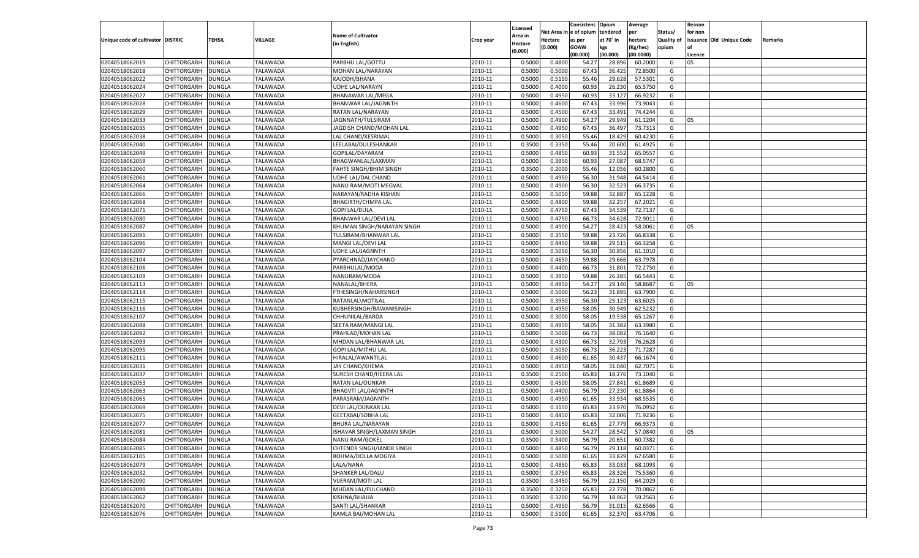| Unique code of cultivator | DISTRIC | TEHSIL | VILLAGE | Name of Cultivator (in English) | Crop year | Licensed Area in Hectare (0.000) | Net Area in Hectare (0.000) | Consistenc e of opium as per GOAW (00.000) | Opium tendered at 70° in kgs (00.000) | Average per hectare (Kg/hec) (00.0000) | Status/ Quality of opium | Reason for non issuance of Licence | Old Unique Code | Remarks |
|---|---|---|---|---|---|---|---|---|---|---|---|---|---|---|
| 02040518062019 | CHITTORGARH | DUNGLA | TALAWADA | PARBHU LAL/GOTTU | 2010-11 | 0.5000 | 0.4800 | 54.27 | 28.896 | 60.2000 | G | 05 | | |
| 02040518062018 | CHITTORGARH | DUNGLA | TALAWADA | MOHAN LAL/NARAYAN | 2010-11 | 0.5000 | 0.5000 | 67.43 | 36.425 | 72.8500 | G | | | |
| 02040518062022 | CHITTORGARH | DUNGLA | TALAWADA | KAJODH/BHANA | 2010-11 | 0.5000 | 0.5150 | 55.46 | 29.628 | 57.5301 | G | | | |
| 02040518062024 | CHITTORGARH | DUNGLA | TALAWADA | UDHE LAL/NARAYN | 2010-11 | 0.5000 | 0.4000 | 60.93 | 26.230 | 65.5750 | G | | | |
| 02040518062027 | CHITTORGARH | DUNGLA | TALAWADA | BHANAWAR LAL/MEGA | 2010-11 | 0.5000 | 0.4950 | 60.93 | 33.127 | 66.9232 | G | | | |
| 02040518062028 | CHITTORGARH | DUNGLA | TALAWADA | BHANWAR LAL/JAGNNTH | 2010-11 | 0.5000 | 0.4600 | 67.43 | 33.996 | 73.9043 | G | | | |
| 02040518062029 | CHITTORGARH | DUNGLA | TALAWADA | RATAN LAL/NARAYAN | 2010-11 | 0.5000 | 0.4500 | 67.43 | 33.491 | 74.4244 | G | | | |
| 02040518062033 | CHITTORGARH | DUNGLA | TALAWADA | JAGNNATH/TULSIRAM | 2010-11 | 0.5000 | 0.4900 | 54.27 | 29.949 | 61.1204 | G | 05 | | |
| 02040518062035 | CHITTORGARH | DUNGLA | TALAWADA | JAGDISH CHAND/MOHAN LAL | 2010-11 | 0.5000 | 0.4950 | 67.43 | 36.497 | 73.7313 | G | | | |
| 02040518062038 | CHITTORGARH | DUNGLA | TALAWADA | LAL CHAND/KESRIMAL | 2010-11 | 0.5000 | 0.3050 | 55.46 | 18.429 | 60.4230 | G | | | |
| 02040518062040 | CHITTORGARH | DUNGLA | TALAWADA | LEELABAI/DULESHANKAR | 2010-11 | 0.3500 | 0.3350 | 55.46 | 20.600 | 61.4925 | G | | | |
| 02040518062049 | CHITTORGARH | DUNGLA | TALAWADA | GOPILAL/DAYARAM | 2010-11 | 0.5000 | 0.4850 | 60.93 | 31.552 | 65.0557 | G | | | |
| 02040518062059 | CHITTORGARH | DUNGLA | TALAWADA | BHAGWANLAL/LAXMAN | 2010-11 | 0.5000 | 0.3950 | 60.93 | 27.087 | 68.5747 | G | | | |
| 02040518062060 | CHITTORGARH | DUNGLA | TALAWADA | FAHTE SINGH/BHIM SINGH | 2010-11 | 0.3500 | 0.2000 | 55.46 | 12.056 | 60.2800 | G | | | |
| 02040518062061 | CHITTORGARH | DUNGLA | TALAWADA | UDHE LAL/DAL CHAND | 2010-11 | 0.5000 | 0.4950 | 56.30 | 31.948 | 64.5414 | G | | | |
| 02040518062064 | CHITTORGARH | DUNGLA | TALAWADA | NANU RAM/MOTI MEGVAL | 2010-11 | 0.5000 | 0.4900 | 56.30 | 32.523 | 66.3735 | G | | | |
| 02040518062066 | CHITTORGARH | DUNGLA | TALAWADA | NARAYAN/RADHA KISHAN | 2010-11 | 0.5000 | 0.5050 | 59.88 | 32.887 | 65.1228 | G | | | |
| 02040518062068 | CHITTORGARH | DUNGLA | TALAWADA | BHAGIRTH/CHMPA LAL | 2010-11 | 0.5000 | 0.4800 | 59.88 | 32.257 | 67.2021 | G | | | |
| 02040518062071 | CHITTORGARH | DUNGLA | TALAWADA | GOPI LAL/DULA | 2010-11 | 0.5000 | 0.4750 | 67.43 | 34.539 | 72.7137 | G | | | |
| 02040518062080 | CHITTORGARH | DUNGLA | TALAWADA | BHANWAR LAL/DEVI LAL | 2010-11 | 0.5000 | 0.4750 | 66.73 | 34.628 | 72.9011 | G | | | |
| 02040518062087 | CHITTORGARH | DUNGLA | TALAWADA | KHUMAN SINGH/NARAYAN SINGH | 2010-11 | 0.5000 | 0.4900 | 54.27 | 28.423 | 58.0061 | G | 05 | | |
| 02040518062091 | CHITTORGARH | DUNGLA | TALAWADA | TULSIRAM/BHANWAR LAL | 2010-11 | 0.5000 | 0.3550 | 59.88 | 23.726 | 66.8338 | G | | | |
| 02040518062096 | CHITTORGARH | DUNGLA | TALAWADA | MANGI LAL/DEVI LAL | 2010-11 | 0.5000 | 0.4450 | 59.88 | 29.515 | 66.3258 | G | | | |
| 02040518062097 | CHITTORGARH | DUNGLA | TALAWADA | UDHE LAL/JAGNNTH | 2010-11 | 0.5000 | 0.5050 | 56.30 | 30.856 | 61.1010 | G | | | |
| 02040518062104 | CHITTORGARH | DUNGLA | TALAWADA | PYARCHNAD/JAYCHAND | 2010-11 | 0.5000 | 0.4650 | 59.88 | 29.666 | 63.7978 | G | | | |
| 02040518062106 | CHITTORGARH | DUNGLA | TALAWADA | PARBHULAL/MODA | 2010-11 | 0.5000 | 0.4400 | 66.73 | 31.801 | 72.2750 | G | | | |
| 02040518062109 | CHITTORGARH | DUNGLA | TALAWADA | NANURAM/MODA | 2010-11 | 0.5000 | 0.3950 | 59.88 | 26.285 | 66.5443 | G | | | |
| 02040518062113 | CHITTORGARH | DUNGLA | TALAWADA | NANALAL/BHERA | 2010-11 | 0.5000 | 0.4950 | 54.27 | 29.140 | 58.8687 | G | 05 | | |
| 02040518062114 | CHITTORGARH | DUNGLA | TALAWADA | FTHESINGH/NAHARSINGH | 2010-11 | 0.5000 | 0.5000 | 56.23 | 31.895 | 63.7900 | G | | | |
| 02040518062115 | CHITTORGARH | DUNGLA | TALAWADA | RATANLAL\MOTILAL | 2010-11 | 0.5000 | 0.3950 | 56.30 | 25.123 | 63.6025 | G | | | |
| 02040518062116 | CHITTORGARH | DUNGLA | TALAWADA | KUBHERSINGH/BAWANISINGH | 2010-11 | 0.5000 | 0.4950 | 58.05 | 30.949 | 62.5232 | G | | | |
| 02040518062107 | CHITTORGARH | DUNGLA | TALAWADA | CHHUNILAL/BARDA | 2010-11 | 0.5000 | 0.3000 | 58.05 | 19.538 | 65.1267 | G | | | |
| 02040518062048 | CHITTORGARH | DUNGLA | TALAWADA | SEETA RAM/MANGI LAL | 2010-11 | 0.5000 | 0.4950 | 58.05 | 31.382 | 63.3980 | G | | | |
| 02040518062092 | CHITTORGARH | DUNGLA | TALAWADA | PRAHLAD/MOHAN LAL | 2010-11 | 0.5000 | 0.5000 | 66.73 | 38.082 | 76.1640 | G | | | |
| 02040518062093 | CHITTORGARH | DUNGLA | TALAWADA | MHDAN LAL/BHANWAR LAL | 2010-11 | 0.5000 | 0.4300 | 66.73 | 32.793 | 76.2628 | G | | | |
| 02040518062095 | CHITTORGARH | DUNGLA | TALAWADA | GOPI LAL/MITHU LAL | 2010-11 | 0.5000 | 0.5050 | 66.73 | 36.223 | 71.7287 | G | | | |
| 02040518062111 | CHITTORGARH | DUNGLA | TALAWADA | HIRALAL/AWANTILAL | 2010-11 | 0.5000 | 0.4600 | 61.65 | 30.437 | 66.1674 | G | | | |
| 02040518062031 | CHITTORGARH | DUNGLA | TALAWADA | JAY CHAND/KHEMA | 2010-11 | 0.5000 | 0.4950 | 58.05 | 31.040 | 62.7071 | G | | | |
| 02040518062037 | CHITTORGARH | DUNGLA | TALAWADA | SURESH CHAND/HEERA LAL | 2010-11 | 0.3500 | 0.2500 | 65.83 | 18.276 | 73.1040 | G | | | |
| 02040518062053 | CHITTORGARH | DUNGLA | TALAWADA | RATAN LAL/OUNKAR | 2010-11 | 0.5000 | 0.4500 | 58.05 | 27.841 | 61.8689 | G | | | |
| 02040518062063 | CHITTORGARH | DUNGLA | TALAWADA | BHAGVTI LAL/JAGNNTH | 2010-11 | 0.5000 | 0.4400 | 56.79 | 27.230 | 61.8864 | G | | | |
| 02040518062065 | CHITTORGARH | DUNGLA | TALAWADA | PARASRAM/JAGNNTH | 2010-11 | 0.5000 | 0.4950 | 61.65 | 33.934 | 68.5535 | G | | | |
| 02040518062069 | CHITTORGARH | DUNGLA | TALAWADA | DEVI LAL/OUNKAR LAL | 2010-11 | 0.5000 | 0.3150 | 65.83 | 23.970 | 76.0952 | G | | | |
| 02040518062075 | CHITTORGARH | DUNGLA | TALAWADA | GEETABAI/SOBHA LAL | 2010-11 | 0.5000 | 0.4450 | 65.83 | 32.006 | 71.9236 | G | | | |
| 02040518062077 | CHITTORGARH | DUNGLA | TALAWADA | BHURA LAL/NARAYAN | 2010-11 | 0.5000 | 0.4150 | 61.65 | 27.779 | 66.9373 | G | | | |
| 02040518062081 | CHITTORGARH | DUNGLA | TALAWADA | ISHAVAR SINGH/LAXMAN SINGH | 2010-11 | 0.5000 | 0.5000 | 54.27 | 28.542 | 57.0840 | G | 05 | | |
| 02040518062084 | CHITTORGARH | DUNGLA | TALAWADA | NANU RAM/GOKEL | 2010-11 | 0.3500 | 0.3400 | 56.79 | 20.651 | 60.7382 | G | | | |
| 02040518062085 | CHITTORGARH | DUNGLA | TALAWADA | CHTENDR SINGH/IANDR SINGH | 2010-11 | 0.5000 | 0.4850 | 56.79 | 29.118 | 60.0371 | G | | | |
| 02040518062105 | CHITTORGARH | DUNGLA | TALAWADA | BOHMA/DOLLA MOGIYA | 2010-11 | 0.5000 | 0.5000 | 61.65 | 33.829 | 67.6580 | G | | | |
| 02040518062079 | CHITTORGARH | DUNGLA | TALAWADA | LALA/NANA | 2010-11 | 0.5000 | 0.4850 | 65.83 | 33.033 | 68.1093 | G | | | |
| 02040518062032 | CHITTORGARH | DUNGLA | TALAWADA | SHANKER LAL/DALU | 2010-11 | 0.5000 | 0.3750 | 65.83 | 28.326 | 75.5360 | G | | | |
| 02040518062090 | CHITTORGARH | DUNGLA | TALAWADA | VIJERAM/MOTI LAL | 2010-11 | 0.3500 | 0.3450 | 56.79 | 22.150 | 64.2029 | G | | | |
| 02040518062099 | CHITTORGARH | DUNGLA | TALAWADA | MHDAN LAL/FULCHAND | 2010-11 | 0.3500 | 0.3250 | 65.83 | 22.778 | 70.0862 | G | | | |
| 02040518062062 | CHITTORGARH | DUNGLA | TALAWADA | KISHNA/BHAJJA | 2010-11 | 0.3500 | 0.3200 | 56.79 | 18.962 | 59.2563 | G | | | |
| 02040518062070 | CHITTORGARH | DUNGLA | TALAWADA | SANTI LAL/SHANKAR | 2010-11 | 0.5000 | 0.4950 | 56.79 | 31.015 | 62.6566 | G | | | |
| 02040518062076 | CHITTORGARH | DUNGLA | TALAWADA | KAMLA BAI/MOHAN LAL | 2010-11 | 0.5000 | 0.5100 | 61.65 | 32.370 | 63.4706 | G | | | |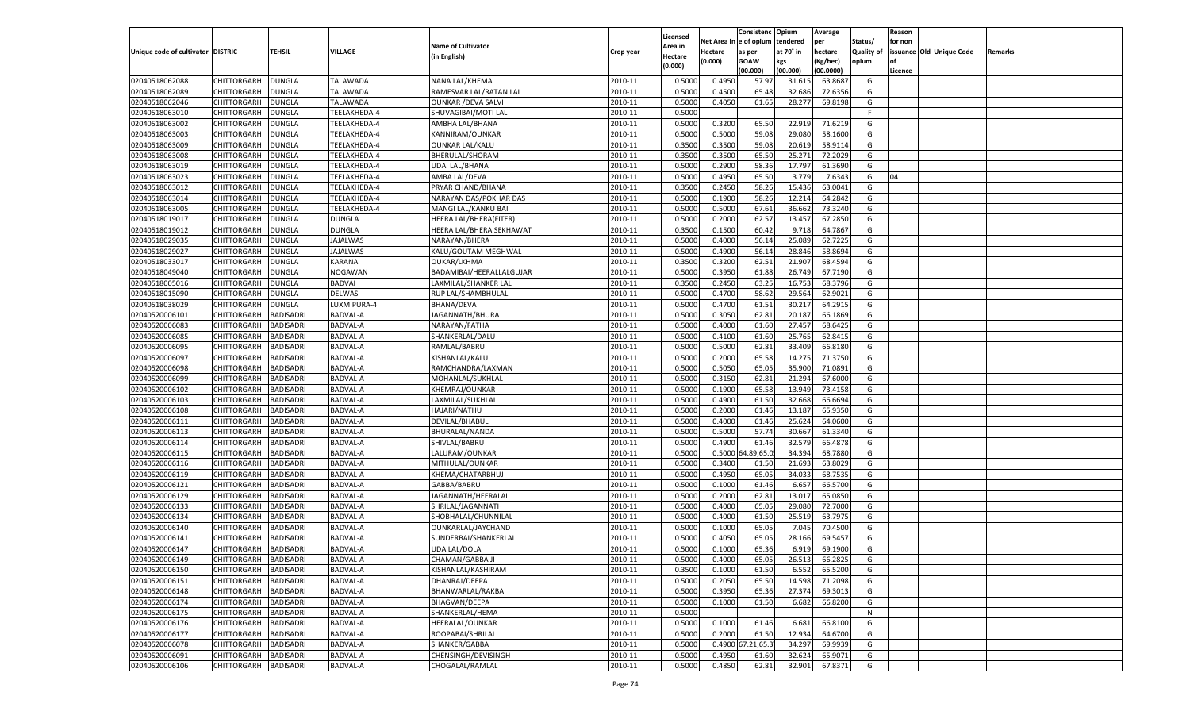| Unique code of cultivator | DISTRIC | TEHSIL | VILLAGE | Name of Cultivator (in English) | Crop year | Licensed Area in Hectare (0.000) | Net Area in Hectare (0.000) | Consistenc e of opium as per GOAW (00.000) | Opium tendered at 70° in kgs (00.000) | Average per hectare (Kg/hec) (00.0000) | Status/ Quality of opium | Reason for non issuance of Licence | Old Unique Code | Remarks |
|---|---|---|---|---|---|---|---|---|---|---|---|---|---|---|
| 02040518062088 | CHITTORGARH | DUNGLA | TALAWADA | NANA LAL/KHEMA | 2010-11 | 0.5000 | 0.4950 | 57.97 | 31.615 | 63.8687 | G | | | |
| 02040518062089 | CHITTORGARH | DUNGLA | TALAWADA | RAMESVAR LAL/RATAN LAL | 2010-11 | 0.5000 | 0.4500 | 65.48 | 32.686 | 72.6356 | G | | | |
| 02040518062046 | CHITTORGARH | DUNGLA | TALAWADA | OUNKAR /DEVA SALVI | 2010-11 | 0.5000 | 0.4050 | 61.65 | 28.277 | 69.8198 | G | | | |
| 02040518063010 | CHITTORGARH | DUNGLA | TEELAKHEDA-4 | SHUVAGIBAI/MOTI LAL | 2010-11 | 0.5000 | | | | | F | | | |
| 02040518063002 | CHITTORGARH | DUNGLA | TEELAKHEDA-4 | AMBHA LAL/BHANA | 2010-11 | 0.5000 | 0.3200 | 65.50 | 22.919 | 71.6219 | G | | | |
| 02040518063003 | CHITTORGARH | DUNGLA | TEELAKHEDA-4 | KANNIRAM/OUNKAR | 2010-11 | 0.5000 | 0.5000 | 59.08 | 29.080 | 58.1600 | G | | | |
| 02040518063009 | CHITTORGARH | DUNGLA | TEELAKHEDA-4 | OUNKAR LAL/KALU | 2010-11 | 0.3500 | 0.3500 | 59.08 | 20.619 | 58.9114 | G | | | |
| 02040518063008 | CHITTORGARH | DUNGLA | TEELAKHEDA-4 | BHERULAL/SHORAM | 2010-11 | 0.3500 | 0.3500 | 65.50 | 25.271 | 72.2029 | G | | | |
| 02040518063019 | CHITTORGARH | DUNGLA | TEELAKHEDA-4 | UDAI LAL/BHANA | 2010-11 | 0.5000 | 0.2900 | 58.36 | 17.797 | 61.3690 | G | | | |
| 02040518063023 | CHITTORGARH | DUNGLA | TEELAKHEDA-4 | AMBA LAL/DEVA | 2010-11 | 0.5000 | 0.4950 | 65.50 | 3.779 | 7.6343 | G | 04 | | |
| 02040518063012 | CHITTORGARH | DUNGLA | TEELAKHEDA-4 | PRYAR CHAND/BHANA | 2010-11 | 0.3500 | 0.2450 | 58.26 | 15.436 | 63.0041 | G | | | |
| 02040518063014 | CHITTORGARH | DUNGLA | TEELAKHEDA-4 | NARAYAN DAS/POKHAR DAS | 2010-11 | 0.5000 | 0.1900 | 58.26 | 12.214 | 64.2842 | G | | | |
| 02040518063005 | CHITTORGARH | DUNGLA | TEELAKHEDA-4 | MANGI LAL/KANKU BAI | 2010-11 | 0.5000 | 0.5000 | 67.61 | 36.662 | 73.3240 | G | | | |
| 02040518019017 | CHITTORGARH | DUNGLA | DUNGLA | HEERA LAL/BHERA(FITER) | 2010-11 | 0.5000 | 0.2000 | 62.57 | 13.457 | 67.2850 | G | | | |
| 02040518019012 | CHITTORGARH | DUNGLA | DUNGLA | HEERA LAL/BHERA SEKHAWAT | 2010-11 | 0.3500 | 0.1500 | 60.42 | 9.718 | 64.7867 | G | | | |
| 02040518029035 | CHITTORGARH | DUNGLA | JAJALWAS | NARAYAN/BHERA | 2010-11 | 0.5000 | 0.4000 | 56.14 | 25.089 | 62.7225 | G | | | |
| 02040518029027 | CHITTORGARH | DUNGLA | JAJALWAS | KALU/GOUTAM MEGHWAL | 2010-11 | 0.5000 | 0.4900 | 56.14 | 28.846 | 58.8694 | G | | | |
| 02040518033017 | CHITTORGARH | DUNGLA | KARANA | OUKAR/LKHMA | 2010-11 | 0.3500 | 0.3200 | 62.51 | 21.907 | 68.4594 | G | | | |
| 02040518049040 | CHITTORGARH | DUNGLA | NOGAWAN | BADAMIBAI/HEERALLALGUJAR | 2010-11 | 0.5000 | 0.3950 | 61.88 | 26.749 | 67.7190 | G | | | |
| 02040518005016 | CHITTORGARH | DUNGLA | BADVAI | LAXMILAL/SHANKER LAL | 2010-11 | 0.3500 | 0.2450 | 63.25 | 16.753 | 68.3796 | G | | | |
| 02040518015090 | CHITTORGARH | DUNGLA | DELWAS | RUP LAL/SHAMBHULAL | 2010-11 | 0.5000 | 0.4700 | 58.62 | 29.564 | 62.9021 | G | | | |
| 02040518038029 | CHITTORGARH | DUNGLA | LUXMIPURA-4 | BHANA/DEVA | 2010-11 | 0.5000 | 0.4700 | 61.51 | 30.217 | 64.2915 | G | | | |
| 02040520006101 | CHITTORGARH | BADISADRI | BADVAL-A | JAGANNATH/BHURA | 2010-11 | 0.5000 | 0.3050 | 62.81 | 20.187 | 66.1869 | G | | | |
| 02040520006083 | CHITTORGARH | BADISADRI | BADVAL-A | NARAYAN/FATHA | 2010-11 | 0.5000 | 0.4000 | 61.60 | 27.457 | 68.6425 | G | | | |
| 02040520006085 | CHITTORGARH | BADISADRI | BADVAL-A | SHANKERLAL/DALU | 2010-11 | 0.5000 | 0.4100 | 61.60 | 25.765 | 62.8415 | G | | | |
| 02040520006095 | CHITTORGARH | BADISADRI | BADVAL-A | RAMLAL/BABRU | 2010-11 | 0.5000 | 0.5000 | 62.81 | 33.409 | 66.8180 | G | | | |
| 02040520006097 | CHITTORGARH | BADISADRI | BADVAL-A | KISHANLAL/KALU | 2010-11 | 0.5000 | 0.2000 | 65.58 | 14.275 | 71.3750 | G | | | |
| 02040520006098 | CHITTORGARH | BADISADRI | BADVAL-A | RAMCHANDRA/LAXMAN | 2010-11 | 0.5000 | 0.5050 | 65.05 | 35.900 | 71.0891 | G | | | |
| 02040520006099 | CHITTORGARH | BADISADRI | BADVAL-A | MOHANLAL/SUKHLAL | 2010-11 | 0.5000 | 0.3150 | 62.81 | 21.294 | 67.6000 | G | | | |
| 02040520006102 | CHITTORGARH | BADISADRI | BADVAL-A | KHEMRAJ/OUNKAR | 2010-11 | 0.5000 | 0.1900 | 65.58 | 13.949 | 73.4158 | G | | | |
| 02040520006103 | CHITTORGARH | BADISADRI | BADVAL-A | LAXMILAL/SUKHLAL | 2010-11 | 0.5000 | 0.4900 | 61.50 | 32.668 | 66.6694 | G | | | |
| 02040520006108 | CHITTORGARH | BADISADRI | BADVAL-A | HAJARI/NATHU | 2010-11 | 0.5000 | 0.2000 | 61.46 | 13.187 | 65.9350 | G | | | |
| 02040520006111 | CHITTORGARH | BADISADRI | BADVAL-A | DEVILAL/BHABUL | 2010-11 | 0.5000 | 0.4000 | 61.46 | 25.624 | 64.0600 | G | | | |
| 02040520006113 | CHITTORGARH | BADISADRI | BADVAL-A | BHURALAL/NANDA | 2010-11 | 0.5000 | 0.5000 | 57.74 | 30.667 | 61.3340 | G | | | |
| 02040520006114 | CHITTORGARH | BADISADRI | BADVAL-A | SHIVLAL/BABRU | 2010-11 | 0.5000 | 0.4900 | 61.46 | 32.579 | 66.4878 | G | | | |
| 02040520006115 | CHITTORGARH | BADISADRI | BADVAL-A | LALURAM/OUNKAR | 2010-11 | 0.5000 | 0.5000 | 64.89,65.0 | 34.394 | 68.7880 | G | | | |
| 02040520006116 | CHITTORGARH | BADISADRI | BADVAL-A | MITHULAL/OUNKAR | 2010-11 | 0.5000 | 0.3400 | 61.50 | 21.693 | 63.8029 | G | | | |
| 02040520006119 | CHITTORGARH | BADISADRI | BADVAL-A | KHEMA/CHATARBHUJ | 2010-11 | 0.5000 | 0.4950 | 65.05 | 34.033 | 68.7535 | G | | | |
| 02040520006121 | CHITTORGARH | BADISADRI | BADVAL-A | GABBA/BABRU | 2010-11 | 0.5000 | 0.1000 | 61.46 | 6.657 | 66.5700 | G | | | |
| 02040520006129 | CHITTORGARH | BADISADRI | BADVAL-A | JAGANNATH/HEERALAL | 2010-11 | 0.5000 | 0.2000 | 62.81 | 13.017 | 65.0850 | G | | | |
| 02040520006133 | CHITTORGARH | BADISADRI | BADVAL-A | SHRILAL/JAGANNATH | 2010-11 | 0.5000 | 0.4000 | 65.05 | 29.080 | 72.7000 | G | | | |
| 02040520006134 | CHITTORGARH | BADISADRI | BADVAL-A | SHOBHALAL/CHUNNILAL | 2010-11 | 0.5000 | 0.4000 | 61.50 | 25.519 | 63.7975 | G | | | |
| 02040520006140 | CHITTORGARH | BADISADRI | BADVAL-A | OUNKARLAL/JAYCHAND | 2010-11 | 0.5000 | 0.1000 | 65.05 | 7.045 | 70.4500 | G | | | |
| 02040520006141 | CHITTORGARH | BADISADRI | BADVAL-A | SUNDERBAI/SHANKERLAL | 2010-11 | 0.5000 | 0.4050 | 65.05 | 28.166 | 69.5457 | G | | | |
| 02040520006147 | CHITTORGARH | BADISADRI | BADVAL-A | UDAILAL/DOLA | 2010-11 | 0.5000 | 0.1000 | 65.36 | 6.919 | 69.1900 | G | | | |
| 02040520006149 | CHITTORGARH | BADISADRI | BADVAL-A | CHAMAN/GABBA JI | 2010-11 | 0.5000 | 0.4000 | 65.05 | 26.513 | 66.2825 | G | | | |
| 02040520006150 | CHITTORGARH | BADISADRI | BADVAL-A | KISHANLAL/KASHIRAM | 2010-11 | 0.3500 | 0.1000 | 61.50 | 6.552 | 65.5200 | G | | | |
| 02040520006151 | CHITTORGARH | BADISADRI | BADVAL-A | DHANRAJ/DEEPA | 2010-11 | 0.5000 | 0.2050 | 65.50 | 14.598 | 71.2098 | G | | | |
| 02040520006148 | CHITTORGARH | BADISADRI | BADVAL-A | BHANWARLAL/RAKBA | 2010-11 | 0.5000 | 0.3950 | 65.36 | 27.374 | 69.3013 | G | | | |
| 02040520006174 | CHITTORGARH | BADISADRI | BADVAL-A | BHAGVAN/DEEPA | 2010-11 | 0.5000 | 0.1000 | 61.50 | 6.682 | 66.8200 | G | | | |
| 02040520006175 | CHITTORGARH | BADISADRI | BADVAL-A | SHANKERLAL/HEMA | 2010-11 | 0.5000 | | | | | N | | | |
| 02040520006176 | CHITTORGARH | BADISADRI | BADVAL-A | HEERALAL/OUNKAR | 2010-11 | 0.5000 | 0.1000 | 61.46 | 6.681 | 66.8100 | G | | | |
| 02040520006177 | CHITTORGARH | BADISADRI | BADVAL-A | ROOPABAI/SHRILAL | 2010-11 | 0.5000 | 0.2000 | 61.50 | 12.934 | 64.6700 | G | | | |
| 02040520006078 | CHITTORGARH | BADISADRI | BADVAL-A | SHANKER/GABBA | 2010-11 | 0.5000 | 0.4900 | 67.21,65.3 | 34.297 | 69.9939 | G | | | |
| 02040520006091 | CHITTORGARH | BADISADRI | BADVAL-A | CHENSINGH/DEVISINGH | 2010-11 | 0.5000 | 0.4950 | 61.60 | 32.624 | 65.9071 | G | | | |
| 02040520006106 | CHITTORGARH | BADISADRI | BADVAL-A | CHOGALAL/RAMLAL | 2010-11 | 0.5000 | 0.4850 | 62.81 | 32.901 | 67.8371 | G | | | |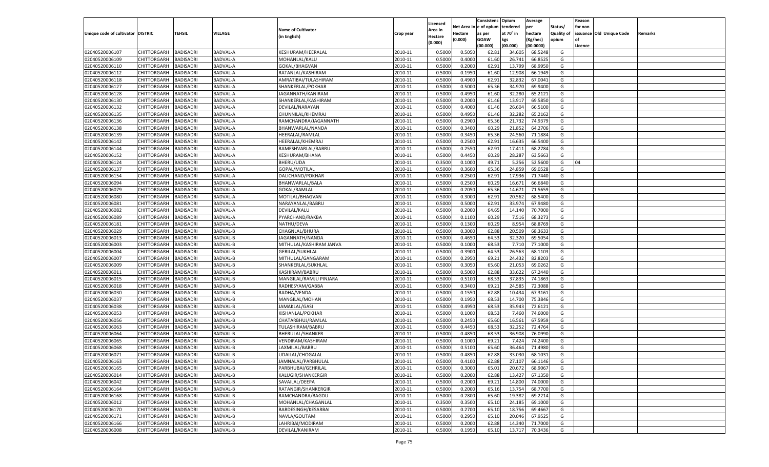| Unique code of cultivator | DISTRIC | TEHSIL | VILLAGE | Name of Cultivator (in English) | Crop year | Licensed Area in Hectare (0.000) | Net Area in Hectare (0.000) | Consistenc e of opium as per GOAW (00.000) | Opium tendered at 70° in kgs (00.000) | Average per hectare (Kg/hec) (00.0000) | Status/ Quality of opium | Reason for non issuance of Licence | Old Unique Code | Remarks |
|---|---|---|---|---|---|---|---|---|---|---|---|---|---|---|
| 02040520006107 | CHITTORGARH | BADISADRI | BADVAL-A | KESHURAM/HEERALAL | 2010-11 | 0.5000 | 0.5050 | 62.81 | 34.605 | 68.5248 | G | | | |
| 02040520006109 | CHITTORGARH | BADISADRI | BADVAL-A | MOHANLAL/KALU | 2010-11 | 0.5000 | 0.4000 | 61.60 | 26.741 | 66.8525 | G | | | |
| 02040520006110 | CHITTORGARH | BADISADRI | BADVAL-A | GOKAL/BHAGVAN | 2010-11 | 0.5000 | 0.2000 | 62.91 | 13.799 | 68.9950 | G | | | |
| 02040520006112 | CHITTORGARH | BADISADRI | BADVAL-A | RATANLAL/KASHIRAM | 2010-11 | 0.5000 | 0.1950 | 61.60 | 12.908 | 66.1949 | G | | | |
| 02040520006118 | CHITTORGARH | BADISADRI | BADVAL-A | AMRATIBAI/TULASHIRAM | 2010-11 | 0.5000 | 0.4900 | 62.91 | 32.832 | 67.0041 | G | | | |
| 02040520006127 | CHITTORGARH | BADISADRI | BADVAL-A | SHANKERLAL/POKHAR | 2010-11 | 0.5000 | 0.5000 | 65.36 | 34.970 | 69.9400 | G | | | |
| 02040520006128 | CHITTORGARH | BADISADRI | BADVAL-A | JAGANNATH/KANIRAM | 2010-11 | 0.5000 | 0.4950 | 61.60 | 32.280 | 65.2121 | G | | | |
| 02040520006130 | CHITTORGARH | BADISADRI | BADVAL-A | SHANKERLAL/KASHIRAM | 2010-11 | 0.5000 | 0.2000 | 61.46 | 13.917 | 69.5850 | G | | | |
| 02040520006132 | CHITTORGARH | BADISADRI | BADVAL-A | DEVILAL/NARAYAN | 2010-11 | 0.5000 | 0.4000 | 61.46 | 26.604 | 66.5100 | G | | | |
| 02040520006135 | CHITTORGARH | BADISADRI | BADVAL-A | CHUNNILAL/KHEMRAJ | 2010-11 | 0.5000 | 0.4950 | 61.46 | 32.282 | 65.2162 | G | | | |
| 02040520006136 | CHITTORGARH | BADISADRI | BADVAL-A | RAMCHANDRA/JAGANNATH | 2010-11 | 0.5000 | 0.2900 | 65.36 | 21.732 | 74.9379 | G | | | |
| 02040520006138 | CHITTORGARH | BADISADRI | BADVAL-A | BHANWARLAL/NANDA | 2010-11 | 0.5000 | 0.3400 | 60.29 | 21.852 | 64.2706 | G | | | |
| 02040520006139 | CHITTORGARH | BADISADRI | BADVAL-A | HEERALAL/RAMLAL | 2010-11 | 0.5000 | 0.3450 | 65.36 | 24.560 | 71.1884 | G | | | |
| 02040520006142 | CHITTORGARH | BADISADRI | BADVAL-A | HEERALAL/KHEMRAJ | 2010-11 | 0.5000 | 0.2500 | 62.91 | 16.635 | 66.5400 | G | | | |
| 02040520006144 | CHITTORGARH | BADISADRI | BADVAL-A | RAMESHVARLAL/BABRU | 2010-11 | 0.5000 | 0.2550 | 62.91 | 17.411 | 68.2784 | G | | | |
| 02040520006152 | CHITTORGARH | BADISADRI | BADVAL-A | KESHURAM/BHANA | 2010-11 | 0.5000 | 0.4450 | 60.29 | 28.287 | 63.5663 | G | | | |
| 02040520006124 | CHITTORGARH | BADISADRI | BADVAL-A | BHERU/UDA | 2010-11 | 0.3500 | 0.1000 | 49.71 | 5.256 | 52.5600 | G | 04 | | |
| 02040520006137 | CHITTORGARH | BADISADRI | BADVAL-A | GOPAL/MOTILAL | 2010-11 | 0.5000 | 0.3600 | 65.36 | 24.859 | 69.0528 | G | | | |
| 02040520006154 | CHITTORGARH | BADISADRI | BADVAL-A | DALICHAND/POKHAR | 2010-11 | 0.5000 | 0.2500 | 62.91 | 17.936 | 71.7440 | G | | | |
| 02040520006094 | CHITTORGARH | BADISADRI | BADVAL-A | BHANWARLAL/BALA | 2010-11 | 0.5000 | 0.2500 | 60.29 | 16.671 | 66.6840 | G | | | |
| 02040520006079 | CHITTORGARH | BADISADRI | BADVAL-A | GOKAL/RAMLAL | 2010-11 | 0.5000 | 0.2050 | 65.36 | 14.671 | 71.5659 | G | | | |
| 02040520006080 | CHITTORGARH | BADISADRI | BADVAL-A | MOTILAL/BHAGVAN | 2010-11 | 0.5000 | 0.3000 | 62.91 | 20.562 | 68.5400 | G | | | |
| 02040520006081 | CHITTORGARH | BADISADRI | BADVAL-A | NARAYANLAL/BABRU | 2010-11 | 0.5000 | 0.5000 | 62.91 | 33.974 | 67.9480 | G | | | |
| 02040520006082 | CHITTORGARH | BADISADRI | BADVAL-A | DEVILAL/KALU | 2010-11 | 0.5000 | 0.2000 | 64.65 | 14.140 | 70.7000 | G | | | |
| 02040520006089 | CHITTORGARH | BADISADRI | BADVAL-A | PYARCHAND/RAKBA | 2010-11 | 0.5000 | 0.1100 | 60.29 | 7.516 | 68.3273 | G | | | |
| 02040520006181 | CHITTORGARH | BADISADRI | BADVAL-A | NATHU/DEVA | 2010-11 | 0.5000 | 0.1300 | 60.29 | 8.954 | 68.8769 | G | | | |
| 02040520006029 | CHITTORGARH | BADISADRI | BADVAL-B | CHAGNLAL/BHURA | 2010-11 | 0.5000 | 0.3000 | 62.88 | 20.509 | 68.3633 | G | | | |
| 02040520006013 | CHITTORGARH | BADISADRI | BADVAL-B | JAGANNATH/NANDA | 2010-11 | 0.5000 | 0.4650 | 64.53 | 32.320 | 69.5054 | G | | | |
| 02040520006003 | CHITTORGARH | BADISADRI | BADVAL-B | MITHULAL/KASHIRAM JANVA | 2010-11 | 0.5000 | 0.1000 | 68.53 | 7.710 | 77.1000 | G | | | |
| 02040520006004 | CHITTORGARH | BADISADRI | BADVAL-B | GERILAL/SUKHLAL | 2010-11 | 0.5000 | 0.3900 | 64.53 | 26.563 | 68.1103 | G | | | |
| 02040520006007 | CHITTORGARH | BADISADRI | BADVAL-B | MITHULAL/GANGARAM | 2010-11 | 0.5000 | 0.2950 | 69.21 | 24.432 | 82.8203 | G | | | |
| 02040520006009 | CHITTORGARH | BADISADRI | BADVAL-B | SHANKERLAL/SUKHLAL | 2010-11 | 0.5000 | 0.3050 | 65.60 | 21.053 | 69.0262 | G | | | |
| 02040520006011 | CHITTORGARH | BADISADRI | BADVAL-B | KASHIRAM/BABRU | 2010-11 | 0.5000 | 0.5000 | 62.88 | 33.622 | 67.2440 | G | | | |
| 02040520006015 | CHITTORGARH | BADISADRI | BADVAL-B | MANGILAL/RAMJU PINJARA | 2010-11 | 0.5000 | 0.5100 | 68.53 | 37.835 | 74.1863 | G | | | |
| 02040520006018 | CHITTORGARH | BADISADRI | BADVAL-B | RADHESYAM/GABBA | 2010-11 | 0.5000 | 0.3400 | 69.21 | 24.585 | 72.3088 | G | | | |
| 02040520006030 | CHITTORGARH | BADISADRI | BADVAL-B | RADHA/VENDA | 2010-11 | 0.5000 | 0.1550 | 62.88 | 10.434 | 67.3161 | G | | | |
| 02040520006037 | CHITTORGARH | BADISADRI | BADVAL-B | MANGILAL/MOHAN | 2010-11 | 0.5000 | 0.1950 | 68.53 | 14.700 | 75.3846 | G | | | |
| 02040520006038 | CHITTORGARH | BADISADRI | BADVAL-B | JAMAKLAL/GASI | 2010-11 | 0.5000 | 0.4950 | 68.53 | 35.943 | 72.6121 | G | | | |
| 02040520006053 | CHITTORGARH | BADISADRI | BADVAL-B | KISHANLAL/POKHAR | 2010-11 | 0.5000 | 0.1000 | 68.53 | 7.460 | 74.6000 | G | | | |
| 02040520006056 | CHITTORGARH | BADISADRI | BADVAL-B | CHATARBHUJ/RAMLAL | 2010-11 | 0.5000 | 0.2450 | 65.60 | 16.561 | 67.5959 | G | | | |
| 02040520006063 | CHITTORGARH | BADISADRI | BADVAL-B | TULASHIRAM/BABRU | 2010-11 | 0.5000 | 0.4450 | 68.53 | 32.252 | 72.4764 | G | | | |
| 02040520006064 | CHITTORGARH | BADISADRI | BADVAL-B | BHERULAL/SHANKER | 2010-11 | 0.5000 | 0.4850 | 68.53 | 36.908 | 76.0990 | G | | | |
| 02040520006065 | CHITTORGARH | BADISADRI | BADVAL-B | VENDIRAM/KASHIRAM | 2010-11 | 0.5000 | 0.1000 | 69.21 | 7.424 | 74.2400 | G | | | |
| 02040520006068 | CHITTORGARH | BADISADRI | BADVAL-B | LAXMILAL/BABRU | 2010-11 | 0.5000 | 0.5100 | 65.60 | 36.464 | 71.4980 | G | | | |
| 02040520006071 | CHITTORGARH | BADISADRI | BADVAL-B | UDAILAL/CHOGALAL | 2010-11 | 0.5000 | 0.4850 | 62.88 | 33.030 | 68.1031 | G | | | |
| 02040520006163 | CHITTORGARH | BADISADRI | BADVAL-B | JAMNALAL/PARBHULAL | 2010-11 | 0.5000 | 0.4100 | 62.88 | 27.107 | 66.1146 | G | | | |
| 02040520006165 | CHITTORGARH | BADISADRI | BADVAL-B | PARBHUBAI/GEHRILAL | 2010-11 | 0.5000 | 0.3000 | 65.01 | 20.672 | 68.9067 | G | | | |
| 02040520006014 | CHITTORGARH | BADISADRI | BADVAL-B | KALUGIR/SHANKERGIR | 2010-11 | 0.5000 | 0.2000 | 62.88 | 13.427 | 67.1350 | G | | | |
| 02040520006042 | CHITTORGARH | BADISADRI | BADVAL-B | SAVAILAL/DEEPA | 2010-11 | 0.5000 | 0.2000 | 69.21 | 14.800 | 74.0000 | G | | | |
| 02040520006164 | CHITTORGARH | BADISADRI | BADVAL-B | RATANGIR/SHANKERGIR | 2010-11 | 0.5000 | 0.2000 | 65.16 | 13.754 | 68.7700 | G | | | |
| 02040520006168 | CHITTORGARH | BADISADRI | BADVAL-B | RAMCHANDRA/BAGDU | 2010-11 | 0.5000 | 0.2800 | 65.60 | 19.382 | 69.2214 | G | | | |
| 02040520006012 | CHITTORGARH | BADISADRI | BADVAL-B | MOHANLAL/CHAGANLAL | 2010-11 | 0.3500 | 0.3500 | 65.10 | 24.185 | 69.1000 | G | | | |
| 02040520006170 | CHITTORGARH | BADISADRI | BADVAL-B | BARDESINGH/KESARBAI | 2010-11 | 0.5000 | 0.2700 | 65.10 | 18.756 | 69.4667 | G | | | |
| 02040520006171 | CHITTORGARH | BADISADRI | BADVAL-B | NAVLA/GOUTAM | 2010-11 | 0.5000 | 0.2950 | 65.10 | 20.046 | 67.9525 | G | | | |
| 02040520006166 | CHITTORGARH | BADISADRI | BADVAL-B | LAHRIBAI/MODIRAM | 2010-11 | 0.5000 | 0.2000 | 62.88 | 14.340 | 71.7000 | G | | | |
| 02040520006008 | CHITTORGARH | BADISADRI | BADVAL-B | DEVILAL/KANIRAM | 2010-11 | 0.5000 | 0.1950 | 65.10 | 13.717 | 70.3436 | G | | | |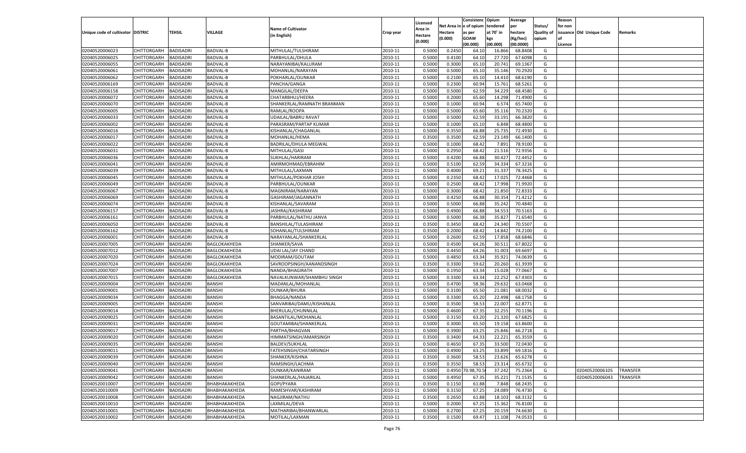| Unique code of cultivator | DISTRIC | TEHSIL | VILLAGE | Name of Cultivator (in English) | Crop year | Licensed Area in Hectare (0.000) | Net Area in Hectare (0.000) | Consistenc e of opium as per GOAW (00.000) | Opium tendered at 70˚ in kgs (00.000) | Average per hectare (Kg/hec) (00.0000) | Status/ Quality of opium | Reason for non issuance of Licence | Old Unique Code | Remarks |
|---|---|---|---|---|---|---|---|---|---|---|---|---|---|---|
| 02040520006023 | CHITTORGARH | BADISADRI | BADVAL-B | MITHULAL/TULSHIRAM | 2010-11 | 0.5000 | 0.2450 | 64.10 | 16.866 | 68.8408 | G | | | |
| 02040520006025 | CHITTORGARH | BADISADRI | BADVAL-B | PARBHULAL/DHULA | 2010-11 | 0.5000 | 0.4100 | 64.10 | 27.720 | 67.6098 | G | | | |
| 02040520006055 | CHITTORGARH | BADISADRI | BADVAL-B | NARAYANIBAI/KALURAM | 2010-11 | 0.5000 | 0.3000 | 65.10 | 20.741 | 69.1367 | G | | | |
| 02040520006061 | CHITTORGARH | BADISADRI | BADVAL-B | MOHANLAL/NARAYAN | 2010-11 | 0.5000 | 0.5000 | 65.10 | 35.146 | 70.2920 | G | | | |
| 02040520006062 | CHITTORGARH | BADISADRI | BADVAL-B | POKHARLAL/OUNKAR | 2010-11 | 0.5000 | 0.2100 | 65.10 | 14.410 | 68.6190 | G | | | |
| 02040520006169 | CHITTORGARH | BADISADRI | BADVAL-B | PANCHA/GANGA | 2010-11 | 0.5000 | 0.2300 | 60.94 | 15.761 | 68.5261 | G | | | |
| 02040520006158 | CHITTORGARH | BADISADRI | BADVAL-B | MANGILAL/DEEPA | 2010-11 | 0.5000 | 0.5000 | 62.59 | 34.229 | 68.4580 | G | | | |
| 02040520006072 | CHITTORGARH | BADISADRI | BADVAL-B | CHATARBHUJ/HEERA | 2010-11 | 0.5000 | 0.2000 | 65.60 | 14.298 | 71.4900 | G | | | |
| 02040520006070 | CHITTORGARH | BADISADRI | BADVAL-B | SHANKERLAL/RAMNATH BRANMAN | 2010-11 | 0.5000 | 0.1000 | 60.94 | 6.574 | 65.7400 | G | | | |
| 02040520006005 | CHITTORGARH | BADISADRI | BADVAL-B | RAMLAL/ROOPA | 2010-11 | 0.5000 | 0.5000 | 65.60 | 35.116 | 70.2320 | G | | | |
| 02040520006033 | CHITTORGARH | BADISADRI | BADVAL-B | UDAILAL/BABRU RAVAT | 2010-11 | 0.5000 | 0.5000 | 62.59 | 33.191 | 66.3820 | G | | | |
| 02040520006002 | CHITTORGARH | BADISADRI | BADVAL-B | PARASRAM/PARTAP KUMAR | 2010-11 | 0.5000 | 0.1000 | 65.10 | 6.848 | 68.4800 | G | | | |
| 02040520006016 | CHITTORGARH | BADISADRI | BADVAL-B | KISHANLAL/CHAGANLAL | 2010-11 | 0.5000 | 0.3550 | 66.88 | 25.735 | 72.4930 | G | | | |
| 02040520006017 | CHITTORGARH | BADISADRI | BADVAL-B | MOHANLAL/HEMA | 2010-11 | 0.3500 | 0.3500 | 62.59 | 23.149 | 66.1400 | G | | | |
| 02040520006022 | CHITTORGARH | BADISADRI | BADVAL-B | BADRILAL/DHULA MEGWAL | 2010-11 | 0.5000 | 0.1000 | 68.42 | 7.891 | 78.9100 | G | | | |
| 02040520006031 | CHITTORGARH | BADISADRI | BADVAL-B | MITHULAL/GASI | 2010-11 | 0.5000 | 0.2950 | 68.42 | 21.516 | 72.9356 | G | | | |
| 02040520006036 | CHITTORGARH | BADISADRI | BADVAL-B | SUKHLAL/HARIRAM | 2010-11 | 0.5000 | 0.4200 | 66.88 | 30.427 | 72.4452 | G | | | |
| 02040520006041 | CHITTORGARH | BADISADRI | BADVAL-B | AMIRMOHMAD/EBRAHIM | 2010-11 | 0.5000 | 0.5100 | 62.59 | 34.334 | 67.3216 | G | | | |
| 02040520006039 | CHITTORGARH | BADISADRI | BADVAL-B | MITHULAL/LAXMAN | 2010-11 | 0.5000 | 0.4000 | 69.21 | 31.337 | 78.3425 | G | | | |
| 02040520006045 | CHITTORGARH | BADISADRI | BADVAL-B | MITHULAL/POKHAR JOSHI | 2010-11 | 0.5000 | 0.2350 | 68.42 | 17.025 | 72.4468 | G | | | |
| 02040520006049 | CHITTORGARH | BADISADRI | BADVAL-B | PARBHULAL/OUNKAR | 2010-11 | 0.5000 | 0.2500 | 68.42 | 17.998 | 71.9920 | G | | | |
| 02040520006067 | CHITTORGARH | BADISADRI | BADVAL-B | MAGNIRAM/NARAYAN | 2010-11 | 0.5000 | 0.3000 | 68.42 | 21.850 | 72.8333 | G | | | |
| 02040520006069 | CHITTORGARH | BADISADRI | BADVAL-B | GASHIRAM/JAGANNATH | 2010-11 | 0.5000 | 0.4250 | 66.88 | 30.354 | 71.4212 | G | | | |
| 02040520006074 | CHITTORGARH | BADISADRI | BADVAL-B | KISHANLAL/SAVARAM | 2010-11 | 0.5000 | 0.5000 | 66.88 | 35.242 | 70.4840 | G | | | |
| 02040520006157 | CHITTORGARH | BADISADRI | BADVAL-B | JASHRAJ/KASHIRAM | 2010-11 | 0.5000 | 0.4900 | 66.88 | 34.553 | 70.5163 | G | | | |
| 02040520006161 | CHITTORGARH | BADISADRI | BADVAL-B | PARBHULAL/NATHU JANVA | 2010-11 | 0.5000 | 0.5000 | 66.38 | 35.827 | 71.6540 | G | | | |
| 02040520006050 | CHITTORGARH | BADISADRI | BADVAL-B | BANSHILAL/TULASHIRAM | 2010-11 | 0.3500 | 0.3450 | 68.42 | 24.340 | 70.5507 | G | | | |
| 02040520006162 | CHITTORGARH | BADISADRI | BADVAL-B | SOHANLAL/TULSHIRAM | 2010-11 | 0.3500 | 0.2000 | 68.42 | 14.842 | 74.2100 | G | | | |
| 02040520006001 | CHITTORGARH | BADISADRI | BADVAL-B | NARAYANLAL/SHANKERLAL | 2010-11 | 0.5000 | 0.2600 | 62.59 | 17.858 | 68.6846 | G | | | |
| 02040520007005 | CHITTORGARH | BADISADRI | BAGLOKAKHEDA | SHANKER/SAVA | 2010-11 | 0.5000 | 0.4500 | 64.26 | 30.511 | 67.8022 | G | | | |
| 02040520007012 | CHITTORGARH | BADISADRI | BAGLOKAKHEDA | UDAI LAL/JAY CHAND | 2010-11 | 0.5000 | 0.4450 | 64.26 | 31.003 | 69.6697 | G | | | |
| 02040520007020 | CHITTORGARH | BADISADRI | BAGLOKAKHEDA | MODIRAM/GOUTAM | 2010-11 | 0.5000 | 0.4850 | 63.34 | 35.921 | 74.0639 | G | | | |
| 02040520007024 | CHITTORGARH | BADISADRI | BAGLOKAKHEDA | SAVROOPSINGH/AANANDSINGH | 2010-11 | 0.3500 | 0.3300 | 59.62 | 20.260 | 61.3939 | G | | | |
| 02040520007007 | CHITTORGARH | BADISADRI | BAGLOKAKHEDA | NANDA/BHAGIRATH | 2010-11 | 0.5000 | 0.1950 | 63.34 | 15.028 | 77.0667 | G | | | |
| 02040520007015 | CHITTORGARH | BADISADRI | BAGLOKAKHEDA | NAVALKUNWAR/SHAMBHU SINGH | 2010-11 | 0.5000 | 0.3300 | 63.34 | 22.252 | 67.4303 | G | | | |
| 02040520009004 | CHITTORGARH | BADISADRI | BANSHI | MADANLAL/MOHANLAL | 2010-11 | 0.5000 | 0.4700 | 58.36 | 29.632 | 63.0468 | G | | | |
| 02040520009001 | CHITTORGARH | BADISADRI | BANSHI | OUNKAR/BHURA | 2010-11 | 0.5000 | 0.3100 | 65.50 | 21.081 | 68.0032 | G | | | |
| 02040520009034 | CHITTORGARH | BADISADRI | BANSHI | BHAGGA/NANDA | 2010-11 | 0.5000 | 0.3300 | 65.20 | 22.498 | 68.1758 | G | | | |
| 02040520009005 | CHITTORGARH | BADISADRI | BANSHI | SANVARIBAI/DAMU/KISHANLAL | 2010-11 | 0.5000 | 0.3500 | 58.53 | 22.007 | 62.8771 | G | | | |
| 02040520009014 | CHITTORGARH | BADISADRI | BANSHI | BHERULAL/CHUNNILAL | 2010-11 | 0.5000 | 0.4600 | 67.35 | 32.255 | 70.1196 | G | | | |
| 02040520009025 | CHITTORGARH | BADISADRI | BANSHI | BASANTILAL/MOHANLAL | 2010-11 | 0.5000 | 0.3150 | 63.20 | 21.320 | 67.6825 | G | | | |
| 02040520009031 | CHITTORGARH | BADISADRI | BANSHI | GOUTAMIBAI/SHANKERLAL | 2010-11 | 0.5000 | 0.3000 | 65.50 | 19.158 | 63.8600 | G | | | |
| 02040520009017 | CHITTORGARH | BADISADRI | BANSHI | PARTHA/BHAGVAN | 2010-11 | 0.5000 | 0.3900 | 63.25 | 25.846 | 66.2718 | G | | | |
| 02040520009020 | CHITTORGARH | BADISADRI | BANSHI | HIMMATSINGH/AMARSINGH | 2010-11 | 0.3500 | 0.3400 | 64.33 | 22.221 | 65.3559 | G | | | |
| 02040520009035 | CHITTORGARH | BADISADRI | BANSHI | BALDEV/SUKHLAL | 2010-11 | 0.5000 | 0.4650 | 67.35 | 33.500 | 72.0430 | G | | | |
| 02040520009011 | CHITTORGARH | BADISADRI | BANSHI | FATEHSINGH/CHATARSINGH | 2010-11 | 0.5000 | 0.4900 | 63.25 | 33.899 | 69.1816 | G | | | |
| 02040520009039 | CHITTORGARH | BADISADRI | BANSHI | SHANKER/KISHNA | 2010-11 | 0.3500 | 0.3600 | 58.53 | 23.626 | 65.6278 | G | | | |
| 02040520009040 | CHITTORGARH | BADISADRI | BANSHI | RAMSINGH/LACHMA | 2010-11 | 0.3500 | 0.3550 | 58.53 | 23.314 | 65.6732 | G | | | |
| 02040520009041 | CHITTORGARH | BADISADRI | BANSHI | OUNKAR/KANIRAM | 2010-11 | 0.5000 | 0.4950 | 70.98,70.5 | 37.242 | 75.2364 | G | | 02040520006105 | TRANSFER |
| 02040520009042 | CHITTORGARH | BADISADRI | BANSHI | SHANKERLAL/HAJARILAL | 2010-11 | 0.5000 | 0.4950 | 67.35 | 35.221 | 71.1535 | G | | 02040520006043 | TRANSFER |
| 02040520010007 | CHITTORGARH | BADISADRI | BHABHAKAKHEDA | GOPI/PYARA | 2010-11 | 0.3500 | 0.1150 | 61.88 | 7.848 | 68.2435 | G | | | |
| 02040520010009 | CHITTORGARH | BADISADRI | BHABHAKAKHEDA | RAMESHVAR/KASHIRAM | 2010-11 | 0.5000 | 0.3150 | 67.25 | 24.089 | 76.4730 | G | | | |
| 02040520010008 | CHITTORGARH | BADISADRI | BHABHAKAKHEDA | NAGJIRAM/NATHU | 2010-11 | 0.3500 | 0.2650 | 61.88 | 18.103 | 68.3132 | G | | | |
| 02040520010010 | CHITTORGARH | BADISADRI | BHABHAKAKHEDA | LAXMILAL/DEVA | 2010-11 | 0.5000 | 0.2000 | 67.25 | 15.362 | 76.8100 | G | | | |
| 02040520010001 | CHITTORGARH | BADISADRI | BHABHAKAKHEDA | MATHARIBAI/BHANWARLAL | 2010-11 | 0.5000 | 0.2700 | 67.25 | 20.159 | 74.6630 | G | | | |
| 02040520010002 | CHITTORGARH | BADISADRI | BHABHAKAKHEDA | MOTILAL/LAXMAN | 2010-11 | 0.3500 | 0.1500 | 69.47 | 11.108 | 74.0533 | G | | | |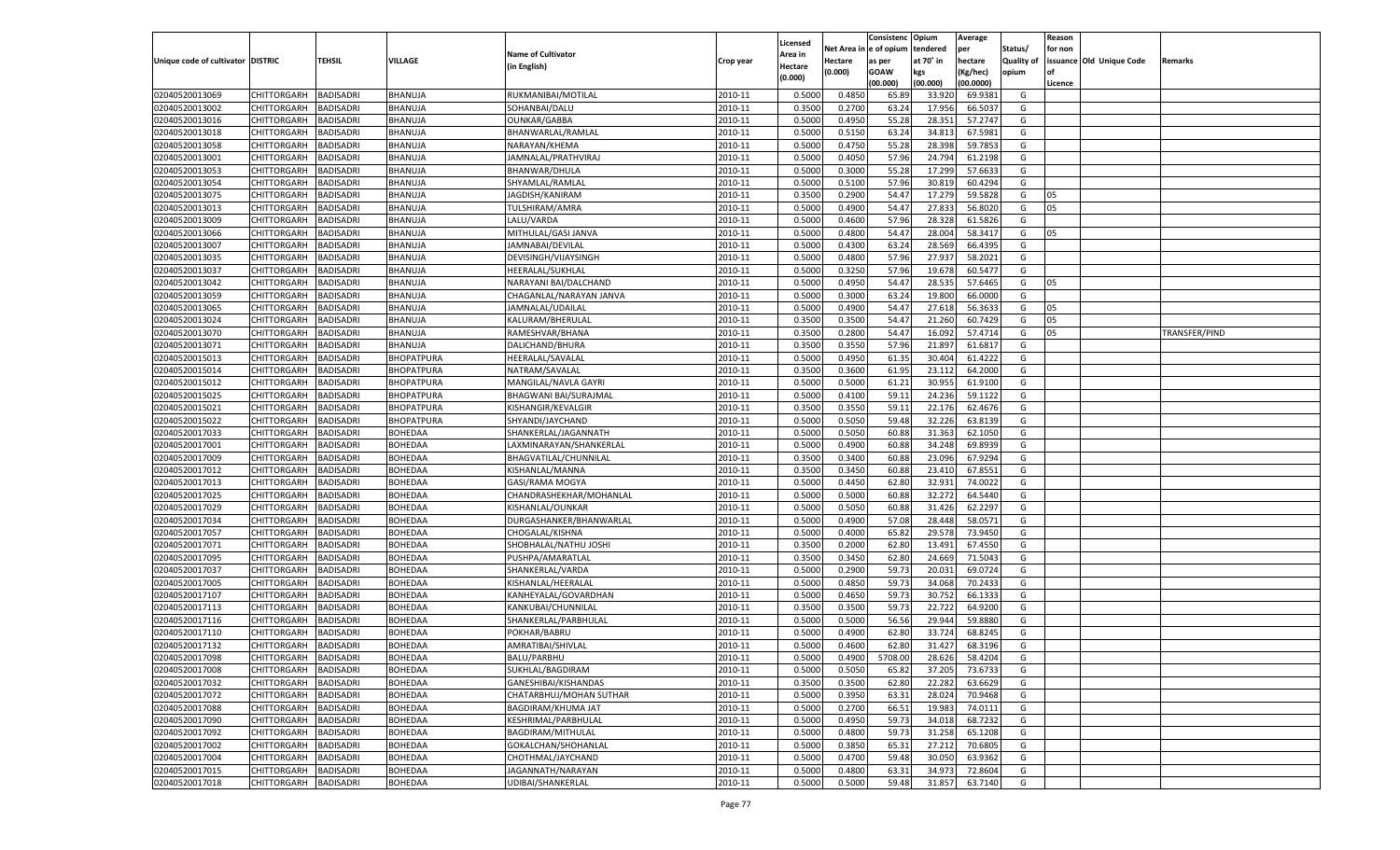| Unique code of cultivator | DISTRIC | TEHSIL | VILLAGE | Name of Cultivator (in English) | Crop year | Licensed Area in Hectare (0.000) | Net Area in Hectare (0.000) | Consistence of opium as per GOAW (00.000) | Opium tendered at 70˚ in kgs (00.000) | Average per hectare (Kg/hec) (00.0000) | Status/ Quality of opium | Reason for non issuance of Licence | Old Unique Code | Remarks |
|---|---|---|---|---|---|---|---|---|---|---|---|---|---|---|
| 02040520013069 | CHITTORGARH | BADISADRI | BHANUJA | RUKMANIBAI/MOTILAL | 2010-11 | 0.5000 | 0.4850 | 65.89 | 33.920 | 69.9381 | G | | | |
| 02040520013002 | CHITTORGARH | BADISADRI | BHANUJA | SOHANBAI/DALU | 2010-11 | 0.3500 | 0.2700 | 63.24 | 17.956 | 66.5037 | G | | | |
| 02040520013016 | CHITTORGARH | BADISADRI | BHANUJA | OUNKAR/GABBA | 2010-11 | 0.5000 | 0.4950 | 55.28 | 28.351 | 57.2747 | G | | | |
| 02040520013018 | CHITTORGARH | BADISADRI | BHANUJA | BHANWARLAL/RAMLAL | 2010-11 | 0.5000 | 0.5150 | 63.24 | 34.813 | 67.5981 | G | | | |
| 02040520013058 | CHITTORGARH | BADISADRI | BHANUJA | NARAYAN/KHEMA | 2010-11 | 0.5000 | 0.4750 | 55.28 | 28.398 | 59.7853 | G | | | |
| 02040520013001 | CHITTORGARH | BADISADRI | BHANUJA | JAMNALAL/PRATHVIRAJ | 2010-11 | 0.5000 | 0.4050 | 57.96 | 24.794 | 61.2198 | G | | | |
| 02040520013053 | CHITTORGARH | BADISADRI | BHANUJA | BHANWAR/DHULA | 2010-11 | 0.5000 | 0.3000 | 55.28 | 17.299 | 57.6633 | G | | | |
| 02040520013054 | CHITTORGARH | BADISADRI | BHANUJA | SHYAMLAL/RAMLAL | 2010-11 | 0.5000 | 0.5100 | 57.96 | 30.819 | 60.4294 | G | | | |
| 02040520013075 | CHITTORGARH | BADISADRI | BHANUJA | JAGDISH/KANIRAM | 2010-11 | 0.3500 | 0.2900 | 54.47 | 17.279 | 59.5828 | G | 05 | | |
| 02040520013013 | CHITTORGARH | BADISADRI | BHANUJA | TULSHIRAM/AMRA | 2010-11 | 0.5000 | 0.4900 | 54.47 | 27.833 | 56.8020 | G | 05 | | |
| 02040520013009 | CHITTORGARH | BADISADRI | BHANUJA | LALU/VARDA | 2010-11 | 0.5000 | 0.4600 | 57.96 | 28.328 | 61.5826 | G | | | |
| 02040520013066 | CHITTORGARH | BADISADRI | BHANUJA | MITHULAL/GASI JANVA | 2010-11 | 0.5000 | 0.4800 | 54.47 | 28.004 | 58.3417 | G | 05 | | |
| 02040520013007 | CHITTORGARH | BADISADRI | BHANUJA | JAMNABAI/DEVILAL | 2010-11 | 0.5000 | 0.4300 | 63.24 | 28.569 | 66.4395 | G | | | |
| 02040520013035 | CHITTORGARH | BADISADRI | BHANUJA | DEVISINGH/VIJAYSINGH | 2010-11 | 0.5000 | 0.4800 | 57.96 | 27.937 | 58.2021 | G | | | |
| 02040520013037 | CHITTORGARH | BADISADRI | BHANUJA | HEERALAL/SUKHLAL | 2010-11 | 0.5000 | 0.3250 | 57.96 | 19.678 | 60.5477 | G | | | |
| 02040520013042 | CHITTORGARH | BADISADRI | BHANUJA | NARAYANI BAI/DALCHAND | 2010-11 | 0.5000 | 0.4950 | 54.47 | 28.535 | 57.6465 | G | 05 | | |
| 02040520013059 | CHITTORGARH | BADISADRI | BHANUJA | CHAGANLAL/NARAYAN JANVA | 2010-11 | 0.5000 | 0.3000 | 63.24 | 19.800 | 66.0000 | G | | | |
| 02040520013065 | CHITTORGARH | BADISADRI | BHANUJA | JAMNALAL/UDAILAL | 2010-11 | 0.5000 | 0.4900 | 54.47 | 27.618 | 56.3633 | G | 05 | | |
| 02040520013024 | CHITTORGARH | BADISADRI | BHANUJA | KALURAM/BHERULAL | 2010-11 | 0.3500 | 0.3500 | 54.47 | 21.260 | 60.7429 | G | 05 | | |
| 02040520013070 | CHITTORGARH | BADISADRI | BHANUJA | RAMESHVAR/BHANA | 2010-11 | 0.3500 | 0.2800 | 54.47 | 16.092 | 57.4714 | G | 05 | | TRANSFER/PIND |
| 02040520013071 | CHITTORGARH | BADISADRI | BHANUJA | DALICHAND/BHURA | 2010-11 | 0.3500 | 0.3550 | 57.96 | 21.897 | 61.6817 | G | | | |
| 02040520015013 | CHITTORGARH | BADISADRI | BHOPATPURA | HEERALAL/SAVALAL | 2010-11 | 0.5000 | 0.4950 | 61.35 | 30.404 | 61.4222 | G | | | |
| 02040520015014 | CHITTORGARH | BADISADRI | BHOPATPURA | NATRAM/SAVALAL | 2010-11 | 0.3500 | 0.3600 | 61.95 | 23.112 | 64.2000 | G | | | |
| 02040520015012 | CHITTORGARH | BADISADRI | BHOPATPURA | MANGILAL/NAVLA GAYRI | 2010-11 | 0.5000 | 0.5000 | 61.21 | 30.955 | 61.9100 | G | | | |
| 02040520015025 | CHITTORGARH | BADISADRI | BHOPATPURA | BHAGWANI BAI/SURAJMAL | 2010-11 | 0.5000 | 0.4100 | 59.11 | 24.236 | 59.1122 | G | | | |
| 02040520015021 | CHITTORGARH | BADISADRI | BHOPATPURA | KISHANGIR/KEVALGIR | 2010-11 | 0.3500 | 0.3550 | 59.11 | 22.176 | 62.4676 | G | | | |
| 02040520015022 | CHITTORGARH | BADISADRI | BHOPATPURA | SHYANDI/JAYCHAND | 2010-11 | 0.5000 | 0.5050 | 59.48 | 32.226 | 63.8139 | G | | | |
| 02040520017033 | CHITTORGARH | BADISADRI | BOHEDAA | SHANKERLAL/JAGANNATH | 2010-11 | 0.5000 | 0.5050 | 60.88 | 31.363 | 62.1050 | G | | | |
| 02040520017001 | CHITTORGARH | BADISADRI | BOHEDAA | LAXMINARAYAN/SHANKERLAL | 2010-11 | 0.5000 | 0.4900 | 60.88 | 34.248 | 69.8939 | G | | | |
| 02040520017009 | CHITTORGARH | BADISADRI | BOHEDAA | BHAGVATILAL/CHUNNILAL | 2010-11 | 0.3500 | 0.3400 | 60.88 | 23.096 | 67.9294 | G | | | |
| 02040520017012 | CHITTORGARH | BADISADRI | BOHEDAA | KISHANLAL/MANNA | 2010-11 | 0.3500 | 0.3450 | 60.88 | 23.410 | 67.8551 | G | | | |
| 02040520017013 | CHITTORGARH | BADISADRI | BOHEDAA | GASI/RAMA MOGYA | 2010-11 | 0.5000 | 0.4450 | 62.80 | 32.931 | 74.0022 | G | | | |
| 02040520017025 | CHITTORGARH | BADISADRI | BOHEDAA | CHANDRASHEKHAR/MOHANLAL | 2010-11 | 0.5000 | 0.5000 | 60.88 | 32.272 | 64.5440 | G | | | |
| 02040520017029 | CHITTORGARH | BADISADRI | BOHEDAA | KISHANLAL/OUNKAR | 2010-11 | 0.5000 | 0.5050 | 60.88 | 31.426 | 62.2297 | G | | | |
| 02040520017034 | CHITTORGARH | BADISADRI | BOHEDAA | DURGASHANKER/BHANWARLAL | 2010-11 | 0.5000 | 0.4900 | 57.08 | 28.448 | 58.0571 | G | | | |
| 02040520017057 | CHITTORGARH | BADISADRI | BOHEDAA | CHOGALAL/KISHNA | 2010-11 | 0.5000 | 0.4000 | 65.82 | 29.578 | 73.9450 | G | | | |
| 02040520017071 | CHITTORGARH | BADISADRI | BOHEDAA | SHOBHALAL/NATHU JOSHI | 2010-11 | 0.3500 | 0.2000 | 62.80 | 13.491 | 67.4550 | G | | | |
| 02040520017095 | CHITTORGARH | BADISADRI | BOHEDAA | PUSHPA/AMARATLAL | 2010-11 | 0.3500 | 0.3450 | 62.80 | 24.669 | 71.5043 | G | | | |
| 02040520017037 | CHITTORGARH | BADISADRI | BOHEDAA | SHANKERLAL/VARDA | 2010-11 | 0.5000 | 0.2900 | 59.73 | 20.031 | 69.0724 | G | | | |
| 02040520017005 | CHITTORGARH | BADISADRI | BOHEDAA | KISHANLAL/HEERALAL | 2010-11 | 0.5000 | 0.4850 | 59.73 | 34.068 | 70.2433 | G | | | |
| 02040520017107 | CHITTORGARH | BADISADRI | BOHEDAA | KANHEYALAL/GOVARDHAN | 2010-11 | 0.5000 | 0.4650 | 59.73 | 30.752 | 66.1333 | G | | | |
| 02040520017113 | CHITTORGARH | BADISADRI | BOHEDAA | KANKUBAI/CHUNNILAL | 2010-11 | 0.3500 | 0.3500 | 59.73 | 22.722 | 64.9200 | G | | | |
| 02040520017116 | CHITTORGARH | BADISADRI | BOHEDAA | SHANKERLAL/PARBHULAL | 2010-11 | 0.5000 | 0.5000 | 56.56 | 29.944 | 59.8880 | G | | | |
| 02040520017110 | CHITTORGARH | BADISADRI | BOHEDAA | POKHAR/BABRU | 2010-11 | 0.5000 | 0.4900 | 62.80 | 33.724 | 68.8245 | G | | | |
| 02040520017132 | CHITTORGARH | BADISADRI | BOHEDAA | AMRATIBAI/SHIVLAL | 2010-11 | 0.5000 | 0.4600 | 62.80 | 31.427 | 68.3196 | G | | | |
| 02040520017098 | CHITTORGARH | BADISADRI | BOHEDAA | BALU/PARBHU | 2010-11 | 0.5000 | 0.4900 | 5708.00 | 28.626 | 58.4204 | G | | | |
| 02040520017008 | CHITTORGARH | BADISADRI | BOHEDAA | SUKHLAL/BAGDIRAM | 2010-11 | 0.5000 | 0.5050 | 65.82 | 37.205 | 73.6733 | G | | | |
| 02040520017032 | CHITTORGARH | BADISADRI | BOHEDAA | GANESHIBAI/KISHANDAS | 2010-11 | 0.3500 | 0.3500 | 62.80 | 22.282 | 63.6629 | G | | | |
| 02040520017072 | CHITTORGARH | BADISADRI | BOHEDAA | CHATARBHUJ/MOHAN SUTHAR | 2010-11 | 0.5000 | 0.3950 | 63.31 | 28.024 | 70.9468 | G | | | |
| 02040520017088 | CHITTORGARH | BADISADRI | BOHEDAA | BAGDIRAM/KHUMA JAT | 2010-11 | 0.5000 | 0.2700 | 66.51 | 19.983 | 74.0111 | G | | | |
| 02040520017090 | CHITTORGARH | BADISADRI | BOHEDAA | KESHRIMAL/PARBHULAL | 2010-11 | 0.5000 | 0.4950 | 59.73 | 34.018 | 68.7232 | G | | | |
| 02040520017092 | CHITTORGARH | BADISADRI | BOHEDAA | BAGDIRAM/MITHULAL | 2010-11 | 0.5000 | 0.4800 | 59.73 | 31.258 | 65.1208 | G | | | |
| 02040520017002 | CHITTORGARH | BADISADRI | BOHEDAA | GOKALCHAN/SHOHANLAL | 2010-11 | 0.5000 | 0.3850 | 65.31 | 27.212 | 70.6805 | G | | | |
| 02040520017004 | CHITTORGARH | BADISADRI | BOHEDAA | CHOTHMAL/JAYCHAND | 2010-11 | 0.5000 | 0.4700 | 59.48 | 30.050 | 63.9362 | G | | | |
| 02040520017015 | CHITTORGARH | BADISADRI | BOHEDAA | JAGANNATH/NARAYAN | 2010-11 | 0.5000 | 0.4800 | 63.31 | 34.973 | 72.8604 | G | | | |
| 02040520017018 | CHITTORGARH | BADISADRI | BOHEDAA | UDIBAI/SHANKERLAL | 2010-11 | 0.5000 | 0.5000 | 59.48 | 31.857 | 63.7140 | G | | | |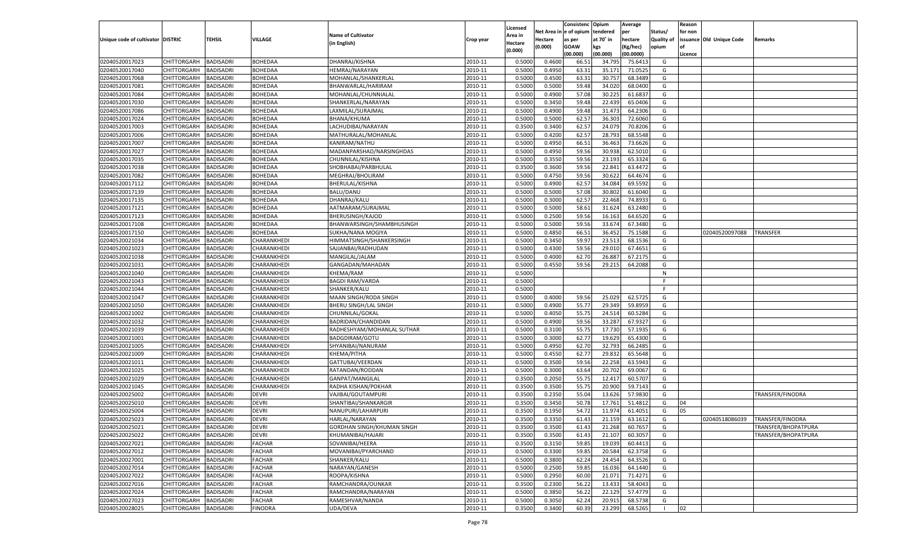| Unique code of cultivator | DISTRIC | TEHSIL | VILLAGE | Name of Cultivator (in English) | Crop year | Licensed Area in Hectare (0.000) | Net Area in Hectare (0.000) | Consistenc e of opium as per GOAW (00.000) | Opium tendered at 70° in kgs (00.000) | Average per hectare (Kg/hec) (00.0000) | Status/ Quality of opium | Reason for non issuance of Licence | Old Unique Code | Remarks |
|---|---|---|---|---|---|---|---|---|---|---|---|---|---|---|
| 02040520017023 | CHITTORGARH | BADISADRI | BOHEDAA | DHANRAJ/KISHNA | 2010-11 | 0.5000 | 0.4600 | 66.51 | 34.795 | 75.6413 | G | | | |
| 02040520017040 | CHITTORGARH | BADISADRI | BOHEDAA | HEMRAJ/NARAYAN | 2010-11 | 0.5000 | 0.4950 | 63.31 | 35.171 | 71.0525 | G | | | |
| 02040520017068 | CHITTORGARH | BADISADRI | BOHEDAA | MOHANLAL/SHANKERLAL | 2010-11 | 0.5000 | 0.4500 | 63.31 | 30.757 | 68.3489 | G | | | |
| 02040520017081 | CHITTORGARH | BADISADRI | BOHEDAA | BHANWARLAL/HARIRAM | 2010-11 | 0.5000 | 0.5000 | 59.48 | 34.020 | 68.0400 | G | | | |
| 02040520017084 | CHITTORGARH | BADISADRI | BOHEDAA | MOHANLAL/CHUNNIALAL | 2010-11 | 0.5000 | 0.4900 | 57.08 | 30.225 | 61.6837 | G | | | |
| 02040520017030 | CHITTORGARH | BADISADRI | BOHEDAA | SHANKERLAL/NARAYAN | 2010-11 | 0.5000 | 0.3450 | 59.48 | 22.439 | 65.0406 | G | | | |
| 02040520017086 | CHITTORGARH | BADISADRI | BOHEDAA | LAXMILAL/SURAJMAL | 2010-11 | 0.5000 | 0.4900 | 59.48 | 31.473 | 64.2306 | G | | | |
| 02040520017024 | CHITTORGARH | BADISADRI | BOHEDAA | BHANA/KHUMA | 2010-11 | 0.5000 | 0.5000 | 62.57 | 36.303 | 72.6060 | G | | | |
| 02040520017003 | CHITTORGARH | BADISADRI | BOHEDAA | LACHUDIBAI/NARAYAN | 2010-11 | 0.3500 | 0.3400 | 62.57 | 24.079 | 70.8206 | G | | | |
| 02040520017006 | CHITTORGARH | BADISADRI | BOHEDAA | MATHURALAL/MOHANLAL | 2010-11 | 0.5000 | 0.4200 | 62.57 | 28.793 | 68.5548 | G | | | |
| 02040520017007 | CHITTORGARH | BADISADRI | BOHEDAA | KANIRAM/NATHU | 2010-11 | 0.5000 | 0.4950 | 66.51 | 36.463 | 73.6626 | G | | | |
| 02040520017027 | CHITTORGARH | BADISADRI | BOHEDAA | MADANPARSHAD/NARSINGHDAS | 2010-11 | 0.5000 | 0.4950 | 59.56 | 30.938 | 62.5010 | G | | | |
| 02040520017035 | CHITTORGARH | BADISADRI | BOHEDAA | CHUNNILAL/KISHNA | 2010-11 | 0.5000 | 0.3550 | 59.56 | 23.193 | 65.3324 | G | | | |
| 02040520017038 | CHITTORGARH | BADISADRI | BOHEDAA | SHOBHABAI/PARBHULAL | 2010-11 | 0.3500 | 0.3600 | 59.56 | 22.841 | 63.4472 | G | | | |
| 02040520017082 | CHITTORGARH | BADISADRI | BOHEDAA | MEGHRAJ/BHOLIRAM | 2010-11 | 0.5000 | 0.4750 | 59.56 | 30.622 | 64.4674 | G | | | |
| 02040520017112 | CHITTORGARH | BADISADRI | BOHEDAA | BHERULAL/KISHNA | 2010-11 | 0.5000 | 0.4900 | 62.57 | 34.084 | 69.5592 | G | | | |
| 02040520017139 | CHITTORGARH | BADISADRI | BOHEDAA | BALU/DANU | 2010-11 | 0.5000 | 0.5000 | 57.08 | 30.802 | 61.6040 | G | | | |
| 02040520017135 | CHITTORGARH | BADISADRI | BOHEDAA | DHANRAJ/KALU | 2010-11 | 0.5000 | 0.3000 | 62.57 | 22.468 | 74.8933 | G | | | |
| 02040520017121 | CHITTORGARH | BADISADRI | BOHEDAA | AATMARAM/SURAJMAL | 2010-11 | 0.5000 | 0.5000 | 58.61 | 31.624 | 63.2480 | G | | | |
| 02040520017123 | CHITTORGARH | BADISADRI | BOHEDAA | BHERUSINGH/KAJOD | 2010-11 | 0.5000 | 0.2500 | 59.56 | 16.163 | 64.6520 | G | | | |
| 02040520017108 | CHITTORGARH | BADISADRI | BOHEDAA | BHANWARSINGH/SHAMBHUSINGH | 2010-11 | 0.5000 | 0.5000 | 59.56 | 33.674 | 67.3480 | G | | | |
| 02040520017150 | CHITTORGARH | BADISADRI | BOHEDAA | SUKHA/NANA MOGIYA | 2010-11 | 0.5000 | 0.4850 | 66.51 | 36.452 | 75.1588 | G | | 02040520097088 | TRANSFER |
| 02040520021034 | CHITTORGARH | BADISADRI | CHARANKHEDI | HIMMATSINGH/SHANKERSINGH | 2010-11 | 0.5000 | 0.3450 | 59.97 | 23.513 | 68.1536 | G | | | |
| 02040520021023 | CHITTORGARH | BADISADRI | CHARANKHEDI | SAJJANBAI/RADHUDAN | 2010-11 | 0.5000 | 0.4300 | 59.56 | 29.010 | 67.4651 | G | | | |
| 02040520021038 | CHITTORGARH | BADISADRI | CHARANKHEDI | MANGILAL/JALAM | 2010-11 | 0.5000 | 0.4000 | 62.70 | 26.887 | 67.2175 | G | | | |
| 02040520021031 | CHITTORGARH | BADISADRI | CHARANKHEDI | GANGADAN/MAHADAN | 2010-11 | 0.5000 | 0.4550 | 59.56 | 29.215 | 64.2088 | G | | | |
| 02040520021040 | CHITTORGARH | BADISADRI | CHARANKHEDI | KHEMA/RAM | 2010-11 | 0.5000 | | | | | N | | | |
| 02040520021043 | CHITTORGARH | BADISADRI | CHARANKHEDI | BAGDI RAM/VARDA | 2010-11 | 0.5000 | | | | | F | | | |
| 02040520021044 | CHITTORGARH | BADISADRI | CHARANKHEDI | SHANKER/KALU | 2010-11 | 0.5000 | | | | | F | | | |
| 02040520021047 | CHITTORGARH | BADISADRI | CHARANKHEDI | MAAN SINGH/RODA SINGH | 2010-11 | 0.5000 | 0.4000 | 59.56 | 25.029 | 62.5725 | G | | | |
| 02040520021050 | CHITTORGARH | BADISADRI | CHARANKHEDI | BHERU SINGH/LAL SINGH | 2010-11 | 0.5000 | 0.4900 | 55.77 | 29.349 | 59.8959 | G | | | |
| 02040520021002 | CHITTORGARH | BADISADRI | CHARANKHEDI | CHUNNILAL/GOKAL | 2010-11 | 0.5000 | 0.4050 | 55.75 | 24.514 | 60.5284 | G | | | |
| 02040520021032 | CHITTORGARH | BADISADRI | CHARANKHEDI | BADRIDAN/CHANDIDAN | 2010-11 | 0.5000 | 0.4900 | 59.56 | 33.287 | 67.9327 | G | | | |
| 02040520021039 | CHITTORGARH | BADISADRI | CHARANKHEDI | RADHESHYAM/MOHANLAL SUTHAR | 2010-11 | 0.5000 | 0.3100 | 55.75 | 17.730 | 57.1935 | G | | | |
| 02040520021001 | CHITTORGARH | BADISADRI | CHARANKHEDI | BADGDIRAM/GOTU | 2010-11 | 0.5000 | 0.3000 | 62.77 | 19.629 | 65.4300 | G | | | |
| 02040520021005 | CHITTORGARH | BADISADRI | CHARANKHEDI | SHYANIBAI/NANURAM | 2010-11 | 0.5000 | 0.4950 | 62.70 | 32.793 | 66.2485 | G | | | |
| 02040520021009 | CHITTORGARH | BADISADRI | CHARANKHEDI | KHEMA/PITHA | 2010-11 | 0.5000 | 0.4550 | 62.77 | 29.832 | 65.5648 | G | | | |
| 02040520021011 | CHITTORGARH | BADISADRI | CHARANKHEDI | GATTUBAI/VEERDAN | 2010-11 | 0.5000 | 0.3500 | 59.56 | 22.258 | 63.5943 | G | | | |
| 02040520021025 | CHITTORGARH | BADISADRI | CHARANKHEDI | RATANDAN/RODDAN | 2010-11 | 0.5000 | 0.3000 | 63.64 | 20.702 | 69.0067 | G | | | |
| 02040520021029 | CHITTORGARH | BADISADRI | CHARANKHEDI | GANPAT/MANGILAL | 2010-11 | 0.3500 | 0.2050 | 55.75 | 12.417 | 60.5707 | G | | | |
| 02040520021045 | CHITTORGARH | BADISADRI | CHARANKHEDI | RADHA KISHAN/POKHAR | 2010-11 | 0.3500 | 0.3500 | 55.75 | 20.900 | 59.7143 | G | | | |
| 02040520025002 | CHITTORGARH | BADISADRI | DEVRI | VAJIBAI/GOUTAMPURI | 2010-11 | 0.3500 | 0.2350 | 55.04 | 13.626 | 57.9830 | G | | | TRANSFER/FINODRA |
| 02040520025010 | CHITTORGARH | BADISADRI | DEVRI | SHANTIBAI/SHANKARGIR | 2010-11 | 0.3500 | 0.3450 | 50.78 | 17.761 | 51.4812 | G | 04 | | |
| 02040520025004 | CHITTORGARH | BADISADRI | DEVRI | NANUPURI/LAHARPURI | 2010-11 | 0.3500 | 0.1950 | 54.72 | 11.974 | 61.4051 | G | 05 | | |
| 02040520025023 | CHITTORGARH | BADISADRI | DEVRI | HARLAL/NARAYAN | 2010-11 | 0.3500 | 0.3350 | 61.43 | 21.159 | 63.1612 | G | | 02040518086039 | TRANSFER/FINODRA |
| 02040520025021 | CHITTORGARH | BADISADRI | DEVRI | GORDHAN SINGH/KHUMAN SINGH | 2010-11 | 0.3500 | 0.3500 | 61.43 | 21.268 | 60.7657 | G | | | TRANSFER/BHOPATPURA |
| 02040520025022 | CHITTORGARH | BADISADRI | DEVRI | KHUMANIBAI/HAJARI | 2010-11 | 0.3500 | 0.3500 | 61.43 | 21.107 | 60.3057 | G | | | TRANSFER/BHOPATPURA |
| 02040520027021 | CHITTORGARH | BADISADRI | FACHAR | SOVANIBAI/HEERA | 2010-11 | 0.3500 | 0.3150 | 59.85 | 19.039 | 60.4413 | G | | | |
| 02040520027012 | CHITTORGARH | BADISADRI | FACHAR | MOVANIBAI/PYARCHAND | 2010-11 | 0.5000 | 0.3300 | 59.85 | 20.584 | 62.3758 | G | | | |
| 02040520027001 | CHITTORGARH | BADISADRI | FACHAR | SHANKER/KALU | 2010-11 | 0.5000 | 0.3800 | 62.24 | 24.454 | 64.3526 | G | | | |
| 02040520027014 | CHITTORGARH | BADISADRI | FACHAR | NARAYAN/GANESH | 2010-11 | 0.5000 | 0.2500 | 59.85 | 16.036 | 64.1440 | G | | | |
| 02040520027022 | CHITTORGARH | BADISADRI | FACHAR | ROOPA/KISHNA | 2010-11 | 0.5000 | 0.2950 | 60.00 | 21.071 | 71.4271 | G | | | |
| 02040520027016 | CHITTORGARH | BADISADRI | FACHAR | RAMCHANDRA/OUNKAR | 2010-11 | 0.3500 | 0.2300 | 56.22 | 13.433 | 58.4043 | G | | | |
| 02040520027024 | CHITTORGARH | BADISADRI | FACHAR | RAMCHANDRA/NARAYAN | 2010-11 | 0.5000 | 0.3850 | 56.22 | 22.129 | 57.4779 | G | | | |
| 02040520027023 | CHITTORGARH | BADISADRI | FACHAR | RAMESHVAR/NANDA | 2010-11 | 0.5000 | 0.3050 | 62.24 | 20.915 | 68.5738 | G | | | |
| 02040520028025 | CHITTORGARH | BADISADRI | FINODRA | UDA/DEVA | 2010-11 | 0.3500 | 0.3400 | 60.39 | 23.299 | 68.5265 | I | 02 | | |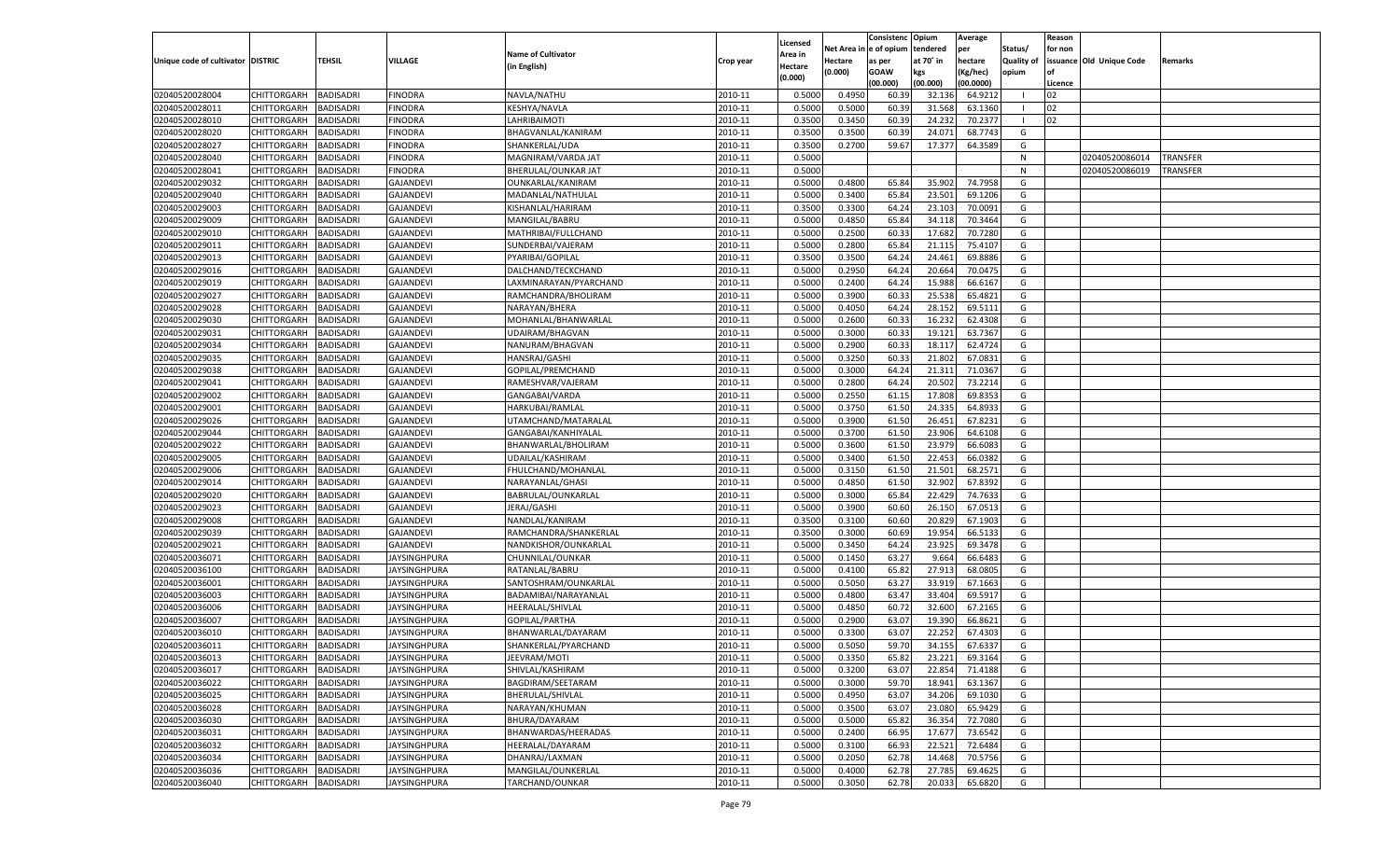| Unique code of cultivator | DISTRIC | TEHSIL | VILLAGE | Name of Cultivator (in English) | Crop year | Licensed Area in Hectare (0.000) | Net Area in Hectare (0.000) | Consistency of opium as per GOAW (00.000) | Opium tendered at 70° in kgs (00.000) | Average per hectare (Kg/hec) (00.0000) | Status/ Quality of opium | Reason for non issuance of Licence | Old Unique Code | Remarks |
|---|---|---|---|---|---|---|---|---|---|---|---|---|---|---|
| 02040520028004 | CHITTORGARH | BADISADRI | FINODRA | NAVLA/NATHU | 2010-11 | 0.5000 | 0.4950 | 60.39 | 32.136 | 64.9212 | I | 02 | | |
| 02040520028011 | CHITTORGARH | BADISADRI | FINODRA | KESHYA/NAVLA | 2010-11 | 0.5000 | 0.5000 | 60.39 | 31.568 | 63.1360 | I | 02 | | |
| 02040520028010 | CHITTORGARH | BADISADRI | FINODRA | LAHRIBAIMOTI | 2010-11 | 0.3500 | 0.3450 | 60.39 | 24.232 | 70.2377 | I | 02 | | |
| 02040520028020 | CHITTORGARH | BADISADRI | FINODRA | BHAGVANLAL/KANIRAM | 2010-11 | 0.3500 | 0.3500 | 60.39 | 24.071 | 68.7743 | G | | | |
| 02040520028027 | CHITTORGARH | BADISADRI | FINODRA | SHANKERLAL/UDA | 2010-11 | 0.3500 | 0.2700 | 59.67 | 17.377 | 64.3589 | G | | | |
| 02040520028040 | CHITTORGARH | BADISADRI | FINODRA | MAGNIRAM/VARDA JAT | 2010-11 | 0.5000 | | | | | N | | 02040520086014 | TRANSFER |
| 02040520028041 | CHITTORGARH | BADISADRI | FINODRA | BHERULAL/OUNKAR JAT | 2010-11 | 0.5000 | | | | | N | | 02040520086019 | TRANSFER |
| 02040520029032 | CHITTORGARH | BADISADRI | GAJANDEVI | OUNKARLAL/KANIRAM | 2010-11 | 0.5000 | 0.4800 | 65.84 | 35.902 | 74.7958 | G | | | |
| 02040520029040 | CHITTORGARH | BADISADRI | GAJANDEVI | MADANLAL/NATHULAL | 2010-11 | 0.5000 | 0.3400 | 65.84 | 23.501 | 69.1206 | G | | | |
| 02040520029003 | CHITTORGARH | BADISADRI | GAJANDEVI | KISHANLAL/HARIRAM | 2010-11 | 0.3500 | 0.3300 | 64.24 | 23.103 | 70.0091 | G | | | |
| 02040520029009 | CHITTORGARH | BADISADRI | GAJANDEVI | MANGILAL/BABRU | 2010-11 | 0.5000 | 0.4850 | 65.84 | 34.118 | 70.3464 | G | | | |
| 02040520029010 | CHITTORGARH | BADISADRI | GAJANDEVI | MATHRIBAI/FULLCHAND | 2010-11 | 0.5000 | 0.2500 | 60.33 | 17.682 | 70.7280 | G | | | |
| 02040520029011 | CHITTORGARH | BADISADRI | GAJANDEVI | SUNDERBAI/VAJERAM | 2010-11 | 0.5000 | 0.2800 | 65.84 | 21.115 | 75.4107 | G | | | |
| 02040520029013 | CHITTORGARH | BADISADRI | GAJANDEVI | PYARIBAI/GOPILAL | 2010-11 | 0.3500 | 0.3500 | 64.24 | 24.461 | 69.8886 | G | | | |
| 02040520029016 | CHITTORGARH | BADISADRI | GAJANDEVI | DALCHAND/TECKCHAND | 2010-11 | 0.5000 | 0.2950 | 64.24 | 20.664 | 70.0475 | G | | | |
| 02040520029019 | CHITTORGARH | BADISADRI | GAJANDEVI | LAXMINARAYAN/PYARCHAND | 2010-11 | 0.5000 | 0.2400 | 64.24 | 15.988 | 66.6167 | G | | | |
| 02040520029027 | CHITTORGARH | BADISADRI | GAJANDEVI | RAMCHANDRA/BHOLIRAM | 2010-11 | 0.5000 | 0.3900 | 60.33 | 25.538 | 65.4821 | G | | | |
| 02040520029028 | CHITTORGARH | BADISADRI | GAJANDEVI | NARAYAN/BHERA | 2010-11 | 0.5000 | 0.4050 | 64.24 | 28.152 | 69.5111 | G | | | |
| 02040520029030 | CHITTORGARH | BADISADRI | GAJANDEVI | MOHANLAL/BHANWARLAL | 2010-11 | 0.5000 | 0.2600 | 60.33 | 16.232 | 62.4308 | G | | | |
| 02040520029031 | CHITTORGARH | BADISADRI | GAJANDEVI | UDAIRAM/BHAGVAN | 2010-11 | 0.5000 | 0.3000 | 60.33 | 19.121 | 63.7367 | G | | | |
| 02040520029034 | CHITTORGARH | BADISADRI | GAJANDEVI | NANURAM/BHAGVAN | 2010-11 | 0.5000 | 0.2900 | 60.33 | 18.117 | 62.4724 | G | | | |
| 02040520029035 | CHITTORGARH | BADISADRI | GAJANDEVI | HANSRAJ/GASHI | 2010-11 | 0.5000 | 0.3250 | 60.33 | 21.802 | 67.0831 | G | | | |
| 02040520029038 | CHITTORGARH | BADISADRI | GAJANDEVI | GOPILAL/PREMCHAND | 2010-11 | 0.5000 | 0.3000 | 64.24 | 21.311 | 71.0367 | G | | | |
| 02040520029041 | CHITTORGARH | BADISADRI | GAJANDEVI | RAMESHVAR/VAJERAM | 2010-11 | 0.5000 | 0.2800 | 64.24 | 20.502 | 73.2214 | G | | | |
| 02040520029002 | CHITTORGARH | BADISADRI | GAJANDEVI | GANGABAI/VARDA | 2010-11 | 0.5000 | 0.2550 | 61.15 | 17.808 | 69.8353 | G | | | |
| 02040520029001 | CHITTORGARH | BADISADRI | GAJANDEVI | HARKUBAI/RAMLAL | 2010-11 | 0.5000 | 0.3750 | 61.50 | 24.335 | 64.8933 | G | | | |
| 02040520029026 | CHITTORGARH | BADISADRI | GAJANDEVI | UTAMCHAND/MATARALAL | 2010-11 | 0.5000 | 0.3900 | 61.50 | 26.451 | 67.8231 | G | | | |
| 02040520029044 | CHITTORGARH | BADISADRI | GAJANDEVI | GANGABAI/KANHIYALAL | 2010-11 | 0.5000 | 0.3700 | 61.50 | 23.906 | 64.6108 | G | | | |
| 02040520029022 | CHITTORGARH | BADISADRI | GAJANDEVI | BHANWARLAL/BHOLIRAM | 2010-11 | 0.5000 | 0.3600 | 61.50 | 23.979 | 66.6083 | G | | | |
| 02040520029005 | CHITTORGARH | BADISADRI | GAJANDEVI | UDAILAL/KASHIRAM | 2010-11 | 0.5000 | 0.3400 | 61.50 | 22.453 | 66.0382 | G | | | |
| 02040520029006 | CHITTORGARH | BADISADRI | GAJANDEVI | FHULCHAND/MOHANLAL | 2010-11 | 0.5000 | 0.3150 | 61.50 | 21.501 | 68.2571 | G | | | |
| 02040520029014 | CHITTORGARH | BADISADRI | GAJANDEVI | NARAYANLAL/GHASI | 2010-11 | 0.5000 | 0.4850 | 61.50 | 32.902 | 67.8392 | G | | | |
| 02040520029020 | CHITTORGARH | BADISADRI | GAJANDEVI | BABRULAL/OUNKARLAL | 2010-11 | 0.5000 | 0.3000 | 65.84 | 22.429 | 74.7633 | G | | | |
| 02040520029023 | CHITTORGARH | BADISADRI | GAJANDEVI | JERAJ/GASHI | 2010-11 | 0.5000 | 0.3900 | 60.60 | 26.150 | 67.0513 | G | | | |
| 02040520029008 | CHITTORGARH | BADISADRI | GAJANDEVI | NANDLAL/KANIRAM | 2010-11 | 0.3500 | 0.3100 | 60.60 | 20.829 | 67.1903 | G | | | |
| 02040520029039 | CHITTORGARH | BADISADRI | GAJANDEVI | RAMCHANDRA/SHANKERLAL | 2010-11 | 0.3500 | 0.3000 | 60.69 | 19.954 | 66.5133 | G | | | |
| 02040520029021 | CHITTORGARH | BADISADRI | GAJANDEVI | NANDKISHOR/OUNKARLAL | 2010-11 | 0.5000 | 0.3450 | 64.24 | 23.925 | 69.3478 | G | | | |
| 02040520036071 | CHITTORGARH | BADISADRI | JAYSINGHPURA | CHUNNILAL/OUNKAR | 2010-11 | 0.5000 | 0.1450 | 63.27 | 9.664 | 66.6483 | G | | | |
| 02040520036100 | CHITTORGARH | BADISADRI | JAYSINGHPURA | RATANLAL/BABRU | 2010-11 | 0.5000 | 0.4100 | 65.82 | 27.913 | 68.0805 | G | | | |
| 02040520036001 | CHITTORGARH | BADISADRI | JAYSINGHPURA | SANTOSHRAM/OUNKARLAL | 2010-11 | 0.5000 | 0.5050 | 63.27 | 33.919 | 67.1663 | G | | | |
| 02040520036003 | CHITTORGARH | BADISADRI | JAYSINGHPURA | BADAMIBAI/NARAYANLAL | 2010-11 | 0.5000 | 0.4800 | 63.47 | 33.404 | 69.5917 | G | | | |
| 02040520036006 | CHITTORGARH | BADISADRI | JAYSINGHPURA | HEERALAL/SHIVLAL | 2010-11 | 0.5000 | 0.4850 | 60.72 | 32.600 | 67.2165 | G | | | |
| 02040520036007 | CHITTORGARH | BADISADRI | JAYSINGHPURA | GOPILAL/PARTHA | 2010-11 | 0.5000 | 0.2900 | 63.07 | 19.390 | 66.8621 | G | | | |
| 02040520036010 | CHITTORGARH | BADISADRI | JAYSINGHPURA | BHANWARLAL/DAYARAM | 2010-11 | 0.5000 | 0.3300 | 63.07 | 22.252 | 67.4303 | G | | | |
| 02040520036011 | CHITTORGARH | BADISADRI | JAYSINGHPURA | SHANKERLAL/PYARCHAND | 2010-11 | 0.5000 | 0.5050 | 59.70 | 34.155 | 67.6337 | G | | | |
| 02040520036013 | CHITTORGARH | BADISADRI | JAYSINGHPURA | JEEVRAM/MOTI | 2010-11 | 0.5000 | 0.3350 | 65.82 | 23.221 | 69.3164 | G | | | |
| 02040520036017 | CHITTORGARH | BADISADRI | JAYSINGHPURA | SHIVLAL/KASHIRAM | 2010-11 | 0.5000 | 0.3200 | 63.07 | 22.854 | 71.4188 | G | | | |
| 02040520036022 | CHITTORGARH | BADISADRI | JAYSINGHPURA | BAGDIRAM/SEETARAM | 2010-11 | 0.5000 | 0.3000 | 59.70 | 18.941 | 63.1367 | G | | | |
| 02040520036025 | CHITTORGARH | BADISADRI | JAYSINGHPURA | BHERULAL/SHIVLAL | 2010-11 | 0.5000 | 0.4950 | 63.07 | 34.206 | 69.1030 | G | | | |
| 02040520036028 | CHITTORGARH | BADISADRI | JAYSINGHPURA | NARAYAN/KHUMAN | 2010-11 | 0.5000 | 0.3500 | 63.07 | 23.080 | 65.9429 | G | | | |
| 02040520036030 | CHITTORGARH | BADISADRI | JAYSINGHPURA | BHURA/DAYARAM | 2010-11 | 0.5000 | 0.5000 | 65.82 | 36.354 | 72.7080 | G | | | |
| 02040520036031 | CHITTORGARH | BADISADRI | JAYSINGHPURA | BHANWARDAS/HEERADAS | 2010-11 | 0.5000 | 0.2400 | 66.95 | 17.677 | 73.6542 | G | | | |
| 02040520036032 | CHITTORGARH | BADISADRI | JAYSINGHPURA | HEERALAL/DAYARAM | 2010-11 | 0.5000 | 0.3100 | 66.93 | 22.521 | 72.6484 | G | | | |
| 02040520036034 | CHITTORGARH | BADISADRI | JAYSINGHPURA | DHANRAJ/LAXMAN | 2010-11 | 0.5000 | 0.2050 | 62.78 | 14.468 | 70.5756 | G | | | |
| 02040520036036 | CHITTORGARH | BADISADRI | JAYSINGHPURA | MANGILAL/OUNKERLAL | 2010-11 | 0.5000 | 0.4000 | 62.78 | 27.785 | 69.4625 | G | | | |
| 02040520036040 | CHITTORGARH | BADISADRI | JAYSINGHPURA | TARCHAND/OUNKAR | 2010-11 | 0.5000 | 0.3050 | 62.78 | 20.033 | 65.6820 | G | | | |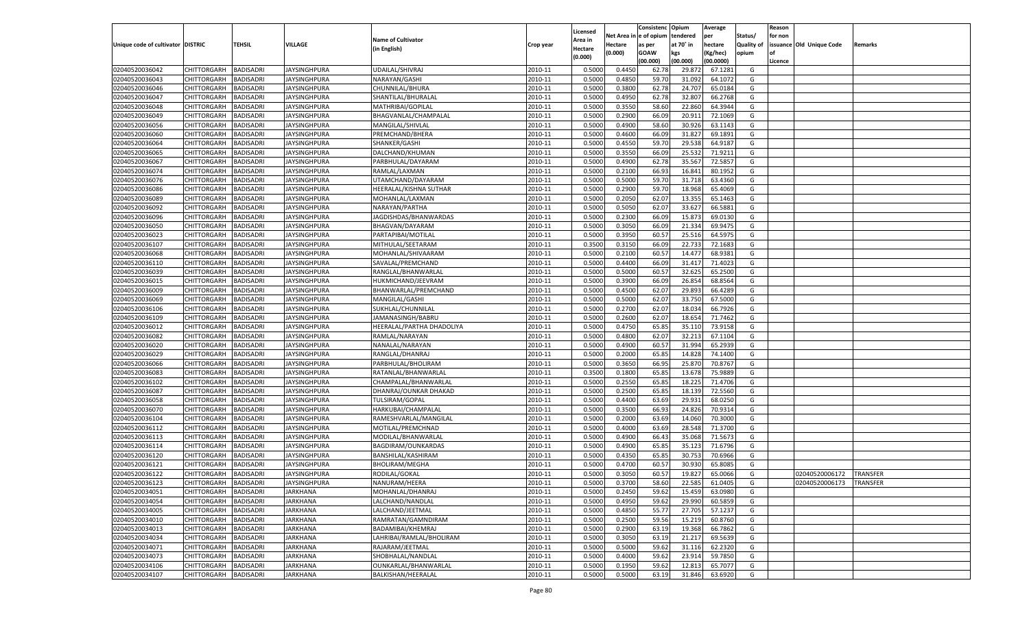| Unique code of cultivator | DISTRIC | TEHSIL | VILLAGE | Name of Cultivator (in English) | Crop year | Licensed Area in Hectare (0.000) | Net Area in Hectare (0.000) | Consistenc e of opium as per GOAW (00.000) | Opium tendered at 70° in kgs (00.000) | Average per hectare (Kg/hec) (00.0000) | Status/ Quality of opium | Reason for non issuance of Licence | Old Unique Code | Remarks |
|---|---|---|---|---|---|---|---|---|---|---|---|---|---|---|
| 02040520036042 | CHITTORGARH | BADISADRI | JAYSINGHPURA | UDAILAL/SHIVRAJ | 2010-11 | 0.5000 | 0.4450 | 62.78 | 29.872 | 67.1281 | G | | | |
| 02040520036043 | CHITTORGARH | BADISADRI | JAYSINGHPURA | NARAYAN/GASHI | 2010-11 | 0.5000 | 0.4850 | 59.70 | 31.092 | 64.1072 | G | | | |
| 02040520036046 | CHITTORGARH | BADISADRI | JAYSINGHPURA | CHUNNILAL/BHURA | 2010-11 | 0.5000 | 0.3800 | 62.78 | 24.707 | 65.0184 | G | | | |
| 02040520036047 | CHITTORGARH | BADISADRI | JAYSINGHPURA | SHANTILAL/BHURALAL | 2010-11 | 0.5000 | 0.4950 | 62.78 | 32.807 | 66.2768 | G | | | |
| 02040520036048 | CHITTORGARH | BADISADRI | JAYSINGHPURA | MATHRIBAI/GOPILAL | 2010-11 | 0.5000 | 0.3550 | 58.60 | 22.860 | 64.3944 | G | | | |
| 02040520036049 | CHITTORGARH | BADISADRI | JAYSINGHPURA | BHAGVANLAL/CHAMPALAL | 2010-11 | 0.5000 | 0.2900 | 66.09 | 20.911 | 72.1069 | G | | | |
| 02040520036056 | CHITTORGARH | BADISADRI | JAYSINGHPURA | MANGILAL/SHIVLAL | 2010-11 | 0.5000 | 0.4900 | 58.60 | 30.926 | 63.1143 | G | | | |
| 02040520036060 | CHITTORGARH | BADISADRI | JAYSINGHPURA | PREMCHAND/BHERA | 2010-11 | 0.5000 | 0.4600 | 66.09 | 31.827 | 69.1891 | G | | | |
| 02040520036064 | CHITTORGARH | BADISADRI | JAYSINGHPURA | SHANKER/GASHI | 2010-11 | 0.5000 | 0.4550 | 59.70 | 29.538 | 64.9187 | G | | | |
| 02040520036065 | CHITTORGARH | BADISADRI | JAYSINGHPURA | DALCHAND/KHUMAN | 2010-11 | 0.5000 | 0.3550 | 66.09 | 25.532 | 71.9211 | G | | | |
| 02040520036067 | CHITTORGARH | BADISADRI | JAYSINGHPURA | PARBHULAL/DAYARAM | 2010-11 | 0.5000 | 0.4900 | 62.78 | 35.567 | 72.5857 | G | | | |
| 02040520036074 | CHITTORGARH | BADISADRI | JAYSINGHPURA | RAMLAL/LAXMAN | 2010-11 | 0.5000 | 0.2100 | 66.93 | 16.841 | 80.1952 | G | | | |
| 02040520036076 | CHITTORGARH | BADISADRI | JAYSINGHPURA | UTAMCHAND/DAYARAM | 2010-11 | 0.5000 | 0.5000 | 59.70 | 31.718 | 63.4360 | G | | | |
| 02040520036086 | CHITTORGARH | BADISADRI | JAYSINGHPURA | HEERALAL/KISHNA SUTHAR | 2010-11 | 0.5000 | 0.2900 | 59.70 | 18.968 | 65.4069 | G | | | |
| 02040520036089 | CHITTORGARH | BADISADRI | JAYSINGHPURA | MOHANLAL/LAXMAN | 2010-11 | 0.5000 | 0.2050 | 62.07 | 13.355 | 65.1463 | G | | | |
| 02040520036092 | CHITTORGARH | BADISADRI | JAYSINGHPURA | NARAYAN/PARTHA | 2010-11 | 0.5000 | 0.5050 | 62.07 | 33.627 | 66.5881 | G | | | |
| 02040520036096 | CHITTORGARH | BADISADRI | JAYSINGHPURA | JAGDISHDAS/BHANWARDAS | 2010-11 | 0.5000 | 0.2300 | 66.09 | 15.873 | 69.0130 | G | | | |
| 02040520036050 | CHITTORGARH | BADISADRI | JAYSINGHPURA | BHAGVAN/DAYARAM | 2010-11 | 0.5000 | 0.3050 | 66.09 | 21.334 | 69.9475 | G | | | |
| 02040520036023 | CHITTORGARH | BADISADRI | JAYSINGHPURA | PARTAPIBAI/MOTILAL | 2010-11 | 0.5000 | 0.3950 | 60.57 | 25.516 | 64.5975 | G | | | |
| 02040520036107 | CHITTORGARH | BADISADRI | JAYSINGHPURA | MITHULAL/SEETARAM | 2010-11 | 0.3500 | 0.3150 | 66.09 | 22.733 | 72.1683 | G | | | |
| 02040520036068 | CHITTORGARH | BADISADRI | JAYSINGHPURA | MOHANLAL/SHIVAARAM | 2010-11 | 0.5000 | 0.2100 | 60.57 | 14.477 | 68.9381 | G | | | |
| 02040520036110 | CHITTORGARH | BADISADRI | JAYSINGHPURA | SAVALAL/PREMCHAND | 2010-11 | 0.5000 | 0.4400 | 66.09 | 31.417 | 71.4023 | G | | | |
| 02040520036039 | CHITTORGARH | BADISADRI | JAYSINGHPURA | RANGLAL/BHANWARLAL | 2010-11 | 0.5000 | 0.5000 | 60.57 | 32.625 | 65.2500 | G | | | |
| 02040520036015 | CHITTORGARH | BADISADRI | JAYSINGHPURA | HUKMICHAND/JEEVRAM | 2010-11 | 0.5000 | 0.3900 | 66.09 | 26.854 | 68.8564 | G | | | |
| 02040520036009 | CHITTORGARH | BADISADRI | JAYSINGHPURA | BHANWARLAL/PREMCHAND | 2010-11 | 0.5000 | 0.4500 | 62.07 | 29.893 | 66.4289 | G | | | |
| 02040520036069 | CHITTORGARH | BADISADRI | JAYSINGHPURA | MANGILAL/GASHI | 2010-11 | 0.5000 | 0.5000 | 62.07 | 33.750 | 67.5000 | G | | | |
| 02040520036106 | CHITTORGARH | BADISADRI | JAYSINGHPURA | SUKHLAL/CHUNNILAL | 2010-11 | 0.5000 | 0.2700 | 62.07 | 18.034 | 66.7926 | G | | | |
| 02040520036109 | CHITTORGARH | BADISADRI | JAYSINGHPURA | JAMANASINGH/BABRU | 2010-11 | 0.5000 | 0.2600 | 62.07 | 18.654 | 71.7462 | G | | | |
| 02040520036012 | CHITTORGARH | BADISADRI | JAYSINGHPURA | HEERALAL/PARTHA DHADOLIYA | 2010-11 | 0.5000 | 0.4750 | 65.85 | 35.110 | 73.9158 | G | | | |
| 02040520036082 | CHITTORGARH | BADISADRI | JAYSINGHPURA | RAMLAL/NARAYAN | 2010-11 | 0.5000 | 0.4800 | 62.07 | 32.213 | 67.1104 | G | | | |
| 02040520036020 | CHITTORGARH | BADISADRI | JAYSINGHPURA | NANALAL/NARAYAN | 2010-11 | 0.5000 | 0.4900 | 60.57 | 31.994 | 65.2939 | G | | | |
| 02040520036029 | CHITTORGARH | BADISADRI | JAYSINGHPURA | RANGLAL/DHANRAJ | 2010-11 | 0.5000 | 0.2000 | 65.85 | 14.828 | 74.1400 | G | | | |
| 02040520036066 | CHITTORGARH | BADISADRI | JAYSINGHPURA | PARBHULAL/BHOLIRAM | 2010-11 | 0.5000 | 0.3650 | 66.95 | 25.870 | 70.8767 | G | | | |
| 02040520036083 | CHITTORGARH | BADISADRI | JAYSINGHPURA | RATANLAL/BHANWARLAL | 2010-11 | 0.3500 | 0.1800 | 65.85 | 13.678 | 75.9889 | G | | | |
| 02040520036102 | CHITTORGARH | BADISADRI | JAYSINGHPURA | CHAMPALAL/BHANWARLAL | 2010-11 | 0.5000 | 0.2550 | 65.85 | 18.225 | 71.4706 | G | | | |
| 02040520036087 | CHITTORGARH | BADISADRI | JAYSINGHPURA | DHANRAJ/OUNKAR DHAKAD | 2010-11 | 0.5000 | 0.2500 | 65.85 | 18.139 | 72.5560 | G | | | |
| 02040520036058 | CHITTORGARH | BADISADRI | JAYSINGHPURA | TULSIRAM/GOPAL | 2010-11 | 0.5000 | 0.4400 | 63.69 | 29.931 | 68.0250 | G | | | |
| 02040520036070 | CHITTORGARH | BADISADRI | JAYSINGHPURA | HARKUBAI/CHAMPALAL | 2010-11 | 0.5000 | 0.3500 | 66.93 | 24.826 | 70.9314 | G | | | |
| 02040520036104 | CHITTORGARH | BADISADRI | JAYSINGHPURA | RAMESHVARLAL/MANGILAL | 2010-11 | 0.5000 | 0.2000 | 63.69 | 14.060 | 70.3000 | G | | | |
| 02040520036112 | CHITTORGARH | BADISADRI | JAYSINGHPURA | MOTILAL/PREMCHNAD | 2010-11 | 0.5000 | 0.4000 | 63.69 | 28.548 | 71.3700 | G | | | |
| 02040520036113 | CHITTORGARH | BADISADRI | JAYSINGHPURA | MODILAL/BHANWARLAL | 2010-11 | 0.5000 | 0.4900 | 66.43 | 35.068 | 71.5673 | G | | | |
| 02040520036114 | CHITTORGARH | BADISADRI | JAYSINGHPURA | BAGDIRAM/OUNKARDAS | 2010-11 | 0.5000 | 0.4900 | 65.85 | 35.123 | 71.6796 | G | | | |
| 02040520036120 | CHITTORGARH | BADISADRI | JAYSINGHPURA | BANSHILAL/KASHIRAM | 2010-11 | 0.5000 | 0.4350 | 65.85 | 30.753 | 70.6966 | G | | | |
| 02040520036121 | CHITTORGARH | BADISADRI | JAYSINGHPURA | BHOLIRAM/MEGHA | 2010-11 | 0.5000 | 0.4700 | 60.57 | 30.930 | 65.8085 | G | | | |
| 02040520036122 | CHITTORGARH | BADISADRI | JAYSINGHPURA | RODILAL/GOKAL | 2010-11 | 0.5000 | 0.3050 | 60.57 | 19.827 | 65.0066 | G | | 02040520006172 | TRANSFER |
| 02040520036123 | CHITTORGARH | BADISADRI | JAYSINGHPURA | NANURAM/HEERA | 2010-11 | 0.5000 | 0.3700 | 58.60 | 22.585 | 61.0405 | G | | 02040520006173 | TRANSFER |
| 02040520034051 | CHITTORGARH | BADISADRI | JARKHANA | MOHANLAL/DHANRAJ | 2010-11 | 0.5000 | 0.2450 | 59.62 | 15.459 | 63.0980 | G | | | |
| 02040520034054 | CHITTORGARH | BADISADRI | JARKHANA | LALCHAND/NANDLAL | 2010-11 | 0.5000 | 0.4950 | 59.62 | 29.990 | 60.5859 | G | | | |
| 02040520034005 | CHITTORGARH | BADISADRI | JARKHANA | LALCHAND/JEETMAL | 2010-11 | 0.5000 | 0.4850 | 55.77 | 27.705 | 57.1237 | G | | | |
| 02040520034010 | CHITTORGARH | BADISADRI | JARKHANA | RAMRATAN/GAMNDIRAM | 2010-11 | 0.5000 | 0.2500 | 59.56 | 15.219 | 60.8760 | G | | | |
| 02040520034013 | CHITTORGARH | BADISADRI | JARKHANA | BADAMIBAI/KHEMRAJ | 2010-11 | 0.5000 | 0.2900 | 63.19 | 19.368 | 66.7862 | G | | | |
| 02040520034034 | CHITTORGARH | BADISADRI | JARKHANA | LAHRIBAI/RAMLAL/BHOLIRAM | 2010-11 | 0.5000 | 0.3050 | 63.19 | 21.217 | 69.5639 | G | | | |
| 02040520034071 | CHITTORGARH | BADISADRI | JARKHANA | RAJARAM/JEETMAL | 2010-11 | 0.5000 | 0.5000 | 59.62 | 31.116 | 62.2320 | G | | | |
| 02040520034073 | CHITTORGARH | BADISADRI | JARKHANA | SHOBHALAL/NANDLAL | 2010-11 | 0.5000 | 0.4000 | 59.62 | 23.914 | 59.7850 | G | | | |
| 02040520034106 | CHITTORGARH | BADISADRI | JARKHANA | OUNKARLAL/BHANWARLAL | 2010-11 | 0.5000 | 0.1950 | 59.62 | 12.813 | 65.7077 | G | | | |
| 02040520034107 | CHITTORGARH | BADISADRI | JARKHANA | BALKISHAN/HEERALAL | 2010-11 | 0.5000 | 0.5000 | 63.19 | 31.846 | 63.6920 | G | | | |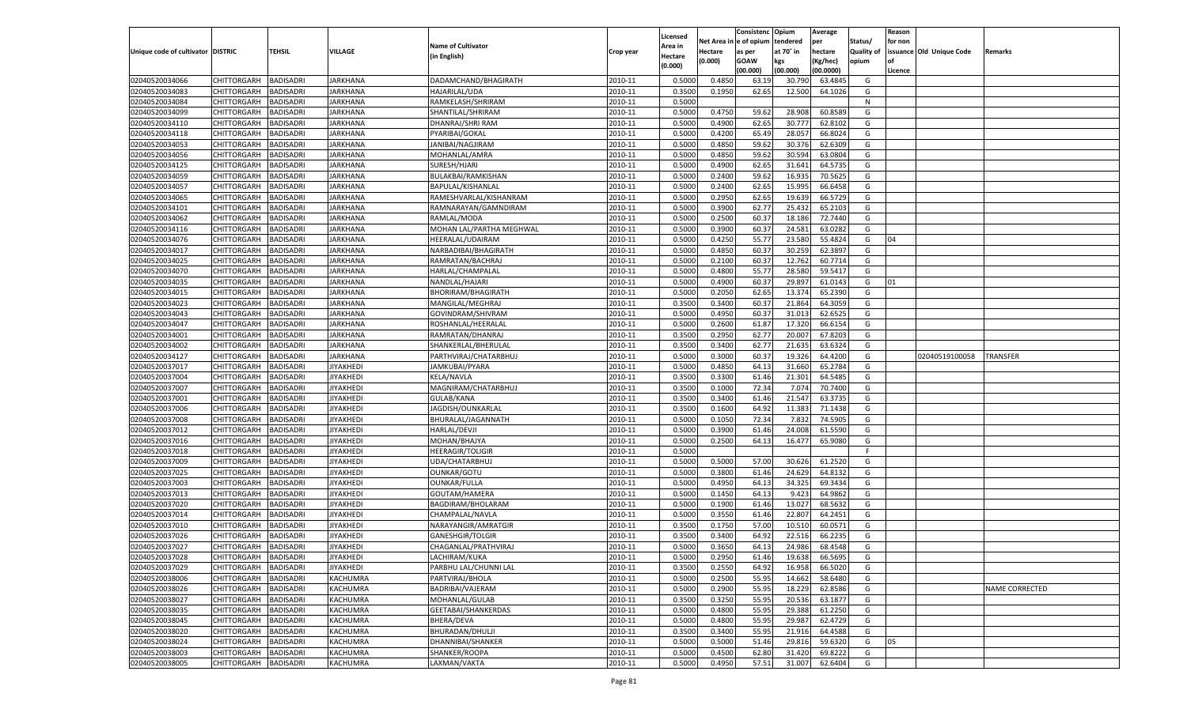| Unique code of cultivator | DISTRIC | TEHSIL | VILLAGE | Name of Cultivator (in English) | Crop year | Licensed Area in Hectare (0.000) | Net Area in Hectare (0.000) | Consistenc e of opium as per GOAW (00.000) | Opium tendered at 70° in kgs (00.000) | Average per hectare (Kg/hec) (00.0000) | Status/ Quality of opium | Reason for non issuance of Licence | Old Unique Code | Remarks |
|---|---|---|---|---|---|---|---|---|---|---|---|---|---|---|
| 02040520034066 | CHITTORGARH | BADISADRI | JARKHANA | DADAMCHAND/BHAGIRATH | 2010-11 | 0.5000 | 0.4850 | 63.19 | 30.790 | 63.4845 | G | | | |
| 02040520034083 | CHITTORGARH | BADISADRI | JARKHANA | HAJARILAL/UDA | 2010-11 | 0.3500 | 0.1950 | 62.65 | 12.500 | 64.1026 | G | | | |
| 02040520034084 | CHITTORGARH | BADISADRI | JARKHANA | RAMKELASH/SHRIRAM | 2010-11 | 0.5000 | | | | | N | | | |
| 02040520034099 | CHITTORGARH | BADISADRI | JARKHANA | SHANTILAL/SHRIRAM | 2010-11 | 0.5000 | 0.4750 | 59.62 | 28.908 | 60.8589 | G | | | |
| 02040520034110 | CHITTORGARH | BADISADRI | JARKHANA | DHANRAJ/SHRI RAM | 2010-11 | 0.5000 | 0.4900 | 62.65 | 30.777 | 62.8102 | G | | | |
| 02040520034118 | CHITTORGARH | BADISADRI | JARKHANA | PYARIBAI/GOKAL | 2010-11 | 0.5000 | 0.4200 | 65.49 | 28.057 | 66.8024 | G | | | |
| 02040520034053 | CHITTORGARH | BADISADRI | JARKHANA | JANIBAI/NAGJIRAM | 2010-11 | 0.5000 | 0.4850 | 59.62 | 30.376 | 62.6309 | G | | | |
| 02040520034056 | CHITTORGARH | BADISADRI | JARKHANA | MOHANLAL/AMRA | 2010-11 | 0.5000 | 0.4850 | 59.62 | 30.594 | 63.0804 | G | | | |
| 02040520034125 | CHITTORGARH | BADISADRI | JARKHANA | SURESH/HJARI | 2010-11 | 0.5000 | 0.4900 | 62.65 | 31.641 | 64.5735 | G | | | |
| 02040520034059 | CHITTORGARH | BADISADRI | JARKHANA | BULAKBAI/RAMKISHAN | 2010-11 | 0.5000 | 0.2400 | 59.62 | 16.935 | 70.5625 | G | | | |
| 02040520034057 | CHITTORGARH | BADISADRI | JARKHANA | BAPULAL/KISHANLAL | 2010-11 | 0.5000 | 0.2400 | 62.65 | 15.995 | 66.6458 | G | | | |
| 02040520034065 | CHITTORGARH | BADISADRI | JARKHANA | RAMESHVARLAL/KISHANRAM | 2010-11 | 0.5000 | 0.2950 | 62.65 | 19.639 | 66.5729 | G | | | |
| 02040520034101 | CHITTORGARH | BADISADRI | JARKHANA | RAMNARAYAN/GAMNDIRAM | 2010-11 | 0.5000 | 0.3900 | 62.77 | 25.432 | 65.2103 | G | | | |
| 02040520034062 | CHITTORGARH | BADISADRI | JARKHANA | RAMLAL/MODA | 2010-11 | 0.5000 | 0.2500 | 60.37 | 18.186 | 72.7440 | G | | | |
| 02040520034116 | CHITTORGARH | BADISADRI | JARKHANA | MOHAN LAL/PARTHA MEGHWAL | 2010-11 | 0.5000 | 0.3900 | 60.37 | 24.581 | 63.0282 | G | | | |
| 02040520034076 | CHITTORGARH | BADISADRI | JARKHANA | HEERALAL/UDAIRAM | 2010-11 | 0.5000 | 0.4250 | 55.77 | 23.580 | 55.4824 | G | 04 | | |
| 02040520034017 | CHITTORGARH | BADISADRI | JARKHANA | NARBADIBAI/BHAGIRATH | 2010-11 | 0.5000 | 0.4850 | 60.37 | 30.259 | 62.3897 | G | | | |
| 02040520034025 | CHITTORGARH | BADISADRI | JARKHANA | RAMRATAN/BACHRAJ | 2010-11 | 0.5000 | 0.2100 | 60.37 | 12.762 | 60.7714 | G | | | |
| 02040520034070 | CHITTORGARH | BADISADRI | JARKHANA | HARLAL/CHAMPALAL | 2010-11 | 0.5000 | 0.4800 | 55.77 | 28.580 | 59.5417 | G | | | |
| 02040520034035 | CHITTORGARH | BADISADRI | JARKHANA | NANDLAL/HAJARI | 2010-11 | 0.5000 | 0.4900 | 60.37 | 29.897 | 61.0143 | G | 01 | | |
| 02040520034015 | CHITTORGARH | BADISADRI | JARKHANA | BHORIRAM/BHAGIRATH | 2010-11 | 0.5000 | 0.2050 | 62.65 | 13.374 | 65.2390 | G | | | |
| 02040520034023 | CHITTORGARH | BADISADRI | JARKHANA | MANGILAL/MEGHRAJ | 2010-11 | 0.3500 | 0.3400 | 60.37 | 21.864 | 64.3059 | G | | | |
| 02040520034043 | CHITTORGARH | BADISADRI | JARKHANA | GOVINDRAM/SHIVRAM | 2010-11 | 0.5000 | 0.4950 | 60.37 | 31.013 | 62.6525 | G | | | |
| 02040520034047 | CHITTORGARH | BADISADRI | JARKHANA | ROSHANLAL/HEERALAL | 2010-11 | 0.5000 | 0.2600 | 61.87 | 17.320 | 66.6154 | G | | | |
| 02040520034001 | CHITTORGARH | BADISADRI | JARKHANA | RAMRATAN/DHANRAJ | 2010-11 | 0.3500 | 0.2950 | 62.77 | 20.007 | 67.8203 | G | | | |
| 02040520034002 | CHITTORGARH | BADISADRI | JARKHANA | SHANKERLAL/BHERULAL | 2010-11 | 0.3500 | 0.3400 | 62.77 | 21.635 | 63.6324 | G | | | |
| 02040520034127 | CHITTORGARH | BADISADRI | JARKHANA | PARTHVIRAJ/CHATARBHUJ | 2010-11 | 0.5000 | 0.3000 | 60.37 | 19.326 | 64.4200 | G | | 02040519100058 | TRANSFER |
| 02040520037017 | CHITTORGARH | BADISADRI | JIYAKHEDI | JAMKUBAI/PYARA | 2010-11 | 0.5000 | 0.4850 | 64.13 | 31.660 | 65.2784 | G | | | |
| 02040520037004 | CHITTORGARH | BADISADRI | JIYAKHEDI | KELA/NAVLA | 2010-11 | 0.3500 | 0.3300 | 61.46 | 21.301 | 64.5485 | G | | | |
| 02040520037007 | CHITTORGARH | BADISADRI | JIYAKHEDI | MAGNIRAM/CHATARBHUJ | 2010-11 | 0.3500 | 0.1000 | 72.34 | 7.074 | 70.7400 | G | | | |
| 02040520037001 | CHITTORGARH | BADISADRI | JIYAKHEDI | GULAB/KANA | 2010-11 | 0.3500 | 0.3400 | 61.46 | 21.547 | 63.3735 | G | | | |
| 02040520037006 | CHITTORGARH | BADISADRI | JIYAKHEDI | JAGDISH/OUNKARLAL | 2010-11 | 0.3500 | 0.1600 | 64.92 | 11.383 | 71.1438 | G | | | |
| 02040520037008 | CHITTORGARH | BADISADRI | JIYAKHEDI | BHURALAL/JAGANNATH | 2010-11 | 0.5000 | 0.1050 | 72.34 | 7.832 | 74.5905 | G | | | |
| 02040520037012 | CHITTORGARH | BADISADRI | JIYAKHEDI | HARLAL/DEVJI | 2010-11 | 0.5000 | 0.3900 | 61.46 | 24.008 | 61.5590 | G | | | |
| 02040520037016 | CHITTORGARH | BADISADRI | JIYAKHEDI | MOHAN/BHAJYA | 2010-11 | 0.5000 | 0.2500 | 64.13 | 16.477 | 65.9080 | G | | | |
| 02040520037018 | CHITTORGARH | BADISADRI | JIYAKHEDI | HEERAGIR/TOLIGIR | 2010-11 | 0.5000 | | | | | F | | | |
| 02040520037009 | CHITTORGARH | BADISADRI | JIYAKHEDI | UDA/CHATARBHUJ | 2010-11 | 0.5000 | 0.5000 | 57.00 | 30.626 | 61.2520 | G | | | |
| 02040520037025 | CHITTORGARH | BADISADRI | JIYAKHEDI | OUNKAR/GOTU | 2010-11 | 0.5000 | 0.3800 | 61.46 | 24.629 | 64.8132 | G | | | |
| 02040520037003 | CHITTORGARH | BADISADRI | JIYAKHEDI | OUNKAR/FULLA | 2010-11 | 0.5000 | 0.4950 | 64.13 | 34.325 | 69.3434 | G | | | |
| 02040520037013 | CHITTORGARH | BADISADRI | JIYAKHEDI | GOUTAM/HAMERA | 2010-11 | 0.5000 | 0.1450 | 64.13 | 9.423 | 64.9862 | G | | | |
| 02040520037020 | CHITTORGARH | BADISADRI | JIYAKHEDI | BAGDIRAM/BHOLARAM | 2010-11 | 0.5000 | 0.1900 | 61.46 | 13.027 | 68.5632 | G | | | |
| 02040520037014 | CHITTORGARH | BADISADRI | JIYAKHEDI | CHAMPALAL/NAVLA | 2010-11 | 0.5000 | 0.3550 | 61.46 | 22.807 | 64.2451 | G | | | |
| 02040520037010 | CHITTORGARH | BADISADRI | JIYAKHEDI | NARAYANGIR/AMRATGIR | 2010-11 | 0.3500 | 0.1750 | 57.00 | 10.510 | 60.0571 | G | | | |
| 02040520037026 | CHITTORGARH | BADISADRI | JIYAKHEDI | GANESHGIR/TOLGIR | 2010-11 | 0.3500 | 0.3400 | 64.92 | 22.516 | 66.2235 | G | | | |
| 02040520037027 | CHITTORGARH | BADISADRI | JIYAKHEDI | CHAGANLAL/PRATHVIRAJ | 2010-11 | 0.5000 | 0.3650 | 64.13 | 24.986 | 68.4548 | G | | | |
| 02040520037028 | CHITTORGARH | BADISADRI | JIYAKHEDI | LACHIRAM/KUKA | 2010-11 | 0.5000 | 0.2950 | 61.46 | 19.638 | 66.5695 | G | | | |
| 02040520037029 | CHITTORGARH | BADISADRI | JIYAKHEDI | PARBHU LAL/CHUNNI LAL | 2010-11 | 0.3500 | 0.2550 | 64.92 | 16.958 | 66.5020 | G | | | |
| 02040520038006 | CHITTORGARH | BADISADRI | KACHUMRA | PARTVIRAJ/BHOLA | 2010-11 | 0.5000 | 0.2500 | 55.95 | 14.662 | 58.6480 | G | | | |
| 02040520038026 | CHITTORGARH | BADISADRI | KACHUMRA | BADRIBAI/VAJERAM | 2010-11 | 0.5000 | 0.2900 | 55.95 | 18.229 | 62.8586 | G | | | NAME CORRECTED |
| 02040520038027 | CHITTORGARH | BADISADRI | KACHUMRA | MOHANLAL/GULAB | 2010-11 | 0.3500 | 0.3250 | 55.95 | 20.536 | 63.1877 | G | | | |
| 02040520038035 | CHITTORGARH | BADISADRI | KACHUMRA | GEETABAI/SHANKERDAS | 2010-11 | 0.5000 | 0.4800 | 55.95 | 29.388 | 61.2250 | G | | | |
| 02040520038045 | CHITTORGARH | BADISADRI | KACHUMRA | BHERA/DEVA | 2010-11 | 0.5000 | 0.4800 | 55.95 | 29.987 | 62.4729 | G | | | |
| 02040520038020 | CHITTORGARH | BADISADRI | KACHUMRA | BHURADAN/DHULJI | 2010-11 | 0.3500 | 0.3400 | 55.95 | 21.916 | 64.4588 | G | | | |
| 02040520038024 | CHITTORGARH | BADISADRI | KACHUMRA | DHANNIBAI/SHANKER | 2010-11 | 0.5000 | 0.5000 | 51.46 | 29.816 | 59.6320 | G | 05 | | |
| 02040520038003 | CHITTORGARH | BADISADRI | KACHUMRA | SHANKER/ROOPA | 2010-11 | 0.5000 | 0.4500 | 62.80 | 31.420 | 69.8222 | G | | | |
| 02040520038005 | CHITTORGARH | BADISADRI | KACHUMRA | LAXMAN/VAKTA | 2010-11 | 0.5000 | 0.4950 | 57.51 | 31.007 | 62.6404 | G | | | |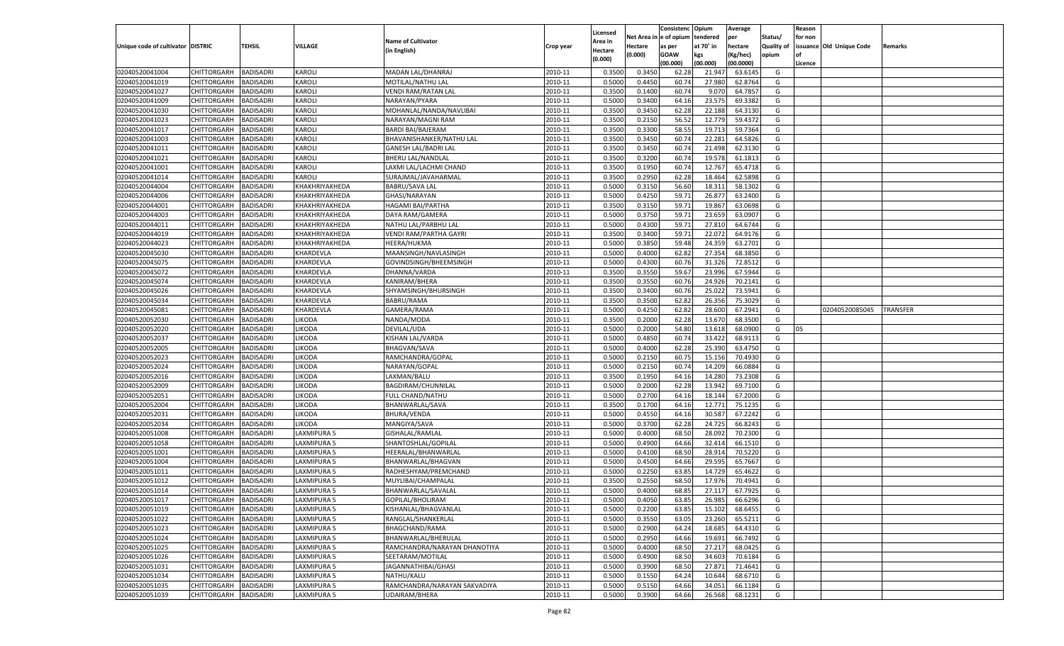| Unique code of cultivator | DISTRIC | TEHSIL | VILLAGE | Name of Cultivator (in English) | Crop year | Licensed Area in Hectare (0.000) | Net Area in Hectare (0.000) | Consistenc e of opium as per GOAW (00.000) | Opium tendered at 70° in kgs (00.000) | Average per hectare (Kg/hec) (00.0000) | Status/ Quality of opium | Reason for non issuance of Licence | Old Unique Code | Remarks |
|---|---|---|---|---|---|---|---|---|---|---|---|---|---|---|
| 02040520041004 | CHITTORGARH | BADISADRI | KAROLI | MADAN LAL/DHANRAJ | 2010-11 | 0.3500 | 0.3450 | 62.28 | 21.947 | 63.6145 | G | | | |
| 02040520041019 | CHITTORGARH | BADISADRI | KAROLI | MOTILAL/NATHU LAL | 2010-11 | 0.5000 | 0.4450 | 60.74 | 27.980 | 62.8764 | G | | | |
| 02040520041027 | CHITTORGARH | BADISADRI | KAROLI | VENDI RAM/RATAN LAL | 2010-11 | 0.3500 | 0.1400 | 60.74 | 9.070 | 64.7857 | G | | | |
| 02040520041009 | CHITTORGARH | BADISADRI | KAROLI | NARAYAN/PYARA | 2010-11 | 0.5000 | 0.3400 | 64.16 | 23.575 | 69.3382 | G | | | |
| 02040520041030 | CHITTORGARH | BADISADRI | KAROLI | MOHANLAL/NANDA/NAVLIBAI | 2010-11 | 0.3500 | 0.3450 | 62.28 | 22.188 | 64.3130 | G | | | |
| 02040520041023 | CHITTORGARH | BADISADRI | KAROLI | NARAYAN/MAGNI RAM | 2010-11 | 0.3500 | 0.2150 | 56.52 | 12.779 | 59.4372 | G | | | |
| 02040520041017 | CHITTORGARH | BADISADRI | KAROLI | BARDI BAI/BAJERAM | 2010-11 | 0.3500 | 0.3300 | 58.55 | 19.713 | 59.7364 | G | | | |
| 02040520041003 | CHITTORGARH | BADISADRI | KAROLI | BHAVANISHANKER/NATHU LAL | 2010-11 | 0.3500 | 0.3450 | 60.74 | 22.281 | 64.5826 | G | | | |
| 02040520041011 | CHITTORGARH | BADISADRI | KAROLI | GANESH LAL/BADRI LAL | 2010-11 | 0.3500 | 0.3450 | 60.74 | 21.498 | 62.3130 | G | | | |
| 02040520041021 | CHITTORGARH | BADISADRI | KAROLI | BHERU LAL/NANDLAL | 2010-11 | 0.3500 | 0.3200 | 60.74 | 19.578 | 61.1813 | G | | | |
| 02040520041001 | CHITTORGARH | BADISADRI | KAROLI | LAXMI LAL/LACHMI CHAND | 2010-11 | 0.3500 | 0.1950 | 60.74 | 12.767 | 65.4718 | G | | | |
| 02040520041014 | CHITTORGARH | BADISADRI | KAROLI | SURAJMAL/JAVAHARMAL | 2010-11 | 0.3500 | 0.2950 | 62.28 | 18.464 | 62.5898 | G | | | |
| 02040520044004 | CHITTORGARH | BADISADRI | KHAKHRIYAKHEDA | BABRU/SAVA LAL | 2010-11 | 0.5000 | 0.3150 | 56.60 | 18.311 | 58.1302 | G | | | |
| 02040520044006 | CHITTORGARH | BADISADRI | KHAKHRIYAKHEDA | GHASI/NARAYAN | 2010-11 | 0.5000 | 0.4250 | 59.71 | 26.877 | 63.2400 | G | | | |
| 02040520044001 | CHITTORGARH | BADISADRI | KHAKHRIYAKHEDA | HAGAMI BAI/PARTHA | 2010-11 | 0.3500 | 0.3150 | 59.71 | 19.867 | 63.0698 | G | | | |
| 02040520044003 | CHITTORGARH | BADISADRI | KHAKHRIYAKHEDA | DAYA RAM/GAMERA | 2010-11 | 0.5000 | 0.3750 | 59.71 | 23.659 | 63.0907 | G | | | |
| 02040520044011 | CHITTORGARH | BADISADRI | KHAKHRIYAKHEDA | NATHU LAL/PARBHU LAL | 2010-11 | 0.5000 | 0.4300 | 59.71 | 27.810 | 64.6744 | G | | | |
| 02040520044019 | CHITTORGARH | BADISADRI | KHAKHRIYAKHEDA | VENDI RAM/PARTHA GAYRI | 2010-11 | 0.3500 | 0.3400 | 59.71 | 22.072 | 64.9176 | G | | | |
| 02040520044023 | CHITTORGARH | BADISADRI | KHAKHRIYAKHEDA | HEERA/HUKMA | 2010-11 | 0.5000 | 0.3850 | 59.48 | 24.359 | 63.2701 | G | | | |
| 02040520045030 | CHITTORGARH | BADISADRI | KHARDEVLA | MAANSINGH/NAVLASINGH | 2010-11 | 0.5000 | 0.4000 | 62.82 | 27.354 | 68.3850 | G | | | |
| 02040520045075 | CHITTORGARH | BADISADRI | KHARDEVLA | GOVINDSINGH/BHEEMSINGH | 2010-11 | 0.5000 | 0.4300 | 60.76 | 31.326 | 72.8512 | G | | | |
| 02040520045072 | CHITTORGARH | BADISADRI | KHARDEVLA | DHANNA/VARDA | 2010-11 | 0.3500 | 0.3550 | 59.67 | 23.996 | 67.5944 | G | | | |
| 02040520045074 | CHITTORGARH | BADISADRI | KHARDEVLA | KANIRAM/BHERA | 2010-11 | 0.3500 | 0.3550 | 60.76 | 24.926 | 70.2141 | G | | | |
| 02040520045026 | CHITTORGARH | BADISADRI | KHARDEVLA | SHYAMSINGH/BHURSINGH | 2010-11 | 0.3500 | 0.3400 | 60.76 | 25.022 | 73.5941 | G | | | |
| 02040520045034 | CHITTORGARH | BADISADRI | KHARDEVLA | BABRU/RAMA | 2010-11 | 0.3500 | 0.3500 | 62.82 | 26.356 | 75.3029 | G | | | |
| 02040520045081 | CHITTORGARH | BADISADRI | KHARDEVLA | GAMERA/RAMA | 2010-11 | 0.5000 | 0.4250 | 62.82 | 28.600 | 67.2941 | G | | 02040520085045 | TRANSFER |
| 02040520052030 | CHITTORGARH | BADISADRI | LIKODA | NANDA/MODA | 2010-11 | 0.3500 | 0.2000 | 62.28 | 13.670 | 68.3500 | G | | | |
| 02040520052020 | CHITTORGARH | BADISADRI | LIKODA | DEVILAL/UDA | 2010-11 | 0.5000 | 0.2000 | 54.80 | 13.618 | 68.0900 | G | 05 | | |
| 02040520052037 | CHITTORGARH | BADISADRI | LIKODA | KISHAN LAL/VARDA | 2010-11 | 0.5000 | 0.4850 | 60.74 | 33.422 | 68.9113 | G | | | |
| 02040520052005 | CHITTORGARH | BADISADRI | LIKODA | BHAGVAN/SAVA | 2010-11 | 0.5000 | 0.4000 | 62.28 | 25.390 | 63.4750 | G | | | |
| 02040520052023 | CHITTORGARH | BADISADRI | LIKODA | RAMCHANDRA/GOPAL | 2010-11 | 0.5000 | 0.2150 | 60.75 | 15.156 | 70.4930 | G | | | |
| 02040520052024 | CHITTORGARH | BADISADRI | LIKODA | NARAYAN/GOPAL | 2010-11 | 0.5000 | 0.2150 | 60.74 | 14.209 | 66.0884 | G | | | |
| 02040520052016 | CHITTORGARH | BADISADRI | LIKODA | LAXMAN/BALU | 2010-11 | 0.3500 | 0.1950 | 64.16 | 14.280 | 73.2308 | G | | | |
| 02040520052009 | CHITTORGARH | BADISADRI | LIKODA | BAGDIRAM/CHUNNILAL | 2010-11 | 0.5000 | 0.2000 | 62.28 | 13.942 | 69.7100 | G | | | |
| 02040520052051 | CHITTORGARH | BADISADRI | LIKODA | FULL CHAND/NATHU | 2010-11 | 0.5000 | 0.2700 | 64.16 | 18.144 | 67.2000 | G | | | |
| 02040520052004 | CHITTORGARH | BADISADRI | LIKODA | BHANWARLAL/SAVA | 2010-11 | 0.3500 | 0.1700 | 64.16 | 12.771 | 75.1235 | G | | | |
| 02040520052031 | CHITTORGARH | BADISADRI | LIKODA | BHURA/VENDA | 2010-11 | 0.5000 | 0.4550 | 64.16 | 30.587 | 67.2242 | G | | | |
| 02040520052034 | CHITTORGARH | BADISADRI | LIKODA | MANGIYA/SAVA | 2010-11 | 0.5000 | 0.3700 | 62.28 | 24.725 | 66.8243 | G | | | |
| 02040520051008 | CHITTORGARH | BADISADRI | LAXMIPURA 5 | GISHALAL/RAMLAL | 2010-11 | 0.5000 | 0.4000 | 68.50 | 28.092 | 70.2300 | G | | | |
| 02040520051058 | CHITTORGARH | BADISADRI | LAXMIPURA 5 | SHANTOSHLAL/GOPILAL | 2010-11 | 0.5000 | 0.4900 | 64.66 | 32.414 | 66.1510 | G | | | |
| 02040520051001 | CHITTORGARH | BADISADRI | LAXMIPURA 5 | HEERALAL/BHANWARLAL | 2010-11 | 0.5000 | 0.4100 | 68.50 | 28.914 | 70.5220 | G | | | |
| 02040520051004 | CHITTORGARH | BADISADRI | LAXMIPURA 5 | BHANWARLAL/BHAGVAN | 2010-11 | 0.5000 | 0.4500 | 64.66 | 29.595 | 65.7667 | G | | | |
| 02040520051011 | CHITTORGARH | BADISADRI | LAXMIPURA 5 | RADHESHYAM/PREMCHAND | 2010-11 | 0.5000 | 0.2250 | 63.85 | 14.729 | 65.4622 | G | | | |
| 02040520051012 | CHITTORGARH | BADISADRI | LAXMIPURA 5 | MUYLIBAI/CHAMPALAL | 2010-11 | 0.3500 | 0.2550 | 68.50 | 17.976 | 70.4941 | G | | | |
| 02040520051014 | CHITTORGARH | BADISADRI | LAXMIPURA 5 | BHANWARLAL/SAVALAL | 2010-11 | 0.5000 | 0.4000 | 68.85 | 27.117 | 67.7925 | G | | | |
| 02040520051017 | CHITTORGARH | BADISADRI | LAXMIPURA 5 | GOPILAL/BHOLIRAM | 2010-11 | 0.5000 | 0.4050 | 63.85 | 26.985 | 66.6296 | G | | | |
| 02040520051019 | CHITTORGARH | BADISADRI | LAXMIPURA 5 | KISHANLAL/BHAGVANLAL | 2010-11 | 0.5000 | 0.2200 | 63.85 | 15.102 | 68.6455 | G | | | |
| 02040520051022 | CHITTORGARH | BADISADRI | LAXMIPURA 5 | RANGLAL/SHANKERLAL | 2010-11 | 0.5000 | 0.3550 | 63.05 | 23.260 | 65.5211 | G | | | |
| 02040520051023 | CHITTORGARH | BADISADRI | LAXMIPURA 5 | BHAGCHAND/RAMA | 2010-11 | 0.5000 | 0.2900 | 64.24 | 18.685 | 64.4310 | G | | | |
| 02040520051024 | CHITTORGARH | BADISADRI | LAXMIPURA 5 | BHANWARLAL/BHERULAL | 2010-11 | 0.5000 | 0.2950 | 64.66 | 19.691 | 66.7492 | G | | | |
| 02040520051025 | CHITTORGARH | BADISADRI | LAXMIPURA 5 | RAMCHANDRA/NARAYAN DHANOTIYA | 2010-11 | 0.5000 | 0.4000 | 68.50 | 27.217 | 68.0425 | G | | | |
| 02040520051026 | CHITTORGARH | BADISADRI | LAXMIPURA 5 | SEETARAM/MOTILAL | 2010-11 | 0.5000 | 0.4900 | 68.50 | 34.603 | 70.6184 | G | | | |
| 02040520051031 | CHITTORGARH | BADISADRI | LAXMIPURA 5 | JAGANNATHIBAI/GHASI | 2010-11 | 0.5000 | 0.3900 | 68.50 | 27.871 | 71.4641 | G | | | |
| 02040520051034 | CHITTORGARH | BADISADRI | LAXMIPURA 5 | NATHU/KALU | 2010-11 | 0.5000 | 0.1550 | 64.24 | 10.644 | 68.6710 | G | | | |
| 02040520051035 | CHITTORGARH | BADISADRI | LAXMIPURA 5 | RAMCHANDRA/NARAYAN SAKVADIYA | 2010-11 | 0.5000 | 0.5150 | 64.66 | 34.051 | 66.1184 | G | | | |
| 02040520051039 | CHITTORGARH | BADISADRI | LAXMIPURA 5 | UDAIRAM/BHERA | 2010-11 | 0.5000 | 0.3900 | 64.66 | 26.568 | 68.1231 | G | | | |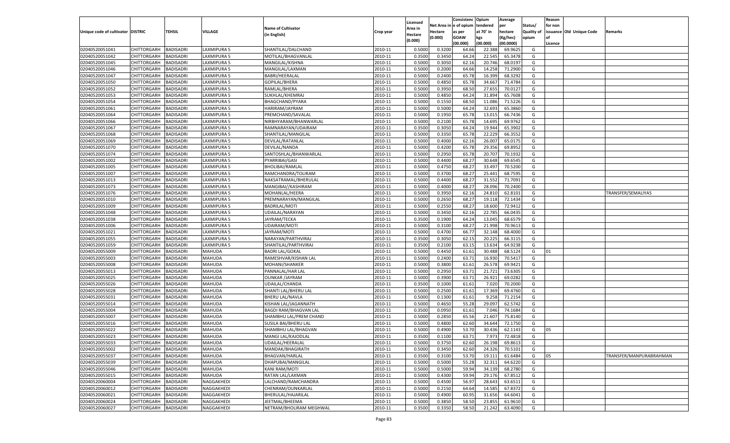| Unique code of cultivator | DISTRIC | TEHSIL | VILLAGE | Name of Cultivator (in English) | Crop year | Licensed Area in Hectare (0.000) | Net Area in Hectare (0.000) | Consistence of opium as per GOAW (00.000) | Opium tendered at 70° in kgs (00.000) | Average per hectare (Kg/hec) (00.0000) | Status/ Quality of opium | Reason for non issuance of Licence | Old Unique Code | Remarks |
|---|---|---|---|---|---|---|---|---|---|---|---|---|---|---|
| 02040520051041 | CHITTORGARH | BADISADRI | LAXMIPURA 5 | SHANTILAL/DALCHAND | 2010-11 | 0.5000 | 0.3200 | 64.66 | 22.388 | 69.9625 | G | | | |
| 02040520051042 | CHITTORGARH | BADISADRI | LAXMIPURA 5 | MOTILAL/BHAGVANLAL | 2010-11 | 0.3500 | 0.3450 | 64.24 | 22.545 | 65.3478 | G | | | |
| 02040520051045 | CHITTORGARH | BADISADRI | LAXMIPURA 5 | MANGILAL/KISHNA | 2010-11 | 0.5000 | 0.3050 | 62.16 | 20.746 | 68.0197 | G | | | |
| 02040520051046 | CHITTORGARH | BADISADRI | LAXMIPURA 5 | MANGILAL/LAXMAN | 2010-11 | 0.5000 | 0.2000 | 64.66 | 14.258 | 71.2900 | G | | | |
| 02040520051047 | CHITTORGARH | BADISADRI | LAXMIPURA 5 | BABRI/HEERALAL | 2010-11 | 0.5000 | 0.2400 | 65.78 | 16.399 | 68.3292 | G | | | |
| 02040520051050 | CHITTORGARH | BADISADRI | LAXMIPURA 5 | GOPILAL/BHERA | 2010-11 | 0.5000 | 0.4850 | 65.78 | 34.667 | 71.4784 | G | | | |
| 02040520051052 | CHITTORGARH | BADISADRI | LAXMIPURA 5 | RAMLAL/BHERA | 2010-11 | 0.5000 | 0.3950 | 68.50 | 27.655 | 70.0127 | G | | | |
| 02040520051053 | CHITTORGARH | BADISADRI | LAXMIPURA 5 | SUKHLAL/KHEMRAJ | 2010-11 | 0.5000 | 0.4850 | 64.24 | 31.894 | 65.7608 | G | | | |
| 02040520051054 | CHITTORGARH | BADISADRI | LAXMIPURA 5 | BHAGCHAND/PYARA | 2010-11 | 0.5000 | 0.1550 | 68.50 | 11.086 | 71.5226 | G | | | |
| 02040520051061 | CHITTORGARH | BADISADRI | LAXMIPURA 5 | HARIRAM/JAYRAM | 2010-11 | 0.5000 | 0.5000 | 64.24 | 32.693 | 65.3860 | G | | | |
| 02040520051064 | CHITTORGARH | BADISADRI | LAXMIPURA 5 | PREMCHAND/SAVALAL | 2010-11 | 0.5000 | 0.1950 | 65.78 | 13.015 | 66.7436 | G | | | |
| 02040520051066 | CHITTORGARH | BADISADRI | LAXMIPURA 5 | NIRBHYARAM/BHANWARLAL | 2010-11 | 0.5000 | 0.2100 | 65.78 | 14.695 | 69.9762 | G | | | |
| 02040520051067 | CHITTORGARH | BADISADRI | LAXMIPURA 5 | RAMNARAYAN/UDAIRAM | 2010-11 | 0.3500 | 0.3050 | 64.24 | 19.944 | 65.3902 | G | | | |
| 02040520051068 | CHITTORGARH | BADISADRI | LAXMIPURA 5 | SHANTILAL/MANGILAL | 2010-11 | 0.5000 | 0.3350 | 65.78 | 22.229 | 66.3552 | G | | | |
| 02040520051069 | CHITTORGARH | BADISADRI | LAXMIPURA 5 | DEVILAL/RATANLAL | 2010-11 | 0.5000 | 0.4000 | 62.16 | 26.007 | 65.0175 | G | | | |
| 02040520051070 | CHITTORGARH | BADISADRI | LAXMIPURA 5 | DEVILAL/NANDA | 2010-11 | 0.5000 | 0.4200 | 65.78 | 29.356 | 69.8952 | G | | | |
| 02040520051074 | CHITTORGARH | BADISADRI | LAXMIPURA 5 | SANTOSHLAL/BHANWARLAL | 2010-11 | 0.5000 | 0.2950 | 65.78 | 20.707 | 70.1932 | G | | | |
| 02040520051002 | CHITTORGARH | BADISADRI | LAXMIPURA 5 | PYARRIBAI/GASI | 2010-11 | 0.5000 | 0.4400 | 68.27 | 30.648 | 69.6545 | G | | | |
| 02040520051005 | CHITTORGARH | BADISADRI | LAXMIPURA 5 | BHOLIBAI/RAMLAL | 2010-11 | 0.5000 | 0.4750 | 68.27 | 33.497 | 70.5200 | G | | | |
| 02040520051007 | CHITTORGARH | BADISADRI | LAXMIPURA 5 | RAMCHANDRA/TOLIRAM | 2010-11 | 0.5000 | 0.3700 | 68.27 | 25.441 | 68.7595 | G | | | |
| 02040520051013 | CHITTORGARH | BADISADRI | LAXMIPURA 5 | NAKSATRAMAL/BHERULAL | 2010-11 | 0.5000 | 0.4400 | 68.27 | 31.552 | 71.7091 | G | | | |
| 02040520051073 | CHITTORGARH | BADISADRI | LAXMIPURA 5 | MANGIBAI//KASHIRAM | 2010-11 | 0.5000 | 0.4000 | 68.27 | 28.096 | 70.2400 | G | | | |
| 02040520051076 | CHITTORGARH | BADISADRI | LAXMIPURA 5 | MOHANLAL/HEERA | 2010-11 | 0.5000 | 0.3950 | 62.16 | 24.810 | 62.8101 | G | | | TRANSFER/SEMALIYA5 |
| 02040520051010 | CHITTORGARH | BADISADRI | LAXMIPURA 5 | PREMNARAYAN/MANGILAL | 2010-11 | 0.5000 | 0.2650 | 68.27 | 19.118 | 72.1434 | G | | | |
| 02040520051009 | CHITTORGARH | BADISADRI | LAXMIPURA 5 | BADRILAL/MOTI | 2010-11 | 0.5000 | 0.2550 | 68.27 | 18.600 | 72.9412 | G | | | |
| 02040520051048 | CHITTORGARH | BADISADRI | LAXMIPURA 5 | UDAILAL/NARAYAN | 2010-11 | 0.5000 | 0.3450 | 62.16 | 22.785 | 66.0435 | G | | | |
| 02040520051038 | CHITTORGARH | BADISADRI | LAXMIPURA 5 | JAYRAM/TECKA | 2010-11 | 0.3500 | 0.1900 | 64.24 | 13.045 | 68.6579 | G | | | |
| 02040520051006 | CHITTORGARH | BADISADRI | LAXMIPURA 5 | UDAIRAM/MOTI | 2010-11 | 0.5000 | 0.3100 | 68.27 | 21.998 | 70.9613 | G | | | |
| 02040520051021 | CHITTORGARH | BADISADRI | LAXMIPURA 5 | JAYRAM/MOTI | 2010-11 | 0.5000 | 0.4700 | 66.77 | 32.148 | 68.4000 | G | | | |
| 02040520051055 | CHITTORGARH | BADISADRI | LAXMIPURA 5 | NARAYAN/PARTHVIRAJ | 2010-11 | 0.3500 | 0.3050 | 62.15 | 20.225 | 66.3115 | G | | | |
| 02040520051059 | CHITTORGARH | BADISADRI | LAXMIPURA 5 | SHANTILAL/PARTHVIRAJ | 2010-11 | 0.3500 | 0.2100 | 63.15 | 13.634 | 64.9238 | G | | | |
| 02040520055009 | CHITTORGARH | BADISADRI | MAHUDA | BADRI LAL/GOKAL | 2010-11 | 0.5000 | 0.4450 | 61.61 | 30.488 | 68.5124 | G | 01 | | |
| 02040520055003 | CHITTORGARH | BADISADRI | MAHUDA | RAMESHVAR/KISHAN LAL | 2010-11 | 0.5000 | 0.2400 | 63.71 | 16.930 | 70.5417 | G | | | |
| 02040520055008 | CHITTORGARH | BADISADRI | MAHUDA | MOHANI/SHANKER | 2010-11 | 0.5000 | 0.3800 | 61.61 | 26.578 | 69.9421 | G | | | |
| 02040520055013 | CHITTORGARH | BADISADRI | MAHUDA | PANNALAL/HAR LAL | 2010-11 | 0.5000 | 0.2950 | 63.71 | 21.721 | 73.6305 | G | | | |
| 02040520055025 | CHITTORGARH | BADISADRI | MAHUDA | OUNKAR /JAYRAM | 2010-11 | 0.5000 | 0.3900 | 63.71 | 26.921 | 69.0282 | G | | | |
| 02040520055026 | CHITTORGARH | BADISADRI | MAHUDA | UDAILAL/CHANDA | 2010-11 | 0.3500 | 0.1000 | 61.61 | 7.020 | 70.2000 | G | | | |
| 02040520055028 | CHITTORGARH | BADISADRI | MAHUDA | SHANTI LAL/BHERU LAL | 2010-11 | 0.5000 | 0.2500 | 61.61 | 17.369 | 69.4760 | G | | | |
| 02040520055031 | CHITTORGARH | BADISADRI | MAHUDA | BHERU LAL/NAVLA | 2010-11 | 0.5000 | 0.1300 | 61.61 | 9.258 | 71.2154 | G | | | |
| 02040520055014 | CHITTORGARH | BADISADRI | MAHUDA | KISHAN LAL/JAGANNATH | 2010-11 | 0.5000 | 0.4650 | 55.28 | 29.097 | 62.5742 | G | | | |
| 02040520055004 | CHITTORGARH | BADISADRI | MAHUDA | BAGDI RAM/BHAGVAN LAL | 2010-11 | 0.3500 | 0.0950 | 61.61 | 7.046 | 74.1684 | G | | | |
| 02040520055007 | CHITTORGARH | BADISADRI | MAHUDA | SHAMBHU LAL/PREM CHAND | 2010-11 | 0.5000 | 0.2850 | 65.56 | 21.607 | 75.8140 | G | | | |
| 02040520055016 | CHITTORGARH | BADISADRI | MAHUDA | SUSILA BAI/BHERU LAL | 2010-11 | 0.5000 | 0.4800 | 62.60 | 34.644 | 72.1750 | G | | | |
| 02040520055022 | CHITTORGARH | BADISADRI | MAHUDA | SHAMBHU LAL/BHAGVAN | 2010-11 | 0.5000 | 0.4900 | 53.70 | 30.436 | 62.1143 | G | 05 | | |
| 02040520055023 | CHITTORGARH | BADISADRI | MAHUDA | MANGI LAL/KAJODLAL | 2010-11 | 0.3500 | 0.1100 | 63.71 | 7.973 | 72.4818 | G | | | |
| 02040520055033 | CHITTORGARH | BADISADRI | MAHUDA | UDAILAL/HEERALAL | 2010-11 | 0.5000 | 0.3750 | 62.60 | 26.198 | 69.8613 | G | | | |
| 02040520055002 | CHITTORGARH | BADISADRI | MAHUDA | MANDAK/BHAGIRATH | 2010-11 | 0.5000 | 0.3450 | 62.60 | 24.326 | 70.5101 | G | | | |
| 02040520055037 | CHITTORGARH | BADISADRI | MAHUDA | BHAGVAN/HARLAL | 2010-11 | 0.3500 | 0.3100 | 53.70 | 19.111 | 61.6484 | G | 05 | | TRANSFER/MANPURABRAHMAN |
| 02040520055039 | CHITTORGARH | BADISADRI | MAHUDA | DHAPUBAI/MANGILAL | 2010-11 | 0.5000 | 0.5000 | 55.28 | 32.311 | 64.6220 | G | | | |
| 02040520055046 | CHITTORGARH | BADISADRI | MAHUDA | KANI RAM/MOTI | 2010-11 | 0.5000 | 0.5000 | 59.94 | 34.139 | 68.2780 | G | | | |
| 02040520055015 | CHITTORGARH | BADISADRI | MAHUDA | RATAN LAL/LAXMAN | 2010-11 | 0.5000 | 0.4300 | 59.94 | 29.176 | 67.8512 | G | | | |
| 02040520060004 | CHITTORGARH | BADISADRI | NAGGAKHEDI | LALCHAND/RAMCHANDRA | 2010-11 | 0.5000 | 0.4500 | 56.97 | 28.643 | 63.6511 | G | | | |
| 02040520060012 | CHITTORGARH | BADISADRI | NAGGAKHEDI | CHENRAM/OUNKARLAL | 2010-11 | 0.5000 | 0.2150 | 64.64 | 14.585 | 67.8372 | G | | | |
| 02040520060021 | CHITTORGARH | BADISADRI | NAGGAKHEDI | BHERULAL/HAJARILAL | 2010-11 | 0.5000 | 0.4900 | 60.95 | 31.656 | 64.6041 | G | | | |
| 02040520060024 | CHITTORGARH | BADISADRI | NAGGAKHEDI | JEETMAL/BHEEMA | 2010-11 | 0.5000 | 0.3850 | 58.50 | 23.855 | 61.9610 | G | | | |
| 02040520060027 | CHITTORGARH | BADISADRI | NAGGAKHEDI | NETRAM/BHOLIRAM MEGHWAL | 2010-11 | 0.3500 | 0.3350 | 58.50 | 21.242 | 63.4090 | G | | | |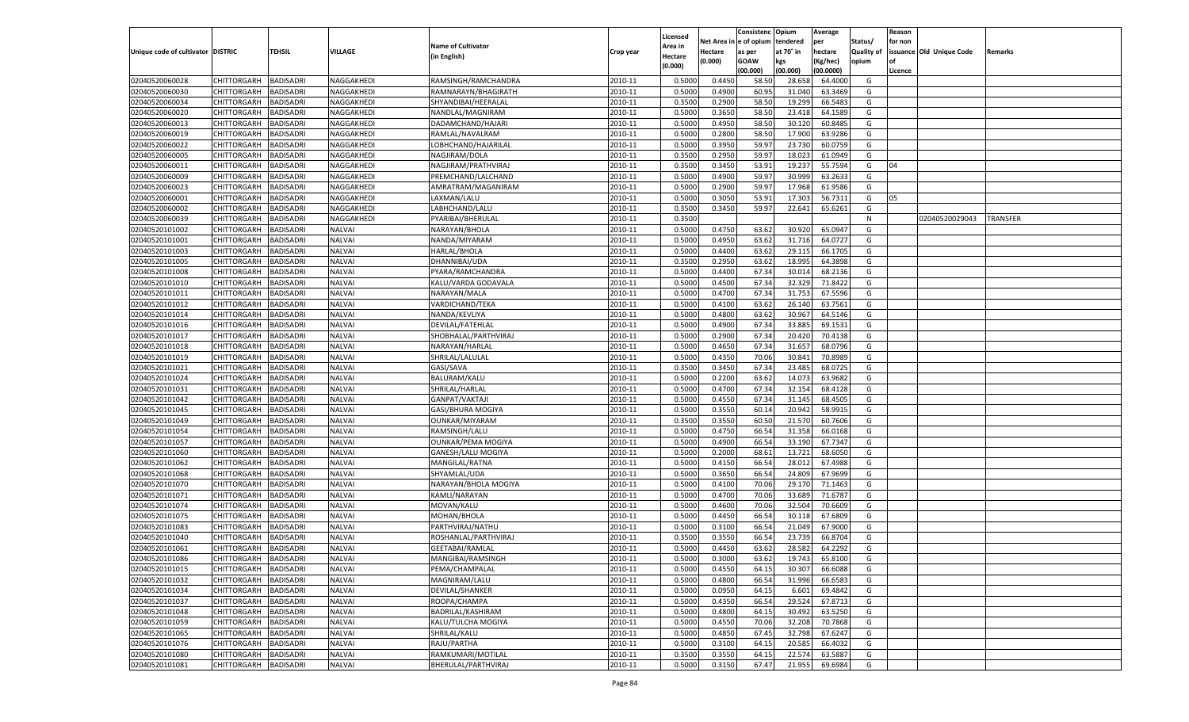| Unique code of cultivator | DISTRIC | TEHSIL | VILLAGE | Name of Cultivator (in English) | Crop year | Licensed Area in Hectare (0.000) | Net Area in Hectare (0.000) | Consistenc e of opium as per GOAW (00.000) | Opium tendered at 70° in kgs (00.000) | Average per hectare (Kg/hec) (00.0000) | Status/ Quality of opium | Reason for non issuance of Licence | Old Unique Code | Remarks |
|---|---|---|---|---|---|---|---|---|---|---|---|---|---|---|
| 02040520060028 | CHITTORGARH | BADISADRI | NAGGAKHEDI | RAMSINGH/RAMCHANDRA | 2010-11 | 0.5000 | 0.4450 | 58.50 | 28.658 | 64.4000 | G | | | |
| 02040520060030 | CHITTORGARH | BADISADRI | NAGGAKHEDI | RAMNARAYN/BHAGIRATH | 2010-11 | 0.5000 | 0.4900 | 60.95 | 31.040 | 63.3469 | G | | | |
| 02040520060034 | CHITTORGARH | BADISADRI | NAGGAKHEDI | SHYANDIBAI/HEERALAL | 2010-11 | 0.3500 | 0.2900 | 58.50 | 19.299 | 66.5483 | G | | | |
| 02040520060020 | CHITTORGARH | BADISADRI | NAGGAKHEDI | NANDLAL/MAGNIRAM | 2010-11 | 0.5000 | 0.3650 | 58.50 | 23.418 | 64.1589 | G | | | |
| 02040520060013 | CHITTORGARH | BADISADRI | NAGGAKHEDI | DADAMCHAND/HAJARI | 2010-11 | 0.5000 | 0.4950 | 58.50 | 30.120 | 60.8485 | G | | | |
| 02040520060019 | CHITTORGARH | BADISADRI | NAGGAKHEDI | RAMLAL/NAVALRAM | 2010-11 | 0.5000 | 0.2800 | 58.50 | 17.900 | 63.9286 | G | | | |
| 02040520060022 | CHITTORGARH | BADISADRI | NAGGAKHEDI | LOBHCHAND/HAJARILAL | 2010-11 | 0.5000 | 0.3950 | 59.97 | 23.730 | 60.0759 | G | | | |
| 02040520060005 | CHITTORGARH | BADISADRI | NAGGAKHEDI | NAGJIRAM/DOLA | 2010-11 | 0.3500 | 0.2950 | 59.97 | 18.023 | 61.0949 | G | | | |
| 02040520060011 | CHITTORGARH | BADISADRI | NAGGAKHEDI | NAGJIRAM/PRATHVIRAJ | 2010-11 | 0.3500 | 0.3450 | 53.91 | 19.237 | 55.7594 | G | 04 | | |
| 02040520060009 | CHITTORGARH | BADISADRI | NAGGAKHEDI | PREMCHAND/LALCHAND | 2010-11 | 0.5000 | 0.4900 | 59.97 | 30.999 | 63.2633 | G | | | |
| 02040520060023 | CHITTORGARH | BADISADRI | NAGGAKHEDI | AMRATRAM/MAGANIRAM | 2010-11 | 0.5000 | 0.2900 | 59.97 | 17.968 | 61.9586 | G | | | |
| 02040520060001 | CHITTORGARH | BADISADRI | NAGGAKHEDI | LAXMAN/LALU | 2010-11 | 0.5000 | 0.3050 | 53.91 | 17.303 | 56.7311 | G | 05 | | |
| 02040520060002 | CHITTORGARH | BADISADRI | NAGGAKHEDI | LABHCHAND/LALU | 2010-11 | 0.3500 | 0.3450 | 59.97 | 22.641 | 65.6261 | G | | | |
| 02040520060039 | CHITTORGARH | BADISADRI | NAGGAKHEDI | PYARIBAI/BHERULAL | 2010-11 | 0.3500 | | | | | N | | 02040520029043 | TRANSFER |
| 02040520101002 | CHITTORGARH | BADISADRI | NALVAI | NARAYAN/BHOLA | 2010-11 | 0.5000 | 0.4750 | 63.62 | 30.920 | 65.0947 | G | | | |
| 02040520101001 | CHITTORGARH | BADISADRI | NALVAI | NANDA/MIYARAM | 2010-11 | 0.5000 | 0.4950 | 63.62 | 31.716 | 64.0727 | G | | | |
| 02040520101003 | CHITTORGARH | BADISADRI | NALVAI | HARLAL/BHOLA | 2010-11 | 0.5000 | 0.4400 | 63.62 | 29.115 | 66.1705 | G | | | |
| 02040520101005 | CHITTORGARH | BADISADRI | NALVAI | DHANNIBAI/UDA | 2010-11 | 0.3500 | 0.2950 | 63.62 | 18.995 | 64.3898 | G | | | |
| 02040520101008 | CHITTORGARH | BADISADRI | NALVAI | PYARA/RAMCHANDRA | 2010-11 | 0.5000 | 0.4400 | 67.34 | 30.014 | 68.2136 | G | | | |
| 02040520101010 | CHITTORGARH | BADISADRI | NALVAI | KALU/VARDA GODAVALA | 2010-11 | 0.5000 | 0.4500 | 67.34 | 32.329 | 71.8422 | G | | | |
| 02040520101011 | CHITTORGARH | BADISADRI | NALVAI | NARAYAN/MALA | 2010-11 | 0.5000 | 0.4700 | 67.34 | 31.753 | 67.5596 | G | | | |
| 02040520101012 | CHITTORGARH | BADISADRI | NALVAI | VARDICHAND/TEKA | 2010-11 | 0.5000 | 0.4100 | 63.62 | 26.140 | 63.7561 | G | | | |
| 02040520101014 | CHITTORGARH | BADISADRI | NALVAI | NANDA/KEVLIYA | 2010-11 | 0.5000 | 0.4800 | 63.62 | 30.967 | 64.5146 | G | | | |
| 02040520101016 | CHITTORGARH | BADISADRI | NALVAI | DEVILAL/FATEHLAL | 2010-11 | 0.5000 | 0.4900 | 67.34 | 33.885 | 69.1531 | G | | | |
| 02040520101017 | CHITTORGARH | BADISADRI | NALVAI | SHOBHALAL/PARTHVIRAJ | 2010-11 | 0.5000 | 0.2900 | 67.34 | 20.420 | 70.4138 | G | | | |
| 02040520101018 | CHITTORGARH | BADISADRI | NALVAI | NARAYAN/HARLAL | 2010-11 | 0.5000 | 0.4650 | 67.34 | 31.657 | 68.0796 | G | | | |
| 02040520101019 | CHITTORGARH | BADISADRI | NALVAI | SHRILAL/LALULAL | 2010-11 | 0.5000 | 0.4350 | 70.06 | 30.841 | 70.8989 | G | | | |
| 02040520101021 | CHITTORGARH | BADISADRI | NALVAI | GASI/SAVA | 2010-11 | 0.3500 | 0.3450 | 67.34 | 23.485 | 68.0725 | G | | | |
| 02040520101024 | CHITTORGARH | BADISADRI | NALVAI | BALURAM/KALU | 2010-11 | 0.5000 | 0.2200 | 63.62 | 14.073 | 63.9682 | G | | | |
| 02040520101031 | CHITTORGARH | BADISADRI | NALVAI | SHRILAL/HARLAL | 2010-11 | 0.5000 | 0.4700 | 67.34 | 32.154 | 68.4128 | G | | | |
| 02040520101042 | CHITTORGARH | BADISADRI | NALVAI | GANPAT/VAKTAJI | 2010-11 | 0.5000 | 0.4550 | 67.34 | 31.145 | 68.4505 | G | | | |
| 02040520101045 | CHITTORGARH | BADISADRI | NALVAI | GASI/BHURA MOGIYA | 2010-11 | 0.5000 | 0.3550 | 60.14 | 20.942 | 58.9915 | G | | | |
| 02040520101049 | CHITTORGARH | BADISADRI | NALVAI | OUNKAR/MIYARAM | 2010-11 | 0.3500 | 0.3550 | 60.50 | 21.570 | 60.7606 | G | | | |
| 02040520101054 | CHITTORGARH | BADISADRI | NALVAI | RAMSINGH/LALU | 2010-11 | 0.5000 | 0.4750 | 66.54 | 31.358 | 66.0168 | G | | | |
| 02040520101057 | CHITTORGARH | BADISADRI | NALVAI | OUNKAR/PEMA MOGIYA | 2010-11 | 0.5000 | 0.4900 | 66.54 | 33.190 | 67.7347 | G | | | |
| 02040520101060 | CHITTORGARH | BADISADRI | NALVAI | GANESH/LALU MOGIYA | 2010-11 | 0.5000 | 0.2000 | 68.61 | 13.721 | 68.6050 | G | | | |
| 02040520101062 | CHITTORGARH | BADISADRI | NALVAI | MANGILAL/RATNA | 2010-11 | 0.5000 | 0.4150 | 66.54 | 28.012 | 67.4988 | G | | | |
| 02040520101068 | CHITTORGARH | BADISADRI | NALVAI | SHYAMLAL/UDA | 2010-11 | 0.5000 | 0.3650 | 66.54 | 24.809 | 67.9699 | G | | | |
| 02040520101070 | CHITTORGARH | BADISADRI | NALVAI | NARAYAN/BHOLA MOGIYA | 2010-11 | 0.5000 | 0.4100 | 70.06 | 29.170 | 71.1463 | G | | | |
| 02040520101071 | CHITTORGARH | BADISADRI | NALVAI | KAMLI/NARAYAN | 2010-11 | 0.5000 | 0.4700 | 70.06 | 33.689 | 71.6787 | G | | | |
| 02040520101074 | CHITTORGARH | BADISADRI | NALVAI | MOVAN/KALU | 2010-11 | 0.5000 | 0.4600 | 70.06 | 32.504 | 70.6609 | G | | | |
| 02040520101075 | CHITTORGARH | BADISADRI | NALVAI | MOHAN/BHOLA | 2010-11 | 0.5000 | 0.4450 | 66.54 | 30.118 | 67.6809 | G | | | |
| 02040520101083 | CHITTORGARH | BADISADRI | NALVAI | PARTHVIRAJ/NATHU | 2010-11 | 0.5000 | 0.3100 | 66.54 | 21.049 | 67.9000 | G | | | |
| 02040520101040 | CHITTORGARH | BADISADRI | NALVAI | ROSHANLAL/PARTHVIRAJ | 2010-11 | 0.3500 | 0.3550 | 66.54 | 23.739 | 66.8704 | G | | | |
| 02040520101061 | CHITTORGARH | BADISADRI | NALVAI | GEETABAI/RAMLAL | 2010-11 | 0.5000 | 0.4450 | 63.62 | 28.582 | 64.2292 | G | | | |
| 02040520101086 | CHITTORGARH | BADISADRI | NALVAI | MANGIBAI/RAMSINGH | 2010-11 | 0.5000 | 0.3000 | 63.62 | 19.743 | 65.8100 | G | | | |
| 02040520101015 | CHITTORGARH | BADISADRI | NALVAI | PEMA/CHAMPALAL | 2010-11 | 0.5000 | 0.4550 | 64.15 | 30.307 | 66.6088 | G | | | |
| 02040520101032 | CHITTORGARH | BADISADRI | NALVAI | MAGNIRAM/LALU | 2010-11 | 0.5000 | 0.4800 | 66.54 | 31.996 | 66.6583 | G | | | |
| 02040520101034 | CHITTORGARH | BADISADRI | NALVAI | DEVILAL/SHANKER | 2010-11 | 0.5000 | 0.0950 | 64.15 | 6.601 | 69.4842 | G | | | |
| 02040520101037 | CHITTORGARH | BADISADRI | NALVAI | ROOPA/CHAMPA | 2010-11 | 0.5000 | 0.4350 | 66.54 | 29.524 | 67.8713 | G | | | |
| 02040520101048 | CHITTORGARH | BADISADRI | NALVAI | BADRILAL/KASHIRAM | 2010-11 | 0.5000 | 0.4800 | 64.15 | 30.492 | 63.5250 | G | | | |
| 02040520101059 | CHITTORGARH | BADISADRI | NALVAI | KALU/TULCHA MOGIYA | 2010-11 | 0.5000 | 0.4550 | 70.06 | 32.208 | 70.7868 | G | | | |
| 02040520101065 | CHITTORGARH | BADISADRI | NALVAI | SHRILAL/KALU | 2010-11 | 0.5000 | 0.4850 | 67.45 | 32.798 | 67.6247 | G | | | |
| 02040520101076 | CHITTORGARH | BADISADRI | NALVAI | RAJU/PARTHA | 2010-11 | 0.5000 | 0.3100 | 64.15 | 20.585 | 66.4032 | G | | | |
| 02040520101080 | CHITTORGARH | BADISADRI | NALVAI | RAMKUMARI/MOTILAL | 2010-11 | 0.3500 | 0.3550 | 64.15 | 22.574 | 63.5887 | G | | | |
| 02040520101081 | CHITTORGARH | BADISADRI | NALVAI | BHERULAL/PARTHVIRAJ | 2010-11 | 0.5000 | 0.3150 | 67.47 | 21.955 | 69.6984 | G | | | |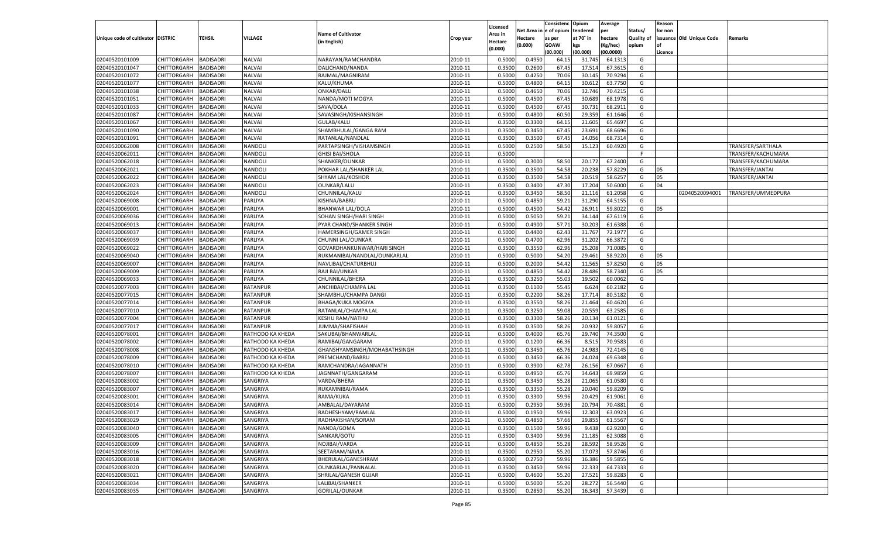| Unique code of cultivator | DISTRIC | TEHSIL | VILLAGE | Name of Cultivator (in English) | Crop year | Licensed Area in Hectare (0.000) | Net Area in Hectare (0.000) | Consistenc e of opium as per GOAW (00.000) | Opium tendered at 70° in kgs (00.000) | Average per hectare (Kg/hec) (00.0000) | Status/ Quality of opium | Reason for non issuance of Licence | Old Unique Code | Remarks |
|---|---|---|---|---|---|---|---|---|---|---|---|---|---|---|
| 02040520101009 | CHITTORGARH | BADISADRI | NALVAI | NARAYAN/RAMCHANDRA | 2010-11 | 0.5000 | 0.4950 | 64.15 | 31.745 | 64.1313 | G | | | |
| 02040520101047 | CHITTORGARH | BADISADRI | NALVAI | DALICHAND/NANDA | 2010-11 | 0.3500 | 0.2600 | 67.45 | 17.514 | 67.3615 | G | | | |
| 02040520101072 | CHITTORGARH | BADISADRI | NALVAI | RAJMAL/MAGNIRAM | 2010-11 | 0.5000 | 0.4250 | 70.06 | 30.145 | 70.9294 | G | | | |
| 02040520101077 | CHITTORGARH | BADISADRI | NALVAI | KALU/KHUMA | 2010-11 | 0.5000 | 0.4800 | 64.15 | 30.612 | 63.7750 | G | | | |
| 02040520101038 | CHITTORGARH | BADISADRI | NALVAI | ONKAR/DALU | 2010-11 | 0.5000 | 0.4650 | 70.06 | 32.746 | 70.4215 | G | | | |
| 02040520101051 | CHITTORGARH | BADISADRI | NALVAI | NANDA/MOTI MOGYA | 2010-11 | 0.5000 | 0.4500 | 67.45 | 30.689 | 68.1978 | G | | | |
| 02040520101033 | CHITTORGARH | BADISADRI | NALVAI | SAVA/DOLA | 2010-11 | 0.5000 | 0.4500 | 67.45 | 30.731 | 68.2911 | G | | | |
| 02040520101087 | CHITTORGARH | BADISADRI | NALVAI | SAVASINGH/KISHANSINGH | 2010-11 | 0.5000 | 0.4800 | 60.50 | 29.359 | 61.1646 | G | | | |
| 02040520101067 | CHITTORGARH | BADISADRI | NALVAI | GULAB/KALU | 2010-11 | 0.3500 | 0.3300 | 64.15 | 21.605 | 65.4697 | G | | | |
| 02040520101090 | CHITTORGARH | BADISADRI | NALVAI | SHAMBHULAL/GANGA RAM | 2010-11 | 0.3500 | 0.3450 | 67.45 | 23.691 | 68.6696 | G | | | |
| 02040520101091 | CHITTORGARH | BADISADRI | NALVAI | RATANLAL/NANDLAL | 2010-11 | 0.3500 | 0.3500 | 67.45 | 24.056 | 68.7314 | G | | | |
| 02040520062008 | CHITTORGARH | BADISADRI | NANDOLI | PARTAPSINGH/VISHAMSINGH | 2010-11 | 0.5000 | 0.2500 | 58.50 | 15.123 | 60.4920 | G | | | TRANSFER/SARTHALA |
| 02040520062011 | CHITTORGARH | BADISADRI | NANDOLI | GHISI BAI/SHOLA | 2010-11 | 0.5000 | | | | | F | | | TRANSFER/KACHUMARA |
| 02040520062018 | CHITTORGARH | BADISADRI | NANDOLI | SHANKER/OUNKAR | 2010-11 | 0.5000 | 0.3000 | 58.50 | 20.172 | 67.2400 | G | | | TRANSFER/KACHUMARA |
| 02040520062021 | CHITTORGARH | BADISADRI | NANDOLI | POKHAR LAL/SHANKER LAL | 2010-11 | 0.3500 | 0.3500 | 54.58 | 20.238 | 57.8229 | G | 05 | | TRANSFER/JANTAI |
| 02040520062022 | CHITTORGARH | BADISADRI | NANDOLI | SHYAM LAL/KOSHOR | 2010-11 | 0.3500 | 0.3500 | 54.58 | 20.519 | 58.6257 | G | 05 | | TRANSFER/JANTAI |
| 02040520062023 | CHITTORGARH | BADISADRI | NANDOLI | OUNKAR/LALU | 2010-11 | 0.3500 | 0.3400 | 47.30 | 17.204 | 50.6000 | G | 04 | | |
| 02040520062024 | CHITTORGARH | BADISADRI | NANDOLI | CHUNNILAL/KALU | 2010-11 | 0.3500 | 0.3450 | 58.50 | 21.116 | 61.2058 | G | | 02040520094001 | TRANSFER/UMMEDPURA |
| 02040520069008 | CHITTORGARH | BADISADRI | PARLIYA | KISHNA/BABRU | 2010-11 | 0.5000 | 0.4850 | 59.21 | 31.290 | 64.5155 | G | | | |
| 02040520069001 | CHITTORGARH | BADISADRI | PARLIYA | BHANWAR LAL/DOLA | 2010-11 | 0.5000 | 0.4500 | 54.42 | 26.911 | 59.8022 | G | 05 | | |
| 02040520069036 | CHITTORGARH | BADISADRI | PARLIYA | SOHAN SINGH/HARI SINGH | 2010-11 | 0.5000 | 0.5050 | 59.21 | 34.144 | 67.6119 | G | | | |
| 02040520069013 | CHITTORGARH | BADISADRI | PARLIYA | PYAR CHAND/SHANKER SINGH | 2010-11 | 0.5000 | 0.4900 | 57.71 | 30.203 | 61.6388 | G | | | |
| 02040520069037 | CHITTORGARH | BADISADRI | PARLIYA | HAMERSINGH/GAMER SINGH | 2010-11 | 0.5000 | 0.4400 | 62.43 | 31.767 | 72.1977 | G | | | |
| 02040520069039 | CHITTORGARH | BADISADRI | PARLIYA | CHUNNI LAL/OUNKAR | 2010-11 | 0.5000 | 0.4700 | 62.96 | 31.202 | 66.3872 | G | | | |
| 02040520069022 | CHITTORGARH | BADISADRI | PARLIYA | GOVARDHANKUNWAR/HARI SINGH | 2010-11 | 0.3500 | 0.3550 | 62.96 | 25.208 | 71.0085 | G | | | |
| 02040520069040 | CHITTORGARH | BADISADRI | PARLIYA | RUKMANIBAI/NANDLAL/OUNKARLAL | 2010-11 | 0.5000 | 0.5000 | 54.20 | 29.461 | 58.9220 | G | 05 | | |
| 02040520069007 | CHITTORGARH | BADISADRI | PARLIYA | NAVLIBAI/CHATURBHUJ | 2010-11 | 0.5000 | 0.2000 | 54.42 | 11.565 | 57.8250 | G | 05 | | |
| 02040520069009 | CHITTORGARH | BADISADRI | PARLIYA | RAJI BAI/UNKAR | 2010-11 | 0.5000 | 0.4850 | 54.42 | 28.486 | 58.7340 | G | 05 | | |
| 02040520069033 | CHITTORGARH | BADISADRI | PARLIYA | CHUNNILAL/BHERA | 2010-11 | 0.3500 | 0.3250 | 55.03 | 19.502 | 60.0062 | G | | | |
| 02040520077003 | CHITTORGARH | BADISADRI | RATANPUR | ANCHIBAI/CHAMPA LAL | 2010-11 | 0.3500 | 0.1100 | 55.45 | 6.624 | 60.2182 | G | | | |
| 02040520077015 | CHITTORGARH | BADISADRI | RATANPUR | SHAMBHU/CHAMPA DANGI | 2010-11 | 0.3500 | 0.2200 | 58.26 | 17.714 | 80.5182 | G | | | |
| 02040520077014 | CHITTORGARH | BADISADRI | RATANPUR | BHAGA/KUKA MOGIYA | 2010-11 | 0.3500 | 0.3550 | 58.26 | 21.464 | 60.4620 | G | | | |
| 02040520077010 | CHITTORGARH | BADISADRI | RATANPUR | RATANLAL/CHAMPA LAL | 2010-11 | 0.3500 | 0.3250 | 59.08 | 20.559 | 63.2585 | G | | | |
| 02040520077004 | CHITTORGARH | BADISADRI | RATANPUR | KESHU RAM/NATHU | 2010-11 | 0.3500 | 0.3300 | 58.26 | 20.134 | 61.0121 | G | | | |
| 02040520077017 | CHITTORGARH | BADISADRI | RATANPUR | JUMMA/SHAFISHAH | 2010-11 | 0.3500 | 0.3500 | 58.26 | 20.932 | 59.8057 | G | | | |
| 02040520078001 | CHITTORGARH | BADISADRI | RATHODO KA KHEDA | SAKUBAI/BHANWARLAL | 2010-11 | 0.5000 | 0.4000 | 65.76 | 29.740 | 74.3500 | G | | | |
| 02040520078002 | CHITTORGARH | BADISADRI | RATHODO KA KHEDA | RAMIBAI/GANGARAM | 2010-11 | 0.5000 | 0.1200 | 66.36 | 8.515 | 70.9583 | G | | | |
| 02040520078008 | CHITTORGARH | BADISADRI | RATHODO KA KHEDA | GHANSHYAMSINGH/MOHABATHSINGH | 2010-11 | 0.3500 | 0.3450 | 65.76 | 24.983 | 72.4145 | G | | | |
| 02040520078009 | CHITTORGARH | BADISADRI | RATHODO KA KHEDA | PREMCHAND/BABRU | 2010-11 | 0.5000 | 0.3450 | 66.36 | 24.024 | 69.6348 | G | | | |
| 02040520078010 | CHITTORGARH | BADISADRI | RATHODO KA KHEDA | RAMCHANDRA/JAGANNATH | 2010-11 | 0.5000 | 0.3900 | 62.78 | 26.156 | 67.0667 | G | | | |
| 02040520078007 | CHITTORGARH | BADISADRI | RATHODO KA KHEDA | JAGNNATH/GANGARAM | 2010-11 | 0.5000 | 0.4950 | 65.76 | 34.643 | 69.9859 | G | | | |
| 02040520083002 | CHITTORGARH | BADISADRI | SANGRIYA | VARDA/BHERA | 2010-11 | 0.3500 | 0.3450 | 55.28 | 21.065 | 61.0580 | G | | | |
| 02040520083007 | CHITTORGARH | BADISADRI | SANGRIYA | RUKAMNIBAI/RAMA | 2010-11 | 0.3500 | 0.3350 | 55.28 | 20.040 | 59.8209 | G | | | |
| 02040520083001 | CHITTORGARH | BADISADRI | SANGRIYA | RAMA/KUKA | 2010-11 | 0.3500 | 0.3300 | 59.96 | 20.429 | 61.9061 | G | | | |
| 02040520083014 | CHITTORGARH | BADISADRI | SANGRIYA | AMBALAL/DAYARAM | 2010-11 | 0.5000 | 0.2950 | 59.96 | 20.794 | 70.4881 | G | | | |
| 02040520083017 | CHITTORGARH | BADISADRI | SANGRIYA | RADHESHYAM/RAMLAL | 2010-11 | 0.5000 | 0.1950 | 59.96 | 12.303 | 63.0923 | G | | | |
| 02040520083029 | CHITTORGARH | BADISADRI | SANGRIYA | RADHAKISHAN/SORAM | 2010-11 | 0.5000 | 0.4850 | 57.66 | 29.855 | 61.5567 | G | | | |
| 02040520083040 | CHITTORGARH | BADISADRI | SANGRIYA | NANDA/GOMA | 2010-11 | 0.3500 | 0.1500 | 59.96 | 9.438 | 62.9200 | G | | | |
| 02040520083005 | CHITTORGARH | BADISADRI | SANGRIYA | SANKAR/GOTU | 2010-11 | 0.3500 | 0.3400 | 59.96 | 21.185 | 62.3088 | G | | | |
| 02040520083009 | CHITTORGARH | BADISADRI | SANGRIYA | NOJIBAI/VARDA | 2010-11 | 0.5000 | 0.4850 | 55.28 | 28.592 | 58.9526 | G | | | |
| 02040520083016 | CHITTORGARH | BADISADRI | SANGRIYA | SEETARAM/NAVLA | 2010-11 | 0.3500 | 0.2950 | 55.20 | 17.073 | 57.8746 | G | | | |
| 02040520083018 | CHITTORGARH | BADISADRI | SANGRIYA | BHERULAL/GANESHRAM | 2010-11 | 0.5000 | 0.2750 | 59.96 | 16.386 | 59.5855 | G | | | |
| 02040520083020 | CHITTORGARH | BADISADRI | SANGRIYA | OUNKARLAL/PANNALAL | 2010-11 | 0.3500 | 0.3450 | 59.96 | 22.333 | 64.7333 | G | | | |
| 02040520083021 | CHITTORGARH | BADISADRI | SANGRIYA | SHRILAL/GANESH GUJAR | 2010-11 | 0.5000 | 0.4600 | 55.20 | 27.521 | 59.8283 | G | | | |
| 02040520083034 | CHITTORGARH | BADISADRI | SANGRIYA | LALIBAI/SHANKER | 2010-11 | 0.5000 | 0.5000 | 55.20 | 28.272 | 56.5440 | G | | | |
| 02040520083035 | CHITTORGARH | BADISADRI | SANGRIYA | GORILAL/OUNKAR | 2010-11 | 0.3500 | 0.2850 | 55.20 | 16.343 | 57.3439 | G | | | |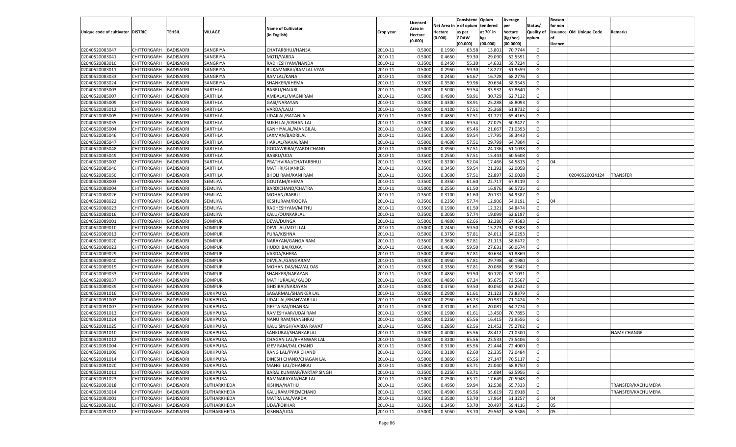| Unique code of cultivator | DISTRIC | TEHSIL | VILLAGE | Name of Cultivator (in English) | Crop year | Licensed Area in Hectare (0.000) | Net Area in Hectare (0.000) | Consistence of opium as per GOAW (00.000) | Opium tendered at 70° in kgs (00.000) | Average per hectare (Kg/hec) (00.0000) | Status/ Quality of opium | Reason for non issuance of Licence | Old Unique Code | Remarks |
|---|---|---|---|---|---|---|---|---|---|---|---|---|---|---|
| 02040520083047 | CHITTORGARH | BADISADRI | SANGRIYA | CHATARBHUJ/HANSA | 2010-11 | 0.5000 | 0.1950 | 63.58 | 13.801 | 70.7744 | G | | | |
| 02040520083041 | CHITTORGARH | BADISADRI | SANGRIYA | MOTI/VARDA | 2010-11 | 0.5000 | 0.4650 | 59.30 | 29.090 | 62.5591 | G | | | |
| 02040520083010 | CHITTORGARH | BADISADRI | SANGRIYA | RADHESHYAM/NANDA | 2010-11 | 0.3500 | 0.2450 | 55.20 | 14.632 | 59.7224 | G | | | |
| 02040520083011 | CHITTORGARH | BADISADRI | SANGRIYA | RUKAMNIBAI/RAMLAL VYAS | 2010-11 | 0.5000 | 0.2950 | 59.30 | 18.277 | 61.9559 | G | | | |
| 02040520083033 | CHITTORGARH | BADISADRI | SANGRIYA | RAMLAL/KANA | 2010-11 | 0.5000 | 0.2450 | 64.67 | 16.728 | 68.2776 | G | | | |
| 02040520083024 | CHITTORGARH | BADISADRI | SANGRIYA | SHANKER/KHEMA | 2010-11 | 0.3500 | 0.3500 | 59.96 | 20.634 | 58.9543 | G | | | |
| 02040520085003 | CHITTORGARH | BADISADRI | SARTHLA | BABRU/HAJARI | 2010-11 | 0.5000 | 0.5000 | 59.54 | 33.932 | 67.8640 | G | | | |
| 02040520085007 | CHITTORGARH | BADISADRI | SARTHLA | AMBALAL/MAGNIRAM | 2010-11 | 0.5000 | 0.4900 | 58.91 | 30.729 | 62.7122 | G | | | |
| 02040520085009 | CHITTORGARH | BADISADRI | SARTHLA | GASI/NARAYAN | 2010-11 | 0.5000 | 0.4300 | 58.91 | 25.288 | 58.8093 | G | | | |
| 02040520085012 | CHITTORGARH | BADISADRI | SARTHLA | VARDA/LALU | 2010-11 | 0.5000 | 0.4100 | 57.51 | 25.368 | 61.8732 | G | | | |
| 02040520085005 | CHITTORGARH | BADISADRI | SARTHLA | UDAILAL/RATANLAL | 2010-11 | 0.5000 | 0.4850 | 57.51 | 31.727 | 65.4165 | G | | | |
| 02040520085035 | CHITTORGARH | BADISADRI | SARTHLA | SUKH LAL/KISHAN LAL | 2010-11 | 0.5000 | 0.4450 | 59.54 | 27.075 | 60.8427 | G | | | |
| 02040520085004 | CHITTORGARH | BADISADRI | SARTHLA | KANHIYALAL/MANGILAL | 2010-11 | 0.5000 | 0.3050 | 65.46 | 21.667 | 71.0393 | G | | | |
| 02040520085046 | CHITTORGARH | BADISADRI | SARTHLA | LAXMAN/BADRILAL | 2010-11 | 0.3500 | 0.3050 | 59.54 | 17.795 | 58.3443 | G | | | |
| 02040520085047 | CHITTORGARH | BADISADRI | SARTHLA | HARLAL/NAVALRAM | 2010-11 | 0.5000 | 0.4600 | 57.51 | 29.799 | 64.7804 | G | | | |
| 02040520085048 | CHITTORGARH | BADISADRI | SARTHLA | GODAWRIBAI/VARDI CHAND | 2010-11 | 0.5000 | 0.3950 | 57.51 | 24.136 | 61.1038 | G | | | |
| 02040520085049 | CHITTORGARH | BADISADRI | SARTHLA | BABRU/UDA | 2010-11 | 0.3500 | 0.2550 | 57.51 | 15.443 | 60.5608 | G | | | |
| 02040520085002 | CHITTORGARH | BADISADRI | SARTHLA | PRATHVIRAJ/CHATARBHUJ | 2010-11 | 0.3500 | 0.3200 | 52.04 | 17.466 | 54.5813 | G | 04 | | |
| 02040520085040 | CHITTORGARH | BADISADRI | SARTHLA | MATHRI/SHANKER | 2010-11 | 0.3500 | 0.3450 | 59.54 | 21.392 | 62.0058 | G | | | |
| 02040520085050 | CHITTORGARH | BADISADRI | SARTHLA | BHOLI RAM/KANI RAM | 2010-11 | 0.3500 | 0.3600 | 57.51 | 22.897 | 63.6028 | G | | 02040520034124 | TRANSFER |
| 02040520088003 | CHITTORGARH | BADISADRI | SEMLIYA | GOUTAM/KHEMA | 2010-11 | 0.3500 | 0.3350 | 61.60 | 22.717 | 67.8119 | G | | | |
| 02040520088004 | CHITTORGARH | BADISADRI | SEMLIYA | BARDICHAND/CHATRA | 2010-11 | 0.5000 | 0.2550 | 61.50 | 16.976 | 66.5725 | G | | | |
| 02040520088026 | CHITTORGARH | BADISADRI | SEMLIYA | MOHAN/BABRU | 2010-11 | 0.3500 | 0.3100 | 61.60 | 20.131 | 64.9387 | G | | | |
| 02040520088022 | CHITTORGARH | BADISADRI | SEMLIYA | KESHURAM/ROOPA | 2010-11 | 0.3500 | 0.2350 | 57.74 | 12.906 | 54.9191 | G | 04 | | |
| 02040520088023 | CHITTORGARH | BADISADRI | SEMLIYA | RADHESHYAM/MITHU | 2010-11 | 0.3500 | 0.1900 | 61.50 | 12.321 | 64.8474 | G | | | |
| 02040520088016 | CHITTORGARH | BADISADRI | SEMLIYA | KALU/OUNKARLAL | 2010-11 | 0.3500 | 0.3050 | 57.74 | 19.099 | 62.6197 | G | | | |
| 02040520089001 | CHITTORGARH | BADISADRI | SOMPUR | DEVA/DUNGA | 2010-11 | 0.5000 | 0.4800 | 62.66 | 32.380 | 67.4583 | G | | | |
| 02040520089010 | CHITTORGARH | BADISADRI | SOMPUR | DEVI LAL/MOTI LAL | 2010-11 | 0.5000 | 0.2450 | 59.50 | 15.273 | 62.3388 | G | | | |
| 02040520089013 | CHITTORGARH | BADISADRI | SOMPUR | PURA/KISHNA | 2010-11 | 0.5000 | 0.3750 | 57.81 | 24.011 | 64.0293 | G | | | |
| 02040520089020 | CHITTORGARH | BADISADRI | SOMPUR | NARAYAN/GANGA RAM | 2010-11 | 0.3500 | 0.3600 | 57.81 | 21.113 | 58.6472 | G | | | |
| 02040520089023 | CHITTORGARH | BADISADRI | SOMPUR | HUDDI BAI/KUKA | 2010-11 | 0.5000 | 0.4600 | 59.50 | 27.631 | 60.0674 | G | | | |
| 02040520089029 | CHITTORGARH | BADISADRI | SOMPUR | VARDA/BHERA | 2010-11 | 0.5000 | 0.4950 | 57.81 | 30.634 | 61.8869 | G | | | |
| 02040520089040 | CHITTORGARH | BADISADRI | SOMPUR | DEVILAL/GANGARAM | 2010-11 | 0.5000 | 0.4950 | 57.81 | 29.798 | 60.1980 | G | | | |
| 02040520089019 | CHITTORGARH | BADISADRI | SOMPUR | MOHAN DAS/NAVAL DAS | 2010-11 | 0.3500 | 0.3350 | 57.81 | 20.088 | 59.9642 | G | | | |
| 02040520089033 | CHITTORGARH | BADISADRI | SOMPUR | SHANKER/NARAYAN | 2010-11 | 0.5000 | 0.4850 | 59.50 | 30.120 | 62.1031 | G | | | |
| 02040520089037 | CHITTORGARH | BADISADRI | SOMPUR | MATHURALAL/KAJOD | 2010-11 | 0.5000 | 0.4850 | 67.24 | 35.675 | 73.5567 | G | | | |
| 02040520089039 | CHITTORGARH | BADISADRI | SOMPUR | GHISIBAI/NARAYAN | 2010-11 | 0.5000 | 0.4750 | 59.50 | 30.050 | 63.2632 | G | | | |
| 02040520091016 | CHITTORGARH | BADISADRI | SUKHPURA | SAGARMAL/SHANKER LAL | 2010-11 | 0.5000 | 0.2900 | 61.61 | 21.123 | 72.8379 | G | | | |
| 02040520091002 | CHITTORGARH | BADISADRI | SUKHPURA | UDAI LAL/BHANWAR LAL | 2010-11 | 0.3500 | 0.2950 | 63.23 | 20.987 | 71.1424 | G | | | |
| 02040520091007 | CHITTORGARH | BADISADRI | SUKHPURA | GEETA BAI/DHANRAJ | 2010-11 | 0.5000 | 0.3100 | 61.61 | 20.081 | 64.7774 | G | | | |
| 02040520091013 | CHITTORGARH | BADISADRI | SUKHPURA | RAMESHVAR/UDAI RAM | 2010-11 | 0.5000 | 0.1900 | 61.61 | 13.450 | 70.7895 | G | | | |
| 02040520091024 | CHITTORGARH | BADISADRI | SUKHPURA | NANU RAM/HANSHRAJ | 2010-11 | 0.5000 | 0.2250 | 65.56 | 16.415 | 72.9556 | G | | | |
| 02040520091025 | CHITTORGARH | BADISADRI | SUKHPURA | KALU SINGH/VARDA RAVAT | 2010-11 | 0.5000 | 0.2850 | 62.56 | 21.452 | 75.2702 | G | | | |
| 02040520091010 | CHITTORGARH | BADISADRI | SUKHPURA | SANKUBAI/SHANKARLAL | 2010-11 | 0.5000 | 0.4000 | 65.56 | 28.412 | 71.0300 | G | | | NAME CHANGE |
| 02040520091012 | CHITTORGARH | BADISADRI | SUKHPURA | CHAGAN LAL/BHANWAR LAL | 2010-11 | 0.3500 | 0.3200 | 65.56 | 23.533 | 73.5406 | G | | | |
| 02040520091004 | CHITTORGARH | BADISADRI | SUKHPURA | JEEV RAM/DAL CHAND | 2010-11 | 0.5000 | 0.3100 | 65.56 | 22.444 | 72.4000 | G | | | |
| 02040520091009 | CHITTORGARH | BADISADRI | SUKHPURA | RANG LAL/PYAR CHAND | 2010-11 | 0.3500 | 0.3100 | 62.60 | 22.335 | 72.0484 | G | | | |
| 02040520091014 | CHITTORGARH | BADISADRI | SUKHPURA | DINESH CHAND/CHAGAN LAL | 2010-11 | 0.5000 | 0.3850 | 65.56 | 27.147 | 70.5117 | G | | | |
| 02040520091020 | CHITTORGARH | BADISADRI | SUKHPURA | MANGI LAL/DHANRAJ | 2010-11 | 0.5000 | 0.3200 | 63.71 | 22.040 | 68.8750 | G | | | |
| 02040520091011 | CHITTORGARH | BADISADRI | SUKHPURA | BARAJ KUNWAR/PARTAP SINGH | 2010-11 | 0.3500 | 0.2250 | 63.71 | 14.084 | 62.5956 | G | | | |
| 02040520091023 | CHITTORGARH | BADISADRI | SUKHPURA | RAMNARAYAN/HAR LAL | 2010-11 | 0.5000 | 0.2500 | 63.71 | 17.649 | 70.5948 | G | | | |
| 02040520093018 | CHITTORGARH | BADISADRI | SUTHARKHEDA | KISHNA/NATHU | 2010-11 | 0.5000 | 0.4950 | 59.94 | 32.538 | 65.7333 | G | | | TRANSFER/KACHUMERA |
| 02040520093014 | CHITTORGARH | BADISADRI | SUTHARKHEDA | KALURAM/PREMCHAND | 2010-11 | 0.5000 | 0.4900 | 65.56 | 35.619 | 72.6918 | G | | | TRANSFER/KACHUMERA |
| 02040520093001 | CHITTORGARH | BADISADRI | SUTHARKHEDA | MATRA LAL/VARDA | 2010-11 | 0.3500 | 0.3500 | 53.70 | 17.964 | 51.3257 | G | 04 | | |
| 02040520093010 | CHITTORGARH | BADISADRI | SUTHARKHEDA | UDA/POKHAR | 2010-11 | 0.3500 | 0.3450 | 53.70 | 20.497 | 59.4116 | G | 05 | | |
| 02040520093012 | CHITTORGARH | BADISADRI | SUTHARKHEDA | KISHNA/UDA | 2010-11 | 0.5000 | 0.5050 | 53.70 | 29.562 | 58.5386 | G | 05 | | |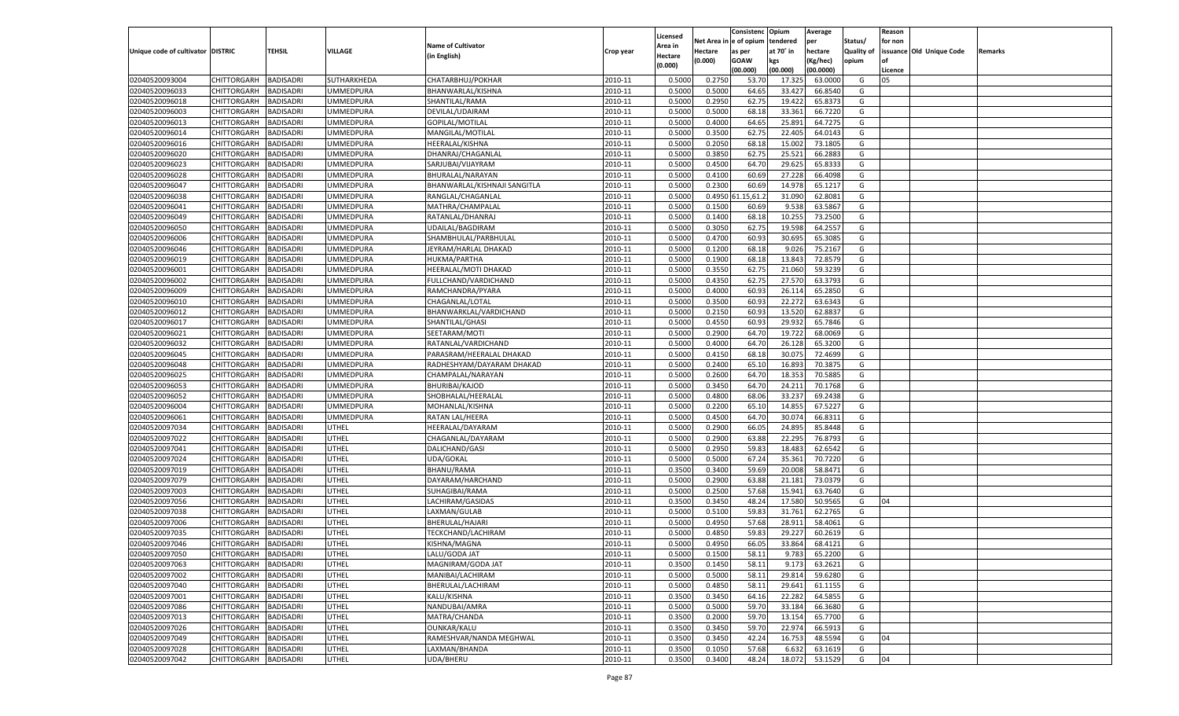| Unique code of cultivator | DISTRIC | TEHSIL | VILLAGE | Name of Cultivator (in English) | Crop year | Licensed Area in Hectare (0.000) | Net Area in Hectare (0.000) | Consistence of opium as per GOAW (00.000) | Opium tendered at 70° in kgs (00.000) | Average per hectare (Kg/hec) (00.0000) | Status/ Quality of opium | Reason for non issuance of Licence | Old Unique Code | Remarks |
|---|---|---|---|---|---|---|---|---|---|---|---|---|---|---|
| 02040520093004 | CHITTORGARH | BADISADRI | SUTHARKHEDA | CHATARBHUJ/POKHAR | 2010-11 | 0.5000 | 0.2750 | 53.70 | 17.325 | 63.0000 | G | 05 | | |
| 02040520096033 | CHITTORGARH | BADISADRI | UMMEDPURA | BHANWARLAL/KISHNA | 2010-11 | 0.5000 | 0.5000 | 64.65 | 33.427 | 66.8540 | G | | | |
| 02040520096018 | CHITTORGARH | BADISADRI | UMMEDPURA | SHANTILAL/RAMA | 2010-11 | 0.5000 | 0.2950 | 62.75 | 19.422 | 65.8373 | G | | | |
| 02040520096003 | CHITTORGARH | BADISADRI | UMMEDPURA | DEVILAL/UDAIRAM | 2010-11 | 0.5000 | 0.5000 | 68.18 | 33.361 | 66.7220 | G | | | |
| 02040520096013 | CHITTORGARH | BADISADRI | UMMEDPURA | GOPILAL/MOTILAL | 2010-11 | 0.5000 | 0.4000 | 64.65 | 25.891 | 64.7275 | G | | | |
| 02040520096014 | CHITTORGARH | BADISADRI | UMMEDPURA | MANGILAL/MOTILAL | 2010-11 | 0.5000 | 0.3500 | 62.75 | 22.405 | 64.0143 | G | | | |
| 02040520096016 | CHITTORGARH | BADISADRI | UMMEDPURA | HEERALAL/KISHNA | 2010-11 | 0.5000 | 0.2050 | 68.18 | 15.002 | 73.1805 | G | | | |
| 02040520096020 | CHITTORGARH | BADISADRI | UMMEDPURA | DHANRAJ/CHAGANLAL | 2010-11 | 0.5000 | 0.3850 | 62.75 | 25.521 | 66.2883 | G | | | |
| 02040520096023 | CHITTORGARH | BADISADRI | UMMEDPURA | SARJUBAI/VIJAYRAM | 2010-11 | 0.5000 | 0.4500 | 64.70 | 29.625 | 65.8333 | G | | | |
| 02040520096028 | CHITTORGARH | BADISADRI | UMMEDPURA | BHURALAL/NARAYAN | 2010-11 | 0.5000 | 0.4100 | 60.69 | 27.228 | 66.4098 | G | | | |
| 02040520096047 | CHITTORGARH | BADISADRI | UMMEDPURA | BHANWARLAL/KISHNAJI SANGITLA | 2010-11 | 0.5000 | 0.2300 | 60.69 | 14.978 | 65.1217 | G | | | |
| 02040520096038 | CHITTORGARH | BADISADRI | UMMEDPURA | RANGLAL/CHAGANLAL | 2010-11 | 0.5000 | 0.4950 | 61.15,61.2 | 31.090 | 62.8081 | G | | | |
| 02040520096041 | CHITTORGARH | BADISADRI | UMMEDPURA | MATHRA/CHAMPALAL | 2010-11 | 0.5000 | 0.1500 | 60.69 | 9.538 | 63.5867 | G | | | |
| 02040520096049 | CHITTORGARH | BADISADRI | UMMEDPURA | RATANLAL/DHANRAJ | 2010-11 | 0.5000 | 0.1400 | 68.18 | 10.255 | 73.2500 | G | | | |
| 02040520096050 | CHITTORGARH | BADISADRI | UMMEDPURA | UDAILAL/BAGDIRAM | 2010-11 | 0.5000 | 0.3050 | 62.75 | 19.598 | 64.2557 | G | | | |
| 02040520096006 | CHITTORGARH | BADISADRI | UMMEDPURA | SHAMBHULAL/PARBHULAL | 2010-11 | 0.5000 | 0.4700 | 60.93 | 30.695 | 65.3085 | G | | | |
| 02040520096046 | CHITTORGARH | BADISADRI | UMMEDPURA | JEYRAM/HARLAL DHAKAD | 2010-11 | 0.5000 | 0.1200 | 68.18 | 9.026 | 75.2167 | G | | | |
| 02040520096019 | CHITTORGARH | BADISADRI | UMMEDPURA | HUKMA/PARTHA | 2010-11 | 0.5000 | 0.1900 | 68.18 | 13.843 | 72.8579 | G | | | |
| 02040520096001 | CHITTORGARH | BADISADRI | UMMEDPURA | HEERALAL/MOTI DHAKAD | 2010-11 | 0.5000 | 0.3550 | 62.75 | 21.060 | 59.3239 | G | | | |
| 02040520096002 | CHITTORGARH | BADISADRI | UMMEDPURA | FULLCHAND/VARDICHAND | 2010-11 | 0.5000 | 0.4350 | 62.75 | 27.570 | 63.3793 | G | | | |
| 02040520096009 | CHITTORGARH | BADISADRI | UMMEDPURA | RAMCHANDRA/PYARA | 2010-11 | 0.5000 | 0.4000 | 60.93 | 26.114 | 65.2850 | G | | | |
| 02040520096010 | CHITTORGARH | BADISADRI | UMMEDPURA | CHAGANLAL/LOTAL | 2010-11 | 0.5000 | 0.3500 | 60.93 | 22.272 | 63.6343 | G | | | |
| 02040520096012 | CHITTORGARH | BADISADRI | UMMEDPURA | BHANWARKLAL/VARDICHAND | 2010-11 | 0.5000 | 0.2150 | 60.93 | 13.520 | 62.8837 | G | | | |
| 02040520096017 | CHITTORGARH | BADISADRI | UMMEDPURA | SHANTILAL/GHASI | 2010-11 | 0.5000 | 0.4550 | 60.93 | 29.932 | 65.7846 | G | | | |
| 02040520096021 | CHITTORGARH | BADISADRI | UMMEDPURA | SEETARAM/MOTI | 2010-11 | 0.5000 | 0.2900 | 64.70 | 19.722 | 68.0069 | G | | | |
| 02040520096032 | CHITTORGARH | BADISADRI | UMMEDPURA | RATANLAL/VARDICHAND | 2010-11 | 0.5000 | 0.4000 | 64.70 | 26.128 | 65.3200 | G | | | |
| 02040520096045 | CHITTORGARH | BADISADRI | UMMEDPURA | PARASRAM/HEERALAL DHAKAD | 2010-11 | 0.5000 | 0.4150 | 68.18 | 30.075 | 72.4699 | G | | | |
| 02040520096048 | CHITTORGARH | BADISADRI | UMMEDPURA | RADHESHYAM/DAYARAM DHAKAD | 2010-11 | 0.5000 | 0.2400 | 65.10 | 16.893 | 70.3875 | G | | | |
| 02040520096025 | CHITTORGARH | BADISADRI | UMMEDPURA | CHAMPALAL/NARAYAN | 2010-11 | 0.5000 | 0.2600 | 64.70 | 18.353 | 70.5885 | G | | | |
| 02040520096053 | CHITTORGARH | BADISADRI | UMMEDPURA | BHURIBAI/KAJOD | 2010-11 | 0.5000 | 0.3450 | 64.70 | 24.211 | 70.1768 | G | | | |
| 02040520096052 | CHITTORGARH | BADISADRI | UMMEDPURA | SHOBHALAL/HEERALAL | 2010-11 | 0.5000 | 0.4800 | 68.06 | 33.237 | 69.2438 | G | | | |
| 02040520096004 | CHITTORGARH | BADISADRI | UMMEDPURA | MOHANLAL/KISHNA | 2010-11 | 0.5000 | 0.2200 | 65.10 | 14.855 | 67.5227 | G | | | |
| 02040520096061 | CHITTORGARH | BADISADRI | UMMEDPURA | RATAN LAL/HEERA | 2010-11 | 0.5000 | 0.4500 | 64.70 | 30.074 | 66.8311 | G | | | |
| 02040520097034 | CHITTORGARH | BADISADRI | UTHEL | HEERALAL/DAYARAM | 2010-11 | 0.5000 | 0.2900 | 66.05 | 24.895 | 85.8448 | G | | | |
| 02040520097022 | CHITTORGARH | BADISADRI | UTHEL | CHAGANLAL/DAYARAM | 2010-11 | 0.5000 | 0.2900 | 63.88 | 22.295 | 76.8793 | G | | | |
| 02040520097041 | CHITTORGARH | BADISADRI | UTHEL | DALICHAND/GASI | 2010-11 | 0.5000 | 0.2950 | 59.83 | 18.483 | 62.6542 | G | | | |
| 02040520097024 | CHITTORGARH | BADISADRI | UTHEL | UDA/GOKAL | 2010-11 | 0.5000 | 0.5000 | 67.24 | 35.361 | 70.7220 | G | | | |
| 02040520097019 | CHITTORGARH | BADISADRI | UTHEL | BHANU/RAMA | 2010-11 | 0.3500 | 0.3400 | 59.69 | 20.008 | 58.8471 | G | | | |
| 02040520097079 | CHITTORGARH | BADISADRI | UTHEL | DAYARAM/HARCHAND | 2010-11 | 0.5000 | 0.2900 | 63.88 | 21.181 | 73.0379 | G | | | |
| 02040520097003 | CHITTORGARH | BADISADRI | UTHEL | SUHAGIBAI/RAMA | 2010-11 | 0.5000 | 0.2500 | 57.68 | 15.941 | 63.7640 | G | | | |
| 02040520097056 | CHITTORGARH | BADISADRI | UTHEL | LACHIRAM/GASIDAS | 2010-11 | 0.3500 | 0.3450 | 48.24 | 17.580 | 50.9565 | G | 04 | | |
| 02040520097038 | CHITTORGARH | BADISADRI | UTHEL | LAXMAN/GULAB | 2010-11 | 0.5000 | 0.5100 | 59.83 | 31.761 | 62.2765 | G | | | |
| 02040520097006 | CHITTORGARH | BADISADRI | UTHEL | BHERULAL/HAJARI | 2010-11 | 0.5000 | 0.4950 | 57.68 | 28.911 | 58.4061 | G | | | |
| 02040520097035 | CHITTORGARH | BADISADRI | UTHEL | TECKCHAND/LACHIRAM | 2010-11 | 0.5000 | 0.4850 | 59.83 | 29.227 | 60.2619 | G | | | |
| 02040520097046 | CHITTORGARH | BADISADRI | UTHEL | KISHNA/MAGNA | 2010-11 | 0.5000 | 0.4950 | 66.05 | 33.864 | 68.4121 | G | | | |
| 02040520097050 | CHITTORGARH | BADISADRI | UTHEL | LALU/GODA JAT | 2010-11 | 0.5000 | 0.1500 | 58.11 | 9.783 | 65.2200 | G | | | |
| 02040520097063 | CHITTORGARH | BADISADRI | UTHEL | MAGNIRAM/GODA JAT | 2010-11 | 0.3500 | 0.1450 | 58.11 | 9.173 | 63.2621 | G | | | |
| 02040520097002 | CHITTORGARH | BADISADRI | UTHEL | MANIBAI/LACHIRAM | 2010-11 | 0.5000 | 0.5000 | 58.11 | 29.814 | 59.6280 | G | | | |
| 02040520097040 | CHITTORGARH | BADISADRI | UTHEL | BHERULAL/LACHIRAM | 2010-11 | 0.5000 | 0.4850 | 58.11 | 29.641 | 61.1155 | G | | | |
| 02040520097001 | CHITTORGARH | BADISADRI | UTHEL | KALU/KISHNA | 2010-11 | 0.3500 | 0.3450 | 64.16 | 22.282 | 64.5855 | G | | | |
| 02040520097086 | CHITTORGARH | BADISADRI | UTHEL | NANDUBAI/AMRA | 2010-11 | 0.5000 | 0.5000 | 59.70 | 33.184 | 66.3680 | G | | | |
| 02040520097013 | CHITTORGARH | BADISADRI | UTHEL | MATRA/CHANDA | 2010-11 | 0.3500 | 0.2000 | 59.70 | 13.154 | 65.7700 | G | | | |
| 02040520097026 | CHITTORGARH | BADISADRI | UTHEL | OUNKAR/KALU | 2010-11 | 0.3500 | 0.3450 | 59.70 | 22.974 | 66.5913 | G | | | |
| 02040520097049 | CHITTORGARH | BADISADRI | UTHEL | RAMESHVAR/NANDA MEGHWAL | 2010-11 | 0.3500 | 0.3450 | 42.24 | 16.753 | 48.5594 | G | 04 | | |
| 02040520097028 | CHITTORGARH | BADISADRI | UTHEL | LAXMAN/BHANDA | 2010-11 | 0.3500 | 0.1050 | 57.68 | 6.632 | 63.1619 | G | | | |
| 02040520097042 | CHITTORGARH | BADISADRI | UTHEL | UDA/BHERU | 2010-11 | 0.3500 | 0.3400 | 48.24 | 18.072 | 53.1529 | G | 04 | | |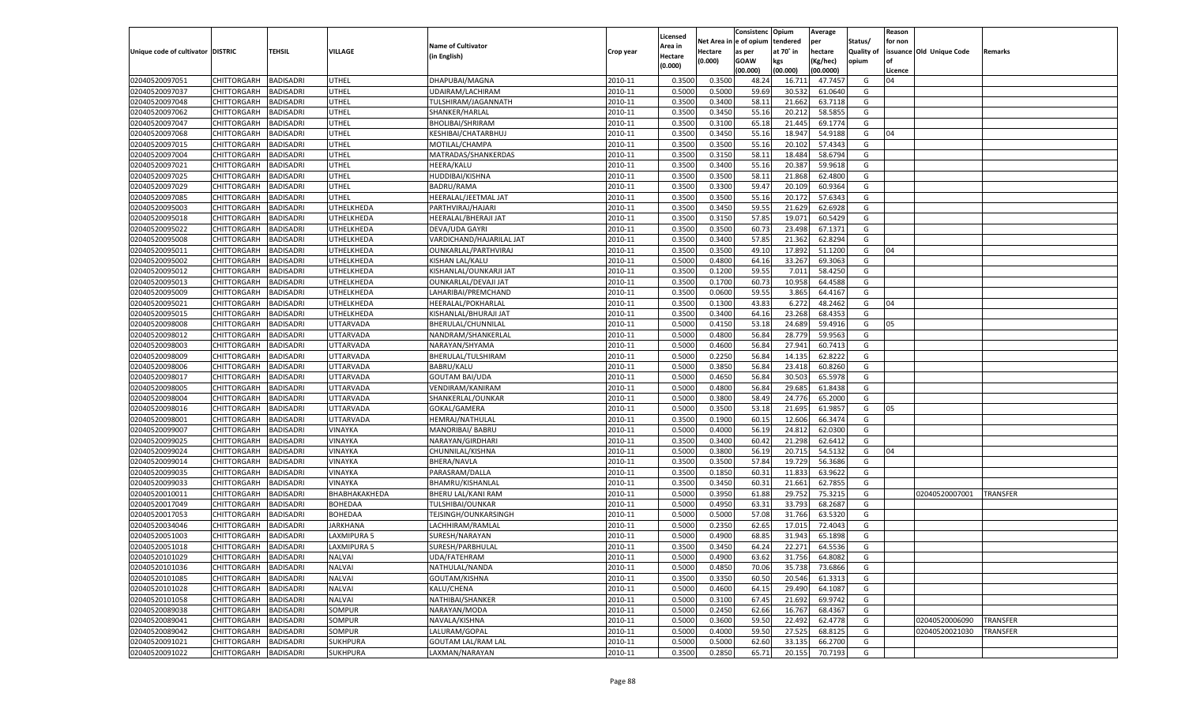| Unique code of cultivator | DISTRIC | TEHSIL | VILLAGE | Name of Cultivator (in English) | Crop year | Licensed Area in Hectare (0.000) | Net Area in Hectare (0.000) | Consistence of opium as per GOAW (00.000) | Opium tendered at 70° in kgs (00.000) | Average per hectare (Kg/hec) (00.0000) | Status/ Quality of opium | Reason for non issuance of Licence | Old Unique Code | Remarks |
|---|---|---|---|---|---|---|---|---|---|---|---|---|---|---|
| 02040520097051 | CHITTORGARH | BADISADRI | UTHEL | DHAPUBAI/MAGNA | 2010-11 | 0.3500 | 0.3500 | 48.24 | 16.711 | 47.7457 | G | 04 | | |
| 02040520097037 | CHITTORGARH | BADISADRI | UTHEL | UDAIRAM/LACHIRAM | 2010-11 | 0.5000 | 0.5000 | 59.69 | 30.532 | 61.0640 | G | | | |
| 02040520097048 | CHITTORGARH | BADISADRI | UTHEL | TULSHIRAM/JAGANNATH | 2010-11 | 0.3500 | 0.3400 | 58.11 | 21.662 | 63.7118 | G | | | |
| 02040520097062 | CHITTORGARH | BADISADRI | UTHEL | SHANKER/HARLAL | 2010-11 | 0.3500 | 0.3450 | 55.16 | 20.212 | 58.5855 | G | | | |
| 02040520097047 | CHITTORGARH | BADISADRI | UTHEL | BHOLIBAI/SHRIRAM | 2010-11 | 0.3500 | 0.3100 | 65.18 | 21.445 | 69.1774 | G | | | |
| 02040520097068 | CHITTORGARH | BADISADRI | UTHEL | KESHIBAI/CHATARBHUJ | 2010-11 | 0.3500 | 0.3450 | 55.16 | 18.947 | 54.9188 | G | 04 | | |
| 02040520097015 | CHITTORGARH | BADISADRI | UTHEL | MOTILAL/CHAMPA | 2010-11 | 0.3500 | 0.3500 | 55.16 | 20.102 | 57.4343 | G | | | |
| 02040520097004 | CHITTORGARH | BADISADRI | UTHEL | MATRADAS/SHANKERDAS | 2010-11 | 0.3500 | 0.3150 | 58.11 | 18.484 | 58.6794 | G | | | |
| 02040520097021 | CHITTORGARH | BADISADRI | UTHEL | HEERA/KALU | 2010-11 | 0.3500 | 0.3400 | 55.16 | 20.387 | 59.9618 | G | | | |
| 02040520097025 | CHITTORGARH | BADISADRI | UTHEL | HUDDIBAI/KISHNA | 2010-11 | 0.3500 | 0.3500 | 58.11 | 21.868 | 62.4800 | G | | | |
| 02040520097029 | CHITTORGARH | BADISADRI | UTHEL | BADRU/RAMA | 2010-11 | 0.3500 | 0.3300 | 59.47 | 20.109 | 60.9364 | G | | | |
| 02040520097085 | CHITTORGARH | BADISADRI | UTHEL | HEERALAL/JEETMAL JAT | 2010-11 | 0.3500 | 0.3500 | 55.16 | 20.172 | 57.6343 | G | | | |
| 02040520095003 | CHITTORGARH | BADISADRI | UTHELKHEDA | PARTHVIRAJ/HAJARI | 2010-11 | 0.3500 | 0.3450 | 59.55 | 21.629 | 62.6928 | G | | | |
| 02040520095018 | CHITTORGARH | BADISADRI | UTHELKHEDA | HEERALAL/BHERAJI JAT | 2010-11 | 0.3500 | 0.3150 | 57.85 | 19.071 | 60.5429 | G | | | |
| 02040520095022 | CHITTORGARH | BADISADRI | UTHELKHEDA | DEVA/UDA GAYRI | 2010-11 | 0.3500 | 0.3500 | 60.73 | 23.498 | 67.1371 | G | | | |
| 02040520095008 | CHITTORGARH | BADISADRI | UTHELKHEDA | VARDICHAND/HAJARILAL JAT | 2010-11 | 0.3500 | 0.3400 | 57.85 | 21.362 | 62.8294 | G | | | |
| 02040520095011 | CHITTORGARH | BADISADRI | UTHELKHEDA | OUNKARLAL/PARTHVIRAJ | 2010-11 | 0.3500 | 0.3500 | 49.10 | 17.892 | 51.1200 | G | 04 | | |
| 02040520095002 | CHITTORGARH | BADISADRI | UTHELKHEDA | KISHAN LAL/KALU | 2010-11 | 0.5000 | 0.4800 | 64.16 | 33.267 | 69.3063 | G | | | |
| 02040520095012 | CHITTORGARH | BADISADRI | UTHELKHEDA | KISHANLAL/OUNKARJI JAT | 2010-11 | 0.3500 | 0.1200 | 59.55 | 7.011 | 58.4250 | G | | | |
| 02040520095013 | CHITTORGARH | BADISADRI | UTHELKHEDA | OUNKARLAL/DEVAJI JAT | 2010-11 | 0.3500 | 0.1700 | 60.73 | 10.958 | 64.4588 | G | | | |
| 02040520095009 | CHITTORGARH | BADISADRI | UTHELKHEDA | LAHARIBAI/PREMCHAND | 2010-11 | 0.3500 | 0.0600 | 59.55 | 3.865 | 64.4167 | G | | | |
| 02040520095021 | CHITTORGARH | BADISADRI | UTHELKHEDA | HEERALAL/POKHARLAL | 2010-11 | 0.3500 | 0.1300 | 43.83 | 6.272 | 48.2462 | G | 04 | | |
| 02040520095015 | CHITTORGARH | BADISADRI | UTHELKHEDA | KISHANLAL/BHURAJI JAT | 2010-11 | 0.3500 | 0.3400 | 64.16 | 23.268 | 68.4353 | G | | | |
| 02040520098008 | CHITTORGARH | BADISADRI | UTTARVADA | BHERULAL/CHUNNILAL | 2010-11 | 0.5000 | 0.4150 | 53.18 | 24.689 | 59.4916 | G | 05 | | |
| 02040520098012 | CHITTORGARH | BADISADRI | UTTARVADA | NANDRAM/SHANKERLAL | 2010-11 | 0.5000 | 0.4800 | 56.84 | 28.779 | 59.9563 | G | | | |
| 02040520098003 | CHITTORGARH | BADISADRI | UTTARVADA | NARAYAN/SHYAMA | 2010-11 | 0.5000 | 0.4600 | 56.84 | 27.941 | 60.7413 | G | | | |
| 02040520098009 | CHITTORGARH | BADISADRI | UTTARVADA | BHERULAL/TULSHIRAM | 2010-11 | 0.5000 | 0.2250 | 56.84 | 14.135 | 62.8222 | G | | | |
| 02040520098006 | CHITTORGARH | BADISADRI | UTTARVADA | BABRU/KALU | 2010-11 | 0.5000 | 0.3850 | 56.84 | 23.418 | 60.8260 | G | | | |
| 02040520098017 | CHITTORGARH | BADISADRI | UTTARVADA | GOUTAM BAI/UDA | 2010-11 | 0.5000 | 0.4650 | 56.84 | 30.503 | 65.5978 | G | | | |
| 02040520098005 | CHITTORGARH | BADISADRI | UTTARVADA | VENDIRAM/KANIRAM | 2010-11 | 0.5000 | 0.4800 | 56.84 | 29.685 | 61.8438 | G | | | |
| 02040520098004 | CHITTORGARH | BADISADRI | UTTARVADA | SHANKERLAL/OUNKAR | 2010-11 | 0.5000 | 0.3800 | 58.49 | 24.776 | 65.2000 | G | | | |
| 02040520098016 | CHITTORGARH | BADISADRI | UTTARVADA | GOKAL/GAMERA | 2010-11 | 0.5000 | 0.3500 | 53.18 | 21.695 | 61.9857 | G | 05 | | |
| 02040520098001 | CHITTORGARH | BADISADRI | UTTARVADA | HEMRAJ/NATHULAL | 2010-11 | 0.3500 | 0.1900 | 60.15 | 12.606 | 66.3474 | G | | | |
| 02040520099007 | CHITTORGARH | BADISADRI | VINAYKA | MANORIBAI/ BABRU | 2010-11 | 0.5000 | 0.4000 | 56.19 | 24.812 | 62.0300 | G | | | |
| 02040520099025 | CHITTORGARH | BADISADRI | VINAYKA | NARAYAN/GIRDHARI | 2010-11 | 0.3500 | 0.3400 | 60.42 | 21.298 | 62.6412 | G | | | |
| 02040520099024 | CHITTORGARH | BADISADRI | VINAYKA | CHUNNILAL/KISHNA | 2010-11 | 0.5000 | 0.3800 | 56.19 | 20.715 | 54.5132 | G | 04 | | |
| 02040520099014 | CHITTORGARH | BADISADRI | VINAYKA | BHERA/NAVLA | 2010-11 | 0.3500 | 0.3500 | 57.84 | 19.729 | 56.3686 | G | | | |
| 02040520099035 | CHITTORGARH | BADISADRI | VINAYKA | PARASRAM/DALLA | 2010-11 | 0.3500 | 0.1850 | 60.31 | 11.833 | 63.9622 | G | | | |
| 02040520099033 | CHITTORGARH | BADISADRI | VINAYKA | BHAMRU/KISHANLAL | 2010-11 | 0.3500 | 0.3450 | 60.31 | 21.661 | 62.7855 | G | | | |
| 02040520010011 | CHITTORGARH | BADISADRI | BHABHAKAKHEDA | BHERU LAL/KANI RAM | 2010-11 | 0.5000 | 0.3950 | 61.88 | 29.752 | 75.3215 | G | | 02040520007001 | TRANSFER |
| 02040520017049 | CHITTORGARH | BADISADRI | BOHEDAA | TULSHIBAI/OUNKAR | 2010-11 | 0.5000 | 0.4950 | 63.31 | 33.793 | 68.2687 | G | | | |
| 02040520017053 | CHITTORGARH | BADISADRI | BOHEDAA | TEJSINGH/OUNKARSINGH | 2010-11 | 0.5000 | 0.5000 | 57.08 | 31.766 | 63.5320 | G | | | |
| 02040520034046 | CHITTORGARH | BADISADRI | JARKHANA | LACHHIRAM/RAMLAL | 2010-11 | 0.5000 | 0.2350 | 62.65 | 17.015 | 72.4043 | G | | | |
| 02040520051003 | CHITTORGARH | BADISADRI | LAXMIPURA 5 | SURESH/NARAYAN | 2010-11 | 0.5000 | 0.4900 | 68.85 | 31.943 | 65.1898 | G | | | |
| 02040520051018 | CHITTORGARH | BADISADRI | LAXMIPURA 5 | SURESH/PARBHULAL | 2010-11 | 0.3500 | 0.3450 | 64.24 | 22.271 | 64.5536 | G | | | |
| 02040520101029 | CHITTORGARH | BADISADRI | NALVAI | UDA/FATEHRAM | 2010-11 | 0.5000 | 0.4900 | 63.62 | 31.756 | 64.8082 | G | | | |
| 02040520101036 | CHITTORGARH | BADISADRI | NALVAI | NATHULAL/NANDA | 2010-11 | 0.5000 | 0.4850 | 70.06 | 35.738 | 73.6866 | G | | | |
| 02040520101085 | CHITTORGARH | BADISADRI | NALVAI | GOUTAM/KISHNA | 2010-11 | 0.3500 | 0.3350 | 60.50 | 20.546 | 61.3313 | G | | | |
| 02040520101028 | CHITTORGARH | BADISADRI | NALVAI | KALU/CHENA | 2010-11 | 0.5000 | 0.4600 | 64.15 | 29.490 | 64.1087 | G | | | |
| 02040520101058 | CHITTORGARH | BADISADRI | NALVAI | NATHIBAI/SHANKER | 2010-11 | 0.5000 | 0.3100 | 67.45 | 21.692 | 69.9742 | G | | | |
| 02040520089038 | CHITTORGARH | BADISADRI | SOMPUR | NARAYAN/MODA | 2010-11 | 0.5000 | 0.2450 | 62.66 | 16.767 | 68.4367 | G | | | |
| 02040520089041 | CHITTORGARH | BADISADRI | SOMPUR | NAVALA/KISHNA | 2010-11 | 0.5000 | 0.3600 | 59.50 | 22.492 | 62.4778 | G | | 02040520006090 | TRANSFER |
| 02040520089042 | CHITTORGARH | BADISADRI | SOMPUR | LALURAM/GOPAL | 2010-11 | 0.5000 | 0.4000 | 59.50 | 27.525 | 68.8125 | G | | 02040520021030 | TRANSFER |
| 02040520091021 | CHITTORGARH | BADISADRI | SUKHPURA | GOUTAM LAL/RAM LAL | 2010-11 | 0.5000 | 0.5000 | 62.60 | 33.135 | 66.2700 | G | | | |
| 02040520091022 | CHITTORGARH | BADISADRI | SUKHPURA | LAXMAN/NARAYAN | 2010-11 | 0.3500 | 0.2850 | 65.71 | 20.155 | 70.7193 | G | | | |